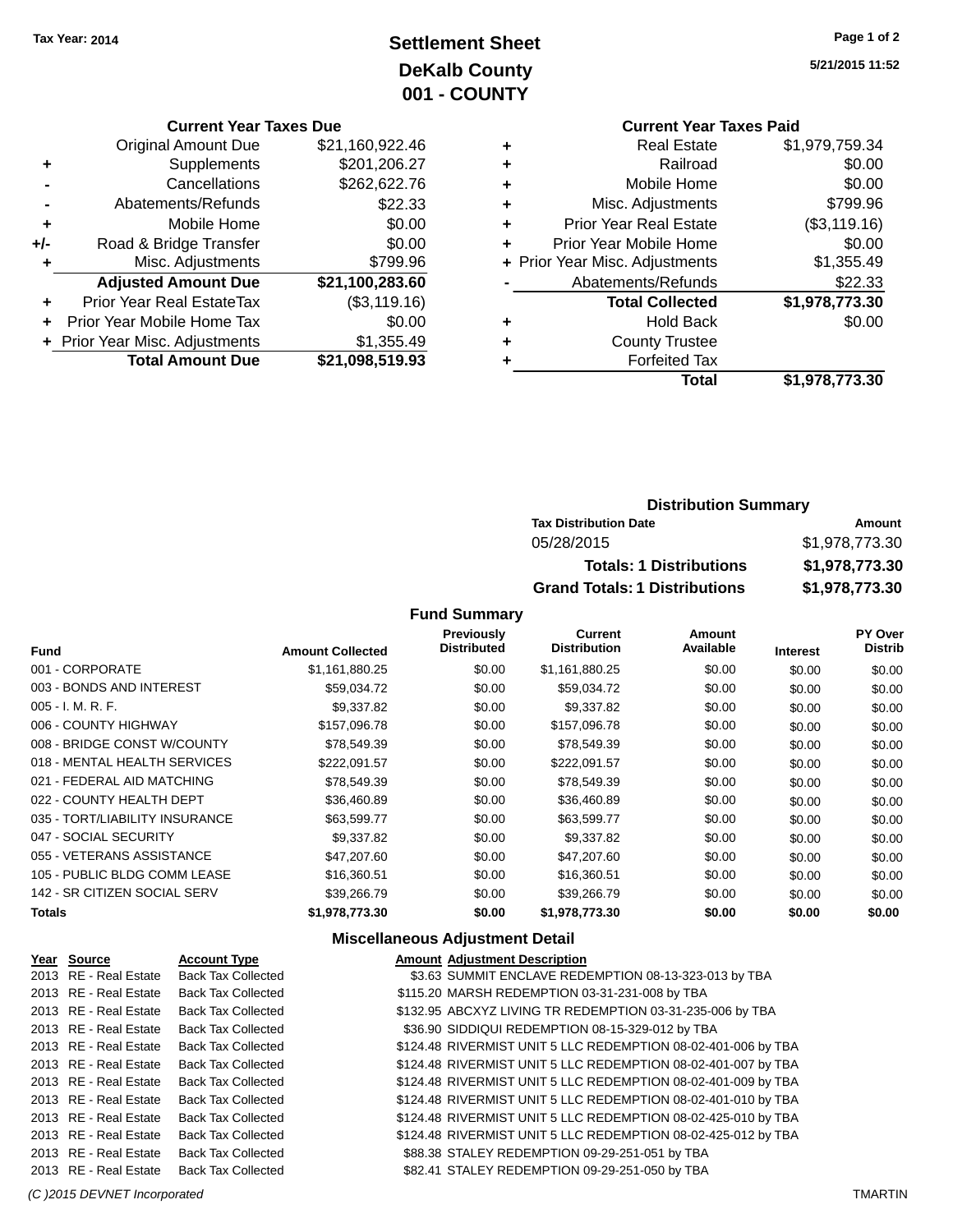Tax Year: 2014

# Settlement Sheet
## DeKalb County
## 001 - COUNTY

5/21/2015 11:52

### Current Year Taxes Due

| | | |
|---|---|---|
| | Original Amount Due | $21,160,922.46 |
| + | Supplements | $201,206.27 |
| - | Cancellations | $262,622.76 |
| - | Abatements/Refunds | $22.33 |
| + | Mobile Home | $0.00 |
| +/- | Road & Bridge Transfer | $0.00 |
| + | Misc. Adjustments | $799.96 |
| | **Adjusted Amount Due** | **$21,100,283.60** |
| + | Prior Year Real EstateTax | ($3,119.16) |
| + | Prior Year Mobile Home Tax | $0.00 |
| + | Prior Year Misc. Adjustments | $1,355.49 |
| | **Total Amount Due** | **$21,098,519.93** |

### Current Year Taxes Paid

| | | |
|---|---|---|
| + | Real Estate | $1,979,759.34 |
| + | Railroad | $0.00 |
| + | Mobile Home | $0.00 |
| + | Misc. Adjustments | $799.96 |
| + | Prior Year Real Estate | ($3,119.16) |
| + | Prior Year Mobile Home | $0.00 |
| + | Prior Year Misc. Adjustments | $1,355.49 |
| - | Abatements/Refunds | $22.33 |
| | **Total Collected** | **$1,978,773.30** |
| + | Hold Back | $0.00 |
| + | County Trustee | |
| + | Forfeited Tax | |
| | **Total** | **$1,978,773.30** |

### Distribution Summary

| Tax Distribution Date | Amount |
|---|---|
| 05/28/2015 | $1,978,773.30 |
| **Totals: 1 Distributions** | **$1,978,773.30** |
| **Grand Totals: 1 Distributions** | **$1,978,773.30** |

### Fund Summary

| Fund | Amount Collected | Previously Distributed | Current Distribution | Amount Available | Interest | PY Over Distrib |
|---|---|---|---|---|---|---|
| 001 - CORPORATE | $1,161,880.25 | $0.00 | $1,161,880.25 | $0.00 | $0.00 | $0.00 |
| 003 - BONDS AND INTEREST | $59,034.72 | $0.00 | $59,034.72 | $0.00 | $0.00 | $0.00 |
| 005 - I. M. R. F. | $9,337.82 | $0.00 | $9,337.82 | $0.00 | $0.00 | $0.00 |
| 006 - COUNTY HIGHWAY | $157,096.78 | $0.00 | $157,096.78 | $0.00 | $0.00 | $0.00 |
| 008 - BRIDGE CONST W/COUNTY | $78,549.39 | $0.00 | $78,549.39 | $0.00 | $0.00 | $0.00 |
| 018 - MENTAL HEALTH SERVICES | $222,091.57 | $0.00 | $222,091.57 | $0.00 | $0.00 | $0.00 |
| 021 - FEDERAL AID MATCHING | $78,549.39 | $0.00 | $78,549.39 | $0.00 | $0.00 | $0.00 |
| 022 - COUNTY HEALTH DEPT | $36,460.89 | $0.00 | $36,460.89 | $0.00 | $0.00 | $0.00 |
| 035 - TORT/LIABILITY INSURANCE | $63,599.77 | $0.00 | $63,599.77 | $0.00 | $0.00 | $0.00 |
| 047 - SOCIAL SECURITY | $9,337.82 | $0.00 | $9,337.82 | $0.00 | $0.00 | $0.00 |
| 055 - VETERANS ASSISTANCE | $47,207.60 | $0.00 | $47,207.60 | $0.00 | $0.00 | $0.00 |
| 105 - PUBLIC BLDG COMM LEASE | $16,360.51 | $0.00 | $16,360.51 | $0.00 | $0.00 | $0.00 |
| 142 - SR CITIZEN SOCIAL SERV | $39,266.79 | $0.00 | $39,266.79 | $0.00 | $0.00 | $0.00 |
| **Totals** | **$1,978,773.30** | **$0.00** | **$1,978,773.30** | **$0.00** | **$0.00** | **$0.00** |

### Miscellaneous Adjustment Detail

| Year | Source | Account Type | Amount | Adjustment Description |
|---|---|---|---|---|
| 2013 | RE - Real Estate | Back Tax Collected | $3.63 | SUMMIT ENCLAVE REDEMPTION 08-13-323-013 by TBA |
| 2013 | RE - Real Estate | Back Tax Collected | $115.20 | MARSH REDEMPTION 03-31-231-008 by TBA |
| 2013 | RE - Real Estate | Back Tax Collected | $132.95 | ABCXYZ LIVING TR REDEMPTION 03-31-235-006 by TBA |
| 2013 | RE - Real Estate | Back Tax Collected | $36.90 | SIDDIQUI REDEMPTION 08-15-329-012 by TBA |
| 2013 | RE - Real Estate | Back Tax Collected | $124.48 | RIVERMIST UNIT 5 LLC REDEMPTION 08-02-401-006 by TBA |
| 2013 | RE - Real Estate | Back Tax Collected | $124.48 | RIVERMIST UNIT 5 LLC REDEMPTION 08-02-401-007 by TBA |
| 2013 | RE - Real Estate | Back Tax Collected | $124.48 | RIVERMIST UNIT 5 LLC REDEMPTION 08-02-401-009 by TBA |
| 2013 | RE - Real Estate | Back Tax Collected | $124.48 | RIVERMIST UNIT 5 LLC REDEMPTION 08-02-401-010 by TBA |
| 2013 | RE - Real Estate | Back Tax Collected | $124.48 | RIVERMIST UNIT 5 LLC REDEMPTION 08-02-425-010 by TBA |
| 2013 | RE - Real Estate | Back Tax Collected | $124.48 | RIVERMIST UNIT 5 LLC REDEMPTION 08-02-425-012 by TBA |
| 2013 | RE - Real Estate | Back Tax Collected | $88.38 | STALEY REDEMPTION 09-29-251-051 by TBA |
| 2013 | RE - Real Estate | Back Tax Collected | $82.41 | STALEY REDEMPTION 09-29-251-050 by TBA |

(C )2015 DEVNET Incorporated TMARTIN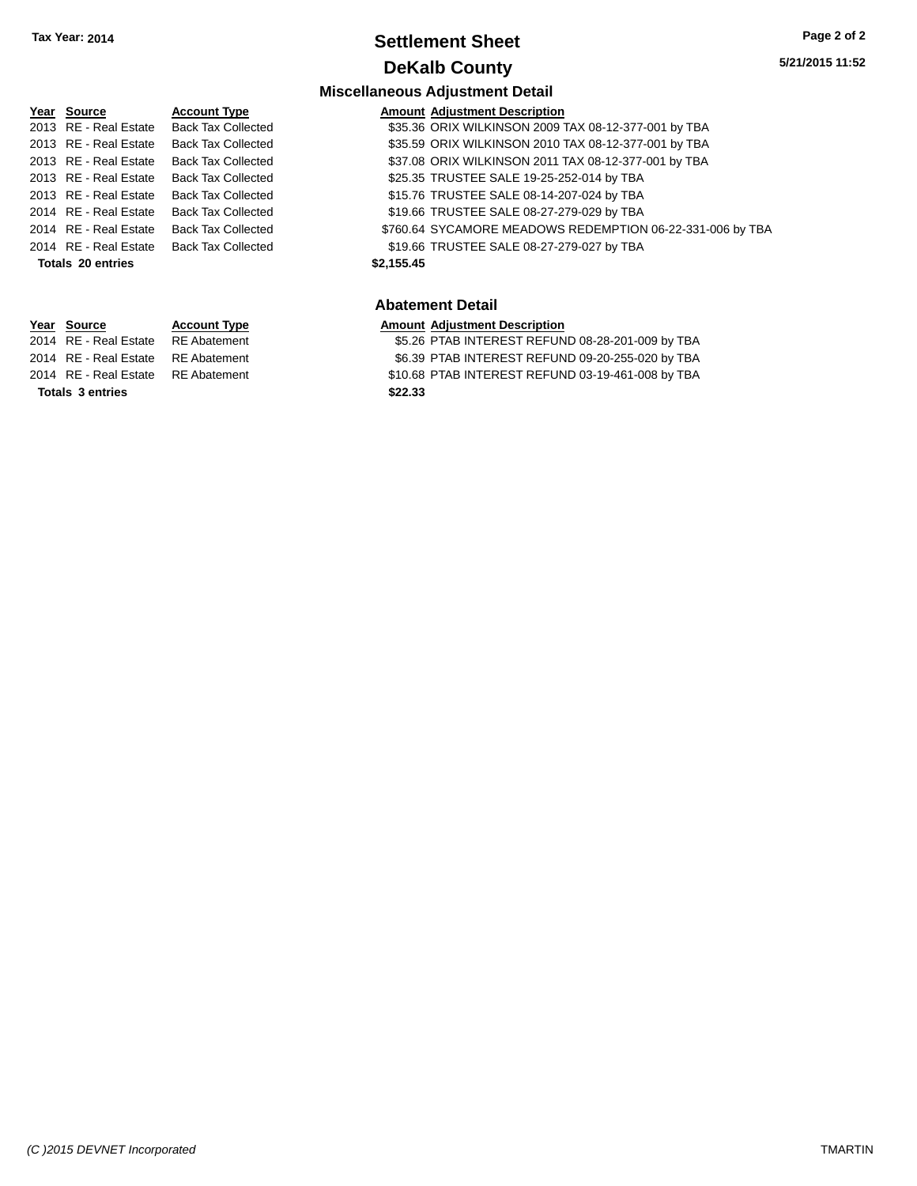**Tax Year: 2014**

# Settlement Sheet

## DeKalb County

5/21/2015 11:52

### Miscellaneous Adjustment Detail

| Year | Source | Account Type | Amount | Adjustment Description |
| --- | --- | --- | --- | --- |
| 2013 | RE - Real Estate | Back Tax Collected | $35.36 | ORIX WILKINSON 2009 TAX 08-12-377-001 by TBA |
| 2013 | RE - Real Estate | Back Tax Collected | $35.59 | ORIX WILKINSON 2010 TAX 08-12-377-001 by TBA |
| 2013 | RE - Real Estate | Back Tax Collected | $37.08 | ORIX WILKINSON 2011 TAX 08-12-377-001 by TBA |
| 2013 | RE - Real Estate | Back Tax Collected | $25.35 | TRUSTEE SALE 19-25-252-014 by TBA |
| 2013 | RE - Real Estate | Back Tax Collected | $15.76 | TRUSTEE SALE 08-14-207-024 by TBA |
| 2014 | RE - Real Estate | Back Tax Collected | $19.66 | TRUSTEE SALE 08-27-279-029 by TBA |
| 2014 | RE - Real Estate | Back Tax Collected | $760.64 | SYCAMORE MEADOWS REDEMPTION 06-22-331-006 by TBA |
| 2014 | RE - Real Estate | Back Tax Collected | $19.66 | TRUSTEE SALE 08-27-279-027 by TBA |
| **Totals 20 entries** | | | **$2,155.45** | |

### Abatement Detail

| Year | Source | Account Type | Amount | Adjustment Description |
| --- | --- | --- | --- | --- |
| 2014 | RE - Real Estate | RE Abatement | $5.26 | PTAB INTEREST REFUND 08-28-201-009 by TBA |
| 2014 | RE - Real Estate | RE Abatement | $6.39 | PTAB INTEREST REFUND 09-20-255-020 by TBA |
| 2014 | RE - Real Estate | RE Abatement | $10.68 | PTAB INTEREST REFUND 03-19-461-008 by TBA |
| **Totals 3 entries** | | | **$22.33** | |

*(C )2015 DEVNET Incorporated* TMARTIN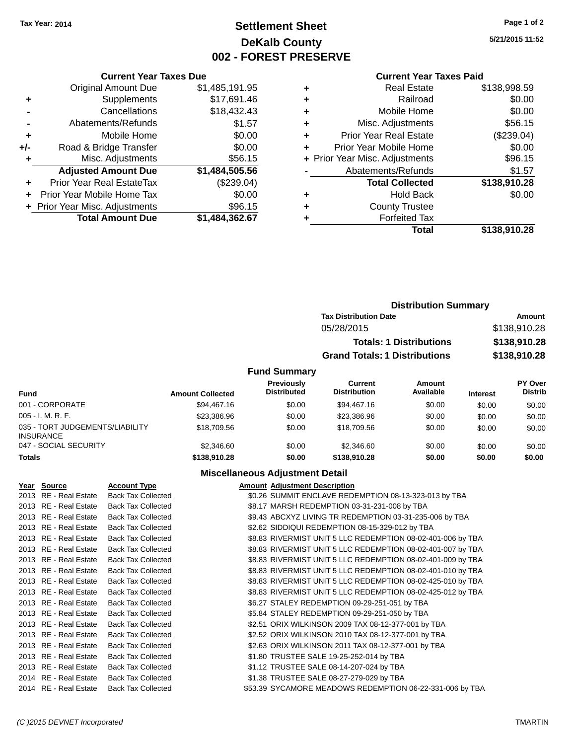Tax Year: 2014

# Settlement Sheet
## DeKalb County
## 002 - FOREST PRESERVE

5/21/2015 11:52

### Current Year Taxes Due

| | | |
|---|---|---|
| | Original Amount Due | $1,485,191.95 |
| + | Supplements | $17,691.46 |
| - | Cancellations | $18,432.43 |
| - | Abatements/Refunds | $1.57 |
| + | Mobile Home | $0.00 |
| +/- | Road & Bridge Transfer | $0.00 |
| + | Misc. Adjustments | $56.15 |
| | **Adjusted Amount Due** | **$1,484,505.56** |
| + | Prior Year Real EstateTax | ($239.04) |
| + | Prior Year Mobile Home Tax | $0.00 |
| + | Prior Year Misc. Adjustments | $96.15 |
| | **Total Amount Due** | **$1,484,362.67** |

### Current Year Taxes Paid

| | | |
|---|---|---|
| + | Real Estate | $138,998.59 |
| + | Railroad | $0.00 |
| + | Mobile Home | $0.00 |
| + | Misc. Adjustments | $56.15 |
| + | Prior Year Real Estate | ($239.04) |
| + | Prior Year Mobile Home | $0.00 |
| + | Prior Year Misc. Adjustments | $96.15 |
| - | Abatements/Refunds | $1.57 |
| | **Total Collected** | **$138,910.28** |
| + | Hold Back | $0.00 |
| + | County Trustee | |
| + | Forfeited Tax | |
| | **Total** | **$138,910.28** |

### Distribution Summary

| Tax Distribution Date | Amount |
|---|---|
| 05/28/2015 | $138,910.28 |
| **Totals: 1 Distributions** | **$138,910.28** |
| **Grand Totals: 1 Distributions** | **$138,910.28** |

### Fund Summary

| Fund | Amount Collected | Previously Distributed | Current Distribution | Amount Available | Interest | PY Over Distrib |
|---|---|---|---|---|---|---|
| 001 - CORPORATE | $94,467.16 | $0.00 | $94,467.16 | $0.00 | $0.00 | $0.00 |
| 005 - I. M. R. F. | $23,386.96 | $0.00 | $23,386.96 | $0.00 | $0.00 | $0.00 |
| 035 - TORT JUDGEMENTS/LIABILITY INSURANCE | $18,709.56 | $0.00 | $18,709.56 | $0.00 | $0.00 | $0.00 |
| 047 - SOCIAL SECURITY | $2,346.60 | $0.00 | $2,346.60 | $0.00 | $0.00 | $0.00 |
| **Totals** | **$138,910.28** | **$0.00** | **$138,910.28** | **$0.00** | **$0.00** | **$0.00** |

### Miscellaneous Adjustment Detail

| Year | Source | Account Type | Amount | Adjustment Description |
|---|---|---|---|---|
| 2013 | RE - Real Estate | Back Tax Collected | $0.26 | SUMMIT ENCLAVE REDEMPTION 08-13-323-013 by TBA |
| 2013 | RE - Real Estate | Back Tax Collected | $8.17 | MARSH REDEMPTION 03-31-231-008 by TBA |
| 2013 | RE - Real Estate | Back Tax Collected | $9.43 | ABCXYZ LIVING TR REDEMPTION 03-31-235-006 by TBA |
| 2013 | RE - Real Estate | Back Tax Collected | $2.62 | SIDDIQUI REDEMPTION 08-15-329-012 by TBA |
| 2013 | RE - Real Estate | Back Tax Collected | $8.83 | RIVERMIST UNIT 5 LLC REDEMPTION 08-02-401-006 by TBA |
| 2013 | RE - Real Estate | Back Tax Collected | $8.83 | RIVERMIST UNIT 5 LLC REDEMPTION 08-02-401-007 by TBA |
| 2013 | RE - Real Estate | Back Tax Collected | $8.83 | RIVERMIST UNIT 5 LLC REDEMPTION 08-02-401-009 by TBA |
| 2013 | RE - Real Estate | Back Tax Collected | $8.83 | RIVERMIST UNIT 5 LLC REDEMPTION 08-02-401-010 by TBA |
| 2013 | RE - Real Estate | Back Tax Collected | $8.83 | RIVERMIST UNIT 5 LLC REDEMPTION 08-02-425-010 by TBA |
| 2013 | RE - Real Estate | Back Tax Collected | $8.83 | RIVERMIST UNIT 5 LLC REDEMPTION 08-02-425-012 by TBA |
| 2013 | RE - Real Estate | Back Tax Collected | $6.27 | STALEY REDEMPTION 09-29-251-051 by TBA |
| 2013 | RE - Real Estate | Back Tax Collected | $5.84 | STALEY REDEMPTION 09-29-251-050 by TBA |
| 2013 | RE - Real Estate | Back Tax Collected | $2.51 | ORIX WILKINSON 2009 TAX 08-12-377-001 by TBA |
| 2013 | RE - Real Estate | Back Tax Collected | $2.52 | ORIX WILKINSON 2010 TAX 08-12-377-001 by TBA |
| 2013 | RE - Real Estate | Back Tax Collected | $2.63 | ORIX WILKINSON 2011 TAX 08-12-377-001 by TBA |
| 2013 | RE - Real Estate | Back Tax Collected | $1.80 | TRUSTEE SALE 19-25-252-014 by TBA |
| 2013 | RE - Real Estate | Back Tax Collected | $1.12 | TRUSTEE SALE 08-14-207-024 by TBA |
| 2014 | RE - Real Estate | Back Tax Collected | $1.38 | TRUSTEE SALE 08-27-279-029 by TBA |
| 2014 | RE - Real Estate | Back Tax Collected | $53.39 | SYCAMORE MEADOWS REDEMPTION 06-22-331-006 by TBA |

(C )2015 DEVNET Incorporated TMARTIN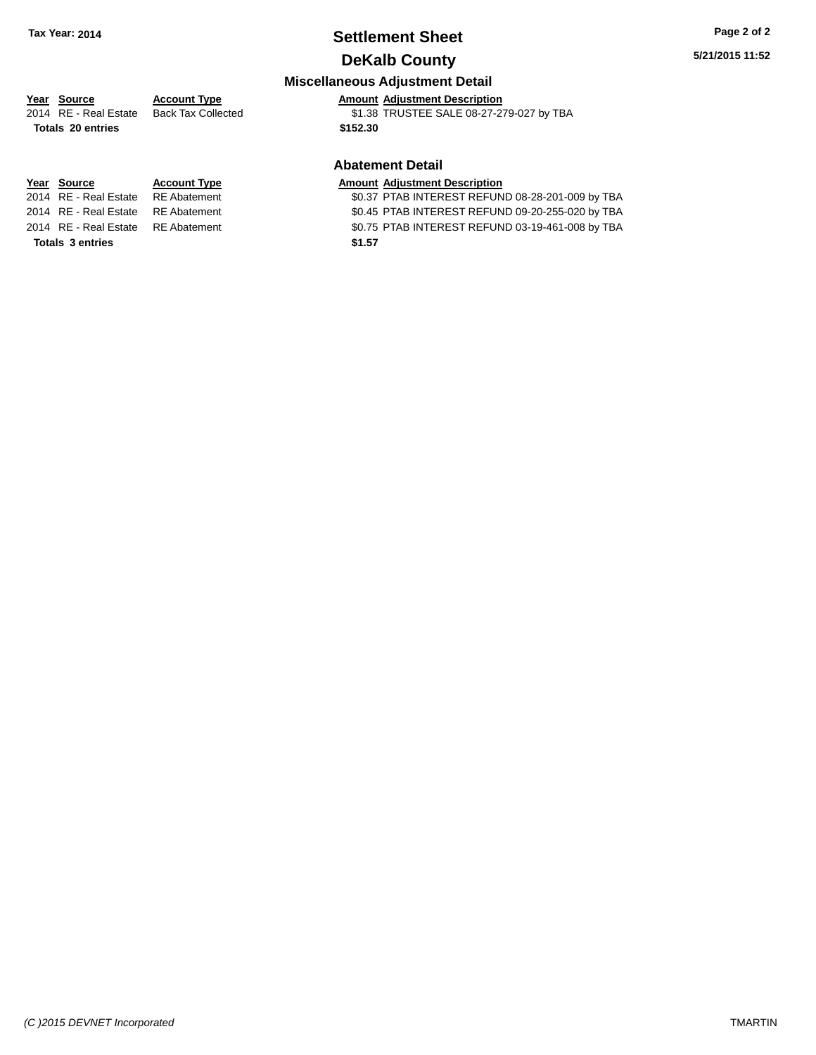**Tax Year: 2014**

# Settlement Sheet

## DeKalb County

**5/21/2015 11:52**

### Miscellaneous Adjustment Detail

| Year | Source | Account Type | Amount | Adjustment Description |
| --- | --- | --- | --- | --- |
| 2014 | RE - Real Estate | Back Tax Collected | $1.38 | TRUSTEE SALE 08-27-279-027 by TBA |
| **Totals** | **20 entries** | | **$152.30** | |

### Abatement Detail

| Year | Source | Account Type | Amount | Adjustment Description |
| --- | --- | --- | --- | --- |
| 2014 | RE - Real Estate | RE Abatement | $0.37 | PTAB INTEREST REFUND 08-28-201-009 by TBA |
| 2014 | RE - Real Estate | RE Abatement | $0.45 | PTAB INTEREST REFUND 09-20-255-020 by TBA |
| 2014 | RE - Real Estate | RE Abatement | $0.75 | PTAB INTEREST REFUND 03-19-461-008 by TBA |
| **Totals** | **3 entries** | | **$1.57** | |

*(C )2015 DEVNET Incorporated* TMARTIN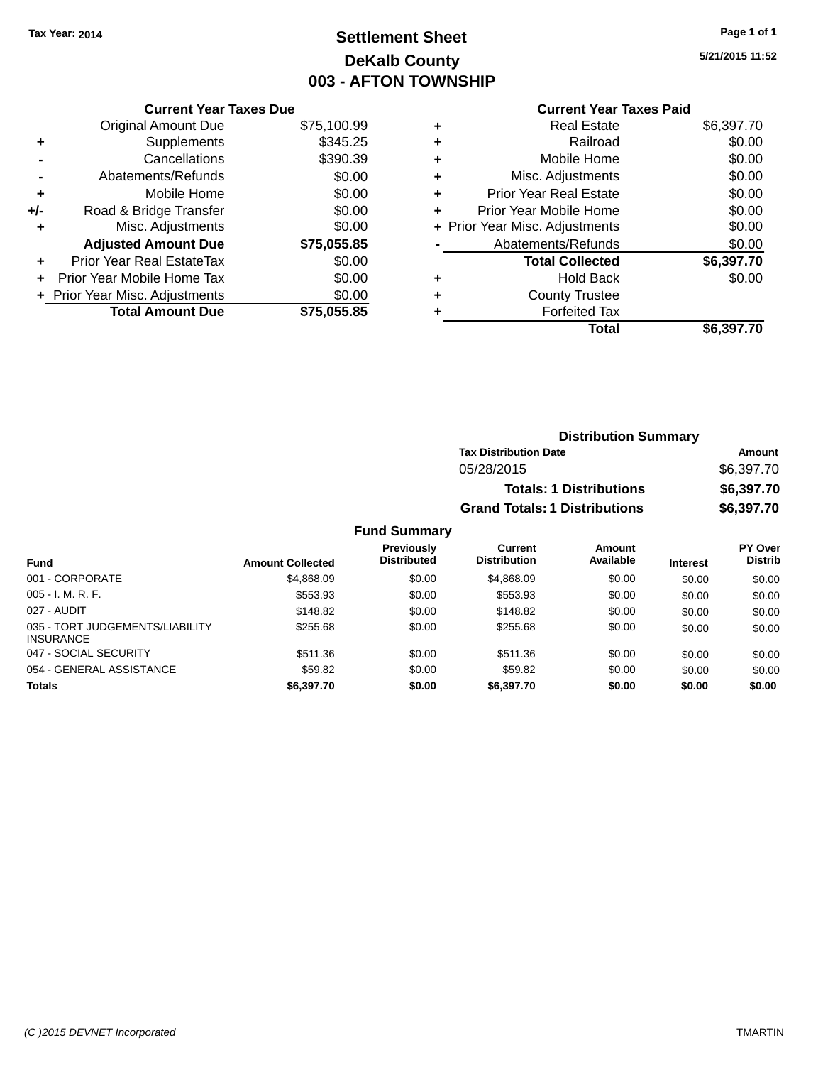Tax Year: 2014

# Settlement Sheet
## DeKalb County
## 003 - AFTON TOWNSHIP

5/21/2015 11:52

### Current Year Taxes Due

| | | |
|---|---|---|
| | Original Amount Due | $75,100.99 |
| + | Supplements | $345.25 |
| - | Cancellations | $390.39 |
| - | Abatements/Refunds | $0.00 |
| + | Mobile Home | $0.00 |
| +/- | Road & Bridge Transfer | $0.00 |
| + | Misc. Adjustments | $0.00 |
| | **Adjusted Amount Due** | **$75,055.85** |
| + | Prior Year Real EstateTax | $0.00 |
| + | Prior Year Mobile Home Tax | $0.00 |
| + | Prior Year Misc. Adjustments | $0.00 |
| | **Total Amount Due** | **$75,055.85** |

### Current Year Taxes Paid

| | | |
|---|---|---|
| + | Real Estate | $6,397.70 |
| + | Railroad | $0.00 |
| + | Mobile Home | $0.00 |
| + | Misc. Adjustments | $0.00 |
| + | Prior Year Real Estate | $0.00 |
| + | Prior Year Mobile Home | $0.00 |
| + | Prior Year Misc. Adjustments | $0.00 |
| - | Abatements/Refunds | $0.00 |
| | **Total Collected** | **$6,397.70** |
| + | Hold Back | $0.00 |
| + | County Trustee | |
| + | Forfeited Tax | |
| | **Total** | **$6,397.70** |

### Distribution Summary

| Tax Distribution Date | Amount |
|---|---|
| 05/28/2015 | $6,397.70 |
| **Totals: 1 Distributions** | **$6,397.70** |
| **Grand Totals: 1 Distributions** | **$6,397.70** |

### Fund Summary

| Fund | Amount Collected | Previously Distributed | Current Distribution | Amount Available | Interest | PY Over Distrib |
|---|---|---|---|---|---|---|
| 001 - CORPORATE | $4,868.09 | $0.00 | $4,868.09 | $0.00 | $0.00 | $0.00 |
| 005 - I. M. R. F. | $553.93 | $0.00 | $553.93 | $0.00 | $0.00 | $0.00 |
| 027 - AUDIT | $148.82 | $0.00 | $148.82 | $0.00 | $0.00 | $0.00 |
| 035 - TORT JUDGEMENTS/LIABILITY INSURANCE | $255.68 | $0.00 | $255.68 | $0.00 | $0.00 | $0.00 |
| 047 - SOCIAL SECURITY | $511.36 | $0.00 | $511.36 | $0.00 | $0.00 | $0.00 |
| 054 - GENERAL ASSISTANCE | $59.82 | $0.00 | $59.82 | $0.00 | $0.00 | $0.00 |
| **Totals** | **$6,397.70** | **$0.00** | **$6,397.70** | **$0.00** | **$0.00** | **$0.00** |

(C )2015 DEVNET Incorporated — TMARTIN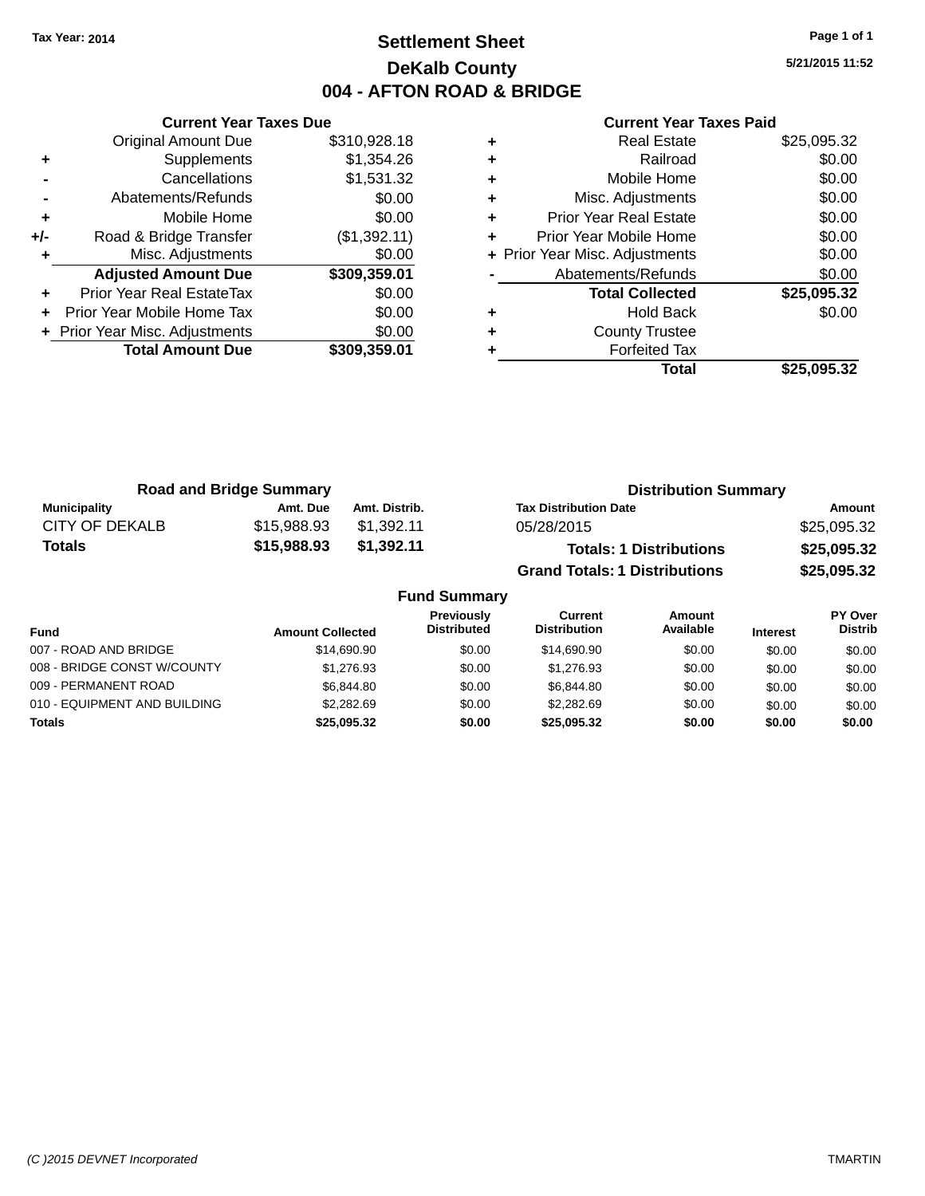Tax Year: 2014

# Settlement Sheet

## DeKalb County

## 004 - AFTON ROAD & BRIDGE

5/21/2015 11:52

### Current Year Taxes Due

| | | |
|---|---|---|
| | Original Amount Due | $310,928.18 |
| + | Supplements | $1,354.26 |
| - | Cancellations | $1,531.32 |
| - | Abatements/Refunds | $0.00 |
| + | Mobile Home | $0.00 |
| +/- | Road & Bridge Transfer | ($1,392.11) |
| + | Misc. Adjustments | $0.00 |
| | **Adjusted Amount Due** | **$309,359.01** |
| + | Prior Year Real EstateTax | $0.00 |
| + | Prior Year Mobile Home Tax | $0.00 |
| + | Prior Year Misc. Adjustments | $0.00 |
| | **Total Amount Due** | **$309,359.01** |

### Current Year Taxes Paid

| | | |
|---|---|---|
| + | Real Estate | $25,095.32 |
| + | Railroad | $0.00 |
| + | Mobile Home | $0.00 |
| + | Misc. Adjustments | $0.00 |
| + | Prior Year Real Estate | $0.00 |
| + | Prior Year Mobile Home | $0.00 |
| + | Prior Year Misc. Adjustments | $0.00 |
| - | Abatements/Refunds | $0.00 |
| | **Total Collected** | **$25,095.32** |
| + | Hold Back | $0.00 |
| + | County Trustee | |
| + | Forfeited Tax | |
| | **Total** | **$25,095.32** |

### Road and Bridge Summary

| Municipality | Amt. Due | Amt. Distrib. |
|---|---|---|
| CITY OF DEKALB | $15,988.93 | $1,392.11 |
| **Totals** | **$15,988.93** | **$1,392.11** |

### Distribution Summary

| Tax Distribution Date | Amount |
|---|---|
| 05/28/2015 | $25,095.32 |
| **Totals: 1 Distributions** | **$25,095.32** |
| **Grand Totals: 1 Distributions** | **$25,095.32** |

### Fund Summary

| Fund | Amount Collected | Previously Distributed | Current Distribution | Amount Available | Interest | PY Over Distrib |
|---|---|---|---|---|---|---|
| 007 - ROAD AND BRIDGE | $14,690.90 | $0.00 | $14,690.90 | $0.00 | $0.00 | $0.00 |
| 008 - BRIDGE CONST W/COUNTY | $1,276.93 | $0.00 | $1,276.93 | $0.00 | $0.00 | $0.00 |
| 009 - PERMANENT ROAD | $6,844.80 | $0.00 | $6,844.80 | $0.00 | $0.00 | $0.00 |
| 010 - EQUIPMENT AND BUILDING | $2,282.69 | $0.00 | $2,282.69 | $0.00 | $0.00 | $0.00 |
| **Totals** | **$25,095.32** | **$0.00** | **$25,095.32** | **$0.00** | **$0.00** | **$0.00** |

(C )2015 DEVNET Incorporated — TMARTIN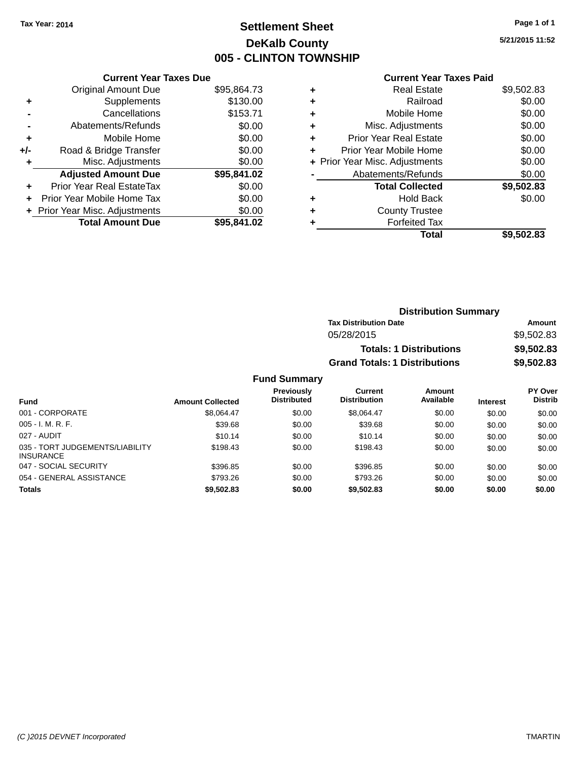Tax Year: 2014

# Settlement Sheet

## DeKalb County

## 005 - CLINTON TOWNSHIP

5/21/2015 11:52

### Current Year Taxes Due

| | | |
|---|---|---|
| | Original Amount Due | $95,864.73 |
| + | Supplements | $130.00 |
| - | Cancellations | $153.71 |
| - | Abatements/Refunds | $0.00 |
| + | Mobile Home | $0.00 |
| +/- | Road & Bridge Transfer | $0.00 |
| + | Misc. Adjustments | $0.00 |
| | **Adjusted Amount Due** | **$95,841.02** |
| + | Prior Year Real EstateTax | $0.00 |
| + | Prior Year Mobile Home Tax | $0.00 |
| + | Prior Year Misc. Adjustments | $0.00 |
| | **Total Amount Due** | **$95,841.02** |

### Current Year Taxes Paid

| | | |
|---|---|---|
| + | Real Estate | $9,502.83 |
| + | Railroad | $0.00 |
| + | Mobile Home | $0.00 |
| + | Misc. Adjustments | $0.00 |
| + | Prior Year Real Estate | $0.00 |
| + | Prior Year Mobile Home | $0.00 |
| + | Prior Year Misc. Adjustments | $0.00 |
| - | Abatements/Refunds | $0.00 |
| | **Total Collected** | **$9,502.83** |
| + | Hold Back | $0.00 |
| + | County Trustee | |
| + | Forfeited Tax | |
| | **Total** | **$9,502.83** |

### Distribution Summary

| Tax Distribution Date | Amount |
|---|---|
| 05/28/2015 | $9,502.83 |
| **Totals: 1 Distributions** | **$9,502.83** |
| **Grand Totals: 1 Distributions** | **$9,502.83** |

### Fund Summary

| Fund | Amount Collected | Previously Distributed | Current Distribution | Amount Available | Interest | PY Over Distrib |
|---|---|---|---|---|---|---|
| 001 - CORPORATE | $8,064.47 | $0.00 | $8,064.47 | $0.00 | $0.00 | $0.00 |
| 005 - I. M. R. F. | $39.68 | $0.00 | $39.68 | $0.00 | $0.00 | $0.00 |
| 027 - AUDIT | $10.14 | $0.00 | $10.14 | $0.00 | $0.00 | $0.00 |
| 035 - TORT JUDGEMENTS/LIABILITY INSURANCE | $198.43 | $0.00 | $198.43 | $0.00 | $0.00 | $0.00 |
| 047 - SOCIAL SECURITY | $396.85 | $0.00 | $396.85 | $0.00 | $0.00 | $0.00 |
| 054 - GENERAL ASSISTANCE | $793.26 | $0.00 | $793.26 | $0.00 | $0.00 | $0.00 |
| **Totals** | **$9,502.83** | **$0.00** | **$9,502.83** | **$0.00** | **$0.00** | **$0.00** |

(C )2015 DEVNET Incorporated TMARTIN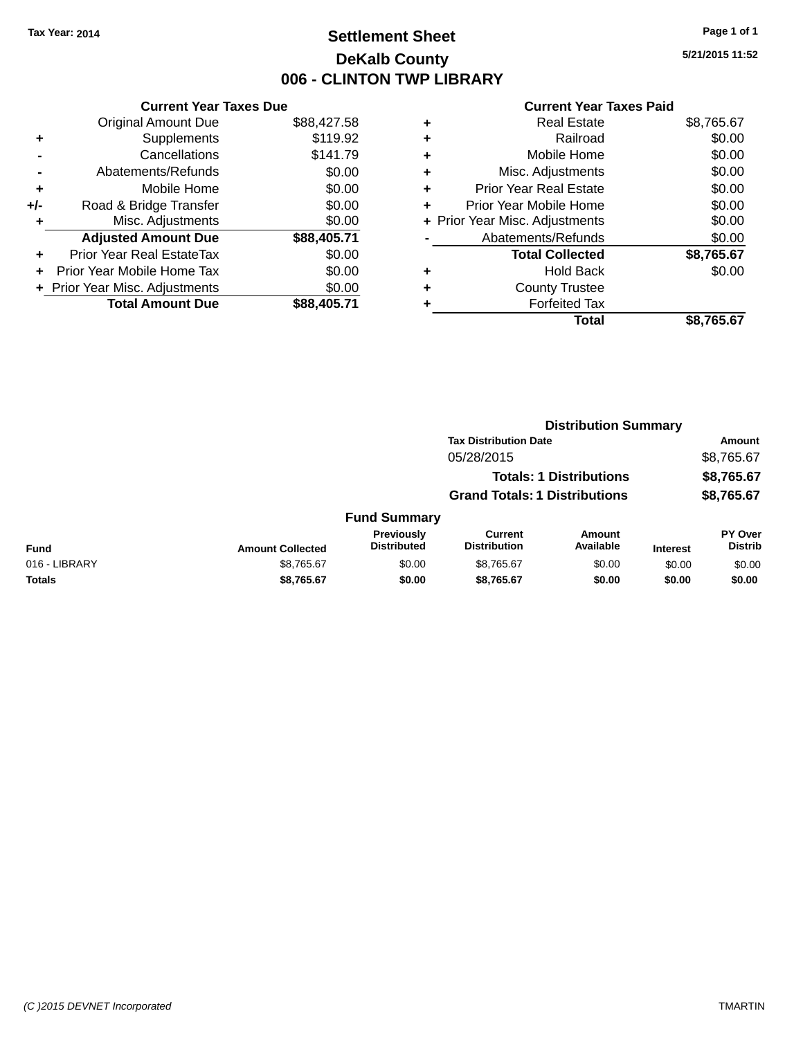Tax Year: 2014

# Settlement Sheet

## DeKalb County

## 006 - CLINTON TWP LIBRARY

5/21/2015 11:52

### Current Year Taxes Due

| | | |
|---|---|---|
| | Original Amount Due | $88,427.58 |
| + | Supplements | $119.92 |
| - | Cancellations | $141.79 |
| - | Abatements/Refunds | $0.00 |
| + | Mobile Home | $0.00 |
| +/- | Road & Bridge Transfer | $0.00 |
| + | Misc. Adjustments | $0.00 |
| | **Adjusted Amount Due** | **$88,405.71** |
| + | Prior Year Real EstateTax | $0.00 |
| + | Prior Year Mobile Home Tax | $0.00 |
| + | Prior Year Misc. Adjustments | $0.00 |
| | **Total Amount Due** | **$88,405.71** |

### Current Year Taxes Paid

| | | |
|---|---|---|
| + | Real Estate | $8,765.67 |
| + | Railroad | $0.00 |
| + | Mobile Home | $0.00 |
| + | Misc. Adjustments | $0.00 |
| + | Prior Year Real Estate | $0.00 |
| + | Prior Year Mobile Home | $0.00 |
| + | Prior Year Misc. Adjustments | $0.00 |
| - | Abatements/Refunds | $0.00 |
| | **Total Collected** | **$8,765.67** |
| + | Hold Back | $0.00 |
| + | County Trustee | |
| + | Forfeited Tax | |
| | **Total** | **$8,765.67** |

### Distribution Summary

| Tax Distribution Date | Amount |
|---|---|
| 05/28/2015 | $8,765.67 |
| **Totals: 1 Distributions** | **$8,765.67** |
| **Grand Totals: 1 Distributions** | **$8,765.67** |

### Fund Summary

| Fund | Amount Collected | Previously Distributed | Current Distribution | Amount Available | Interest | PY Over Distrib |
|---|---|---|---|---|---|---|
| 016 - LIBRARY | $8,765.67 | $0.00 | $8,765.67 | $0.00 | $0.00 | $0.00 |
| **Totals** | **$8,765.67** | **$0.00** | **$8,765.67** | **$0.00** | **$0.00** | **$0.00** |

(C )2015 DEVNET Incorporated

TMARTIN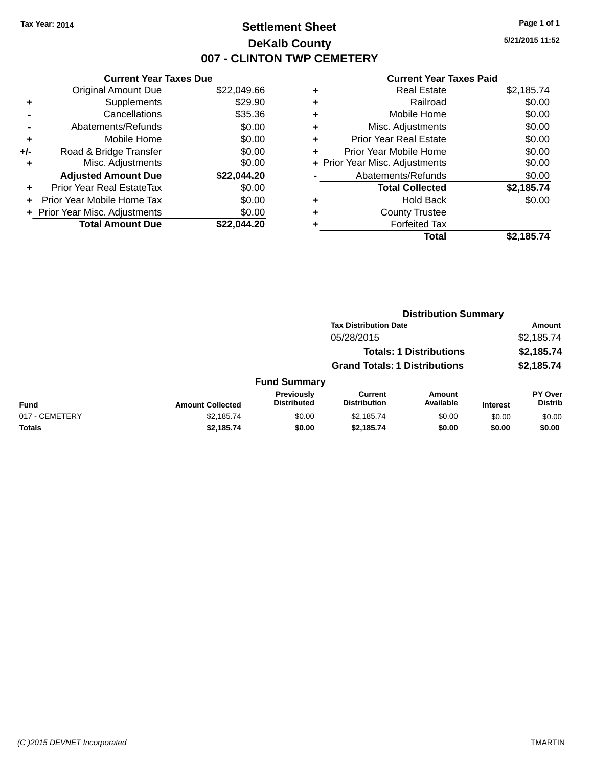Tax Year: 2014

# Settlement Sheet

## DeKalb County

## 007 - CLINTON TWP CEMETERY

5/21/2015 11:52

**Current Year Taxes Due**

| | | |
|---|---|---|
| | Original Amount Due | $22,049.66 |
| + | Supplements | $29.90 |
| - | Cancellations | $35.36 |
| - | Abatements/Refunds | $0.00 |
| + | Mobile Home | $0.00 |
| +/- | Road & Bridge Transfer | $0.00 |
| + | Misc. Adjustments | $0.00 |
| | **Adjusted Amount Due** | **$22,044.20** |
| + | Prior Year Real EstateTax | $0.00 |
| + | Prior Year Mobile Home Tax | $0.00 |
| + | Prior Year Misc. Adjustments | $0.00 |
| | **Total Amount Due** | **$22,044.20** |

**Current Year Taxes Paid**

| | | |
|---|---|---|
| + | Real Estate | $2,185.74 |
| + | Railroad | $0.00 |
| + | Mobile Home | $0.00 |
| + | Misc. Adjustments | $0.00 |
| + | Prior Year Real Estate | $0.00 |
| + | Prior Year Mobile Home | $0.00 |
| + | Prior Year Misc. Adjustments | $0.00 |
| - | Abatements/Refunds | $0.00 |
| | **Total Collected** | **$2,185.74** |
| + | Hold Back | $0.00 |
| + | County Trustee | |
| + | Forfeited Tax | |
| | **Total** | **$2,185.74** |

**Distribution Summary**

| Tax Distribution Date | Amount |
|---|---|
| 05/28/2015 | $2,185.74 |
| **Totals: 1 Distributions** | **$2,185.74** |
| **Grand Totals: 1 Distributions** | **$2,185.74** |

**Fund Summary**

| Fund | Amount Collected | Previously Distributed | Current Distribution | Amount Available | Interest | PY Over Distrib |
|---|---|---|---|---|---|---|
| 017 - CEMETERY | $2,185.74 | $0.00 | $2,185.74 | $0.00 | $0.00 | $0.00 |
| **Totals** | **$2,185.74** | **$0.00** | **$2,185.74** | **$0.00** | **$0.00** | **$0.00** |

(C )2015 DEVNET Incorporated TMARTIN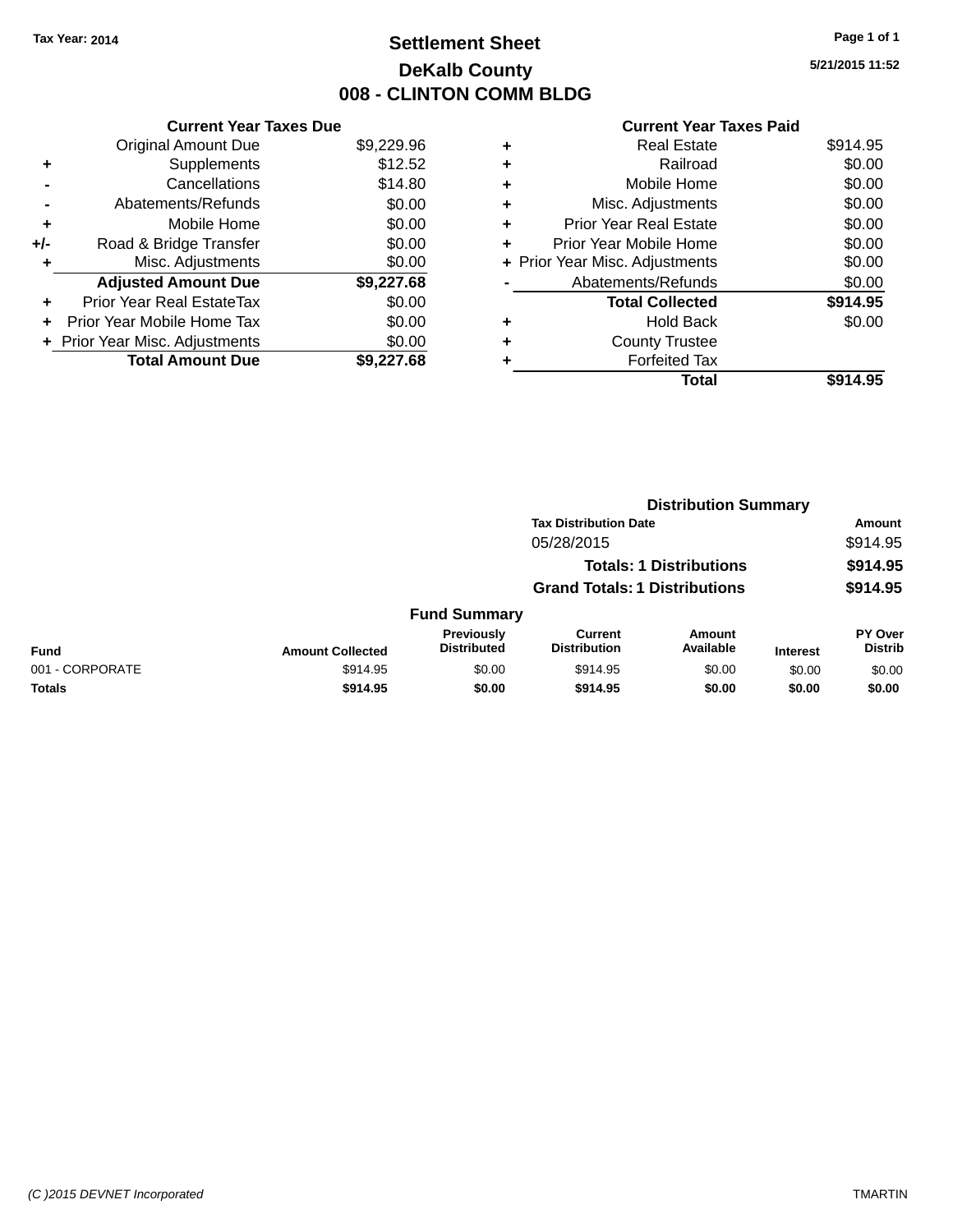Tax Year: 2014

# Settlement Sheet
## DeKalb County
## 008 - CLINTON COMM BLDG

5/21/2015 11:52

### Current Year Taxes Due

| | | |
|---|---|---|
| | Original Amount Due | $9,229.96 |
| + | Supplements | $12.52 |
| - | Cancellations | $14.80 |
| - | Abatements/Refunds | $0.00 |
| + | Mobile Home | $0.00 |
| +/- | Road & Bridge Transfer | $0.00 |
| + | Misc. Adjustments | $0.00 |
| | **Adjusted Amount Due** | **$9,227.68** |
| + | Prior Year Real EstateTax | $0.00 |
| + | Prior Year Mobile Home Tax | $0.00 |
| + | Prior Year Misc. Adjustments | $0.00 |
| | **Total Amount Due** | **$9,227.68** |

### Current Year Taxes Paid

| | | |
|---|---|---|
| + | Real Estate | $914.95 |
| + | Railroad | $0.00 |
| + | Mobile Home | $0.00 |
| + | Misc. Adjustments | $0.00 |
| + | Prior Year Real Estate | $0.00 |
| + | Prior Year Mobile Home | $0.00 |
| + | Prior Year Misc. Adjustments | $0.00 |
| - | Abatements/Refunds | $0.00 |
| | **Total Collected** | **$914.95** |
| + | Hold Back | $0.00 |
| + | County Trustee | |
| + | Forfeited Tax | |
| | **Total** | **$914.95** |

### Distribution Summary

| Tax Distribution Date | Amount |
|---|---|
| 05/28/2015 | $914.95 |
| **Totals: 1 Distributions** | **$914.95** |
| **Grand Totals: 1 Distributions** | **$914.95** |

### Fund Summary

| Fund | Amount Collected | Previously Distributed | Current Distribution | Amount Available | Interest | PY Over Distrib |
|---|---|---|---|---|---|---|
| 001 - CORPORATE | $914.95 | $0.00 | $914.95 | $0.00 | $0.00 | $0.00 |
| **Totals** | **$914.95** | **$0.00** | **$914.95** | **$0.00** | **$0.00** | **$0.00** |

(C )2015 DEVNET Incorporated

TMARTIN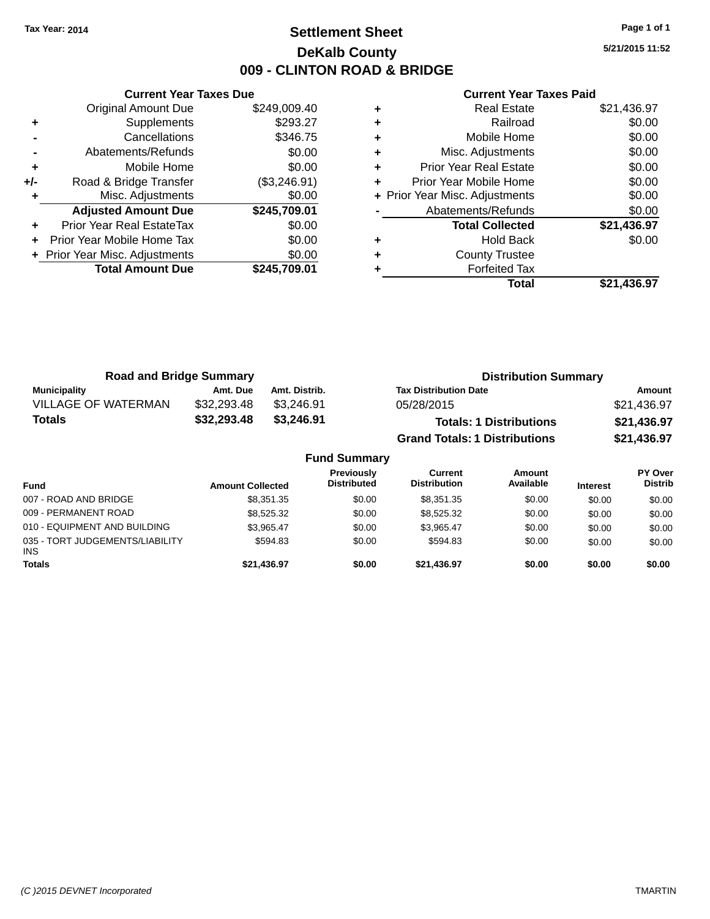Tax Year: 2014

# Settlement Sheet

## DeKalb County

## 009 - CLINTON ROAD & BRIDGE

5/21/2015 11:52

### Current Year Taxes Due

| | | |
|---|---|---|
| | Original Amount Due | $249,009.40 |
| + | Supplements | $293.27 |
| - | Cancellations | $346.75 |
| - | Abatements/Refunds | $0.00 |
| + | Mobile Home | $0.00 |
| +/- | Road & Bridge Transfer | ($3,246.91) |
| + | Misc. Adjustments | $0.00 |
| | **Adjusted Amount Due** | **$245,709.01** |
| + | Prior Year Real EstateTax | $0.00 |
| + | Prior Year Mobile Home Tax | $0.00 |
| + | Prior Year Misc. Adjustments | $0.00 |
| | **Total Amount Due** | **$245,709.01** |

### Current Year Taxes Paid

| | | |
|---|---|---|
| + | Real Estate | $21,436.97 |
| + | Railroad | $0.00 |
| + | Mobile Home | $0.00 |
| + | Misc. Adjustments | $0.00 |
| + | Prior Year Real Estate | $0.00 |
| + | Prior Year Mobile Home | $0.00 |
| + | Prior Year Misc. Adjustments | $0.00 |
| - | Abatements/Refunds | $0.00 |
| | **Total Collected** | **$21,436.97** |
| + | Hold Back | $0.00 |
| + | County Trustee | |
| + | Forfeited Tax | |
| | **Total** | **$21,436.97** |

### Road and Bridge Summary

| Municipality | Amt. Due | Amt. Distrib. |
|---|---|---|
| VILLAGE OF WATERMAN | $32,293.48 | $3,246.91 |
| **Totals** | **$32,293.48** | **$3,246.91** |

### Distribution Summary

| Tax Distribution Date | Amount |
|---|---|
| 05/28/2015 | $21,436.97 |
| **Totals: 1 Distributions** | **$21,436.97** |
| **Grand Totals: 1 Distributions** | **$21,436.97** |

### Fund Summary

| Fund | Amount Collected | Previously Distributed | Current Distribution | Amount Available | Interest | PY Over Distrib |
|---|---|---|---|---|---|---|
| 007 - ROAD AND BRIDGE | $8,351.35 | $0.00 | $8,351.35 | $0.00 | $0.00 | $0.00 |
| 009 - PERMANENT ROAD | $8,525.32 | $0.00 | $8,525.32 | $0.00 | $0.00 | $0.00 |
| 010 - EQUIPMENT AND BUILDING | $3,965.47 | $0.00 | $3,965.47 | $0.00 | $0.00 | $0.00 |
| 035 - TORT JUDGEMENTS/LIABILITY INS | $594.83 | $0.00 | $594.83 | $0.00 | $0.00 | $0.00 |
| **Totals** | **$21,436.97** | **$0.00** | **$21,436.97** | **$0.00** | **$0.00** | **$0.00** |

(C )2015 DEVNET Incorporated TMARTIN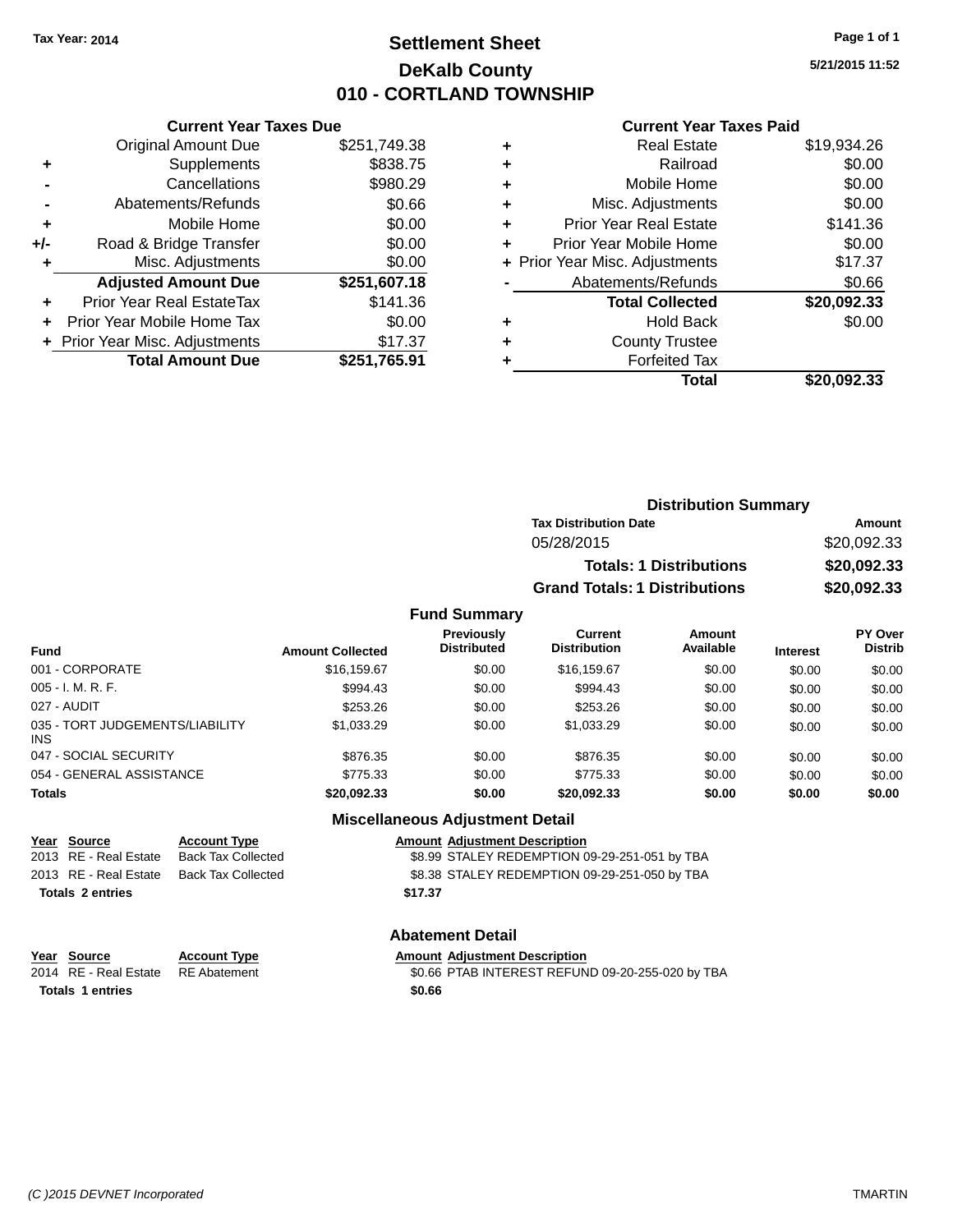Tax Year: 2014

# Settlement Sheet
## DeKalb County
## 010 - CORTLAND TOWNSHIP

5/21/2015 11:52

### Current Year Taxes Due

| | | |
|---|---|---|
| | Original Amount Due | $251,749.38 |
| + | Supplements | $838.75 |
| - | Cancellations | $980.29 |
| - | Abatements/Refunds | $0.66 |
| + | Mobile Home | $0.00 |
| +/- | Road & Bridge Transfer | $0.00 |
| + | Misc. Adjustments | $0.00 |
| | **Adjusted Amount Due** | **$251,607.18** |
| + | Prior Year Real EstateTax | $141.36 |
| + | Prior Year Mobile Home Tax | $0.00 |
| + | Prior Year Misc. Adjustments | $17.37 |
| | **Total Amount Due** | **$251,765.91** |

### Current Year Taxes Paid

| | | |
|---|---|---|
| + | Real Estate | $19,934.26 |
| + | Railroad | $0.00 |
| + | Mobile Home | $0.00 |
| + | Misc. Adjustments | $0.00 |
| + | Prior Year Real Estate | $141.36 |
| + | Prior Year Mobile Home | $0.00 |
| + | Prior Year Misc. Adjustments | $17.37 |
| - | Abatements/Refunds | $0.66 |
| | **Total Collected** | **$20,092.33** |
| + | Hold Back | $0.00 |
| + | County Trustee | |
| + | Forfeited Tax | |
| | **Total** | **$20,092.33** |

### Distribution Summary

| Tax Distribution Date | Amount |
|---|---|
| 05/28/2015 | $20,092.33 |
| **Totals: 1 Distributions** | **$20,092.33** |
| **Grand Totals: 1 Distributions** | **$20,092.33** |

### Fund Summary

| Fund | Amount Collected | Previously Distributed | Current Distribution | Amount Available | Interest | PY Over Distrib |
|---|---|---|---|---|---|---|
| 001 - CORPORATE | $16,159.67 | $0.00 | $16,159.67 | $0.00 | $0.00 | $0.00 |
| 005 - I. M. R. F. | $994.43 | $0.00 | $994.43 | $0.00 | $0.00 | $0.00 |
| 027 - AUDIT | $253.26 | $0.00 | $253.26 | $0.00 | $0.00 | $0.00 |
| 035 - TORT JUDGEMENTS/LIABILITY INS | $1,033.29 | $0.00 | $1,033.29 | $0.00 | $0.00 | $0.00 |
| 047 - SOCIAL SECURITY | $876.35 | $0.00 | $876.35 | $0.00 | $0.00 | $0.00 |
| 054 - GENERAL ASSISTANCE | $775.33 | $0.00 | $775.33 | $0.00 | $0.00 | $0.00 |
| **Totals** | **$20,092.33** | **$0.00** | **$20,092.33** | **$0.00** | **$0.00** | **$0.00** |

### Miscellaneous Adjustment Detail

| Year | Source | Account Type | Amount | Adjustment Description |
|---|---|---|---|---|
| 2013 | RE - Real Estate | Back Tax Collected | $8.99 | STALEY REDEMPTION 09-29-251-051 by TBA |
| 2013 | RE - Real Estate | Back Tax Collected | $8.38 | STALEY REDEMPTION 09-29-251-050 by TBA |
| **Totals 2 entries** | | | **$17.37** | |

### Abatement Detail

| Year | Source | Account Type | Amount | Adjustment Description |
|---|---|---|---|---|
| 2014 | RE - Real Estate | RE Abatement | $0.66 | PTAB INTEREST REFUND 09-20-255-020 by TBA |
| **Totals 1 entries** | | | **$0.66** | |

(C )2015 DEVNET Incorporated TMARTIN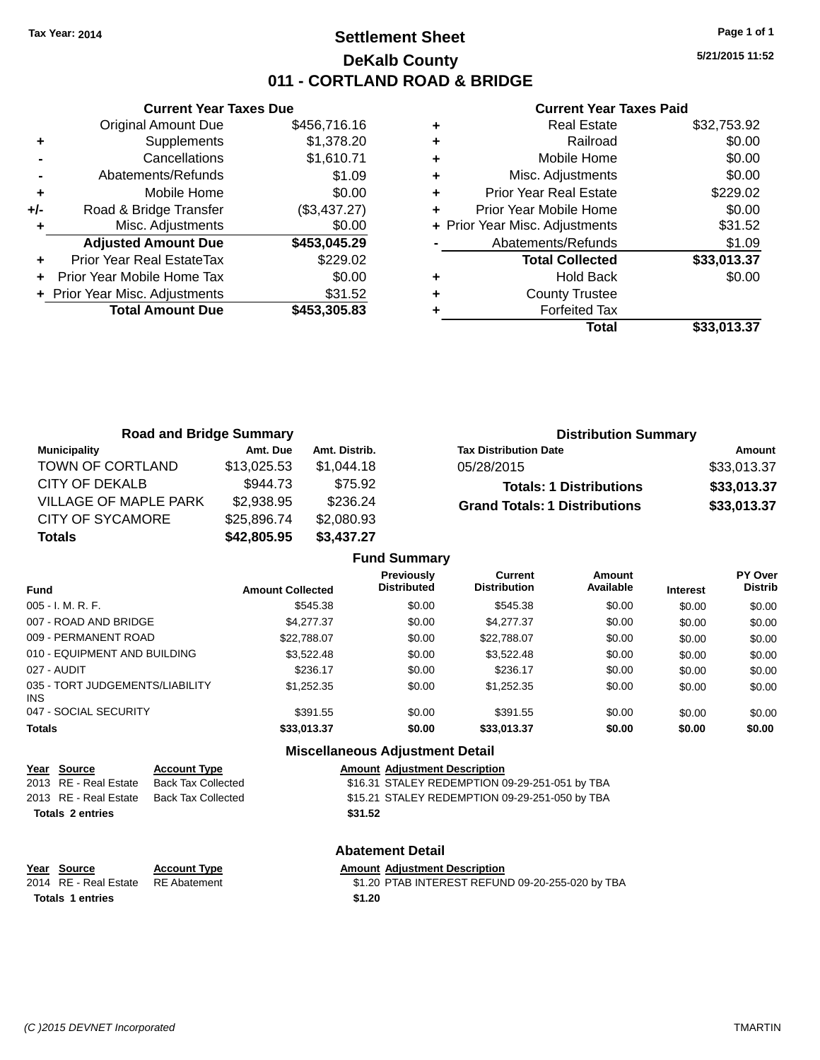Tax Year: 2014

# Settlement Sheet

## DeKalb County

## 011 - CORTLAND ROAD & BRIDGE

5/21/2015 11:52

### Current Year Taxes Due

| | | |
|---|---|---|
| | Original Amount Due | $456,716.16 |
| + | Supplements | $1,378.20 |
| - | Cancellations | $1,610.71 |
| - | Abatements/Refunds | $1.09 |
| + | Mobile Home | $0.00 |
| +/- | Road & Bridge Transfer | ($3,437.27) |
| + | Misc. Adjustments | $0.00 |
| | **Adjusted Amount Due** | **$453,045.29** |
| + | Prior Year Real EstateTax | $229.02 |
| + | Prior Year Mobile Home Tax | $0.00 |
| + | Prior Year Misc. Adjustments | $31.52 |
| | **Total Amount Due** | **$453,305.83** |

### Current Year Taxes Paid

| | | |
|---|---|---|
| + | Real Estate | $32,753.92 |
| + | Railroad | $0.00 |
| + | Mobile Home | $0.00 |
| + | Misc. Adjustments | $0.00 |
| + | Prior Year Real Estate | $229.02 |
| + | Prior Year Mobile Home | $0.00 |
| + | Prior Year Misc. Adjustments | $31.52 |
| - | Abatements/Refunds | $1.09 |
| | **Total Collected** | **$33,013.37** |
| + | Hold Back | $0.00 |
| + | County Trustee | |
| + | Forfeited Tax | |
| | **Total** | **$33,013.37** |

### Road and Bridge Summary

| Municipality | Amt. Due | Amt. Distrib. |
|---|---|---|
| TOWN OF CORTLAND | $13,025.53 | $1,044.18 |
| CITY OF DEKALB | $944.73 | $75.92 |
| VILLAGE OF MAPLE PARK | $2,938.95 | $236.24 |
| CITY OF SYCAMORE | $25,896.74 | $2,080.93 |
| **Totals** | **$42,805.95** | **$3,437.27** |

### Distribution Summary

| Tax Distribution Date | Amount |
|---|---|
| 05/28/2015 | $33,013.37 |
| **Totals: 1 Distributions** | **$33,013.37** |
| **Grand Totals: 1 Distributions** | **$33,013.37** |

### Fund Summary

| Fund | Amount Collected | Previously Distributed | Current Distribution | Amount Available | Interest | PY Over Distrib |
|---|---|---|---|---|---|---|
| 005 - I. M. R. F. | $545.38 | $0.00 | $545.38 | $0.00 | $0.00 | $0.00 |
| 007 - ROAD AND BRIDGE | $4,277.37 | $0.00 | $4,277.37 | $0.00 | $0.00 | $0.00 |
| 009 - PERMANENT ROAD | $22,788.07 | $0.00 | $22,788.07 | $0.00 | $0.00 | $0.00 |
| 010 - EQUIPMENT AND BUILDING | $3,522.48 | $0.00 | $3,522.48 | $0.00 | $0.00 | $0.00 |
| 027 - AUDIT | $236.17 | $0.00 | $236.17 | $0.00 | $0.00 | $0.00 |
| 035 - TORT JUDGEMENTS/LIABILITY INS | $1,252.35 | $0.00 | $1,252.35 | $0.00 | $0.00 | $0.00 |
| 047 - SOCIAL SECURITY | $391.55 | $0.00 | $391.55 | $0.00 | $0.00 | $0.00 |
| **Totals** | **$33,013.37** | **$0.00** | **$33,013.37** | **$0.00** | **$0.00** | **$0.00** |

### Miscellaneous Adjustment Detail

| Year | Source | Account Type | Amount | Adjustment Description |
|---|---|---|---|---|
| 2013 | RE - Real Estate | Back Tax Collected | $16.31 | STALEY REDEMPTION 09-29-251-051 by TBA |
| 2013 | RE - Real Estate | Back Tax Collected | $15.21 | STALEY REDEMPTION 09-29-251-050 by TBA |
| **Totals 2 entries** | | | **$31.52** | |

### Abatement Detail

| Year | Source | Account Type | Amount | Adjustment Description |
|---|---|---|---|---|
| 2014 | RE - Real Estate | RE Abatement | $1.20 | PTAB INTEREST REFUND 09-20-255-020 by TBA |
| **Totals 1 entries** | | | **$1.20** | |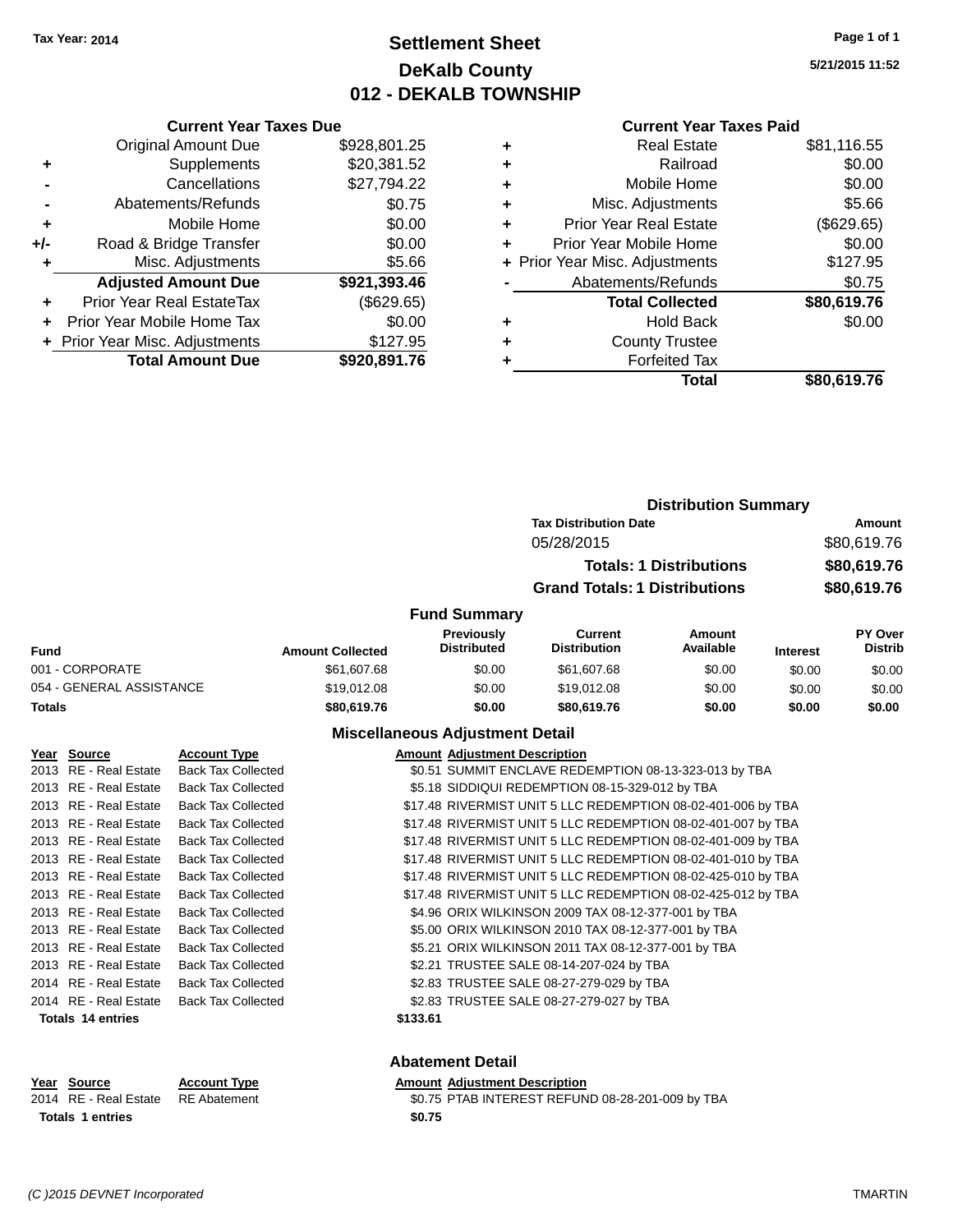Tax Year: 2014

# Settlement Sheet
## DeKalb County
## 012 - DEKALB TOWNSHIP

5/21/2015 11:52

### Current Year Taxes Due

| | | |
|---|---|---|
| | Original Amount Due | $928,801.25 |
| + | Supplements | $20,381.52 |
| - | Cancellations | $27,794.22 |
| - | Abatements/Refunds | $0.75 |
| + | Mobile Home | $0.00 |
| +/- | Road & Bridge Transfer | $0.00 |
| + | Misc. Adjustments | $5.66 |
| | **Adjusted Amount Due** | **$921,393.46** |
| + | Prior Year Real EstateTax | ($629.65) |
| + | Prior Year Mobile Home Tax | $0.00 |
| + | Prior Year Misc. Adjustments | $127.95 |
| | **Total Amount Due** | **$920,891.76** |

### Current Year Taxes Paid

| | | |
|---|---|---|
| + | Real Estate | $81,116.55 |
| + | Railroad | $0.00 |
| + | Mobile Home | $0.00 |
| + | Misc. Adjustments | $5.66 |
| + | Prior Year Real Estate | ($629.65) |
| + | Prior Year Mobile Home | $0.00 |
| + | Prior Year Misc. Adjustments | $127.95 |
| - | Abatements/Refunds | $0.75 |
| | **Total Collected** | **$80,619.76** |
| + | Hold Back | $0.00 |
| + | County Trustee | |
| + | Forfeited Tax | |
| | **Total** | **$80,619.76** |

### Distribution Summary

| Tax Distribution Date | Amount |
|---|---|
| 05/28/2015 | $80,619.76 |
| **Totals: 1 Distributions** | **$80,619.76** |
| **Grand Totals: 1 Distributions** | **$80,619.76** |

### Fund Summary

| Fund | Amount Collected | Previously Distributed | Current Distribution | Amount Available | Interest | PY Over Distrib |
|---|---|---|---|---|---|---|
| 001 - CORPORATE | $61,607.68 | $0.00 | $61,607.68 | $0.00 | $0.00 | $0.00 |
| 054 - GENERAL ASSISTANCE | $19,012.08 | $0.00 | $19,012.08 | $0.00 | $0.00 | $0.00 |
| **Totals** | **$80,619.76** | **$0.00** | **$80,619.76** | **$0.00** | **$0.00** | **$0.00** |

### Miscellaneous Adjustment Detail

| Year | Source | Account Type | Amount | Adjustment Description |
|---|---|---|---|---|
| 2013 | RE - Real Estate | Back Tax Collected | $0.51 | SUMMIT ENCLAVE REDEMPTION 08-13-323-013 by TBA |
| 2013 | RE - Real Estate | Back Tax Collected | $5.18 | SIDDIQUI REDEMPTION 08-15-329-012 by TBA |
| 2013 | RE - Real Estate | Back Tax Collected | $17.48 | RIVERMIST UNIT 5 LLC REDEMPTION 08-02-401-006 by TBA |
| 2013 | RE - Real Estate | Back Tax Collected | $17.48 | RIVERMIST UNIT 5 LLC REDEMPTION 08-02-401-007 by TBA |
| 2013 | RE - Real Estate | Back Tax Collected | $17.48 | RIVERMIST UNIT 5 LLC REDEMPTION 08-02-401-009 by TBA |
| 2013 | RE - Real Estate | Back Tax Collected | $17.48 | RIVERMIST UNIT 5 LLC REDEMPTION 08-02-401-010 by TBA |
| 2013 | RE - Real Estate | Back Tax Collected | $17.48 | RIVERMIST UNIT 5 LLC REDEMPTION 08-02-425-010 by TBA |
| 2013 | RE - Real Estate | Back Tax Collected | $17.48 | RIVERMIST UNIT 5 LLC REDEMPTION 08-02-425-012 by TBA |
| 2013 | RE - Real Estate | Back Tax Collected | $4.96 | ORIX WILKINSON 2009 TAX 08-12-377-001 by TBA |
| 2013 | RE - Real Estate | Back Tax Collected | $5.00 | ORIX WILKINSON 2010 TAX 08-12-377-001 by TBA |
| 2013 | RE - Real Estate | Back Tax Collected | $5.21 | ORIX WILKINSON 2011 TAX 08-12-377-001 by TBA |
| 2013 | RE - Real Estate | Back Tax Collected | $2.21 | TRUSTEE SALE 08-14-207-024 by TBA |
| 2014 | RE - Real Estate | Back Tax Collected | $2.83 | TRUSTEE SALE 08-27-279-029 by TBA |
| 2014 | RE - Real Estate | Back Tax Collected | $2.83 | TRUSTEE SALE 08-27-279-027 by TBA |
| **Totals 14 entries** | | | **$133.61** | |

### Abatement Detail

| Year | Source | Account Type | Amount | Adjustment Description |
|---|---|---|---|---|
| 2014 | RE - Real Estate | RE Abatement | $0.75 | PTAB INTEREST REFUND 08-28-201-009 by TBA |
| **Totals 1 entries** | | | **$0.75** | |

(C )2015 DEVNET Incorporated TMARTIN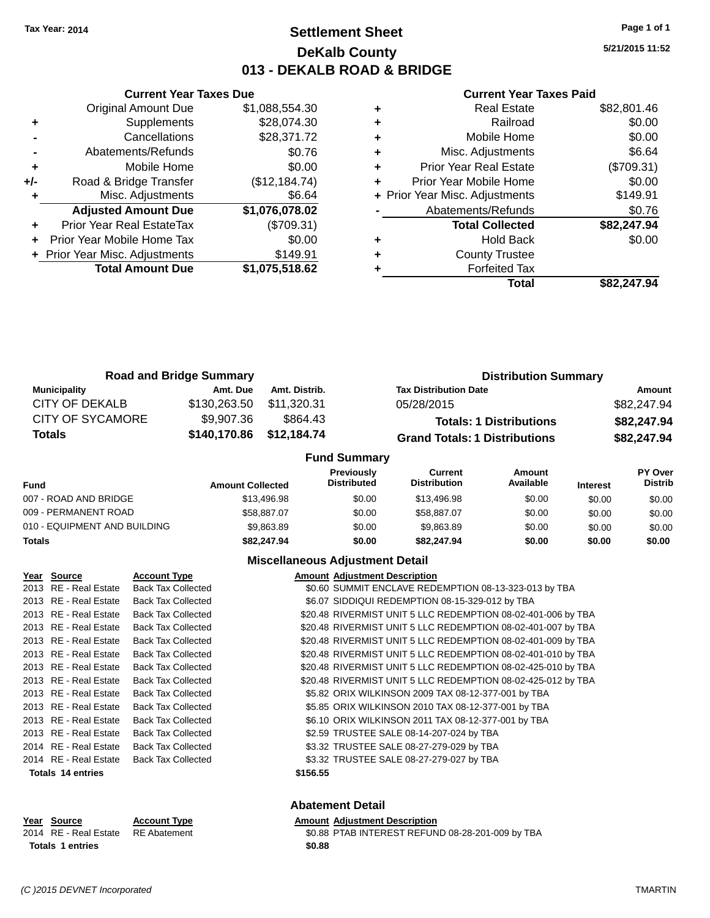**Tax Year: 2014**

# Settlement Sheet

## DeKalb County

## 013 - DEKALB ROAD & BRIDGE

5/21/2015 11:52

### Current Year Taxes Due

| | | |
|---|---|---|
| | Original Amount Due | $1,088,554.30 |
| + | Supplements | $28,074.30 |
| - | Cancellations | $28,371.72 |
| - | Abatements/Refunds | $0.76 |
| + | Mobile Home | $0.00 |
| +/- | Road & Bridge Transfer | ($12,184.74) |
| + | Misc. Adjustments | $6.64 |
| | **Adjusted Amount Due** | **$1,076,078.02** |
| + | Prior Year Real EstateTax | ($709.31) |
| + | Prior Year Mobile Home Tax | $0.00 |
| + | Prior Year Misc. Adjustments | $149.91 |
| | **Total Amount Due** | **$1,075,518.62** |

### Current Year Taxes Paid

| | | |
|---|---|---|
| + | Real Estate | $82,801.46 |
| + | Railroad | $0.00 |
| + | Mobile Home | $0.00 |
| + | Misc. Adjustments | $6.64 |
| + | Prior Year Real Estate | ($709.31) |
| + | Prior Year Mobile Home | $0.00 |
| + | Prior Year Misc. Adjustments | $149.91 |
| - | Abatements/Refunds | $0.76 |
| | **Total Collected** | **$82,247.94** |
| + | Hold Back | $0.00 |
| + | County Trustee | |
| + | Forfeited Tax | |
| | **Total** | **$82,247.94** |

### Road and Bridge Summary

| Municipality | Amt. Due | Amt. Distrib. |
|---|---|---|
| CITY OF DEKALB | $130,263.50 | $11,320.31 |
| CITY OF SYCAMORE | $9,907.36 | $864.43 |
| **Totals** | **$140,170.86** | **$12,184.74** |

### Distribution Summary

| Tax Distribution Date | Amount |
|---|---|
| 05/28/2015 | $82,247.94 |
| **Totals: 1 Distributions** | **$82,247.94** |
| **Grand Totals: 1 Distributions** | **$82,247.94** |

### Fund Summary

| Fund | Amount Collected | Previously Distributed | Current Distribution | Amount Available | Interest | PY Over Distrib |
|---|---|---|---|---|---|---|
| 007 - ROAD AND BRIDGE | $13,496.98 | $0.00 | $13,496.98 | $0.00 | $0.00 | $0.00 |
| 009 - PERMANENT ROAD | $58,887.07 | $0.00 | $58,887.07 | $0.00 | $0.00 | $0.00 |
| 010 - EQUIPMENT AND BUILDING | $9,863.89 | $0.00 | $9,863.89 | $0.00 | $0.00 | $0.00 |
| **Totals** | **$82,247.94** | **$0.00** | **$82,247.94** | **$0.00** | **$0.00** | **$0.00** |

### Miscellaneous Adjustment Detail

| Year | Source | Account Type | Amount | Adjustment Description |
|---|---|---|---|---|
| 2013 | RE - Real Estate | Back Tax Collected | $0.60 | SUMMIT ENCLAVE REDEMPTION 08-13-323-013 by TBA |
| 2013 | RE - Real Estate | Back Tax Collected | $6.07 | SIDDIQUI REDEMPTION 08-15-329-012 by TBA |
| 2013 | RE - Real Estate | Back Tax Collected | $20.48 | RIVERMIST UNIT 5 LLC REDEMPTION 08-02-401-006 by TBA |
| 2013 | RE - Real Estate | Back Tax Collected | $20.48 | RIVERMIST UNIT 5 LLC REDEMPTION 08-02-401-007 by TBA |
| 2013 | RE - Real Estate | Back Tax Collected | $20.48 | RIVERMIST UNIT 5 LLC REDEMPTION 08-02-401-009 by TBA |
| 2013 | RE - Real Estate | Back Tax Collected | $20.48 | RIVERMIST UNIT 5 LLC REDEMPTION 08-02-401-010 by TBA |
| 2013 | RE - Real Estate | Back Tax Collected | $20.48 | RIVERMIST UNIT 5 LLC REDEMPTION 08-02-425-010 by TBA |
| 2013 | RE - Real Estate | Back Tax Collected | $20.48 | RIVERMIST UNIT 5 LLC REDEMPTION 08-02-425-012 by TBA |
| 2013 | RE - Real Estate | Back Tax Collected | $5.82 | ORIX WILKINSON 2009 TAX 08-12-377-001 by TBA |
| 2013 | RE - Real Estate | Back Tax Collected | $5.85 | ORIX WILKINSON 2010 TAX 08-12-377-001 by TBA |
| 2013 | RE - Real Estate | Back Tax Collected | $6.10 | ORIX WILKINSON 2011 TAX 08-12-377-001 by TBA |
| 2013 | RE - Real Estate | Back Tax Collected | $2.59 | TRUSTEE SALE 08-14-207-024 by TBA |
| 2014 | RE - Real Estate | Back Tax Collected | $3.32 | TRUSTEE SALE 08-27-279-029 by TBA |
| 2014 | RE - Real Estate | Back Tax Collected | $3.32 | TRUSTEE SALE 08-27-279-027 by TBA |
| **Totals 14 entries** | | | **$156.55** | |

### Abatement Detail

| Year | Source | Account Type | Amount | Adjustment Description |
|---|---|---|---|---|
| 2014 | RE - Real Estate | RE Abatement | $0.88 | PTAB INTEREST REFUND 08-28-201-009 by TBA |
| **Totals 1 entries** | | | **$0.88** | |

(C )2015 DEVNET Incorporated TMARTIN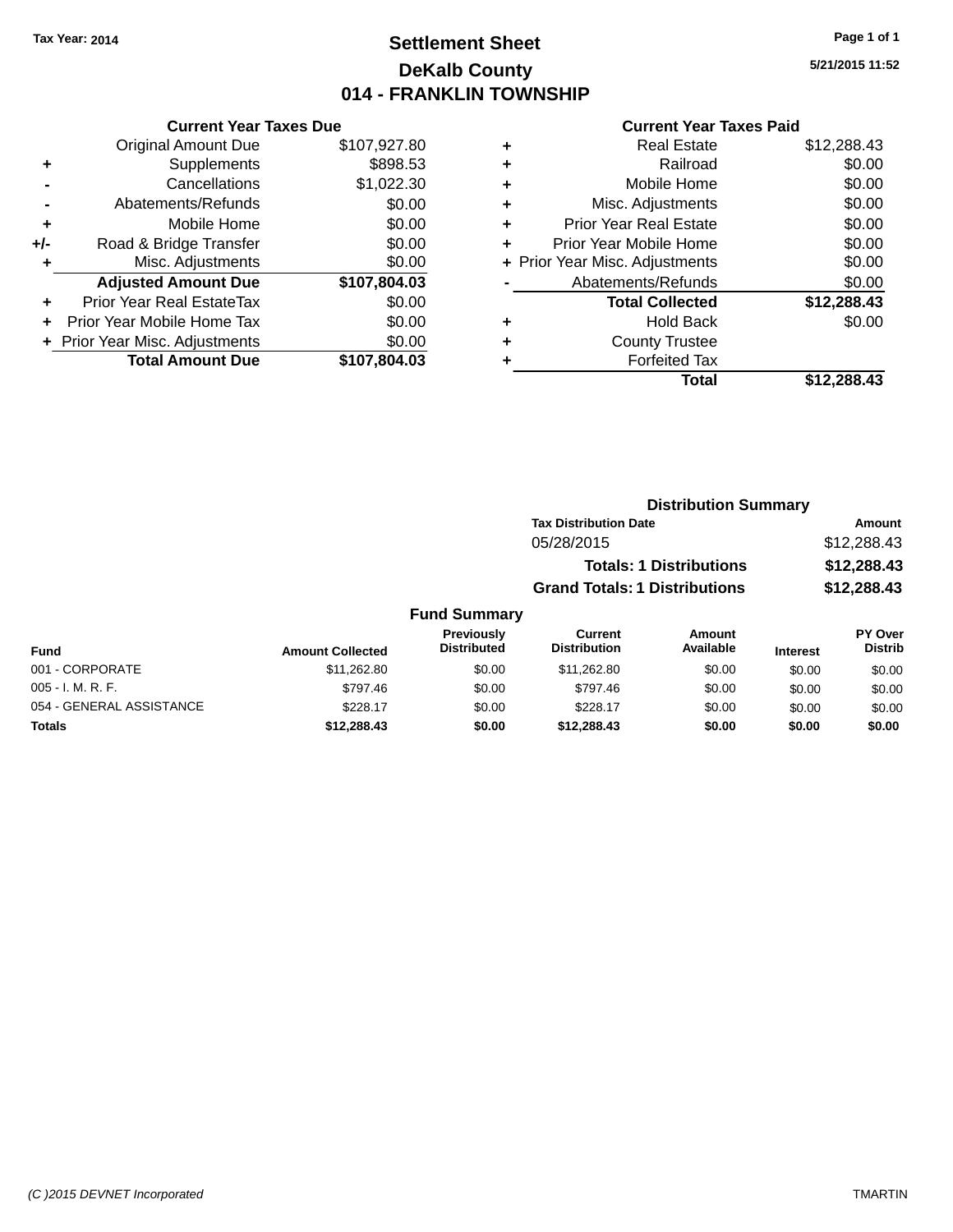Tax Year: 2014

# Settlement Sheet

## DeKalb County

## 014 - FRANKLIN TOWNSHIP

5/21/2015 11:52

### Current Year Taxes Due

| | | |
|---|---|---|
| | Original Amount Due | $107,927.80 |
| + | Supplements | $898.53 |
| - | Cancellations | $1,022.30 |
| - | Abatements/Refunds | $0.00 |
| + | Mobile Home | $0.00 |
| +/- | Road & Bridge Transfer | $0.00 |
| + | Misc. Adjustments | $0.00 |
| | **Adjusted Amount Due** | **$107,804.03** |
| + | Prior Year Real EstateTax | $0.00 |
| + | Prior Year Mobile Home Tax | $0.00 |
| + | Prior Year Misc. Adjustments | $0.00 |
| | **Total Amount Due** | **$107,804.03** |

### Current Year Taxes Paid

| | | |
|---|---|---|
| + | Real Estate | $12,288.43 |
| + | Railroad | $0.00 |
| + | Mobile Home | $0.00 |
| + | Misc. Adjustments | $0.00 |
| + | Prior Year Real Estate | $0.00 |
| + | Prior Year Mobile Home | $0.00 |
| + | Prior Year Misc. Adjustments | $0.00 |
| - | Abatements/Refunds | $0.00 |
| | **Total Collected** | **$12,288.43** |
| + | Hold Back | $0.00 |
| + | County Trustee | |
| + | Forfeited Tax | |
| | **Total** | **$12,288.43** |

### Distribution Summary

| Tax Distribution Date | Amount |
|---|---|
| 05/28/2015 | $12,288.43 |
| **Totals: 1 Distributions** | **$12,288.43** |
| **Grand Totals: 1 Distributions** | **$12,288.43** |

### Fund Summary

| Fund | Amount Collected | Previously Distributed | Current Distribution | Amount Available | Interest | PY Over Distrib |
|---|---|---|---|---|---|---|
| 001 - CORPORATE | $11,262.80 | $0.00 | $11,262.80 | $0.00 | $0.00 | $0.00 |
| 005 - I. M. R. F. | $797.46 | $0.00 | $797.46 | $0.00 | $0.00 | $0.00 |
| 054 - GENERAL ASSISTANCE | $228.17 | $0.00 | $228.17 | $0.00 | $0.00 | $0.00 |
| **Totals** | **$12,288.43** | **$0.00** | **$12,288.43** | **$0.00** | **$0.00** | **$0.00** |

(C )2015 DEVNET Incorporated TMARTIN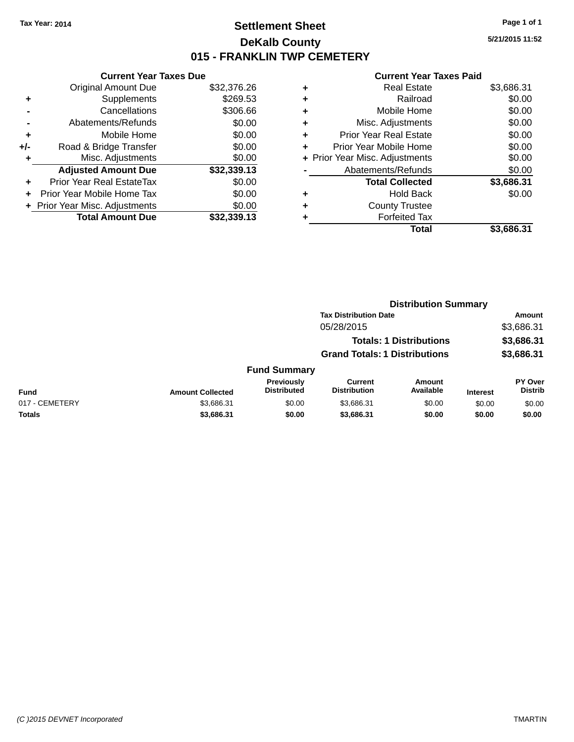Tax Year: 2014

# Settlement Sheet

## DeKalb County

## 015 - FRANKLIN TWP CEMETERY

5/21/2015 11:52

### Current Year Taxes Due

| | | |
|---|---|---|
| | Original Amount Due | $32,376.26 |
| + | Supplements | $269.53 |
| - | Cancellations | $306.66 |
| - | Abatements/Refunds | $0.00 |
| + | Mobile Home | $0.00 |
| +/- | Road & Bridge Transfer | $0.00 |
| + | Misc. Adjustments | $0.00 |
| | **Adjusted Amount Due** | **$32,339.13** |
| + | Prior Year Real EstateTax | $0.00 |
| + | Prior Year Mobile Home Tax | $0.00 |
| + | Prior Year Misc. Adjustments | $0.00 |
| | **Total Amount Due** | **$32,339.13** |

### Current Year Taxes Paid

| | | |
|---|---|---|
| + | Real Estate | $3,686.31 |
| + | Railroad | $0.00 |
| + | Mobile Home | $0.00 |
| + | Misc. Adjustments | $0.00 |
| + | Prior Year Real Estate | $0.00 |
| + | Prior Year Mobile Home | $0.00 |
| + | Prior Year Misc. Adjustments | $0.00 |
| - | Abatements/Refunds | $0.00 |
| | **Total Collected** | **$3,686.31** |
| + | Hold Back | $0.00 |
| + | County Trustee | |
| + | Forfeited Tax | |
| | **Total** | **$3,686.31** |

### Distribution Summary

| Tax Distribution Date | Amount |
|---|---|
| 05/28/2015 | $3,686.31 |
| **Totals: 1 Distributions** | **$3,686.31** |
| **Grand Totals: 1 Distributions** | **$3,686.31** |

### Fund Summary

| Fund | Amount Collected | Previously Distributed | Current Distribution | Amount Available | Interest | PY Over Distrib |
|---|---|---|---|---|---|---|
| 017 - CEMETERY | $3,686.31 | $0.00 | $3,686.31 | $0.00 | $0.00 | $0.00 |
| **Totals** | **$3,686.31** | **$0.00** | **$3,686.31** | **$0.00** | **$0.00** | **$0.00** |

(C )2015 DEVNET Incorporated TMARTIN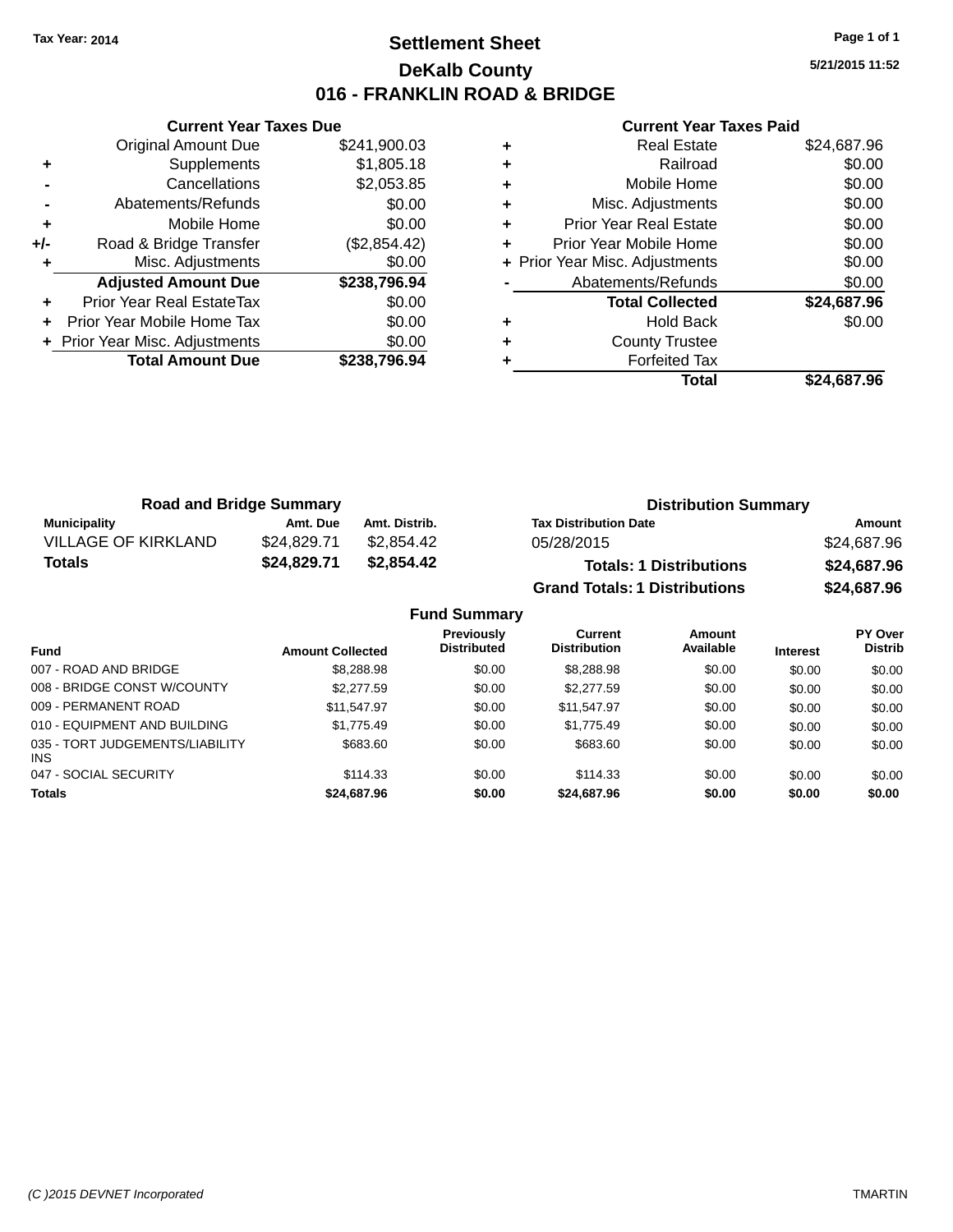Tax Year: 2014

# Settlement Sheet

## DeKalb County

## 016 - FRANKLIN ROAD & BRIDGE

5/21/2015 11:52

### Current Year Taxes Due

| | | |
|---|---|---|
| | Original Amount Due | $241,900.03 |
| + | Supplements | $1,805.18 |
| - | Cancellations | $2,053.85 |
| - | Abatements/Refunds | $0.00 |
| + | Mobile Home | $0.00 |
| +/- | Road & Bridge Transfer | ($2,854.42) |
| + | Misc. Adjustments | $0.00 |
| | **Adjusted Amount Due** | **$238,796.94** |
| + | Prior Year Real EstateTax | $0.00 |
| + | Prior Year Mobile Home Tax | $0.00 |
| + | Prior Year Misc. Adjustments | $0.00 |
| | **Total Amount Due** | **$238,796.94** |

### Current Year Taxes Paid

| | | |
|---|---|---|
| + | Real Estate | $24,687.96 |
| + | Railroad | $0.00 |
| + | Mobile Home | $0.00 |
| + | Misc. Adjustments | $0.00 |
| + | Prior Year Real Estate | $0.00 |
| + | Prior Year Mobile Home | $0.00 |
| + | Prior Year Misc. Adjustments | $0.00 |
| - | Abatements/Refunds | $0.00 |
| | **Total Collected** | **$24,687.96** |
| + | Hold Back | $0.00 |
| + | County Trustee | |
| + | Forfeited Tax | |
| | **Total** | **$24,687.96** |

### Road and Bridge Summary

| Municipality | Amt. Due | Amt. Distrib. |
|---|---|---|
| VILLAGE OF KIRKLAND | $24,829.71 | $2,854.42 |
| **Totals** | **$24,829.71** | **$2,854.42** |

### Distribution Summary

| Tax Distribution Date | Amount |
|---|---|
| 05/28/2015 | $24,687.96 |
| **Totals: 1 Distributions** | **$24,687.96** |
| **Grand Totals: 1 Distributions** | **$24,687.96** |

### Fund Summary

| Fund | Amount Collected | Previously Distributed | Current Distribution | Amount Available | Interest | PY Over Distrib |
|---|---|---|---|---|---|---|
| 007 - ROAD AND BRIDGE | $8,288.98 | $0.00 | $8,288.98 | $0.00 | $0.00 | $0.00 |
| 008 - BRIDGE CONST W/COUNTY | $2,277.59 | $0.00 | $2,277.59 | $0.00 | $0.00 | $0.00 |
| 009 - PERMANENT ROAD | $11,547.97 | $0.00 | $11,547.97 | $0.00 | $0.00 | $0.00 |
| 010 - EQUIPMENT AND BUILDING | $1,775.49 | $0.00 | $1,775.49 | $0.00 | $0.00 | $0.00 |
| 035 - TORT JUDGEMENTS/LIABILITY INS | $683.60 | $0.00 | $683.60 | $0.00 | $0.00 | $0.00 |
| 047 - SOCIAL SECURITY | $114.33 | $0.00 | $114.33 | $0.00 | $0.00 | $0.00 |
| **Totals** | **$24,687.96** | **$0.00** | **$24,687.96** | **$0.00** | **$0.00** | **$0.00** |

(C )2015 DEVNET Incorporated TMARTIN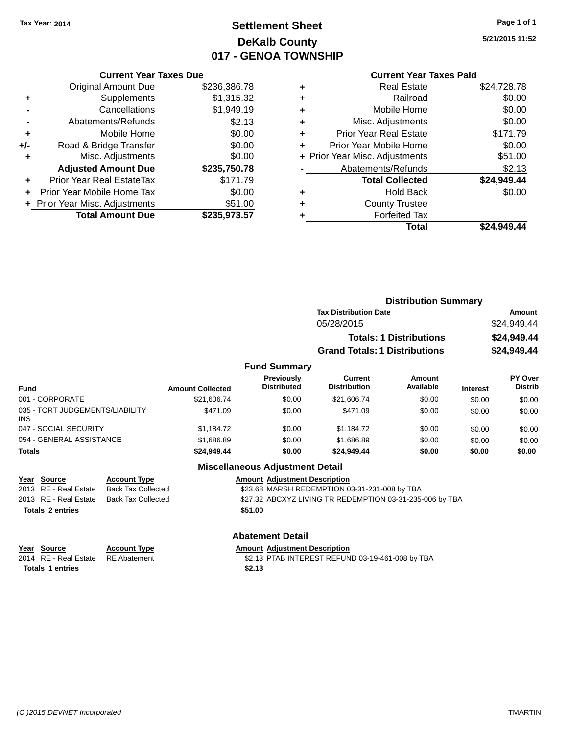Tax Year: 2014

# Settlement Sheet
## DeKalb County
## 017 - GENOA TOWNSHIP

5/21/2015 11:52

### Current Year Taxes Due

| | | |
|---|---|---|
| | Original Amount Due | $236,386.78 |
| + | Supplements | $1,315.32 |
| - | Cancellations | $1,949.19 |
| - | Abatements/Refunds | $2.13 |
| + | Mobile Home | $0.00 |
| +/- | Road & Bridge Transfer | $0.00 |
| + | Misc. Adjustments | $0.00 |
| | **Adjusted Amount Due** | **$235,750.78** |
| + | Prior Year Real EstateTax | $171.79 |
| + | Prior Year Mobile Home Tax | $0.00 |
| + | Prior Year Misc. Adjustments | $51.00 |
| | **Total Amount Due** | **$235,973.57** |

### Current Year Taxes Paid

| | | |
|---|---|---|
| + | Real Estate | $24,728.78 |
| + | Railroad | $0.00 |
| + | Mobile Home | $0.00 |
| + | Misc. Adjustments | $0.00 |
| + | Prior Year Real Estate | $171.79 |
| + | Prior Year Mobile Home | $0.00 |
| + | Prior Year Misc. Adjustments | $51.00 |
| - | Abatements/Refunds | $2.13 |
| | **Total Collected** | **$24,949.44** |
| + | Hold Back | $0.00 |
| + | County Trustee | |
| + | Forfeited Tax | |
| | **Total** | **$24,949.44** |

### Distribution Summary

| Tax Distribution Date | Amount |
|---|---|
| 05/28/2015 | $24,949.44 |
| **Totals: 1 Distributions** | **$24,949.44** |
| **Grand Totals: 1 Distributions** | **$24,949.44** |

### Fund Summary

| Fund | Amount Collected | Previously Distributed | Current Distribution | Amount Available | Interest | PY Over Distrib |
|---|---|---|---|---|---|---|
| 001 - CORPORATE | $21,606.74 | $0.00 | $21,606.74 | $0.00 | $0.00 | $0.00 |
| 035 - TORT JUDGEMENTS/LIABILITY INS | $471.09 | $0.00 | $471.09 | $0.00 | $0.00 | $0.00 |
| 047 - SOCIAL SECURITY | $1,184.72 | $0.00 | $1,184.72 | $0.00 | $0.00 | $0.00 |
| 054 - GENERAL ASSISTANCE | $1,686.89 | $0.00 | $1,686.89 | $0.00 | $0.00 | $0.00 |
| **Totals** | **$24,949.44** | **$0.00** | **$24,949.44** | **$0.00** | **$0.00** | **$0.00** |

### Miscellaneous Adjustment Detail

| Year | Source | Account Type | Amount | Adjustment Description |
|---|---|---|---|---|
| 2013 | RE - Real Estate | Back Tax Collected | $23.68 | MARSH REDEMPTION 03-31-231-008 by TBA |
| 2013 | RE - Real Estate | Back Tax Collected | $27.32 | ABCXYZ LIVING TR REDEMPTION 03-31-235-006 by TBA |
| **Totals 2 entries** | | | **$51.00** | |

### Abatement Detail

| Year | Source | Account Type | Amount | Adjustment Description |
|---|---|---|---|---|
| 2014 | RE - Real Estate | RE Abatement | $2.13 | PTAB INTEREST REFUND 03-19-461-008 by TBA |
| **Totals 1 entries** | | | **$2.13** | |

(C )2015 DEVNET Incorporated TMARTIN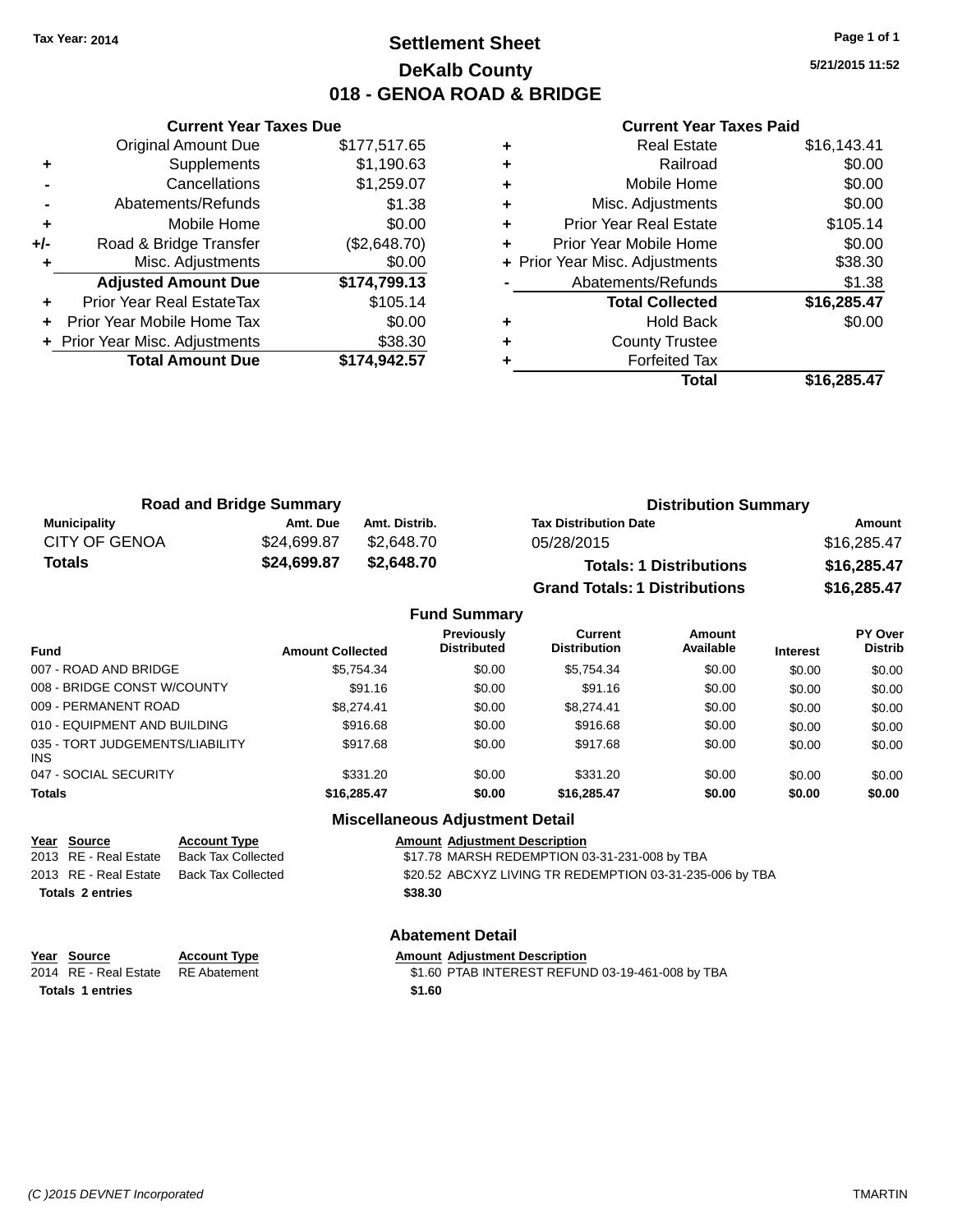Tax Year: 2014

# Settlement Sheet

## DeKalb County

## 018 - GENOA ROAD & BRIDGE

5/21/2015 11:52

### Current Year Taxes Due

| | | |
|---|---|---|
| | Original Amount Due | $177,517.65 |
| + | Supplements | $1,190.63 |
| - | Cancellations | $1,259.07 |
| - | Abatements/Refunds | $1.38 |
| + | Mobile Home | $0.00 |
| +/- | Road & Bridge Transfer | ($2,648.70) |
| + | Misc. Adjustments | $0.00 |
| | **Adjusted Amount Due** | **$174,799.13** |
| + | Prior Year Real EstateTax | $105.14 |
| + | Prior Year Mobile Home Tax | $0.00 |
| + | Prior Year Misc. Adjustments | $38.30 |
| | **Total Amount Due** | **$174,942.57** |

### Current Year Taxes Paid

| | | |
|---|---|---|
| + | Real Estate | $16,143.41 |
| + | Railroad | $0.00 |
| + | Mobile Home | $0.00 |
| + | Misc. Adjustments | $0.00 |
| + | Prior Year Real Estate | $105.14 |
| + | Prior Year Mobile Home | $0.00 |
| + | Prior Year Misc. Adjustments | $38.30 |
| - | Abatements/Refunds | $1.38 |
| | **Total Collected** | **$16,285.47** |
| + | Hold Back | $0.00 |
| + | County Trustee | |
| + | Forfeited Tax | |
| | **Total** | **$16,285.47** |

### Road and Bridge Summary

| Municipality | Amt. Due | Amt. Distrib. |
|---|---|---|
| CITY OF GENOA | $24,699.87 | $2,648.70 |
| **Totals** | **$24,699.87** | **$2,648.70** |

### Distribution Summary

| Tax Distribution Date | Amount |
|---|---|
| 05/28/2015 | $16,285.47 |
| **Totals: 1 Distributions** | **$16,285.47** |
| **Grand Totals: 1 Distributions** | **$16,285.47** |

### Fund Summary

| Fund | Amount Collected | Previously Distributed | Current Distribution | Amount Available | Interest | PY Over Distrib |
|---|---|---|---|---|---|---|
| 007 - ROAD AND BRIDGE | $5,754.34 | $0.00 | $5,754.34 | $0.00 | $0.00 | $0.00 |
| 008 - BRIDGE CONST W/COUNTY | $91.16 | $0.00 | $91.16 | $0.00 | $0.00 | $0.00 |
| 009 - PERMANENT ROAD | $8,274.41 | $0.00 | $8,274.41 | $0.00 | $0.00 | $0.00 |
| 010 - EQUIPMENT AND BUILDING | $916.68 | $0.00 | $916.68 | $0.00 | $0.00 | $0.00 |
| 035 - TORT JUDGEMENTS/LIABILITY INS | $917.68 | $0.00 | $917.68 | $0.00 | $0.00 | $0.00 |
| 047 - SOCIAL SECURITY | $331.20 | $0.00 | $331.20 | $0.00 | $0.00 | $0.00 |
| **Totals** | **$16,285.47** | **$0.00** | **$16,285.47** | **$0.00** | **$0.00** | **$0.00** |

### Miscellaneous Adjustment Detail

| Year | Source | Account Type | Amount | Adjustment Description |
|---|---|---|---|---|
| 2013 | RE - Real Estate | Back Tax Collected | $17.78 | MARSH REDEMPTION 03-31-231-008 by TBA |
| 2013 | RE - Real Estate | Back Tax Collected | $20.52 | ABCXYZ LIVING TR REDEMPTION 03-31-235-006 by TBA |
| **Totals 2 entries** | | | **$38.30** | |

### Abatement Detail

| Year | Source | Account Type | Amount | Adjustment Description |
|---|---|---|---|---|
| 2014 | RE - Real Estate | RE Abatement | $1.60 | PTAB INTEREST REFUND 03-19-461-008 by TBA |
| **Totals 1 entries** | | | **$1.60** | |

(C )2015 DEVNET Incorporated TMARTIN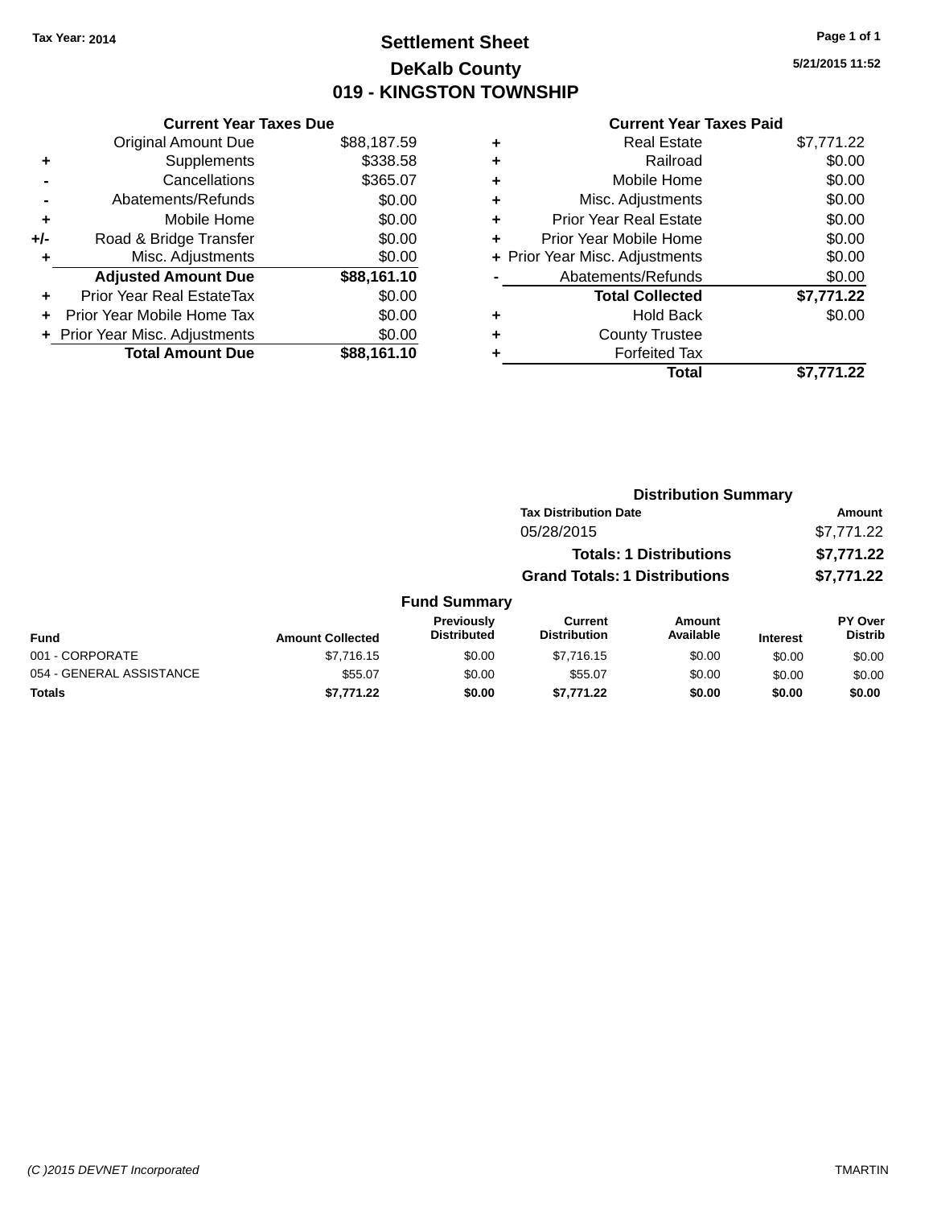Tax Year: 2014

# Settlement Sheet

## DeKalb County

## 019 - KINGSTON TOWNSHIP

5/21/2015 11:52

### Current Year Taxes Due

| | | |
|---|---|---|
| | Original Amount Due | $88,187.59 |
| + | Supplements | $338.58 |
| - | Cancellations | $365.07 |
| - | Abatements/Refunds | $0.00 |
| + | Mobile Home | $0.00 |
| +/- | Road & Bridge Transfer | $0.00 |
| + | Misc. Adjustments | $0.00 |
| | **Adjusted Amount Due** | **$88,161.10** |
| + | Prior Year Real EstateTax | $0.00 |
| + | Prior Year Mobile Home Tax | $0.00 |
| + | Prior Year Misc. Adjustments | $0.00 |
| | **Total Amount Due** | **$88,161.10** |

### Current Year Taxes Paid

| | | |
|---|---|---|
| + | Real Estate | $7,771.22 |
| + | Railroad | $0.00 |
| + | Mobile Home | $0.00 |
| + | Misc. Adjustments | $0.00 |
| + | Prior Year Real Estate | $0.00 |
| + | Prior Year Mobile Home | $0.00 |
| + | Prior Year Misc. Adjustments | $0.00 |
| - | Abatements/Refunds | $0.00 |
| | **Total Collected** | **$7,771.22** |
| + | Hold Back | $0.00 |
| + | County Trustee | |
| + | Forfeited Tax | |
| | **Total** | **$7,771.22** |

### Distribution Summary

| Tax Distribution Date | Amount |
|---|---|
| 05/28/2015 | $7,771.22 |
| **Totals: 1 Distributions** | **$7,771.22** |
| **Grand Totals: 1 Distributions** | **$7,771.22** |

### Fund Summary

| Fund | Amount Collected | Previously Distributed | Current Distribution | Amount Available | Interest | PY Over Distrib |
|---|---|---|---|---|---|---|
| 001 - CORPORATE | $7,716.15 | $0.00 | $7,716.15 | $0.00 | $0.00 | $0.00 |
| 054 - GENERAL ASSISTANCE | $55.07 | $0.00 | $55.07 | $0.00 | $0.00 | $0.00 |
| **Totals** | **$7,771.22** | **$0.00** | **$7,771.22** | **$0.00** | **$0.00** | **$0.00** |

(C )2015 DEVNET Incorporated

TMARTIN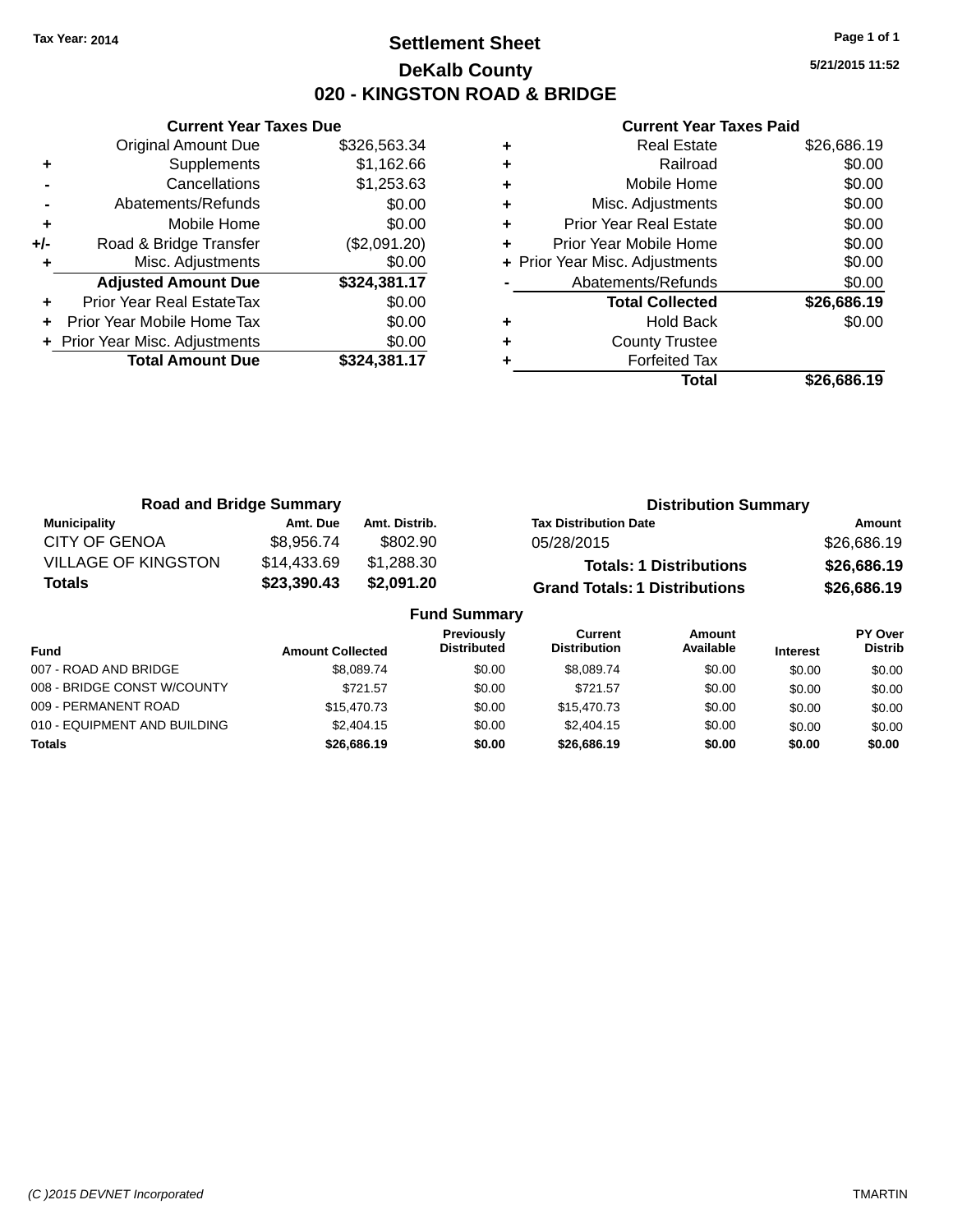Tax Year: 2014

# Settlement Sheet

## DeKalb County

## 020 - KINGSTON ROAD & BRIDGE

5/21/2015 11:52

**Current Year Taxes Due**

| | | |
|---|---|---|
| | Original Amount Due | $326,563.34 |
| + | Supplements | $1,162.66 |
| - | Cancellations | $1,253.63 |
| - | Abatements/Refunds | $0.00 |
| + | Mobile Home | $0.00 |
| +/- | Road & Bridge Transfer | ($2,091.20) |
| + | Misc. Adjustments | $0.00 |
| | **Adjusted Amount Due** | **$324,381.17** |
| + | Prior Year Real EstateTax | $0.00 |
| + | Prior Year Mobile Home Tax | $0.00 |
| + | Prior Year Misc. Adjustments | $0.00 |
| | **Total Amount Due** | **$324,381.17** |

**Current Year Taxes Paid**

| | | |
|---|---|---|
| + | Real Estate | $26,686.19 |
| + | Railroad | $0.00 |
| + | Mobile Home | $0.00 |
| + | Misc. Adjustments | $0.00 |
| + | Prior Year Real Estate | $0.00 |
| + | Prior Year Mobile Home | $0.00 |
| + | Prior Year Misc. Adjustments | $0.00 |
| - | Abatements/Refunds | $0.00 |
| | **Total Collected** | **$26,686.19** |
| + | Hold Back | $0.00 |
| + | County Trustee | |
| + | Forfeited Tax | |
| | **Total** | **$26,686.19** |

**Road and Bridge Summary**

| Municipality | Amt. Due | Amt. Distrib. |
|---|---|---|
| CITY OF GENOA | $8,956.74 | $802.90 |
| VILLAGE OF KINGSTON | $14,433.69 | $1,288.30 |
| **Totals** | **$23,390.43** | **$2,091.20** |

**Distribution Summary**

| Tax Distribution Date | Amount |
|---|---|
| 05/28/2015 | $26,686.19 |
| **Totals: 1 Distributions** | **$26,686.19** |
| **Grand Totals: 1 Distributions** | **$26,686.19** |

**Fund Summary**

| Fund | Amount Collected | Previously Distributed | Current Distribution | Amount Available | Interest | PY Over Distrib |
|---|---|---|---|---|---|---|
| 007 - ROAD AND BRIDGE | $8,089.74 | $0.00 | $8,089.74 | $0.00 | $0.00 | $0.00 |
| 008 - BRIDGE CONST W/COUNTY | $721.57 | $0.00 | $721.57 | $0.00 | $0.00 | $0.00 |
| 009 - PERMANENT ROAD | $15,470.73 | $0.00 | $15,470.73 | $0.00 | $0.00 | $0.00 |
| 010 - EQUIPMENT AND BUILDING | $2,404.15 | $0.00 | $2,404.15 | $0.00 | $0.00 | $0.00 |
| **Totals** | **$26,686.19** | **$0.00** | **$26,686.19** | **$0.00** | **$0.00** | **$0.00** |

(C )2015 DEVNET Incorporated TMARTIN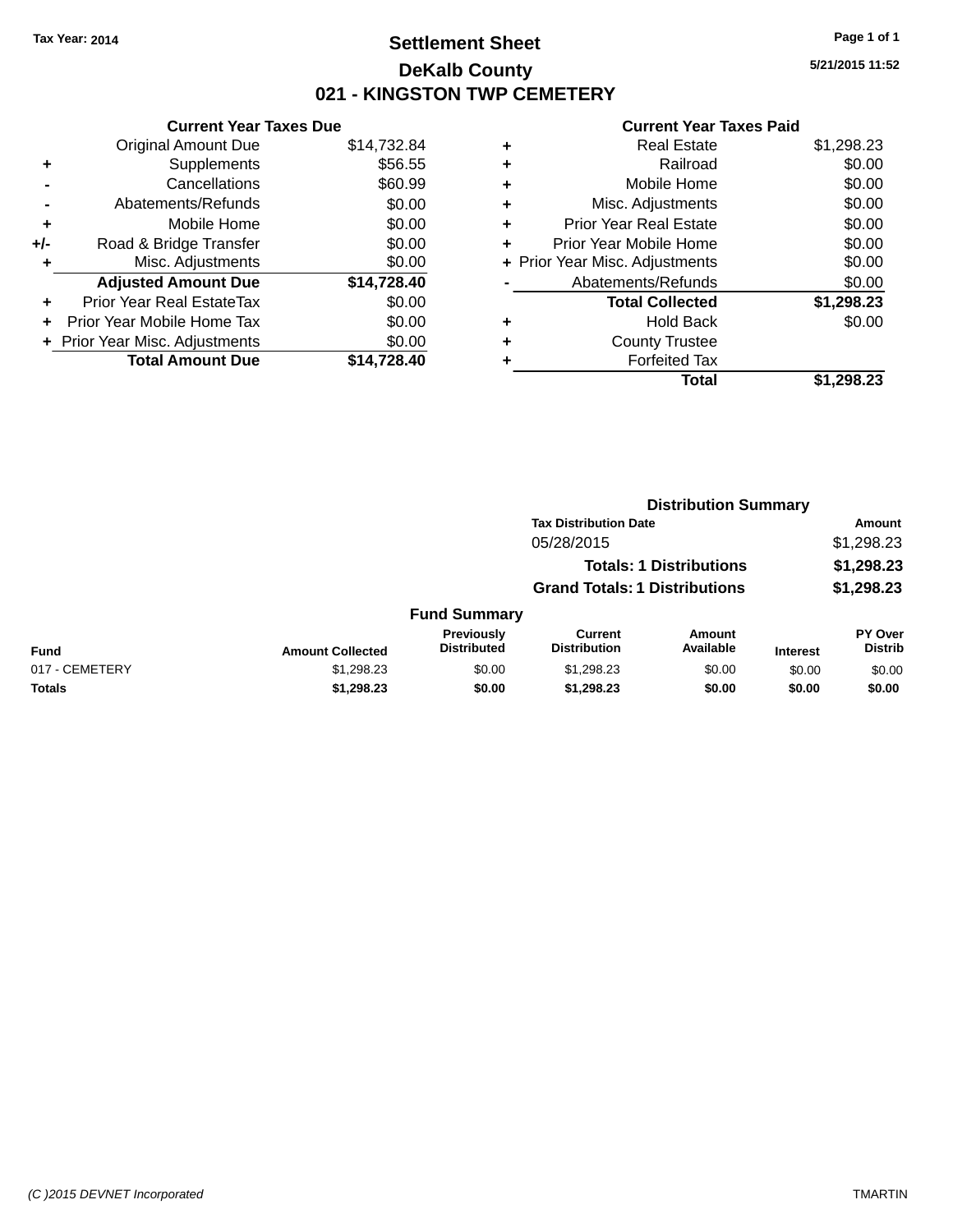Tax Year: 2014

# Settlement Sheet

## DeKalb County

## 021 - KINGSTON TWP CEMETERY

5/21/2015 11:52

### Current Year Taxes Due

| | | |
|---|---|---|
| | Original Amount Due | $14,732.84 |
| + | Supplements | $56.55 |
| - | Cancellations | $60.99 |
| - | Abatements/Refunds | $0.00 |
| + | Mobile Home | $0.00 |
| +/- | Road & Bridge Transfer | $0.00 |
| + | Misc. Adjustments | $0.00 |
| | **Adjusted Amount Due** | **$14,728.40** |
| + | Prior Year Real EstateTax | $0.00 |
| + | Prior Year Mobile Home Tax | $0.00 |
| + | Prior Year Misc. Adjustments | $0.00 |
| | **Total Amount Due** | **$14,728.40** |

### Current Year Taxes Paid

| | | |
|---|---|---|
| + | Real Estate | $1,298.23 |
| + | Railroad | $0.00 |
| + | Mobile Home | $0.00 |
| + | Misc. Adjustments | $0.00 |
| + | Prior Year Real Estate | $0.00 |
| + | Prior Year Mobile Home | $0.00 |
| + | Prior Year Misc. Adjustments | $0.00 |
| - | Abatements/Refunds | $0.00 |
| | **Total Collected** | **$1,298.23** |
| + | Hold Back | $0.00 |
| + | County Trustee | |
| + | Forfeited Tax | |
| | **Total** | **$1,298.23** |

### Distribution Summary

| Tax Distribution Date | Amount |
|---|---|
| 05/28/2015 | $1,298.23 |
| **Totals: 1 Distributions** | **$1,298.23** |
| **Grand Totals: 1 Distributions** | **$1,298.23** |

### Fund Summary

| Fund | Amount Collected | Previously Distributed | Current Distribution | Amount Available | Interest | PY Over Distrib |
|---|---|---|---|---|---|---|
| 017 - CEMETERY | $1,298.23 | $0.00 | $1,298.23 | $0.00 | $0.00 | $0.00 |
| **Totals** | **$1,298.23** | **$0.00** | **$1,298.23** | **$0.00** | **$0.00** | **$0.00** |

(C )2015 DEVNET Incorporated TMARTIN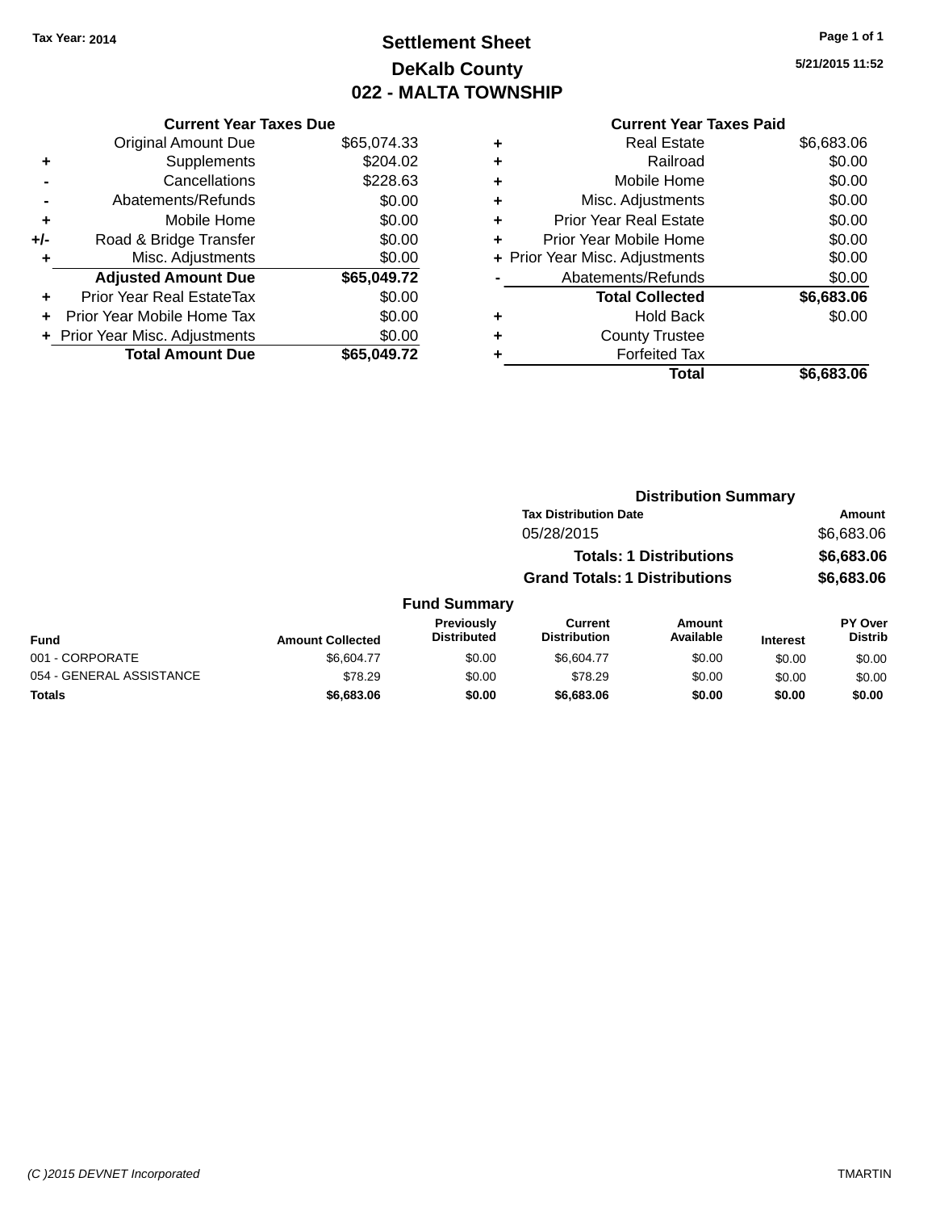Tax Year: 2014

# Settlement Sheet

## DeKalb County

## 022 - MALTA TOWNSHIP

5/21/2015 11:52

### Current Year Taxes Due

| | | |
|---|---|---|
| | Original Amount Due | $65,074.33 |
| + | Supplements | $204.02 |
| - | Cancellations | $228.63 |
| - | Abatements/Refunds | $0.00 |
| + | Mobile Home | $0.00 |
| +/- | Road & Bridge Transfer | $0.00 |
| + | Misc. Adjustments | $0.00 |
| | **Adjusted Amount Due** | **$65,049.72** |
| + | Prior Year Real EstateTax | $0.00 |
| + | Prior Year Mobile Home Tax | $0.00 |
| + | Prior Year Misc. Adjustments | $0.00 |
| | **Total Amount Due** | **$65,049.72** |

### Current Year Taxes Paid

| | | |
|---|---|---|
| + | Real Estate | $6,683.06 |
| + | Railroad | $0.00 |
| + | Mobile Home | $0.00 |
| + | Misc. Adjustments | $0.00 |
| + | Prior Year Real Estate | $0.00 |
| + | Prior Year Mobile Home | $0.00 |
| + | Prior Year Misc. Adjustments | $0.00 |
| - | Abatements/Refunds | $0.00 |
| | **Total Collected** | **$6,683.06** |
| + | Hold Back | $0.00 |
| + | County Trustee | |
| + | Forfeited Tax | |
| | **Total** | **$6,683.06** |

### Distribution Summary

| Tax Distribution Date | Amount |
|---|---|
| 05/28/2015 | $6,683.06 |
| **Totals: 1 Distributions** | **$6,683.06** |
| **Grand Totals: 1 Distributions** | **$6,683.06** |

### Fund Summary

| Fund | Amount Collected | Previously Distributed | Current Distribution | Amount Available | Interest | PY Over Distrib |
|---|---|---|---|---|---|---|
| 001 - CORPORATE | $6,604.77 | $0.00 | $6,604.77 | $0.00 | $0.00 | $0.00 |
| 054 - GENERAL ASSISTANCE | $78.29 | $0.00 | $78.29 | $0.00 | $0.00 | $0.00 |
| **Totals** | **$6,683.06** | **$0.00** | **$6,683.06** | **$0.00** | **$0.00** | **$0.00** |

(C )2015 DEVNET Incorporated

TMARTIN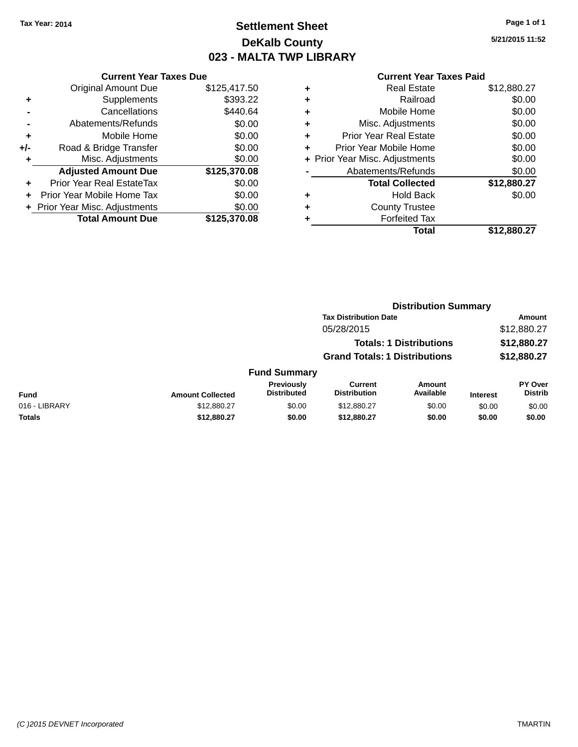Tax Year: 2014

# Settlement Sheet

## DeKalb County

## 023 - MALTA TWP LIBRARY

5/21/2015 11:52

### Current Year Taxes Due

| | | |
|---|---|---|
| | Original Amount Due | $125,417.50 |
| + | Supplements | $393.22 |
| - | Cancellations | $440.64 |
| - | Abatements/Refunds | $0.00 |
| + | Mobile Home | $0.00 |
| +/- | Road & Bridge Transfer | $0.00 |
| + | Misc. Adjustments | $0.00 |
| | **Adjusted Amount Due** | **$125,370.08** |
| + | Prior Year Real EstateTax | $0.00 |
| + | Prior Year Mobile Home Tax | $0.00 |
| + | Prior Year Misc. Adjustments | $0.00 |
| | **Total Amount Due** | **$125,370.08** |

### Current Year Taxes Paid

| | | |
|---|---|---|
| + | Real Estate | $12,880.27 |
| + | Railroad | $0.00 |
| + | Mobile Home | $0.00 |
| + | Misc. Adjustments | $0.00 |
| + | Prior Year Real Estate | $0.00 |
| + | Prior Year Mobile Home | $0.00 |
| + | Prior Year Misc. Adjustments | $0.00 |
| - | Abatements/Refunds | $0.00 |
| | **Total Collected** | **$12,880.27** |
| + | Hold Back | $0.00 |
| + | County Trustee | |
| + | Forfeited Tax | |
| | **Total** | **$12,880.27** |

### Distribution Summary

| Tax Distribution Date | Amount |
|---|---|
| 05/28/2015 | $12,880.27 |
| **Totals: 1 Distributions** | **$12,880.27** |
| **Grand Totals: 1 Distributions** | **$12,880.27** |

### Fund Summary

| Fund | Amount Collected | Previously Distributed | Current Distribution | Amount Available | Interest | PY Over Distrib |
|---|---|---|---|---|---|---|
| 016 - LIBRARY | $12,880.27 | $0.00 | $12,880.27 | $0.00 | $0.00 | $0.00 |
| **Totals** | **$12,880.27** | **$0.00** | **$12,880.27** | **$0.00** | **$0.00** | **$0.00** |

(C )2015 DEVNET Incorporated TMARTIN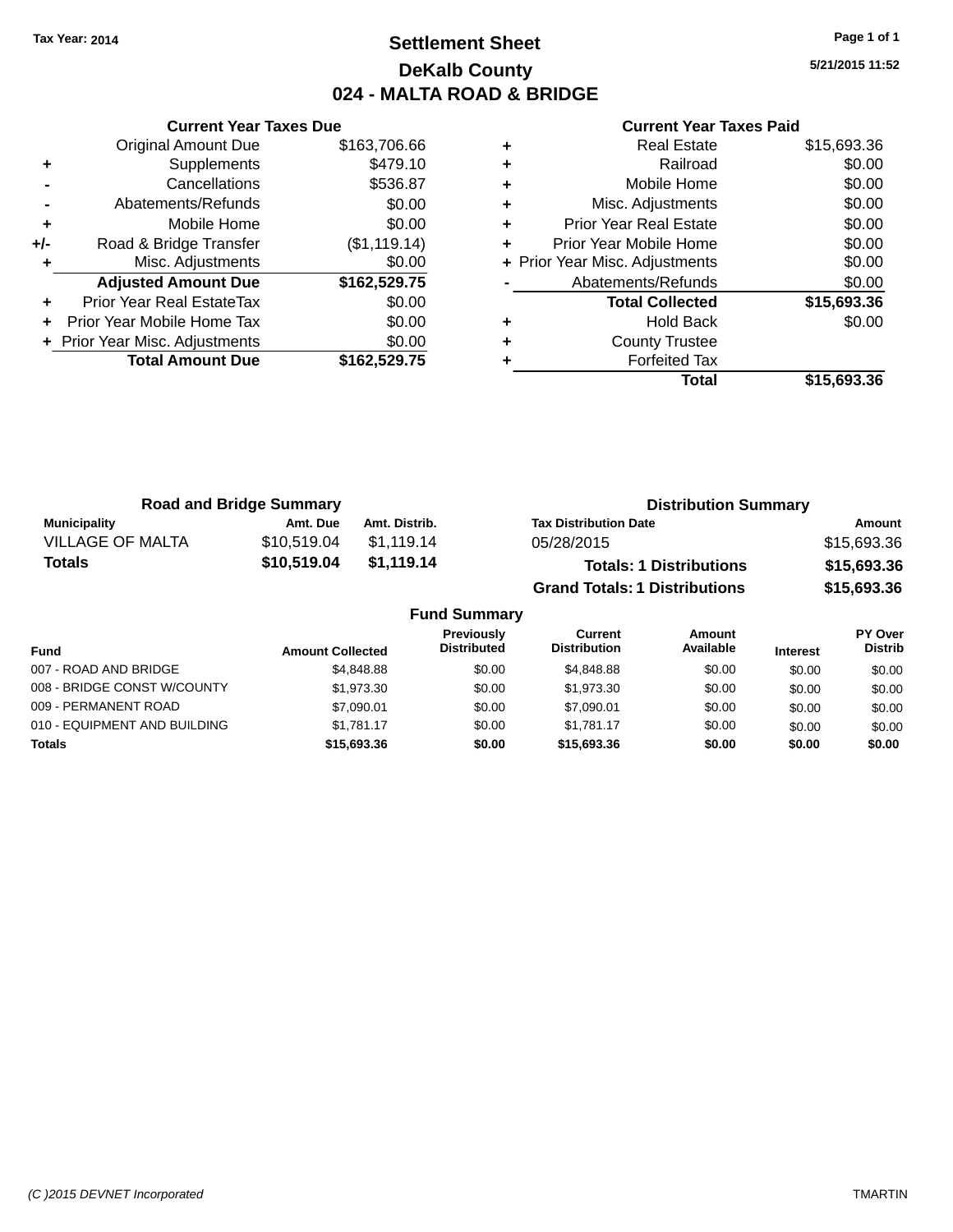Tax Year: 2014

# Settlement Sheet

## DeKalb County

## 024 - MALTA ROAD & BRIDGE

5/21/2015 11:52

**Current Year Taxes Due**

| | | |
|---|---|---|
| | Original Amount Due | $163,706.66 |
| + | Supplements | $479.10 |
| - | Cancellations | $536.87 |
| - | Abatements/Refunds | $0.00 |
| + | Mobile Home | $0.00 |
| +/- | Road & Bridge Transfer | ($1,119.14) |
| + | Misc. Adjustments | $0.00 |
| | **Adjusted Amount Due** | **$162,529.75** |
| + | Prior Year Real EstateTax | $0.00 |
| + | Prior Year Mobile Home Tax | $0.00 |
| + | Prior Year Misc. Adjustments | $0.00 |
| | **Total Amount Due** | **$162,529.75** |

**Current Year Taxes Paid**

| | | |
|---|---|---|
| + | Real Estate | $15,693.36 |
| + | Railroad | $0.00 |
| + | Mobile Home | $0.00 |
| + | Misc. Adjustments | $0.00 |
| + | Prior Year Real Estate | $0.00 |
| + | Prior Year Mobile Home | $0.00 |
| + | Prior Year Misc. Adjustments | $0.00 |
| - | Abatements/Refunds | $0.00 |
| | **Total Collected** | **$15,693.36** |
| + | Hold Back | $0.00 |
| + | County Trustee | |
| + | Forfeited Tax | |
| | **Total** | **$15,693.36** |

**Road and Bridge Summary**

| Municipality | Amt. Due | Amt. Distrib. |
|---|---|---|
| VILLAGE OF MALTA | $10,519.04 | $1,119.14 |
| **Totals** | **$10,519.04** | **$1,119.14** |

**Distribution Summary**

| Tax Distribution Date | Amount |
|---|---|
| 05/28/2015 | $15,693.36 |
| **Totals: 1 Distributions** | **$15,693.36** |
| **Grand Totals: 1 Distributions** | **$15,693.36** |

**Fund Summary**

| Fund | Amount Collected | Previously Distributed | Current Distribution | Amount Available | Interest | PY Over Distrib |
|---|---|---|---|---|---|---|
| 007 - ROAD AND BRIDGE | $4,848.88 | $0.00 | $4,848.88 | $0.00 | $0.00 | $0.00 |
| 008 - BRIDGE CONST W/COUNTY | $1,973.30 | $0.00 | $1,973.30 | $0.00 | $0.00 | $0.00 |
| 009 - PERMANENT ROAD | $7,090.01 | $0.00 | $7,090.01 | $0.00 | $0.00 | $0.00 |
| 010 - EQUIPMENT AND BUILDING | $1,781.17 | $0.00 | $1,781.17 | $0.00 | $0.00 | $0.00 |
| **Totals** | **$15,693.36** | **$0.00** | **$15,693.36** | **$0.00** | **$0.00** | **$0.00** |

(C )2015 DEVNET Incorporated TMARTIN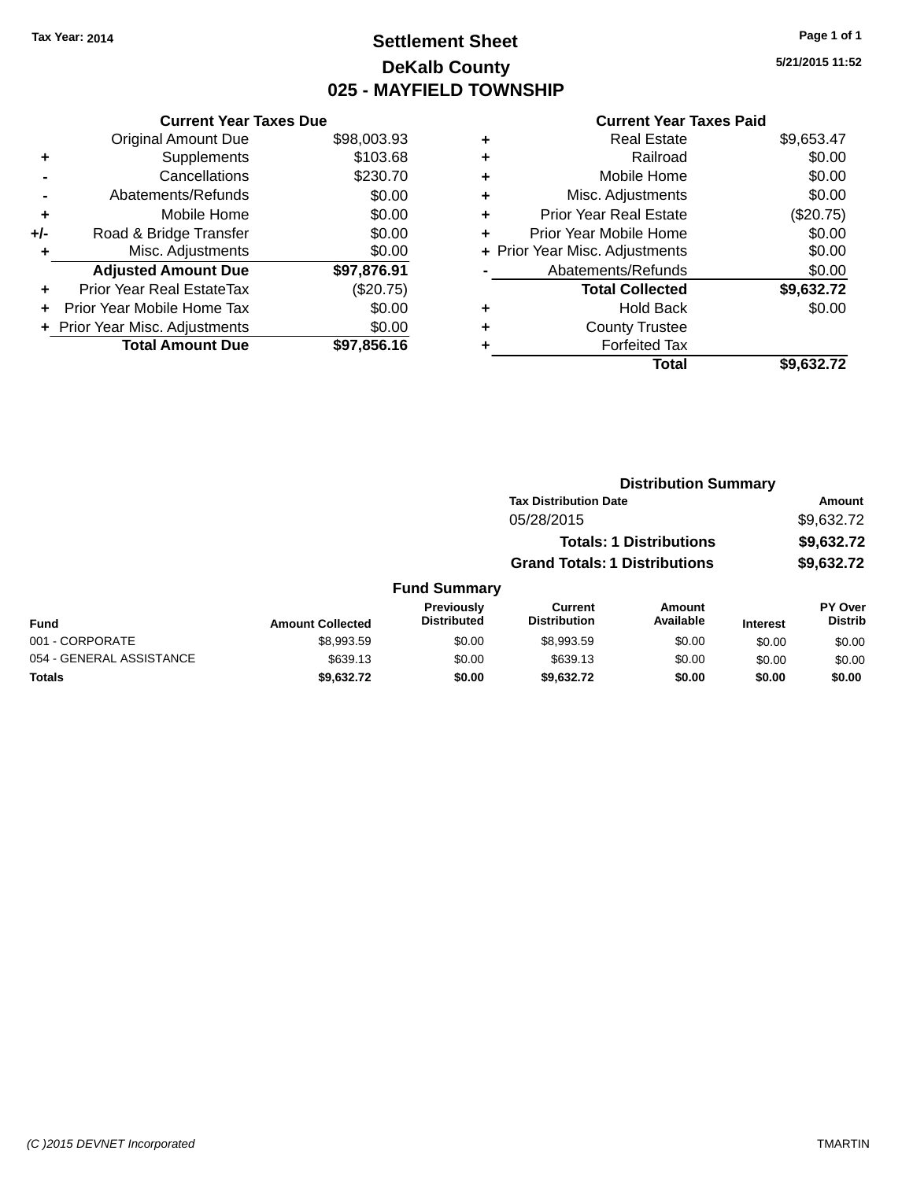Tax Year: 2014

# Settlement Sheet

## DeKalb County

## 025 - MAYFIELD TOWNSHIP

5/21/2015 11:52

### Current Year Taxes Due

| | | |
|---|---|---|
| | Original Amount Due | $98,003.93 |
| + | Supplements | $103.68 |
| - | Cancellations | $230.70 |
| - | Abatements/Refunds | $0.00 |
| + | Mobile Home | $0.00 |
| +/- | Road & Bridge Transfer | $0.00 |
| + | Misc. Adjustments | $0.00 |
| | **Adjusted Amount Due** | **$97,876.91** |
| + | Prior Year Real EstateTax | ($20.75) |
| + | Prior Year Mobile Home Tax | $0.00 |
| + | Prior Year Misc. Adjustments | $0.00 |
| | **Total Amount Due** | **$97,856.16** |

### Current Year Taxes Paid

| | | |
|---|---|---|
| + | Real Estate | $9,653.47 |
| + | Railroad | $0.00 |
| + | Mobile Home | $0.00 |
| + | Misc. Adjustments | $0.00 |
| + | Prior Year Real Estate | ($20.75) |
| + | Prior Year Mobile Home | $0.00 |
| + | Prior Year Misc. Adjustments | $0.00 |
| - | Abatements/Refunds | $0.00 |
| | **Total Collected** | **$9,632.72** |
| + | Hold Back | $0.00 |
| + | County Trustee | |
| + | Forfeited Tax | |
| | **Total** | **$9,632.72** |

### Distribution Summary

| Tax Distribution Date | Amount |
|---|---|
| 05/28/2015 | $9,632.72 |
| **Totals: 1 Distributions** | **$9,632.72** |
| **Grand Totals: 1 Distributions** | **$9,632.72** |

### Fund Summary

| Fund | Amount Collected | Previously Distributed | Current Distribution | Amount Available | Interest | PY Over Distrib |
|---|---|---|---|---|---|---|
| 001 - CORPORATE | $8,993.59 | $0.00 | $8,993.59 | $0.00 | $0.00 | $0.00 |
| 054 - GENERAL ASSISTANCE | $639.13 | $0.00 | $639.13 | $0.00 | $0.00 | $0.00 |
| **Totals** | **$9,632.72** | **$0.00** | **$9,632.72** | **$0.00** | **$0.00** | **$0.00** |

(C )2015 DEVNET Incorporated TMARTIN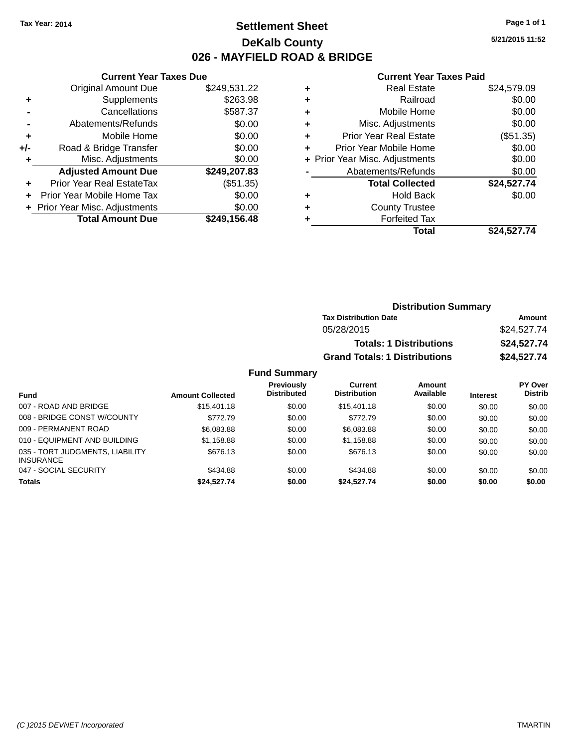Tax Year: 2014

# Settlement Sheet

## DeKalb County

## 026 - MAYFIELD ROAD & BRIDGE

5/21/2015 11:52

### Current Year Taxes Due

| | | |
|---|---|---|
| | Original Amount Due | $249,531.22 |
| + | Supplements | $263.98 |
| - | Cancellations | $587.37 |
| - | Abatements/Refunds | $0.00 |
| + | Mobile Home | $0.00 |
| +/- | Road & Bridge Transfer | $0.00 |
| + | Misc. Adjustments | $0.00 |
| | **Adjusted Amount Due** | **$249,207.83** |
| + | Prior Year Real EstateTax | ($51.35) |
| + | Prior Year Mobile Home Tax | $0.00 |
| + | Prior Year Misc. Adjustments | $0.00 |
| | **Total Amount Due** | **$249,156.48** |

### Current Year Taxes Paid

| | | |
|---|---|---|
| + | Real Estate | $24,579.09 |
| + | Railroad | $0.00 |
| + | Mobile Home | $0.00 |
| + | Misc. Adjustments | $0.00 |
| + | Prior Year Real Estate | ($51.35) |
| + | Prior Year Mobile Home | $0.00 |
| + | Prior Year Misc. Adjustments | $0.00 |
| - | Abatements/Refunds | $0.00 |
| | **Total Collected** | **$24,527.74** |
| + | Hold Back | $0.00 |
| + | County Trustee | |
| + | Forfeited Tax | |
| | **Total** | **$24,527.74** |

### Distribution Summary

| Tax Distribution Date | Amount |
|---|---|
| 05/28/2015 | $24,527.74 |
| **Totals: 1 Distributions** | **$24,527.74** |
| **Grand Totals: 1 Distributions** | **$24,527.74** |

### Fund Summary

| Fund | Amount Collected | Previously Distributed | Current Distribution | Amount Available | Interest | PY Over Distrib |
|---|---|---|---|---|---|---|
| 007 - ROAD AND BRIDGE | $15,401.18 | $0.00 | $15,401.18 | $0.00 | $0.00 | $0.00 |
| 008 - BRIDGE CONST W/COUNTY | $772.79 | $0.00 | $772.79 | $0.00 | $0.00 | $0.00 |
| 009 - PERMANENT ROAD | $6,083.88 | $0.00 | $6,083.88 | $0.00 | $0.00 | $0.00 |
| 010 - EQUIPMENT AND BUILDING | $1,158.88 | $0.00 | $1,158.88 | $0.00 | $0.00 | $0.00 |
| 035 - TORT JUDGMENTS, LIABILITY INSURANCE | $676.13 | $0.00 | $676.13 | $0.00 | $0.00 | $0.00 |
| 047 - SOCIAL SECURITY | $434.88 | $0.00 | $434.88 | $0.00 | $0.00 | $0.00 |
| **Totals** | **$24,527.74** | **$0.00** | **$24,527.74** | **$0.00** | **$0.00** | **$0.00** |

(C )2015 DEVNET Incorporated TMARTIN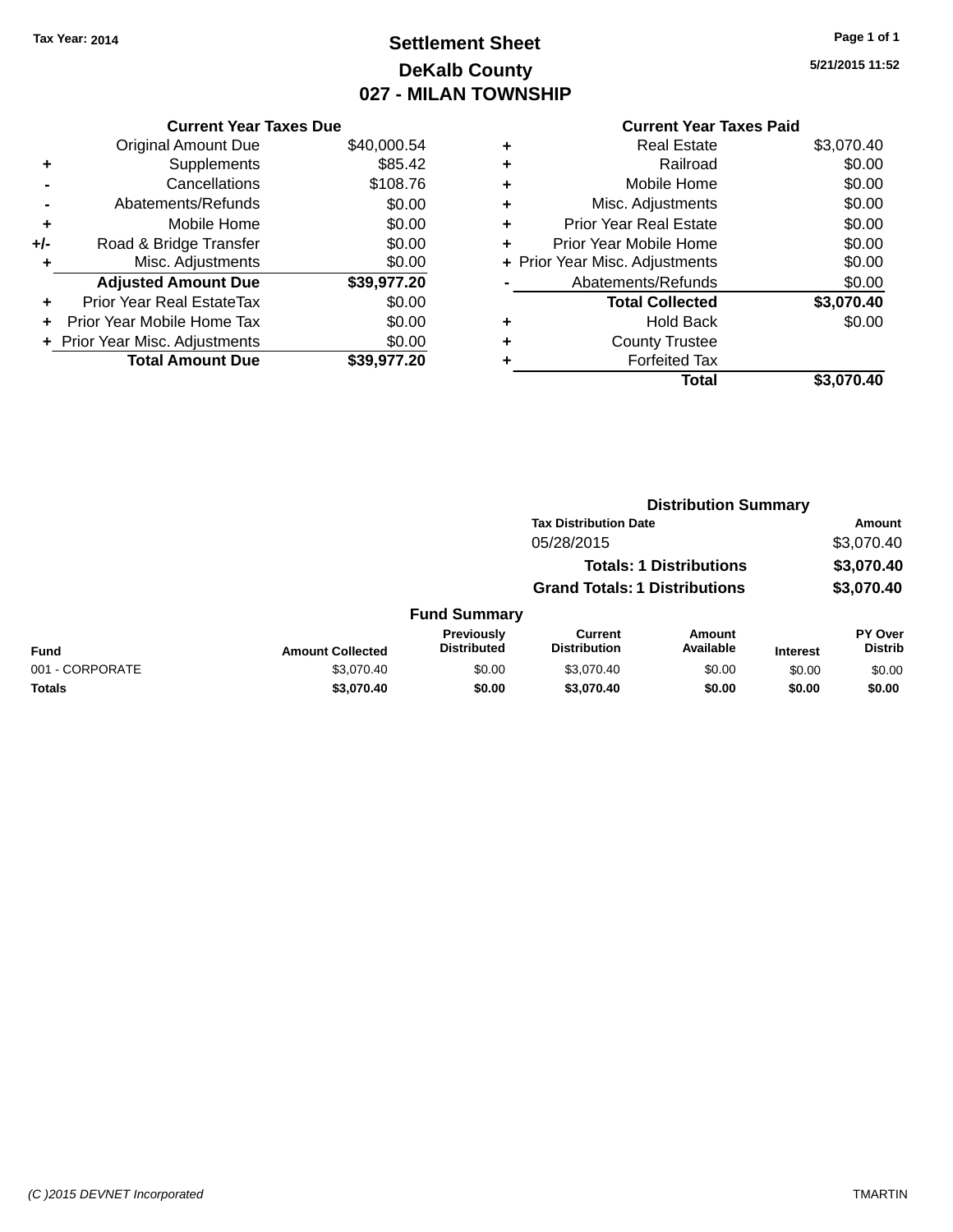Tax Year: 2014

# Settlement Sheet
# DeKalb County
# 027 - MILAN TOWNSHIP

5/21/2015 11:52

### Current Year Taxes Due

| | | |
|---|---|---|
| | Original Amount Due | $40,000.54 |
| + | Supplements | $85.42 |
| - | Cancellations | $108.76 |
| - | Abatements/Refunds | $0.00 |
| + | Mobile Home | $0.00 |
| +/- | Road & Bridge Transfer | $0.00 |
| + | Misc. Adjustments | $0.00 |
| | **Adjusted Amount Due** | **$39,977.20** |
| + | Prior Year Real EstateTax | $0.00 |
| + | Prior Year Mobile Home Tax | $0.00 |
| + | Prior Year Misc. Adjustments | $0.00 |
| | **Total Amount Due** | **$39,977.20** |

### Current Year Taxes Paid

| | | |
|---|---|---|
| + | Real Estate | $3,070.40 |
| + | Railroad | $0.00 |
| + | Mobile Home | $0.00 |
| + | Misc. Adjustments | $0.00 |
| + | Prior Year Real Estate | $0.00 |
| + | Prior Year Mobile Home | $0.00 |
| + | Prior Year Misc. Adjustments | $0.00 |
| - | Abatements/Refunds | $0.00 |
| | **Total Collected** | **$3,070.40** |
| + | Hold Back | $0.00 |
| + | County Trustee | |
| + | Forfeited Tax | |
| | **Total** | **$3,070.40** |

### Distribution Summary

| Tax Distribution Date | Amount |
|---|---|
| 05/28/2015 | $3,070.40 |
| **Totals: 1 Distributions** | **$3,070.40** |
| **Grand Totals: 1 Distributions** | **$3,070.40** |

### Fund Summary

| Fund | Amount Collected | Previously Distributed | Current Distribution | Amount Available | Interest | PY Over Distrib |
|---|---|---|---|---|---|---|
| 001 - CORPORATE | $3,070.40 | $0.00 | $3,070.40 | $0.00 | $0.00 | $0.00 |
| **Totals** | **$3,070.40** | **$0.00** | **$3,070.40** | **$0.00** | **$0.00** | **$0.00** |

(C )2015 DEVNET Incorporated TMARTIN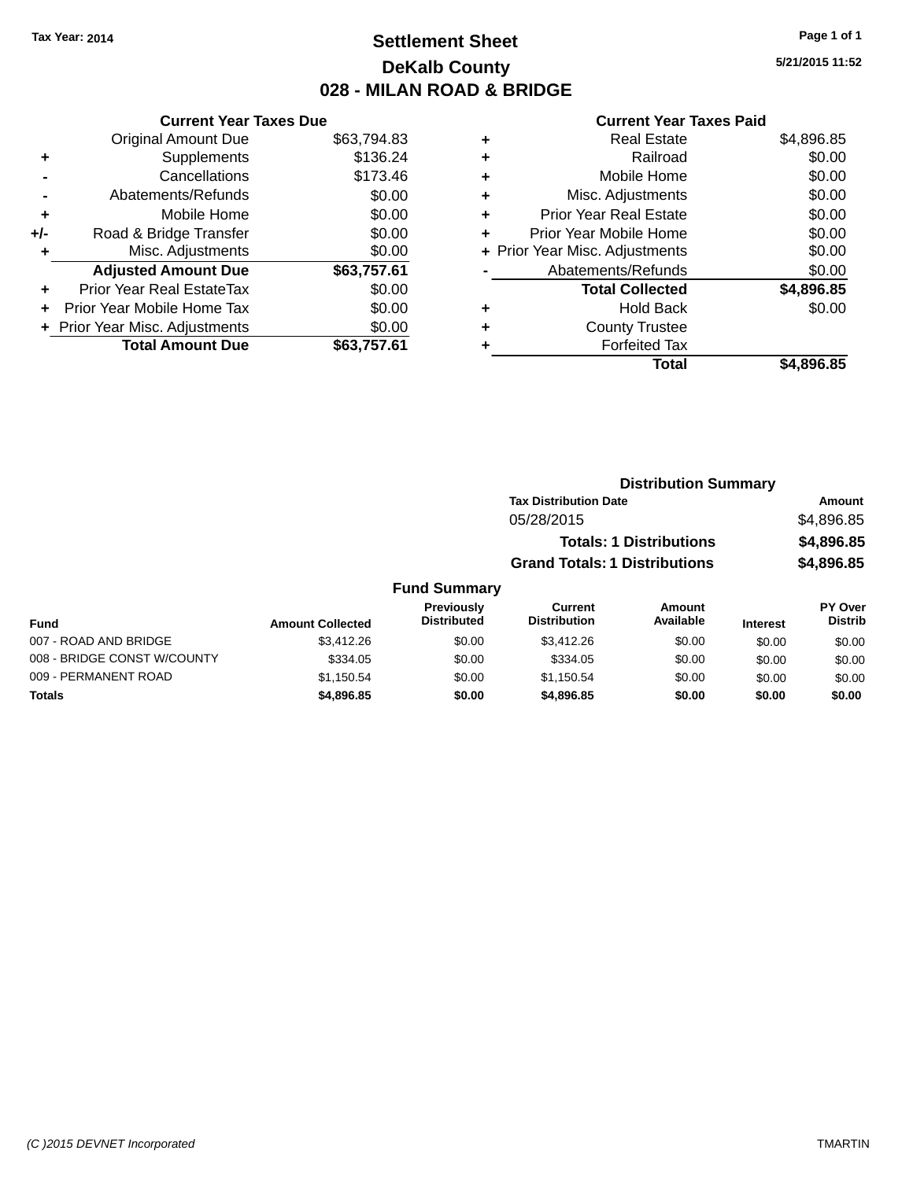Tax Year: 2014

# Settlement Sheet

## DeKalb County

## 028 - MILAN ROAD & BRIDGE

5/21/2015 11:52

### Current Year Taxes Due

| | | |
|---|---|---|
| | Original Amount Due | $63,794.83 |
| + | Supplements | $136.24 |
| - | Cancellations | $173.46 |
| - | Abatements/Refunds | $0.00 |
| + | Mobile Home | $0.00 |
| +/- | Road & Bridge Transfer | $0.00 |
| + | Misc. Adjustments | $0.00 |
| | **Adjusted Amount Due** | **$63,757.61** |
| + | Prior Year Real EstateTax | $0.00 |
| + | Prior Year Mobile Home Tax | $0.00 |
| + | Prior Year Misc. Adjustments | $0.00 |
| | **Total Amount Due** | **$63,757.61** |

### Current Year Taxes Paid

| | | |
|---|---|---|
| + | Real Estate | $4,896.85 |
| + | Railroad | $0.00 |
| + | Mobile Home | $0.00 |
| + | Misc. Adjustments | $0.00 |
| + | Prior Year Real Estate | $0.00 |
| + | Prior Year Mobile Home | $0.00 |
| + | Prior Year Misc. Adjustments | $0.00 |
| - | Abatements/Refunds | $0.00 |
| | **Total Collected** | **$4,896.85** |
| + | Hold Back | $0.00 |
| + | County Trustee | |
| + | Forfeited Tax | |
| | **Total** | **$4,896.85** |

### Distribution Summary

| Tax Distribution Date | Amount |
|---|---|
| 05/28/2015 | $4,896.85 |
| **Totals: 1 Distributions** | **$4,896.85** |
| **Grand Totals: 1 Distributions** | **$4,896.85** |

### Fund Summary

| Fund | Amount Collected | Previously Distributed | Current Distribution | Amount Available | Interest | PY Over Distrib |
|---|---|---|---|---|---|---|
| 007 - ROAD AND BRIDGE | $3,412.26 | $0.00 | $3,412.26 | $0.00 | $0.00 | $0.00 |
| 008 - BRIDGE CONST W/COUNTY | $334.05 | $0.00 | $334.05 | $0.00 | $0.00 | $0.00 |
| 009 - PERMANENT ROAD | $1,150.54 | $0.00 | $1,150.54 | $0.00 | $0.00 | $0.00 |
| **Totals** | **$4,896.85** | **$0.00** | **$4,896.85** | **$0.00** | **$0.00** | **$0.00** |

(C )2015 DEVNET Incorporated TMARTIN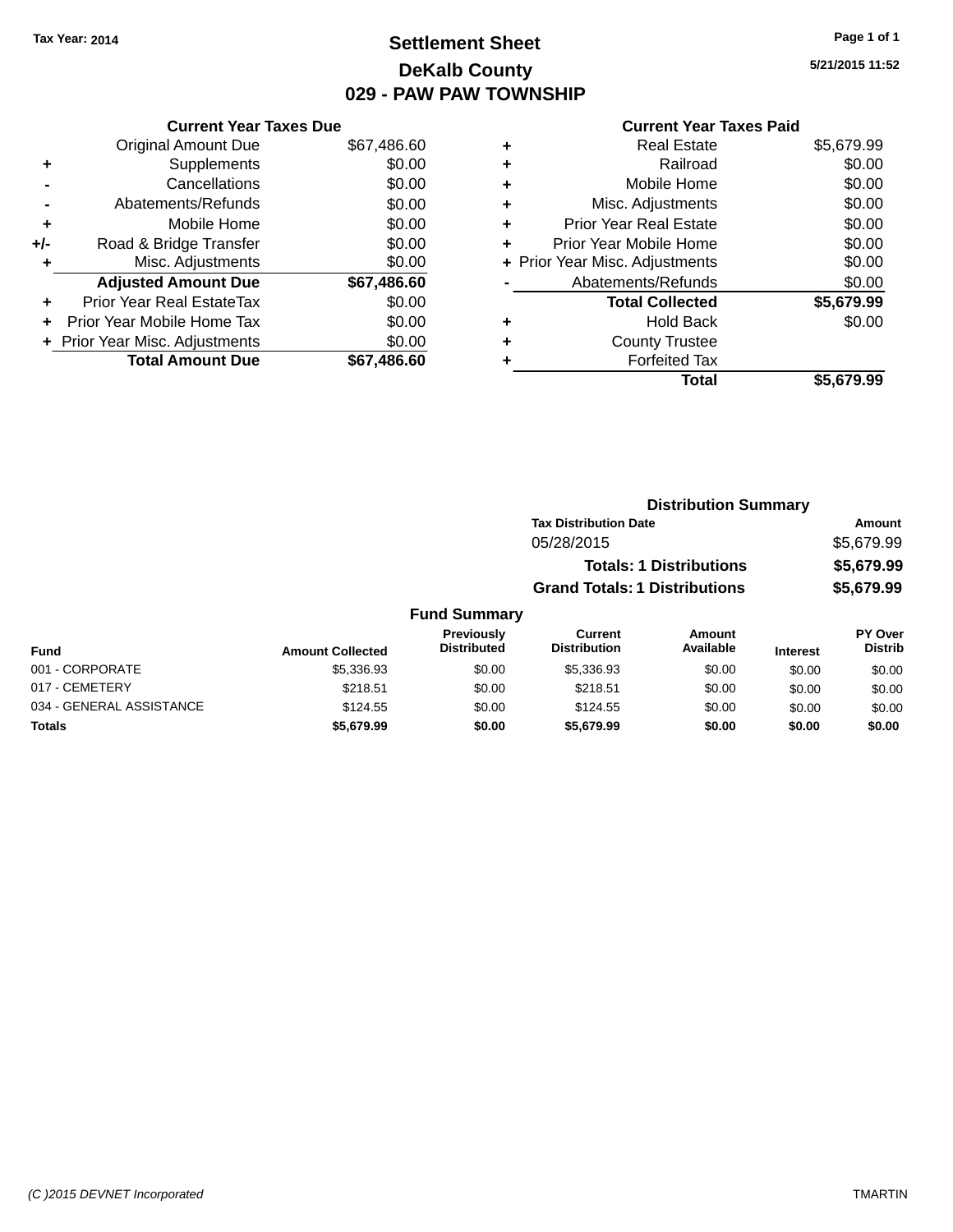Tax Year: 2014

# Settlement Sheet

## DeKalb County

## 029 - PAW PAW TOWNSHIP

5/21/2015 11:52

**Current Year Taxes Due**

| | | |
|---|---|---|
| | Original Amount Due | $67,486.60 |
| + | Supplements | $0.00 |
| - | Cancellations | $0.00 |
| - | Abatements/Refunds | $0.00 |
| + | Mobile Home | $0.00 |
| +/- | Road & Bridge Transfer | $0.00 |
| + | Misc. Adjustments | $0.00 |
| | **Adjusted Amount Due** | **$67,486.60** |
| + | Prior Year Real EstateTax | $0.00 |
| + | Prior Year Mobile Home Tax | $0.00 |
| + | Prior Year Misc. Adjustments | $0.00 |
| | **Total Amount Due** | **$67,486.60** |

**Current Year Taxes Paid**

| | | |
|---|---|---|
| + | Real Estate | $5,679.99 |
| + | Railroad | $0.00 |
| + | Mobile Home | $0.00 |
| + | Misc. Adjustments | $0.00 |
| + | Prior Year Real Estate | $0.00 |
| + | Prior Year Mobile Home | $0.00 |
| + | Prior Year Misc. Adjustments | $0.00 |
| - | Abatements/Refunds | $0.00 |
| | **Total Collected** | **$5,679.99** |
| + | Hold Back | $0.00 |
| + | County Trustee | |
| + | Forfeited Tax | |
| | **Total** | **$5,679.99** |

**Distribution Summary**

| Tax Distribution Date | Amount |
|---|---|
| 05/28/2015 | $5,679.99 |
| **Totals: 1 Distributions** | **$5,679.99** |
| **Grand Totals: 1 Distributions** | **$5,679.99** |

**Fund Summary**

| Fund | Amount Collected | Previously Distributed | Current Distribution | Amount Available | Interest | PY Over Distrib |
|---|---|---|---|---|---|---|
| 001 - CORPORATE | $5,336.93 | $0.00 | $5,336.93 | $0.00 | $0.00 | $0.00 |
| 017 - CEMETERY | $218.51 | $0.00 | $218.51 | $0.00 | $0.00 | $0.00 |
| 034 - GENERAL ASSISTANCE | $124.55 | $0.00 | $124.55 | $0.00 | $0.00 | $0.00 |
| **Totals** | **$5,679.99** | **$0.00** | **$5,679.99** | **$0.00** | **$0.00** | **$0.00** |

(C )2015 DEVNET Incorporated TMARTIN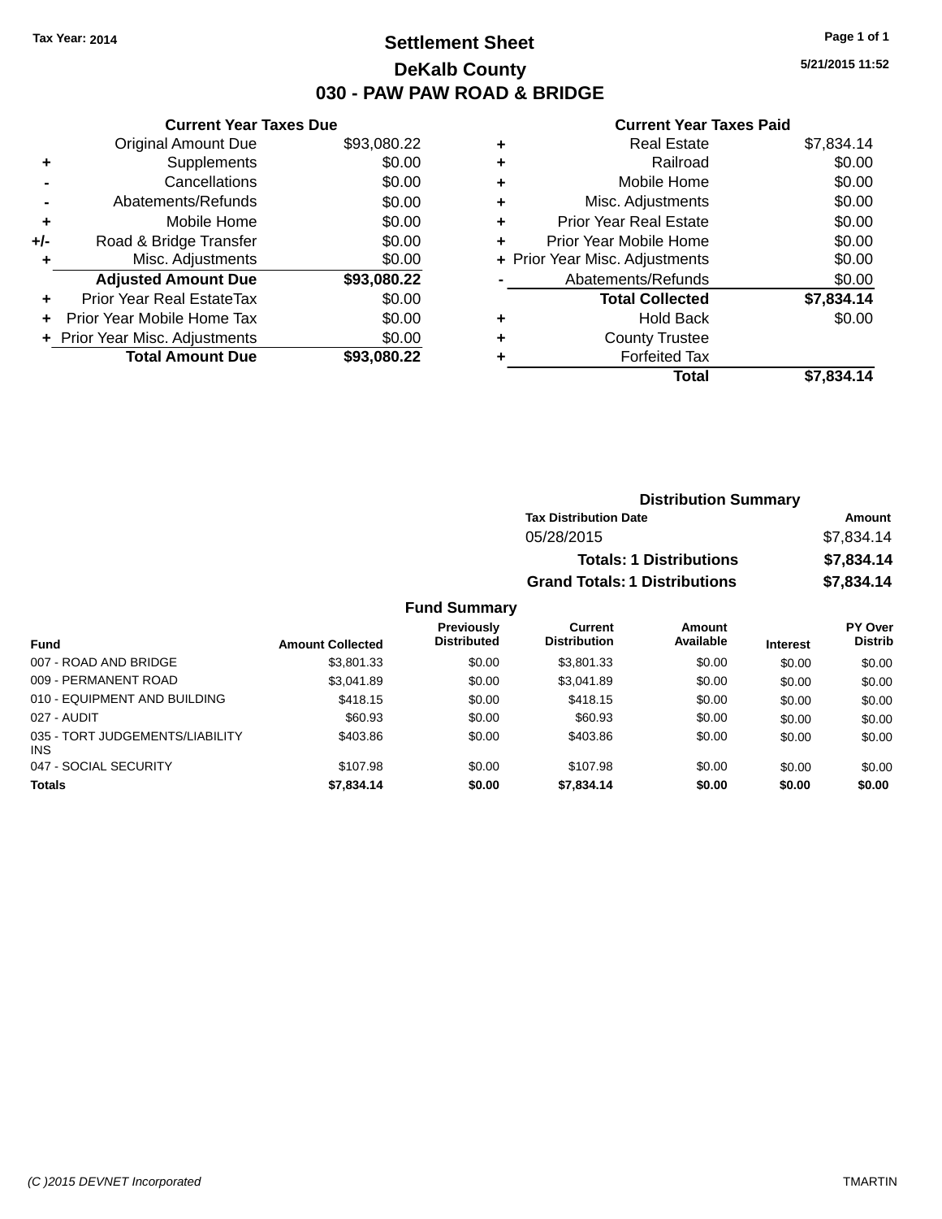Tax Year: 2014

# Settlement Sheet

## DeKalb County

## 030 - PAW PAW ROAD & BRIDGE

5/21/2015 11:52

### Current Year Taxes Due

| | | |
|---|---|---|
| | Original Amount Due | $93,080.22 |
| + | Supplements | $0.00 |
| - | Cancellations | $0.00 |
| - | Abatements/Refunds | $0.00 |
| + | Mobile Home | $0.00 |
| +/- | Road & Bridge Transfer | $0.00 |
| + | Misc. Adjustments | $0.00 |
| | **Adjusted Amount Due** | **$93,080.22** |
| + | Prior Year Real EstateTax | $0.00 |
| + | Prior Year Mobile Home Tax | $0.00 |
| + | Prior Year Misc. Adjustments | $0.00 |
| | **Total Amount Due** | **$93,080.22** |

### Current Year Taxes Paid

| | | |
|---|---|---|
| + | Real Estate | $7,834.14 |
| + | Railroad | $0.00 |
| + | Mobile Home | $0.00 |
| + | Misc. Adjustments | $0.00 |
| + | Prior Year Real Estate | $0.00 |
| + | Prior Year Mobile Home | $0.00 |
| + | Prior Year Misc. Adjustments | $0.00 |
| - | Abatements/Refunds | $0.00 |
| | **Total Collected** | **$7,834.14** |
| + | Hold Back | $0.00 |
| + | County Trustee | |
| + | Forfeited Tax | |
| | **Total** | **$7,834.14** |

### Distribution Summary

| Tax Distribution Date | Amount |
|---|---|
| 05/28/2015 | $7,834.14 |
| **Totals: 1 Distributions** | **$7,834.14** |
| **Grand Totals: 1 Distributions** | **$7,834.14** |

### Fund Summary

| Fund | Amount Collected | Previously Distributed | Current Distribution | Amount Available | Interest | PY Over Distrib |
|---|---|---|---|---|---|---|
| 007 - ROAD AND BRIDGE | $3,801.33 | $0.00 | $3,801.33 | $0.00 | $0.00 | $0.00 |
| 009 - PERMANENT ROAD | $3,041.89 | $0.00 | $3,041.89 | $0.00 | $0.00 | $0.00 |
| 010 - EQUIPMENT AND BUILDING | $418.15 | $0.00 | $418.15 | $0.00 | $0.00 | $0.00 |
| 027 - AUDIT | $60.93 | $0.00 | $60.93 | $0.00 | $0.00 | $0.00 |
| 035 - TORT JUDGEMENTS/LIABILITY INS | $403.86 | $0.00 | $403.86 | $0.00 | $0.00 | $0.00 |
| 047 - SOCIAL SECURITY | $107.98 | $0.00 | $107.98 | $0.00 | $0.00 | $0.00 |
| **Totals** | **$7,834.14** | **$0.00** | **$7,834.14** | **$0.00** | **$0.00** | **$0.00** |

(C )2015 DEVNET Incorporated TMARTIN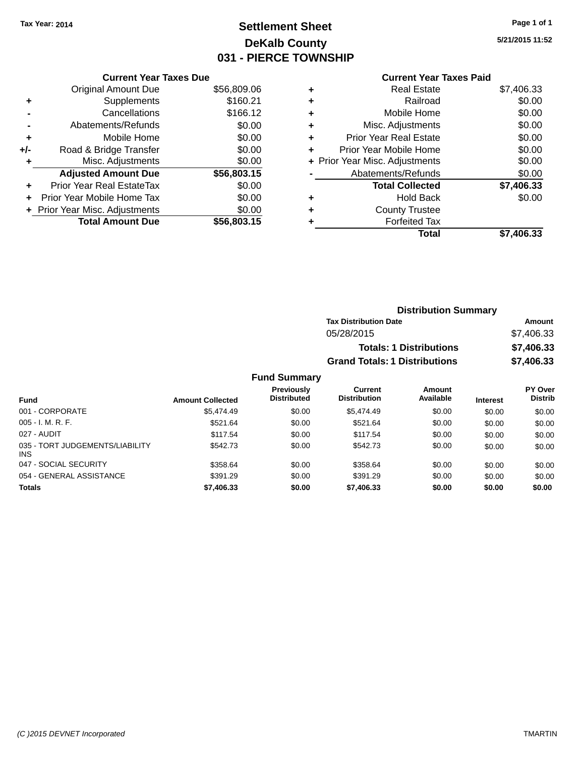Tax Year: 2014

# Settlement Sheet

## DeKalb County

## 031 - PIERCE TOWNSHIP

5/21/2015 11:52

### Current Year Taxes Due

| | | |
|---|---|---|
| | Original Amount Due | $56,809.06 |
| + | Supplements | $160.21 |
| - | Cancellations | $166.12 |
| - | Abatements/Refunds | $0.00 |
| + | Mobile Home | $0.00 |
| +/- | Road & Bridge Transfer | $0.00 |
| + | Misc. Adjustments | $0.00 |
| | **Adjusted Amount Due** | **$56,803.15** |
| + | Prior Year Real EstateTax | $0.00 |
| + | Prior Year Mobile Home Tax | $0.00 |
| + | Prior Year Misc. Adjustments | $0.00 |
| | **Total Amount Due** | **$56,803.15** |

### Current Year Taxes Paid

| | | |
|---|---|---|
| + | Real Estate | $7,406.33 |
| + | Railroad | $0.00 |
| + | Mobile Home | $0.00 |
| + | Misc. Adjustments | $0.00 |
| + | Prior Year Real Estate | $0.00 |
| + | Prior Year Mobile Home | $0.00 |
| + | Prior Year Misc. Adjustments | $0.00 |
| - | Abatements/Refunds | $0.00 |
| | **Total Collected** | **$7,406.33** |
| + | Hold Back | $0.00 |
| + | County Trustee | |
| + | Forfeited Tax | |
| | **Total** | **$7,406.33** |

### Distribution Summary

| Tax Distribution Date | Amount |
|---|---|
| 05/28/2015 | $7,406.33 |
| **Totals: 1 Distributions** | **$7,406.33** |
| **Grand Totals: 1 Distributions** | **$7,406.33** |

### Fund Summary

| Fund | Amount Collected | Previously Distributed | Current Distribution | Amount Available | Interest | PY Over Distrib |
|---|---|---|---|---|---|---|
| 001 - CORPORATE | $5,474.49 | $0.00 | $5,474.49 | $0.00 | $0.00 | $0.00 |
| 005 - I. M. R. F. | $521.64 | $0.00 | $521.64 | $0.00 | $0.00 | $0.00 |
| 027 - AUDIT | $117.54 | $0.00 | $117.54 | $0.00 | $0.00 | $0.00 |
| 035 - TORT JUDGEMENTS/LIABILITY INS | $542.73 | $0.00 | $542.73 | $0.00 | $0.00 | $0.00 |
| 047 - SOCIAL SECURITY | $358.64 | $0.00 | $358.64 | $0.00 | $0.00 | $0.00 |
| 054 - GENERAL ASSISTANCE | $391.29 | $0.00 | $391.29 | $0.00 | $0.00 | $0.00 |
| **Totals** | **$7,406.33** | **$0.00** | **$7,406.33** | **$0.00** | **$0.00** | **$0.00** |

(C )2015 DEVNET Incorporated TMARTIN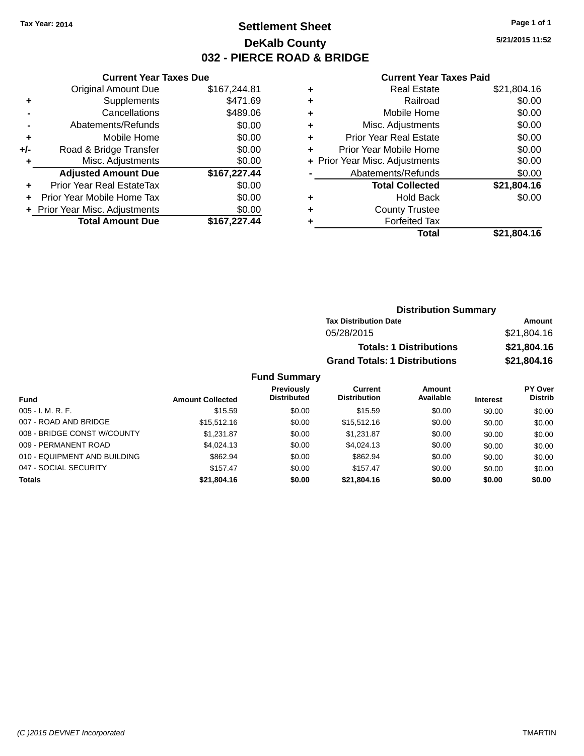Tax Year: 2014

# Settlement Sheet

## DeKalb County

## 032 - PIERCE ROAD & BRIDGE

5/21/2015 11:52

### Current Year Taxes Due

| | | |
|---|---|---|
| | Original Amount Due | $167,244.81 |
| + | Supplements | $471.69 |
| - | Cancellations | $489.06 |
| - | Abatements/Refunds | $0.00 |
| + | Mobile Home | $0.00 |
| +/- | Road & Bridge Transfer | $0.00 |
| + | Misc. Adjustments | $0.00 |
| | **Adjusted Amount Due** | **$167,227.44** |
| + | Prior Year Real EstateTax | $0.00 |
| + | Prior Year Mobile Home Tax | $0.00 |
| + | Prior Year Misc. Adjustments | $0.00 |
| | **Total Amount Due** | **$167,227.44** |

### Current Year Taxes Paid

| | | |
|---|---|---|
| + | Real Estate | $21,804.16 |
| + | Railroad | $0.00 |
| + | Mobile Home | $0.00 |
| + | Misc. Adjustments | $0.00 |
| + | Prior Year Real Estate | $0.00 |
| + | Prior Year Mobile Home | $0.00 |
| + | Prior Year Misc. Adjustments | $0.00 |
| - | Abatements/Refunds | $0.00 |
| | **Total Collected** | **$21,804.16** |
| + | Hold Back | $0.00 |
| + | County Trustee | |
| + | Forfeited Tax | |
| | **Total** | **$21,804.16** |

### Distribution Summary

| Tax Distribution Date | Amount |
|---|---|
| 05/28/2015 | $21,804.16 |
| **Totals: 1 Distributions** | **$21,804.16** |
| **Grand Totals: 1 Distributions** | **$21,804.16** |

### Fund Summary

| Fund | Amount Collected | Previously Distributed | Current Distribution | Amount Available | Interest | PY Over Distrib |
|---|---|---|---|---|---|---|
| 005 - I. M. R. F. | $15.59 | $0.00 | $15.59 | $0.00 | $0.00 | $0.00 |
| 007 - ROAD AND BRIDGE | $15,512.16 | $0.00 | $15,512.16 | $0.00 | $0.00 | $0.00 |
| 008 - BRIDGE CONST W/COUNTY | $1,231.87 | $0.00 | $1,231.87 | $0.00 | $0.00 | $0.00 |
| 009 - PERMANENT ROAD | $4,024.13 | $0.00 | $4,024.13 | $0.00 | $0.00 | $0.00 |
| 010 - EQUIPMENT AND BUILDING | $862.94 | $0.00 | $862.94 | $0.00 | $0.00 | $0.00 |
| 047 - SOCIAL SECURITY | $157.47 | $0.00 | $157.47 | $0.00 | $0.00 | $0.00 |
| **Totals** | **$21,804.16** | **$0.00** | **$21,804.16** | **$0.00** | **$0.00** | **$0.00** |

(C )2015 DEVNET Incorporated TMARTIN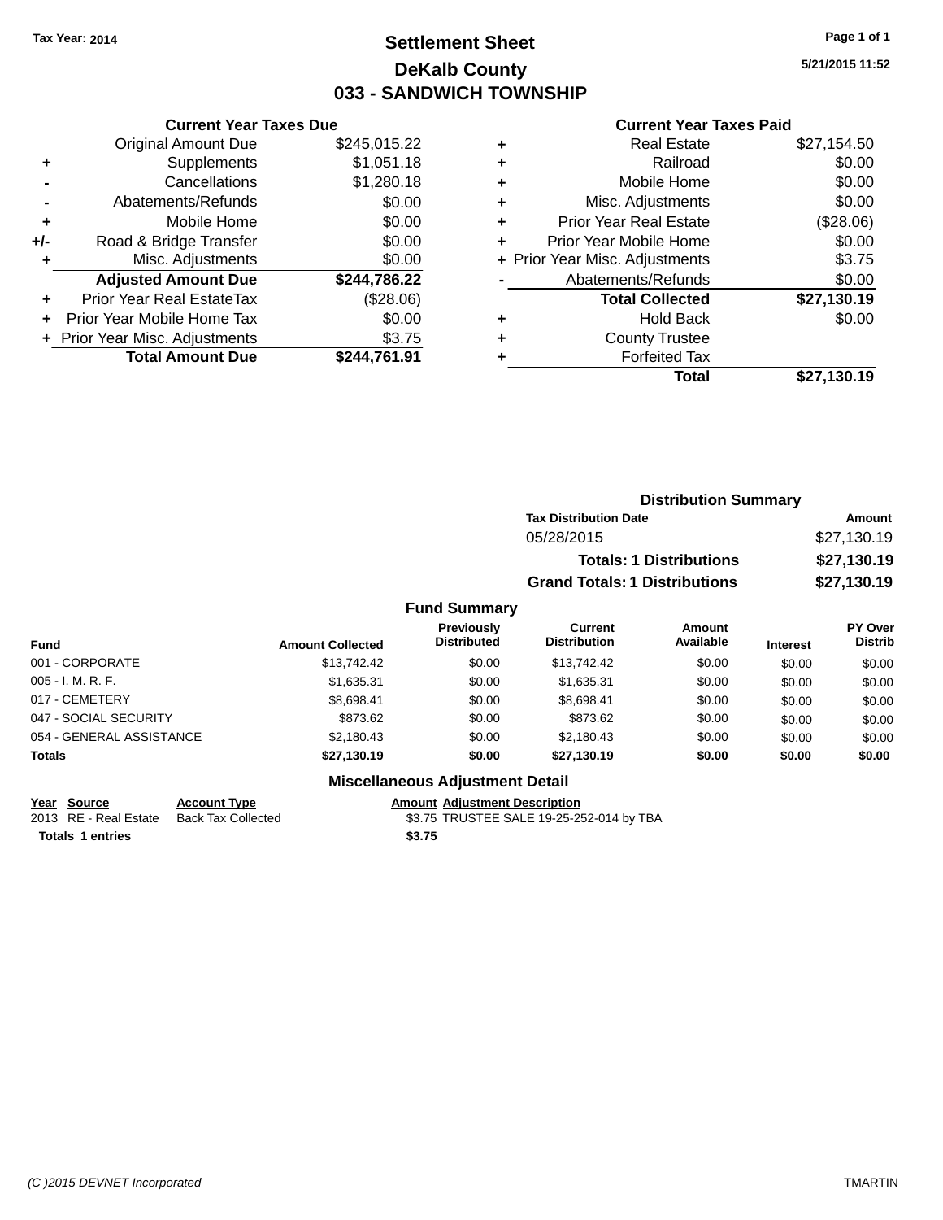Tax Year: 2014

# Settlement Sheet
## DeKalb County
## 033 - SANDWICH TOWNSHIP

5/21/2015 11:52

### Current Year Taxes Due

| | | |
|---|---|---|
| | Original Amount Due | $245,015.22 |
| + | Supplements | $1,051.18 |
| - | Cancellations | $1,280.18 |
| - | Abatements/Refunds | $0.00 |
| + | Mobile Home | $0.00 |
| +/- | Road & Bridge Transfer | $0.00 |
| + | Misc. Adjustments | $0.00 |
| | **Adjusted Amount Due** | **$244,786.22** |
| + | Prior Year Real EstateTax | ($28.06) |
| + | Prior Year Mobile Home Tax | $0.00 |
| + | Prior Year Misc. Adjustments | $3.75 |
| | **Total Amount Due** | **$244,761.91** |

### Current Year Taxes Paid

| | | |
|---|---|---|
| + | Real Estate | $27,154.50 |
| + | Railroad | $0.00 |
| + | Mobile Home | $0.00 |
| + | Misc. Adjustments | $0.00 |
| + | Prior Year Real Estate | ($28.06) |
| + | Prior Year Mobile Home | $0.00 |
| + | Prior Year Misc. Adjustments | $3.75 |
| - | Abatements/Refunds | $0.00 |
| | **Total Collected** | **$27,130.19** |
| + | Hold Back | $0.00 |
| + | County Trustee | |
| + | Forfeited Tax | |
| | **Total** | **$27,130.19** |

### Distribution Summary

| Tax Distribution Date | Amount |
|---|---|
| 05/28/2015 | $27,130.19 |
| **Totals: 1 Distributions** | **$27,130.19** |
| **Grand Totals: 1 Distributions** | **$27,130.19** |

### Fund Summary

| Fund | Amount Collected | Previously Distributed | Current Distribution | Amount Available | Interest | PY Over Distrib |
|---|---|---|---|---|---|---|
| 001 - CORPORATE | $13,742.42 | $0.00 | $13,742.42 | $0.00 | $0.00 | $0.00 |
| 005 - I. M. R. F. | $1,635.31 | $0.00 | $1,635.31 | $0.00 | $0.00 | $0.00 |
| 017 - CEMETERY | $8,698.41 | $0.00 | $8,698.41 | $0.00 | $0.00 | $0.00 |
| 047 - SOCIAL SECURITY | $873.62 | $0.00 | $873.62 | $0.00 | $0.00 | $0.00 |
| 054 - GENERAL ASSISTANCE | $2,180.43 | $0.00 | $2,180.43 | $0.00 | $0.00 | $0.00 |
| **Totals** | **$27,130.19** | **$0.00** | **$27,130.19** | **$0.00** | **$0.00** | **$0.00** |

### Miscellaneous Adjustment Detail

| Year | Source | Account Type | Amount | Adjustment Description |
|---|---|---|---|---|
| 2013 | RE - Real Estate | Back Tax Collected | $3.75 | TRUSTEE SALE 19-25-252-014 by TBA |
| **Totals** | **1 entries** | | **$3.75** | |

(C )2015 DEVNET Incorporated TMARTIN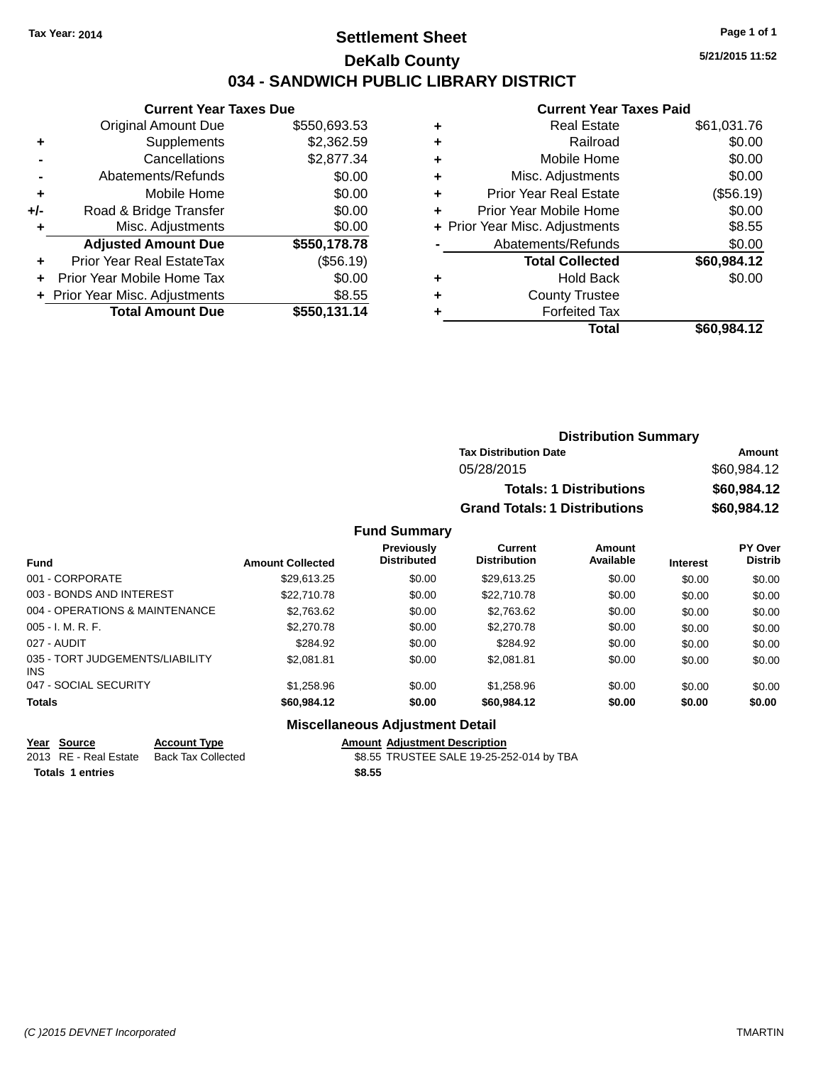Tax Year: 2014

# Settlement Sheet

## DeKalb County

## 034 - SANDWICH PUBLIC LIBRARY DISTRICT

5/21/2015 11:52

### Current Year Taxes Due

| | | |
|---|---|---|
| | Original Amount Due | $550,693.53 |
| + | Supplements | $2,362.59 |
| - | Cancellations | $2,877.34 |
| - | Abatements/Refunds | $0.00 |
| + | Mobile Home | $0.00 |
| +/- | Road & Bridge Transfer | $0.00 |
| + | Misc. Adjustments | $0.00 |
| | **Adjusted Amount Due** | **$550,178.78** |
| + | Prior Year Real EstateTax | ($56.19) |
| + | Prior Year Mobile Home Tax | $0.00 |
| + | Prior Year Misc. Adjustments | $8.55 |
| | **Total Amount Due** | **$550,131.14** |

### Current Year Taxes Paid

| | | |
|---|---|---|
| + | Real Estate | $61,031.76 |
| + | Railroad | $0.00 |
| + | Mobile Home | $0.00 |
| + | Misc. Adjustments | $0.00 |
| + | Prior Year Real Estate | ($56.19) |
| + | Prior Year Mobile Home | $0.00 |
| + | Prior Year Misc. Adjustments | $8.55 |
| - | Abatements/Refunds | $0.00 |
| | **Total Collected** | **$60,984.12** |
| + | Hold Back | $0.00 |
| + | County Trustee | |
| + | Forfeited Tax | |
| | **Total** | **$60,984.12** |

### Distribution Summary

| Tax Distribution Date | Amount |
|---|---|
| 05/28/2015 | $60,984.12 |
| **Totals: 1 Distributions** | **$60,984.12** |
| **Grand Totals: 1 Distributions** | **$60,984.12** |

### Fund Summary

| Fund | Amount Collected | Previously Distributed | Current Distribution | Amount Available | Interest | PY Over Distrib |
|---|---|---|---|---|---|---|
| 001 - CORPORATE | $29,613.25 | $0.00 | $29,613.25 | $0.00 | $0.00 | $0.00 |
| 003 - BONDS AND INTEREST | $22,710.78 | $0.00 | $22,710.78 | $0.00 | $0.00 | $0.00 |
| 004 - OPERATIONS & MAINTENANCE | $2,763.62 | $0.00 | $2,763.62 | $0.00 | $0.00 | $0.00 |
| 005 - I. M. R. F. | $2,270.78 | $0.00 | $2,270.78 | $0.00 | $0.00 | $0.00 |
| 027 - AUDIT | $284.92 | $0.00 | $284.92 | $0.00 | $0.00 | $0.00 |
| 035 - TORT JUDGEMENTS/LIABILITY INS | $2,081.81 | $0.00 | $2,081.81 | $0.00 | $0.00 | $0.00 |
| 047 - SOCIAL SECURITY | $1,258.96 | $0.00 | $1,258.96 | $0.00 | $0.00 | $0.00 |
| **Totals** | **$60,984.12** | **$0.00** | **$60,984.12** | **$0.00** | **$0.00** | **$0.00** |

### Miscellaneous Adjustment Detail

| Year | Source | Account Type | Amount | Adjustment Description |
|---|---|---|---|---|
| 2013 | RE - Real Estate | Back Tax Collected | $8.55 | TRUSTEE SALE 19-25-252-014 by TBA |
| **Totals 1 entries** | | | **$8.55** | |

(C )2015 DEVNET Incorporated TMARTIN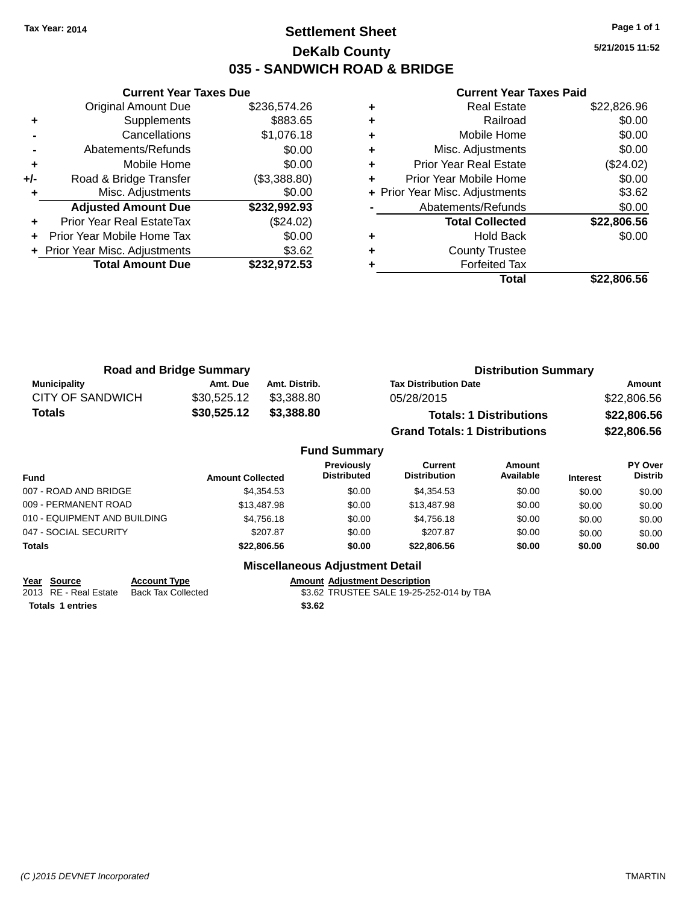Tax Year: 2014

# Settlement Sheet
## DeKalb County
## 035 - SANDWICH ROAD & BRIDGE

5/21/2015 11:52

### Current Year Taxes Due

| | | |
|---|---|---|
| | Original Amount Due | $236,574.26 |
| + | Supplements | $883.65 |
| - | Cancellations | $1,076.18 |
| - | Abatements/Refunds | $0.00 |
| + | Mobile Home | $0.00 |
| +/- | Road & Bridge Transfer | ($3,388.80) |
| + | Misc. Adjustments | $0.00 |
| | **Adjusted Amount Due** | **$232,992.93** |
| + | Prior Year Real EstateTax | ($24.02) |
| + | Prior Year Mobile Home Tax | $0.00 |
| + | Prior Year Misc. Adjustments | $3.62 |
| | **Total Amount Due** | **$232,972.53** |

### Current Year Taxes Paid

| | | |
|---|---|---|
| + | Real Estate | $22,826.96 |
| + | Railroad | $0.00 |
| + | Mobile Home | $0.00 |
| + | Misc. Adjustments | $0.00 |
| + | Prior Year Real Estate | ($24.02) |
| + | Prior Year Mobile Home | $0.00 |
| + | Prior Year Misc. Adjustments | $3.62 |
| - | Abatements/Refunds | $0.00 |
| | **Total Collected** | **$22,806.56** |
| + | Hold Back | $0.00 |
| + | County Trustee | |
| + | Forfeited Tax | |
| | **Total** | **$22,806.56** |

### Road and Bridge Summary

| Municipality | Amt. Due | Amt. Distrib. |
|---|---|---|
| CITY OF SANDWICH | $30,525.12 | $3,388.80 |
| **Totals** | **$30,525.12** | **$3,388.80** |

### Distribution Summary

| Tax Distribution Date | Amount |
|---|---|
| 05/28/2015 | $22,806.56 |
| **Totals: 1 Distributions** | **$22,806.56** |
| **Grand Totals: 1 Distributions** | **$22,806.56** |

### Fund Summary

| Fund | Amount Collected | Previously Distributed | Current Distribution | Amount Available | Interest | PY Over Distrib |
|---|---|---|---|---|---|---|
| 007 - ROAD AND BRIDGE | $4,354.53 | $0.00 | $4,354.53 | $0.00 | $0.00 | $0.00 |
| 009 - PERMANENT ROAD | $13,487.98 | $0.00 | $13,487.98 | $0.00 | $0.00 | $0.00 |
| 010 - EQUIPMENT AND BUILDING | $4,756.18 | $0.00 | $4,756.18 | $0.00 | $0.00 | $0.00 |
| 047 - SOCIAL SECURITY | $207.87 | $0.00 | $207.87 | $0.00 | $0.00 | $0.00 |
| **Totals** | **$22,806.56** | **$0.00** | **$22,806.56** | **$0.00** | **$0.00** | **$0.00** |

### Miscellaneous Adjustment Detail

| Year | Source | Account Type | Amount | Adjustment Description |
|---|---|---|---|---|
| 2013 | RE - Real Estate | Back Tax Collected | $3.62 | TRUSTEE SALE 19-25-252-014 by TBA |
| **Totals 1 entries** | | | **$3.62** | |

(C )2015 DEVNET Incorporated — TMARTIN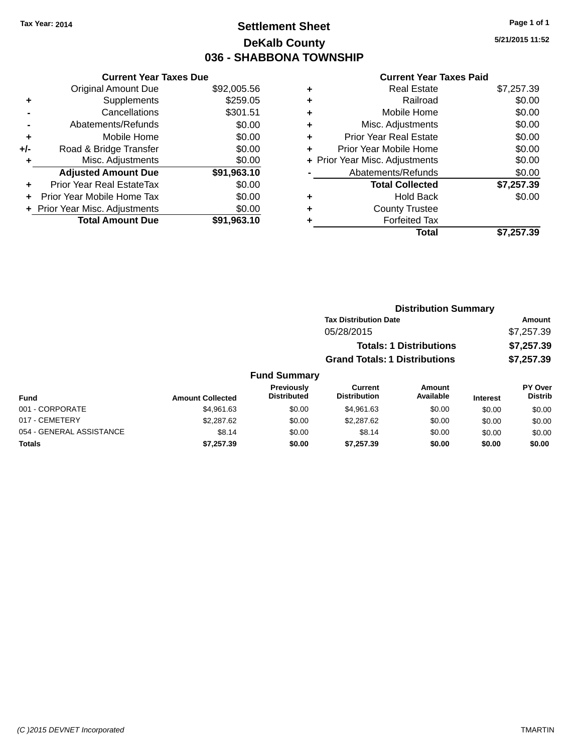Tax Year: 2014

# Settlement Sheet

## DeKalb County

## 036 - SHABBONA TOWNSHIP

5/21/2015 11:52

### Current Year Taxes Due

| | | |
|---|---|---|
| | Original Amount Due | $92,005.56 |
| + | Supplements | $259.05 |
| - | Cancellations | $301.51 |
| - | Abatements/Refunds | $0.00 |
| + | Mobile Home | $0.00 |
| +/- | Road & Bridge Transfer | $0.00 |
| + | Misc. Adjustments | $0.00 |
| | **Adjusted Amount Due** | **$91,963.10** |
| + | Prior Year Real EstateTax | $0.00 |
| + | Prior Year Mobile Home Tax | $0.00 |
| + | Prior Year Misc. Adjustments | $0.00 |
| | **Total Amount Due** | **$91,963.10** |

### Current Year Taxes Paid

| | | |
|---|---|---|
| + | Real Estate | $7,257.39 |
| + | Railroad | $0.00 |
| + | Mobile Home | $0.00 |
| + | Misc. Adjustments | $0.00 |
| + | Prior Year Real Estate | $0.00 |
| + | Prior Year Mobile Home | $0.00 |
| + | Prior Year Misc. Adjustments | $0.00 |
| - | Abatements/Refunds | $0.00 |
| | **Total Collected** | **$7,257.39** |
| + | Hold Back | $0.00 |
| + | County Trustee | |
| + | Forfeited Tax | |
| | **Total** | **$7,257.39** |

### Distribution Summary

| Tax Distribution Date | Amount |
|---|---|
| 05/28/2015 | $7,257.39 |
| **Totals: 1 Distributions** | **$7,257.39** |
| **Grand Totals: 1 Distributions** | **$7,257.39** |

### Fund Summary

| Fund | Amount Collected | Previously Distributed | Current Distribution | Amount Available | Interest | PY Over Distrib |
|---|---|---|---|---|---|---|
| 001 - CORPORATE | $4,961.63 | $0.00 | $4,961.63 | $0.00 | $0.00 | $0.00 |
| 017 - CEMETERY | $2,287.62 | $0.00 | $2,287.62 | $0.00 | $0.00 | $0.00 |
| 054 - GENERAL ASSISTANCE | $8.14 | $0.00 | $8.14 | $0.00 | $0.00 | $0.00 |
| **Totals** | **$7,257.39** | **$0.00** | **$7,257.39** | **$0.00** | **$0.00** | **$0.00** |

(C )2015 DEVNET Incorporated TMARTIN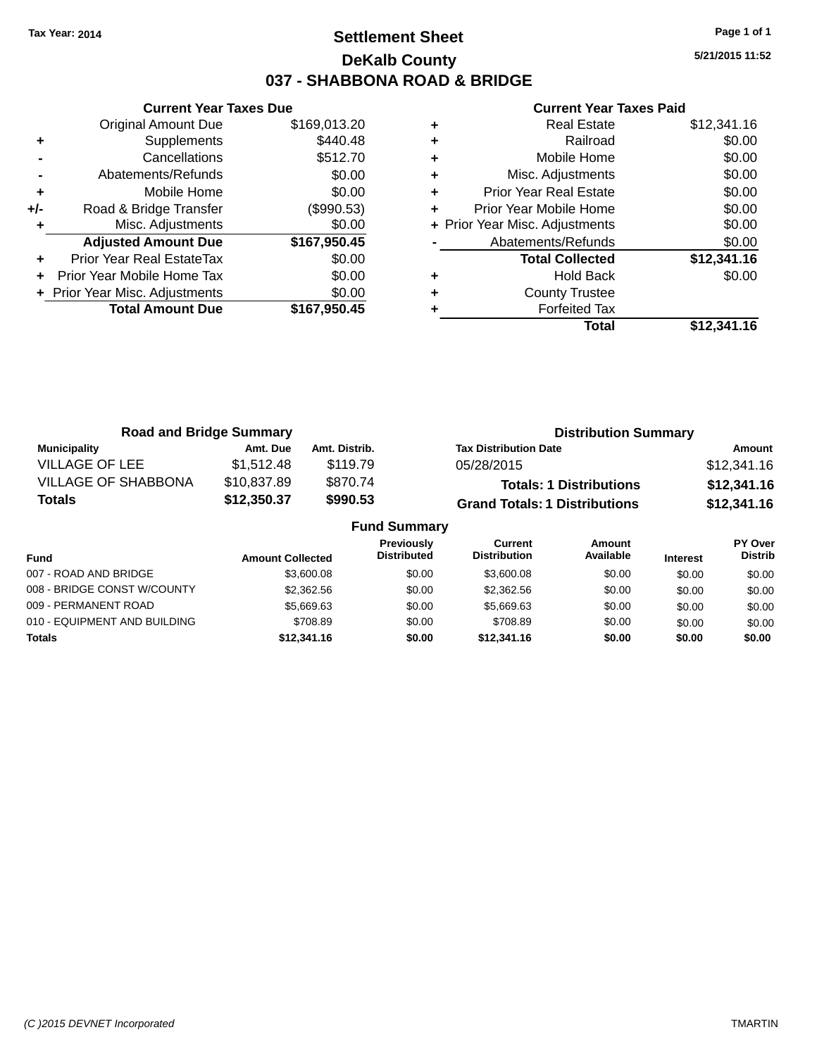**Tax Year: 2014**

# Settlement Sheet

## DeKalb County

## 037 - SHABBONA ROAD & BRIDGE

5/21/2015 11:52

### Current Year Taxes Due

| | | |
|---|---|---|
| | Original Amount Due | $169,013.20 |
| + | Supplements | $440.48 |
| - | Cancellations | $512.70 |
| - | Abatements/Refunds | $0.00 |
| + | Mobile Home | $0.00 |
| +/- | Road & Bridge Transfer | ($990.53) |
| + | Misc. Adjustments | $0.00 |
| | **Adjusted Amount Due** | **$167,950.45** |
| + | Prior Year Real EstateTax | $0.00 |
| + | Prior Year Mobile Home Tax | $0.00 |
| + | Prior Year Misc. Adjustments | $0.00 |
| | **Total Amount Due** | **$167,950.45** |

### Current Year Taxes Paid

| | | |
|---|---|---|
| + | Real Estate | $12,341.16 |
| + | Railroad | $0.00 |
| + | Mobile Home | $0.00 |
| + | Misc. Adjustments | $0.00 |
| + | Prior Year Real Estate | $0.00 |
| + | Prior Year Mobile Home | $0.00 |
| + | Prior Year Misc. Adjustments | $0.00 |
| - | Abatements/Refunds | $0.00 |
| | **Total Collected** | **$12,341.16** |
| + | Hold Back | $0.00 |
| + | County Trustee | |
| + | Forfeited Tax | |
| | **Total** | **$12,341.16** |

### Road and Bridge Summary

| Municipality | Amt. Due | Amt. Distrib. |
|---|---|---|
| VILLAGE OF LEE | $1,512.48 | $119.79 |
| VILLAGE OF SHABBONA | $10,837.89 | $870.74 |
| **Totals** | **$12,350.37** | **$990.53** |

### Distribution Summary

| Tax Distribution Date | Amount |
|---|---|
| 05/28/2015 | $12,341.16 |
| **Totals: 1 Distributions** | **$12,341.16** |
| **Grand Totals: 1 Distributions** | **$12,341.16** |

### Fund Summary

| Fund | Amount Collected | Previously Distributed | Current Distribution | Amount Available | Interest | PY Over Distrib |
|---|---|---|---|---|---|---|
| 007 - ROAD AND BRIDGE | $3,600.08 | $0.00 | $3,600.08 | $0.00 | $0.00 | $0.00 |
| 008 - BRIDGE CONST W/COUNTY | $2,362.56 | $0.00 | $2,362.56 | $0.00 | $0.00 | $0.00 |
| 009 - PERMANENT ROAD | $5,669.63 | $0.00 | $5,669.63 | $0.00 | $0.00 | $0.00 |
| 010 - EQUIPMENT AND BUILDING | $708.89 | $0.00 | $708.89 | $0.00 | $0.00 | $0.00 |
| **Totals** | **$12,341.16** | **$0.00** | **$12,341.16** | **$0.00** | **$0.00** | **$0.00** |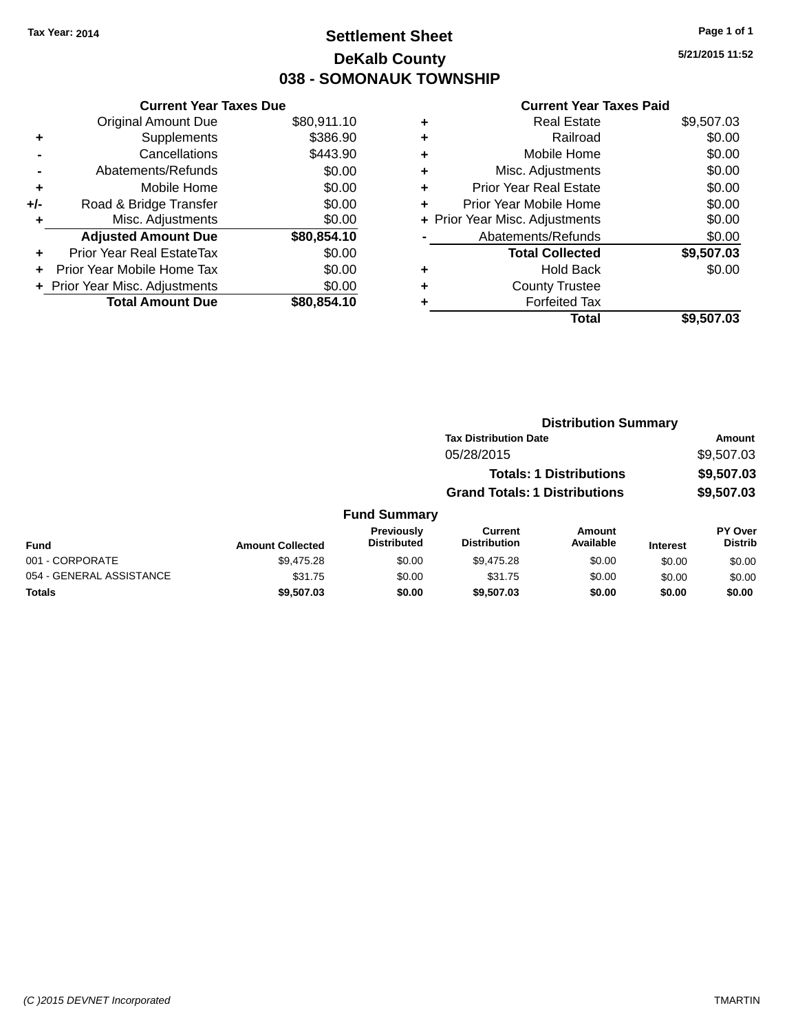Tax Year: 2014

# Settlement Sheet

## DeKalb County

## 038 - SOMONAUK TOWNSHIP

5/21/2015 11:52

### Current Year Taxes Due

| | | |
|---|---|---|
| | Original Amount Due | $80,911.10 |
| + | Supplements | $386.90 |
| - | Cancellations | $443.90 |
| - | Abatements/Refunds | $0.00 |
| + | Mobile Home | $0.00 |
| +/- | Road & Bridge Transfer | $0.00 |
| + | Misc. Adjustments | $0.00 |
| | **Adjusted Amount Due** | **$80,854.10** |
| + | Prior Year Real EstateTax | $0.00 |
| + | Prior Year Mobile Home Tax | $0.00 |
| + | Prior Year Misc. Adjustments | $0.00 |
| | **Total Amount Due** | **$80,854.10** |

### Current Year Taxes Paid

| | | |
|---|---|---|
| + | Real Estate | $9,507.03 |
| + | Railroad | $0.00 |
| + | Mobile Home | $0.00 |
| + | Misc. Adjustments | $0.00 |
| + | Prior Year Real Estate | $0.00 |
| + | Prior Year Mobile Home | $0.00 |
| + | Prior Year Misc. Adjustments | $0.00 |
| - | Abatements/Refunds | $0.00 |
| | **Total Collected** | **$9,507.03** |
| + | Hold Back | $0.00 |
| + | County Trustee | |
| + | Forfeited Tax | |
| | **Total** | **$9,507.03** |

### Distribution Summary

| Tax Distribution Date | Amount |
|---|---|
| 05/28/2015 | $9,507.03 |
| **Totals: 1 Distributions** | **$9,507.03** |
| **Grand Totals: 1 Distributions** | **$9,507.03** |

### Fund Summary

| Fund | Amount Collected | Previously Distributed | Current Distribution | Amount Available | Interest | PY Over Distrib |
|---|---|---|---|---|---|---|
| 001 - CORPORATE | $9,475.28 | $0.00 | $9,475.28 | $0.00 | $0.00 | $0.00 |
| 054 - GENERAL ASSISTANCE | $31.75 | $0.00 | $31.75 | $0.00 | $0.00 | $0.00 |
| **Totals** | **$9,507.03** | **$0.00** | **$9,507.03** | **$0.00** | **$0.00** | **$0.00** |

(C )2015 DEVNET Incorporated TMARTIN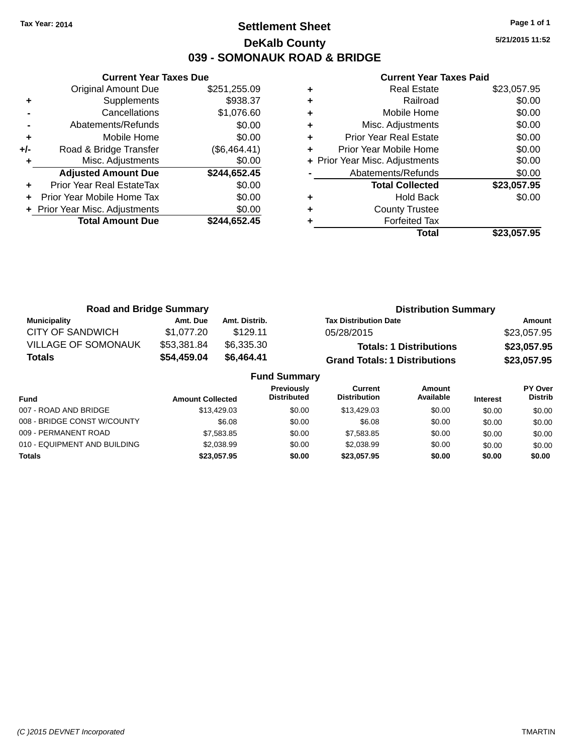Tax Year: 2014

# Settlement Sheet

## DeKalb County

## 039 - SOMONAUK ROAD & BRIDGE

5/21/2015 11:52

### Current Year Taxes Due

| | | |
|---|---|---|
| | Original Amount Due | $251,255.09 |
| + | Supplements | $938.37 |
| - | Cancellations | $1,076.60 |
| - | Abatements/Refunds | $0.00 |
| + | Mobile Home | $0.00 |
| +/- | Road & Bridge Transfer | ($6,464.41) |
| + | Misc. Adjustments | $0.00 |
| | **Adjusted Amount Due** | **$244,652.45** |
| + | Prior Year Real EstateTax | $0.00 |
| + | Prior Year Mobile Home Tax | $0.00 |
| + | Prior Year Misc. Adjustments | $0.00 |
| | **Total Amount Due** | **$244,652.45** |

### Current Year Taxes Paid

| | | |
|---|---|---|
| + | Real Estate | $23,057.95 |
| + | Railroad | $0.00 |
| + | Mobile Home | $0.00 |
| + | Misc. Adjustments | $0.00 |
| + | Prior Year Real Estate | $0.00 |
| + | Prior Year Mobile Home | $0.00 |
| + | Prior Year Misc. Adjustments | $0.00 |
| - | Abatements/Refunds | $0.00 |
| | **Total Collected** | **$23,057.95** |
| + | Hold Back | $0.00 |
| + | County Trustee | |
| + | Forfeited Tax | |
| | **Total** | **$23,057.95** |

### Road and Bridge Summary

| Municipality | Amt. Due | Amt. Distrib. |
|---|---|---|
| CITY OF SANDWICH | $1,077.20 | $129.11 |
| VILLAGE OF SOMONAUK | $53,381.84 | $6,335.30 |
| **Totals** | **$54,459.04** | **$6,464.41** |

### Distribution Summary

| Tax Distribution Date | Amount |
|---|---|
| 05/28/2015 | $23,057.95 |
| **Totals: 1 Distributions** | **$23,057.95** |
| **Grand Totals: 1 Distributions** | **$23,057.95** |

### Fund Summary

| Fund | Amount Collected | Previously Distributed | Current Distribution | Amount Available | Interest | PY Over Distrib |
|---|---|---|---|---|---|---|
| 007 - ROAD AND BRIDGE | $13,429.03 | $0.00 | $13,429.03 | $0.00 | $0.00 | $0.00 |
| 008 - BRIDGE CONST W/COUNTY | $6.08 | $0.00 | $6.08 | $0.00 | $0.00 | $0.00 |
| 009 - PERMANENT ROAD | $7,583.85 | $0.00 | $7,583.85 | $0.00 | $0.00 | $0.00 |
| 010 - EQUIPMENT AND BUILDING | $2,038.99 | $0.00 | $2,038.99 | $0.00 | $0.00 | $0.00 |
| **Totals** | **$23,057.95** | **$0.00** | **$23,057.95** | **$0.00** | **$0.00** | **$0.00** |

(C )2015 DEVNET Incorporated TMARTIN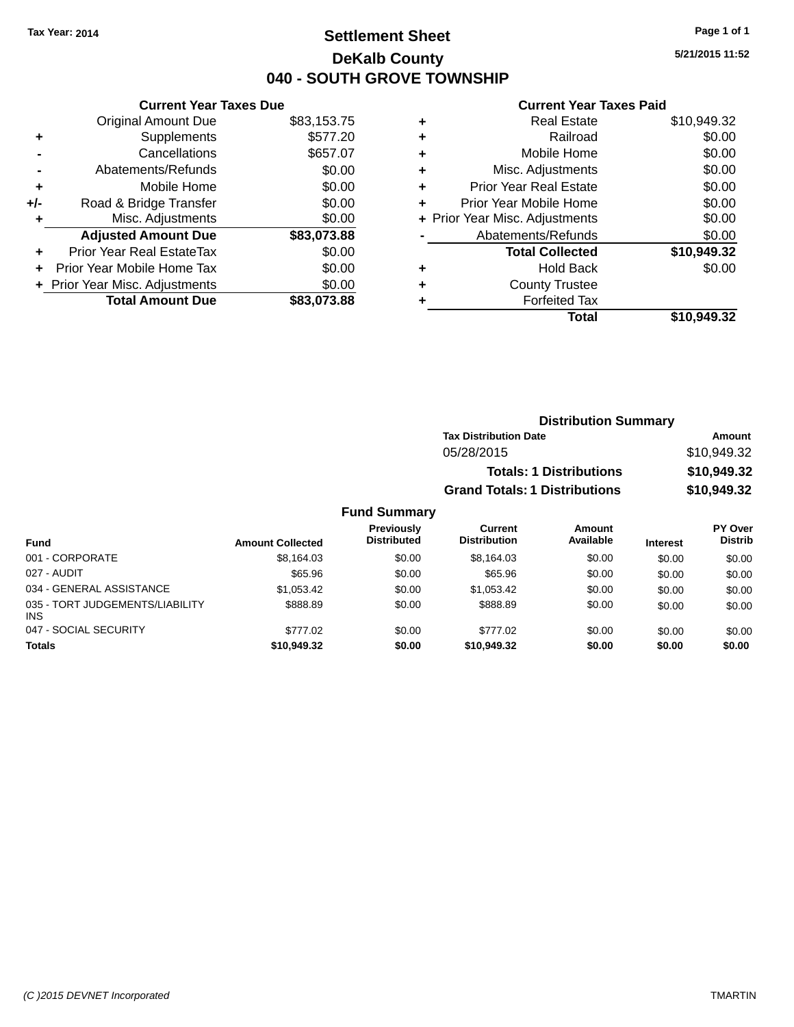Tax Year: 2014

# Settlement Sheet

## DeKalb County

## 040 - SOUTH GROVE TOWNSHIP

5/21/2015 11:52

### Current Year Taxes Due

| | | |
|---|---|---|
| | Original Amount Due | $83,153.75 |
| + | Supplements | $577.20 |
| - | Cancellations | $657.07 |
| - | Abatements/Refunds | $0.00 |
| + | Mobile Home | $0.00 |
| +/- | Road & Bridge Transfer | $0.00 |
| + | Misc. Adjustments | $0.00 |
| | **Adjusted Amount Due** | **$83,073.88** |
| + | Prior Year Real EstateTax | $0.00 |
| + | Prior Year Mobile Home Tax | $0.00 |
| + | Prior Year Misc. Adjustments | $0.00 |
| | **Total Amount Due** | **$83,073.88** |

### Current Year Taxes Paid

| | | |
|---|---|---|
| + | Real Estate | $10,949.32 |
| + | Railroad | $0.00 |
| + | Mobile Home | $0.00 |
| + | Misc. Adjustments | $0.00 |
| + | Prior Year Real Estate | $0.00 |
| + | Prior Year Mobile Home | $0.00 |
| + | Prior Year Misc. Adjustments | $0.00 |
| - | Abatements/Refunds | $0.00 |
| | **Total Collected** | **$10,949.32** |
| + | Hold Back | $0.00 |
| + | County Trustee | |
| + | Forfeited Tax | |
| | **Total** | **$10,949.32** |

### Distribution Summary

| Tax Distribution Date | Amount |
|---|---|
| 05/28/2015 | $10,949.32 |
| **Totals: 1 Distributions** | **$10,949.32** |
| **Grand Totals: 1 Distributions** | **$10,949.32** |

### Fund Summary

| Fund | Amount Collected | Previously Distributed | Current Distribution | Amount Available | Interest | PY Over Distrib |
|---|---|---|---|---|---|---|
| 001 - CORPORATE | $8,164.03 | $0.00 | $8,164.03 | $0.00 | $0.00 | $0.00 |
| 027 - AUDIT | $65.96 | $0.00 | $65.96 | $0.00 | $0.00 | $0.00 |
| 034 - GENERAL ASSISTANCE | $1,053.42 | $0.00 | $1,053.42 | $0.00 | $0.00 | $0.00 |
| 035 - TORT JUDGEMENTS/LIABILITY INS | $888.89 | $0.00 | $888.89 | $0.00 | $0.00 | $0.00 |
| 047 - SOCIAL SECURITY | $777.02 | $0.00 | $777.02 | $0.00 | $0.00 | $0.00 |
| **Totals** | **$10,949.32** | **$0.00** | **$10,949.32** | **$0.00** | **$0.00** | **$0.00** |

(C )2015 DEVNET Incorporated TMARTIN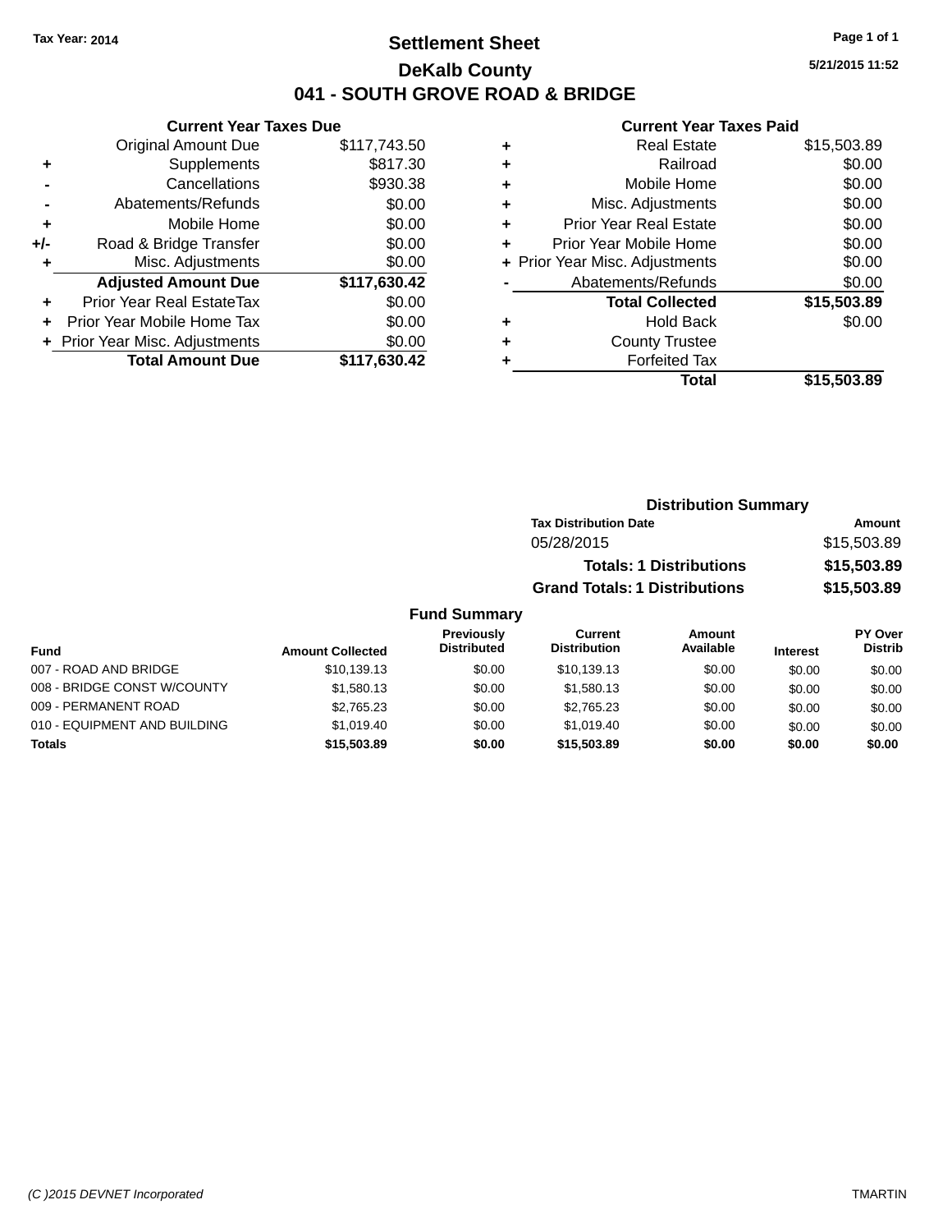Tax Year: 2014

# Settlement Sheet

## DeKalb County

## 041 - SOUTH GROVE ROAD & BRIDGE

5/21/2015 11:52

### Current Year Taxes Due

| | | |
|---|---|---|
| | Original Amount Due | $117,743.50 |
| + | Supplements | $817.30 |
| - | Cancellations | $930.38 |
| - | Abatements/Refunds | $0.00 |
| + | Mobile Home | $0.00 |
| +/- | Road & Bridge Transfer | $0.00 |
| + | Misc. Adjustments | $0.00 |
| | **Adjusted Amount Due** | **$117,630.42** |
| + | Prior Year Real EstateTax | $0.00 |
| + | Prior Year Mobile Home Tax | $0.00 |
| + | Prior Year Misc. Adjustments | $0.00 |
| | **Total Amount Due** | **$117,630.42** |

### Current Year Taxes Paid

| | | |
|---|---|---|
| + | Real Estate | $15,503.89 |
| + | Railroad | $0.00 |
| + | Mobile Home | $0.00 |
| + | Misc. Adjustments | $0.00 |
| + | Prior Year Real Estate | $0.00 |
| + | Prior Year Mobile Home | $0.00 |
| + | Prior Year Misc. Adjustments | $0.00 |
| - | Abatements/Refunds | $0.00 |
| | **Total Collected** | **$15,503.89** |
| + | Hold Back | $0.00 |
| + | County Trustee | |
| + | Forfeited Tax | |
| | **Total** | **$15,503.89** |

### Distribution Summary

| Tax Distribution Date | Amount |
|---|---|
| 05/28/2015 | $15,503.89 |
| **Totals: 1 Distributions** | **$15,503.89** |
| **Grand Totals: 1 Distributions** | **$15,503.89** |

### Fund Summary

| Fund | Amount Collected | Previously Distributed | Current Distribution | Amount Available | Interest | PY Over Distrib |
|---|---|---|---|---|---|---|
| 007 - ROAD AND BRIDGE | $10,139.13 | $0.00 | $10,139.13 | $0.00 | $0.00 | $0.00 |
| 008 - BRIDGE CONST W/COUNTY | $1,580.13 | $0.00 | $1,580.13 | $0.00 | $0.00 | $0.00 |
| 009 - PERMANENT ROAD | $2,765.23 | $0.00 | $2,765.23 | $0.00 | $0.00 | $0.00 |
| 010 - EQUIPMENT AND BUILDING | $1,019.40 | $0.00 | $1,019.40 | $0.00 | $0.00 | $0.00 |
| **Totals** | **$15,503.89** | **$0.00** | **$15,503.89** | **$0.00** | **$0.00** | **$0.00** |

(C )2015 DEVNET Incorporated

TMARTIN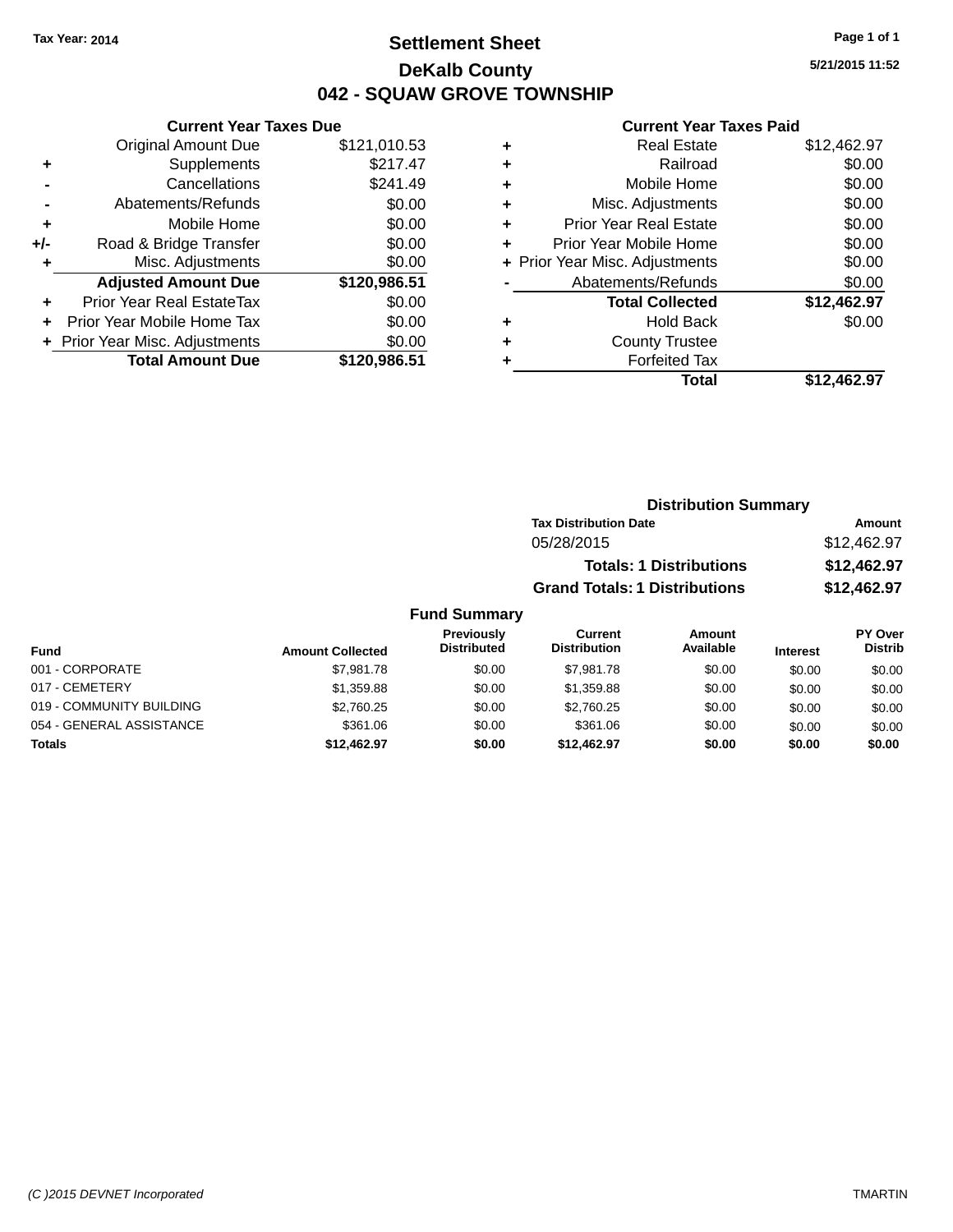Tax Year: 2014

# Settlement Sheet

## DeKalb County

## 042 - SQUAW GROVE TOWNSHIP

5/21/2015 11:52

| | Current Year Taxes Due | |
|---|---|---|
| | Original Amount Due | $121,010.53 |
| + | Supplements | $217.47 |
| - | Cancellations | $241.49 |
| - | Abatements/Refunds | $0.00 |
| + | Mobile Home | $0.00 |
| +/- | Road & Bridge Transfer | $0.00 |
| + | Misc. Adjustments | $0.00 |
| | **Adjusted Amount Due** | **$120,986.51** |
| + | Prior Year Real EstateTax | $0.00 |
| + | Prior Year Mobile Home Tax | $0.00 |
| + | Prior Year Misc. Adjustments | $0.00 |
| | **Total Amount Due** | **$120,986.51** |

| | Current Year Taxes Paid | |
|---|---|---|
| + | Real Estate | $12,462.97 |
| + | Railroad | $0.00 |
| + | Mobile Home | $0.00 |
| + | Misc. Adjustments | $0.00 |
| + | Prior Year Real Estate | $0.00 |
| + | Prior Year Mobile Home | $0.00 |
| + | Prior Year Misc. Adjustments | $0.00 |
| - | Abatements/Refunds | $0.00 |
| | **Total Collected** | **$12,462.97** |
| + | Hold Back | $0.00 |
| + | County Trustee | |
| + | Forfeited Tax | |
| | **Total** | **$12,462.97** |

### Distribution Summary

| Tax Distribution Date | Amount |
|---|---|
| 05/28/2015 | $12,462.97 |
| **Totals: 1 Distributions** | **$12,462.97** |
| **Grand Totals: 1 Distributions** | **$12,462.97** |

### Fund Summary

| Fund | Amount Collected | Previously Distributed | Current Distribution | Amount Available | Interest | PY Over Distrib |
|---|---|---|---|---|---|---|
| 001 - CORPORATE | $7,981.78 | $0.00 | $7,981.78 | $0.00 | $0.00 | $0.00 |
| 017 - CEMETERY | $1,359.88 | $0.00 | $1,359.88 | $0.00 | $0.00 | $0.00 |
| 019 - COMMUNITY BUILDING | $2,760.25 | $0.00 | $2,760.25 | $0.00 | $0.00 | $0.00 |
| 054 - GENERAL ASSISTANCE | $361.06 | $0.00 | $361.06 | $0.00 | $0.00 | $0.00 |
| **Totals** | **$12,462.97** | **$0.00** | **$12,462.97** | **$0.00** | **$0.00** | **$0.00** |

(C )2015 DEVNET Incorporated TMARTIN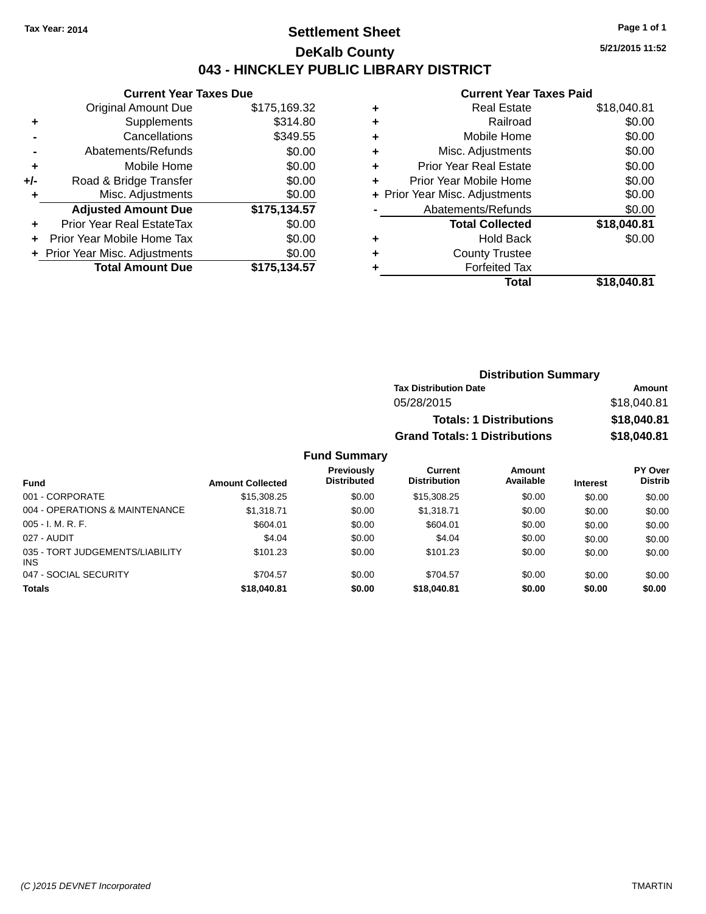Tax Year: 2014

# Settlement Sheet

## DeKalb County

## 043 - HINCKLEY PUBLIC LIBRARY DISTRICT

5/21/2015 11:52

### Current Year Taxes Due

| | | |
|---|---|---|
| | Original Amount Due | $175,169.32 |
| + | Supplements | $314.80 |
| - | Cancellations | $349.55 |
| - | Abatements/Refunds | $0.00 |
| + | Mobile Home | $0.00 |
| +/- | Road & Bridge Transfer | $0.00 |
| + | Misc. Adjustments | $0.00 |
| | **Adjusted Amount Due** | **$175,134.57** |
| + | Prior Year Real EstateTax | $0.00 |
| + | Prior Year Mobile Home Tax | $0.00 |
| + | Prior Year Misc. Adjustments | $0.00 |
| | **Total Amount Due** | **$175,134.57** |

### Current Year Taxes Paid

| | | |
|---|---|---|
| + | Real Estate | $18,040.81 |
| + | Railroad | $0.00 |
| + | Mobile Home | $0.00 |
| + | Misc. Adjustments | $0.00 |
| + | Prior Year Real Estate | $0.00 |
| + | Prior Year Mobile Home | $0.00 |
| + | Prior Year Misc. Adjustments | $0.00 |
| - | Abatements/Refunds | $0.00 |
| | **Total Collected** | **$18,040.81** |
| + | Hold Back | $0.00 |
| + | County Trustee | |
| + | Forfeited Tax | |
| | **Total** | **$18,040.81** |

### Distribution Summary

| Tax Distribution Date | Amount |
|---|---|
| 05/28/2015 | $18,040.81 |
| **Totals: 1 Distributions** | **$18,040.81** |
| **Grand Totals: 1 Distributions** | **$18,040.81** |

### Fund Summary

| Fund | Amount Collected | Previously Distributed | Current Distribution | Amount Available | Interest | PY Over Distrib |
|---|---|---|---|---|---|---|
| 001 - CORPORATE | $15,308.25 | $0.00 | $15,308.25 | $0.00 | $0.00 | $0.00 |
| 004 - OPERATIONS & MAINTENANCE | $1,318.71 | $0.00 | $1,318.71 | $0.00 | $0.00 | $0.00 |
| 005 - I. M. R. F. | $604.01 | $0.00 | $604.01 | $0.00 | $0.00 | $0.00 |
| 027 - AUDIT | $4.04 | $0.00 | $4.04 | $0.00 | $0.00 | $0.00 |
| 035 - TORT JUDGEMENTS/LIABILITY INS | $101.23 | $0.00 | $101.23 | $0.00 | $0.00 | $0.00 |
| 047 - SOCIAL SECURITY | $704.57 | $0.00 | $704.57 | $0.00 | $0.00 | $0.00 |
| **Totals** | **$18,040.81** | **$0.00** | **$18,040.81** | **$0.00** | **$0.00** | **$0.00** |

(C )2015 DEVNET Incorporated TMARTIN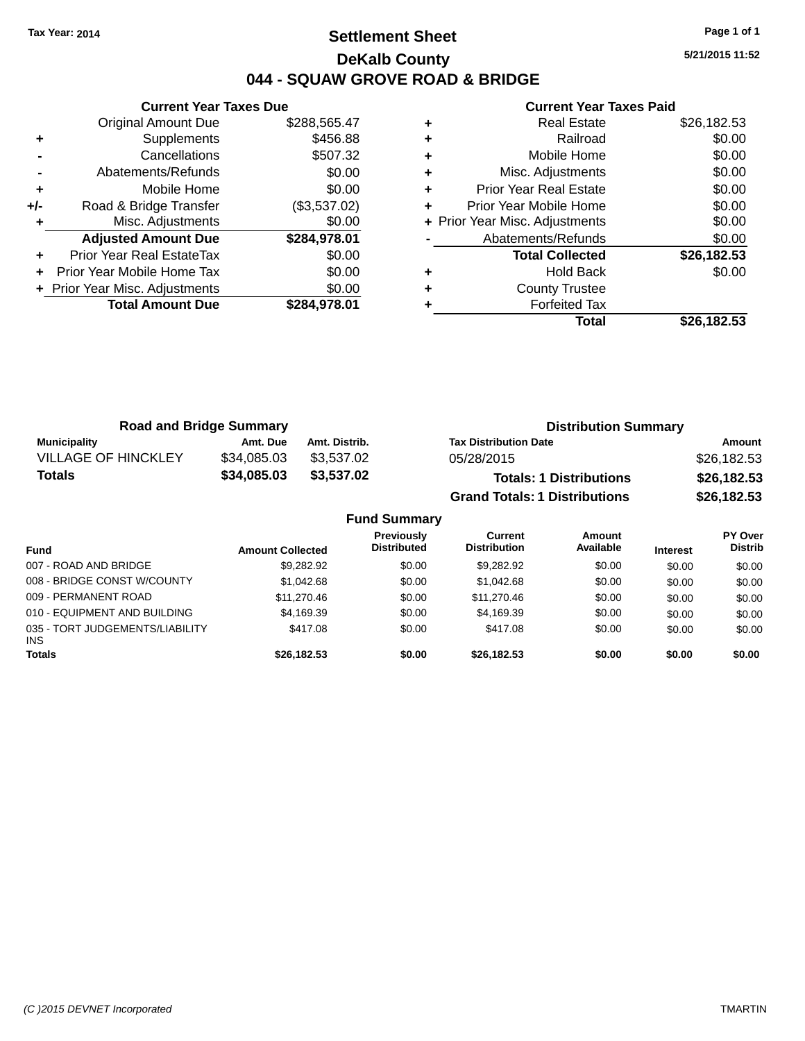Tax Year: 2014

# Settlement Sheet

## DeKalb County

## 044 - SQUAW GROVE ROAD & BRIDGE

5/21/2015 11:52

### Current Year Taxes Due

| | | |
|---|---|---|
| | Original Amount Due | $288,565.47 |
| + | Supplements | $456.88 |
| - | Cancellations | $507.32 |
| - | Abatements/Refunds | $0.00 |
| + | Mobile Home | $0.00 |
| +/- | Road & Bridge Transfer | ($3,537.02) |
| + | Misc. Adjustments | $0.00 |
| | **Adjusted Amount Due** | **$284,978.01** |
| + | Prior Year Real EstateTax | $0.00 |
| + | Prior Year Mobile Home Tax | $0.00 |
| + | Prior Year Misc. Adjustments | $0.00 |
| | **Total Amount Due** | **$284,978.01** |

### Current Year Taxes Paid

| | | |
|---|---|---|
| + | Real Estate | $26,182.53 |
| + | Railroad | $0.00 |
| + | Mobile Home | $0.00 |
| + | Misc. Adjustments | $0.00 |
| + | Prior Year Real Estate | $0.00 |
| + | Prior Year Mobile Home | $0.00 |
| + | Prior Year Misc. Adjustments | $0.00 |
| - | Abatements/Refunds | $0.00 |
| | **Total Collected** | **$26,182.53** |
| + | Hold Back | $0.00 |
| + | County Trustee | |
| + | Forfeited Tax | |
| | **Total** | **$26,182.53** |

### Road and Bridge Summary

| Municipality | Amt. Due | Amt. Distrib. |
|---|---|---|
| VILLAGE OF HINCKLEY | $34,085.03 | $3,537.02 |
| **Totals** | **$34,085.03** | **$3,537.02** |

### Distribution Summary

| Tax Distribution Date | Amount |
|---|---|
| 05/28/2015 | $26,182.53 |
| **Totals: 1 Distributions** | **$26,182.53** |
| **Grand Totals: 1 Distributions** | **$26,182.53** |

### Fund Summary

| Fund | Amount Collected | Previously Distributed | Current Distribution | Amount Available | Interest | PY Over Distrib |
|---|---|---|---|---|---|---|
| 007 - ROAD AND BRIDGE | $9,282.92 | $0.00 | $9,282.92 | $0.00 | $0.00 | $0.00 |
| 008 - BRIDGE CONST W/COUNTY | $1,042.68 | $0.00 | $1,042.68 | $0.00 | $0.00 | $0.00 |
| 009 - PERMANENT ROAD | $11,270.46 | $0.00 | $11,270.46 | $0.00 | $0.00 | $0.00 |
| 010 - EQUIPMENT AND BUILDING | $4,169.39 | $0.00 | $4,169.39 | $0.00 | $0.00 | $0.00 |
| 035 - TORT JUDGEMENTS/LIABILITY INS | $417.08 | $0.00 | $417.08 | $0.00 | $0.00 | $0.00 |
| **Totals** | **$26,182.53** | **$0.00** | **$26,182.53** | **$0.00** | **$0.00** | **$0.00** |

(C )2015 DEVNET Incorporated TMARTIN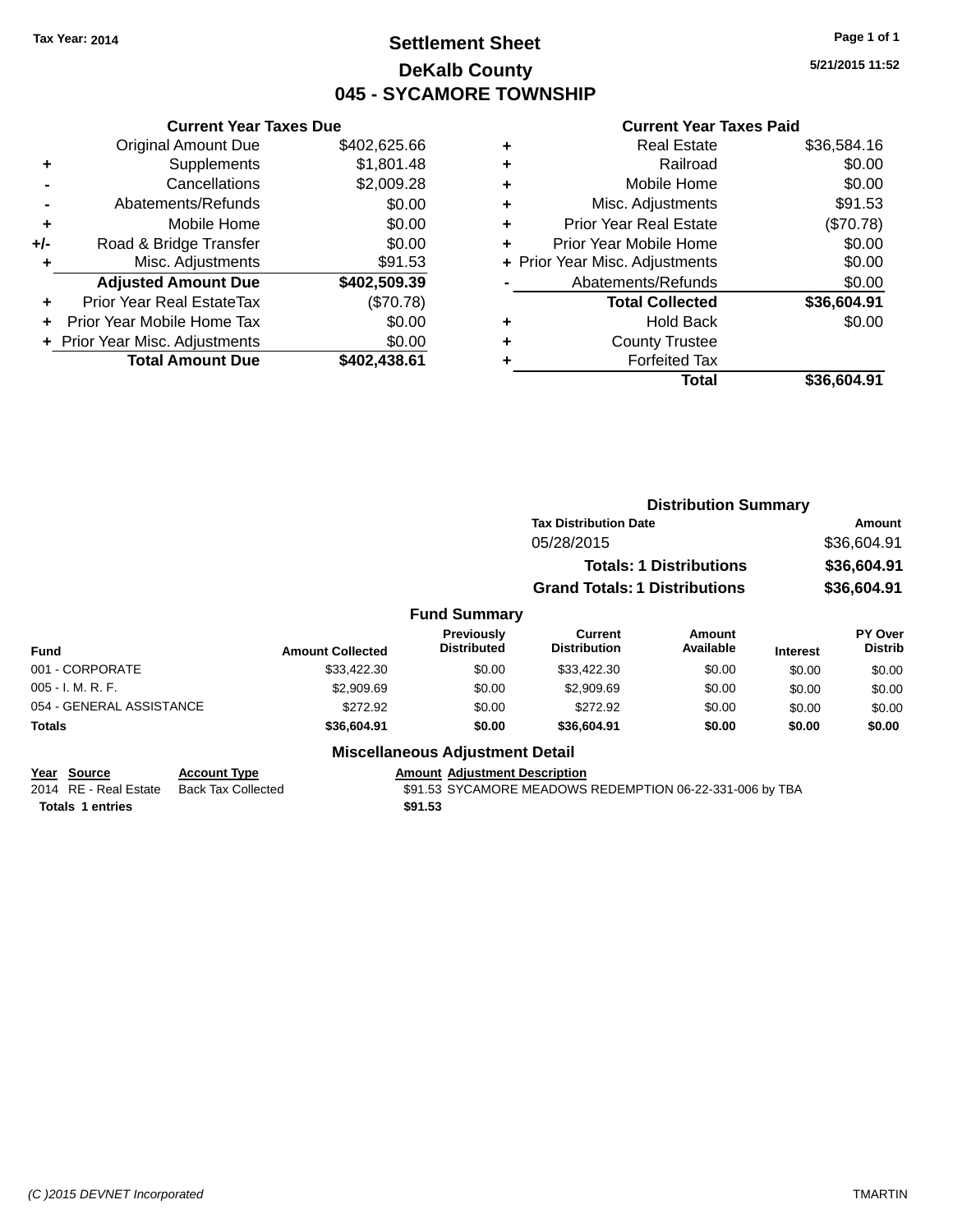Tax Year: 2014

# Settlement Sheet
## DeKalb County
## 045 - SYCAMORE TOWNSHIP

5/21/2015 11:52

### Current Year Taxes Due

| | | |
|---|---|---|
| | Original Amount Due | $402,625.66 |
| + | Supplements | $1,801.48 |
| - | Cancellations | $2,009.28 |
| - | Abatements/Refunds | $0.00 |
| + | Mobile Home | $0.00 |
| +/- | Road & Bridge Transfer | $0.00 |
| + | Misc. Adjustments | $91.53 |
| | **Adjusted Amount Due** | **$402,509.39** |
| + | Prior Year Real EstateTax | ($70.78) |
| + | Prior Year Mobile Home Tax | $0.00 |
| + | Prior Year Misc. Adjustments | $0.00 |
| | **Total Amount Due** | **$402,438.61** |

### Current Year Taxes Paid

| | | |
|---|---|---|
| + | Real Estate | $36,584.16 |
| + | Railroad | $0.00 |
| + | Mobile Home | $0.00 |
| + | Misc. Adjustments | $91.53 |
| + | Prior Year Real Estate | ($70.78) |
| + | Prior Year Mobile Home | $0.00 |
| + | Prior Year Misc. Adjustments | $0.00 |
| - | Abatements/Refunds | $0.00 |
| | **Total Collected** | **$36,604.91** |
| + | Hold Back | $0.00 |
| + | County Trustee | |
| + | Forfeited Tax | |
| | **Total** | **$36,604.91** |

### Distribution Summary

| Tax Distribution Date | Amount |
|---|---|
| 05/28/2015 | $36,604.91 |
| **Totals: 1 Distributions** | **$36,604.91** |
| **Grand Totals: 1 Distributions** | **$36,604.91** |

### Fund Summary

| Fund | Amount Collected | Previously Distributed | Current Distribution | Amount Available | Interest | PY Over Distrib |
|---|---|---|---|---|---|---|
| 001 - CORPORATE | $33,422.30 | $0.00 | $33,422.30 | $0.00 | $0.00 | $0.00 |
| 005 - I. M. R. F. | $2,909.69 | $0.00 | $2,909.69 | $0.00 | $0.00 | $0.00 |
| 054 - GENERAL ASSISTANCE | $272.92 | $0.00 | $272.92 | $0.00 | $0.00 | $0.00 |
| **Totals** | **$36,604.91** | **$0.00** | **$36,604.91** | **$0.00** | **$0.00** | **$0.00** |

### Miscellaneous Adjustment Detail

| Year | Source | Account Type | Amount | Adjustment Description |
|---|---|---|---|---|
| 2014 | RE - Real Estate | Back Tax Collected | $91.53 | SYCAMORE MEADOWS REDEMPTION 06-22-331-006 by TBA |
| **Totals** | **1 entries** | | **$91.53** | |

(C )2015 DEVNET Incorporated — TMARTIN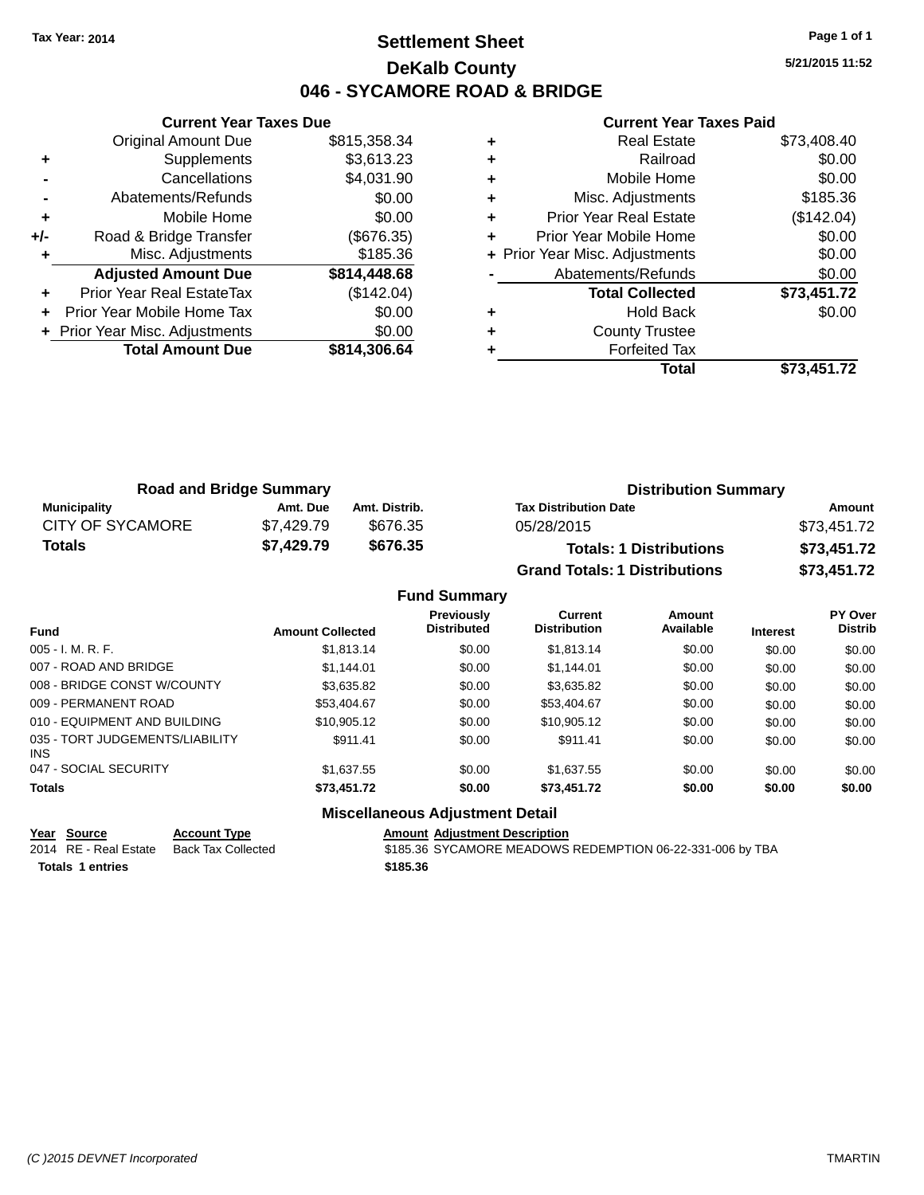Tax Year: 2014

# Settlement Sheet

## DeKalb County

## 046 - SYCAMORE ROAD & BRIDGE

5/21/2015 11:52

### Current Year Taxes Due

| | | |
|---|---|---|
| | Original Amount Due | $815,358.34 |
| + | Supplements | $3,613.23 |
| - | Cancellations | $4,031.90 |
| - | Abatements/Refunds | $0.00 |
| + | Mobile Home | $0.00 |
| +/- | Road & Bridge Transfer | ($676.35) |
| + | Misc. Adjustments | $185.36 |
| | **Adjusted Amount Due** | **$814,448.68** |
| + | Prior Year Real EstateTax | ($142.04) |
| + | Prior Year Mobile Home Tax | $0.00 |
| + | Prior Year Misc. Adjustments | $0.00 |
| | **Total Amount Due** | **$814,306.64** |

### Current Year Taxes Paid

| | | |
|---|---|---|
| + | Real Estate | $73,408.40 |
| + | Railroad | $0.00 |
| + | Mobile Home | $0.00 |
| + | Misc. Adjustments | $185.36 |
| + | Prior Year Real Estate | ($142.04) |
| + | Prior Year Mobile Home | $0.00 |
| + | Prior Year Misc. Adjustments | $0.00 |
| - | Abatements/Refunds | $0.00 |
| | **Total Collected** | **$73,451.72** |
| + | Hold Back | $0.00 |
| + | County Trustee | |
| + | Forfeited Tax | |
| | **Total** | **$73,451.72** |

### Road and Bridge Summary

| Municipality | Amt. Due | Amt. Distrib. |
|---|---|---|
| CITY OF SYCAMORE | $7,429.79 | $676.35 |
| **Totals** | **$7,429.79** | **$676.35** |

### Distribution Summary

| Tax Distribution Date | Amount |
|---|---|
| 05/28/2015 | $73,451.72 |
| **Totals: 1 Distributions** | **$73,451.72** |
| **Grand Totals: 1 Distributions** | **$73,451.72** |

### Fund Summary

| Fund | Amount Collected | Previously Distributed | Current Distribution | Amount Available | Interest | PY Over Distrib |
|---|---|---|---|---|---|---|
| 005 - I. M. R. F. | $1,813.14 | $0.00 | $1,813.14 | $0.00 | $0.00 | $0.00 |
| 007 - ROAD AND BRIDGE | $1,144.01 | $0.00 | $1,144.01 | $0.00 | $0.00 | $0.00 |
| 008 - BRIDGE CONST W/COUNTY | $3,635.82 | $0.00 | $3,635.82 | $0.00 | $0.00 | $0.00 |
| 009 - PERMANENT ROAD | $53,404.67 | $0.00 | $53,404.67 | $0.00 | $0.00 | $0.00 |
| 010 - EQUIPMENT AND BUILDING | $10,905.12 | $0.00 | $10,905.12 | $0.00 | $0.00 | $0.00 |
| 035 - TORT JUDGEMENTS/LIABILITY INS | $911.41 | $0.00 | $911.41 | $0.00 | $0.00 | $0.00 |
| 047 - SOCIAL SECURITY | $1,637.55 | $0.00 | $1,637.55 | $0.00 | $0.00 | $0.00 |
| **Totals** | **$73,451.72** | **$0.00** | **$73,451.72** | **$0.00** | **$0.00** | **$0.00** |

### Miscellaneous Adjustment Detail

| Year | Source | Account Type | Amount | Adjustment Description |
|---|---|---|---|---|
| 2014 | RE - Real Estate | Back Tax Collected | $185.36 | SYCAMORE MEADOWS REDEMPTION 06-22-331-006 by TBA |
| **Totals 1 entries** | | | **$185.36** | |

(C )2015 DEVNET Incorporated TMARTIN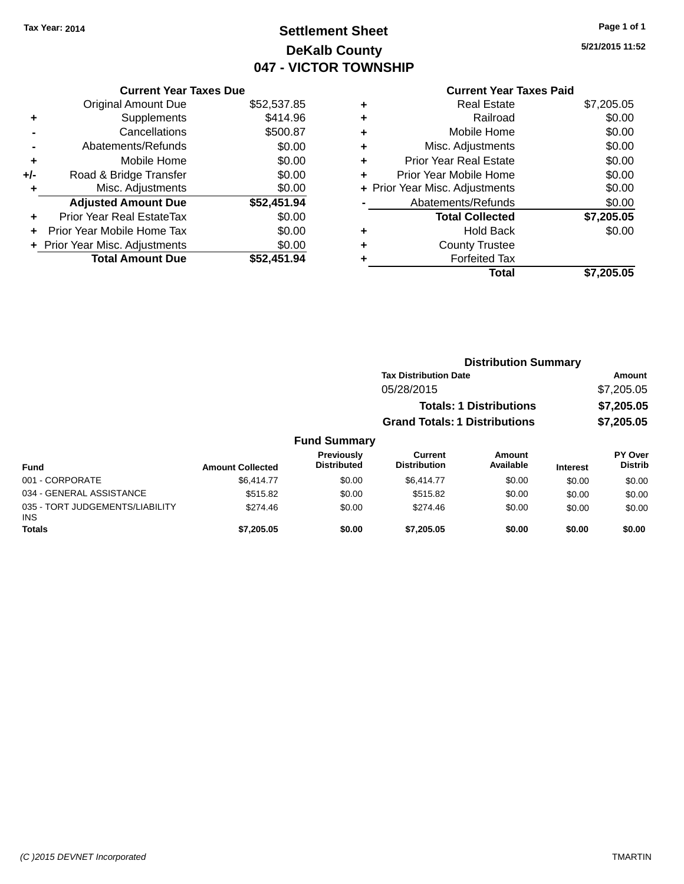Tax Year: 2014

# Settlement Sheet

## DeKalb County

## 047 - VICTOR TOWNSHIP

5/21/2015 11:52

### Current Year Taxes Due

| | | |
|---|---|---|
| | Original Amount Due | $52,537.85 |
| + | Supplements | $414.96 |
| - | Cancellations | $500.87 |
| - | Abatements/Refunds | $0.00 |
| + | Mobile Home | $0.00 |
| +/- | Road & Bridge Transfer | $0.00 |
| + | Misc. Adjustments | $0.00 |
| | **Adjusted Amount Due** | **$52,451.94** |
| + | Prior Year Real EstateTax | $0.00 |
| + | Prior Year Mobile Home Tax | $0.00 |
| + | Prior Year Misc. Adjustments | $0.00 |
| | **Total Amount Due** | **$52,451.94** |

### Current Year Taxes Paid

| | | |
|---|---|---|
| + | Real Estate | $7,205.05 |
| + | Railroad | $0.00 |
| + | Mobile Home | $0.00 |
| + | Misc. Adjustments | $0.00 |
| + | Prior Year Real Estate | $0.00 |
| + | Prior Year Mobile Home | $0.00 |
| + | Prior Year Misc. Adjustments | $0.00 |
| - | Abatements/Refunds | $0.00 |
| | **Total Collected** | **$7,205.05** |
| + | Hold Back | $0.00 |
| + | County Trustee | |
| + | Forfeited Tax | |
| | **Total** | **$7,205.05** |

### Distribution Summary

| Tax Distribution Date | Amount |
|---|---|
| 05/28/2015 | $7,205.05 |
| **Totals: 1 Distributions** | **$7,205.05** |
| **Grand Totals: 1 Distributions** | **$7,205.05** |

### Fund Summary

| Fund | Amount Collected | Previously Distributed | Current Distribution | Amount Available | Interest | PY Over Distrib |
|---|---|---|---|---|---|---|
| 001 - CORPORATE | $6,414.77 | $0.00 | $6,414.77 | $0.00 | $0.00 | $0.00 |
| 034 - GENERAL ASSISTANCE | $515.82 | $0.00 | $515.82 | $0.00 | $0.00 | $0.00 |
| 035 - TORT JUDGEMENTS/LIABILITY INS | $274.46 | $0.00 | $274.46 | $0.00 | $0.00 | $0.00 |
| **Totals** | **$7,205.05** | **$0.00** | **$7,205.05** | **$0.00** | **$0.00** | **$0.00** |

(C )2015 DEVNET Incorporated TMARTIN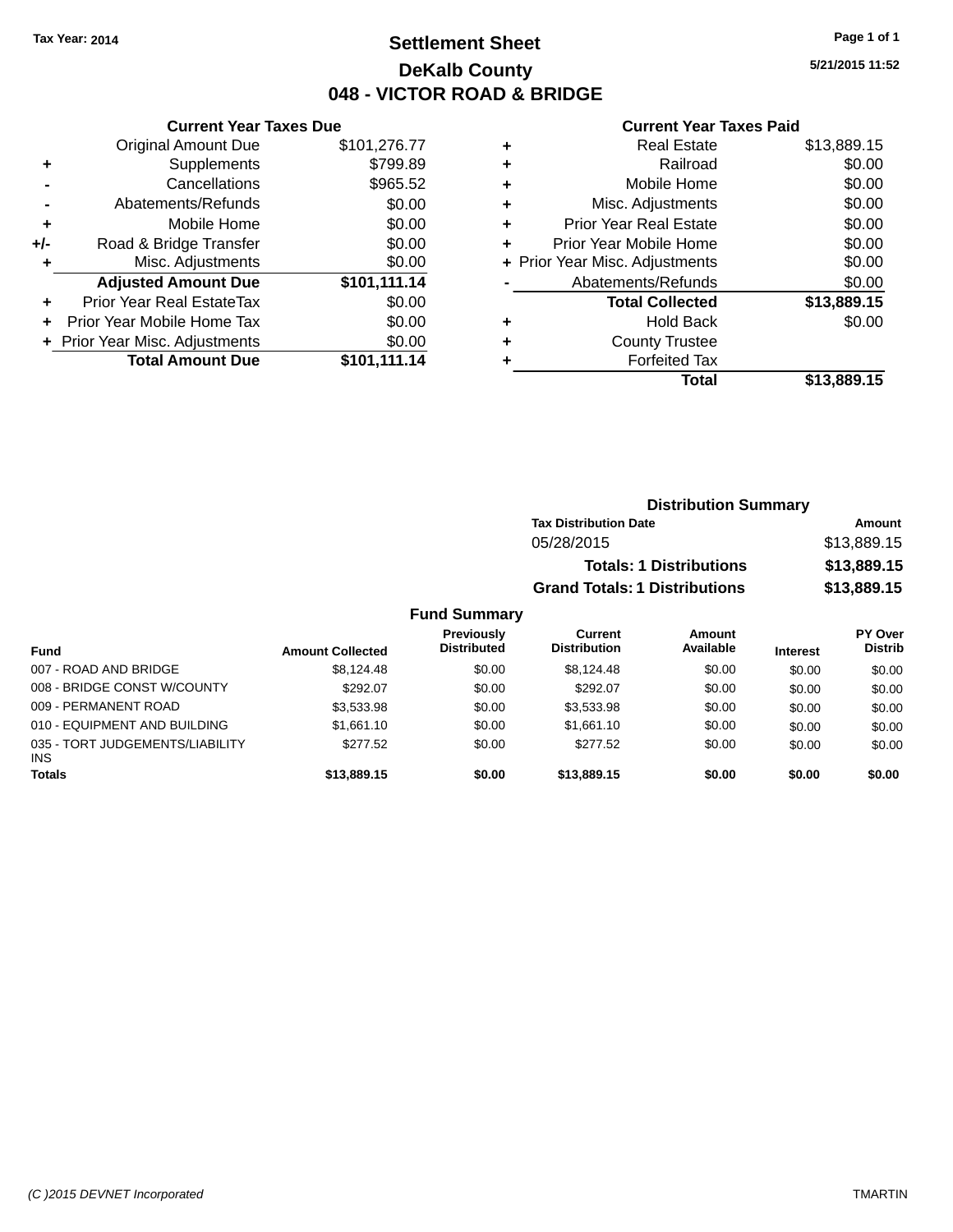Tax Year: 2014

# Settlement Sheet

## DeKalb County

## 048 - VICTOR ROAD & BRIDGE

5/21/2015 11:52

### Current Year Taxes Due

| | | |
|---|---|---|
| | Original Amount Due | $101,276.77 |
| + | Supplements | $799.89 |
| - | Cancellations | $965.52 |
| - | Abatements/Refunds | $0.00 |
| + | Mobile Home | $0.00 |
| +/- | Road & Bridge Transfer | $0.00 |
| + | Misc. Adjustments | $0.00 |
| | **Adjusted Amount Due** | **$101,111.14** |
| + | Prior Year Real EstateTax | $0.00 |
| + | Prior Year Mobile Home Tax | $0.00 |
| + | Prior Year Misc. Adjustments | $0.00 |
| | **Total Amount Due** | **$101,111.14** |

### Current Year Taxes Paid

| | | |
|---|---|---|
| + | Real Estate | $13,889.15 |
| + | Railroad | $0.00 |
| + | Mobile Home | $0.00 |
| + | Misc. Adjustments | $0.00 |
| + | Prior Year Real Estate | $0.00 |
| + | Prior Year Mobile Home | $0.00 |
| + | Prior Year Misc. Adjustments | $0.00 |
| - | Abatements/Refunds | $0.00 |
| | **Total Collected** | **$13,889.15** |
| + | Hold Back | $0.00 |
| + | County Trustee | |
| + | Forfeited Tax | |
| | **Total** | **$13,889.15** |

### Distribution Summary

| Tax Distribution Date | Amount |
|---|---|
| 05/28/2015 | $13,889.15 |
| **Totals: 1 Distributions** | **$13,889.15** |
| **Grand Totals: 1 Distributions** | **$13,889.15** |

### Fund Summary

| Fund | Amount Collected | Previously Distributed | Current Distribution | Amount Available | Interest | PY Over Distrib |
|---|---|---|---|---|---|---|
| 007 - ROAD AND BRIDGE | $8,124.48 | $0.00 | $8,124.48 | $0.00 | $0.00 | $0.00 |
| 008 - BRIDGE CONST W/COUNTY | $292.07 | $0.00 | $292.07 | $0.00 | $0.00 | $0.00 |
| 009 - PERMANENT ROAD | $3,533.98 | $0.00 | $3,533.98 | $0.00 | $0.00 | $0.00 |
| 010 - EQUIPMENT AND BUILDING | $1,661.10 | $0.00 | $1,661.10 | $0.00 | $0.00 | $0.00 |
| 035 - TORT JUDGEMENTS/LIABILITY INS | $277.52 | $0.00 | $277.52 | $0.00 | $0.00 | $0.00 |
| **Totals** | **$13,889.15** | **$0.00** | **$13,889.15** | **$0.00** | **$0.00** | **$0.00** |

(C )2015 DEVNET Incorporated TMARTIN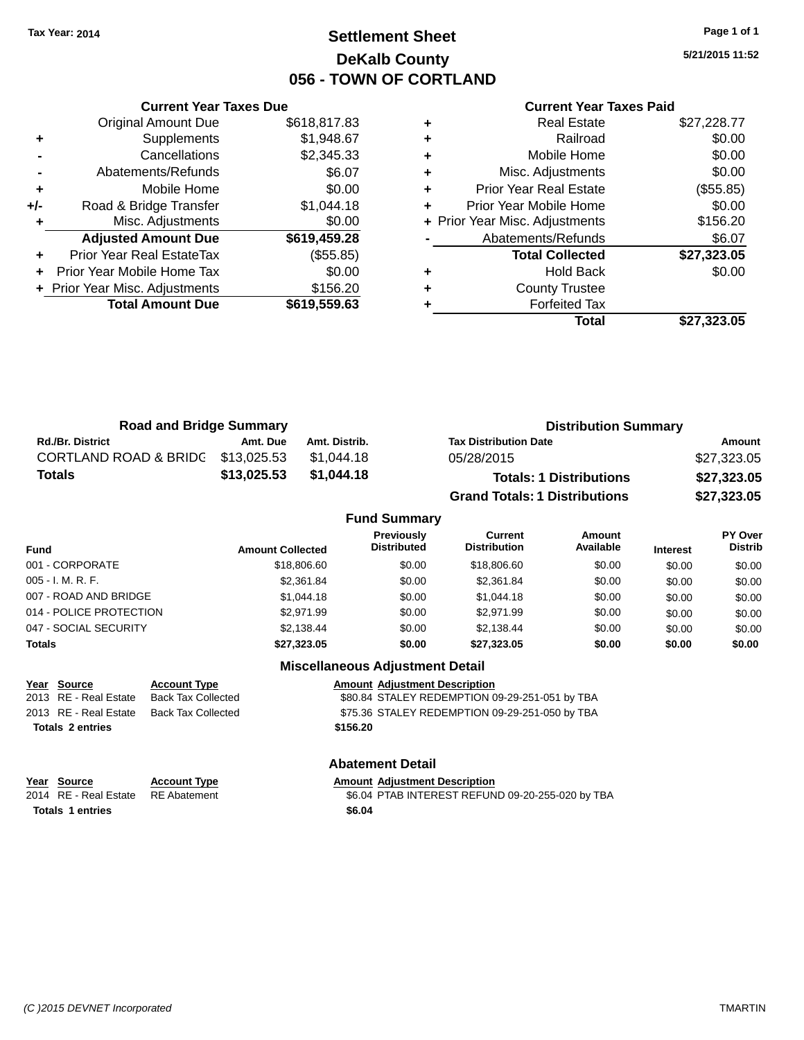Tax Year: 2014

# Settlement Sheet

## DeKalb County

## 056 - TOWN OF CORTLAND

5/21/2015 11:52

### Current Year Taxes Due

| | | |
|---|---|---|
| | Original Amount Due | $618,817.83 |
| + | Supplements | $1,948.67 |
| - | Cancellations | $2,345.33 |
| - | Abatements/Refunds | $6.07 |
| + | Mobile Home | $0.00 |
| +/- | Road & Bridge Transfer | $1,044.18 |
| + | Misc. Adjustments | $0.00 |
| | **Adjusted Amount Due** | **$619,459.28** |
| + | Prior Year Real EstateTax | ($55.85) |
| + | Prior Year Mobile Home Tax | $0.00 |
| + | Prior Year Misc. Adjustments | $156.20 |
| | **Total Amount Due** | **$619,559.63** |

### Current Year Taxes Paid

| | | |
|---|---|---|
| + | Real Estate | $27,228.77 |
| + | Railroad | $0.00 |
| + | Mobile Home | $0.00 |
| + | Misc. Adjustments | $0.00 |
| + | Prior Year Real Estate | ($55.85) |
| + | Prior Year Mobile Home | $0.00 |
| + | Prior Year Misc. Adjustments | $156.20 |
| - | Abatements/Refunds | $6.07 |
| | **Total Collected** | **$27,323.05** |
| + | Hold Back | $0.00 |
| + | County Trustee | |
| + | Forfeited Tax | |
| | **Total** | **$27,323.05** |

### Road and Bridge Summary

| Rd./Br. District | Amt. Due | Amt. Distrib. |
|---|---|---|
| CORTLAND ROAD & BRIDG | $13,025.53 | $1,044.18 |
| **Totals** | **$13,025.53** | **$1,044.18** |

### Distribution Summary

| Tax Distribution Date | Amount |
|---|---|
| 05/28/2015 | $27,323.05 |
| **Totals: 1 Distributions** | **$27,323.05** |
| **Grand Totals: 1 Distributions** | **$27,323.05** |

### Fund Summary

| Fund | Amount Collected | Previously Distributed | Current Distribution | Amount Available | Interest | PY Over Distrib |
|---|---|---|---|---|---|---|
| 001 - CORPORATE | $18,806.60 | $0.00 | $18,806.60 | $0.00 | $0.00 | $0.00 |
| 005 - I. M. R. F. | $2,361.84 | $0.00 | $2,361.84 | $0.00 | $0.00 | $0.00 |
| 007 - ROAD AND BRIDGE | $1,044.18 | $0.00 | $1,044.18 | $0.00 | $0.00 | $0.00 |
| 014 - POLICE PROTECTION | $2,971.99 | $0.00 | $2,971.99 | $0.00 | $0.00 | $0.00 |
| 047 - SOCIAL SECURITY | $2,138.44 | $0.00 | $2,138.44 | $0.00 | $0.00 | $0.00 |
| **Totals** | **$27,323.05** | **$0.00** | **$27,323.05** | **$0.00** | **$0.00** | **$0.00** |

### Miscellaneous Adjustment Detail

| Year | Source | Account Type | Amount | Adjustment Description |
|---|---|---|---|---|
| 2013 | RE - Real Estate | Back Tax Collected | $80.84 | STALEY REDEMPTION 09-29-251-051 by TBA |
| 2013 | RE - Real Estate | Back Tax Collected | $75.36 | STALEY REDEMPTION 09-29-251-050 by TBA |
| **Totals 2 entries** | | | **$156.20** | |

### Abatement Detail

| Year | Source | Account Type | Amount | Adjustment Description |
|---|---|---|---|---|
| 2014 | RE - Real Estate | RE Abatement | $6.04 | PTAB INTEREST REFUND 09-20-255-020 by TBA |
| **Totals 1 entries** | | | **$6.04** | |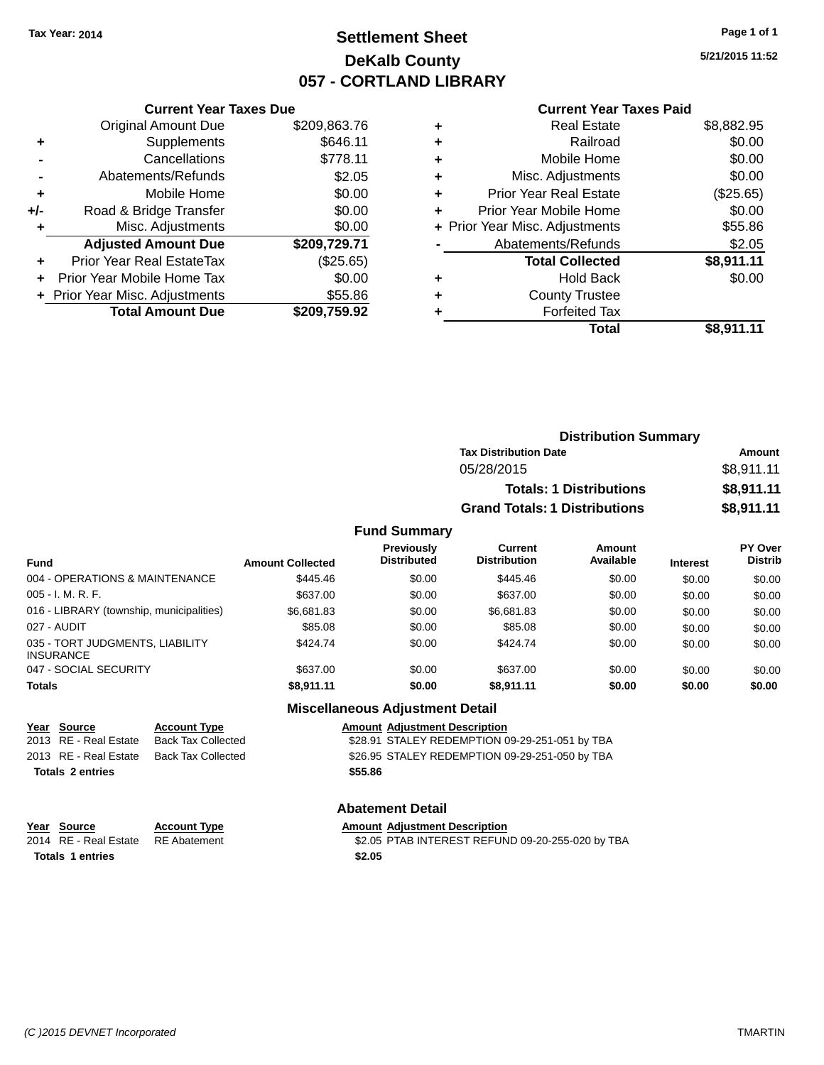Tax Year: 2014

# Settlement Sheet
## DeKalb County
## 057 - CORTLAND LIBRARY

5/21/2015 11:52

### Current Year Taxes Due

| | | |
|---|---|---|
| | Original Amount Due | $209,863.76 |
| + | Supplements | $646.11 |
| - | Cancellations | $778.11 |
| - | Abatements/Refunds | $2.05 |
| + | Mobile Home | $0.00 |
| +/- | Road & Bridge Transfer | $0.00 |
| + | Misc. Adjustments | $0.00 |
| | **Adjusted Amount Due** | **$209,729.71** |
| + | Prior Year Real EstateTax | ($25.65) |
| + | Prior Year Mobile Home Tax | $0.00 |
| + | Prior Year Misc. Adjustments | $55.86 |
| | **Total Amount Due** | **$209,759.92** |

### Current Year Taxes Paid

| | | |
|---|---|---|
| + | Real Estate | $8,882.95 |
| + | Railroad | $0.00 |
| + | Mobile Home | $0.00 |
| + | Misc. Adjustments | $0.00 |
| + | Prior Year Real Estate | ($25.65) |
| + | Prior Year Mobile Home | $0.00 |
| + | Prior Year Misc. Adjustments | $55.86 |
| - | Abatements/Refunds | $2.05 |
| | **Total Collected** | **$8,911.11** |
| + | Hold Back | $0.00 |
| + | County Trustee | |
| + | Forfeited Tax | |
| | **Total** | **$8,911.11** |

### Distribution Summary

| Tax Distribution Date | Amount |
|---|---|
| 05/28/2015 | $8,911.11 |
| **Totals: 1 Distributions** | **$8,911.11** |
| **Grand Totals: 1 Distributions** | **$8,911.11** |

### Fund Summary

| Fund | Amount Collected | Previously Distributed | Current Distribution | Amount Available | Interest | PY Over Distrib |
|---|---|---|---|---|---|---|
| 004 - OPERATIONS & MAINTENANCE | $445.46 | $0.00 | $445.46 | $0.00 | $0.00 | $0.00 |
| 005 - I. M. R. F. | $637.00 | $0.00 | $637.00 | $0.00 | $0.00 | $0.00 |
| 016 - LIBRARY (township, municipalities) | $6,681.83 | $0.00 | $6,681.83 | $0.00 | $0.00 | $0.00 |
| 027 - AUDIT | $85.08 | $0.00 | $85.08 | $0.00 | $0.00 | $0.00 |
| 035 - TORT JUDGMENTS, LIABILITY INSURANCE | $424.74 | $0.00 | $424.74 | $0.00 | $0.00 | $0.00 |
| 047 - SOCIAL SECURITY | $637.00 | $0.00 | $637.00 | $0.00 | $0.00 | $0.00 |
| **Totals** | **$8,911.11** | **$0.00** | **$8,911.11** | **$0.00** | **$0.00** | **$0.00** |

### Miscellaneous Adjustment Detail

| Year | Source | Account Type | Amount | Adjustment Description |
|---|---|---|---|---|
| 2013 | RE - Real Estate | Back Tax Collected | $28.91 | STALEY REDEMPTION 09-29-251-051 by TBA |
| 2013 | RE - Real Estate | Back Tax Collected | $26.95 | STALEY REDEMPTION 09-29-251-050 by TBA |
| **Totals 2 entries** | | | **$55.86** | |

### Abatement Detail

| Year | Source | Account Type | Amount | Adjustment Description |
|---|---|---|---|---|
| 2014 | RE - Real Estate | RE Abatement | $2.05 | PTAB INTEREST REFUND 09-20-255-020 by TBA |
| **Totals 1 entries** | | | **$2.05** | |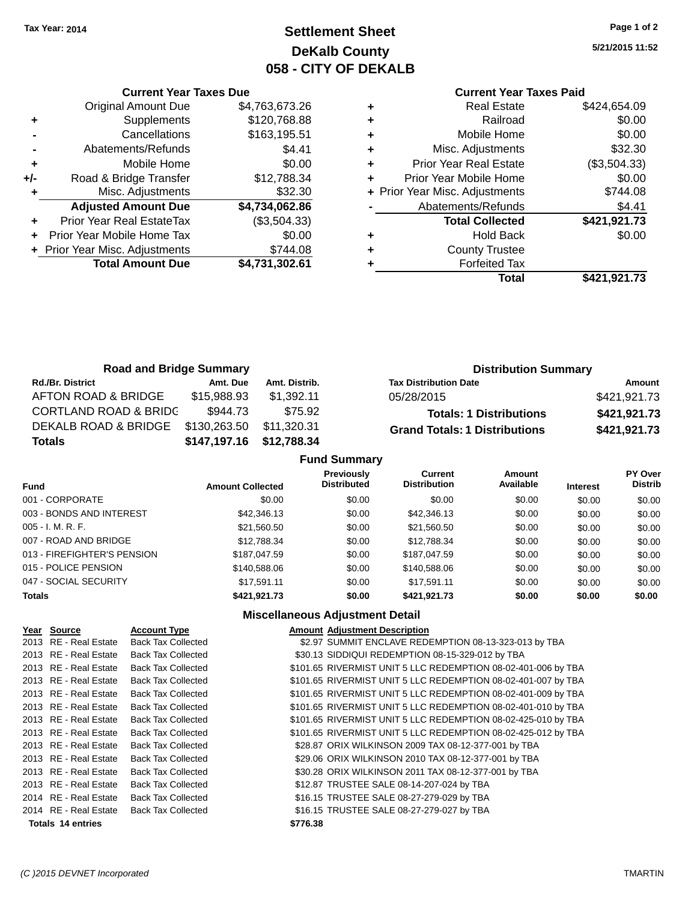Tax Year: 2014

# Settlement Sheet
## DeKalb County
## 058 - CITY OF DEKALB

5/21/2015 11:52

### Current Year Taxes Due

| | | |
|---|---|---|
| | Original Amount Due | $4,763,673.26 |
| + | Supplements | $120,768.88 |
| - | Cancellations | $163,195.51 |
| - | Abatements/Refunds | $4.41 |
| + | Mobile Home | $0.00 |
| +/- | Road & Bridge Transfer | $12,788.34 |
| + | Misc. Adjustments | $32.30 |
| | **Adjusted Amount Due** | **$4,734,062.86** |
| + | Prior Year Real EstateTax | ($3,504.33) |
| + | Prior Year Mobile Home Tax | $0.00 |
| + | Prior Year Misc. Adjustments | $744.08 |
| | **Total Amount Due** | **$4,731,302.61** |

### Current Year Taxes Paid

| | | |
|---|---|---|
| + | Real Estate | $424,654.09 |
| + | Railroad | $0.00 |
| + | Mobile Home | $0.00 |
| + | Misc. Adjustments | $32.30 |
| + | Prior Year Real Estate | ($3,504.33) |
| + | Prior Year Mobile Home | $0.00 |
| + | Prior Year Misc. Adjustments | $744.08 |
| - | Abatements/Refunds | $4.41 |
| | **Total Collected** | **$421,921.73** |
| + | Hold Back | $0.00 |
| + | County Trustee | |
| + | Forfeited Tax | |
| | **Total** | **$421,921.73** |

### Road and Bridge Summary

| Rd./Br. District | Amt. Due | Amt. Distrib. |
|---|---|---|
| AFTON ROAD & BRIDGE | $15,988.93 | $1,392.11 |
| CORTLAND ROAD & BRIDG | $944.73 | $75.92 |
| DEKALB ROAD & BRIDGE | $130,263.50 | $11,320.31 |
| **Totals** | **$147,197.16** | **$12,788.34** |

### Distribution Summary

| Tax Distribution Date | Amount |
|---|---|
| 05/28/2015 | $421,921.73 |
| **Totals: 1 Distributions** | **$421,921.73** |
| **Grand Totals: 1 Distributions** | **$421,921.73** |

### Fund Summary

| Fund | Amount Collected | Previously Distributed | Current Distribution | Amount Available | Interest | PY Over Distrib |
|---|---|---|---|---|---|---|
| 001 - CORPORATE | $0.00 | $0.00 | $0.00 | $0.00 | $0.00 | $0.00 |
| 003 - BONDS AND INTEREST | $42,346.13 | $0.00 | $42,346.13 | $0.00 | $0.00 | $0.00 |
| 005 - I. M. R. F. | $21,560.50 | $0.00 | $21,560.50 | $0.00 | $0.00 | $0.00 |
| 007 - ROAD AND BRIDGE | $12,788.34 | $0.00 | $12,788.34 | $0.00 | $0.00 | $0.00 |
| 013 - FIREFIGHTER'S PENSION | $187,047.59 | $0.00 | $187,047.59 | $0.00 | $0.00 | $0.00 |
| 015 - POLICE PENSION | $140,588.06 | $0.00 | $140,588.06 | $0.00 | $0.00 | $0.00 |
| 047 - SOCIAL SECURITY | $17,591.11 | $0.00 | $17,591.11 | $0.00 | $0.00 | $0.00 |
| **Totals** | **$421,921.73** | **$0.00** | **$421,921.73** | **$0.00** | **$0.00** | **$0.00** |

### Miscellaneous Adjustment Detail

| Year | Source | Account Type | Amount | Adjustment Description |
|---|---|---|---|---|
| 2013 | RE - Real Estate | Back Tax Collected | $2.97 | SUMMIT ENCLAVE REDEMPTION 08-13-323-013 by TBA |
| 2013 | RE - Real Estate | Back Tax Collected | $30.13 | SIDDIQUI REDEMPTION 08-15-329-012 by TBA |
| 2013 | RE - Real Estate | Back Tax Collected | $101.65 | RIVERMIST UNIT 5 LLC REDEMPTION 08-02-401-006 by TBA |
| 2013 | RE - Real Estate | Back Tax Collected | $101.65 | RIVERMIST UNIT 5 LLC REDEMPTION 08-02-401-007 by TBA |
| 2013 | RE - Real Estate | Back Tax Collected | $101.65 | RIVERMIST UNIT 5 LLC REDEMPTION 08-02-401-009 by TBA |
| 2013 | RE - Real Estate | Back Tax Collected | $101.65 | RIVERMIST UNIT 5 LLC REDEMPTION 08-02-401-010 by TBA |
| 2013 | RE - Real Estate | Back Tax Collected | $101.65 | RIVERMIST UNIT 5 LLC REDEMPTION 08-02-425-010 by TBA |
| 2013 | RE - Real Estate | Back Tax Collected | $101.65 | RIVERMIST UNIT 5 LLC REDEMPTION 08-02-425-012 by TBA |
| 2013 | RE - Real Estate | Back Tax Collected | $28.87 | ORIX WILKINSON 2009 TAX 08-12-377-001 by TBA |
| 2013 | RE - Real Estate | Back Tax Collected | $29.06 | ORIX WILKINSON 2010 TAX 08-12-377-001 by TBA |
| 2013 | RE - Real Estate | Back Tax Collected | $30.28 | ORIX WILKINSON 2011 TAX 08-12-377-001 by TBA |
| 2013 | RE - Real Estate | Back Tax Collected | $12.87 | TRUSTEE SALE 08-14-207-024 by TBA |
| 2014 | RE - Real Estate | Back Tax Collected | $16.15 | TRUSTEE SALE 08-27-279-029 by TBA |
| 2014 | RE - Real Estate | Back Tax Collected | $16.15 | TRUSTEE SALE 08-27-279-027 by TBA |
| **Totals 14 entries** | | | **$776.38** | |

(C )2015 DEVNET Incorporated    TMARTIN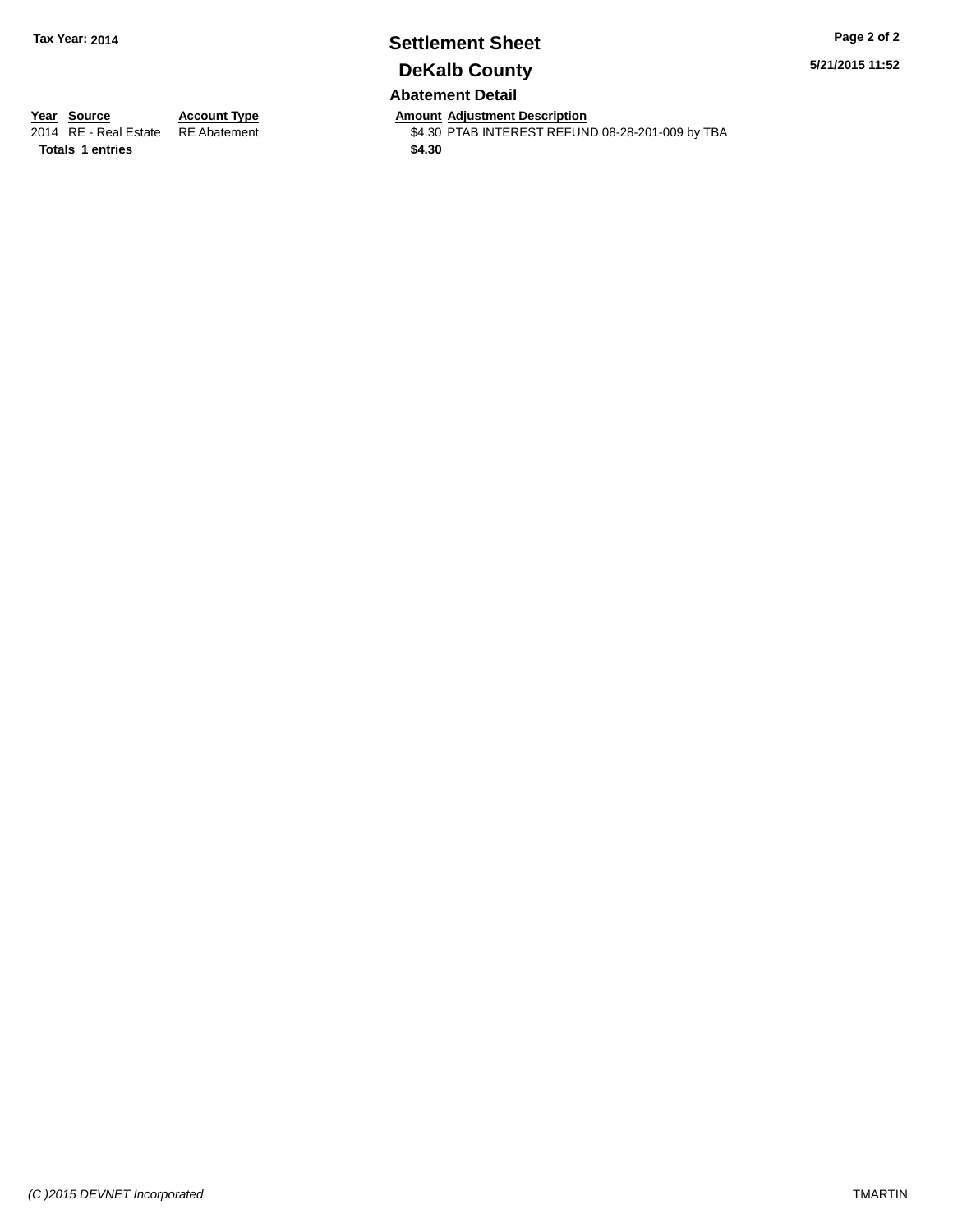**Tax Year: 2014**

# Settlement Sheet

## DeKalb County

5/21/2015 11:52

### Abatement Detail

| Year | Source | Account Type | Amount | Adjustment Description |
|---|---|---|---|---|
| 2014 | RE - Real Estate | RE Abatement | $4.30 | PTAB INTEREST REFUND 08-28-201-009 by TBA |
| **Totals** | **1 entries** | | **$4.30** | |

*(C )2015 DEVNET Incorporated* TMARTIN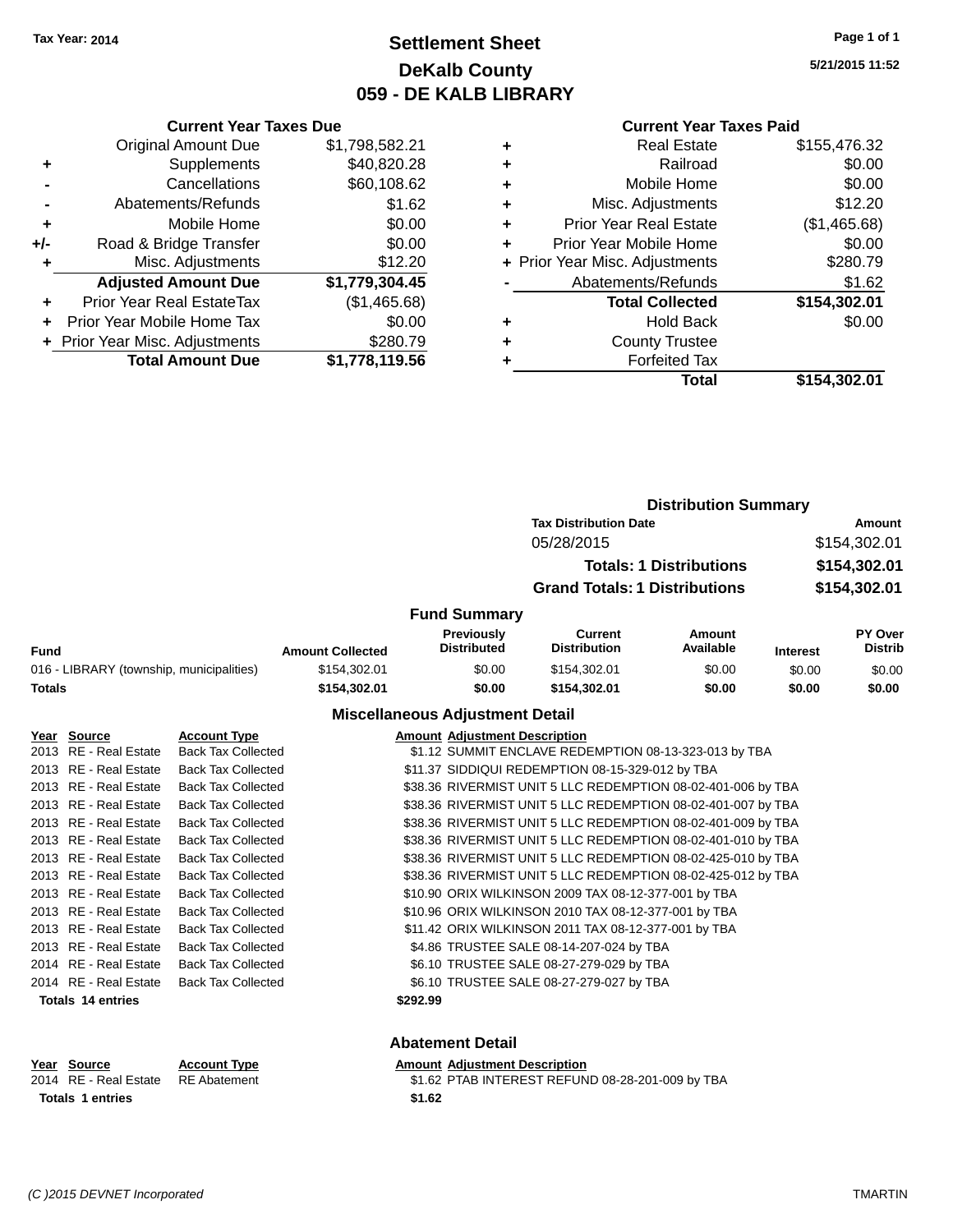Tax Year: 2014

# Settlement Sheet
## DeKalb County
## 059 - DE KALB LIBRARY

5/21/2015 11:52

### Current Year Taxes Due

| | | |
|---|---|---|
| | Original Amount Due | $1,798,582.21 |
| + | Supplements | $40,820.28 |
| - | Cancellations | $60,108.62 |
| - | Abatements/Refunds | $1.62 |
| + | Mobile Home | $0.00 |
| +/- | Road & Bridge Transfer | $0.00 |
| + | Misc. Adjustments | $12.20 |
| | **Adjusted Amount Due** | **$1,779,304.45** |
| + | Prior Year Real EstateTax | ($1,465.68) |
| + | Prior Year Mobile Home Tax | $0.00 |
| + | Prior Year Misc. Adjustments | $280.79 |
| | **Total Amount Due** | **$1,778,119.56** |

### Current Year Taxes Paid

| | | |
|---|---|---|
| + | Real Estate | $155,476.32 |
| + | Railroad | $0.00 |
| + | Mobile Home | $0.00 |
| + | Misc. Adjustments | $12.20 |
| + | Prior Year Real Estate | ($1,465.68) |
| + | Prior Year Mobile Home | $0.00 |
| + | Prior Year Misc. Adjustments | $280.79 |
| - | Abatements/Refunds | $1.62 |
| | **Total Collected** | **$154,302.01** |
| + | Hold Back | $0.00 |
| + | County Trustee | |
| + | Forfeited Tax | |
| | **Total** | **$154,302.01** |

### Distribution Summary

| Tax Distribution Date | Amount |
|---|---|
| 05/28/2015 | $154,302.01 |
| **Totals: 1 Distributions** | **$154,302.01** |
| **Grand Totals: 1 Distributions** | **$154,302.01** |

### Fund Summary

| Fund | Amount Collected | Previously Distributed | Current Distribution | Amount Available | Interest | PY Over Distrib |
|---|---|---|---|---|---|---|
| 016 - LIBRARY (township, municipalities) | $154,302.01 | $0.00 | $154,302.01 | $0.00 | $0.00 | $0.00 |
| **Totals** | **$154,302.01** | **$0.00** | **$154,302.01** | **$0.00** | **$0.00** | **$0.00** |

### Miscellaneous Adjustment Detail

| Year | Source | Account Type | Amount | Adjustment Description |
|---|---|---|---|---|
| 2013 | RE - Real Estate | Back Tax Collected | $1.12 | SUMMIT ENCLAVE REDEMPTION 08-13-323-013 by TBA |
| 2013 | RE - Real Estate | Back Tax Collected | $11.37 | SIDDIQUI REDEMPTION 08-15-329-012 by TBA |
| 2013 | RE - Real Estate | Back Tax Collected | $38.36 | RIVERMIST UNIT 5 LLC REDEMPTION 08-02-401-006 by TBA |
| 2013 | RE - Real Estate | Back Tax Collected | $38.36 | RIVERMIST UNIT 5 LLC REDEMPTION 08-02-401-007 by TBA |
| 2013 | RE - Real Estate | Back Tax Collected | $38.36 | RIVERMIST UNIT 5 LLC REDEMPTION 08-02-401-009 by TBA |
| 2013 | RE - Real Estate | Back Tax Collected | $38.36 | RIVERMIST UNIT 5 LLC REDEMPTION 08-02-401-010 by TBA |
| 2013 | RE - Real Estate | Back Tax Collected | $38.36 | RIVERMIST UNIT 5 LLC REDEMPTION 08-02-425-010 by TBA |
| 2013 | RE - Real Estate | Back Tax Collected | $38.36 | RIVERMIST UNIT 5 LLC REDEMPTION 08-02-425-012 by TBA |
| 2013 | RE - Real Estate | Back Tax Collected | $10.90 | ORIX WILKINSON 2009 TAX 08-12-377-001 by TBA |
| 2013 | RE - Real Estate | Back Tax Collected | $10.96 | ORIX WILKINSON 2010 TAX 08-12-377-001 by TBA |
| 2013 | RE - Real Estate | Back Tax Collected | $11.42 | ORIX WILKINSON 2011 TAX 08-12-377-001 by TBA |
| 2013 | RE - Real Estate | Back Tax Collected | $4.86 | TRUSTEE SALE 08-14-207-024 by TBA |
| 2014 | RE - Real Estate | Back Tax Collected | $6.10 | TRUSTEE SALE 08-27-279-029 by TBA |
| 2014 | RE - Real Estate | Back Tax Collected | $6.10 | TRUSTEE SALE 08-27-279-027 by TBA |
| **Totals 14 entries** | | | **$292.99** | |

### Abatement Detail

| Year | Source | Account Type | Amount | Adjustment Description |
|---|---|---|---|---|
| 2014 | RE - Real Estate | RE Abatement | $1.62 | PTAB INTEREST REFUND 08-28-201-009 by TBA |
| **Totals 1 entries** | | | **$1.62** | |

(C )2015 DEVNET Incorporated — TMARTIN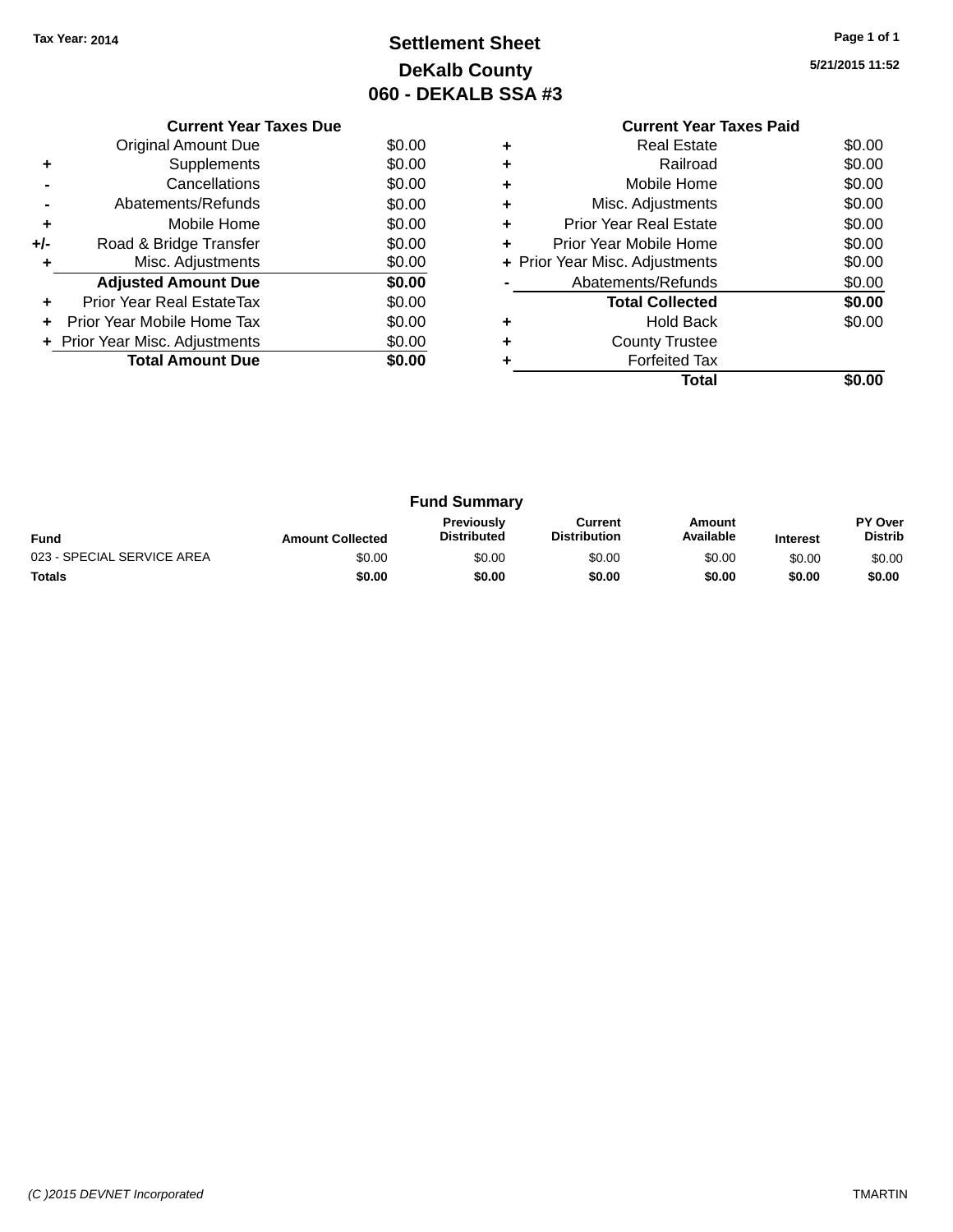Tax Year: 2014

# Settlement Sheet

## DeKalb County

## 060 - DEKALB SSA #3

5/21/2015 11:52

**Current Year Taxes Due**

| | | |
|---|---|---|
| | Original Amount Due | $0.00 |
| + | Supplements | $0.00 |
| - | Cancellations | $0.00 |
| - | Abatements/Refunds | $0.00 |
| + | Mobile Home | $0.00 |
| +/- | Road & Bridge Transfer | $0.00 |
| + | Misc. Adjustments | $0.00 |
| | **Adjusted Amount Due** | **$0.00** |
| + | Prior Year Real EstateTax | $0.00 |
| + | Prior Year Mobile Home Tax | $0.00 |
| + | Prior Year Misc. Adjustments | $0.00 |
| | **Total Amount Due** | **$0.00** |

**Current Year Taxes Paid**

| | | |
|---|---|---|
| + | Real Estate | $0.00 |
| + | Railroad | $0.00 |
| + | Mobile Home | $0.00 |
| + | Misc. Adjustments | $0.00 |
| + | Prior Year Real Estate | $0.00 |
| + | Prior Year Mobile Home | $0.00 |
| + | Prior Year Misc. Adjustments | $0.00 |
| - | Abatements/Refunds | $0.00 |
| | **Total Collected** | **$0.00** |
| + | Hold Back | $0.00 |
| + | County Trustee | |
| + | Forfeited Tax | |
| | **Total** | **$0.00** |

**Fund Summary**

| Fund | Amount Collected | Previously Distributed | Current Distribution | Amount Available | Interest | PY Over Distrib |
|---|---|---|---|---|---|---|
| 023 - SPECIAL SERVICE AREA | $0.00 | $0.00 | $0.00 | $0.00 | $0.00 | $0.00 |
| **Totals** | **$0.00** | **$0.00** | **$0.00** | **$0.00** | **$0.00** | **$0.00** |

(C )2015 DEVNET Incorporated TMARTIN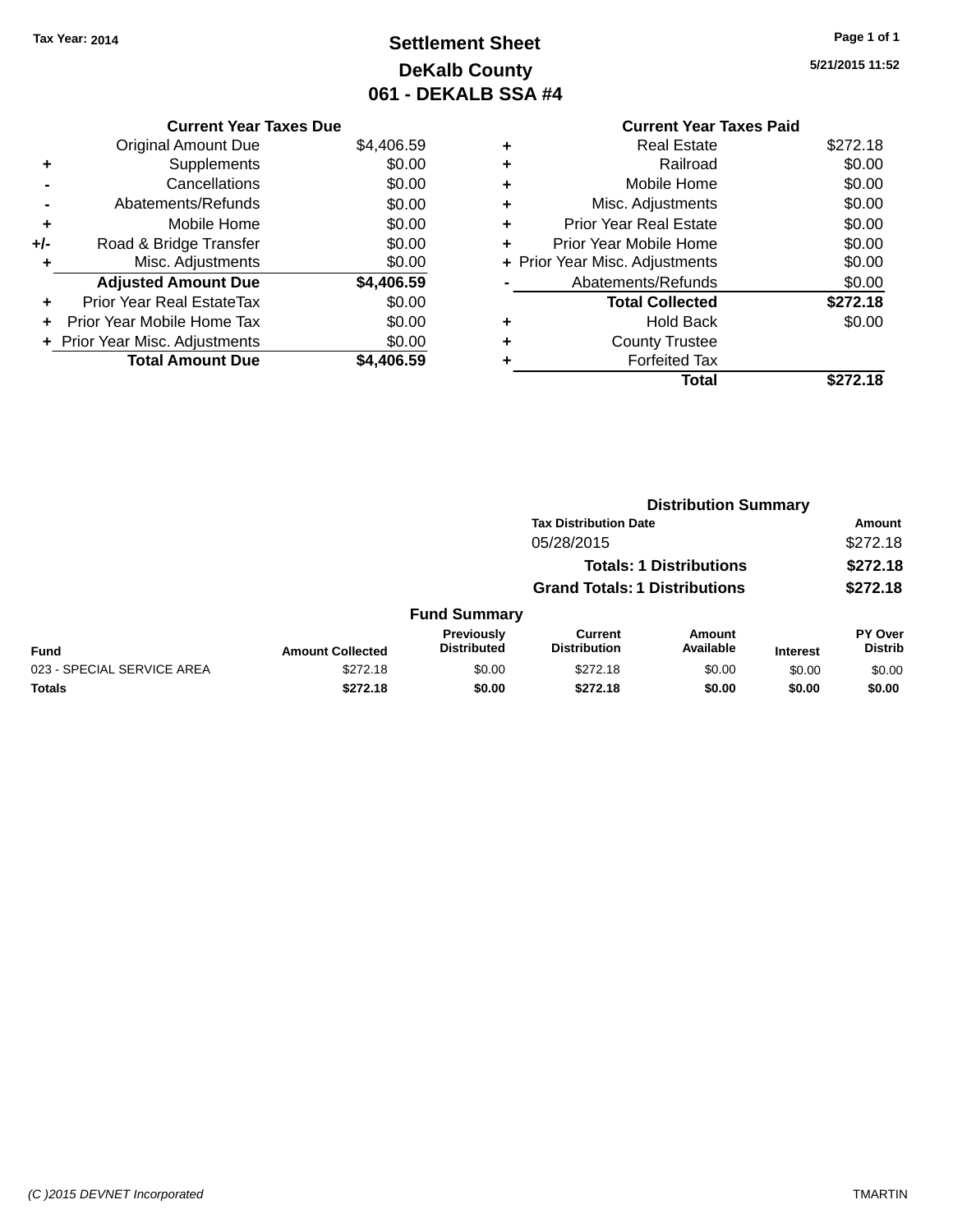Tax Year: 2014

# Settlement Sheet

## DeKalb County

## 061 - DEKALB SSA #4

5/21/2015 11:52

### Current Year Taxes Due

| | | |
|---|---|---|
| | Original Amount Due | $4,406.59 |
| + | Supplements | $0.00 |
| - | Cancellations | $0.00 |
| - | Abatements/Refunds | $0.00 |
| + | Mobile Home | $0.00 |
| +/- | Road & Bridge Transfer | $0.00 |
| + | Misc. Adjustments | $0.00 |
| | **Adjusted Amount Due** | **$4,406.59** |
| + | Prior Year Real EstateTax | $0.00 |
| + | Prior Year Mobile Home Tax | $0.00 |
| + | Prior Year Misc. Adjustments | $0.00 |
| | **Total Amount Due** | **$4,406.59** |

### Current Year Taxes Paid

| | | |
|---|---|---|
| + | Real Estate | $272.18 |
| + | Railroad | $0.00 |
| + | Mobile Home | $0.00 |
| + | Misc. Adjustments | $0.00 |
| + | Prior Year Real Estate | $0.00 |
| + | Prior Year Mobile Home | $0.00 |
| + | Prior Year Misc. Adjustments | $0.00 |
| - | Abatements/Refunds | $0.00 |
| | **Total Collected** | **$272.18** |
| + | Hold Back | $0.00 |
| + | County Trustee | |
| + | Forfeited Tax | |
| | **Total** | **$272.18** |

### Distribution Summary

| Tax Distribution Date | Amount |
|---|---|
| 05/28/2015 | $272.18 |
| **Totals: 1 Distributions** | **$272.18** |
| **Grand Totals: 1 Distributions** | **$272.18** |

### Fund Summary

| Fund | Amount Collected | Previously Distributed | Current Distribution | Amount Available | Interest | PY Over Distrib |
|---|---|---|---|---|---|---|
| 023 - SPECIAL SERVICE AREA | $272.18 | $0.00 | $272.18 | $0.00 | $0.00 | $0.00 |
| **Totals** | **$272.18** | **$0.00** | **$272.18** | **$0.00** | **$0.00** | **$0.00** |

(C )2015 DEVNET Incorporated TMARTIN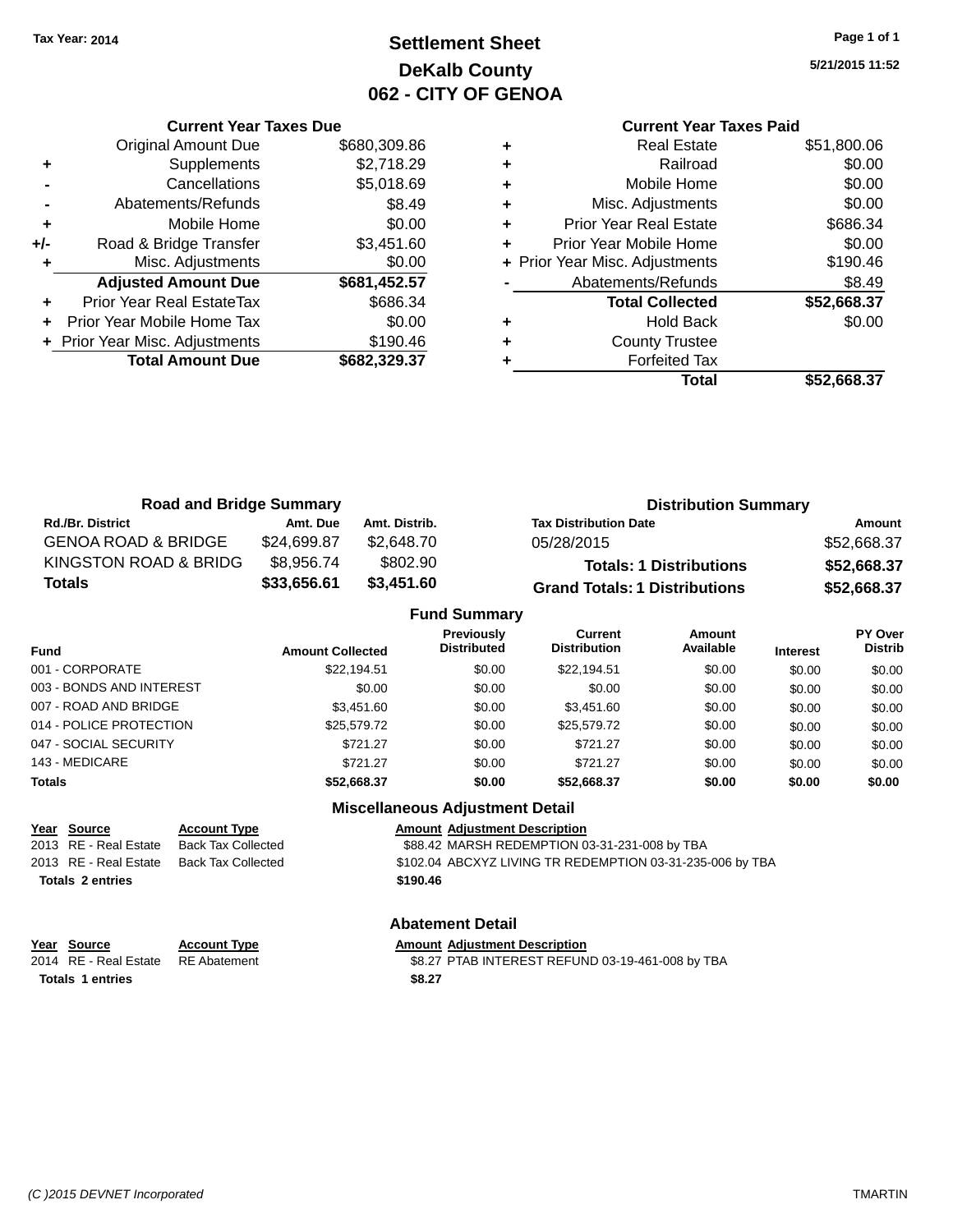Tax Year: 2014

# Settlement Sheet
## DeKalb County
## 062 - CITY OF GENOA

5/21/2015 11:52

### Current Year Taxes Due

| | | |
|---|---|---|
| | Original Amount Due | $680,309.86 |
| + | Supplements | $2,718.29 |
| - | Cancellations | $5,018.69 |
| - | Abatements/Refunds | $8.49 |
| + | Mobile Home | $0.00 |
| +/- | Road & Bridge Transfer | $3,451.60 |
| + | Misc. Adjustments | $0.00 |
| | **Adjusted Amount Due** | **$681,452.57** |
| + | Prior Year Real EstateTax | $686.34 |
| + | Prior Year Mobile Home Tax | $0.00 |
| + | Prior Year Misc. Adjustments | $190.46 |
| | **Total Amount Due** | **$682,329.37** |

### Current Year Taxes Paid

| | | |
|---|---|---|
| + | Real Estate | $51,800.06 |
| + | Railroad | $0.00 |
| + | Mobile Home | $0.00 |
| + | Misc. Adjustments | $0.00 |
| + | Prior Year Real Estate | $686.34 |
| + | Prior Year Mobile Home | $0.00 |
| + | Prior Year Misc. Adjustments | $190.46 |
| - | Abatements/Refunds | $8.49 |
| | **Total Collected** | **$52,668.37** |
| + | Hold Back | $0.00 |
| + | County Trustee | |
| + | Forfeited Tax | |
| | **Total** | **$52,668.37** |

### Road and Bridge Summary

| Rd./Br. District | Amt. Due | Amt. Distrib. |
|---|---|---|
| GENOA ROAD & BRIDGE | $24,699.87 | $2,648.70 |
| KINGSTON ROAD & BRIDG | $8,956.74 | $802.90 |
| **Totals** | **$33,656.61** | **$3,451.60** |

### Distribution Summary

| Tax Distribution Date | Amount |
|---|---|
| 05/28/2015 | $52,668.37 |
| **Totals: 1 Distributions** | **$52,668.37** |
| **Grand Totals: 1 Distributions** | **$52,668.37** |

### Fund Summary

| Fund | Amount Collected | Previously Distributed | Current Distribution | Amount Available | Interest | PY Over Distrib |
|---|---|---|---|---|---|---|
| 001 - CORPORATE | $22,194.51 | $0.00 | $22,194.51 | $0.00 | $0.00 | $0.00 |
| 003 - BONDS AND INTEREST | $0.00 | $0.00 | $0.00 | $0.00 | $0.00 | $0.00 |
| 007 - ROAD AND BRIDGE | $3,451.60 | $0.00 | $3,451.60 | $0.00 | $0.00 | $0.00 |
| 014 - POLICE PROTECTION | $25,579.72 | $0.00 | $25,579.72 | $0.00 | $0.00 | $0.00 |
| 047 - SOCIAL SECURITY | $721.27 | $0.00 | $721.27 | $0.00 | $0.00 | $0.00 |
| 143 - MEDICARE | $721.27 | $0.00 | $721.27 | $0.00 | $0.00 | $0.00 |
| **Totals** | **$52,668.37** | **$0.00** | **$52,668.37** | **$0.00** | **$0.00** | **$0.00** |

### Miscellaneous Adjustment Detail

| Year | Source | Account Type | Amount | Adjustment Description |
|---|---|---|---|---|
| 2013 | RE - Real Estate | Back Tax Collected | $88.42 | MARSH REDEMPTION 03-31-231-008 by TBA |
| 2013 | RE - Real Estate | Back Tax Collected | $102.04 | ABCXYZ LIVING TR REDEMPTION 03-31-235-006 by TBA |
| **Totals 2 entries** | | | **$190.46** | |

### Abatement Detail

| Year | Source | Account Type | Amount | Adjustment Description |
|---|---|---|---|---|
| 2014 | RE - Real Estate | RE Abatement | $8.27 | PTAB INTEREST REFUND 03-19-461-008 by TBA |
| **Totals 1 entries** | | | **$8.27** | |

(C )2015 DEVNET Incorporated TMARTIN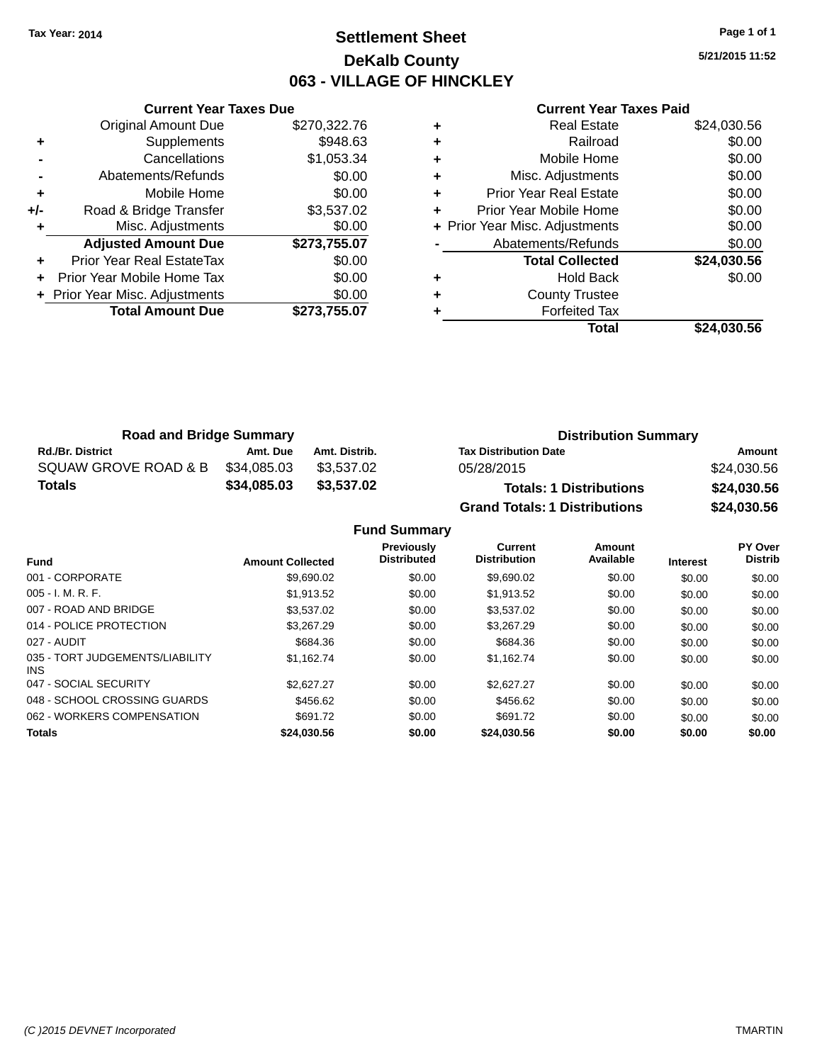Tax Year: 2014

# Settlement Sheet

## DeKalb County

## 063 - VILLAGE OF HINCKLEY

5/21/2015 11:52

### Current Year Taxes Due

| | | |
|---|---|---|
| | Original Amount Due | $270,322.76 |
| + | Supplements | $948.63 |
| - | Cancellations | $1,053.34 |
| - | Abatements/Refunds | $0.00 |
| + | Mobile Home | $0.00 |
| +/- | Road & Bridge Transfer | $3,537.02 |
| + | Misc. Adjustments | $0.00 |
| | **Adjusted Amount Due** | **$273,755.07** |
| + | Prior Year Real EstateTax | $0.00 |
| + | Prior Year Mobile Home Tax | $0.00 |
| + | Prior Year Misc. Adjustments | $0.00 |
| | **Total Amount Due** | **$273,755.07** |

### Current Year Taxes Paid

| | | |
|---|---|---|
| + | Real Estate | $24,030.56 |
| + | Railroad | $0.00 |
| + | Mobile Home | $0.00 |
| + | Misc. Adjustments | $0.00 |
| + | Prior Year Real Estate | $0.00 |
| + | Prior Year Mobile Home | $0.00 |
| + | Prior Year Misc. Adjustments | $0.00 |
| - | Abatements/Refunds | $0.00 |
| | **Total Collected** | **$24,030.56** |
| + | Hold Back | $0.00 |
| + | County Trustee | |
| + | Forfeited Tax | |
| | **Total** | **$24,030.56** |

### Road and Bridge Summary

| Rd./Br. District | Amt. Due | Amt. Distrib. |
|---|---|---|
| SQUAW GROVE ROAD & B | $34,085.03 | $3,537.02 |
| **Totals** | **$34,085.03** | **$3,537.02** |

### Distribution Summary

| Tax Distribution Date | Amount |
|---|---|
| 05/28/2015 | $24,030.56 |
| **Totals: 1 Distributions** | **$24,030.56** |
| **Grand Totals: 1 Distributions** | **$24,030.56** |

### Fund Summary

| Fund | Amount Collected | Previously Distributed | Current Distribution | Amount Available | Interest | PY Over Distrib |
|---|---|---|---|---|---|---|
| 001 - CORPORATE | $9,690.02 | $0.00 | $9,690.02 | $0.00 | $0.00 | $0.00 |
| 005 - I. M. R. F. | $1,913.52 | $0.00 | $1,913.52 | $0.00 | $0.00 | $0.00 |
| 007 - ROAD AND BRIDGE | $3,537.02 | $0.00 | $3,537.02 | $0.00 | $0.00 | $0.00 |
| 014 - POLICE PROTECTION | $3,267.29 | $0.00 | $3,267.29 | $0.00 | $0.00 | $0.00 |
| 027 - AUDIT | $684.36 | $0.00 | $684.36 | $0.00 | $0.00 | $0.00 |
| 035 - TORT JUDGEMENTS/LIABILITY INS | $1,162.74 | $0.00 | $1,162.74 | $0.00 | $0.00 | $0.00 |
| 047 - SOCIAL SECURITY | $2,627.27 | $0.00 | $2,627.27 | $0.00 | $0.00 | $0.00 |
| 048 - SCHOOL CROSSING GUARDS | $456.62 | $0.00 | $456.62 | $0.00 | $0.00 | $0.00 |
| 062 - WORKERS COMPENSATION | $691.72 | $0.00 | $691.72 | $0.00 | $0.00 | $0.00 |
| **Totals** | **$24,030.56** | **$0.00** | **$24,030.56** | **$0.00** | **$0.00** | **$0.00** |

(C )2015 DEVNET Incorporated TMARTIN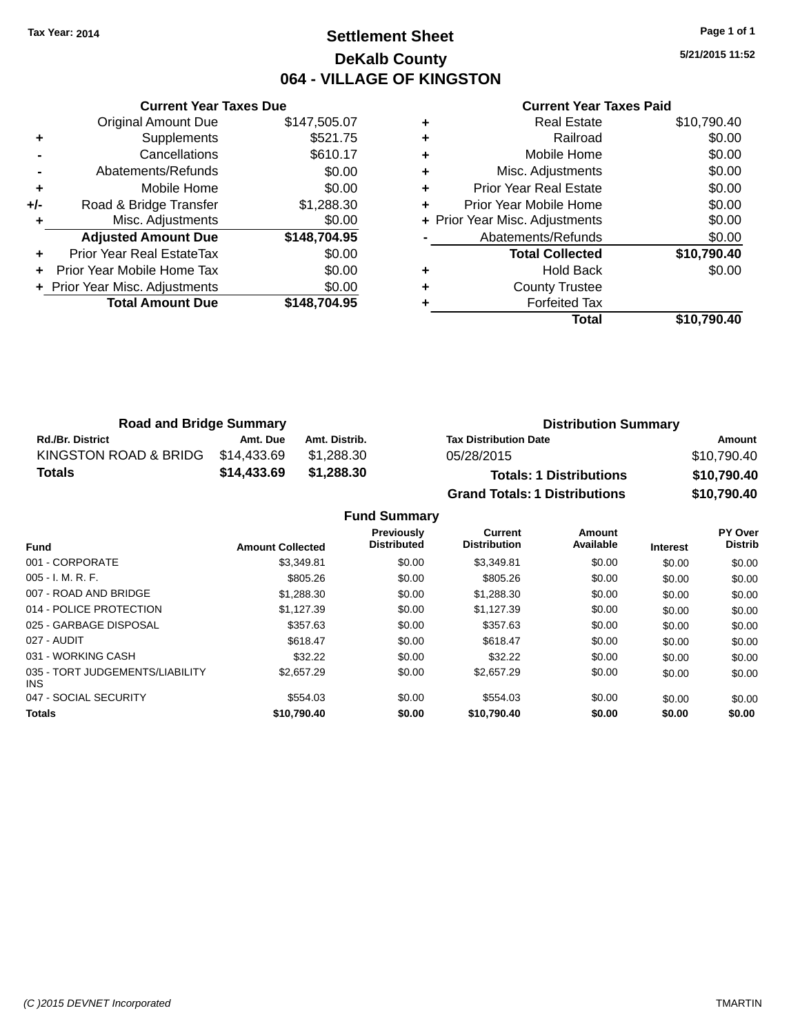Tax Year: 2014

# Settlement Sheet

## DeKalb County

## 064 - VILLAGE OF KINGSTON

5/21/2015 11:52

### Current Year Taxes Due

| | | |
|---|---|---|
| | Original Amount Due | $147,505.07 |
| + | Supplements | $521.75 |
| - | Cancellations | $610.17 |
| - | Abatements/Refunds | $0.00 |
| + | Mobile Home | $0.00 |
| +/- | Road & Bridge Transfer | $1,288.30 |
| + | Misc. Adjustments | $0.00 |
| | **Adjusted Amount Due** | **$148,704.95** |
| + | Prior Year Real EstateTax | $0.00 |
| + | Prior Year Mobile Home Tax | $0.00 |
| + | Prior Year Misc. Adjustments | $0.00 |
| | **Total Amount Due** | **$148,704.95** |

### Current Year Taxes Paid

| | | |
|---|---|---|
| + | Real Estate | $10,790.40 |
| + | Railroad | $0.00 |
| + | Mobile Home | $0.00 |
| + | Misc. Adjustments | $0.00 |
| + | Prior Year Real Estate | $0.00 |
| + | Prior Year Mobile Home | $0.00 |
| + | Prior Year Misc. Adjustments | $0.00 |
| - | Abatements/Refunds | $0.00 |
| | **Total Collected** | **$10,790.40** |
| + | Hold Back | $0.00 |
| + | County Trustee | |
| + | Forfeited Tax | |
| | **Total** | **$10,790.40** |

### Road and Bridge Summary

| Rd./Br. District | Amt. Due | Amt. Distrib. |
|---|---|---|
| KINGSTON ROAD & BRIDG | $14,433.69 | $1,288.30 |
| **Totals** | **$14,433.69** | **$1,288.30** |

### Distribution Summary

| Tax Distribution Date | Amount |
|---|---|
| 05/28/2015 | $10,790.40 |
| **Totals: 1 Distributions** | **$10,790.40** |
| **Grand Totals: 1 Distributions** | **$10,790.40** |

### Fund Summary

| Fund | Amount Collected | Previously Distributed | Current Distribution | Amount Available | Interest | PY Over Distrib |
|---|---|---|---|---|---|---|
| 001 - CORPORATE | $3,349.81 | $0.00 | $3,349.81 | $0.00 | $0.00 | $0.00 |
| 005 - I. M. R. F. | $805.26 | $0.00 | $805.26 | $0.00 | $0.00 | $0.00 |
| 007 - ROAD AND BRIDGE | $1,288.30 | $0.00 | $1,288.30 | $0.00 | $0.00 | $0.00 |
| 014 - POLICE PROTECTION | $1,127.39 | $0.00 | $1,127.39 | $0.00 | $0.00 | $0.00 |
| 025 - GARBAGE DISPOSAL | $357.63 | $0.00 | $357.63 | $0.00 | $0.00 | $0.00 |
| 027 - AUDIT | $618.47 | $0.00 | $618.47 | $0.00 | $0.00 | $0.00 |
| 031 - WORKING CASH | $32.22 | $0.00 | $32.22 | $0.00 | $0.00 | $0.00 |
| 035 - TORT JUDGEMENTS/LIABILITY INS | $2,657.29 | $0.00 | $2,657.29 | $0.00 | $0.00 | $0.00 |
| 047 - SOCIAL SECURITY | $554.03 | $0.00 | $554.03 | $0.00 | $0.00 | $0.00 |
| **Totals** | **$10,790.40** | **$0.00** | **$10,790.40** | **$0.00** | **$0.00** | **$0.00** |

(C )2015 DEVNET Incorporated — TMARTIN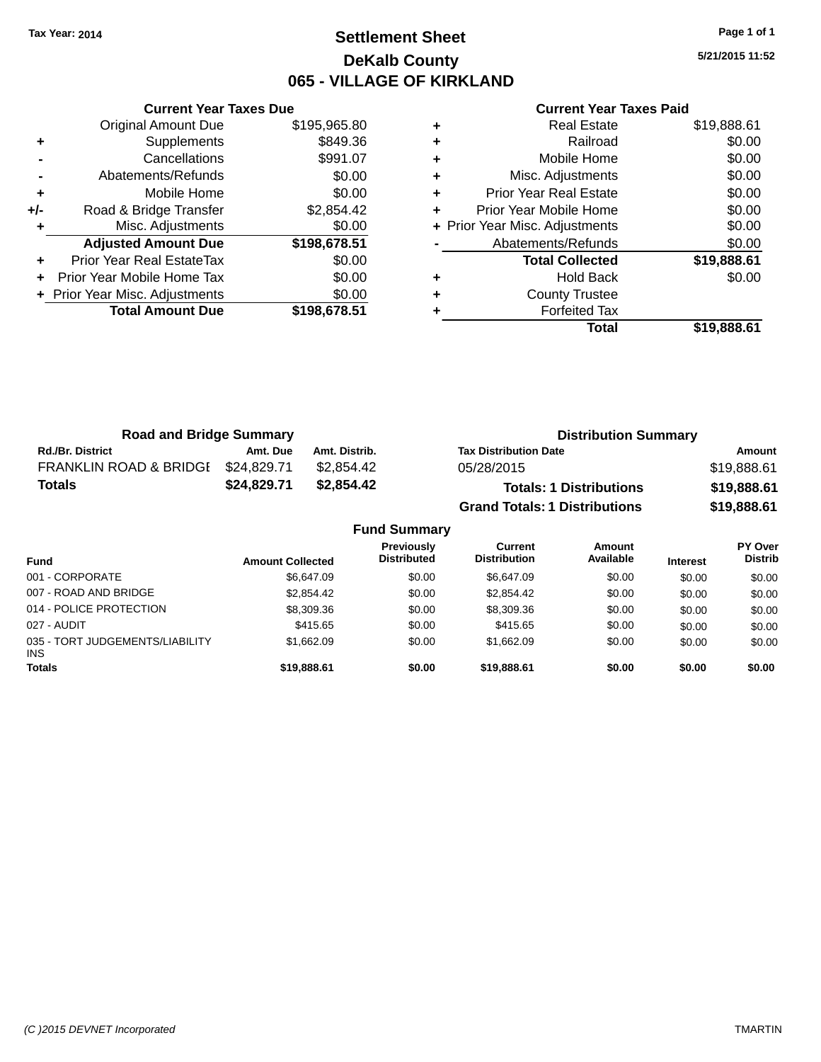Tax Year: 2014

# Settlement Sheet

## DeKalb County

## 065 - VILLAGE OF KIRKLAND

5/21/2015 11:52

### Current Year Taxes Due

| | | |
|---|---|---|
| | Original Amount Due | $195,965.80 |
| + | Supplements | $849.36 |
| - | Cancellations | $991.07 |
| - | Abatements/Refunds | $0.00 |
| + | Mobile Home | $0.00 |
| +/- | Road & Bridge Transfer | $2,854.42 |
| + | Misc. Adjustments | $0.00 |
| | **Adjusted Amount Due** | **$198,678.51** |
| + | Prior Year Real EstateTax | $0.00 |
| + | Prior Year Mobile Home Tax | $0.00 |
| + | Prior Year Misc. Adjustments | $0.00 |
| | **Total Amount Due** | **$198,678.51** |

### Current Year Taxes Paid

| | | |
|---|---|---|
| + | Real Estate | $19,888.61 |
| + | Railroad | $0.00 |
| + | Mobile Home | $0.00 |
| + | Misc. Adjustments | $0.00 |
| + | Prior Year Real Estate | $0.00 |
| + | Prior Year Mobile Home | $0.00 |
| + | Prior Year Misc. Adjustments | $0.00 |
| - | Abatements/Refunds | $0.00 |
| | **Total Collected** | **$19,888.61** |
| + | Hold Back | $0.00 |
| + | County Trustee | |
| + | Forfeited Tax | |
| | **Total** | **$19,888.61** |

### Road and Bridge Summary

| Rd./Br. District | Amt. Due | Amt. Distrib. |
|---|---|---|
| FRANKLIN ROAD & BRIDGE | $24,829.71 | $2,854.42 |
| **Totals** | **$24,829.71** | **$2,854.42** |

### Distribution Summary

| Tax Distribution Date | Amount |
|---|---|
| 05/28/2015 | $19,888.61 |
| **Totals: 1 Distributions** | **$19,888.61** |
| **Grand Totals: 1 Distributions** | **$19,888.61** |

### Fund Summary

| Fund | Amount Collected | Previously Distributed | Current Distribution | Amount Available | Interest | PY Over Distrib |
|---|---|---|---|---|---|---|
| 001 - CORPORATE | $6,647.09 | $0.00 | $6,647.09 | $0.00 | $0.00 | $0.00 |
| 007 - ROAD AND BRIDGE | $2,854.42 | $0.00 | $2,854.42 | $0.00 | $0.00 | $0.00 |
| 014 - POLICE PROTECTION | $8,309.36 | $0.00 | $8,309.36 | $0.00 | $0.00 | $0.00 |
| 027 - AUDIT | $415.65 | $0.00 | $415.65 | $0.00 | $0.00 | $0.00 |
| 035 - TORT JUDGEMENTS/LIABILITY INS | $1,662.09 | $0.00 | $1,662.09 | $0.00 | $0.00 | $0.00 |
| **Totals** | **$19,888.61** | **$0.00** | **$19,888.61** | **$0.00** | **$0.00** | **$0.00** |

(C )2015 DEVNET Incorporated — TMARTIN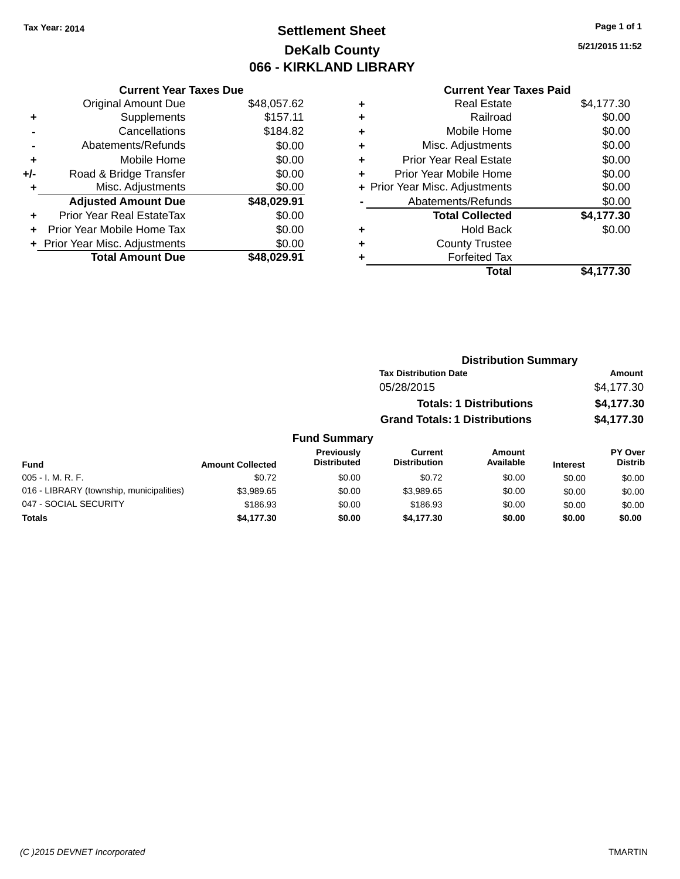Tax Year: 2014

# Settlement Sheet
## DeKalb County
## 066 - KIRKLAND LIBRARY

5/21/2015 11:52

### Current Year Taxes Due

| | | |
|---|---|---|
| | Original Amount Due | $48,057.62 |
| + | Supplements | $157.11 |
| - | Cancellations | $184.82 |
| - | Abatements/Refunds | $0.00 |
| + | Mobile Home | $0.00 |
| +/- | Road & Bridge Transfer | $0.00 |
| + | Misc. Adjustments | $0.00 |
| | **Adjusted Amount Due** | **$48,029.91** |
| + | Prior Year Real EstateTax | $0.00 |
| + | Prior Year Mobile Home Tax | $0.00 |
| + | Prior Year Misc. Adjustments | $0.00 |
| | **Total Amount Due** | **$48,029.91** |

### Current Year Taxes Paid

| | | |
|---|---|---|
| + | Real Estate | $4,177.30 |
| + | Railroad | $0.00 |
| + | Mobile Home | $0.00 |
| + | Misc. Adjustments | $0.00 |
| + | Prior Year Real Estate | $0.00 |
| + | Prior Year Mobile Home | $0.00 |
| + | Prior Year Misc. Adjustments | $0.00 |
| - | Abatements/Refunds | $0.00 |
| | **Total Collected** | **$4,177.30** |
| + | Hold Back | $0.00 |
| + | County Trustee | |
| + | Forfeited Tax | |
| | **Total** | **$4,177.30** |

### Distribution Summary

| Tax Distribution Date | Amount |
|---|---|
| 05/28/2015 | $4,177.30 |
| **Totals: 1 Distributions** | **$4,177.30** |
| **Grand Totals: 1 Distributions** | **$4,177.30** |

### Fund Summary

| Fund | Amount Collected | Previously Distributed | Current Distribution | Amount Available | Interest | PY Over Distrib |
|---|---|---|---|---|---|---|
| 005 - I. M. R. F. | $0.72 | $0.00 | $0.72 | $0.00 | $0.00 | $0.00 |
| 016 - LIBRARY (township, municipalities) | $3,989.65 | $0.00 | $3,989.65 | $0.00 | $0.00 | $0.00 |
| 047 - SOCIAL SECURITY | $186.93 | $0.00 | $186.93 | $0.00 | $0.00 | $0.00 |
| **Totals** | **$4,177.30** | **$0.00** | **$4,177.30** | **$0.00** | **$0.00** | **$0.00** |

(C )2015 DEVNET Incorporated TMARTIN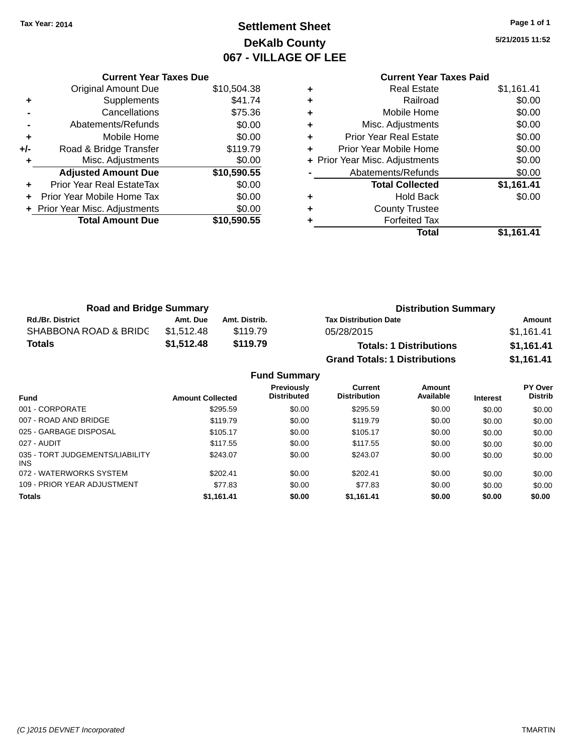Tax Year: 2014

# Settlement Sheet
## DeKalb County
## 067 - VILLAGE OF LEE

5/21/2015 11:52

| | Current Year Taxes Due | |
|---|---|---|
| | Original Amount Due | $10,504.38 |
| + | Supplements | $41.74 |
| - | Cancellations | $75.36 |
| - | Abatements/Refunds | $0.00 |
| + | Mobile Home | $0.00 |
| +/- | Road & Bridge Transfer | $119.79 |
| + | Misc. Adjustments | $0.00 |
| | **Adjusted Amount Due** | **$10,590.55** |
| + | Prior Year Real EstateTax | $0.00 |
| + | Prior Year Mobile Home Tax | $0.00 |
| + | Prior Year Misc. Adjustments | $0.00 |
| | **Total Amount Due** | **$10,590.55** |

| | Current Year Taxes Paid | |
|---|---|---|
| + | Real Estate | $1,161.41 |
| + | Railroad | $0.00 |
| + | Mobile Home | $0.00 |
| + | Misc. Adjustments | $0.00 |
| + | Prior Year Real Estate | $0.00 |
| + | Prior Year Mobile Home | $0.00 |
| + | Prior Year Misc. Adjustments | $0.00 |
| - | Abatements/Refunds | $0.00 |
| | **Total Collected** | **$1,161.41** |
| + | Hold Back | $0.00 |
| + | County Trustee | |
| + | Forfeited Tax | |
| | **Total** | **$1,161.41** |

**Road and Bridge Summary**

| Rd./Br. District | Amt. Due | Amt. Distrib. |
|---|---|---|
| SHABBONA ROAD & BRIDG | $1,512.48 | $119.79 |
| **Totals** | **$1,512.48** | **$119.79** |

**Distribution Summary**

| Tax Distribution Date | Amount |
|---|---|
| 05/28/2015 | $1,161.41 |
| **Totals: 1 Distributions** | **$1,161.41** |
| **Grand Totals: 1 Distributions** | **$1,161.41** |

**Fund Summary**

| Fund | Amount Collected | Previously Distributed | Current Distribution | Amount Available | Interest | PY Over Distrib |
|---|---|---|---|---|---|---|
| 001 - CORPORATE | $295.59 | $0.00 | $295.59 | $0.00 | $0.00 | $0.00 |
| 007 - ROAD AND BRIDGE | $119.79 | $0.00 | $119.79 | $0.00 | $0.00 | $0.00 |
| 025 - GARBAGE DISPOSAL | $105.17 | $0.00 | $105.17 | $0.00 | $0.00 | $0.00 |
| 027 - AUDIT | $117.55 | $0.00 | $117.55 | $0.00 | $0.00 | $0.00 |
| 035 - TORT JUDGEMENTS/LIABILITY INS | $243.07 | $0.00 | $243.07 | $0.00 | $0.00 | $0.00 |
| 072 - WATERWORKS SYSTEM | $202.41 | $0.00 | $202.41 | $0.00 | $0.00 | $0.00 |
| 109 - PRIOR YEAR ADJUSTMENT | $77.83 | $0.00 | $77.83 | $0.00 | $0.00 | $0.00 |
| **Totals** | **$1,161.41** | **$0.00** | **$1,161.41** | **$0.00** | **$0.00** | **$0.00** |

(C )2015 DEVNET Incorporated TMARTIN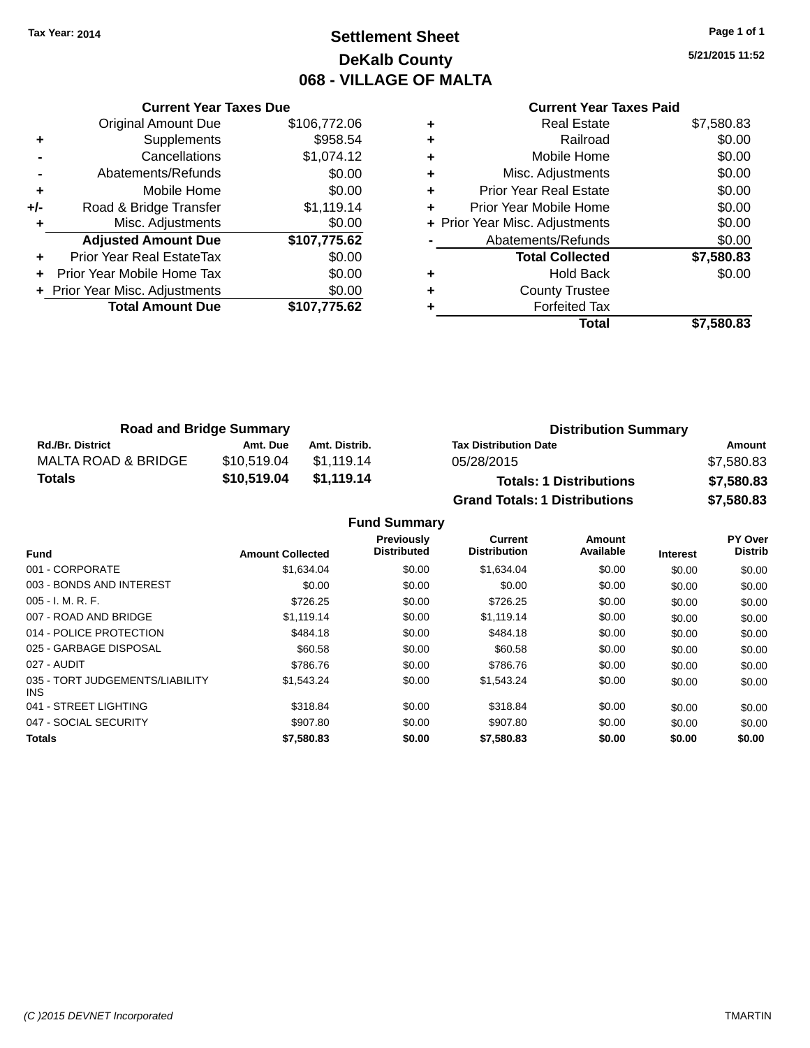Tax Year: 2014

# Settlement Sheet
## DeKalb County
## 068 - VILLAGE OF MALTA

5/21/2015 11:52

### Current Year Taxes Due

| | | |
|---|---|---|
| | Original Amount Due | $106,772.06 |
| + | Supplements | $958.54 |
| - | Cancellations | $1,074.12 |
| - | Abatements/Refunds | $0.00 |
| + | Mobile Home | $0.00 |
| +/- | Road & Bridge Transfer | $1,119.14 |
| + | Misc. Adjustments | $0.00 |
| | **Adjusted Amount Due** | **$107,775.62** |
| + | Prior Year Real EstateTax | $0.00 |
| + | Prior Year Mobile Home Tax | $0.00 |
| + | Prior Year Misc. Adjustments | $0.00 |
| | **Total Amount Due** | **$107,775.62** |

### Current Year Taxes Paid

| | | |
|---|---|---|
| + | Real Estate | $7,580.83 |
| + | Railroad | $0.00 |
| + | Mobile Home | $0.00 |
| + | Misc. Adjustments | $0.00 |
| + | Prior Year Real Estate | $0.00 |
| + | Prior Year Mobile Home | $0.00 |
| + | Prior Year Misc. Adjustments | $0.00 |
| - | Abatements/Refunds | $0.00 |
| | **Total Collected** | **$7,580.83** |
| + | Hold Back | $0.00 |
| + | County Trustee | |
| + | Forfeited Tax | |
| | **Total** | **$7,580.83** |

### Road and Bridge Summary

| Rd./Br. District | Amt. Due | Amt. Distrib. |
|---|---|---|
| MALTA ROAD & BRIDGE | $10,519.04 | $1,119.14 |
| **Totals** | **$10,519.04** | **$1,119.14** |

### Distribution Summary

| Tax Distribution Date | Amount |
|---|---|
| 05/28/2015 | $7,580.83 |
| **Totals: 1 Distributions** | **$7,580.83** |
| **Grand Totals: 1 Distributions** | **$7,580.83** |

### Fund Summary

| Fund | Amount Collected | Previously Distributed | Current Distribution | Amount Available | Interest | PY Over Distrib |
|---|---|---|---|---|---|---|
| 001 - CORPORATE | $1,634.04 | $0.00 | $1,634.04 | $0.00 | $0.00 | $0.00 |
| 003 - BONDS AND INTEREST | $0.00 | $0.00 | $0.00 | $0.00 | $0.00 | $0.00 |
| 005 - I. M. R. F. | $726.25 | $0.00 | $726.25 | $0.00 | $0.00 | $0.00 |
| 007 - ROAD AND BRIDGE | $1,119.14 | $0.00 | $1,119.14 | $0.00 | $0.00 | $0.00 |
| 014 - POLICE PROTECTION | $484.18 | $0.00 | $484.18 | $0.00 | $0.00 | $0.00 |
| 025 - GARBAGE DISPOSAL | $60.58 | $0.00 | $60.58 | $0.00 | $0.00 | $0.00 |
| 027 - AUDIT | $786.76 | $0.00 | $786.76 | $0.00 | $0.00 | $0.00 |
| 035 - TORT JUDGEMENTS/LIABILITY INS | $1,543.24 | $0.00 | $1,543.24 | $0.00 | $0.00 | $0.00 |
| 041 - STREET LIGHTING | $318.84 | $0.00 | $318.84 | $0.00 | $0.00 | $0.00 |
| 047 - SOCIAL SECURITY | $907.80 | $0.00 | $907.80 | $0.00 | $0.00 | $0.00 |
| **Totals** | **$7,580.83** | **$0.00** | **$7,580.83** | **$0.00** | **$0.00** | **$0.00** |

(C )2015 DEVNET Incorporated — TMARTIN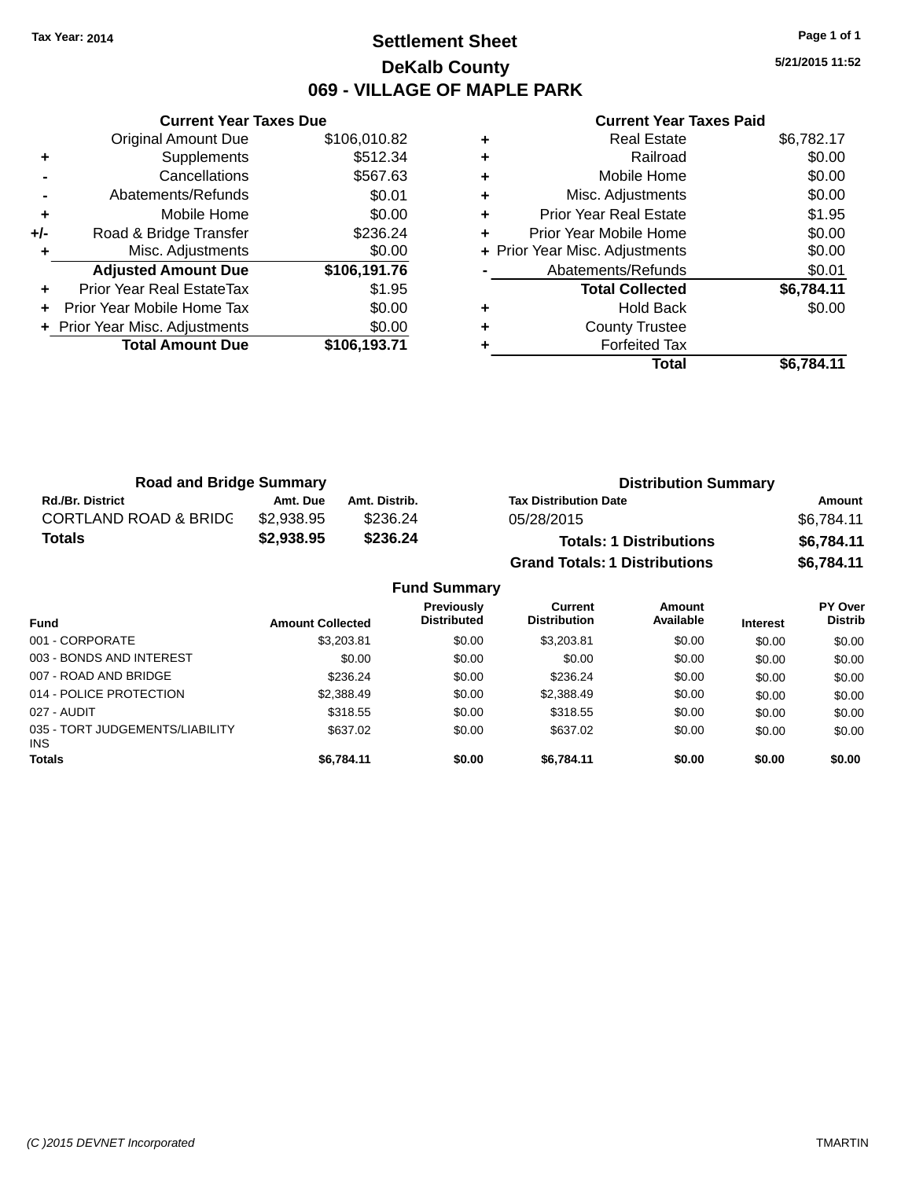Tax Year: 2014

# Settlement Sheet

## DeKalb County

## 069 - VILLAGE OF MAPLE PARK

5/21/2015 11:52

### Current Year Taxes Due

| | | |
|---|---|---|
| | Original Amount Due | $106,010.82 |
| + | Supplements | $512.34 |
| - | Cancellations | $567.63 |
| - | Abatements/Refunds | $0.01 |
| + | Mobile Home | $0.00 |
| +/- | Road & Bridge Transfer | $236.24 |
| + | Misc. Adjustments | $0.00 |
| | **Adjusted Amount Due** | **$106,191.76** |
| + | Prior Year Real EstateTax | $1.95 |
| + | Prior Year Mobile Home Tax | $0.00 |
| + | Prior Year Misc. Adjustments | $0.00 |
| | **Total Amount Due** | **$106,193.71** |

### Current Year Taxes Paid

| | | |
|---|---|---|
| + | Real Estate | $6,782.17 |
| + | Railroad | $0.00 |
| + | Mobile Home | $0.00 |
| + | Misc. Adjustments | $0.00 |
| + | Prior Year Real Estate | $1.95 |
| + | Prior Year Mobile Home | $0.00 |
| + | Prior Year Misc. Adjustments | $0.00 |
| - | Abatements/Refunds | $0.01 |
| | **Total Collected** | **$6,784.11** |
| + | Hold Back | $0.00 |
| + | County Trustee | |
| + | Forfeited Tax | |
| | **Total** | **$6,784.11** |

### Road and Bridge Summary

| Rd./Br. District | Amt. Due | Amt. Distrib. |
|---|---|---|
| CORTLAND ROAD & BRIDG | $2,938.95 | $236.24 |
| **Totals** | **$2,938.95** | **$236.24** |

### Distribution Summary

| Tax Distribution Date | Amount |
|---|---|
| 05/28/2015 | $6,784.11 |
| **Totals: 1 Distributions** | **$6,784.11** |
| **Grand Totals: 1 Distributions** | **$6,784.11** |

### Fund Summary

| Fund | Amount Collected | Previously Distributed | Current Distribution | Amount Available | Interest | PY Over Distrib |
|---|---|---|---|---|---|---|
| 001 - CORPORATE | $3,203.81 | $0.00 | $3,203.81 | $0.00 | $0.00 | $0.00 |
| 003 - BONDS AND INTEREST | $0.00 | $0.00 | $0.00 | $0.00 | $0.00 | $0.00 |
| 007 - ROAD AND BRIDGE | $236.24 | $0.00 | $236.24 | $0.00 | $0.00 | $0.00 |
| 014 - POLICE PROTECTION | $2,388.49 | $0.00 | $2,388.49 | $0.00 | $0.00 | $0.00 |
| 027 - AUDIT | $318.55 | $0.00 | $318.55 | $0.00 | $0.00 | $0.00 |
| 035 - TORT JUDGEMENTS/LIABILITY INS | $637.02 | $0.00 | $637.02 | $0.00 | $0.00 | $0.00 |
| **Totals** | **$6,784.11** | **$0.00** | **$6,784.11** | **$0.00** | **$0.00** | **$0.00** |

(C )2015 DEVNET Incorporated TMARTIN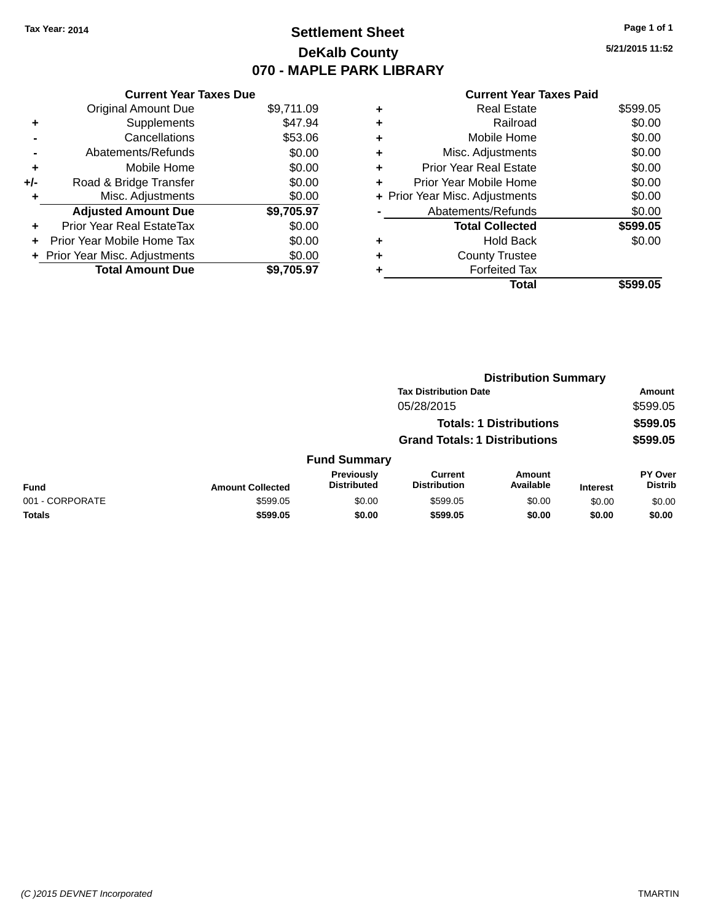Tax Year: 2014

# Settlement Sheet

## DeKalb County

## 070 - MAPLE PARK LIBRARY

5/21/2015 11:52

### Current Year Taxes Due

| | | |
|---|---|---|
| | Original Amount Due | $9,711.09 |
| + | Supplements | $47.94 |
| - | Cancellations | $53.06 |
| - | Abatements/Refunds | $0.00 |
| + | Mobile Home | $0.00 |
| +/- | Road & Bridge Transfer | $0.00 |
| + | Misc. Adjustments | $0.00 |
| | **Adjusted Amount Due** | **$9,705.97** |
| + | Prior Year Real EstateTax | $0.00 |
| + | Prior Year Mobile Home Tax | $0.00 |
| + | Prior Year Misc. Adjustments | $0.00 |
| | **Total Amount Due** | **$9,705.97** |

### Current Year Taxes Paid

| | | |
|---|---|---|
| + | Real Estate | $599.05 |
| + | Railroad | $0.00 |
| + | Mobile Home | $0.00 |
| + | Misc. Adjustments | $0.00 |
| + | Prior Year Real Estate | $0.00 |
| + | Prior Year Mobile Home | $0.00 |
| + | Prior Year Misc. Adjustments | $0.00 |
| - | Abatements/Refunds | $0.00 |
| | **Total Collected** | **$599.05** |
| + | Hold Back | $0.00 |
| + | County Trustee | |
| + | Forfeited Tax | |
| | **Total** | **$599.05** |

### Distribution Summary

| Tax Distribution Date | Amount |
|---|---|
| 05/28/2015 | $599.05 |
| **Totals: 1 Distributions** | **$599.05** |
| **Grand Totals: 1 Distributions** | **$599.05** |

### Fund Summary

| Fund | Amount Collected | Previously Distributed | Current Distribution | Amount Available | Interest | PY Over Distrib |
|---|---|---|---|---|---|---|
| 001 - CORPORATE | $599.05 | $0.00 | $599.05 | $0.00 | $0.00 | $0.00 |
| **Totals** | **$599.05** | **$0.00** | **$599.05** | **$0.00** | **$0.00** | **$0.00** |

(C )2015 DEVNET Incorporated TMARTIN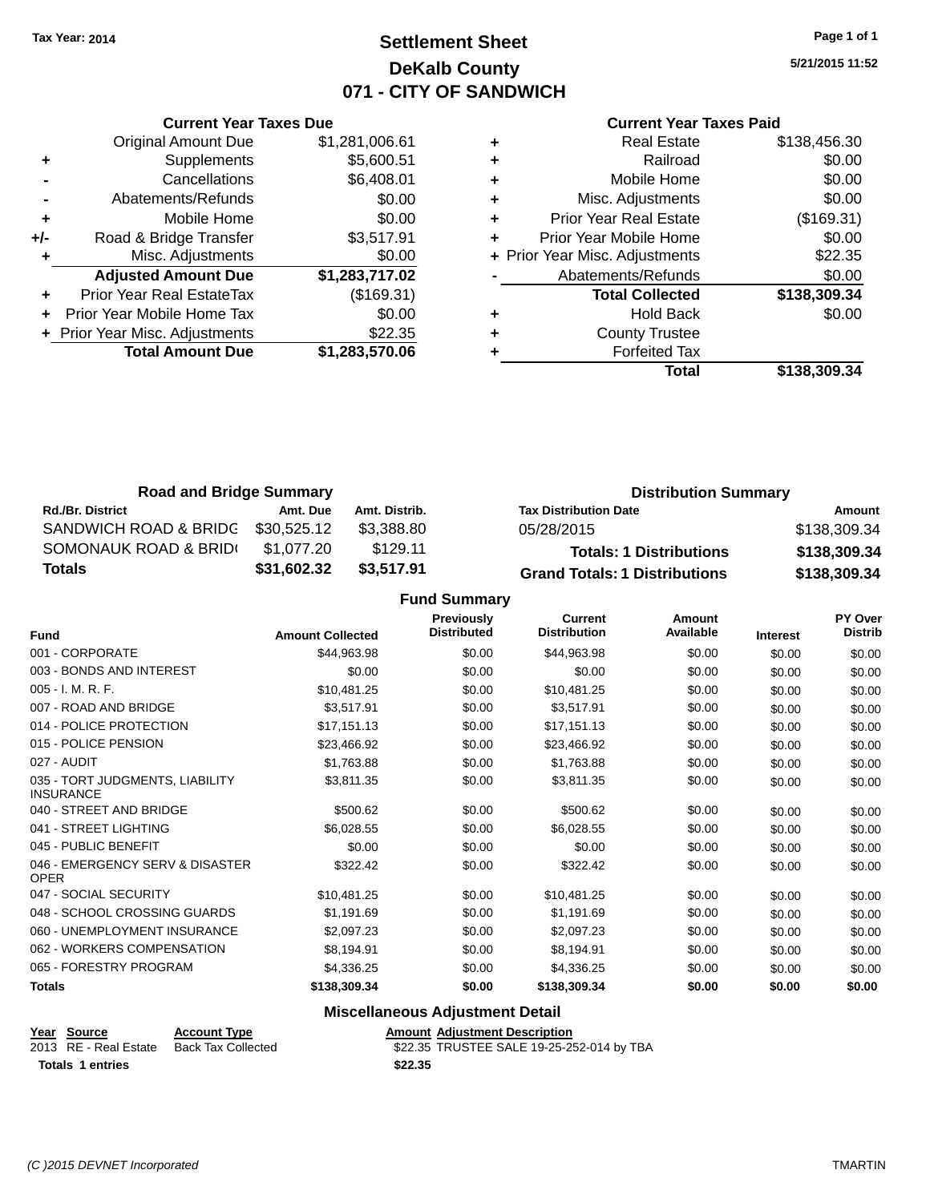Tax Year: 2014

# Settlement Sheet
## DeKalb County
## 071 - CITY OF SANDWICH

5/21/2015 11:52

### Current Year Taxes Due

| | | |
|---|---|---|
| | Original Amount Due | $1,281,006.61 |
| + | Supplements | $5,600.51 |
| - | Cancellations | $6,408.01 |
| - | Abatements/Refunds | $0.00 |
| + | Mobile Home | $0.00 |
| +/- | Road & Bridge Transfer | $3,517.91 |
| + | Misc. Adjustments | $0.00 |
| | **Adjusted Amount Due** | **$1,283,717.02** |
| + | Prior Year Real EstateTax | ($169.31) |
| + | Prior Year Mobile Home Tax | $0.00 |
| + | Prior Year Misc. Adjustments | $22.35 |
| | **Total Amount Due** | **$1,283,570.06** |

### Current Year Taxes Paid

| | | |
|---|---|---|
| + | Real Estate | $138,456.30 |
| + | Railroad | $0.00 |
| + | Mobile Home | $0.00 |
| + | Misc. Adjustments | $0.00 |
| + | Prior Year Real Estate | ($169.31) |
| + | Prior Year Mobile Home | $0.00 |
| + | Prior Year Misc. Adjustments | $22.35 |
| - | Abatements/Refunds | $0.00 |
| | **Total Collected** | **$138,309.34** |
| + | Hold Back | $0.00 |
| + | County Trustee | |
| + | Forfeited Tax | |
| | **Total** | **$138,309.34** |

### Road and Bridge Summary

| Rd./Br. District | Amt. Due | Amt. Distrib. |
|---|---|---|
| SANDWICH ROAD & BRIDG | $30,525.12 | $3,388.80 |
| SOMONAUK ROAD & BRID( | $1,077.20 | $129.11 |
| **Totals** | **$31,602.32** | **$3,517.91** |

### Distribution Summary

| Tax Distribution Date | Amount |
|---|---|
| 05/28/2015 | $138,309.34 |
| **Totals: 1 Distributions** | **$138,309.34** |
| **Grand Totals: 1 Distributions** | **$138,309.34** |

### Fund Summary

| Fund | Amount Collected | Previously Distributed | Current Distribution | Amount Available | Interest | PY Over Distrib |
|---|---|---|---|---|---|---|
| 001 - CORPORATE | $44,963.98 | $0.00 | $44,963.98 | $0.00 | $0.00 | $0.00 |
| 003 - BONDS AND INTEREST | $0.00 | $0.00 | $0.00 | $0.00 | $0.00 | $0.00 |
| 005 - I. M. R. F. | $10,481.25 | $0.00 | $10,481.25 | $0.00 | $0.00 | $0.00 |
| 007 - ROAD AND BRIDGE | $3,517.91 | $0.00 | $3,517.91 | $0.00 | $0.00 | $0.00 |
| 014 - POLICE PROTECTION | $17,151.13 | $0.00 | $17,151.13 | $0.00 | $0.00 | $0.00 |
| 015 - POLICE PENSION | $23,466.92 | $0.00 | $23,466.92 | $0.00 | $0.00 | $0.00 |
| 027 - AUDIT | $1,763.88 | $0.00 | $1,763.88 | $0.00 | $0.00 | $0.00 |
| 035 - TORT JUDGMENTS, LIABILITY INSURANCE | $3,811.35 | $0.00 | $3,811.35 | $0.00 | $0.00 | $0.00 |
| 040 - STREET AND BRIDGE | $500.62 | $0.00 | $500.62 | $0.00 | $0.00 | $0.00 |
| 041 - STREET LIGHTING | $6,028.55 | $0.00 | $6,028.55 | $0.00 | $0.00 | $0.00 |
| 045 - PUBLIC BENEFIT | $0.00 | $0.00 | $0.00 | $0.00 | $0.00 | $0.00 |
| 046 - EMERGENCY SERV & DISASTER OPER | $322.42 | $0.00 | $322.42 | $0.00 | $0.00 | $0.00 |
| 047 - SOCIAL SECURITY | $10,481.25 | $0.00 | $10,481.25 | $0.00 | $0.00 | $0.00 |
| 048 - SCHOOL CROSSING GUARDS | $1,191.69 | $0.00 | $1,191.69 | $0.00 | $0.00 | $0.00 |
| 060 - UNEMPLOYMENT INSURANCE | $2,097.23 | $0.00 | $2,097.23 | $0.00 | $0.00 | $0.00 |
| 062 - WORKERS COMPENSATION | $8,194.91 | $0.00 | $8,194.91 | $0.00 | $0.00 | $0.00 |
| 065 - FORESTRY PROGRAM | $4,336.25 | $0.00 | $4,336.25 | $0.00 | $0.00 | $0.00 |
| **Totals** | **$138,309.34** | **$0.00** | **$138,309.34** | **$0.00** | **$0.00** | **$0.00** |

### Miscellaneous Adjustment Detail

| Year | Source | Account Type | Amount | Adjustment Description |
|---|---|---|---|---|
| 2013 | RE - Real Estate | Back Tax Collected | $22.35 | TRUSTEE SALE 19-25-252-014 by TBA |
| **Totals** | **1 entries** | | **$22.35** | |

(C )2015 DEVNET Incorporated TMARTIN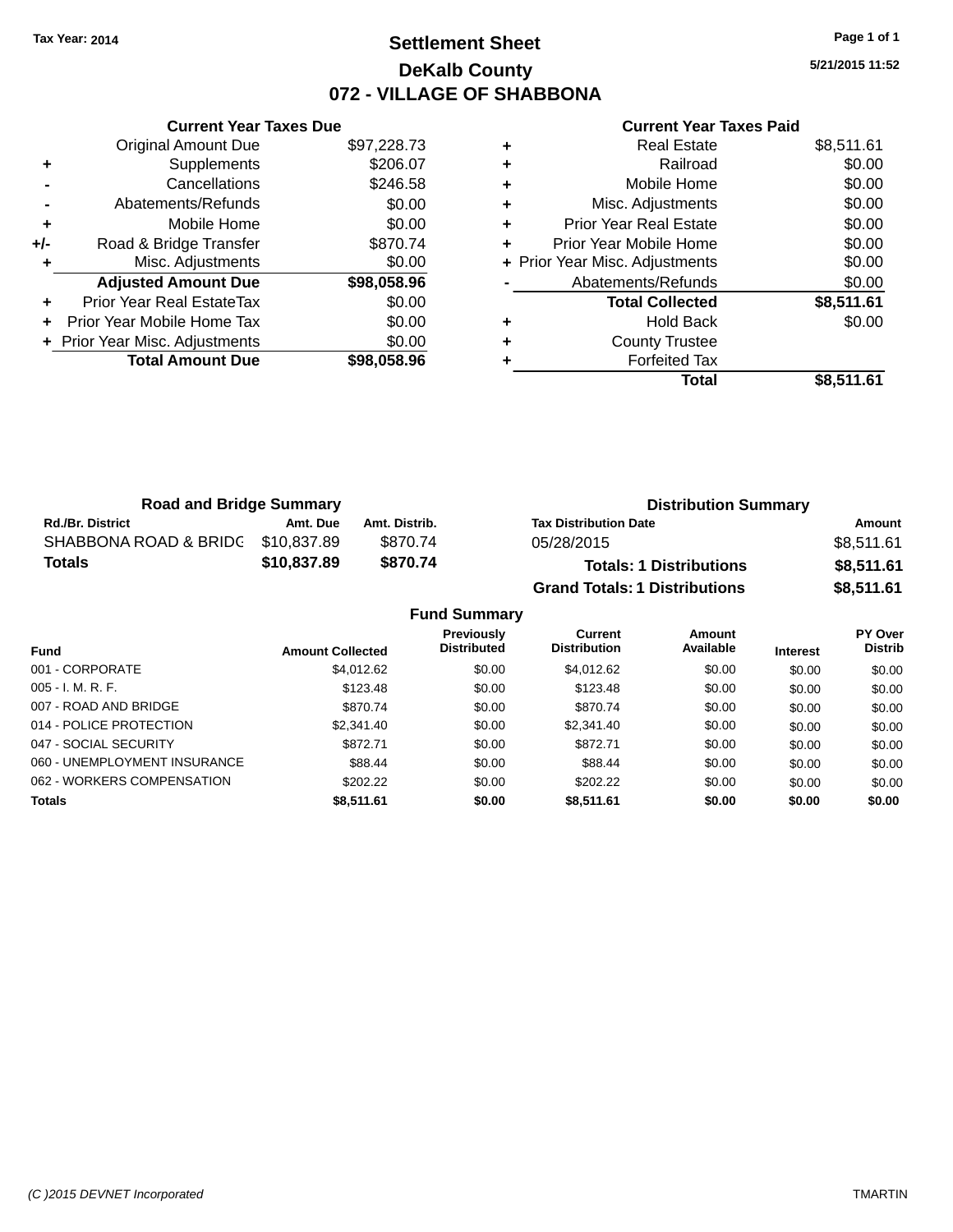Tax Year: 2014

# Settlement Sheet

## DeKalb County

## 072 - VILLAGE OF SHABBONA

5/21/2015 11:52

| | Current Year Taxes Due | |
|---|---|---|
| | Original Amount Due | $97,228.73 |
| + | Supplements | $206.07 |
| - | Cancellations | $246.58 |
| - | Abatements/Refunds | $0.00 |
| + | Mobile Home | $0.00 |
| +/- | Road & Bridge Transfer | $870.74 |
| + | Misc. Adjustments | $0.00 |
| | **Adjusted Amount Due** | **$98,058.96** |
| + | Prior Year Real EstateTax | $0.00 |
| + | Prior Year Mobile Home Tax | $0.00 |
| + | Prior Year Misc. Adjustments | $0.00 |
| | **Total Amount Due** | **$98,058.96** |

| | Current Year Taxes Paid | |
|---|---|---|
| + | Real Estate | $8,511.61 |
| + | Railroad | $0.00 |
| + | Mobile Home | $0.00 |
| + | Misc. Adjustments | $0.00 |
| + | Prior Year Real Estate | $0.00 |
| + | Prior Year Mobile Home | $0.00 |
| + | Prior Year Misc. Adjustments | $0.00 |
| - | Abatements/Refunds | $0.00 |
| | **Total Collected** | **$8,511.61** |
| + | Hold Back | $0.00 |
| + | County Trustee | |
| + | Forfeited Tax | |
| | **Total** | **$8,511.61** |

### Road and Bridge Summary

| Rd./Br. District | Amt. Due | Amt. Distrib. |
|---|---|---|
| SHABBONA ROAD & BRIDG | $10,837.89 | $870.74 |
| **Totals** | **$10,837.89** | **$870.74** |

### Distribution Summary

| Tax Distribution Date | Amount |
|---|---|
| 05/28/2015 | $8,511.61 |
| **Totals: 1 Distributions** | **$8,511.61** |
| **Grand Totals: 1 Distributions** | **$8,511.61** |

### Fund Summary

| Fund | Amount Collected | Previously Distributed | Current Distribution | Amount Available | Interest | PY Over Distrib |
|---|---|---|---|---|---|---|
| 001 - CORPORATE | $4,012.62 | $0.00 | $4,012.62 | $0.00 | $0.00 | $0.00 |
| 005 - I. M. R. F. | $123.48 | $0.00 | $123.48 | $0.00 | $0.00 | $0.00 |
| 007 - ROAD AND BRIDGE | $870.74 | $0.00 | $870.74 | $0.00 | $0.00 | $0.00 |
| 014 - POLICE PROTECTION | $2,341.40 | $0.00 | $2,341.40 | $0.00 | $0.00 | $0.00 |
| 047 - SOCIAL SECURITY | $872.71 | $0.00 | $872.71 | $0.00 | $0.00 | $0.00 |
| 060 - UNEMPLOYMENT INSURANCE | $88.44 | $0.00 | $88.44 | $0.00 | $0.00 | $0.00 |
| 062 - WORKERS COMPENSATION | $202.22 | $0.00 | $202.22 | $0.00 | $0.00 | $0.00 |
| **Totals** | **$8,511.61** | **$0.00** | **$8,511.61** | **$0.00** | **$0.00** | **$0.00** |

(C )2015 DEVNET Incorporated — TMARTIN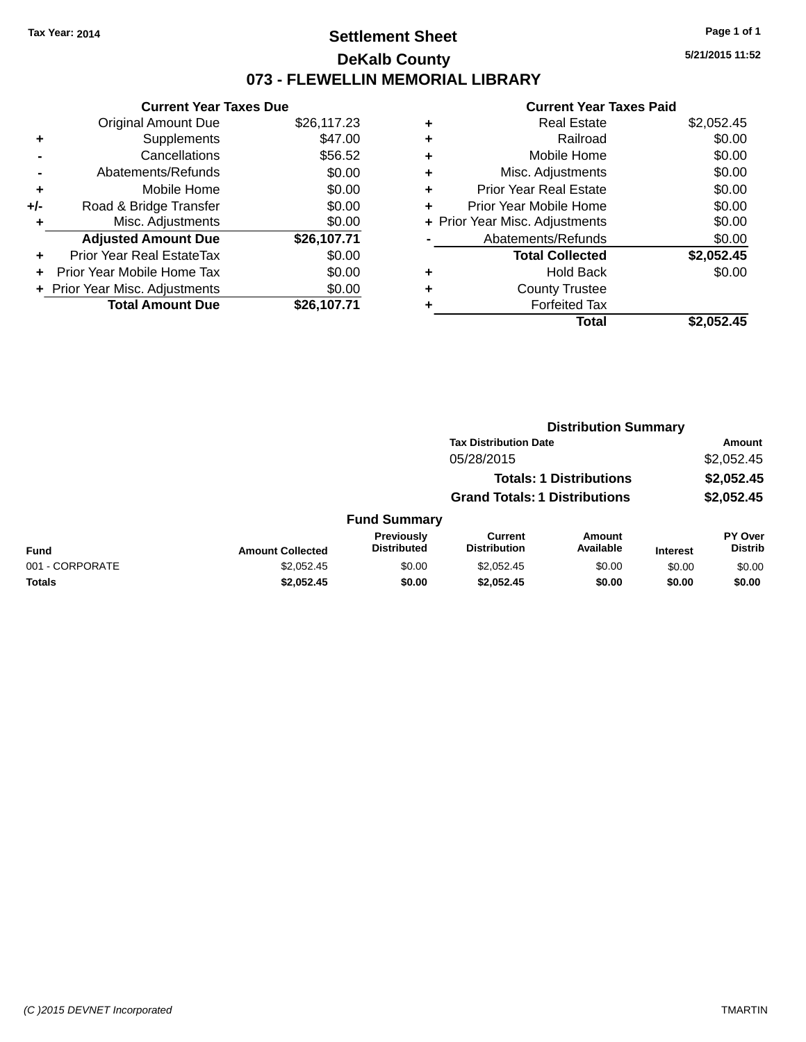Tax Year: 2014

# Settlement Sheet

## DeKalb County

## 073 - FLEWELLIN MEMORIAL LIBRARY

5/21/2015 11:52

| | Current Year Taxes Due | |
|---|---|---|
| | Original Amount Due | $26,117.23 |
| + | Supplements | $47.00 |
| - | Cancellations | $56.52 |
| - | Abatements/Refunds | $0.00 |
| + | Mobile Home | $0.00 |
| +/- | Road & Bridge Transfer | $0.00 |
| + | Misc. Adjustments | $0.00 |
| | **Adjusted Amount Due** | **$26,107.71** |
| + | Prior Year Real EstateTax | $0.00 |
| + | Prior Year Mobile Home Tax | $0.00 |
| + | Prior Year Misc. Adjustments | $0.00 |
| | **Total Amount Due** | **$26,107.71** |

| | Current Year Taxes Paid | |
|---|---|---|
| + | Real Estate | $2,052.45 |
| + | Railroad | $0.00 |
| + | Mobile Home | $0.00 |
| + | Misc. Adjustments | $0.00 |
| + | Prior Year Real Estate | $0.00 |
| + | Prior Year Mobile Home | $0.00 |
| + | Prior Year Misc. Adjustments | $0.00 |
| - | Abatements/Refunds | $0.00 |
| | **Total Collected** | **$2,052.45** |
| + | Hold Back | $0.00 |
| + | County Trustee | |
| + | Forfeited Tax | |
| | **Total** | **$2,052.45** |

### Distribution Summary

| Tax Distribution Date | Amount |
|---|---|
| 05/28/2015 | $2,052.45 |
| **Totals: 1 Distributions** | **$2,052.45** |
| **Grand Totals: 1 Distributions** | **$2,052.45** |

### Fund Summary

| Fund | Amount Collected | Previously Distributed | Current Distribution | Amount Available | Interest | PY Over Distrib |
|---|---|---|---|---|---|---|
| 001 - CORPORATE | $2,052.45 | $0.00 | $2,052.45 | $0.00 | $0.00 | $0.00 |
| **Totals** | **$2,052.45** | **$0.00** | **$2,052.45** | **$0.00** | **$0.00** | **$0.00** |

(C )2015 DEVNET Incorporated TMARTIN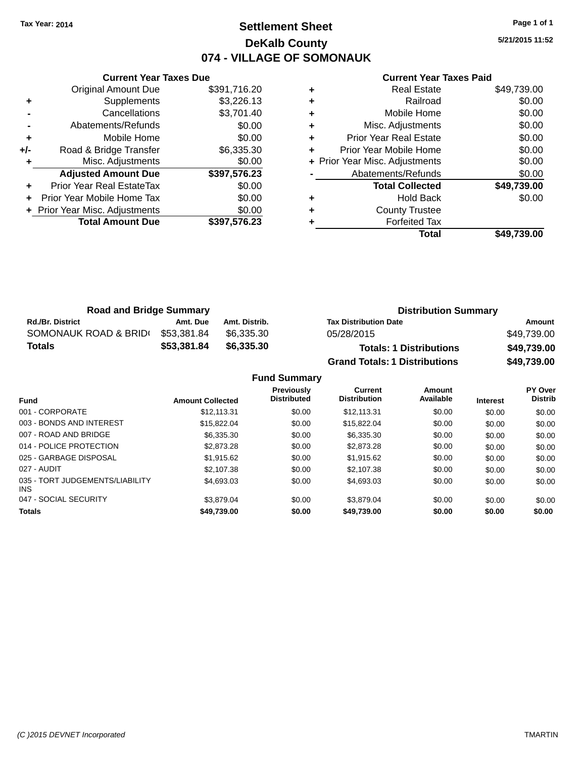Tax Year: 2014

# Settlement Sheet

## DeKalb County

## 074 - VILLAGE OF SOMONAUK

5/21/2015 11:52

| | Current Year Taxes Due | |
|---|---|---|
| | Original Amount Due | $391,716.20 |
| + | Supplements | $3,226.13 |
| - | Cancellations | $3,701.40 |
| - | Abatements/Refunds | $0.00 |
| + | Mobile Home | $0.00 |
| +/- | Road & Bridge Transfer | $6,335.30 |
| + | Misc. Adjustments | $0.00 |
| | **Adjusted Amount Due** | **$397,576.23** |
| + | Prior Year Real EstateTax | $0.00 |
| + | Prior Year Mobile Home Tax | $0.00 |
| + | Prior Year Misc. Adjustments | $0.00 |
| | **Total Amount Due** | **$397,576.23** |

| | Current Year Taxes Paid | |
|---|---|---|
| + | Real Estate | $49,739.00 |
| + | Railroad | $0.00 |
| + | Mobile Home | $0.00 |
| + | Misc. Adjustments | $0.00 |
| + | Prior Year Real Estate | $0.00 |
| + | Prior Year Mobile Home | $0.00 |
| + | Prior Year Misc. Adjustments | $0.00 |
| - | Abatements/Refunds | $0.00 |
| | **Total Collected** | **$49,739.00** |
| + | Hold Back | $0.00 |
| + | County Trustee | |
| + | Forfeited Tax | |
| | **Total** | **$49,739.00** |

### Road and Bridge Summary

| Rd./Br. District | Amt. Due | Amt. Distrib. |
|---|---|---|
| SOMONAUK ROAD & BRID( | $53,381.84 | $6,335.30 |
| **Totals** | **$53,381.84** | **$6,335.30** |

### Distribution Summary

| Tax Distribution Date | Amount |
|---|---|
| 05/28/2015 | $49,739.00 |
| **Totals: 1 Distributions** | **$49,739.00** |
| **Grand Totals: 1 Distributions** | **$49,739.00** |

### Fund Summary

| Fund | Amount Collected | Previously Distributed | Current Distribution | Amount Available | Interest | PY Over Distrib |
|---|---|---|---|---|---|---|
| 001 - CORPORATE | $12,113.31 | $0.00 | $12,113.31 | $0.00 | $0.00 | $0.00 |
| 003 - BONDS AND INTEREST | $15,822.04 | $0.00 | $15,822.04 | $0.00 | $0.00 | $0.00 |
| 007 - ROAD AND BRIDGE | $6,335.30 | $0.00 | $6,335.30 | $0.00 | $0.00 | $0.00 |
| 014 - POLICE PROTECTION | $2,873.28 | $0.00 | $2,873.28 | $0.00 | $0.00 | $0.00 |
| 025 - GARBAGE DISPOSAL | $1,915.62 | $0.00 | $1,915.62 | $0.00 | $0.00 | $0.00 |
| 027 - AUDIT | $2,107.38 | $0.00 | $2,107.38 | $0.00 | $0.00 | $0.00 |
| 035 - TORT JUDGEMENTS/LIABILITY INS | $4,693.03 | $0.00 | $4,693.03 | $0.00 | $0.00 | $0.00 |
| 047 - SOCIAL SECURITY | $3,879.04 | $0.00 | $3,879.04 | $0.00 | $0.00 | $0.00 |
| **Totals** | **$49,739.00** | **$0.00** | **$49,739.00** | **$0.00** | **$0.00** | **$0.00** |

(C )2015 DEVNET Incorporated — TMARTIN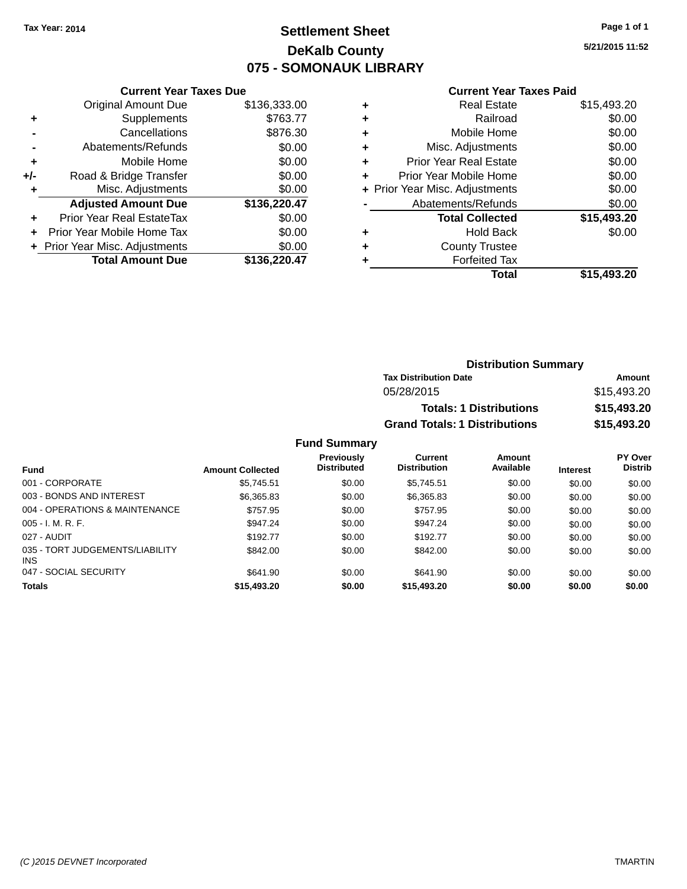Tax Year: 2014

# Settlement Sheet

## DeKalb County

## 075 - SOMONAUK LIBRARY

5/21/2015 11:52

**Current Year Taxes Due**

| | | |
|---|---|---|
| | Original Amount Due | $136,333.00 |
| + | Supplements | $763.77 |
| - | Cancellations | $876.30 |
| - | Abatements/Refunds | $0.00 |
| + | Mobile Home | $0.00 |
| +/- | Road & Bridge Transfer | $0.00 |
| + | Misc. Adjustments | $0.00 |
| | **Adjusted Amount Due** | **$136,220.47** |
| + | Prior Year Real EstateTax | $0.00 |
| + | Prior Year Mobile Home Tax | $0.00 |
| + | Prior Year Misc. Adjustments | $0.00 |
| | **Total Amount Due** | **$136,220.47** |

**Current Year Taxes Paid**

| | | |
|---|---|---|
| + | Real Estate | $15,493.20 |
| + | Railroad | $0.00 |
| + | Mobile Home | $0.00 |
| + | Misc. Adjustments | $0.00 |
| + | Prior Year Real Estate | $0.00 |
| + | Prior Year Mobile Home | $0.00 |
| + | Prior Year Misc. Adjustments | $0.00 |
| - | Abatements/Refunds | $0.00 |
| | **Total Collected** | **$15,493.20** |
| + | Hold Back | $0.00 |
| + | County Trustee | |
| + | Forfeited Tax | |
| | **Total** | **$15,493.20** |

**Distribution Summary**

| Tax Distribution Date | Amount |
|---|---|
| 05/28/2015 | $15,493.20 |
| **Totals: 1 Distributions** | **$15,493.20** |
| **Grand Totals: 1 Distributions** | **$15,493.20** |

**Fund Summary**

| Fund | Amount Collected | Previously Distributed | Current Distribution | Amount Available | Interest | PY Over Distrib |
|---|---|---|---|---|---|---|
| 001 - CORPORATE | $5,745.51 | $0.00 | $5,745.51 | $0.00 | $0.00 | $0.00 |
| 003 - BONDS AND INTEREST | $6,365.83 | $0.00 | $6,365.83 | $0.00 | $0.00 | $0.00 |
| 004 - OPERATIONS & MAINTENANCE | $757.95 | $0.00 | $757.95 | $0.00 | $0.00 | $0.00 |
| 005 - I. M. R. F. | $947.24 | $0.00 | $947.24 | $0.00 | $0.00 | $0.00 |
| 027 - AUDIT | $192.77 | $0.00 | $192.77 | $0.00 | $0.00 | $0.00 |
| 035 - TORT JUDGEMENTS/LIABILITY INS | $842.00 | $0.00 | $842.00 | $0.00 | $0.00 | $0.00 |
| 047 - SOCIAL SECURITY | $641.90 | $0.00 | $641.90 | $0.00 | $0.00 | $0.00 |
| **Totals** | **$15,493.20** | **$0.00** | **$15,493.20** | **$0.00** | **$0.00** | **$0.00** |

(C )2015 DEVNET Incorporated TMARTIN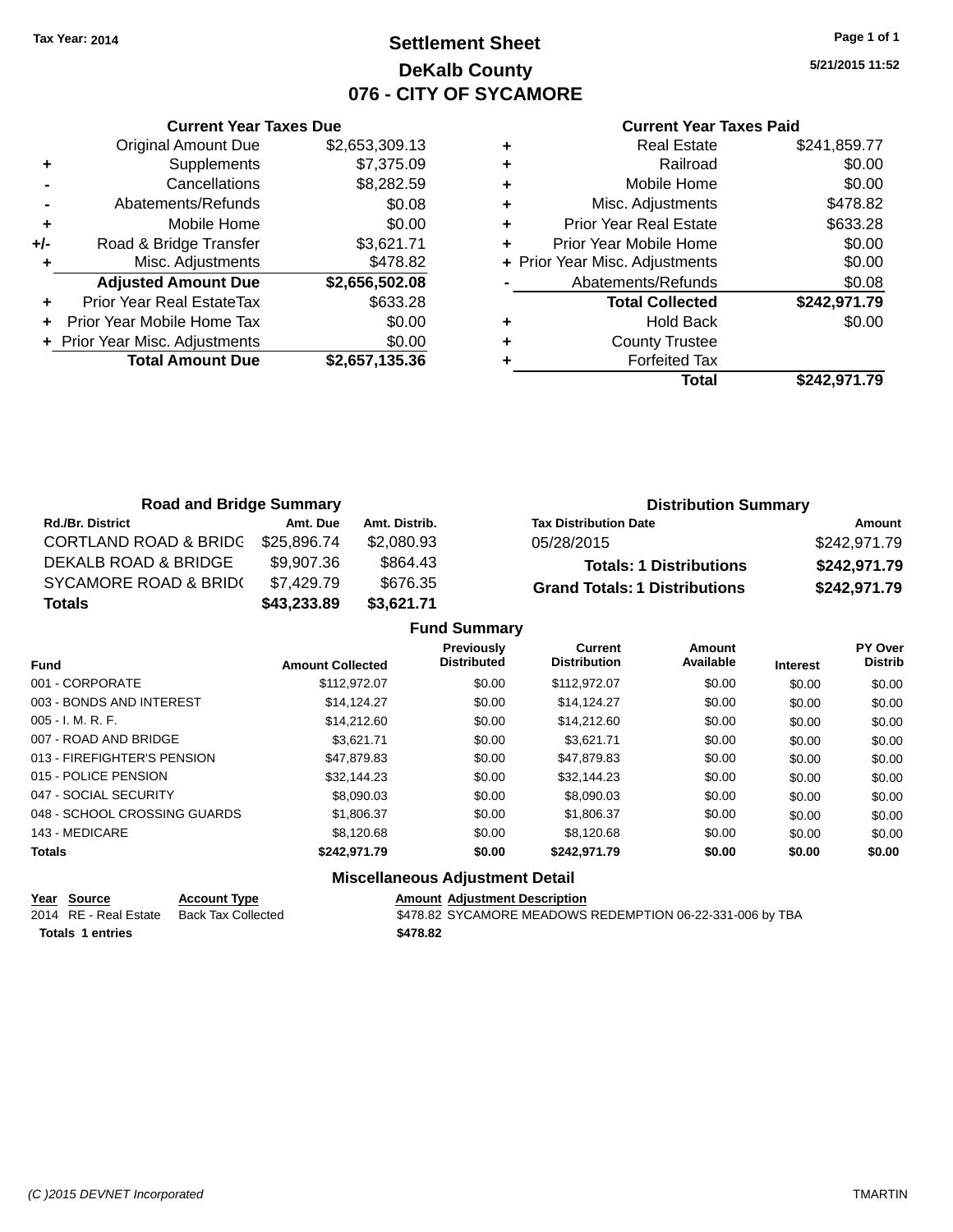Tax Year: 2014

# Settlement Sheet

## DeKalb County

## 076 - CITY OF SYCAMORE

5/21/2015 11:52

### Current Year Taxes Due

| | | |
|---|---|---|
| | Original Amount Due | $2,653,309.13 |
| + | Supplements | $7,375.09 |
| - | Cancellations | $8,282.59 |
| - | Abatements/Refunds | $0.08 |
| + | Mobile Home | $0.00 |
| +/- | Road & Bridge Transfer | $3,621.71 |
| + | Misc. Adjustments | $478.82 |
| | **Adjusted Amount Due** | **$2,656,502.08** |
| + | Prior Year Real EstateTax | $633.28 |
| + | Prior Year Mobile Home Tax | $0.00 |
| + | Prior Year Misc. Adjustments | $0.00 |
| | **Total Amount Due** | **$2,657,135.36** |

### Current Year Taxes Paid

| | | |
|---|---|---|
| + | Real Estate | $241,859.77 |
| + | Railroad | $0.00 |
| + | Mobile Home | $0.00 |
| + | Misc. Adjustments | $478.82 |
| + | Prior Year Real Estate | $633.28 |
| + | Prior Year Mobile Home | $0.00 |
| + | Prior Year Misc. Adjustments | $0.00 |
| - | Abatements/Refunds | $0.08 |
| | **Total Collected** | **$242,971.79** |
| + | Hold Back | $0.00 |
| + | County Trustee | |
| + | Forfeited Tax | |
| | **Total** | **$242,971.79** |

### Road and Bridge Summary

| Rd./Br. District | Amt. Due | Amt. Distrib. |
|---|---|---|
| CORTLAND ROAD & BRIDG | $25,896.74 | $2,080.93 |
| DEKALB ROAD & BRIDGE | $9,907.36 | $864.43 |
| SYCAMORE ROAD & BRID( | $7,429.79 | $676.35 |
| **Totals** | **$43,233.89** | **$3,621.71** |

### Distribution Summary

| Tax Distribution Date | Amount |
|---|---|
| 05/28/2015 | $242,971.79 |
| **Totals: 1 Distributions** | **$242,971.79** |
| **Grand Totals: 1 Distributions** | **$242,971.79** |

### Fund Summary

| Fund | Amount Collected | Previously Distributed | Current Distribution | Amount Available | Interest | PY Over Distrib |
|---|---|---|---|---|---|---|
| 001 - CORPORATE | $112,972.07 | $0.00 | $112,972.07 | $0.00 | $0.00 | $0.00 |
| 003 - BONDS AND INTEREST | $14,124.27 | $0.00 | $14,124.27 | $0.00 | $0.00 | $0.00 |
| 005 - I. M. R. F. | $14,212.60 | $0.00 | $14,212.60 | $0.00 | $0.00 | $0.00 |
| 007 - ROAD AND BRIDGE | $3,621.71 | $0.00 | $3,621.71 | $0.00 | $0.00 | $0.00 |
| 013 - FIREFIGHTER'S PENSION | $47,879.83 | $0.00 | $47,879.83 | $0.00 | $0.00 | $0.00 |
| 015 - POLICE PENSION | $32,144.23 | $0.00 | $32,144.23 | $0.00 | $0.00 | $0.00 |
| 047 - SOCIAL SECURITY | $8,090.03 | $0.00 | $8,090.03 | $0.00 | $0.00 | $0.00 |
| 048 - SCHOOL CROSSING GUARDS | $1,806.37 | $0.00 | $1,806.37 | $0.00 | $0.00 | $0.00 |
| 143 - MEDICARE | $8,120.68 | $0.00 | $8,120.68 | $0.00 | $0.00 | $0.00 |
| **Totals** | **$242,971.79** | **$0.00** | **$242,971.79** | **$0.00** | **$0.00** | **$0.00** |

### Miscellaneous Adjustment Detail

| Year | Source | Account Type | Amount | Adjustment Description |
|---|---|---|---|---|
| 2014 | RE - Real Estate | Back Tax Collected | $478.82 | SYCAMORE MEADOWS REDEMPTION 06-22-331-006 by TBA |
| **Totals** | **1 entries** | | **$478.82** | |

(C )2015 DEVNET Incorporated TMARTIN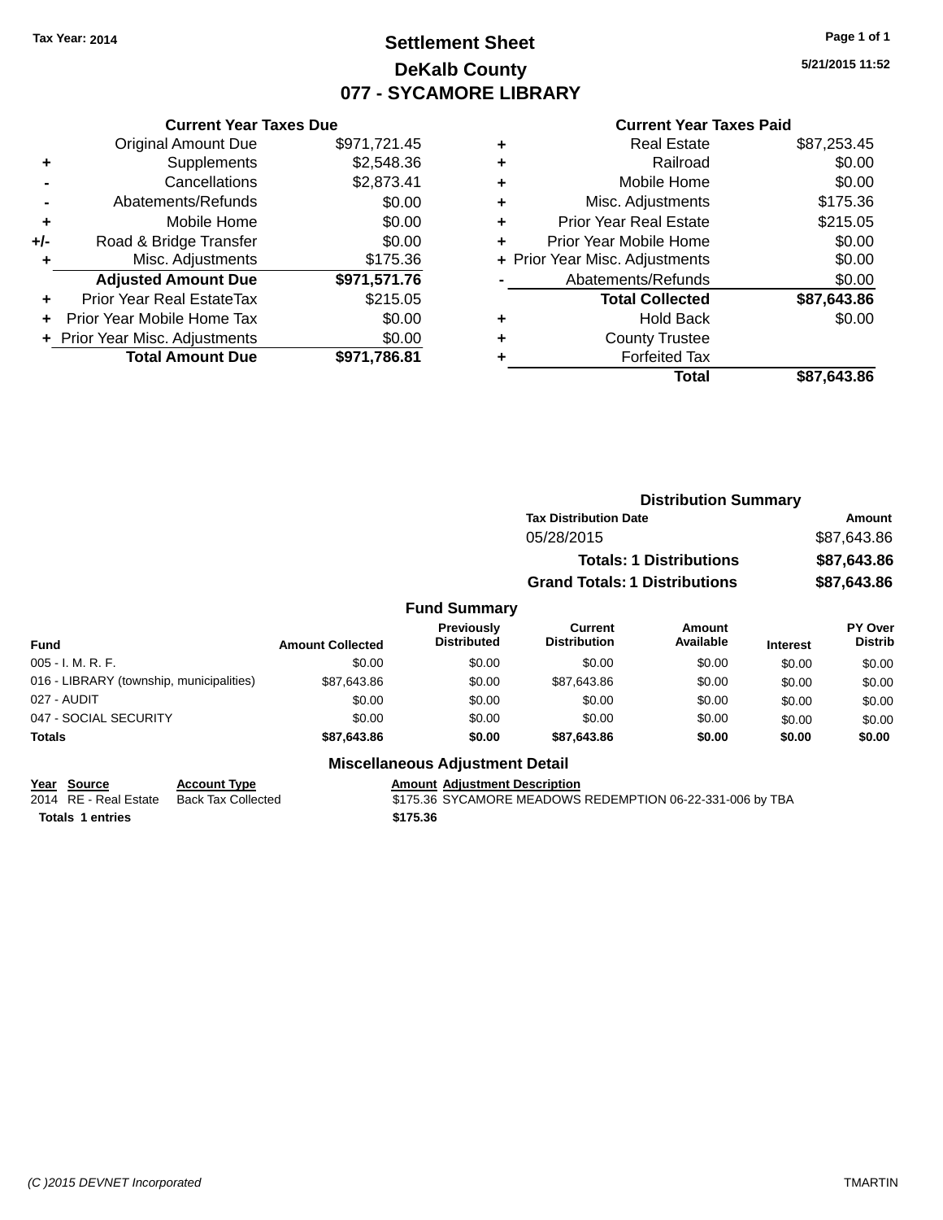Tax Year: 2014

# Settlement Sheet
## DeKalb County
## 077 - SYCAMORE LIBRARY

5/21/2015 11:52

### Current Year Taxes Due

| | | |
|---|---|---|
| | Original Amount Due | $971,721.45 |
| + | Supplements | $2,548.36 |
| - | Cancellations | $2,873.41 |
| - | Abatements/Refunds | $0.00 |
| + | Mobile Home | $0.00 |
| +/- | Road & Bridge Transfer | $0.00 |
| + | Misc. Adjustments | $175.36 |
| | **Adjusted Amount Due** | **$971,571.76** |
| + | Prior Year Real EstateTax | $215.05 |
| + | Prior Year Mobile Home Tax | $0.00 |
| + | Prior Year Misc. Adjustments | $0.00 |
| | **Total Amount Due** | **$971,786.81** |

### Current Year Taxes Paid

| | | |
|---|---|---|
| + | Real Estate | $87,253.45 |
| + | Railroad | $0.00 |
| + | Mobile Home | $0.00 |
| + | Misc. Adjustments | $175.36 |
| + | Prior Year Real Estate | $215.05 |
| + | Prior Year Mobile Home | $0.00 |
| + | Prior Year Misc. Adjustments | $0.00 |
| - | Abatements/Refunds | $0.00 |
| | **Total Collected** | **$87,643.86** |
| + | Hold Back | $0.00 |
| + | County Trustee | |
| + | Forfeited Tax | |
| | **Total** | **$87,643.86** |

### Distribution Summary

| Tax Distribution Date | Amount |
|---|---|
| 05/28/2015 | $87,643.86 |
| **Totals: 1 Distributions** | **$87,643.86** |
| **Grand Totals: 1 Distributions** | **$87,643.86** |

### Fund Summary

| Fund | Amount Collected | Previously Distributed | Current Distribution | Amount Available | Interest | PY Over Distrib |
|---|---|---|---|---|---|---|
| 005 - I. M. R. F. | $0.00 | $0.00 | $0.00 | $0.00 | $0.00 | $0.00 |
| 016 - LIBRARY (township, municipalities) | $87,643.86 | $0.00 | $87,643.86 | $0.00 | $0.00 | $0.00 |
| 027 - AUDIT | $0.00 | $0.00 | $0.00 | $0.00 | $0.00 | $0.00 |
| 047 - SOCIAL SECURITY | $0.00 | $0.00 | $0.00 | $0.00 | $0.00 | $0.00 |
| **Totals** | **$87,643.86** | **$0.00** | **$87,643.86** | **$0.00** | **$0.00** | **$0.00** |

### Miscellaneous Adjustment Detail

| Year | Source | Account Type | Amount | Adjustment Description |
|---|---|---|---|---|
| 2014 | RE - Real Estate | Back Tax Collected | $175.36 | SYCAMORE MEADOWS REDEMPTION 06-22-331-006 by TBA |
| **Totals 1 entries** | | | **$175.36** | |

(C )2015 DEVNET Incorporated TMARTIN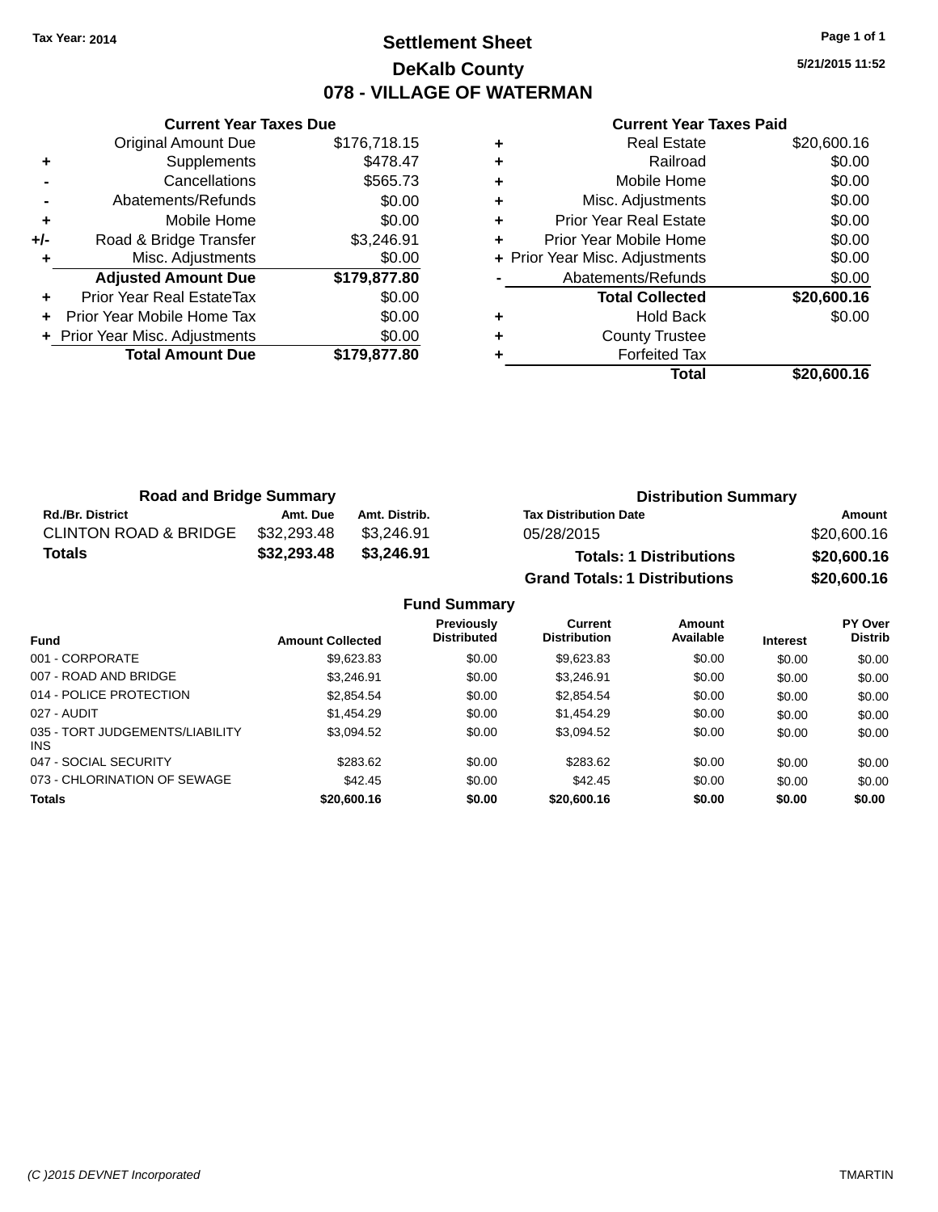Tax Year: 2014

# Settlement Sheet
## DeKalb County
## 078 - VILLAGE OF WATERMAN

5/21/2015 11:52

### Current Year Taxes Due

| | | |
|---|---|---|
| | Original Amount Due | $176,718.15 |
| + | Supplements | $478.47 |
| - | Cancellations | $565.73 |
| - | Abatements/Refunds | $0.00 |
| + | Mobile Home | $0.00 |
| +/- | Road & Bridge Transfer | $3,246.91 |
| + | Misc. Adjustments | $0.00 |
| | **Adjusted Amount Due** | **$179,877.80** |
| + | Prior Year Real EstateTax | $0.00 |
| + | Prior Year Mobile Home Tax | $0.00 |
| + | Prior Year Misc. Adjustments | $0.00 |
| | **Total Amount Due** | **$179,877.80** |

### Current Year Taxes Paid

| | | |
|---|---|---|
| + | Real Estate | $20,600.16 |
| + | Railroad | $0.00 |
| + | Mobile Home | $0.00 |
| + | Misc. Adjustments | $0.00 |
| + | Prior Year Real Estate | $0.00 |
| + | Prior Year Mobile Home | $0.00 |
| + | Prior Year Misc. Adjustments | $0.00 |
| - | Abatements/Refunds | $0.00 |
| | **Total Collected** | **$20,600.16** |
| + | Hold Back | $0.00 |
| + | County Trustee | |
| + | Forfeited Tax | |
| | **Total** | **$20,600.16** |

### Road and Bridge Summary

| Rd./Br. District | Amt. Due | Amt. Distrib. |
|---|---|---|
| CLINTON ROAD & BRIDGE | $32,293.48 | $3,246.91 |
| **Totals** | **$32,293.48** | **$3,246.91** |

### Distribution Summary

| Tax Distribution Date | Amount |
|---|---|
| 05/28/2015 | $20,600.16 |
| **Totals: 1 Distributions** | **$20,600.16** |
| **Grand Totals: 1 Distributions** | **$20,600.16** |

### Fund Summary

| Fund | Amount Collected | Previously Distributed | Current Distribution | Amount Available | Interest | PY Over Distrib |
|---|---|---|---|---|---|---|
| 001 - CORPORATE | $9,623.83 | $0.00 | $9,623.83 | $0.00 | $0.00 | $0.00 |
| 007 - ROAD AND BRIDGE | $3,246.91 | $0.00 | $3,246.91 | $0.00 | $0.00 | $0.00 |
| 014 - POLICE PROTECTION | $2,854.54 | $0.00 | $2,854.54 | $0.00 | $0.00 | $0.00 |
| 027 - AUDIT | $1,454.29 | $0.00 | $1,454.29 | $0.00 | $0.00 | $0.00 |
| 035 - TORT JUDGEMENTS/LIABILITY INS | $3,094.52 | $0.00 | $3,094.52 | $0.00 | $0.00 | $0.00 |
| 047 - SOCIAL SECURITY | $283.62 | $0.00 | $283.62 | $0.00 | $0.00 | $0.00 |
| 073 - CHLORINATION OF SEWAGE | $42.45 | $0.00 | $42.45 | $0.00 | $0.00 | $0.00 |
| **Totals** | **$20,600.16** | **$0.00** | **$20,600.16** | **$0.00** | **$0.00** | **$0.00** |

(C )2015 DEVNET Incorporated — TMARTIN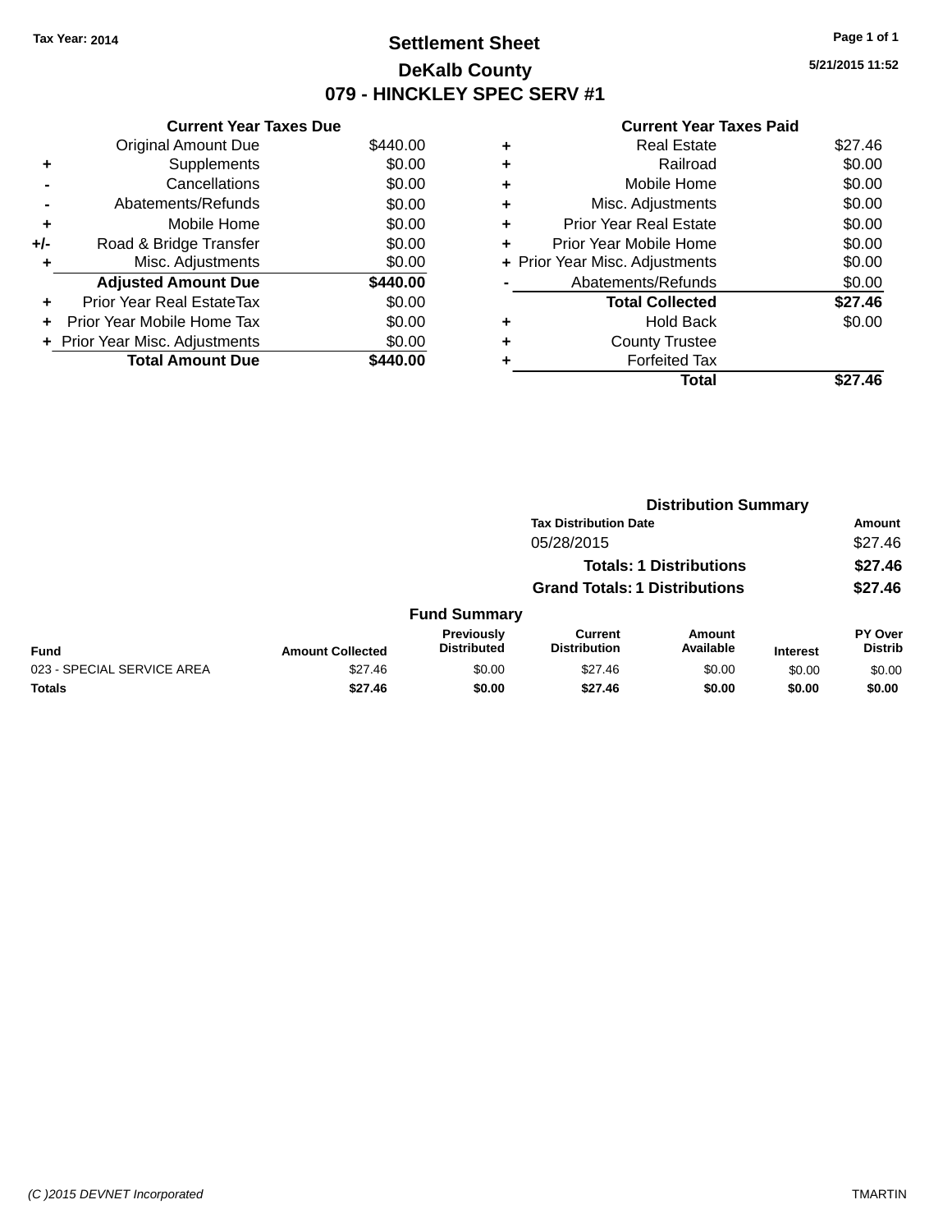Tax Year: 2014

# Settlement Sheet

## DeKalb County

## 079 - HINCKLEY SPEC SERV #1

5/21/2015 11:52

### Current Year Taxes Due

| | | |
|---|---|---|
| | Original Amount Due | $440.00 |
| + | Supplements | $0.00 |
| - | Cancellations | $0.00 |
| - | Abatements/Refunds | $0.00 |
| + | Mobile Home | $0.00 |
| +/- | Road & Bridge Transfer | $0.00 |
| + | Misc. Adjustments | $0.00 |
| | **Adjusted Amount Due** | **$440.00** |
| + | Prior Year Real EstateTax | $0.00 |
| + | Prior Year Mobile Home Tax | $0.00 |
| + | Prior Year Misc. Adjustments | $0.00 |
| | **Total Amount Due** | **$440.00** |

### Current Year Taxes Paid

| | | |
|---|---|---|
| + | Real Estate | $27.46 |
| + | Railroad | $0.00 |
| + | Mobile Home | $0.00 |
| + | Misc. Adjustments | $0.00 |
| + | Prior Year Real Estate | $0.00 |
| + | Prior Year Mobile Home | $0.00 |
| + | Prior Year Misc. Adjustments | $0.00 |
| - | Abatements/Refunds | $0.00 |
| | **Total Collected** | **$27.46** |
| + | Hold Back | $0.00 |
| + | County Trustee | |
| + | Forfeited Tax | |
| | **Total** | **$27.46** |

### Distribution Summary

| Tax Distribution Date | Amount |
|---|---|
| 05/28/2015 | $27.46 |
| **Totals: 1 Distributions** | **$27.46** |
| **Grand Totals: 1 Distributions** | **$27.46** |

### Fund Summary

| Fund | Amount Collected | Previously Distributed | Current Distribution | Amount Available | Interest | PY Over Distrib |
|---|---|---|---|---|---|---|
| 023 - SPECIAL SERVICE AREA | $27.46 | $0.00 | $27.46 | $0.00 | $0.00 | $0.00 |
| **Totals** | **$27.46** | **$0.00** | **$27.46** | **$0.00** | **$0.00** | **$0.00** |

(C )2015 DEVNET Incorporated TMARTIN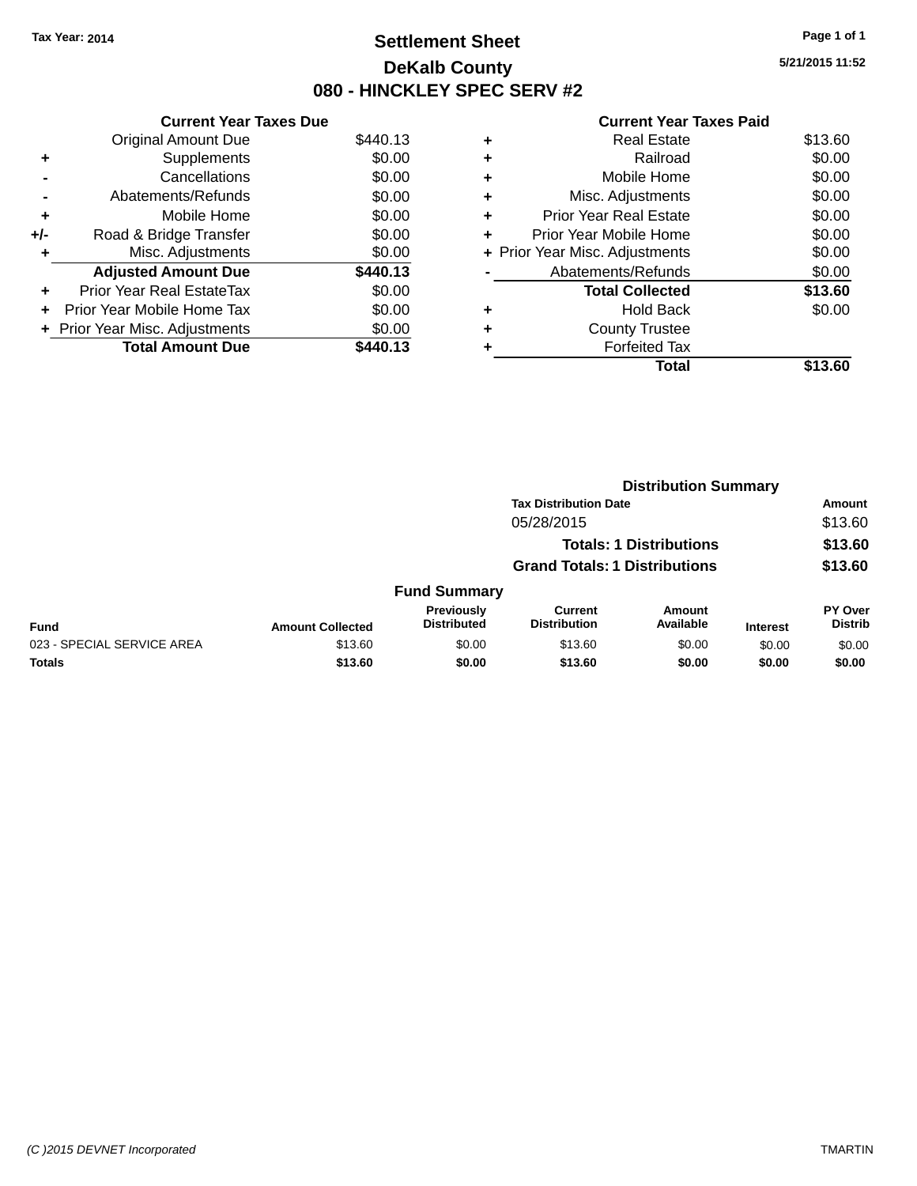Tax Year: 2014

# Settlement Sheet

## DeKalb County

## 080 - HINCKLEY SPEC SERV #2

5/21/2015 11:52

### Current Year Taxes Due

| | | |
|---|---|---|
| | Original Amount Due | $440.13 |
| + | Supplements | $0.00 |
| - | Cancellations | $0.00 |
| - | Abatements/Refunds | $0.00 |
| + | Mobile Home | $0.00 |
| +/- | Road & Bridge Transfer | $0.00 |
| + | Misc. Adjustments | $0.00 |
| | **Adjusted Amount Due** | **$440.13** |
| + | Prior Year Real EstateTax | $0.00 |
| + | Prior Year Mobile Home Tax | $0.00 |
| + | Prior Year Misc. Adjustments | $0.00 |
| | **Total Amount Due** | **$440.13** |

### Current Year Taxes Paid

| | | |
|---|---|---|
| + | Real Estate | $13.60 |
| + | Railroad | $0.00 |
| + | Mobile Home | $0.00 |
| + | Misc. Adjustments | $0.00 |
| + | Prior Year Real Estate | $0.00 |
| + | Prior Year Mobile Home | $0.00 |
| + | Prior Year Misc. Adjustments | $0.00 |
| - | Abatements/Refunds | $0.00 |
| | **Total Collected** | **$13.60** |
| + | Hold Back | $0.00 |
| + | County Trustee | |
| + | Forfeited Tax | |
| | **Total** | **$13.60** |

### Distribution Summary

| Tax Distribution Date | Amount |
|---|---|
| 05/28/2015 | $13.60 |
| **Totals: 1 Distributions** | **$13.60** |
| **Grand Totals: 1 Distributions** | **$13.60** |

### Fund Summary

| Fund | Amount Collected | Previously Distributed | Current Distribution | Amount Available | Interest | PY Over Distrib |
|---|---|---|---|---|---|---|
| 023 - SPECIAL SERVICE AREA | $13.60 | $0.00 | $13.60 | $0.00 | $0.00 | $0.00 |
| **Totals** | **$13.60** | **$0.00** | **$13.60** | **$0.00** | **$0.00** | **$0.00** |

(C )2015 DEVNET Incorporated TMARTIN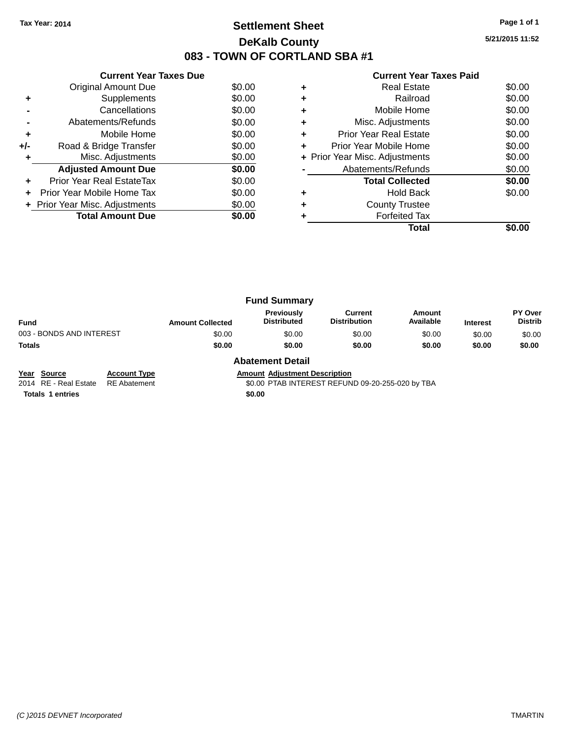Tax Year: 2014

# Settlement Sheet

## DeKalb County

## 083 - TOWN OF CORTLAND SBA #1

5/21/2015 11:52

### Current Year Taxes Due

| | | |
|---|---|---|
| | Original Amount Due | $0.00 |
| + | Supplements | $0.00 |
| - | Cancellations | $0.00 |
| - | Abatements/Refunds | $0.00 |
| + | Mobile Home | $0.00 |
| +/- | Road & Bridge Transfer | $0.00 |
| + | Misc. Adjustments | $0.00 |
| | **Adjusted Amount Due** | **$0.00** |
| + | Prior Year Real EstateTax | $0.00 |
| + | Prior Year Mobile Home Tax | $0.00 |
| + | Prior Year Misc. Adjustments | $0.00 |
| | **Total Amount Due** | **$0.00** |

### Current Year Taxes Paid

| | | |
|---|---|---|
| + | Real Estate | $0.00 |
| + | Railroad | $0.00 |
| + | Mobile Home | $0.00 |
| + | Misc. Adjustments | $0.00 |
| + | Prior Year Real Estate | $0.00 |
| + | Prior Year Mobile Home | $0.00 |
| + | Prior Year Misc. Adjustments | $0.00 |
| - | Abatements/Refunds | $0.00 |
| | **Total Collected** | **$0.00** |
| + | Hold Back | $0.00 |
| + | County Trustee | |
| + | Forfeited Tax | |
| | **Total** | **$0.00** |

### Fund Summary

| Fund | Amount Collected | Previously Distributed | Current Distribution | Amount Available | Interest | PY Over Distrib |
|---|---|---|---|---|---|---|
| 003 - BONDS AND INTEREST | $0.00 | $0.00 | $0.00 | $0.00 | $0.00 | $0.00 |
| **Totals** | **$0.00** | **$0.00** | **$0.00** | **$0.00** | **$0.00** | **$0.00** |

### Abatement Detail

| Year | Source | Account Type | Amount | Adjustment Description |
|---|---|---|---|---|
| 2014 | RE - Real Estate | RE Abatement | $0.00 | PTAB INTEREST REFUND 09-20-255-020 by TBA |
| **Totals** | **1 entries** | | **$0.00** | |

(C )2015 DEVNET Incorporated

TMARTIN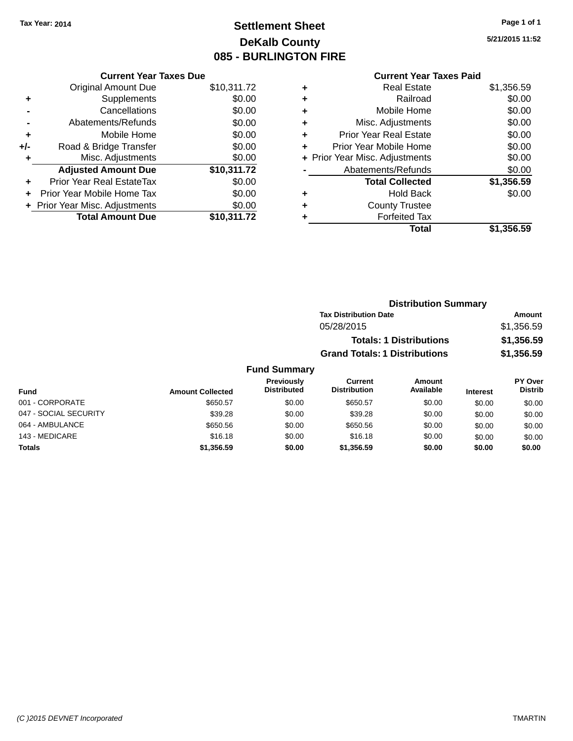Tax Year: 2014

# Settlement Sheet
## DeKalb County
## 085 - BURLINGTON FIRE

5/21/2015 11:52

### Current Year Taxes Due

| | | |
|---|---|---|
| | Original Amount Due | $10,311.72 |
| + | Supplements | $0.00 |
| - | Cancellations | $0.00 |
| - | Abatements/Refunds | $0.00 |
| + | Mobile Home | $0.00 |
| +/- | Road & Bridge Transfer | $0.00 |
| + | Misc. Adjustments | $0.00 |
| | **Adjusted Amount Due** | **$10,311.72** |
| + | Prior Year Real EstateTax | $0.00 |
| + | Prior Year Mobile Home Tax | $0.00 |
| + | Prior Year Misc. Adjustments | $0.00 |
| | **Total Amount Due** | **$10,311.72** |

### Current Year Taxes Paid

| | | |
|---|---|---|
| + | Real Estate | $1,356.59 |
| + | Railroad | $0.00 |
| + | Mobile Home | $0.00 |
| + | Misc. Adjustments | $0.00 |
| + | Prior Year Real Estate | $0.00 |
| + | Prior Year Mobile Home | $0.00 |
| + | Prior Year Misc. Adjustments | $0.00 |
| - | Abatements/Refunds | $0.00 |
| | **Total Collected** | **$1,356.59** |
| + | Hold Back | $0.00 |
| + | County Trustee | |
| + | Forfeited Tax | |
| | **Total** | **$1,356.59** |

### Distribution Summary

| Tax Distribution Date | Amount |
|---|---|
| 05/28/2015 | $1,356.59 |
| **Totals: 1 Distributions** | **$1,356.59** |
| **Grand Totals: 1 Distributions** | **$1,356.59** |

### Fund Summary

| Fund | Amount Collected | Previously Distributed | Current Distribution | Amount Available | Interest | PY Over Distrib |
|---|---|---|---|---|---|---|
| 001 - CORPORATE | $650.57 | $0.00 | $650.57 | $0.00 | $0.00 | $0.00 |
| 047 - SOCIAL SECURITY | $39.28 | $0.00 | $39.28 | $0.00 | $0.00 | $0.00 |
| 064 - AMBULANCE | $650.56 | $0.00 | $650.56 | $0.00 | $0.00 | $0.00 |
| 143 - MEDICARE | $16.18 | $0.00 | $16.18 | $0.00 | $0.00 | $0.00 |
| **Totals** | **$1,356.59** | **$0.00** | **$1,356.59** | **$0.00** | **$0.00** | **$0.00** |

(C )2015 DEVNET Incorporated

TMARTIN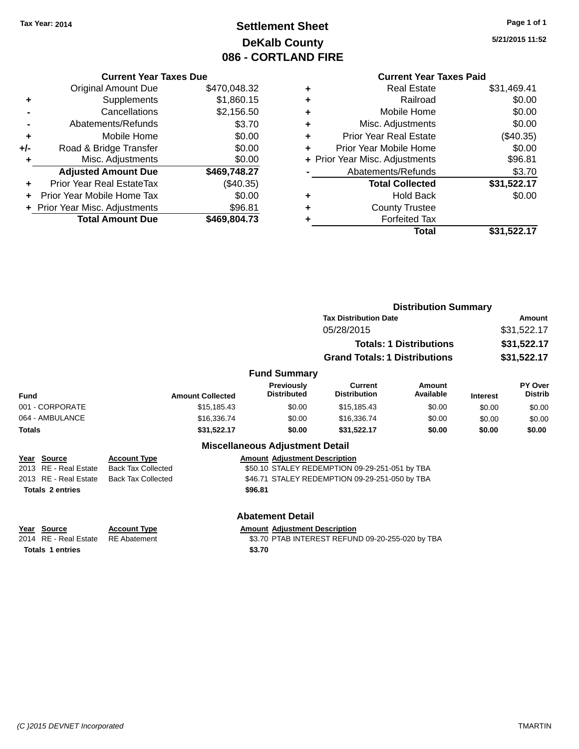Tax Year: 2014

# Settlement Sheet
## DeKalb County
## 086 - CORTLAND FIRE

5/21/2015 11:52

### Current Year Taxes Due

| | | |
|---|---|---|
| | Original Amount Due | $470,048.32 |
| + | Supplements | $1,860.15 |
| - | Cancellations | $2,156.50 |
| - | Abatements/Refunds | $3.70 |
| + | Mobile Home | $0.00 |
| +/- | Road & Bridge Transfer | $0.00 |
| + | Misc. Adjustments | $0.00 |
| | **Adjusted Amount Due** | **$469,748.27** |
| + | Prior Year Real EstateTax | ($40.35) |
| + | Prior Year Mobile Home Tax | $0.00 |
| + | Prior Year Misc. Adjustments | $96.81 |
| | **Total Amount Due** | **$469,804.73** |

### Current Year Taxes Paid

| | | |
|---|---|---|
| + | Real Estate | $31,469.41 |
| + | Railroad | $0.00 |
| + | Mobile Home | $0.00 |
| + | Misc. Adjustments | $0.00 |
| + | Prior Year Real Estate | ($40.35) |
| + | Prior Year Mobile Home | $0.00 |
| + | Prior Year Misc. Adjustments | $96.81 |
| - | Abatements/Refunds | $3.70 |
| | **Total Collected** | **$31,522.17** |
| + | Hold Back | $0.00 |
| + | County Trustee | |
| + | Forfeited Tax | |
| | **Total** | **$31,522.17** |

### Distribution Summary

| Tax Distribution Date | Amount |
|---|---|
| 05/28/2015 | $31,522.17 |
| **Totals: 1 Distributions** | **$31,522.17** |
| **Grand Totals: 1 Distributions** | **$31,522.17** |

### Fund Summary

| Fund | Amount Collected | Previously Distributed | Current Distribution | Amount Available | Interest | PY Over Distrib |
|---|---|---|---|---|---|---|
| 001 - CORPORATE | $15,185.43 | $0.00 | $15,185.43 | $0.00 | $0.00 | $0.00 |
| 064 - AMBULANCE | $16,336.74 | $0.00 | $16,336.74 | $0.00 | $0.00 | $0.00 |
| **Totals** | **$31,522.17** | **$0.00** | **$31,522.17** | **$0.00** | **$0.00** | **$0.00** |

### Miscellaneous Adjustment Detail

| Year | Source | Account Type | Amount | Adjustment Description |
|---|---|---|---|---|
| 2013 | RE - Real Estate | Back Tax Collected | $50.10 | STALEY REDEMPTION 09-29-251-051 by TBA |
| 2013 | RE - Real Estate | Back Tax Collected | $46.71 | STALEY REDEMPTION 09-29-251-050 by TBA |
| **Totals 2 entries** | | | **$96.81** | |

### Abatement Detail

| Year | Source | Account Type | Amount | Adjustment Description |
|---|---|---|---|---|
| 2014 | RE - Real Estate | RE Abatement | $3.70 | PTAB INTEREST REFUND 09-20-255-020 by TBA |
| **Totals 1 entries** | | | **$3.70** | |

(C )2015 DEVNET Incorporated TMARTIN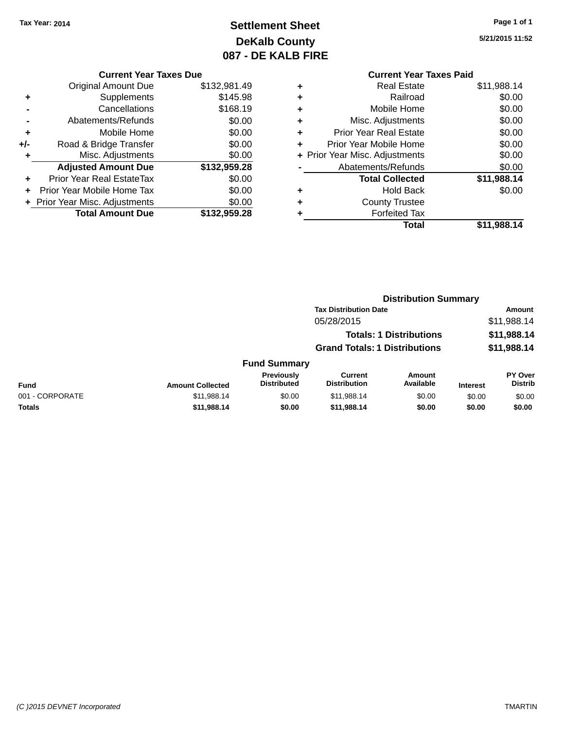Tax Year: 2014

# Settlement Sheet
## DeKalb County
## 087 - DE KALB FIRE

5/21/2015 11:52

### Current Year Taxes Due

| | | |
|---|---|---|
| | Original Amount Due | $132,981.49 |
| + | Supplements | $145.98 |
| - | Cancellations | $168.19 |
| - | Abatements/Refunds | $0.00 |
| + | Mobile Home | $0.00 |
| +/- | Road & Bridge Transfer | $0.00 |
| + | Misc. Adjustments | $0.00 |
| | **Adjusted Amount Due** | **$132,959.28** |
| + | Prior Year Real EstateTax | $0.00 |
| + | Prior Year Mobile Home Tax | $0.00 |
| + | Prior Year Misc. Adjustments | $0.00 |
| | **Total Amount Due** | **$132,959.28** |

### Current Year Taxes Paid

| | | |
|---|---|---|
| + | Real Estate | $11,988.14 |
| + | Railroad | $0.00 |
| + | Mobile Home | $0.00 |
| + | Misc. Adjustments | $0.00 |
| + | Prior Year Real Estate | $0.00 |
| + | Prior Year Mobile Home | $0.00 |
| + | Prior Year Misc. Adjustments | $0.00 |
| - | Abatements/Refunds | $0.00 |
| | **Total Collected** | **$11,988.14** |
| + | Hold Back | $0.00 |
| + | County Trustee | |
| + | Forfeited Tax | |
| | **Total** | **$11,988.14** |

### Distribution Summary

| Tax Distribution Date | Amount |
|---|---|
| 05/28/2015 | $11,988.14 |
| **Totals: 1 Distributions** | **$11,988.14** |
| **Grand Totals: 1 Distributions** | **$11,988.14** |

### Fund Summary

| Fund | Amount Collected | Previously Distributed | Current Distribution | Amount Available | Interest | PY Over Distrib |
|---|---|---|---|---|---|---|
| 001 - CORPORATE | $11,988.14 | $0.00 | $11,988.14 | $0.00 | $0.00 | $0.00 |
| **Totals** | **$11,988.14** | **$0.00** | **$11,988.14** | **$0.00** | **$0.00** | **$0.00** |

(C )2015 DEVNET Incorporated TMARTIN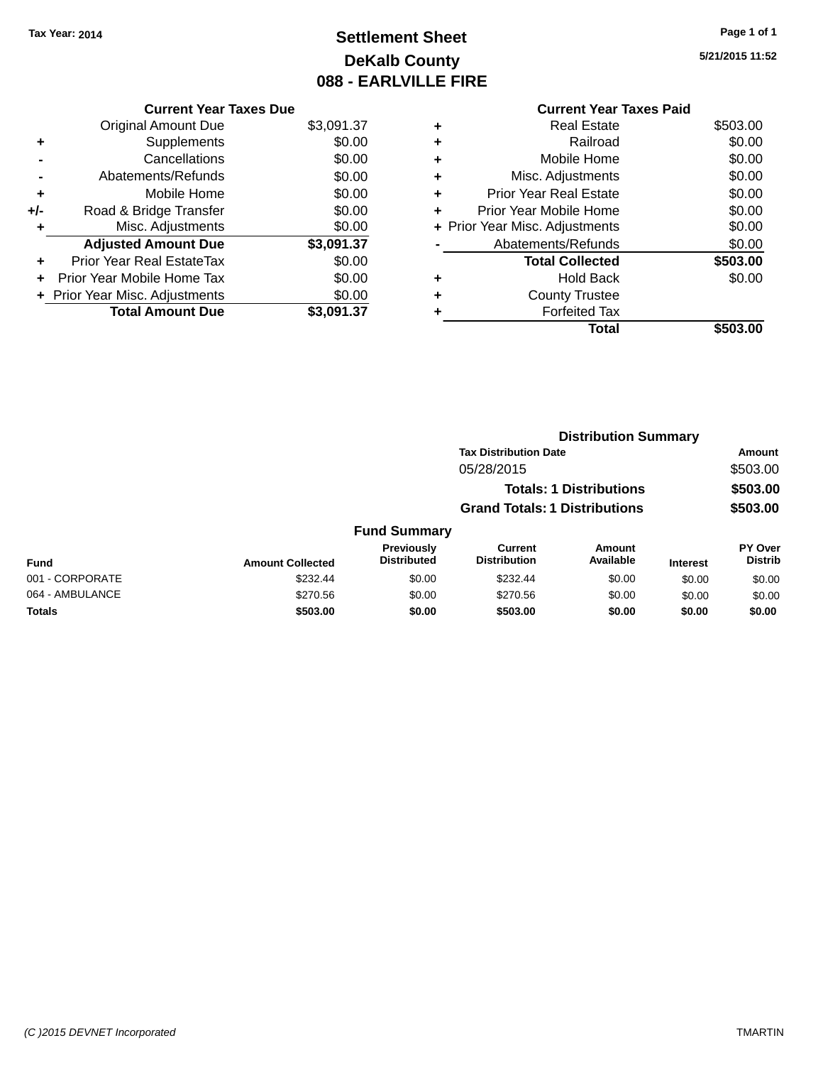Tax Year: 2014

# Settlement Sheet

## DeKalb County

## 088 - EARLVILLE FIRE

5/21/2015 11:52

**Current Year Taxes Due**

| | | |
|---|---|---|
| | Original Amount Due | $3,091.37 |
| + | Supplements | $0.00 |
| - | Cancellations | $0.00 |
| - | Abatements/Refunds | $0.00 |
| + | Mobile Home | $0.00 |
| +/- | Road & Bridge Transfer | $0.00 |
| + | Misc. Adjustments | $0.00 |
| | **Adjusted Amount Due** | **$3,091.37** |
| + | Prior Year Real EstateTax | $0.00 |
| + | Prior Year Mobile Home Tax | $0.00 |
| + | Prior Year Misc. Adjustments | $0.00 |
| | **Total Amount Due** | **$3,091.37** |

**Current Year Taxes Paid**

| | | |
|---|---|---|
| + | Real Estate | $503.00 |
| + | Railroad | $0.00 |
| + | Mobile Home | $0.00 |
| + | Misc. Adjustments | $0.00 |
| + | Prior Year Real Estate | $0.00 |
| + | Prior Year Mobile Home | $0.00 |
| + | Prior Year Misc. Adjustments | $0.00 |
| - | Abatements/Refunds | $0.00 |
| | **Total Collected** | **$503.00** |
| + | Hold Back | $0.00 |
| + | County Trustee | |
| + | Forfeited Tax | |
| | **Total** | **$503.00** |

**Distribution Summary**

| Tax Distribution Date | Amount |
|---|---|
| 05/28/2015 | $503.00 |
| **Totals: 1 Distributions** | **$503.00** |
| **Grand Totals: 1 Distributions** | **$503.00** |

**Fund Summary**

| Fund | Amount Collected | Previously Distributed | Current Distribution | Amount Available | Interest | PY Over Distrib |
|---|---|---|---|---|---|---|
| 001 - CORPORATE | $232.44 | $0.00 | $232.44 | $0.00 | $0.00 | $0.00 |
| 064 - AMBULANCE | $270.56 | $0.00 | $270.56 | $0.00 | $0.00 | $0.00 |
| **Totals** | **$503.00** | **$0.00** | **$503.00** | **$0.00** | **$0.00** | **$0.00** |

(C )2015 DEVNET Incorporated

TMARTIN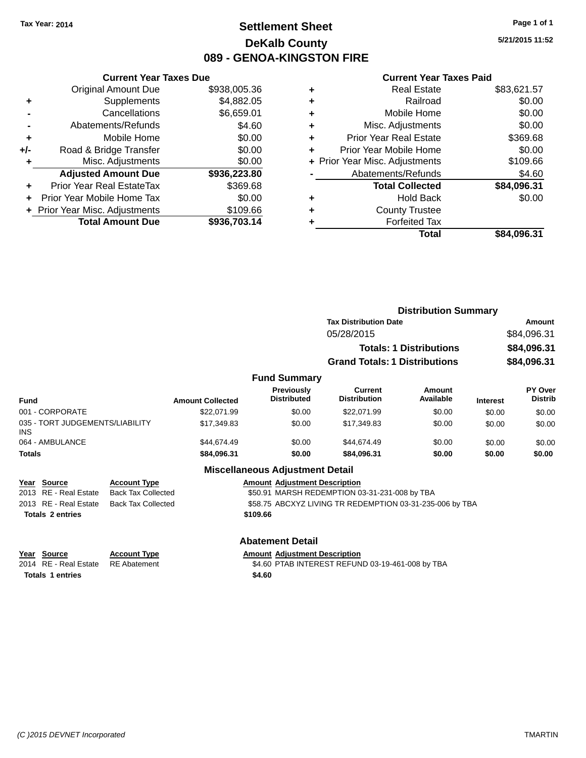Tax Year: 2014

# Settlement Sheet

## DeKalb County

## 089 - GENOA-KINGSTON FIRE

5/21/2015 11:52

### Current Year Taxes Due

| | | |
|---|---|---|
| | Original Amount Due | $938,005.36 |
| + | Supplements | $4,882.05 |
| - | Cancellations | $6,659.01 |
| - | Abatements/Refunds | $4.60 |
| + | Mobile Home | $0.00 |
| +/- | Road & Bridge Transfer | $0.00 |
| + | Misc. Adjustments | $0.00 |
| | **Adjusted Amount Due** | **$936,223.80** |
| + | Prior Year Real EstateTax | $369.68 |
| + | Prior Year Mobile Home Tax | $0.00 |
| + | Prior Year Misc. Adjustments | $109.66 |
| | **Total Amount Due** | **$936,703.14** |

### Current Year Taxes Paid

| | | |
|---|---|---|
| + | Real Estate | $83,621.57 |
| + | Railroad | $0.00 |
| + | Mobile Home | $0.00 |
| + | Misc. Adjustments | $0.00 |
| + | Prior Year Real Estate | $369.68 |
| + | Prior Year Mobile Home | $0.00 |
| + | Prior Year Misc. Adjustments | $109.66 |
| - | Abatements/Refunds | $4.60 |
| | **Total Collected** | **$84,096.31** |
| + | Hold Back | $0.00 |
| + | County Trustee | |
| + | Forfeited Tax | |
| | **Total** | **$84,096.31** |

### Distribution Summary

| Tax Distribution Date | Amount |
|---|---|
| 05/28/2015 | $84,096.31 |
| **Totals: 1 Distributions** | **$84,096.31** |
| **Grand Totals: 1 Distributions** | **$84,096.31** |

### Fund Summary

| Fund | Amount Collected | Previously Distributed | Current Distribution | Amount Available | Interest | PY Over Distrib |
|---|---|---|---|---|---|---|
| 001 - CORPORATE | $22,071.99 | $0.00 | $22,071.99 | $0.00 | $0.00 | $0.00 |
| 035 - TORT JUDGEMENTS/LIABILITY INS | $17,349.83 | $0.00 | $17,349.83 | $0.00 | $0.00 | $0.00 |
| 064 - AMBULANCE | $44,674.49 | $0.00 | $44,674.49 | $0.00 | $0.00 | $0.00 |
| **Totals** | **$84,096.31** | **$0.00** | **$84,096.31** | **$0.00** | **$0.00** | **$0.00** |

### Miscellaneous Adjustment Detail

| Year | Source | Account Type | Amount | Adjustment Description |
|---|---|---|---|---|
| 2013 | RE - Real Estate | Back Tax Collected | $50.91 | MARSH REDEMPTION 03-31-231-008 by TBA |
| 2013 | RE - Real Estate | Back Tax Collected | $58.75 | ABCXYZ LIVING TR REDEMPTION 03-31-235-006 by TBA |
| **Totals 2 entries** | | | **$109.66** | |

### Abatement Detail

| Year | Source | Account Type | Amount | Adjustment Description |
|---|---|---|---|---|
| 2014 | RE - Real Estate | RE Abatement | $4.60 | PTAB INTEREST REFUND 03-19-461-008 by TBA |
| **Totals 1 entries** | | | **$4.60** | |

(C )2015 DEVNET Incorporated TMARTIN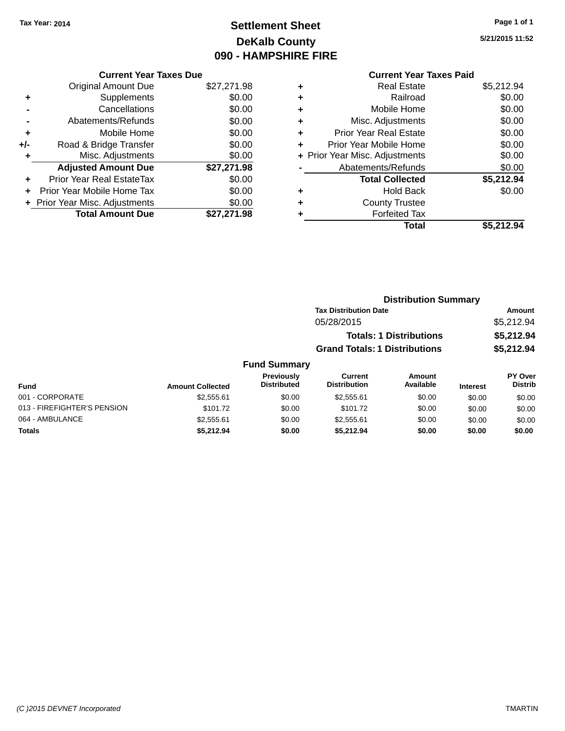Tax Year: 2014

# Settlement Sheet

## DeKalb County

## 090 - HAMPSHIRE FIRE

5/21/2015 11:52

| | Current Year Taxes Due | |
|---|---|---|
| | Original Amount Due | $27,271.98 |
| + | Supplements | $0.00 |
| - | Cancellations | $0.00 |
| - | Abatements/Refunds | $0.00 |
| + | Mobile Home | $0.00 |
| +/- | Road & Bridge Transfer | $0.00 |
| + | Misc. Adjustments | $0.00 |
| | **Adjusted Amount Due** | **$27,271.98** |
| + | Prior Year Real EstateTax | $0.00 |
| + | Prior Year Mobile Home Tax | $0.00 |
| + | Prior Year Misc. Adjustments | $0.00 |
| | **Total Amount Due** | **$27,271.98** |

| | Current Year Taxes Paid | |
|---|---|---|
| + | Real Estate | $5,212.94 |
| + | Railroad | $0.00 |
| + | Mobile Home | $0.00 |
| + | Misc. Adjustments | $0.00 |
| + | Prior Year Real Estate | $0.00 |
| + | Prior Year Mobile Home | $0.00 |
| + | Prior Year Misc. Adjustments | $0.00 |
| - | Abatements/Refunds | $0.00 |
| | **Total Collected** | **$5,212.94** |
| + | Hold Back | $0.00 |
| + | County Trustee | |
| + | Forfeited Tax | |
| | **Total** | **$5,212.94** |

### Distribution Summary

| Tax Distribution Date | Amount |
|---|---|
| 05/28/2015 | $5,212.94 |
| **Totals: 1 Distributions** | **$5,212.94** |
| **Grand Totals: 1 Distributions** | **$5,212.94** |

### Fund Summary

| Fund | Amount Collected | Previously Distributed | Current Distribution | Amount Available | Interest | PY Over Distrib |
|---|---|---|---|---|---|---|
| 001 - CORPORATE | $2,555.61 | $0.00 | $2,555.61 | $0.00 | $0.00 | $0.00 |
| 013 - FIREFIGHTER'S PENSION | $101.72 | $0.00 | $101.72 | $0.00 | $0.00 | $0.00 |
| 064 - AMBULANCE | $2,555.61 | $0.00 | $2,555.61 | $0.00 | $0.00 | $0.00 |
| **Totals** | **$5,212.94** | **$0.00** | **$5,212.94** | **$0.00** | **$0.00** | **$0.00** |

(C )2015 DEVNET Incorporated

TMARTIN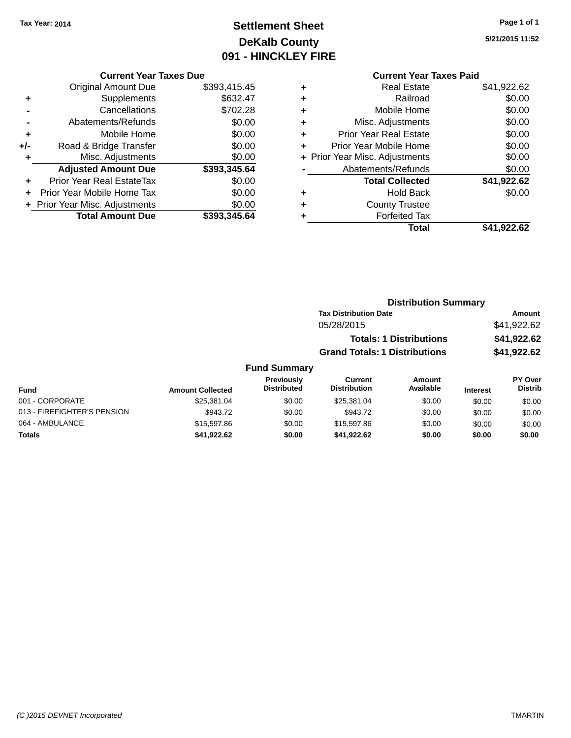Tax Year: 2014

# Settlement Sheet
## DeKalb County
## 091 - HINCKLEY FIRE

5/21/2015 11:52

### Current Year Taxes Due

| | | |
|---|---|---|
| | Original Amount Due | $393,415.45 |
| + | Supplements | $632.47 |
| - | Cancellations | $702.28 |
| - | Abatements/Refunds | $0.00 |
| + | Mobile Home | $0.00 |
| +/- | Road & Bridge Transfer | $0.00 |
| + | Misc. Adjustments | $0.00 |
| | **Adjusted Amount Due** | **$393,345.64** |
| + | Prior Year Real EstateTax | $0.00 |
| + | Prior Year Mobile Home Tax | $0.00 |
| + | Prior Year Misc. Adjustments | $0.00 |
| | **Total Amount Due** | **$393,345.64** |

### Current Year Taxes Paid

| | | |
|---|---|---|
| + | Real Estate | $41,922.62 |
| + | Railroad | $0.00 |
| + | Mobile Home | $0.00 |
| + | Misc. Adjustments | $0.00 |
| + | Prior Year Real Estate | $0.00 |
| + | Prior Year Mobile Home | $0.00 |
| + | Prior Year Misc. Adjustments | $0.00 |
| - | Abatements/Refunds | $0.00 |
| | **Total Collected** | **$41,922.62** |
| + | Hold Back | $0.00 |
| + | County Trustee | |
| + | Forfeited Tax | |
| | **Total** | **$41,922.62** |

### Distribution Summary

| Tax Distribution Date | Amount |
|---|---|
| 05/28/2015 | $41,922.62 |
| **Totals: 1 Distributions** | **$41,922.62** |
| **Grand Totals: 1 Distributions** | **$41,922.62** |

### Fund Summary

| Fund | Amount Collected | Previously Distributed | Current Distribution | Amount Available | Interest | PY Over Distrib |
|---|---|---|---|---|---|---|
| 001 - CORPORATE | $25,381.04 | $0.00 | $25,381.04 | $0.00 | $0.00 | $0.00 |
| 013 - FIREFIGHTER'S PENSION | $943.72 | $0.00 | $943.72 | $0.00 | $0.00 | $0.00 |
| 064 - AMBULANCE | $15,597.86 | $0.00 | $15,597.86 | $0.00 | $0.00 | $0.00 |
| **Totals** | **$41,922.62** | **$0.00** | **$41,922.62** | **$0.00** | **$0.00** | **$0.00** |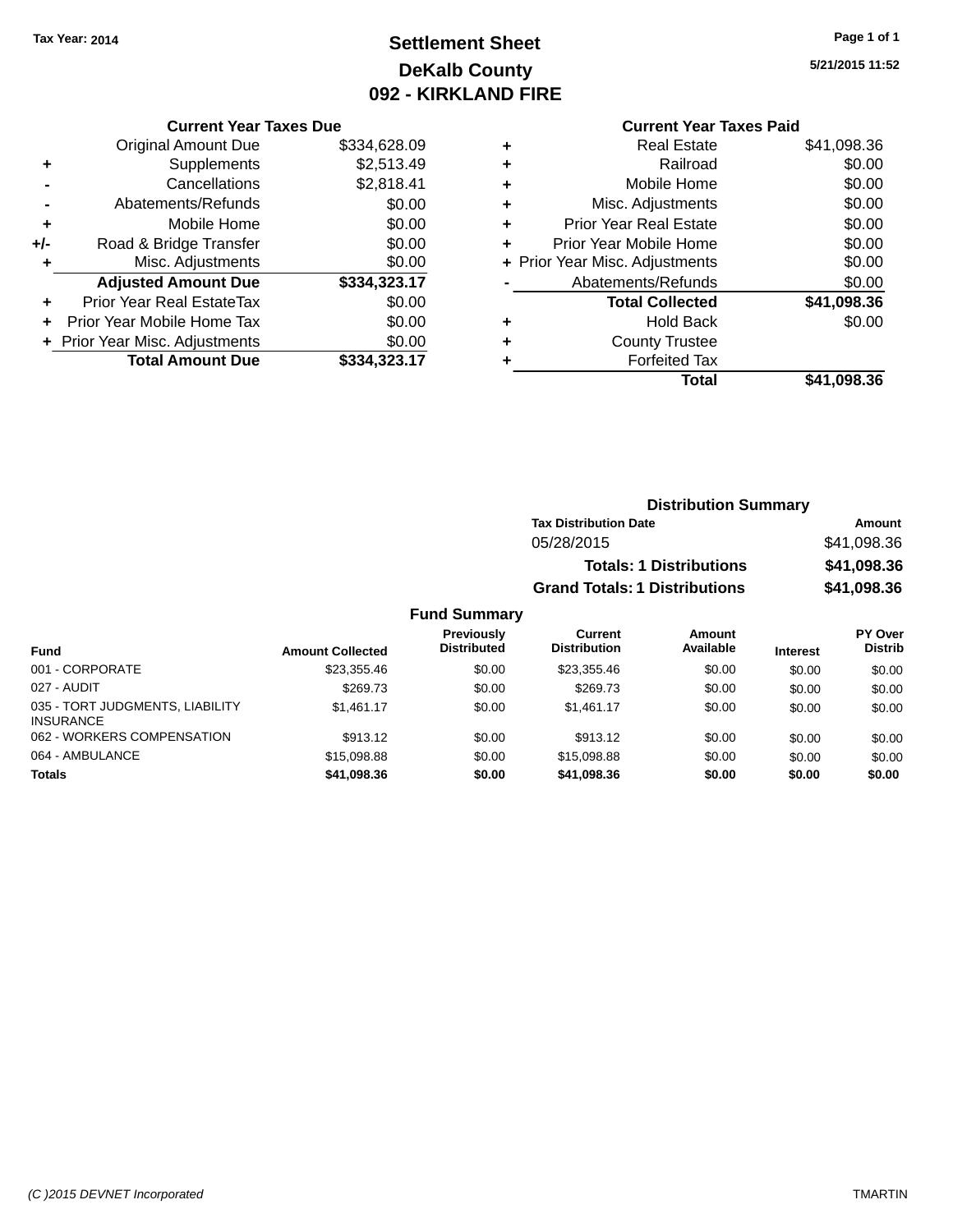Tax Year: 2014

# Settlement Sheet
## DeKalb County
## 092 - KIRKLAND FIRE

5/21/2015 11:52

### Current Year Taxes Due

| | | |
|---|---|---|
| | Original Amount Due | $334,628.09 |
| + | Supplements | $2,513.49 |
| - | Cancellations | $2,818.41 |
| - | Abatements/Refunds | $0.00 |
| + | Mobile Home | $0.00 |
| +/- | Road & Bridge Transfer | $0.00 |
| + | Misc. Adjustments | $0.00 |
| | **Adjusted Amount Due** | **$334,323.17** |
| + | Prior Year Real EstateTax | $0.00 |
| + | Prior Year Mobile Home Tax | $0.00 |
| + | Prior Year Misc. Adjustments | $0.00 |
| | **Total Amount Due** | **$334,323.17** |

### Current Year Taxes Paid

| | | |
|---|---|---|
| + | Real Estate | $41,098.36 |
| + | Railroad | $0.00 |
| + | Mobile Home | $0.00 |
| + | Misc. Adjustments | $0.00 |
| + | Prior Year Real Estate | $0.00 |
| + | Prior Year Mobile Home | $0.00 |
| + | Prior Year Misc. Adjustments | $0.00 |
| - | Abatements/Refunds | $0.00 |
| | **Total Collected** | **$41,098.36** |
| + | Hold Back | $0.00 |
| + | County Trustee | |
| + | Forfeited Tax | |
| | **Total** | **$41,098.36** |

### Distribution Summary

| Tax Distribution Date | Amount |
|---|---|
| 05/28/2015 | $41,098.36 |
| **Totals: 1 Distributions** | **$41,098.36** |
| **Grand Totals: 1 Distributions** | **$41,098.36** |

### Fund Summary

| Fund | Amount Collected | Previously Distributed | Current Distribution | Amount Available | Interest | PY Over Distrib |
|---|---|---|---|---|---|---|
| 001 - CORPORATE | $23,355.46 | $0.00 | $23,355.46 | $0.00 | $0.00 | $0.00 |
| 027 - AUDIT | $269.73 | $0.00 | $269.73 | $0.00 | $0.00 | $0.00 |
| 035 - TORT JUDGMENTS, LIABILITY INSURANCE | $1,461.17 | $0.00 | $1,461.17 | $0.00 | $0.00 | $0.00 |
| 062 - WORKERS COMPENSATION | $913.12 | $0.00 | $913.12 | $0.00 | $0.00 | $0.00 |
| 064 - AMBULANCE | $15,098.88 | $0.00 | $15,098.88 | $0.00 | $0.00 | $0.00 |
| **Totals** | **$41,098.36** | **$0.00** | **$41,098.36** | **$0.00** | **$0.00** | **$0.00** |

(C )2015 DEVNET Incorporated TMARTIN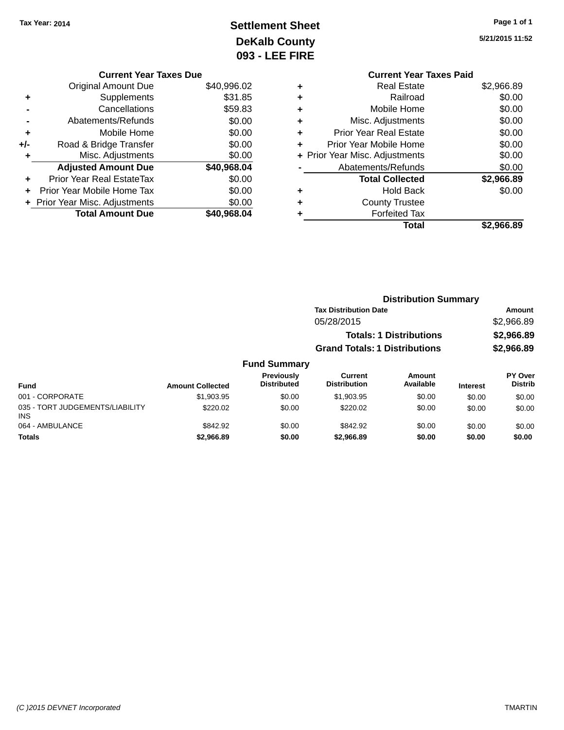Tax Year: 2014

# Settlement Sheet
## DeKalb County
## 093 - LEE FIRE

Page 1 of 1

5/21/2015 11:52

### Current Year Taxes Due

| | | |
|---|---|---|
| | Original Amount Due | $40,996.02 |
| + | Supplements | $31.85 |
| - | Cancellations | $59.83 |
| - | Abatements/Refunds | $0.00 |
| + | Mobile Home | $0.00 |
| +/- | Road & Bridge Transfer | $0.00 |
| + | Misc. Adjustments | $0.00 |
| | **Adjusted Amount Due** | **$40,968.04** |
| + | Prior Year Real EstateTax | $0.00 |
| + | Prior Year Mobile Home Tax | $0.00 |
| + | Prior Year Misc. Adjustments | $0.00 |
| | **Total Amount Due** | **$40,968.04** |

### Current Year Taxes Paid

| | | |
|---|---|---|
| + | Real Estate | $2,966.89 |
| + | Railroad | $0.00 |
| + | Mobile Home | $0.00 |
| + | Misc. Adjustments | $0.00 |
| + | Prior Year Real Estate | $0.00 |
| + | Prior Year Mobile Home | $0.00 |
| + | Prior Year Misc. Adjustments | $0.00 |
| - | Abatements/Refunds | $0.00 |
| | **Total Collected** | **$2,966.89** |
| + | Hold Back | $0.00 |
| + | County Trustee | |
| + | Forfeited Tax | |
| | **Total** | **$2,966.89** |

### Distribution Summary

| Tax Distribution Date | Amount |
|---|---|
| 05/28/2015 | $2,966.89 |
| **Totals: 1 Distributions** | **$2,966.89** |
| **Grand Totals: 1 Distributions** | **$2,966.89** |

### Fund Summary

| Fund | Amount Collected | Previously Distributed | Current Distribution | Amount Available | Interest | PY Over Distrib |
|---|---|---|---|---|---|---|
| 001 - CORPORATE | $1,903.95 | $0.00 | $1,903.95 | $0.00 | $0.00 | $0.00 |
| 035 - TORT JUDGEMENTS/LIABILITY INS | $220.02 | $0.00 | $220.02 | $0.00 | $0.00 | $0.00 |
| 064 - AMBULANCE | $842.92 | $0.00 | $842.92 | $0.00 | $0.00 | $0.00 |
| **Totals** | **$2,966.89** | **$0.00** | **$2,966.89** | **$0.00** | **$0.00** | **$0.00** |

(C )2015 DEVNET Incorporated    TMARTIN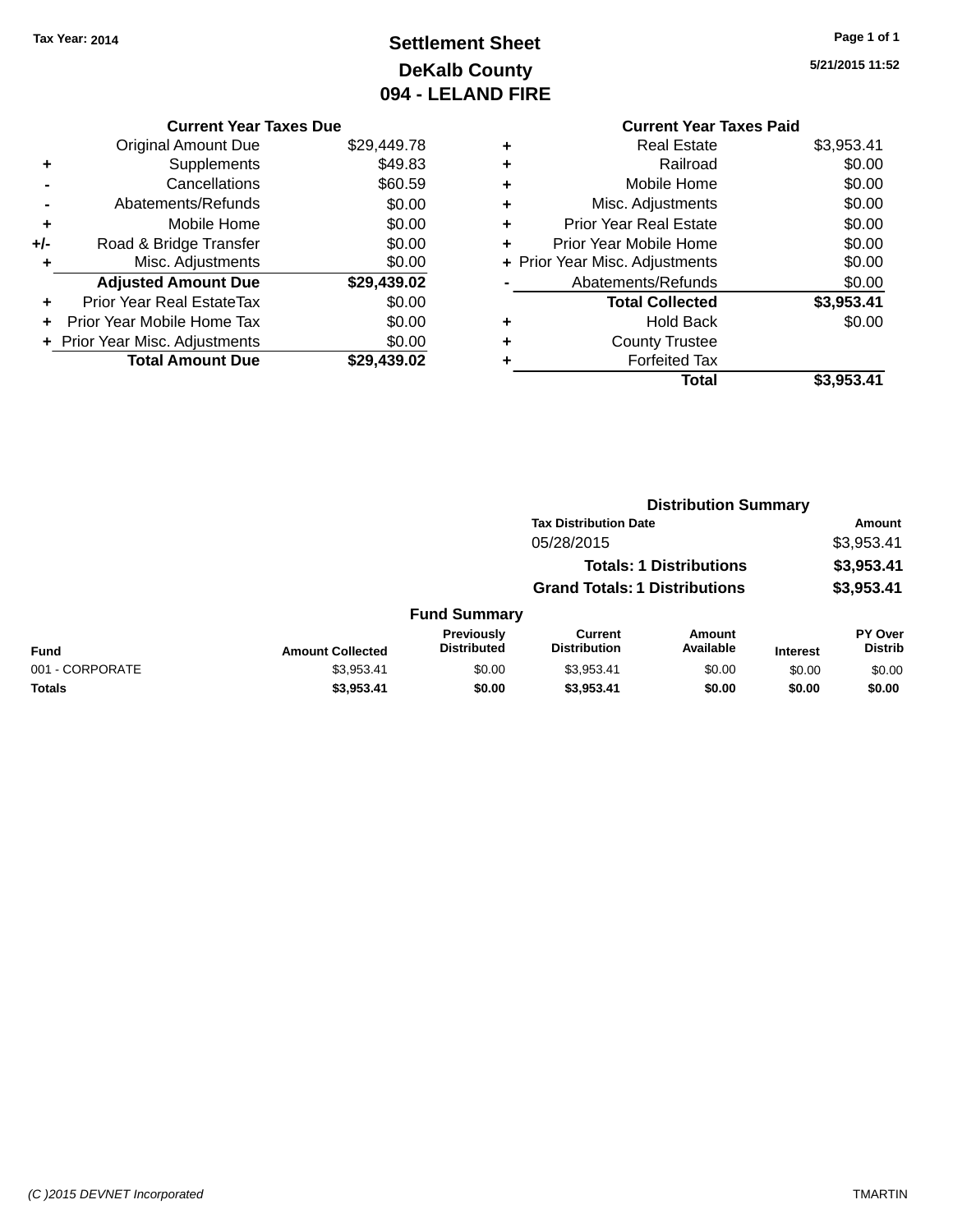Tax Year: 2014

# Settlement Sheet

## DeKalb County

## 094 - LELAND FIRE

5/21/2015 11:52

### Current Year Taxes Due

| | | |
|---|---|---|
| | Original Amount Due | $29,449.78 |
| + | Supplements | $49.83 |
| - | Cancellations | $60.59 |
| - | Abatements/Refunds | $0.00 |
| + | Mobile Home | $0.00 |
| +/- | Road & Bridge Transfer | $0.00 |
| + | Misc. Adjustments | $0.00 |
| | **Adjusted Amount Due** | **$29,439.02** |
| + | Prior Year Real EstateTax | $0.00 |
| + | Prior Year Mobile Home Tax | $0.00 |
| + | Prior Year Misc. Adjustments | $0.00 |
| | **Total Amount Due** | **$29,439.02** |

### Current Year Taxes Paid

| | | |
|---|---|---|
| + | Real Estate | $3,953.41 |
| + | Railroad | $0.00 |
| + | Mobile Home | $0.00 |
| + | Misc. Adjustments | $0.00 |
| + | Prior Year Real Estate | $0.00 |
| + | Prior Year Mobile Home | $0.00 |
| + | Prior Year Misc. Adjustments | $0.00 |
| - | Abatements/Refunds | $0.00 |
| | **Total Collected** | **$3,953.41** |
| + | Hold Back | $0.00 |
| + | County Trustee | |
| + | Forfeited Tax | |
| | **Total** | **$3,953.41** |

### Distribution Summary

| Tax Distribution Date | Amount |
|---|---|
| 05/28/2015 | $3,953.41 |
| **Totals: 1 Distributions** | **$3,953.41** |
| **Grand Totals: 1 Distributions** | **$3,953.41** |

### Fund Summary

| Fund | Amount Collected | Previously Distributed | Current Distribution | Amount Available | Interest | PY Over Distrib |
|---|---|---|---|---|---|---|
| 001 - CORPORATE | $3,953.41 | $0.00 | $3,953.41 | $0.00 | $0.00 | $0.00 |
| **Totals** | **$3,953.41** | **$0.00** | **$3,953.41** | **$0.00** | **$0.00** | **$0.00** |

(C )2015 DEVNET Incorporated — TMARTIN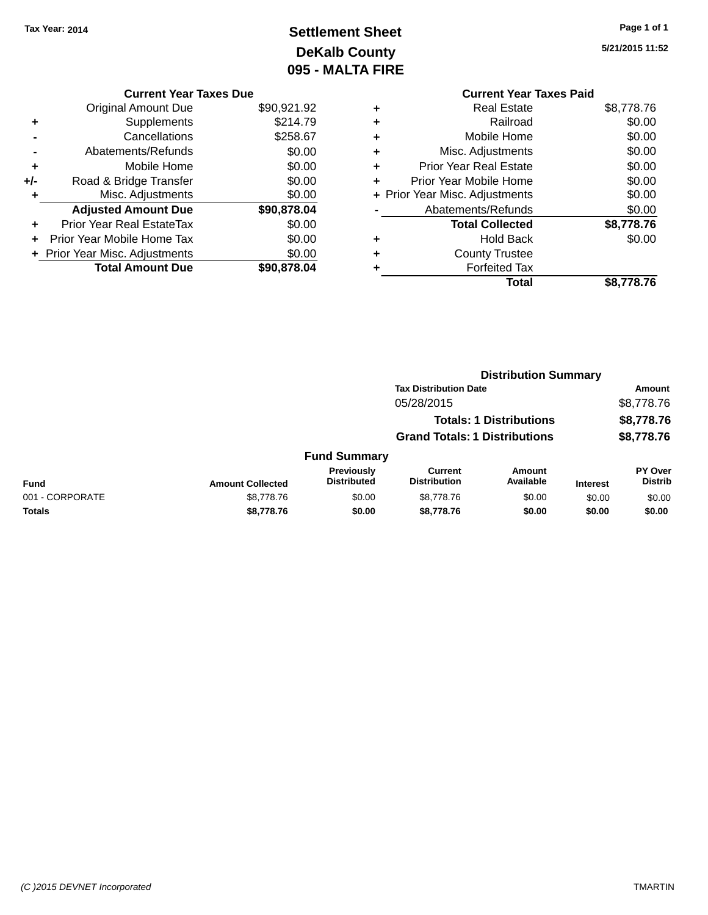Tax Year: 2014

# Settlement Sheet
## DeKalb County
## 095 - MALTA FIRE

5/21/2015 11:52

### Current Year Taxes Due

| | | |
|---|---|---|
| | Original Amount Due | $90,921.92 |
| + | Supplements | $214.79 |
| - | Cancellations | $258.67 |
| - | Abatements/Refunds | $0.00 |
| + | Mobile Home | $0.00 |
| +/- | Road & Bridge Transfer | $0.00 |
| + | Misc. Adjustments | $0.00 |
| | **Adjusted Amount Due** | **$90,878.04** |
| + | Prior Year Real EstateTax | $0.00 |
| + | Prior Year Mobile Home Tax | $0.00 |
| + | Prior Year Misc. Adjustments | $0.00 |
| | **Total Amount Due** | **$90,878.04** |

### Current Year Taxes Paid

| | | |
|---|---|---|
| + | Real Estate | $8,778.76 |
| + | Railroad | $0.00 |
| + | Mobile Home | $0.00 |
| + | Misc. Adjustments | $0.00 |
| + | Prior Year Real Estate | $0.00 |
| + | Prior Year Mobile Home | $0.00 |
| + | Prior Year Misc. Adjustments | $0.00 |
| - | Abatements/Refunds | $0.00 |
| | **Total Collected** | **$8,778.76** |
| + | Hold Back | $0.00 |
| + | County Trustee | |
| + | Forfeited Tax | |
| | **Total** | **$8,778.76** |

### Distribution Summary

| Tax Distribution Date | Amount |
|---|---|
| 05/28/2015 | $8,778.76 |
| **Totals: 1 Distributions** | **$8,778.76** |
| **Grand Totals: 1 Distributions** | **$8,778.76** |

### Fund Summary

| Fund | Amount Collected | Previously Distributed | Current Distribution | Amount Available | Interest | PY Over Distrib |
|---|---|---|---|---|---|---|
| 001 - CORPORATE | $8,778.76 | $0.00 | $8,778.76 | $0.00 | $0.00 | $0.00 |
| **Totals** | **$8,778.76** | **$0.00** | **$8,778.76** | **$0.00** | **$0.00** | **$0.00** |

(C )2015 DEVNET Incorporated

TMARTIN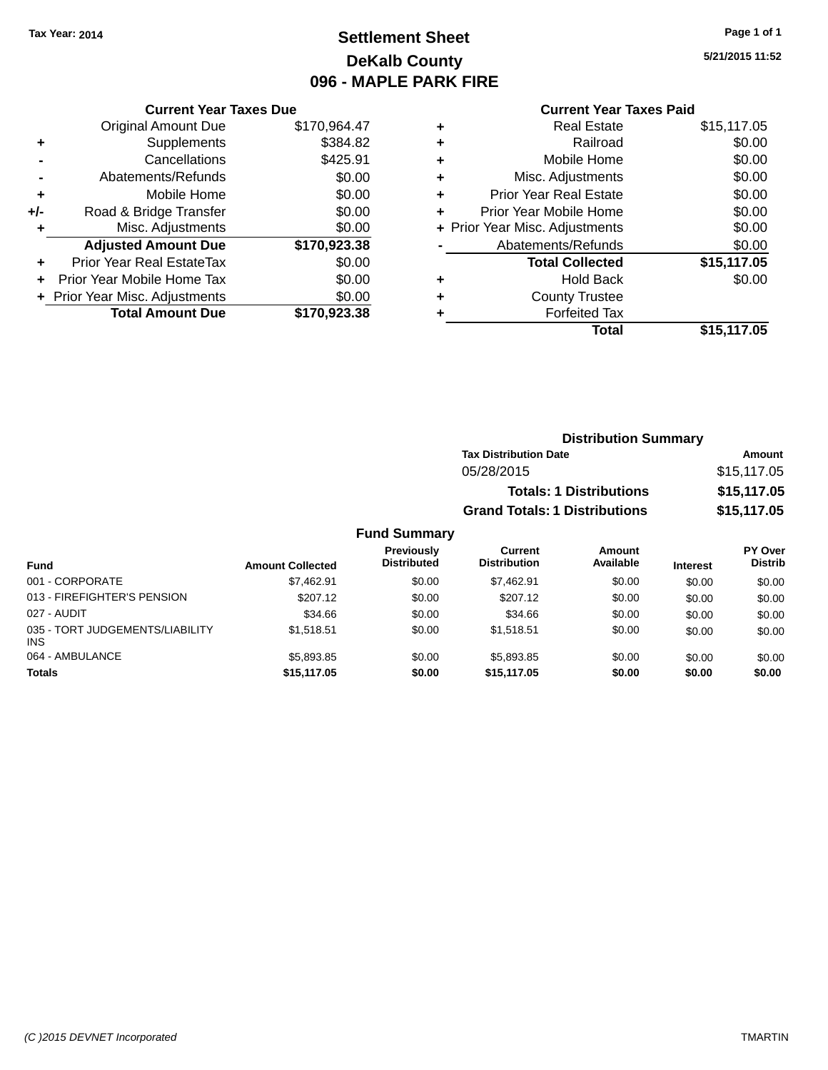Tax Year: 2014

# Settlement Sheet
## DeKalb County
## 096 - MAPLE PARK FIRE

5/21/2015 11:52

### Current Year Taxes Due

| | | |
|---|---|---|
| | Original Amount Due | $170,964.47 |
| + | Supplements | $384.82 |
| - | Cancellations | $425.91 |
| - | Abatements/Refunds | $0.00 |
| + | Mobile Home | $0.00 |
| +/- | Road & Bridge Transfer | $0.00 |
| + | Misc. Adjustments | $0.00 |
| | **Adjusted Amount Due** | **$170,923.38** |
| + | Prior Year Real EstateTax | $0.00 |
| + | Prior Year Mobile Home Tax | $0.00 |
| + | Prior Year Misc. Adjustments | $0.00 |
| | **Total Amount Due** | **$170,923.38** |

### Current Year Taxes Paid

| | | |
|---|---|---|
| + | Real Estate | $15,117.05 |
| + | Railroad | $0.00 |
| + | Mobile Home | $0.00 |
| + | Misc. Adjustments | $0.00 |
| + | Prior Year Real Estate | $0.00 |
| + | Prior Year Mobile Home | $0.00 |
| + | Prior Year Misc. Adjustments | $0.00 |
| - | Abatements/Refunds | $0.00 |
| | **Total Collected** | **$15,117.05** |
| + | Hold Back | $0.00 |
| + | County Trustee | |
| + | Forfeited Tax | |
| | **Total** | **$15,117.05** |

### Distribution Summary

| Tax Distribution Date | Amount |
|---|---|
| 05/28/2015 | $15,117.05 |
| **Totals: 1 Distributions** | **$15,117.05** |
| **Grand Totals: 1 Distributions** | **$15,117.05** |

### Fund Summary

| Fund | Amount Collected | Previously Distributed | Current Distribution | Amount Available | Interest | PY Over Distrib |
|---|---|---|---|---|---|---|
| 001 - CORPORATE | $7,462.91 | $0.00 | $7,462.91 | $0.00 | $0.00 | $0.00 |
| 013 - FIREFIGHTER'S PENSION | $207.12 | $0.00 | $207.12 | $0.00 | $0.00 | $0.00 |
| 027 - AUDIT | $34.66 | $0.00 | $34.66 | $0.00 | $0.00 | $0.00 |
| 035 - TORT JUDGEMENTS/LIABILITY INS | $1,518.51 | $0.00 | $1,518.51 | $0.00 | $0.00 | $0.00 |
| 064 - AMBULANCE | $5,893.85 | $0.00 | $5,893.85 | $0.00 | $0.00 | $0.00 |
| **Totals** | **$15,117.05** | **$0.00** | **$15,117.05** | **$0.00** | **$0.00** | **$0.00** |

(C )2015 DEVNET Incorporated TMARTIN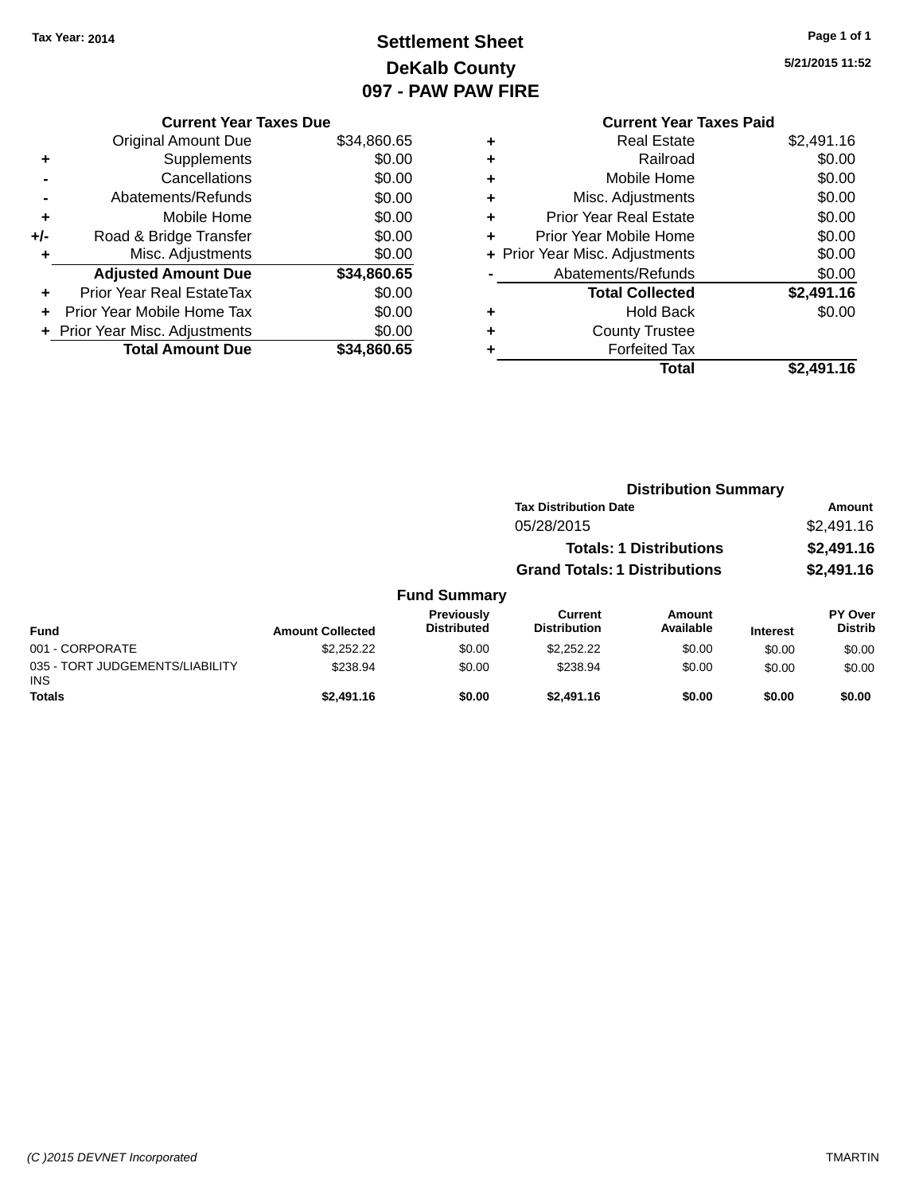Tax Year: 2014

# Settlement Sheet
## DeKalb County
## 097 - PAW PAW FIRE

5/21/2015 11:52

### Current Year Taxes Due

| | | |
|---|---|---|
| | Original Amount Due | $34,860.65 |
| + | Supplements | $0.00 |
| - | Cancellations | $0.00 |
| - | Abatements/Refunds | $0.00 |
| + | Mobile Home | $0.00 |
| +/- | Road & Bridge Transfer | $0.00 |
| + | Misc. Adjustments | $0.00 |
| | **Adjusted Amount Due** | **$34,860.65** |
| + | Prior Year Real EstateTax | $0.00 |
| + | Prior Year Mobile Home Tax | $0.00 |
| + | Prior Year Misc. Adjustments | $0.00 |
| | **Total Amount Due** | **$34,860.65** |

### Current Year Taxes Paid

| | | |
|---|---|---|
| + | Real Estate | $2,491.16 |
| + | Railroad | $0.00 |
| + | Mobile Home | $0.00 |
| + | Misc. Adjustments | $0.00 |
| + | Prior Year Real Estate | $0.00 |
| + | Prior Year Mobile Home | $0.00 |
| + | Prior Year Misc. Adjustments | $0.00 |
| - | Abatements/Refunds | $0.00 |
| | **Total Collected** | **$2,491.16** |
| + | Hold Back | $0.00 |
| + | County Trustee | |
| + | Forfeited Tax | |
| | **Total** | **$2,491.16** |

### Distribution Summary

| Tax Distribution Date | Amount |
|---|---|
| 05/28/2015 | $2,491.16 |
| **Totals: 1 Distributions** | **$2,491.16** |
| **Grand Totals: 1 Distributions** | **$2,491.16** |

### Fund Summary

| Fund | Amount Collected | Previously Distributed | Current Distribution | Amount Available | Interest | PY Over Distrib |
|---|---|---|---|---|---|---|
| 001 - CORPORATE | $2,252.22 | $0.00 | $2,252.22 | $0.00 | $0.00 | $0.00 |
| 035 - TORT JUDGEMENTS/LIABILITY INS | $238.94 | $0.00 | $238.94 | $0.00 | $0.00 | $0.00 |
| **Totals** | **$2,491.16** | **$0.00** | **$2,491.16** | **$0.00** | **$0.00** | **$0.00** |

(C )2015 DEVNET Incorporated TMARTIN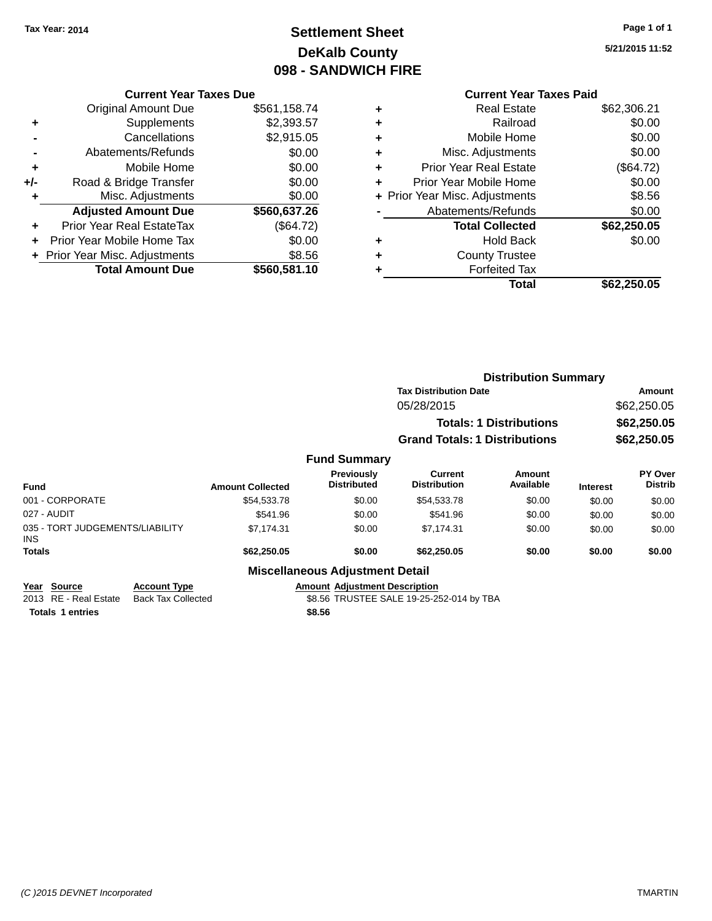Tax Year: 2014

# Settlement Sheet
## DeKalb County
## 098 - SANDWICH FIRE

5/21/2015 11:52

### Current Year Taxes Due

| | | |
|---|---|---|
| | Original Amount Due | $561,158.74 |
| + | Supplements | $2,393.57 |
| - | Cancellations | $2,915.05 |
| - | Abatements/Refunds | $0.00 |
| + | Mobile Home | $0.00 |
| +/- | Road & Bridge Transfer | $0.00 |
| + | Misc. Adjustments | $0.00 |
| | **Adjusted Amount Due** | **$560,637.26** |
| + | Prior Year Real EstateTax | ($64.72) |
| + | Prior Year Mobile Home Tax | $0.00 |
| + | Prior Year Misc. Adjustments | $8.56 |
| | **Total Amount Due** | **$560,581.10** |

### Current Year Taxes Paid

| | | |
|---|---|---|
| + | Real Estate | $62,306.21 |
| + | Railroad | $0.00 |
| + | Mobile Home | $0.00 |
| + | Misc. Adjustments | $0.00 |
| + | Prior Year Real Estate | ($64.72) |
| + | Prior Year Mobile Home | $0.00 |
| + | Prior Year Misc. Adjustments | $8.56 |
| - | Abatements/Refunds | $0.00 |
| | **Total Collected** | **$62,250.05** |
| + | Hold Back | $0.00 |
| + | County Trustee | |
| + | Forfeited Tax | |
| | **Total** | **$62,250.05** |

### Distribution Summary

| Tax Distribution Date | Amount |
|---|---|
| 05/28/2015 | $62,250.05 |
| **Totals: 1 Distributions** | **$62,250.05** |
| **Grand Totals: 1 Distributions** | **$62,250.05** |

### Fund Summary

| Fund | Amount Collected | Previously Distributed | Current Distribution | Amount Available | Interest | PY Over Distrib |
|---|---|---|---|---|---|---|
| 001 - CORPORATE | $54,533.78 | $0.00 | $54,533.78 | $0.00 | $0.00 | $0.00 |
| 027 - AUDIT | $541.96 | $0.00 | $541.96 | $0.00 | $0.00 | $0.00 |
| 035 - TORT JUDGEMENTS/LIABILITY INS | $7,174.31 | $0.00 | $7,174.31 | $0.00 | $0.00 | $0.00 |
| **Totals** | **$62,250.05** | **$0.00** | **$62,250.05** | **$0.00** | **$0.00** | **$0.00** |

### Miscellaneous Adjustment Detail

| Year | Source | Account Type | Amount | Adjustment Description |
|---|---|---|---|---|
| 2013 | RE - Real Estate | Back Tax Collected | $8.56 | TRUSTEE SALE 19-25-252-014 by TBA |
| **Totals** | **1 entries** | | **$8.56** | |

(C )2015 DEVNET Incorporated TMARTIN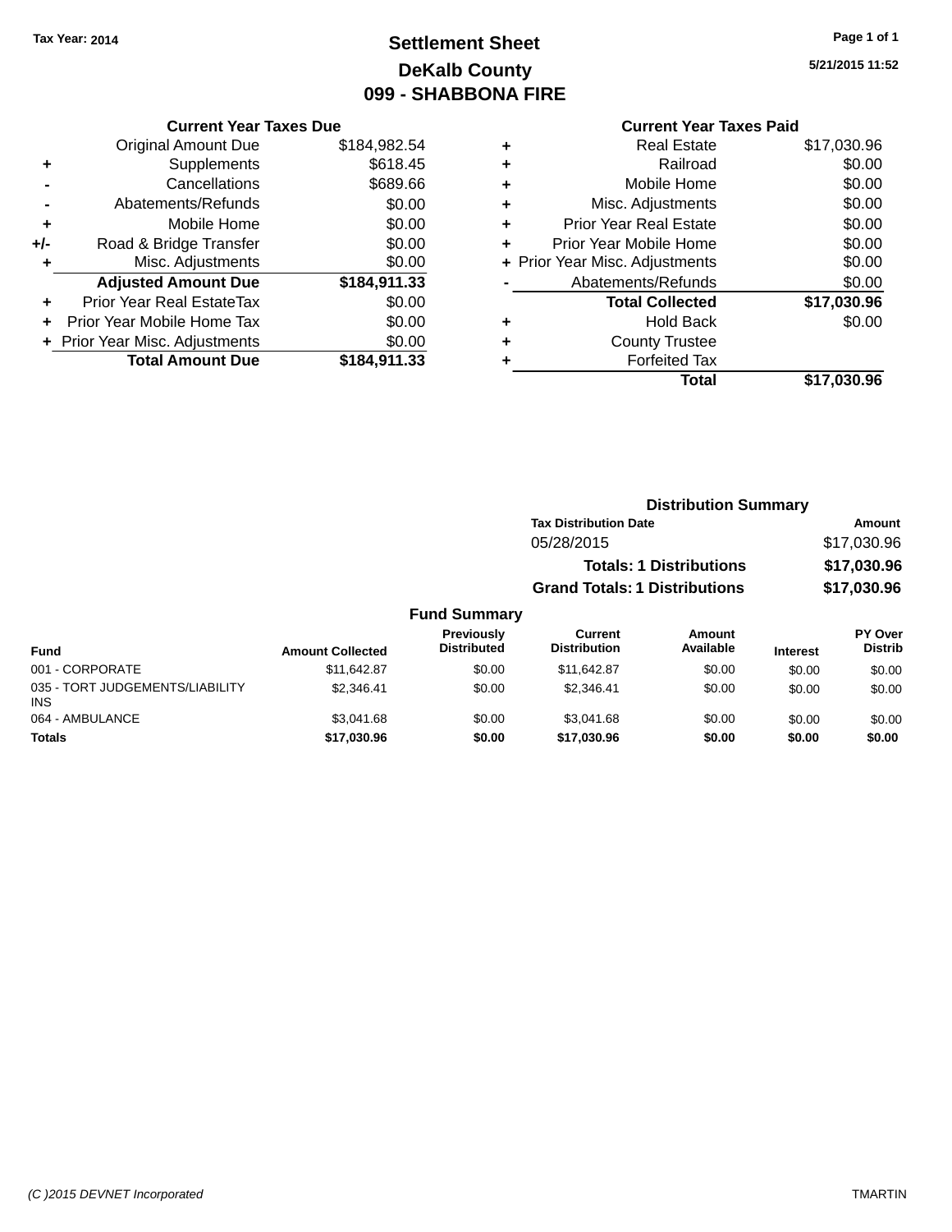Tax Year: 2014

# Settlement Sheet
## DeKalb County
## 099 - SHABBONA FIRE

5/21/2015 11:52

### Current Year Taxes Due

| | | |
|---|---|---|
| | Original Amount Due | $184,982.54 |
| + | Supplements | $618.45 |
| - | Cancellations | $689.66 |
| - | Abatements/Refunds | $0.00 |
| + | Mobile Home | $0.00 |
| +/- | Road & Bridge Transfer | $0.00 |
| + | Misc. Adjustments | $0.00 |
| | **Adjusted Amount Due** | **$184,911.33** |
| + | Prior Year Real EstateTax | $0.00 |
| + | Prior Year Mobile Home Tax | $0.00 |
| + | Prior Year Misc. Adjustments | $0.00 |
| | **Total Amount Due** | **$184,911.33** |

### Current Year Taxes Paid

| | | |
|---|---|---|
| + | Real Estate | $17,030.96 |
| + | Railroad | $0.00 |
| + | Mobile Home | $0.00 |
| + | Misc. Adjustments | $0.00 |
| + | Prior Year Real Estate | $0.00 |
| + | Prior Year Mobile Home | $0.00 |
| + | Prior Year Misc. Adjustments | $0.00 |
| - | Abatements/Refunds | $0.00 |
| | **Total Collected** | **$17,030.96** |
| + | Hold Back | $0.00 |
| + | County Trustee | |
| + | Forfeited Tax | |
| | **Total** | **$17,030.96** |

### Distribution Summary

| Tax Distribution Date | Amount |
|---|---|
| 05/28/2015 | $17,030.96 |
| **Totals: 1 Distributions** | **$17,030.96** |
| **Grand Totals: 1 Distributions** | **$17,030.96** |

### Fund Summary

| Fund | Amount Collected | Previously Distributed | Current Distribution | Amount Available | Interest | PY Over Distrib |
|---|---|---|---|---|---|---|
| 001 - CORPORATE | $11,642.87 | $0.00 | $11,642.87 | $0.00 | $0.00 | $0.00 |
| 035 - TORT JUDGEMENTS/LIABILITY INS | $2,346.41 | $0.00 | $2,346.41 | $0.00 | $0.00 | $0.00 |
| 064 - AMBULANCE | $3,041.68 | $0.00 | $3,041.68 | $0.00 | $0.00 | $0.00 |
| **Totals** | **$17,030.96** | **$0.00** | **$17,030.96** | **$0.00** | **$0.00** | **$0.00** |

(C )2015 DEVNET Incorporated TMARTIN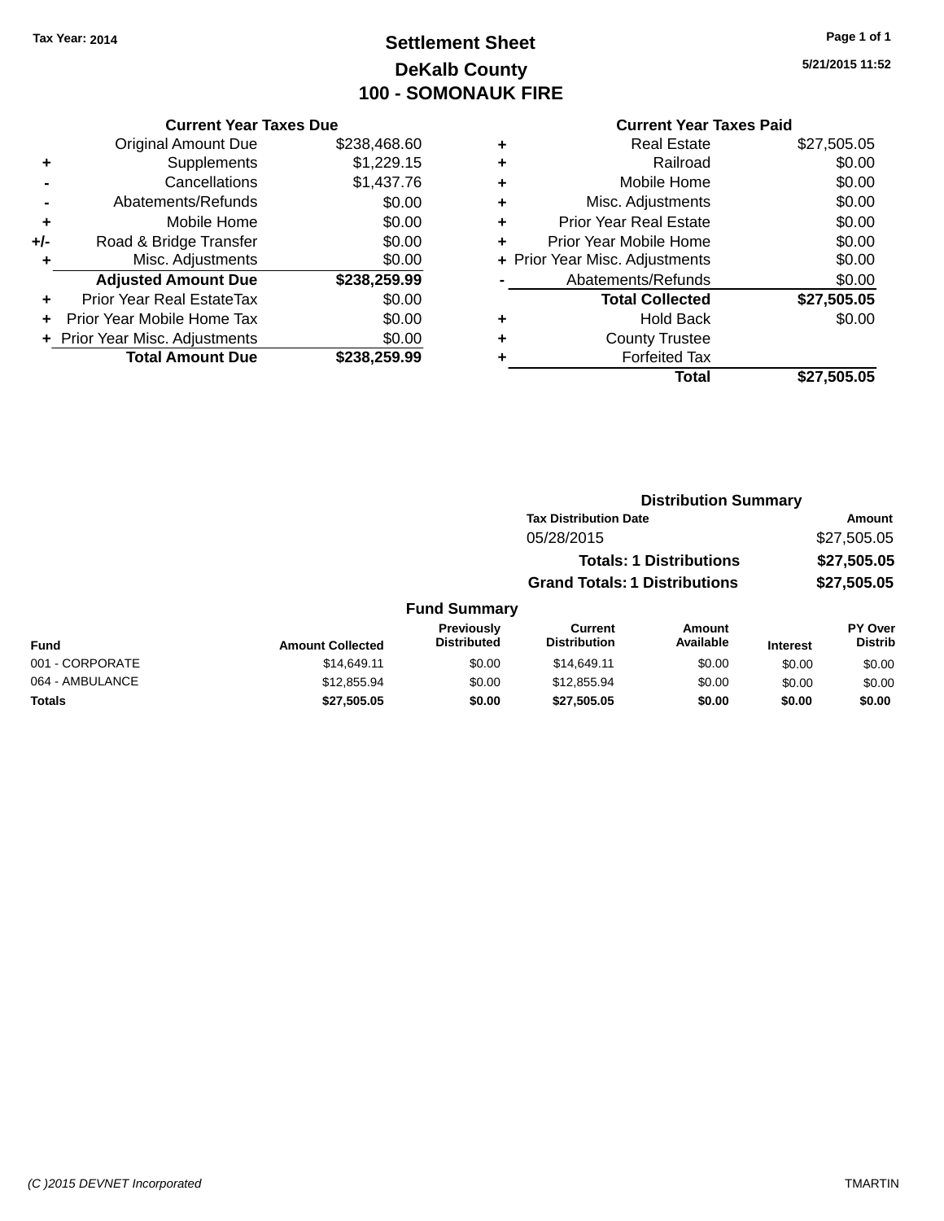Tax Year: 2014

# Settlement Sheet

## DeKalb County

## 100 - SOMONAUK FIRE

5/21/2015 11:52

### Current Year Taxes Due

| | | |
|---|---|---|
| | Original Amount Due | $238,468.60 |
| + | Supplements | $1,229.15 |
| - | Cancellations | $1,437.76 |
| - | Abatements/Refunds | $0.00 |
| + | Mobile Home | $0.00 |
| +/- | Road & Bridge Transfer | $0.00 |
| + | Misc. Adjustments | $0.00 |
| | **Adjusted Amount Due** | **$238,259.99** |
| + | Prior Year Real EstateTax | $0.00 |
| + | Prior Year Mobile Home Tax | $0.00 |
| + | Prior Year Misc. Adjustments | $0.00 |
| | **Total Amount Due** | **$238,259.99** |

### Current Year Taxes Paid

| | | |
|---|---|---|
| + | Real Estate | $27,505.05 |
| + | Railroad | $0.00 |
| + | Mobile Home | $0.00 |
| + | Misc. Adjustments | $0.00 |
| + | Prior Year Real Estate | $0.00 |
| + | Prior Year Mobile Home | $0.00 |
| + | Prior Year Misc. Adjustments | $0.00 |
| - | Abatements/Refunds | $0.00 |
| | **Total Collected** | **$27,505.05** |
| + | Hold Back | $0.00 |
| + | County Trustee | |
| + | Forfeited Tax | |
| | **Total** | **$27,505.05** |

### Distribution Summary

| Tax Distribution Date | Amount |
|---|---|
| 05/28/2015 | $27,505.05 |
| **Totals: 1 Distributions** | **$27,505.05** |
| **Grand Totals: 1 Distributions** | **$27,505.05** |

### Fund Summary

| Fund | Amount Collected | Previously Distributed | Current Distribution | Amount Available | Interest | PY Over Distrib |
|---|---|---|---|---|---|---|
| 001 - CORPORATE | $14,649.11 | $0.00 | $14,649.11 | $0.00 | $0.00 | $0.00 |
| 064 - AMBULANCE | $12,855.94 | $0.00 | $12,855.94 | $0.00 | $0.00 | $0.00 |
| **Totals** | **$27,505.05** | **$0.00** | **$27,505.05** | **$0.00** | **$0.00** | **$0.00** |

(C )2015 DEVNET Incorporated TMARTIN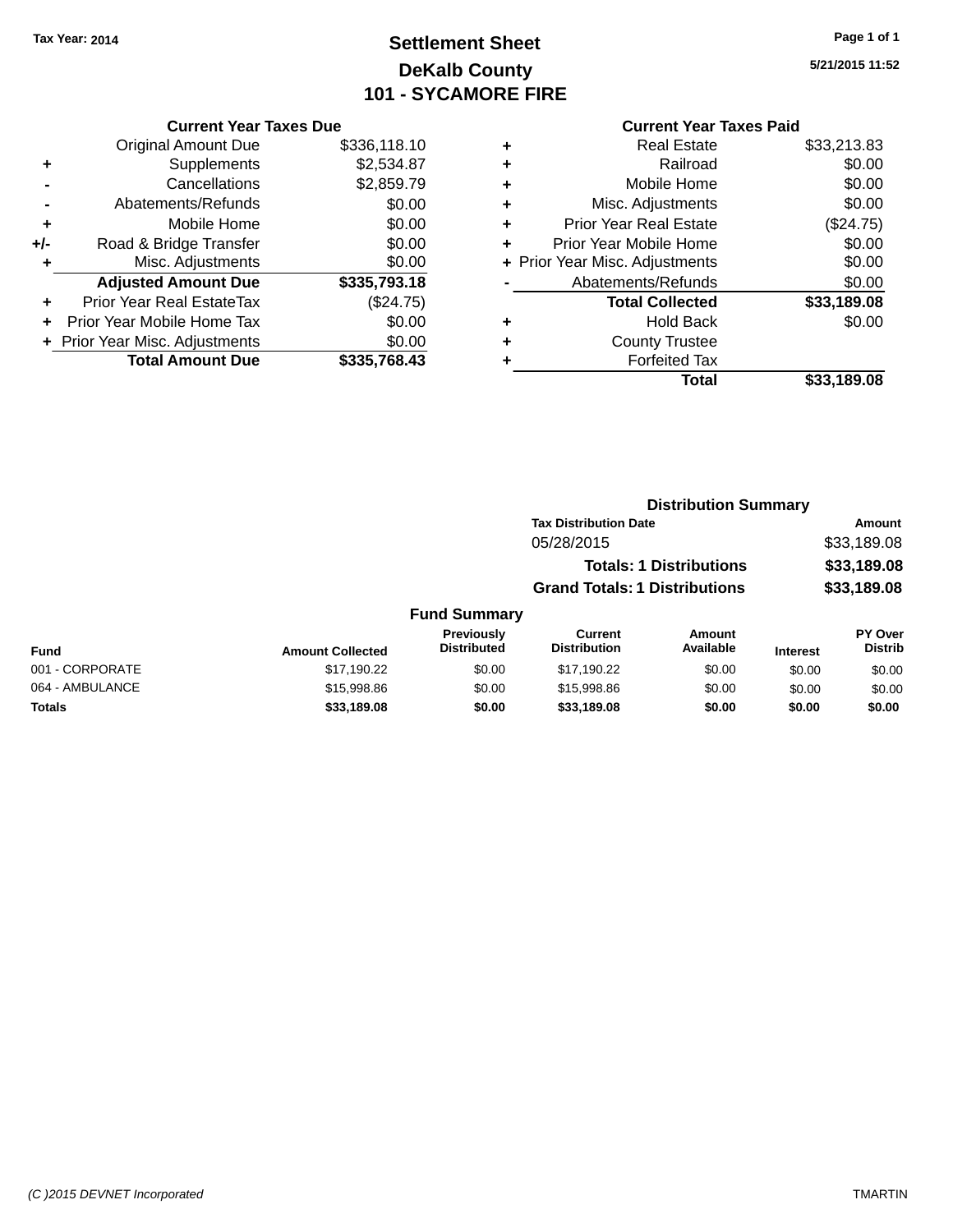Tax Year: 2014

# Settlement Sheet

## DeKalb County

## 101 - SYCAMORE FIRE

5/21/2015 11:52

### Current Year Taxes Due

| | | |
|---|---|---|
| | Original Amount Due | $336,118.10 |
| + | Supplements | $2,534.87 |
| - | Cancellations | $2,859.79 |
| - | Abatements/Refunds | $0.00 |
| + | Mobile Home | $0.00 |
| +/- | Road & Bridge Transfer | $0.00 |
| + | Misc. Adjustments | $0.00 |
| | **Adjusted Amount Due** | **$335,793.18** |
| + | Prior Year Real EstateTax | ($24.75) |
| + | Prior Year Mobile Home Tax | $0.00 |
| + | Prior Year Misc. Adjustments | $0.00 |
| | **Total Amount Due** | **$335,768.43** |

### Current Year Taxes Paid

| | | |
|---|---|---|
| + | Real Estate | $33,213.83 |
| + | Railroad | $0.00 |
| + | Mobile Home | $0.00 |
| + | Misc. Adjustments | $0.00 |
| + | Prior Year Real Estate | ($24.75) |
| + | Prior Year Mobile Home | $0.00 |
| + | Prior Year Misc. Adjustments | $0.00 |
| - | Abatements/Refunds | $0.00 |
| | **Total Collected** | **$33,189.08** |
| + | Hold Back | $0.00 |
| + | County Trustee | |
| + | Forfeited Tax | |
| | **Total** | **$33,189.08** |

### Distribution Summary

| Tax Distribution Date | Amount |
|---|---|
| 05/28/2015 | $33,189.08 |
| **Totals: 1 Distributions** | **$33,189.08** |
| **Grand Totals: 1 Distributions** | **$33,189.08** |

### Fund Summary

| Fund | Amount Collected | Previously Distributed | Current Distribution | Amount Available | Interest | PY Over Distrib |
|---|---|---|---|---|---|---|
| 001 - CORPORATE | $17,190.22 | $0.00 | $17,190.22 | $0.00 | $0.00 | $0.00 |
| 064 - AMBULANCE | $15,998.86 | $0.00 | $15,998.86 | $0.00 | $0.00 | $0.00 |
| **Totals** | **$33,189.08** | **$0.00** | **$33,189.08** | **$0.00** | **$0.00** | **$0.00** |

(C )2015 DEVNET Incorporated TMARTIN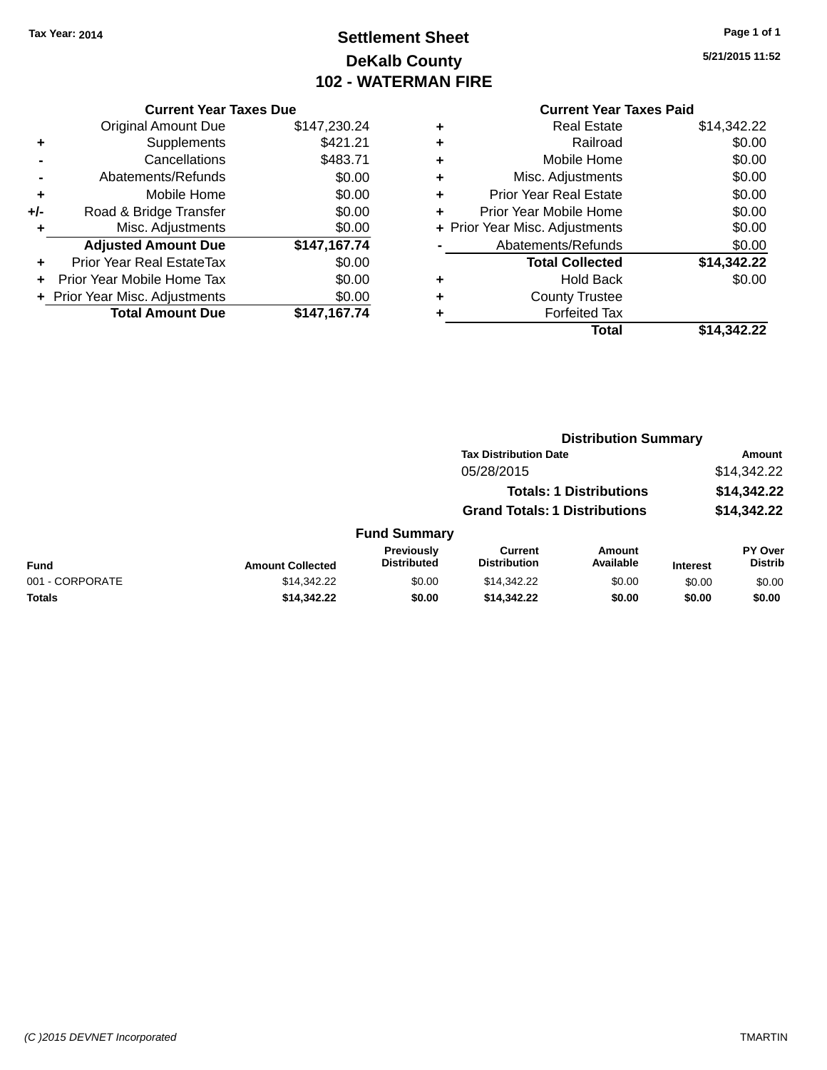Tax Year: 2014

# Settlement Sheet

## DeKalb County

## 102 - WATERMAN FIRE

5/21/2015 11:52

### Current Year Taxes Due

| | | |
|---|---|---|
| | Original Amount Due | $147,230.24 |
| + | Supplements | $421.21 |
| - | Cancellations | $483.71 |
| - | Abatements/Refunds | $0.00 |
| + | Mobile Home | $0.00 |
| +/- | Road & Bridge Transfer | $0.00 |
| + | Misc. Adjustments | $0.00 |
| | **Adjusted Amount Due** | **$147,167.74** |
| + | Prior Year Real EstateTax | $0.00 |
| + | Prior Year Mobile Home Tax | $0.00 |
| + | Prior Year Misc. Adjustments | $0.00 |
| | **Total Amount Due** | **$147,167.74** |

### Current Year Taxes Paid

| | | |
|---|---|---|
| + | Real Estate | $14,342.22 |
| + | Railroad | $0.00 |
| + | Mobile Home | $0.00 |
| + | Misc. Adjustments | $0.00 |
| + | Prior Year Real Estate | $0.00 |
| + | Prior Year Mobile Home | $0.00 |
| + | Prior Year Misc. Adjustments | $0.00 |
| - | Abatements/Refunds | $0.00 |
| | **Total Collected** | **$14,342.22** |
| + | Hold Back | $0.00 |
| + | County Trustee | |
| + | Forfeited Tax | |
| | **Total** | **$14,342.22** |

### Distribution Summary

| Tax Distribution Date | Amount |
|---|---|
| 05/28/2015 | $14,342.22 |
| **Totals: 1 Distributions** | **$14,342.22** |
| **Grand Totals: 1 Distributions** | **$14,342.22** |

### Fund Summary

| Fund | Amount Collected | Previously Distributed | Current Distribution | Amount Available | Interest | PY Over Distrib |
|---|---|---|---|---|---|---|
| 001 - CORPORATE | $14,342.22 | $0.00 | $14,342.22 | $0.00 | $0.00 | $0.00 |
| **Totals** | **$14,342.22** | **$0.00** | **$14,342.22** | **$0.00** | **$0.00** | **$0.00** |

(C )2015 DEVNET Incorporated TMARTIN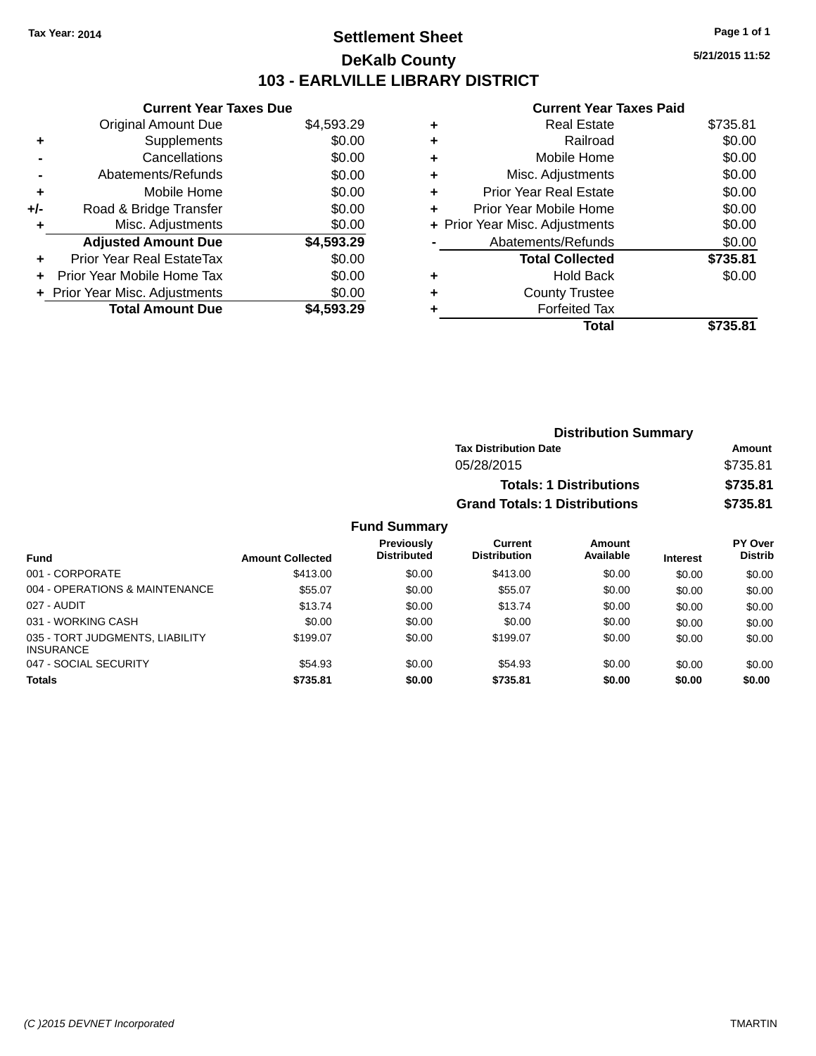Tax Year: 2014

# Settlement Sheet

## DeKalb County

## 103 - EARLVILLE LIBRARY DISTRICT

5/21/2015 11:52

### Current Year Taxes Due

| | | |
|---|---|---|
| | Original Amount Due | $4,593.29 |
| + | Supplements | $0.00 |
| - | Cancellations | $0.00 |
| - | Abatements/Refunds | $0.00 |
| + | Mobile Home | $0.00 |
| +/- | Road & Bridge Transfer | $0.00 |
| + | Misc. Adjustments | $0.00 |
| | **Adjusted Amount Due** | **$4,593.29** |
| + | Prior Year Real EstateTax | $0.00 |
| + | Prior Year Mobile Home Tax | $0.00 |
| + | Prior Year Misc. Adjustments | $0.00 |
| | **Total Amount Due** | **$4,593.29** |

### Current Year Taxes Paid

| | | |
|---|---|---|
| + | Real Estate | $735.81 |
| + | Railroad | $0.00 |
| + | Mobile Home | $0.00 |
| + | Misc. Adjustments | $0.00 |
| + | Prior Year Real Estate | $0.00 |
| + | Prior Year Mobile Home | $0.00 |
| + | Prior Year Misc. Adjustments | $0.00 |
| - | Abatements/Refunds | $0.00 |
| | **Total Collected** | **$735.81** |
| + | Hold Back | $0.00 |
| + | County Trustee | |
| + | Forfeited Tax | |
| | **Total** | **$735.81** |

### Distribution Summary

| Tax Distribution Date | Amount |
|---|---|
| 05/28/2015 | $735.81 |
| **Totals: 1 Distributions** | **$735.81** |
| **Grand Totals: 1 Distributions** | **$735.81** |

### Fund Summary

| Fund | Amount Collected | Previously Distributed | Current Distribution | Amount Available | Interest | PY Over Distrib |
|---|---|---|---|---|---|---|
| 001 - CORPORATE | $413.00 | $0.00 | $413.00 | $0.00 | $0.00 | $0.00 |
| 004 - OPERATIONS & MAINTENANCE | $55.07 | $0.00 | $55.07 | $0.00 | $0.00 | $0.00 |
| 027 - AUDIT | $13.74 | $0.00 | $13.74 | $0.00 | $0.00 | $0.00 |
| 031 - WORKING CASH | $0.00 | $0.00 | $0.00 | $0.00 | $0.00 | $0.00 |
| 035 - TORT JUDGMENTS, LIABILITY INSURANCE | $199.07 | $0.00 | $199.07 | $0.00 | $0.00 | $0.00 |
| 047 - SOCIAL SECURITY | $54.93 | $0.00 | $54.93 | $0.00 | $0.00 | $0.00 |
| **Totals** | **$735.81** | **$0.00** | **$735.81** | **$0.00** | **$0.00** | **$0.00** |

(C )2015 DEVNET Incorporated — TMARTIN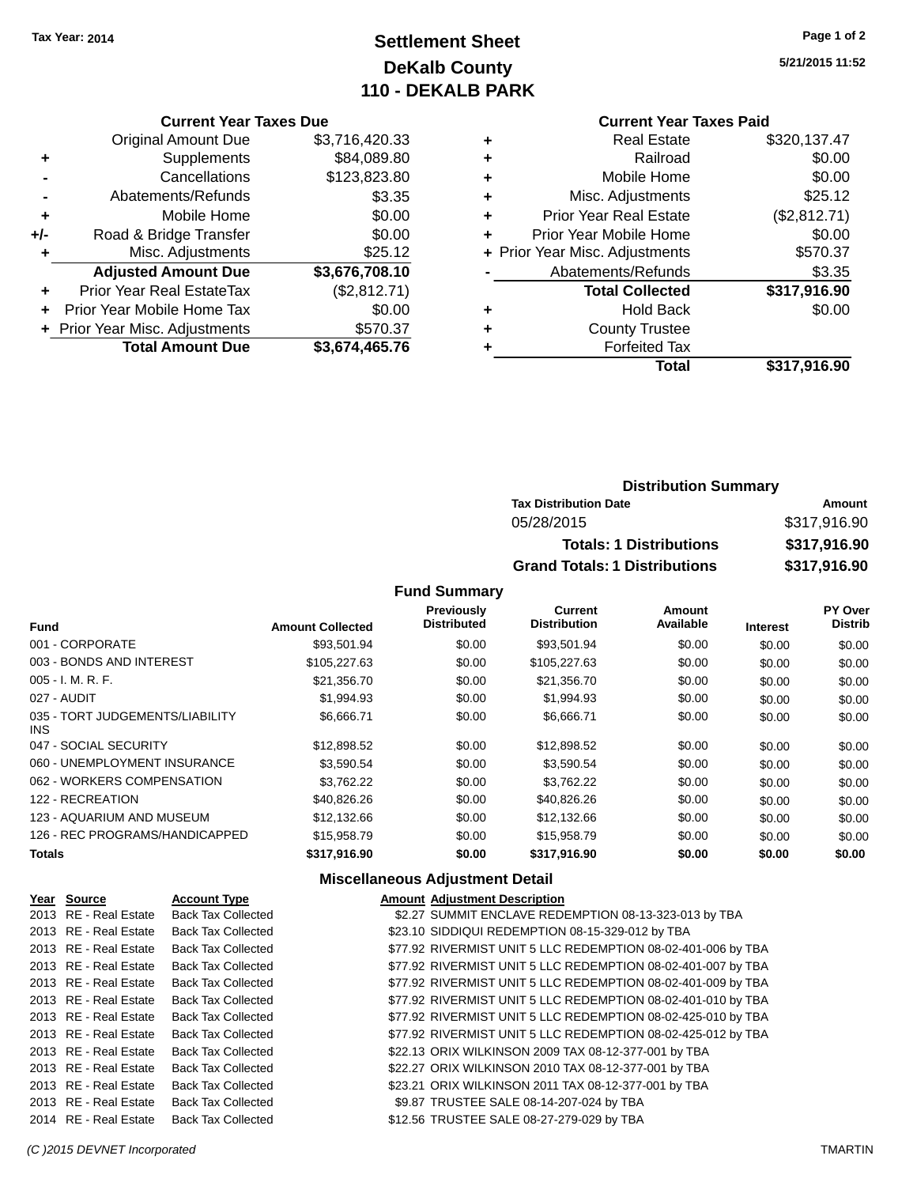Tax Year: 2014

# Settlement Sheet
## DeKalb County
## 110 - DEKALB PARK

5/21/2015 11:52

### Current Year Taxes Due

| | | |
|---|---|---|
| | Original Amount Due | $3,716,420.33 |
| + | Supplements | $84,089.80 |
| - | Cancellations | $123,823.80 |
| - | Abatements/Refunds | $3.35 |
| + | Mobile Home | $0.00 |
| +/- | Road & Bridge Transfer | $0.00 |
| + | Misc. Adjustments | $25.12 |
| | **Adjusted Amount Due** | **$3,676,708.10** |
| + | Prior Year Real EstateTax | ($2,812.71) |
| + | Prior Year Mobile Home Tax | $0.00 |
| + | Prior Year Misc. Adjustments | $570.37 |
| | **Total Amount Due** | **$3,674,465.76** |

### Current Year Taxes Paid

| | | |
|---|---|---|
| + | Real Estate | $320,137.47 |
| + | Railroad | $0.00 |
| + | Mobile Home | $0.00 |
| + | Misc. Adjustments | $25.12 |
| + | Prior Year Real Estate | ($2,812.71) |
| + | Prior Year Mobile Home | $0.00 |
| + | Prior Year Misc. Adjustments | $570.37 |
| - | Abatements/Refunds | $3.35 |
| | **Total Collected** | **$317,916.90** |
| + | Hold Back | $0.00 |
| + | County Trustee | |
| + | Forfeited Tax | |
| | **Total** | **$317,916.90** |

### Distribution Summary

| Tax Distribution Date | Amount |
|---|---|
| 05/28/2015 | $317,916.90 |
| **Totals: 1 Distributions** | **$317,916.90** |
| **Grand Totals: 1 Distributions** | **$317,916.90** |

### Fund Summary

| Fund | Amount Collected | Previously Distributed | Current Distribution | Amount Available | Interest | PY Over Distrib |
|---|---|---|---|---|---|---|
| 001 - CORPORATE | $93,501.94 | $0.00 | $93,501.94 | $0.00 | $0.00 | $0.00 |
| 003 - BONDS AND INTEREST | $105,227.63 | $0.00 | $105,227.63 | $0.00 | $0.00 | $0.00 |
| 005 - I. M. R. F. | $21,356.70 | $0.00 | $21,356.70 | $0.00 | $0.00 | $0.00 |
| 027 - AUDIT | $1,994.93 | $0.00 | $1,994.93 | $0.00 | $0.00 | $0.00 |
| 035 - TORT JUDGEMENTS/LIABILITY INS | $6,666.71 | $0.00 | $6,666.71 | $0.00 | $0.00 | $0.00 |
| 047 - SOCIAL SECURITY | $12,898.52 | $0.00 | $12,898.52 | $0.00 | $0.00 | $0.00 |
| 060 - UNEMPLOYMENT INSURANCE | $3,590.54 | $0.00 | $3,590.54 | $0.00 | $0.00 | $0.00 |
| 062 - WORKERS COMPENSATION | $3,762.22 | $0.00 | $3,762.22 | $0.00 | $0.00 | $0.00 |
| 122 - RECREATION | $40,826.26 | $0.00 | $40,826.26 | $0.00 | $0.00 | $0.00 |
| 123 - AQUARIUM AND MUSEUM | $12,132.66 | $0.00 | $12,132.66 | $0.00 | $0.00 | $0.00 |
| 126 - REC PROGRAMS/HANDICAPPED | $15,958.79 | $0.00 | $15,958.79 | $0.00 | $0.00 | $0.00 |
| **Totals** | **$317,916.90** | **$0.00** | **$317,916.90** | **$0.00** | **$0.00** | **$0.00** |

### Miscellaneous Adjustment Detail

| Year | Source | Account Type | Amount | Adjustment Description |
|---|---|---|---|---|
| 2013 | RE - Real Estate | Back Tax Collected | $2.27 | SUMMIT ENCLAVE REDEMPTION 08-13-323-013 by TBA |
| 2013 | RE - Real Estate | Back Tax Collected | $23.10 | SIDDIQUI REDEMPTION 08-15-329-012 by TBA |
| 2013 | RE - Real Estate | Back Tax Collected | $77.92 | RIVERMIST UNIT 5 LLC REDEMPTION 08-02-401-006 by TBA |
| 2013 | RE - Real Estate | Back Tax Collected | $77.92 | RIVERMIST UNIT 5 LLC REDEMPTION 08-02-401-007 by TBA |
| 2013 | RE - Real Estate | Back Tax Collected | $77.92 | RIVERMIST UNIT 5 LLC REDEMPTION 08-02-401-009 by TBA |
| 2013 | RE - Real Estate | Back Tax Collected | $77.92 | RIVERMIST UNIT 5 LLC REDEMPTION 08-02-401-010 by TBA |
| 2013 | RE - Real Estate | Back Tax Collected | $77.92 | RIVERMIST UNIT 5 LLC REDEMPTION 08-02-425-010 by TBA |
| 2013 | RE - Real Estate | Back Tax Collected | $77.92 | RIVERMIST UNIT 5 LLC REDEMPTION 08-02-425-012 by TBA |
| 2013 | RE - Real Estate | Back Tax Collected | $22.13 | ORIX WILKINSON 2009 TAX 08-12-377-001 by TBA |
| 2013 | RE - Real Estate | Back Tax Collected | $22.27 | ORIX WILKINSON 2010 TAX 08-12-377-001 by TBA |
| 2013 | RE - Real Estate | Back Tax Collected | $23.21 | ORIX WILKINSON 2011 TAX 08-12-377-001 by TBA |
| 2013 | RE - Real Estate | Back Tax Collected | $9.87 | TRUSTEE SALE 08-14-207-024 by TBA |
| 2014 | RE - Real Estate | Back Tax Collected | $12.56 | TRUSTEE SALE 08-27-279-029 by TBA |

(C )2015 DEVNET Incorporated — TMARTIN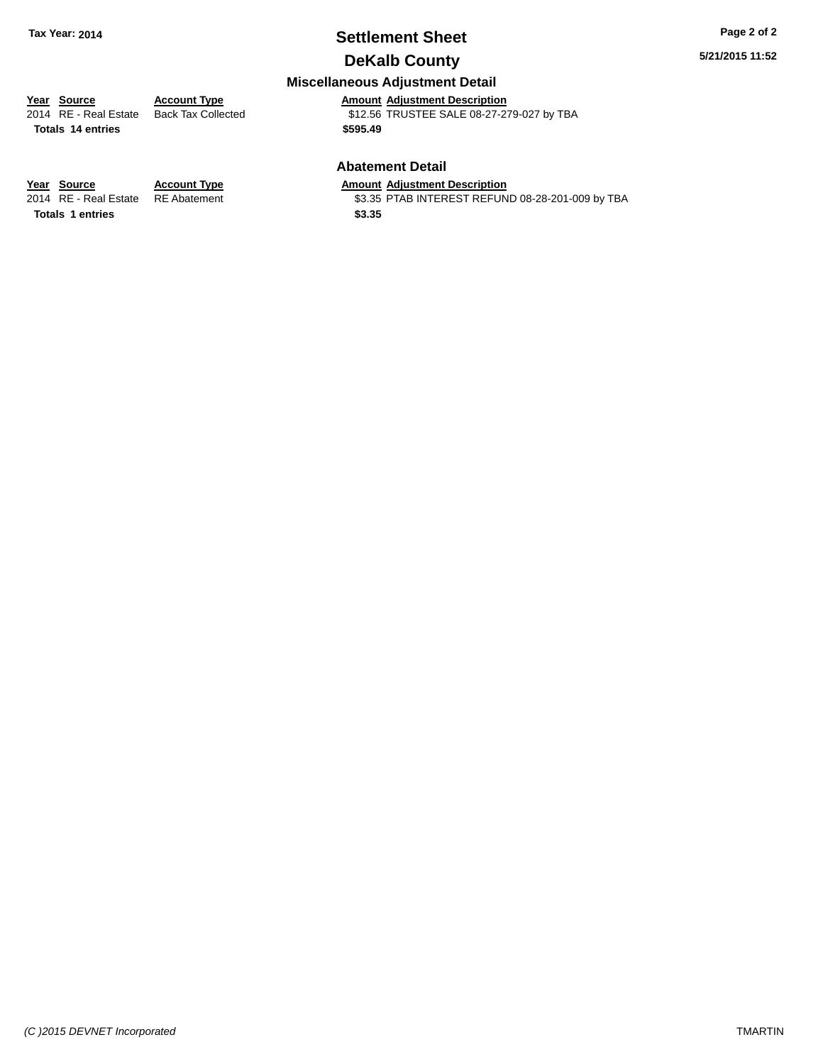# Settlement Sheet

## DeKalb County

**Tax Year: 2014**

**5/21/2015 11:52**

### Miscellaneous Adjustment Detail

| Year | Source | Account Type | Amount | Adjustment Description |
|---|---|---|---|---|
| 2014 | RE - Real Estate | Back Tax Collected | $12.56 | TRUSTEE SALE 08-27-279-027 by TBA |
| **Totals 14 entries** | | | **$595.49** | |

### Abatement Detail

| Year | Source | Account Type | Amount | Adjustment Description |
|---|---|---|---|---|
| 2014 | RE - Real Estate | RE Abatement | $3.35 | PTAB INTEREST REFUND 08-28-201-009 by TBA |
| **Totals 1 entries** | | | **$3.35** | |

*(C )2015 DEVNET Incorporated* TMARTIN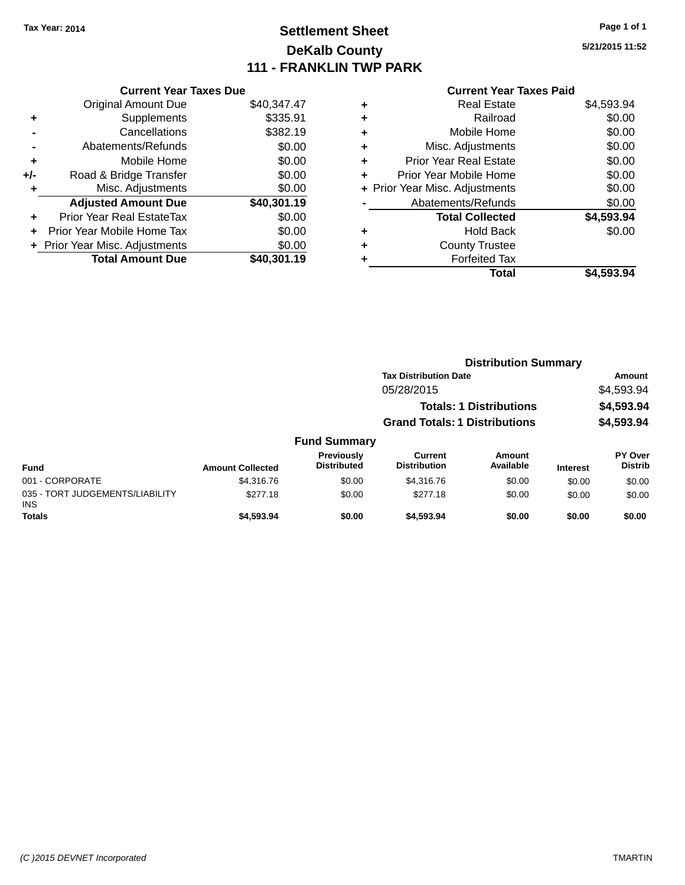Tax Year: 2014

# Settlement Sheet

## DeKalb County

## 111 - FRANKLIN TWP PARK

5/21/2015 11:52

### Current Year Taxes Due

| | | |
|---|---|---|
| | Original Amount Due | $40,347.47 |
| + | Supplements | $335.91 |
| - | Cancellations | $382.19 |
| - | Abatements/Refunds | $0.00 |
| + | Mobile Home | $0.00 |
| +/- | Road & Bridge Transfer | $0.00 |
| + | Misc. Adjustments | $0.00 |
| | **Adjusted Amount Due** | **$40,301.19** |
| + | Prior Year Real EstateTax | $0.00 |
| + | Prior Year Mobile Home Tax | $0.00 |
| + | Prior Year Misc. Adjustments | $0.00 |
| | **Total Amount Due** | **$40,301.19** |

### Current Year Taxes Paid

| | | |
|---|---|---|
| + | Real Estate | $4,593.94 |
| + | Railroad | $0.00 |
| + | Mobile Home | $0.00 |
| + | Misc. Adjustments | $0.00 |
| + | Prior Year Real Estate | $0.00 |
| + | Prior Year Mobile Home | $0.00 |
| + | Prior Year Misc. Adjustments | $0.00 |
| - | Abatements/Refunds | $0.00 |
| | **Total Collected** | **$4,593.94** |
| + | Hold Back | $0.00 |
| + | County Trustee | |
| + | Forfeited Tax | |
| | **Total** | **$4,593.94** |

### Distribution Summary

| Tax Distribution Date | Amount |
|---|---|
| 05/28/2015 | $4,593.94 |
| **Totals: 1 Distributions** | **$4,593.94** |
| **Grand Totals: 1 Distributions** | **$4,593.94** |

### Fund Summary

| Fund | Amount Collected | Previously Distributed | Current Distribution | Amount Available | Interest | PY Over Distrib |
|---|---|---|---|---|---|---|
| 001 - CORPORATE | $4,316.76 | $0.00 | $4,316.76 | $0.00 | $0.00 | $0.00 |
| 035 - TORT JUDGEMENTS/LIABILITY INS | $277.18 | $0.00 | $277.18 | $0.00 | $0.00 | $0.00 |
| **Totals** | **$4,593.94** | **$0.00** | **$4,593.94** | **$0.00** | **$0.00** | **$0.00** |

(C )2015 DEVNET Incorporated

TMARTIN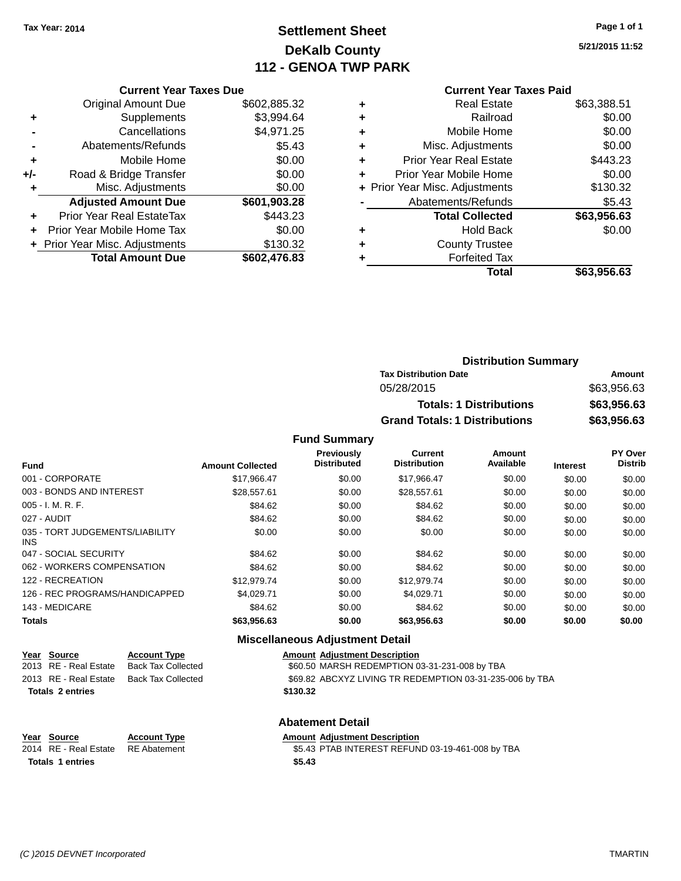Tax Year: 2014

# Settlement Sheet
## DeKalb County
## 112 - GENOA TWP PARK

5/21/2015 11:52

### Current Year Taxes Due

| | | |
|---|---|---|
| | Original Amount Due | $602,885.32 |
| + | Supplements | $3,994.64 |
| - | Cancellations | $4,971.25 |
| - | Abatements/Refunds | $5.43 |
| + | Mobile Home | $0.00 |
| +/- | Road & Bridge Transfer | $0.00 |
| + | Misc. Adjustments | $0.00 |
| | **Adjusted Amount Due** | **$601,903.28** |
| + | Prior Year Real EstateTax | $443.23 |
| + | Prior Year Mobile Home Tax | $0.00 |
| + | Prior Year Misc. Adjustments | $130.32 |
| | **Total Amount Due** | **$602,476.83** |

### Current Year Taxes Paid

| | | |
|---|---|---|
| + | Real Estate | $63,388.51 |
| + | Railroad | $0.00 |
| + | Mobile Home | $0.00 |
| + | Misc. Adjustments | $0.00 |
| + | Prior Year Real Estate | $443.23 |
| + | Prior Year Mobile Home | $0.00 |
| + | Prior Year Misc. Adjustments | $130.32 |
| - | Abatements/Refunds | $5.43 |
| | **Total Collected** | **$63,956.63** |
| + | Hold Back | $0.00 |
| + | County Trustee | |
| + | Forfeited Tax | |
| | **Total** | **$63,956.63** |

### Distribution Summary

| Tax Distribution Date | Amount |
|---|---|
| 05/28/2015 | $63,956.63 |
| **Totals: 1 Distributions** | **$63,956.63** |
| **Grand Totals: 1 Distributions** | **$63,956.63** |

### Fund Summary

| Fund | Amount Collected | Previously Distributed | Current Distribution | Amount Available | Interest | PY Over Distrib |
|---|---|---|---|---|---|---|
| 001 - CORPORATE | $17,966.47 | $0.00 | $17,966.47 | $0.00 | $0.00 | $0.00 |
| 003 - BONDS AND INTEREST | $28,557.61 | $0.00 | $28,557.61 | $0.00 | $0.00 | $0.00 |
| 005 - I. M. R. F. | $84.62 | $0.00 | $84.62 | $0.00 | $0.00 | $0.00 |
| 027 - AUDIT | $84.62 | $0.00 | $84.62 | $0.00 | $0.00 | $0.00 |
| 035 - TORT JUDGEMENTS/LIABILITY INS | $0.00 | $0.00 | $0.00 | $0.00 | $0.00 | $0.00 |
| 047 - SOCIAL SECURITY | $84.62 | $0.00 | $84.62 | $0.00 | $0.00 | $0.00 |
| 062 - WORKERS COMPENSATION | $84.62 | $0.00 | $84.62 | $0.00 | $0.00 | $0.00 |
| 122 - RECREATION | $12,979.74 | $0.00 | $12,979.74 | $0.00 | $0.00 | $0.00 |
| 126 - REC PROGRAMS/HANDICAPPED | $4,029.71 | $0.00 | $4,029.71 | $0.00 | $0.00 | $0.00 |
| 143 - MEDICARE | $84.62 | $0.00 | $84.62 | $0.00 | $0.00 | $0.00 |
| **Totals** | **$63,956.63** | **$0.00** | **$63,956.63** | **$0.00** | **$0.00** | **$0.00** |

### Miscellaneous Adjustment Detail

| Year | Source | Account Type | Amount | Adjustment Description |
|---|---|---|---|---|
| 2013 | RE - Real Estate | Back Tax Collected | $60.50 | MARSH REDEMPTION 03-31-231-008 by TBA |
| 2013 | RE - Real Estate | Back Tax Collected | $69.82 | ABCXYZ LIVING TR REDEMPTION 03-31-235-006 by TBA |
| **Totals 2 entries** | | | **$130.32** | |

### Abatement Detail

| Year | Source | Account Type | Amount | Adjustment Description |
|---|---|---|---|---|
| 2014 | RE - Real Estate | RE Abatement | $5.43 | PTAB INTEREST REFUND 03-19-461-008 by TBA |
| **Totals 1 entries** | | | **$5.43** | |

(C )2015 DEVNET Incorporated TMARTIN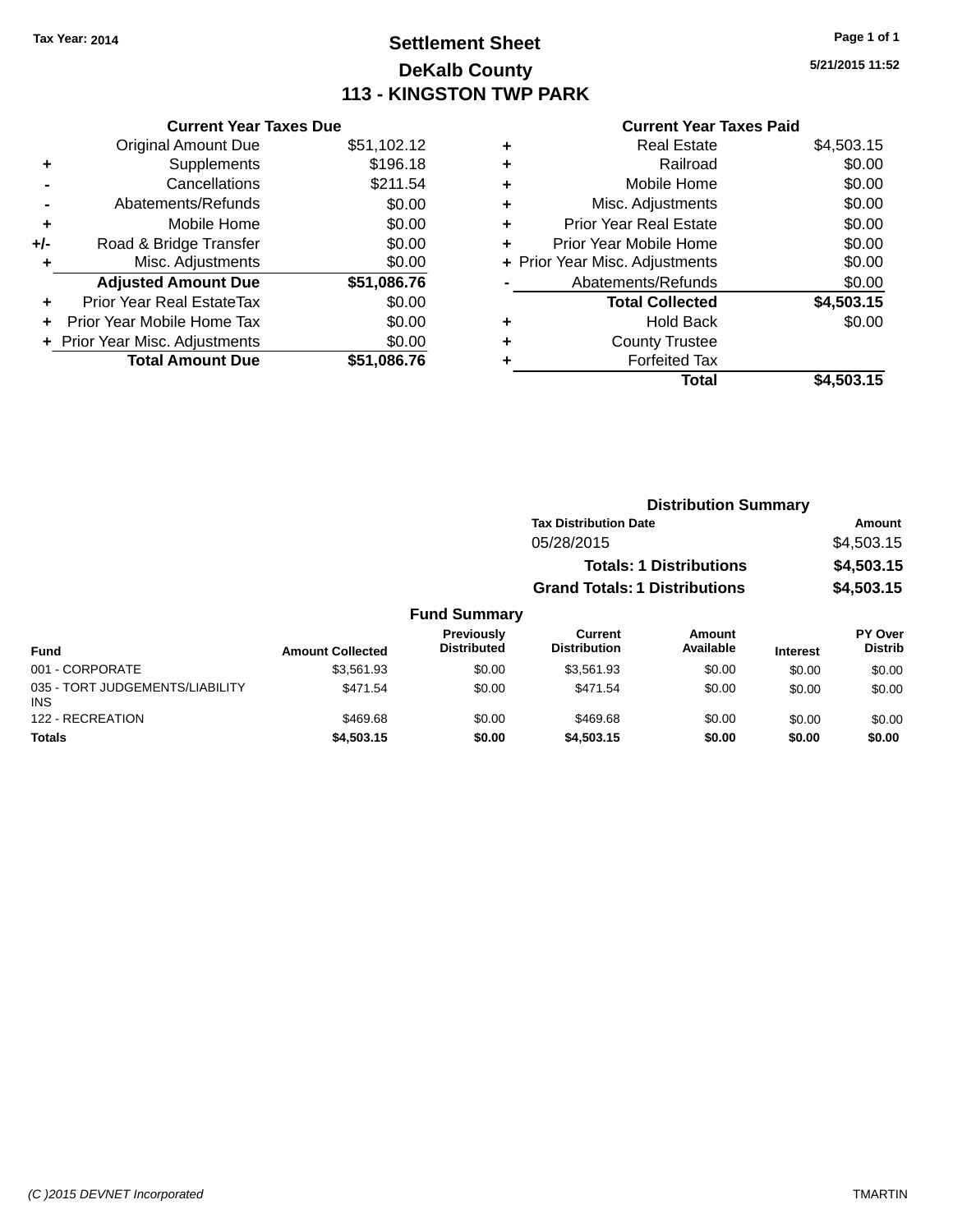Tax Year: 2014

# Settlement Sheet
## DeKalb County
## 113 - KINGSTON TWP PARK

Page 1 of 1

5/21/2015 11:52

### Current Year Taxes Due

| | | |
|---|---|---|
| | Original Amount Due | $51,102.12 |
| + | Supplements | $196.18 |
| - | Cancellations | $211.54 |
| - | Abatements/Refunds | $0.00 |
| + | Mobile Home | $0.00 |
| +/- | Road & Bridge Transfer | $0.00 |
| + | Misc. Adjustments | $0.00 |
| | **Adjusted Amount Due** | **$51,086.76** |
| + | Prior Year Real EstateTax | $0.00 |
| + | Prior Year Mobile Home Tax | $0.00 |
| + | Prior Year Misc. Adjustments | $0.00 |
| | **Total Amount Due** | **$51,086.76** |

### Current Year Taxes Paid

| | | |
|---|---|---|
| + | Real Estate | $4,503.15 |
| + | Railroad | $0.00 |
| + | Mobile Home | $0.00 |
| + | Misc. Adjustments | $0.00 |
| + | Prior Year Real Estate | $0.00 |
| + | Prior Year Mobile Home | $0.00 |
| + | Prior Year Misc. Adjustments | $0.00 |
| - | Abatements/Refunds | $0.00 |
| | **Total Collected** | **$4,503.15** |
| + | Hold Back | $0.00 |
| + | County Trustee | |
| + | Forfeited Tax | |
| | **Total** | **$4,503.15** |

### Distribution Summary

| Tax Distribution Date | Amount |
|---|---|
| 05/28/2015 | $4,503.15 |
| **Totals: 1 Distributions** | **$4,503.15** |
| **Grand Totals: 1 Distributions** | **$4,503.15** |

### Fund Summary

| Fund | Amount Collected | Previously Distributed | Current Distribution | Amount Available | Interest | PY Over Distrib |
|---|---|---|---|---|---|---|
| 001 - CORPORATE | $3,561.93 | $0.00 | $3,561.93 | $0.00 | $0.00 | $0.00 |
| 035 - TORT JUDGEMENTS/LIABILITY INS | $471.54 | $0.00 | $471.54 | $0.00 | $0.00 | $0.00 |
| 122 - RECREATION | $469.68 | $0.00 | $469.68 | $0.00 | $0.00 | $0.00 |
| **Totals** | **$4,503.15** | **$0.00** | **$4,503.15** | **$0.00** | **$0.00** | **$0.00** |

(C )2015 DEVNET Incorporated — TMARTIN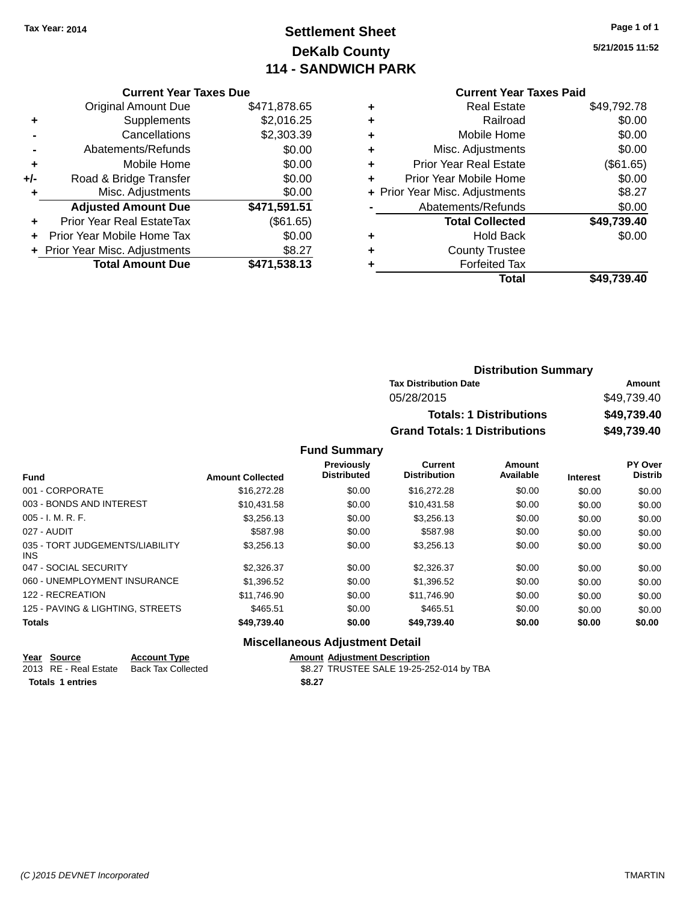**Tax Year: 2014**

# Settlement Sheet
## DeKalb County
## 114 - SANDWICH PARK

5/21/2015 11:52

### Current Year Taxes Due

| | | |
|---|---|---|
| | Original Amount Due | $471,878.65 |
| + | Supplements | $2,016.25 |
| - | Cancellations | $2,303.39 |
| - | Abatements/Refunds | $0.00 |
| + | Mobile Home | $0.00 |
| +/- | Road & Bridge Transfer | $0.00 |
| + | Misc. Adjustments | $0.00 |
| | **Adjusted Amount Due** | **$471,591.51** |
| + | Prior Year Real EstateTax | ($61.65) |
| + | Prior Year Mobile Home Tax | $0.00 |
| + | Prior Year Misc. Adjustments | $8.27 |
| | **Total Amount Due** | **$471,538.13** |

### Current Year Taxes Paid

| | | |
|---|---|---|
| + | Real Estate | $49,792.78 |
| + | Railroad | $0.00 |
| + | Mobile Home | $0.00 |
| + | Misc. Adjustments | $0.00 |
| + | Prior Year Real Estate | ($61.65) |
| + | Prior Year Mobile Home | $0.00 |
| + | Prior Year Misc. Adjustments | $8.27 |
| - | Abatements/Refunds | $0.00 |
| | **Total Collected** | **$49,739.40** |
| + | Hold Back | $0.00 |
| + | County Trustee | |
| + | Forfeited Tax | |
| | **Total** | **$49,739.40** |

### Distribution Summary

| Tax Distribution Date | Amount |
|---|---|
| 05/28/2015 | $49,739.40 |
| **Totals: 1 Distributions** | **$49,739.40** |
| **Grand Totals: 1 Distributions** | **$49,739.40** |

### Fund Summary

| Fund | Amount Collected | Previously Distributed | Current Distribution | Amount Available | Interest | PY Over Distrib |
|---|---|---|---|---|---|---|
| 001 - CORPORATE | $16,272.28 | $0.00 | $16,272.28 | $0.00 | $0.00 | $0.00 |
| 003 - BONDS AND INTEREST | $10,431.58 | $0.00 | $10,431.58 | $0.00 | $0.00 | $0.00 |
| 005 - I. M. R. F. | $3,256.13 | $0.00 | $3,256.13 | $0.00 | $0.00 | $0.00 |
| 027 - AUDIT | $587.98 | $0.00 | $587.98 | $0.00 | $0.00 | $0.00 |
| 035 - TORT JUDGEMENTS/LIABILITY INS | $3,256.13 | $0.00 | $3,256.13 | $0.00 | $0.00 | $0.00 |
| 047 - SOCIAL SECURITY | $2,326.37 | $0.00 | $2,326.37 | $0.00 | $0.00 | $0.00 |
| 060 - UNEMPLOYMENT INSURANCE | $1,396.52 | $0.00 | $1,396.52 | $0.00 | $0.00 | $0.00 |
| 122 - RECREATION | $11,746.90 | $0.00 | $11,746.90 | $0.00 | $0.00 | $0.00 |
| 125 - PAVING & LIGHTING, STREETS | $465.51 | $0.00 | $465.51 | $0.00 | $0.00 | $0.00 |
| **Totals** | **$49,739.40** | **$0.00** | **$49,739.40** | **$0.00** | **$0.00** | **$0.00** |

### Miscellaneous Adjustment Detail

| Year | Source | Account Type | Amount | Adjustment Description |
|---|---|---|---|---|
| 2013 | RE - Real Estate | Back Tax Collected | $8.27 | TRUSTEE SALE 19-25-252-014 by TBA |
| **Totals 1 entries** | | | **$8.27** | |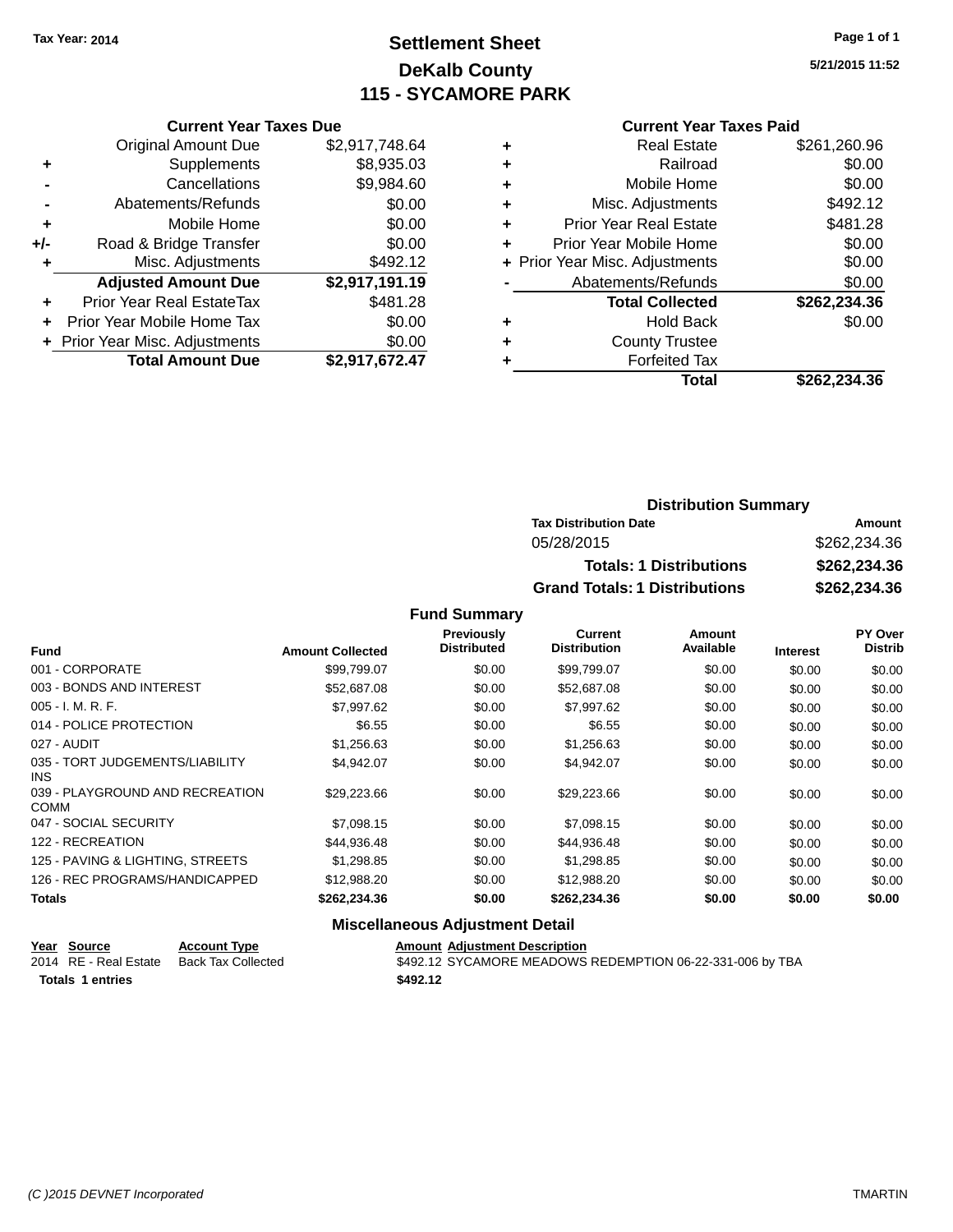Tax Year: 2014

# Settlement Sheet
## DeKalb County
## 115 - SYCAMORE PARK

5/21/2015 11:52

### Current Year Taxes Due

| | | |
|---|---|---|
| | Original Amount Due | $2,917,748.64 |
| + | Supplements | $8,935.03 |
| - | Cancellations | $9,984.60 |
| - | Abatements/Refunds | $0.00 |
| + | Mobile Home | $0.00 |
| +/- | Road & Bridge Transfer | $0.00 |
| + | Misc. Adjustments | $492.12 |
| | **Adjusted Amount Due** | **$2,917,191.19** |
| + | Prior Year Real EstateTax | $481.28 |
| + | Prior Year Mobile Home Tax | $0.00 |
| + | Prior Year Misc. Adjustments | $0.00 |
| | **Total Amount Due** | **$2,917,672.47** |

### Current Year Taxes Paid

| | | |
|---|---|---|
| + | Real Estate | $261,260.96 |
| + | Railroad | $0.00 |
| + | Mobile Home | $0.00 |
| + | Misc. Adjustments | $492.12 |
| + | Prior Year Real Estate | $481.28 |
| + | Prior Year Mobile Home | $0.00 |
| + | Prior Year Misc. Adjustments | $0.00 |
| - | Abatements/Refunds | $0.00 |
| | **Total Collected** | **$262,234.36** |
| + | Hold Back | $0.00 |
| + | County Trustee | |
| + | Forfeited Tax | |
| | **Total** | **$262,234.36** |

### Distribution Summary

| Tax Distribution Date | Amount |
|---|---|
| 05/28/2015 | $262,234.36 |
| **Totals: 1 Distributions** | **$262,234.36** |
| **Grand Totals: 1 Distributions** | **$262,234.36** |

### Fund Summary

| Fund | Amount Collected | Previously Distributed | Current Distribution | Amount Available | Interest | PY Over Distrib |
|---|---|---|---|---|---|---|
| 001 - CORPORATE | $99,799.07 | $0.00 | $99,799.07 | $0.00 | $0.00 | $0.00 |
| 003 - BONDS AND INTEREST | $52,687.08 | $0.00 | $52,687.08 | $0.00 | $0.00 | $0.00 |
| 005 - I. M. R. F. | $7,997.62 | $0.00 | $7,997.62 | $0.00 | $0.00 | $0.00 |
| 014 - POLICE PROTECTION | $6.55 | $0.00 | $6.55 | $0.00 | $0.00 | $0.00 |
| 027 - AUDIT | $1,256.63 | $0.00 | $1,256.63 | $0.00 | $0.00 | $0.00 |
| 035 - TORT JUDGEMENTS/LIABILITY INS | $4,942.07 | $0.00 | $4,942.07 | $0.00 | $0.00 | $0.00 |
| 039 - PLAYGROUND AND RECREATION COMM | $29,223.66 | $0.00 | $29,223.66 | $0.00 | $0.00 | $0.00 |
| 047 - SOCIAL SECURITY | $7,098.15 | $0.00 | $7,098.15 | $0.00 | $0.00 | $0.00 |
| 122 - RECREATION | $44,936.48 | $0.00 | $44,936.48 | $0.00 | $0.00 | $0.00 |
| 125 - PAVING & LIGHTING, STREETS | $1,298.85 | $0.00 | $1,298.85 | $0.00 | $0.00 | $0.00 |
| 126 - REC PROGRAMS/HANDICAPPED | $12,988.20 | $0.00 | $12,988.20 | $0.00 | $0.00 | $0.00 |
| **Totals** | **$262,234.36** | **$0.00** | **$262,234.36** | **$0.00** | **$0.00** | **$0.00** |

### Miscellaneous Adjustment Detail

| Year | Source | Account Type | Amount | Adjustment Description |
|---|---|---|---|---|
| 2014 | RE - Real Estate | Back Tax Collected | $492.12 | SYCAMORE MEADOWS REDEMPTION 06-22-331-006 by TBA |
| **Totals** | **1 entries** | | **$492.12** | |

(C )2015 DEVNET Incorporated TMARTIN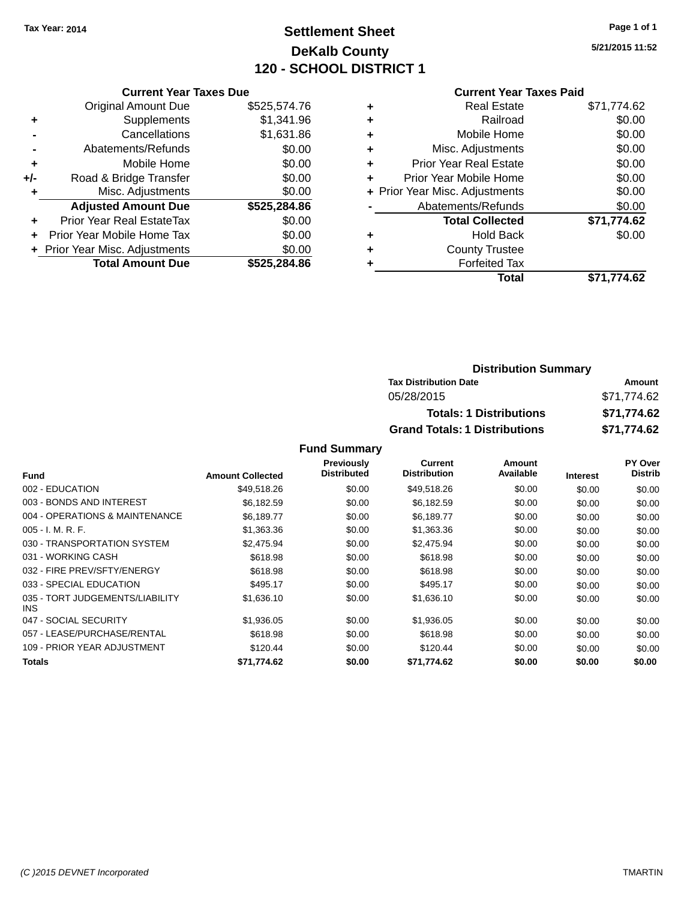Tax Year: 2014

# Settlement Sheet
## DeKalb County
## 120 - SCHOOL DISTRICT 1

5/21/2015 11:52

### Current Year Taxes Due

| | | |
|---|---|---|
| | Original Amount Due | $525,574.76 |
| + | Supplements | $1,341.96 |
| - | Cancellations | $1,631.86 |
| - | Abatements/Refunds | $0.00 |
| + | Mobile Home | $0.00 |
| +/- | Road & Bridge Transfer | $0.00 |
| + | Misc. Adjustments | $0.00 |
| | **Adjusted Amount Due** | **$525,284.86** |
| + | Prior Year Real EstateTax | $0.00 |
| + | Prior Year Mobile Home Tax | $0.00 |
| + | Prior Year Misc. Adjustments | $0.00 |
| | **Total Amount Due** | **$525,284.86** |

### Current Year Taxes Paid

| | | |
|---|---|---|
| + | Real Estate | $71,774.62 |
| + | Railroad | $0.00 |
| + | Mobile Home | $0.00 |
| + | Misc. Adjustments | $0.00 |
| + | Prior Year Real Estate | $0.00 |
| + | Prior Year Mobile Home | $0.00 |
| + | Prior Year Misc. Adjustments | $0.00 |
| - | Abatements/Refunds | $0.00 |
| | **Total Collected** | **$71,774.62** |
| + | Hold Back | $0.00 |
| + | County Trustee | |
| + | Forfeited Tax | |
| | **Total** | **$71,774.62** |

### Distribution Summary

| Tax Distribution Date | Amount |
|---|---|
| 05/28/2015 | $71,774.62 |
| **Totals: 1 Distributions** | **$71,774.62** |
| **Grand Totals: 1 Distributions** | **$71,774.62** |

### Fund Summary

| Fund | Amount Collected | Previously Distributed | Current Distribution | Amount Available | Interest | PY Over Distrib |
|---|---|---|---|---|---|---|
| 002 - EDUCATION | $49,518.26 | $0.00 | $49,518.26 | $0.00 | $0.00 | $0.00 |
| 003 - BONDS AND INTEREST | $6,182.59 | $0.00 | $6,182.59 | $0.00 | $0.00 | $0.00 |
| 004 - OPERATIONS & MAINTENANCE | $6,189.77 | $0.00 | $6,189.77 | $0.00 | $0.00 | $0.00 |
| 005 - I. M. R. F. | $1,363.36 | $0.00 | $1,363.36 | $0.00 | $0.00 | $0.00 |
| 030 - TRANSPORTATION SYSTEM | $2,475.94 | $0.00 | $2,475.94 | $0.00 | $0.00 | $0.00 |
| 031 - WORKING CASH | $618.98 | $0.00 | $618.98 | $0.00 | $0.00 | $0.00 |
| 032 - FIRE PREV/SFTY/ENERGY | $618.98 | $0.00 | $618.98 | $0.00 | $0.00 | $0.00 |
| 033 - SPECIAL EDUCATION | $495.17 | $0.00 | $495.17 | $0.00 | $0.00 | $0.00 |
| 035 - TORT JUDGEMENTS/LIABILITY INS | $1,636.10 | $0.00 | $1,636.10 | $0.00 | $0.00 | $0.00 |
| 047 - SOCIAL SECURITY | $1,936.05 | $0.00 | $1,936.05 | $0.00 | $0.00 | $0.00 |
| 057 - LEASE/PURCHASE/RENTAL | $618.98 | $0.00 | $618.98 | $0.00 | $0.00 | $0.00 |
| 109 - PRIOR YEAR ADJUSTMENT | $120.44 | $0.00 | $120.44 | $0.00 | $0.00 | $0.00 |
| **Totals** | **$71,774.62** | **$0.00** | **$71,774.62** | **$0.00** | **$0.00** | **$0.00** |

(C )2015 DEVNET Incorporated TMARTIN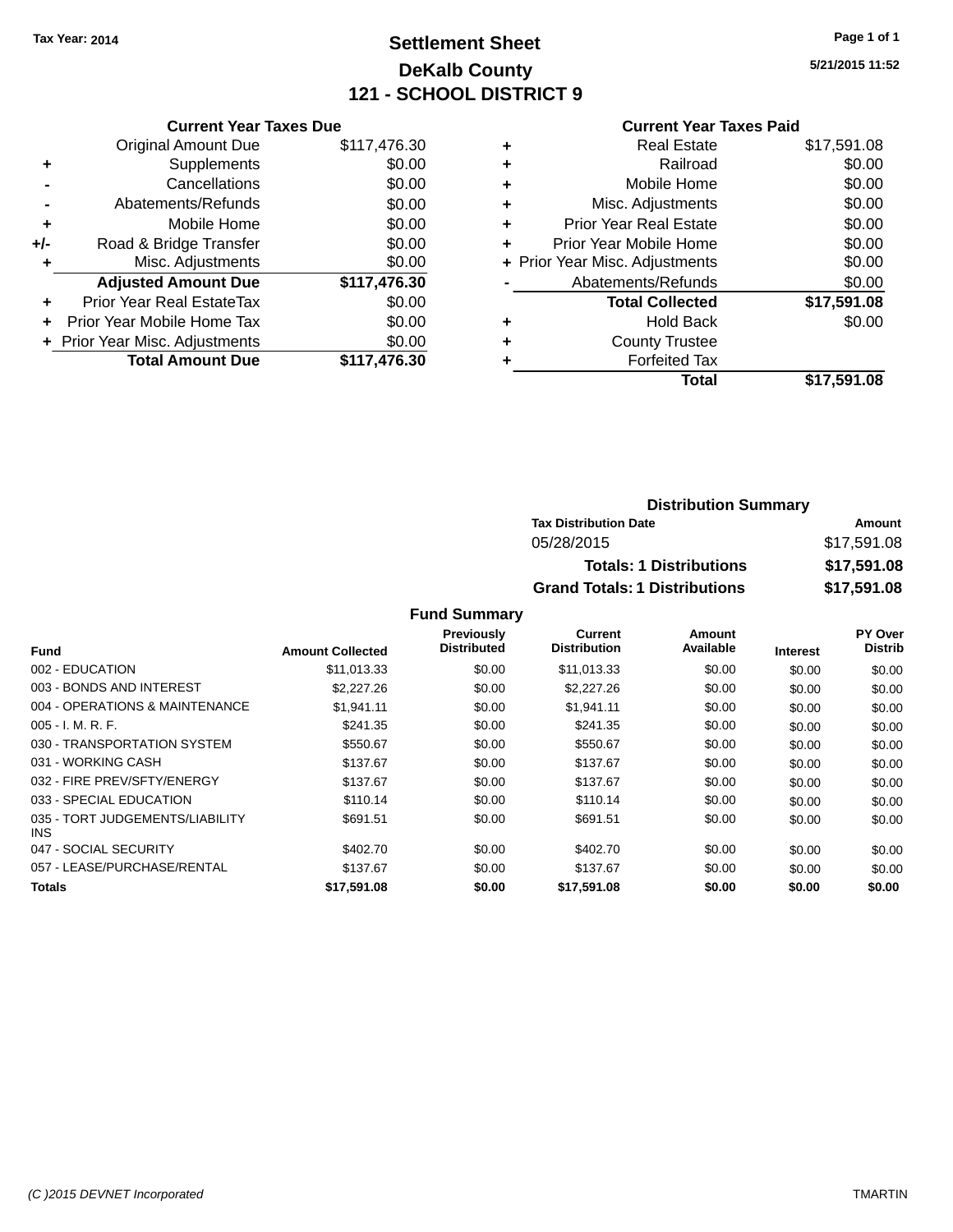Tax Year: 2014

# Settlement Sheet
## DeKalb County
## 121 - SCHOOL DISTRICT 9

5/21/2015 11:52

### Current Year Taxes Due

| | | |
|---|---|---|
| | Original Amount Due | $117,476.30 |
| + | Supplements | $0.00 |
| - | Cancellations | $0.00 |
| - | Abatements/Refunds | $0.00 |
| + | Mobile Home | $0.00 |
| +/- | Road & Bridge Transfer | $0.00 |
| + | Misc. Adjustments | $0.00 |
| | **Adjusted Amount Due** | **$117,476.30** |
| + | Prior Year Real EstateTax | $0.00 |
| + | Prior Year Mobile Home Tax | $0.00 |
| + | Prior Year Misc. Adjustments | $0.00 |
| | **Total Amount Due** | **$117,476.30** |

### Current Year Taxes Paid

| | | |
|---|---|---|
| + | Real Estate | $17,591.08 |
| + | Railroad | $0.00 |
| + | Mobile Home | $0.00 |
| + | Misc. Adjustments | $0.00 |
| + | Prior Year Real Estate | $0.00 |
| + | Prior Year Mobile Home | $0.00 |
| + | Prior Year Misc. Adjustments | $0.00 |
| - | Abatements/Refunds | $0.00 |
| | **Total Collected** | **$17,591.08** |
| + | Hold Back | $0.00 |
| + | County Trustee | |
| + | Forfeited Tax | |
| | **Total** | **$17,591.08** |

### Distribution Summary

| Tax Distribution Date | Amount |
|---|---|
| 05/28/2015 | $17,591.08 |
| **Totals: 1 Distributions** | **$17,591.08** |
| **Grand Totals: 1 Distributions** | **$17,591.08** |

### Fund Summary

| Fund | Amount Collected | Previously Distributed | Current Distribution | Amount Available | Interest | PY Over Distrib |
|---|---|---|---|---|---|---|
| 002 - EDUCATION | $11,013.33 | $0.00 | $11,013.33 | $0.00 | $0.00 | $0.00 |
| 003 - BONDS AND INTEREST | $2,227.26 | $0.00 | $2,227.26 | $0.00 | $0.00 | $0.00 |
| 004 - OPERATIONS & MAINTENANCE | $1,941.11 | $0.00 | $1,941.11 | $0.00 | $0.00 | $0.00 |
| 005 - I. M. R. F. | $241.35 | $0.00 | $241.35 | $0.00 | $0.00 | $0.00 |
| 030 - TRANSPORTATION SYSTEM | $550.67 | $0.00 | $550.67 | $0.00 | $0.00 | $0.00 |
| 031 - WORKING CASH | $137.67 | $0.00 | $137.67 | $0.00 | $0.00 | $0.00 |
| 032 - FIRE PREV/SFTY/ENERGY | $137.67 | $0.00 | $137.67 | $0.00 | $0.00 | $0.00 |
| 033 - SPECIAL EDUCATION | $110.14 | $0.00 | $110.14 | $0.00 | $0.00 | $0.00 |
| 035 - TORT JUDGEMENTS/LIABILITY INS | $691.51 | $0.00 | $691.51 | $0.00 | $0.00 | $0.00 |
| 047 - SOCIAL SECURITY | $402.70 | $0.00 | $402.70 | $0.00 | $0.00 | $0.00 |
| 057 - LEASE/PURCHASE/RENTAL | $137.67 | $0.00 | $137.67 | $0.00 | $0.00 | $0.00 |
| **Totals** | **$17,591.08** | **$0.00** | **$17,591.08** | **$0.00** | **$0.00** | **$0.00** |

(C )2015 DEVNET Incorporated TMARTIN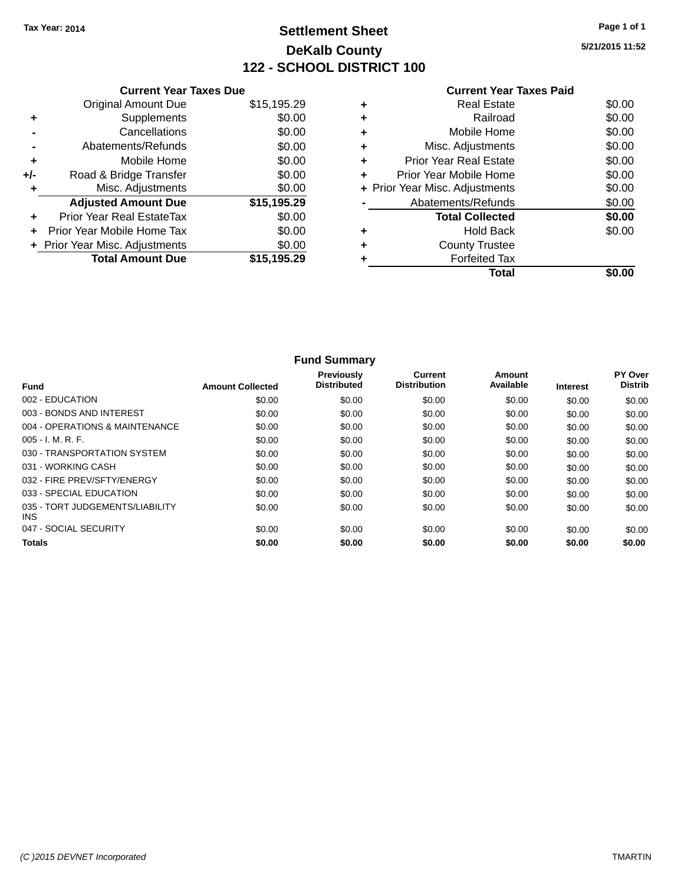Tax Year: 2014

# Settlement Sheet

## DeKalb County

## 122 - SCHOOL DISTRICT 100

5/21/2015 11:52

### Current Year Taxes Due

| | | |
|---|---|---|
| | Original Amount Due | $15,195.29 |
| + | Supplements | $0.00 |
| - | Cancellations | $0.00 |
| - | Abatements/Refunds | $0.00 |
| + | Mobile Home | $0.00 |
| +/- | Road & Bridge Transfer | $0.00 |
| + | Misc. Adjustments | $0.00 |
| | **Adjusted Amount Due** | **$15,195.29** |
| + | Prior Year Real EstateTax | $0.00 |
| + | Prior Year Mobile Home Tax | $0.00 |
| + | Prior Year Misc. Adjustments | $0.00 |
| | **Total Amount Due** | **$15,195.29** |

### Current Year Taxes Paid

| | | |
|---|---|---|
| + | Real Estate | $0.00 |
| + | Railroad | $0.00 |
| + | Mobile Home | $0.00 |
| + | Misc. Adjustments | $0.00 |
| + | Prior Year Real Estate | $0.00 |
| + | Prior Year Mobile Home | $0.00 |
| + | Prior Year Misc. Adjustments | $0.00 |
| - | Abatements/Refunds | $0.00 |
| | **Total Collected** | **$0.00** |
| + | Hold Back | $0.00 |
| + | County Trustee | |
| + | Forfeited Tax | |
| | **Total** | **$0.00** |

### Fund Summary

| Fund | Amount Collected | Previously Distributed | Current Distribution | Amount Available | Interest | PY Over Distrib |
|---|---|---|---|---|---|---|
| 002 - EDUCATION | $0.00 | $0.00 | $0.00 | $0.00 | $0.00 | $0.00 |
| 003 - BONDS AND INTEREST | $0.00 | $0.00 | $0.00 | $0.00 | $0.00 | $0.00 |
| 004 - OPERATIONS & MAINTENANCE | $0.00 | $0.00 | $0.00 | $0.00 | $0.00 | $0.00 |
| 005 - I. M. R. F. | $0.00 | $0.00 | $0.00 | $0.00 | $0.00 | $0.00 |
| 030 - TRANSPORTATION SYSTEM | $0.00 | $0.00 | $0.00 | $0.00 | $0.00 | $0.00 |
| 031 - WORKING CASH | $0.00 | $0.00 | $0.00 | $0.00 | $0.00 | $0.00 |
| 032 - FIRE PREV/SFTY/ENERGY | $0.00 | $0.00 | $0.00 | $0.00 | $0.00 | $0.00 |
| 033 - SPECIAL EDUCATION | $0.00 | $0.00 | $0.00 | $0.00 | $0.00 | $0.00 |
| 035 - TORT JUDGEMENTS/LIABILITY INS | $0.00 | $0.00 | $0.00 | $0.00 | $0.00 | $0.00 |
| 047 - SOCIAL SECURITY | $0.00 | $0.00 | $0.00 | $0.00 | $0.00 | $0.00 |
| **Totals** | **$0.00** | **$0.00** | **$0.00** | **$0.00** | **$0.00** | **$0.00** |

(C )2015 DEVNET Incorporated TMARTIN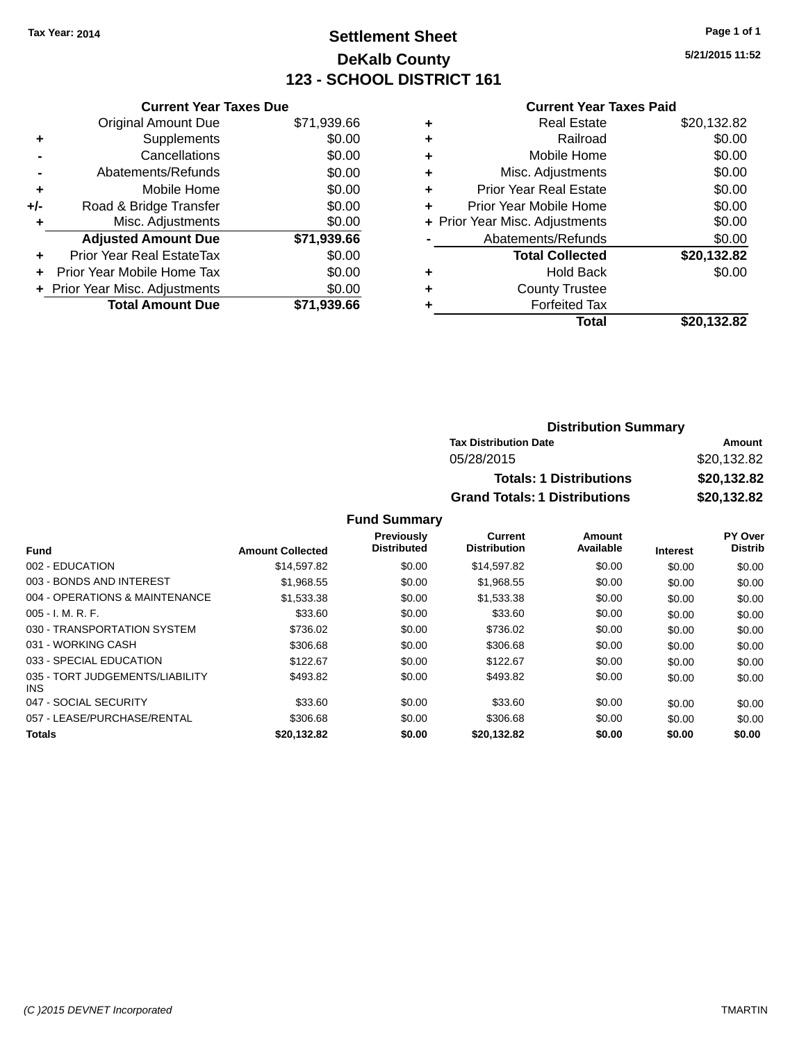Tax Year: 2014

# Settlement Sheet
## DeKalb County
## 123 - SCHOOL DISTRICT 161

5/21/2015 11:52

### Current Year Taxes Due

| | | |
|---|---|---|
| | Original Amount Due | $71,939.66 |
| + | Supplements | $0.00 |
| - | Cancellations | $0.00 |
| - | Abatements/Refunds | $0.00 |
| + | Mobile Home | $0.00 |
| +/- | Road & Bridge Transfer | $0.00 |
| + | Misc. Adjustments | $0.00 |
| | **Adjusted Amount Due** | **$71,939.66** |
| + | Prior Year Real EstateTax | $0.00 |
| + | Prior Year Mobile Home Tax | $0.00 |
| + | Prior Year Misc. Adjustments | $0.00 |
| | **Total Amount Due** | **$71,939.66** |

### Current Year Taxes Paid

| | | |
|---|---|---|
| + | Real Estate | $20,132.82 |
| + | Railroad | $0.00 |
| + | Mobile Home | $0.00 |
| + | Misc. Adjustments | $0.00 |
| + | Prior Year Real Estate | $0.00 |
| + | Prior Year Mobile Home | $0.00 |
| + | Prior Year Misc. Adjustments | $0.00 |
| - | Abatements/Refunds | $0.00 |
| | **Total Collected** | **$20,132.82** |
| + | Hold Back | $0.00 |
| + | County Trustee | |
| + | Forfeited Tax | |
| | **Total** | **$20,132.82** |

### Distribution Summary

| Tax Distribution Date | Amount |
|---|---|
| 05/28/2015 | $20,132.82 |
| **Totals: 1 Distributions** | **$20,132.82** |
| **Grand Totals: 1 Distributions** | **$20,132.82** |

### Fund Summary

| Fund | Amount Collected | Previously Distributed | Current Distribution | Amount Available | Interest | PY Over Distrib |
|---|---|---|---|---|---|---|
| 002 - EDUCATION | $14,597.82 | $0.00 | $14,597.82 | $0.00 | $0.00 | $0.00 |
| 003 - BONDS AND INTEREST | $1,968.55 | $0.00 | $1,968.55 | $0.00 | $0.00 | $0.00 |
| 004 - OPERATIONS & MAINTENANCE | $1,533.38 | $0.00 | $1,533.38 | $0.00 | $0.00 | $0.00 |
| 005 - I. M. R. F. | $33.60 | $0.00 | $33.60 | $0.00 | $0.00 | $0.00 |
| 030 - TRANSPORTATION SYSTEM | $736.02 | $0.00 | $736.02 | $0.00 | $0.00 | $0.00 |
| 031 - WORKING CASH | $306.68 | $0.00 | $306.68 | $0.00 | $0.00 | $0.00 |
| 033 - SPECIAL EDUCATION | $122.67 | $0.00 | $122.67 | $0.00 | $0.00 | $0.00 |
| 035 - TORT JUDGEMENTS/LIABILITY INS | $493.82 | $0.00 | $493.82 | $0.00 | $0.00 | $0.00 |
| 047 - SOCIAL SECURITY | $33.60 | $0.00 | $33.60 | $0.00 | $0.00 | $0.00 |
| 057 - LEASE/PURCHASE/RENTAL | $306.68 | $0.00 | $306.68 | $0.00 | $0.00 | $0.00 |
| **Totals** | **$20,132.82** | **$0.00** | **$20,132.82** | **$0.00** | **$0.00** | **$0.00** |

(C )2015 DEVNET Incorporated TMARTIN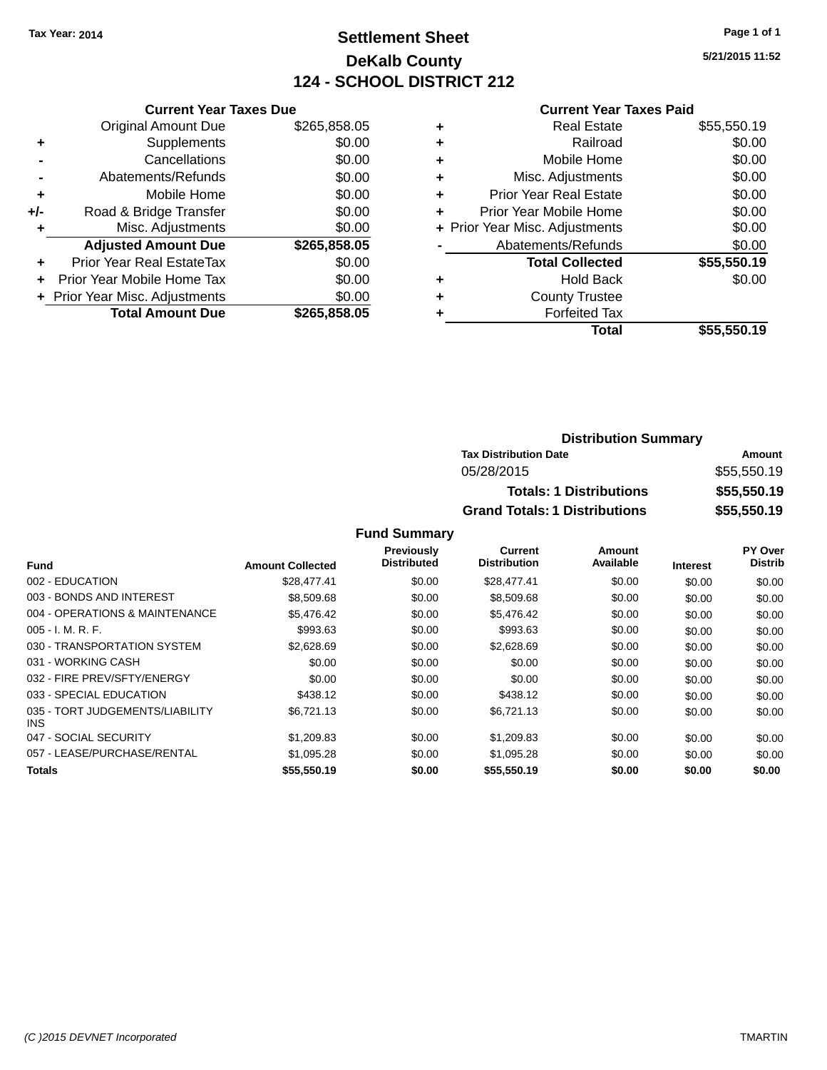**Tax Year: 2014**

# Settlement Sheet
## DeKalb County
## 124 - SCHOOL DISTRICT 212

5/21/2015 11:52

| | Current Year Taxes Due | |
|---|---|---|
| | Original Amount Due | $265,858.05 |
| + | Supplements | $0.00 |
| - | Cancellations | $0.00 |
| - | Abatements/Refunds | $0.00 |
| + | Mobile Home | $0.00 |
| +/- | Road & Bridge Transfer | $0.00 |
| + | Misc. Adjustments | $0.00 |
| | **Adjusted Amount Due** | **$265,858.05** |
| + | Prior Year Real EstateTax | $0.00 |
| + | Prior Year Mobile Home Tax | $0.00 |
| + | Prior Year Misc. Adjustments | $0.00 |
| | **Total Amount Due** | **$265,858.05** |

| | Current Year Taxes Paid | |
|---|---|---|
| + | Real Estate | $55,550.19 |
| + | Railroad | $0.00 |
| + | Mobile Home | $0.00 |
| + | Misc. Adjustments | $0.00 |
| + | Prior Year Real Estate | $0.00 |
| + | Prior Year Mobile Home | $0.00 |
| + | Prior Year Misc. Adjustments | $0.00 |
| - | Abatements/Refunds | $0.00 |
| | **Total Collected** | **$55,550.19** |
| + | Hold Back | $0.00 |
| + | County Trustee | |
| + | Forfeited Tax | |
| | **Total** | **$55,550.19** |

### Distribution Summary

| Tax Distribution Date | Amount |
|---|---|
| 05/28/2015 | $55,550.19 |
| **Totals: 1 Distributions** | **$55,550.19** |
| **Grand Totals: 1 Distributions** | **$55,550.19** |

### Fund Summary

| Fund | Amount Collected | Previously Distributed | Current Distribution | Amount Available | Interest | PY Over Distrib |
|---|---|---|---|---|---|---|
| 002 - EDUCATION | $28,477.41 | $0.00 | $28,477.41 | $0.00 | $0.00 | $0.00 |
| 003 - BONDS AND INTEREST | $8,509.68 | $0.00 | $8,509.68 | $0.00 | $0.00 | $0.00 |
| 004 - OPERATIONS & MAINTENANCE | $5,476.42 | $0.00 | $5,476.42 | $0.00 | $0.00 | $0.00 |
| 005 - I. M. R. F. | $993.63 | $0.00 | $993.63 | $0.00 | $0.00 | $0.00 |
| 030 - TRANSPORTATION SYSTEM | $2,628.69 | $0.00 | $2,628.69 | $0.00 | $0.00 | $0.00 |
| 031 - WORKING CASH | $0.00 | $0.00 | $0.00 | $0.00 | $0.00 | $0.00 |
| 032 - FIRE PREV/SFTY/ENERGY | $0.00 | $0.00 | $0.00 | $0.00 | $0.00 | $0.00 |
| 033 - SPECIAL EDUCATION | $438.12 | $0.00 | $438.12 | $0.00 | $0.00 | $0.00 |
| 035 - TORT JUDGEMENTS/LIABILITY INS | $6,721.13 | $0.00 | $6,721.13 | $0.00 | $0.00 | $0.00 |
| 047 - SOCIAL SECURITY | $1,209.83 | $0.00 | $1,209.83 | $0.00 | $0.00 | $0.00 |
| 057 - LEASE/PURCHASE/RENTAL | $1,095.28 | $0.00 | $1,095.28 | $0.00 | $0.00 | $0.00 |
| **Totals** | **$55,550.19** | **$0.00** | **$55,550.19** | **$0.00** | **$0.00** | **$0.00** |

(C )2015 DEVNET Incorporated TMARTIN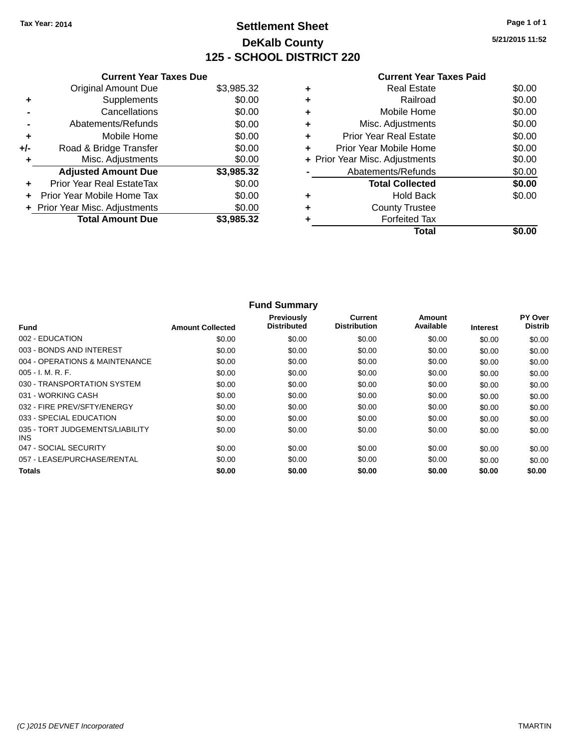Tax Year: 2014

# Settlement Sheet

## DeKalb County

## 125 - SCHOOL DISTRICT 220

5/21/2015 11:52

### Current Year Taxes Due

| | | |
|---|---|---|
| | Original Amount Due | $3,985.32 |
| + | Supplements | $0.00 |
| - | Cancellations | $0.00 |
| - | Abatements/Refunds | $0.00 |
| + | Mobile Home | $0.00 |
| +/- | Road & Bridge Transfer | $0.00 |
| + | Misc. Adjustments | $0.00 |
| | **Adjusted Amount Due** | **$3,985.32** |
| + | Prior Year Real EstateTax | $0.00 |
| + | Prior Year Mobile Home Tax | $0.00 |
| + | Prior Year Misc. Adjustments | $0.00 |
| | **Total Amount Due** | **$3,985.32** |

### Current Year Taxes Paid

| | | |
|---|---|---|
| + | Real Estate | $0.00 |
| + | Railroad | $0.00 |
| + | Mobile Home | $0.00 |
| + | Misc. Adjustments | $0.00 |
| + | Prior Year Real Estate | $0.00 |
| + | Prior Year Mobile Home | $0.00 |
| + | Prior Year Misc. Adjustments | $0.00 |
| - | Abatements/Refunds | $0.00 |
| | **Total Collected** | **$0.00** |
| + | Hold Back | $0.00 |
| + | County Trustee | |
| + | Forfeited Tax | |
| | **Total** | **$0.00** |

### Fund Summary

| Fund | Amount Collected | Previously Distributed | Current Distribution | Amount Available | Interest | PY Over Distrib |
|---|---|---|---|---|---|---|
| 002 - EDUCATION | $0.00 | $0.00 | $0.00 | $0.00 | $0.00 | $0.00 |
| 003 - BONDS AND INTEREST | $0.00 | $0.00 | $0.00 | $0.00 | $0.00 | $0.00 |
| 004 - OPERATIONS & MAINTENANCE | $0.00 | $0.00 | $0.00 | $0.00 | $0.00 | $0.00 |
| 005 - I. M. R. F. | $0.00 | $0.00 | $0.00 | $0.00 | $0.00 | $0.00 |
| 030 - TRANSPORTATION SYSTEM | $0.00 | $0.00 | $0.00 | $0.00 | $0.00 | $0.00 |
| 031 - WORKING CASH | $0.00 | $0.00 | $0.00 | $0.00 | $0.00 | $0.00 |
| 032 - FIRE PREV/SFTY/ENERGY | $0.00 | $0.00 | $0.00 | $0.00 | $0.00 | $0.00 |
| 033 - SPECIAL EDUCATION | $0.00 | $0.00 | $0.00 | $0.00 | $0.00 | $0.00 |
| 035 - TORT JUDGEMENTS/LIABILITY INS | $0.00 | $0.00 | $0.00 | $0.00 | $0.00 | $0.00 |
| 047 - SOCIAL SECURITY | $0.00 | $0.00 | $0.00 | $0.00 | $0.00 | $0.00 |
| 057 - LEASE/PURCHASE/RENTAL | $0.00 | $0.00 | $0.00 | $0.00 | $0.00 | $0.00 |
| **Totals** | **$0.00** | **$0.00** | **$0.00** | **$0.00** | **$0.00** | **$0.00** |

(C )2015 DEVNET Incorporated TMARTIN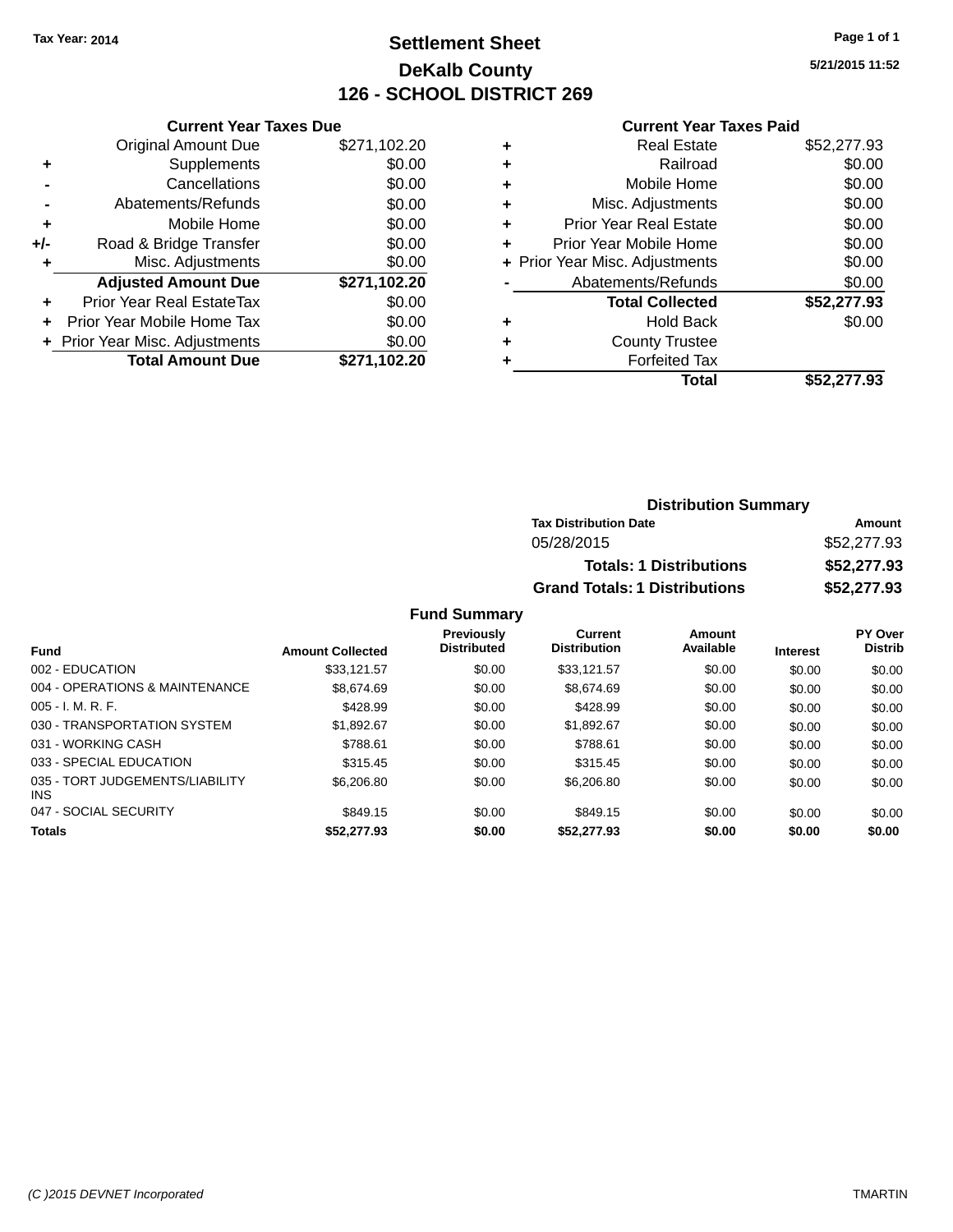Tax Year: 2014

# Settlement Sheet
## DeKalb County
## 126 - SCHOOL DISTRICT 269

5/21/2015 11:52

### Current Year Taxes Due

| | | |
|---|---|---|
| | Original Amount Due | $271,102.20 |
| + | Supplements | $0.00 |
| - | Cancellations | $0.00 |
| - | Abatements/Refunds | $0.00 |
| + | Mobile Home | $0.00 |
| +/- | Road & Bridge Transfer | $0.00 |
| + | Misc. Adjustments | $0.00 |
| | **Adjusted Amount Due** | **$271,102.20** |
| + | Prior Year Real EstateTax | $0.00 |
| + | Prior Year Mobile Home Tax | $0.00 |
| + | Prior Year Misc. Adjustments | $0.00 |
| | **Total Amount Due** | **$271,102.20** |

### Current Year Taxes Paid

| | | |
|---|---|---|
| + | Real Estate | $52,277.93 |
| + | Railroad | $0.00 |
| + | Mobile Home | $0.00 |
| + | Misc. Adjustments | $0.00 |
| + | Prior Year Real Estate | $0.00 |
| + | Prior Year Mobile Home | $0.00 |
| + | Prior Year Misc. Adjustments | $0.00 |
| - | Abatements/Refunds | $0.00 |
| | **Total Collected** | **$52,277.93** |
| + | Hold Back | $0.00 |
| + | County Trustee | |
| + | Forfeited Tax | |
| | **Total** | **$52,277.93** |

### Distribution Summary

| Tax Distribution Date | Amount |
|---|---|
| 05/28/2015 | $52,277.93 |
| **Totals: 1 Distributions** | **$52,277.93** |
| **Grand Totals: 1 Distributions** | **$52,277.93** |

### Fund Summary

| Fund | Amount Collected | Previously Distributed | Current Distribution | Amount Available | Interest | PY Over Distrib |
|---|---|---|---|---|---|---|
| 002 - EDUCATION | $33,121.57 | $0.00 | $33,121.57 | $0.00 | $0.00 | $0.00 |
| 004 - OPERATIONS & MAINTENANCE | $8,674.69 | $0.00 | $8,674.69 | $0.00 | $0.00 | $0.00 |
| 005 - I. M. R. F. | $428.99 | $0.00 | $428.99 | $0.00 | $0.00 | $0.00 |
| 030 - TRANSPORTATION SYSTEM | $1,892.67 | $0.00 | $1,892.67 | $0.00 | $0.00 | $0.00 |
| 031 - WORKING CASH | $788.61 | $0.00 | $788.61 | $0.00 | $0.00 | $0.00 |
| 033 - SPECIAL EDUCATION | $315.45 | $0.00 | $315.45 | $0.00 | $0.00 | $0.00 |
| 035 - TORT JUDGEMENTS/LIABILITY INS | $6,206.80 | $0.00 | $6,206.80 | $0.00 | $0.00 | $0.00 |
| 047 - SOCIAL SECURITY | $849.15 | $0.00 | $849.15 | $0.00 | $0.00 | $0.00 |
| **Totals** | **$52,277.93** | **$0.00** | **$52,277.93** | **$0.00** | **$0.00** | **$0.00** |

(C )2015 DEVNET Incorporated TMARTIN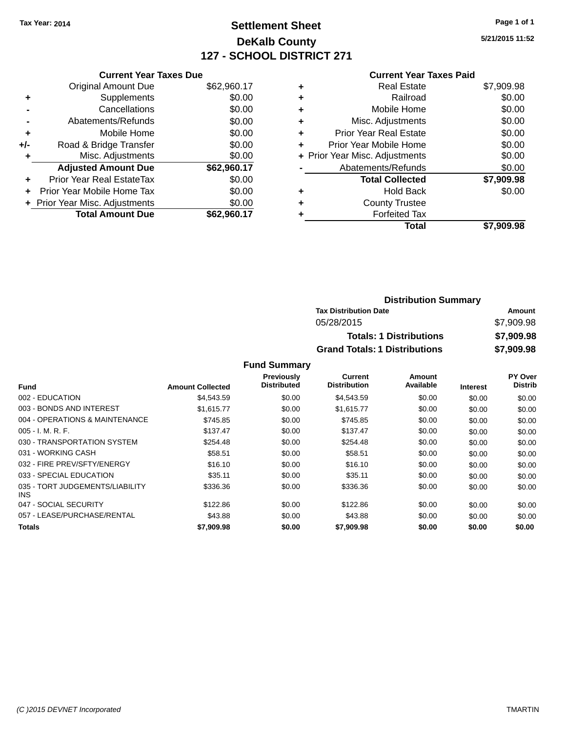Tax Year: 2014

# Settlement Sheet

## DeKalb County

## 127 - SCHOOL DISTRICT 271

5/21/2015 11:52

### Current Year Taxes Due

| | | |
|---|---|---|
| | Original Amount Due | $62,960.17 |
| + | Supplements | $0.00 |
| - | Cancellations | $0.00 |
| - | Abatements/Refunds | $0.00 |
| + | Mobile Home | $0.00 |
| +/- | Road & Bridge Transfer | $0.00 |
| + | Misc. Adjustments | $0.00 |
| | **Adjusted Amount Due** | **$62,960.17** |
| + | Prior Year Real EstateTax | $0.00 |
| + | Prior Year Mobile Home Tax | $0.00 |
| + | Prior Year Misc. Adjustments | $0.00 |
| | **Total Amount Due** | **$62,960.17** |

### Current Year Taxes Paid

| | | |
|---|---|---|
| + | Real Estate | $7,909.98 |
| + | Railroad | $0.00 |
| + | Mobile Home | $0.00 |
| + | Misc. Adjustments | $0.00 |
| + | Prior Year Real Estate | $0.00 |
| + | Prior Year Mobile Home | $0.00 |
| + | Prior Year Misc. Adjustments | $0.00 |
| - | Abatements/Refunds | $0.00 |
| | **Total Collected** | **$7,909.98** |
| + | Hold Back | $0.00 |
| + | County Trustee | |
| + | Forfeited Tax | |
| | **Total** | **$7,909.98** |

### Distribution Summary

| Tax Distribution Date | Amount |
|---|---|
| 05/28/2015 | $7,909.98 |
| **Totals: 1 Distributions** | **$7,909.98** |
| **Grand Totals: 1 Distributions** | **$7,909.98** |

### Fund Summary

| Fund | Amount Collected | Previously Distributed | Current Distribution | Amount Available | Interest | PY Over Distrib |
|---|---|---|---|---|---|---|
| 002 - EDUCATION | $4,543.59 | $0.00 | $4,543.59 | $0.00 | $0.00 | $0.00 |
| 003 - BONDS AND INTEREST | $1,615.77 | $0.00 | $1,615.77 | $0.00 | $0.00 | $0.00 |
| 004 - OPERATIONS & MAINTENANCE | $745.85 | $0.00 | $745.85 | $0.00 | $0.00 | $0.00 |
| 005 - I. M. R. F. | $137.47 | $0.00 | $137.47 | $0.00 | $0.00 | $0.00 |
| 030 - TRANSPORTATION SYSTEM | $254.48 | $0.00 | $254.48 | $0.00 | $0.00 | $0.00 |
| 031 - WORKING CASH | $58.51 | $0.00 | $58.51 | $0.00 | $0.00 | $0.00 |
| 032 - FIRE PREV/SFTY/ENERGY | $16.10 | $0.00 | $16.10 | $0.00 | $0.00 | $0.00 |
| 033 - SPECIAL EDUCATION | $35.11 | $0.00 | $35.11 | $0.00 | $0.00 | $0.00 |
| 035 - TORT JUDGEMENTS/LIABILITY INS | $336.36 | $0.00 | $336.36 | $0.00 | $0.00 | $0.00 |
| 047 - SOCIAL SECURITY | $122.86 | $0.00 | $122.86 | $0.00 | $0.00 | $0.00 |
| 057 - LEASE/PURCHASE/RENTAL | $43.88 | $0.00 | $43.88 | $0.00 | $0.00 | $0.00 |
| **Totals** | **$7,909.98** | **$0.00** | **$7,909.98** | **$0.00** | **$0.00** | **$0.00** |

(C )2015 DEVNET Incorporated TMARTIN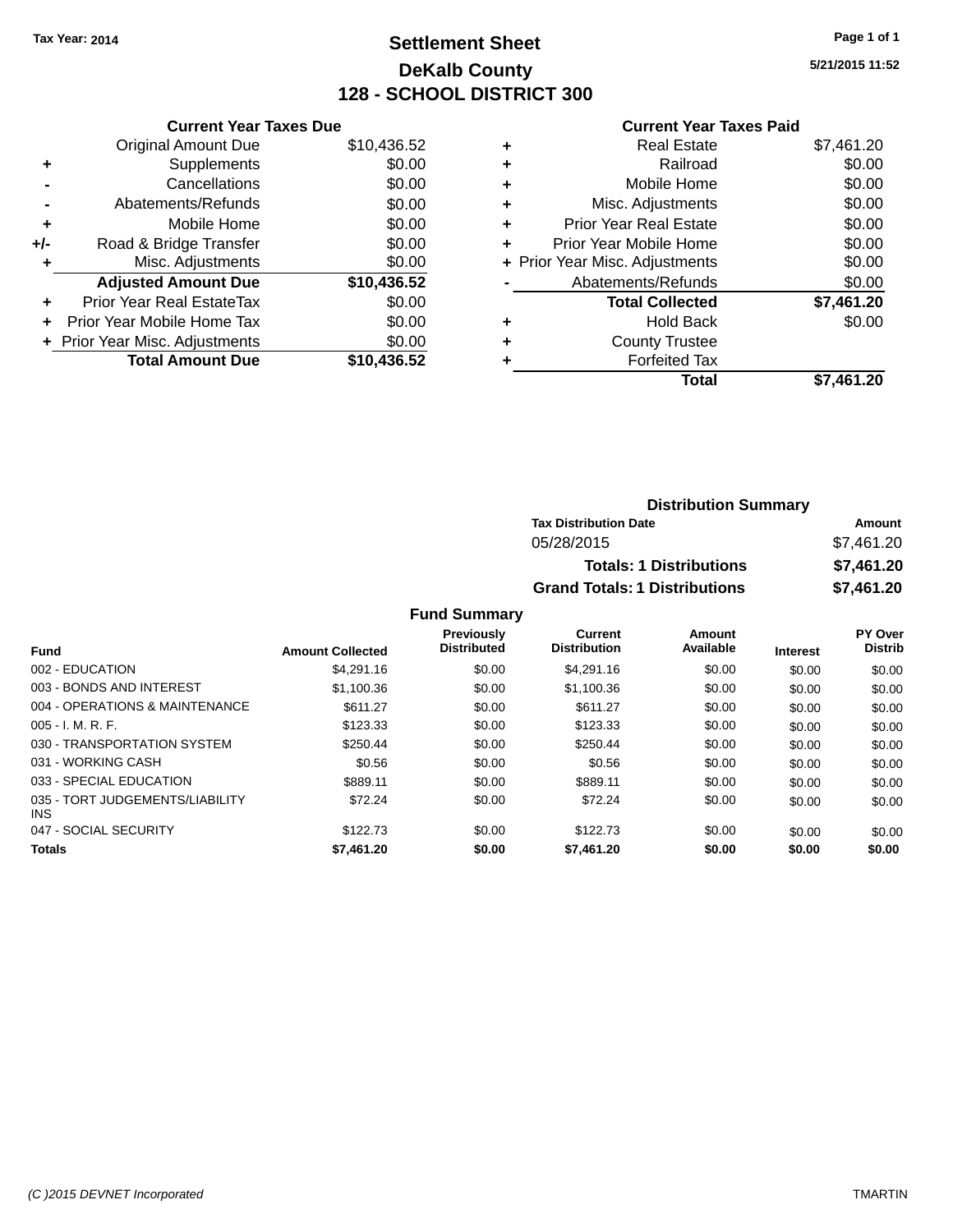Tax Year: 2014

# Settlement Sheet

## DeKalb County

## 128 - SCHOOL DISTRICT 300

5/21/2015 11:52

| | Current Year Taxes Due | |
|---|---|---|
| | Original Amount Due | $10,436.52 |
| + | Supplements | $0.00 |
| - | Cancellations | $0.00 |
| - | Abatements/Refunds | $0.00 |
| + | Mobile Home | $0.00 |
| +/- | Road & Bridge Transfer | $0.00 |
| + | Misc. Adjustments | $0.00 |
| | **Adjusted Amount Due** | **$10,436.52** |
| + | Prior Year Real EstateTax | $0.00 |
| + | Prior Year Mobile Home Tax | $0.00 |
| + | Prior Year Misc. Adjustments | $0.00 |
| | **Total Amount Due** | **$10,436.52** |

| | Current Year Taxes Paid | |
|---|---|---|
| + | Real Estate | $7,461.20 |
| + | Railroad | $0.00 |
| + | Mobile Home | $0.00 |
| + | Misc. Adjustments | $0.00 |
| + | Prior Year Real Estate | $0.00 |
| + | Prior Year Mobile Home | $0.00 |
| + | Prior Year Misc. Adjustments | $0.00 |
| - | Abatements/Refunds | $0.00 |
| | **Total Collected** | **$7,461.20** |
| + | Hold Back | $0.00 |
| + | County Trustee | |
| + | Forfeited Tax | |
| | **Total** | **$7,461.20** |

### Distribution Summary

| Tax Distribution Date | Amount |
|---|---|
| 05/28/2015 | $7,461.20 |
| **Totals: 1 Distributions** | **$7,461.20** |
| **Grand Totals: 1 Distributions** | **$7,461.20** |

### Fund Summary

| Fund | Amount Collected | Previously Distributed | Current Distribution | Amount Available | Interest | PY Over Distrib |
|---|---|---|---|---|---|---|
| 002 - EDUCATION | $4,291.16 | $0.00 | $4,291.16 | $0.00 | $0.00 | $0.00 |
| 003 - BONDS AND INTEREST | $1,100.36 | $0.00 | $1,100.36 | $0.00 | $0.00 | $0.00 |
| 004 - OPERATIONS & MAINTENANCE | $611.27 | $0.00 | $611.27 | $0.00 | $0.00 | $0.00 |
| 005 - I. M. R. F. | $123.33 | $0.00 | $123.33 | $0.00 | $0.00 | $0.00 |
| 030 - TRANSPORTATION SYSTEM | $250.44 | $0.00 | $250.44 | $0.00 | $0.00 | $0.00 |
| 031 - WORKING CASH | $0.56 | $0.00 | $0.56 | $0.00 | $0.00 | $0.00 |
| 033 - SPECIAL EDUCATION | $889.11 | $0.00 | $889.11 | $0.00 | $0.00 | $0.00 |
| 035 - TORT JUDGEMENTS/LIABILITY INS | $72.24 | $0.00 | $72.24 | $0.00 | $0.00 | $0.00 |
| 047 - SOCIAL SECURITY | $122.73 | $0.00 | $122.73 | $0.00 | $0.00 | $0.00 |
| **Totals** | **$7,461.20** | **$0.00** | **$7,461.20** | **$0.00** | **$0.00** | **$0.00** |

(C )2015 DEVNET Incorporated TMARTIN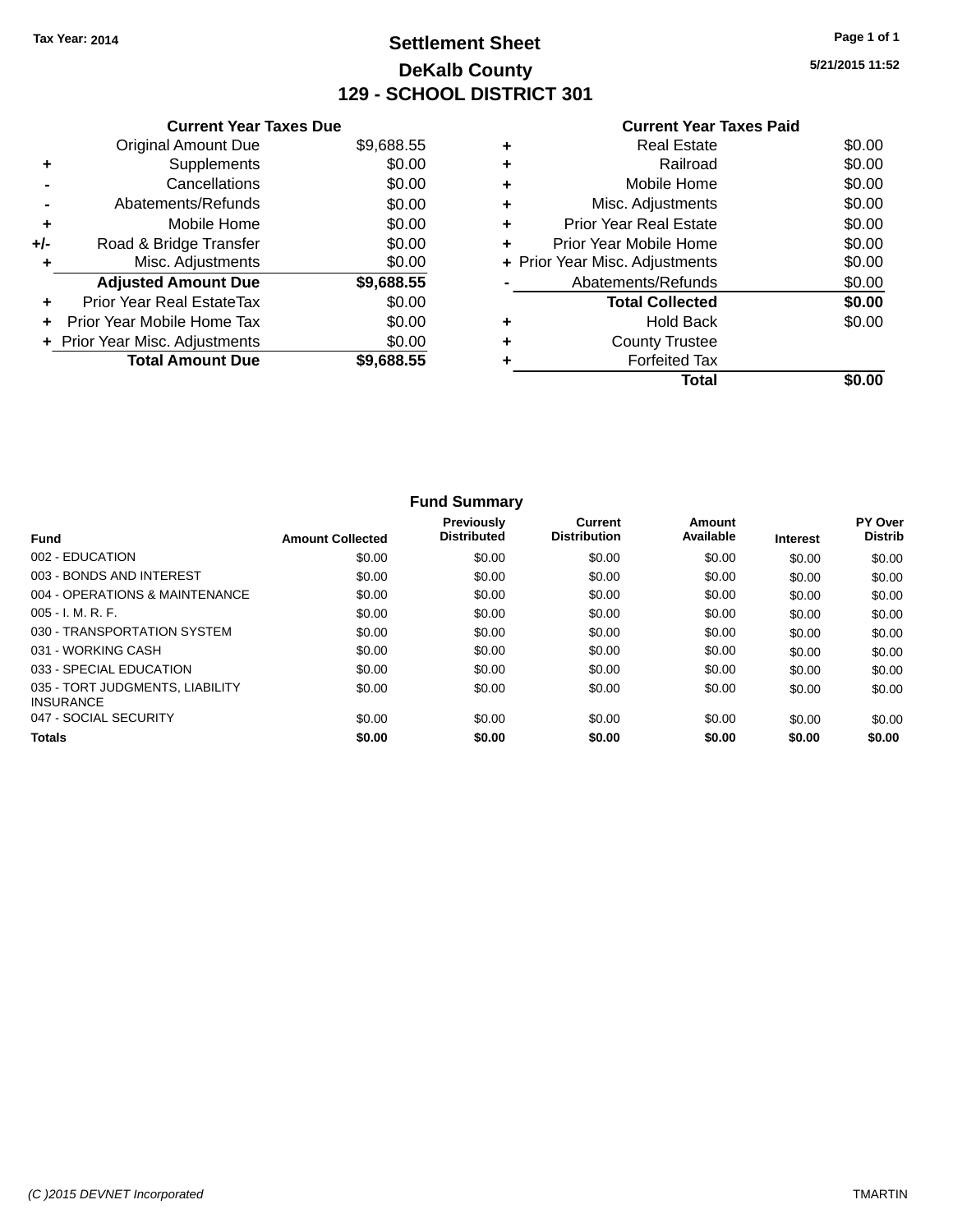Tax Year: 2014

# Settlement Sheet

## DeKalb County

## 129 - SCHOOL DISTRICT 301

5/21/2015 11:52

### Current Year Taxes Due

| | | |
|---|---|---|
| | Original Amount Due | $9,688.55 |
| + | Supplements | $0.00 |
| - | Cancellations | $0.00 |
| - | Abatements/Refunds | $0.00 |
| + | Mobile Home | $0.00 |
| +/- | Road & Bridge Transfer | $0.00 |
| + | Misc. Adjustments | $0.00 |
| | **Adjusted Amount Due** | **$9,688.55** |
| + | Prior Year Real EstateTax | $0.00 |
| + | Prior Year Mobile Home Tax | $0.00 |
| + | Prior Year Misc. Adjustments | $0.00 |
| | **Total Amount Due** | **$9,688.55** |

### Current Year Taxes Paid

| | | |
|---|---|---|
| + | Real Estate | $0.00 |
| + | Railroad | $0.00 |
| + | Mobile Home | $0.00 |
| + | Misc. Adjustments | $0.00 |
| + | Prior Year Real Estate | $0.00 |
| + | Prior Year Mobile Home | $0.00 |
| + | Prior Year Misc. Adjustments | $0.00 |
| - | Abatements/Refunds | $0.00 |
| | **Total Collected** | **$0.00** |
| + | Hold Back | $0.00 |
| + | County Trustee | |
| + | Forfeited Tax | |
| | **Total** | **$0.00** |

### Fund Summary

| Fund | Amount Collected | Previously Distributed | Current Distribution | Amount Available | Interest | PY Over Distrib |
|---|---|---|---|---|---|---|
| 002 - EDUCATION | $0.00 | $0.00 | $0.00 | $0.00 | $0.00 | $0.00 |
| 003 - BONDS AND INTEREST | $0.00 | $0.00 | $0.00 | $0.00 | $0.00 | $0.00 |
| 004 - OPERATIONS & MAINTENANCE | $0.00 | $0.00 | $0.00 | $0.00 | $0.00 | $0.00 |
| 005 - I. M. R. F. | $0.00 | $0.00 | $0.00 | $0.00 | $0.00 | $0.00 |
| 030 - TRANSPORTATION SYSTEM | $0.00 | $0.00 | $0.00 | $0.00 | $0.00 | $0.00 |
| 031 - WORKING CASH | $0.00 | $0.00 | $0.00 | $0.00 | $0.00 | $0.00 |
| 033 - SPECIAL EDUCATION | $0.00 | $0.00 | $0.00 | $0.00 | $0.00 | $0.00 |
| 035 - TORT JUDGMENTS, LIABILITY INSURANCE | $0.00 | $0.00 | $0.00 | $0.00 | $0.00 | $0.00 |
| 047 - SOCIAL SECURITY | $0.00 | $0.00 | $0.00 | $0.00 | $0.00 | $0.00 |
| **Totals** | **$0.00** | **$0.00** | **$0.00** | **$0.00** | **$0.00** | **$0.00** |

(C )2015 DEVNET Incorporated TMARTIN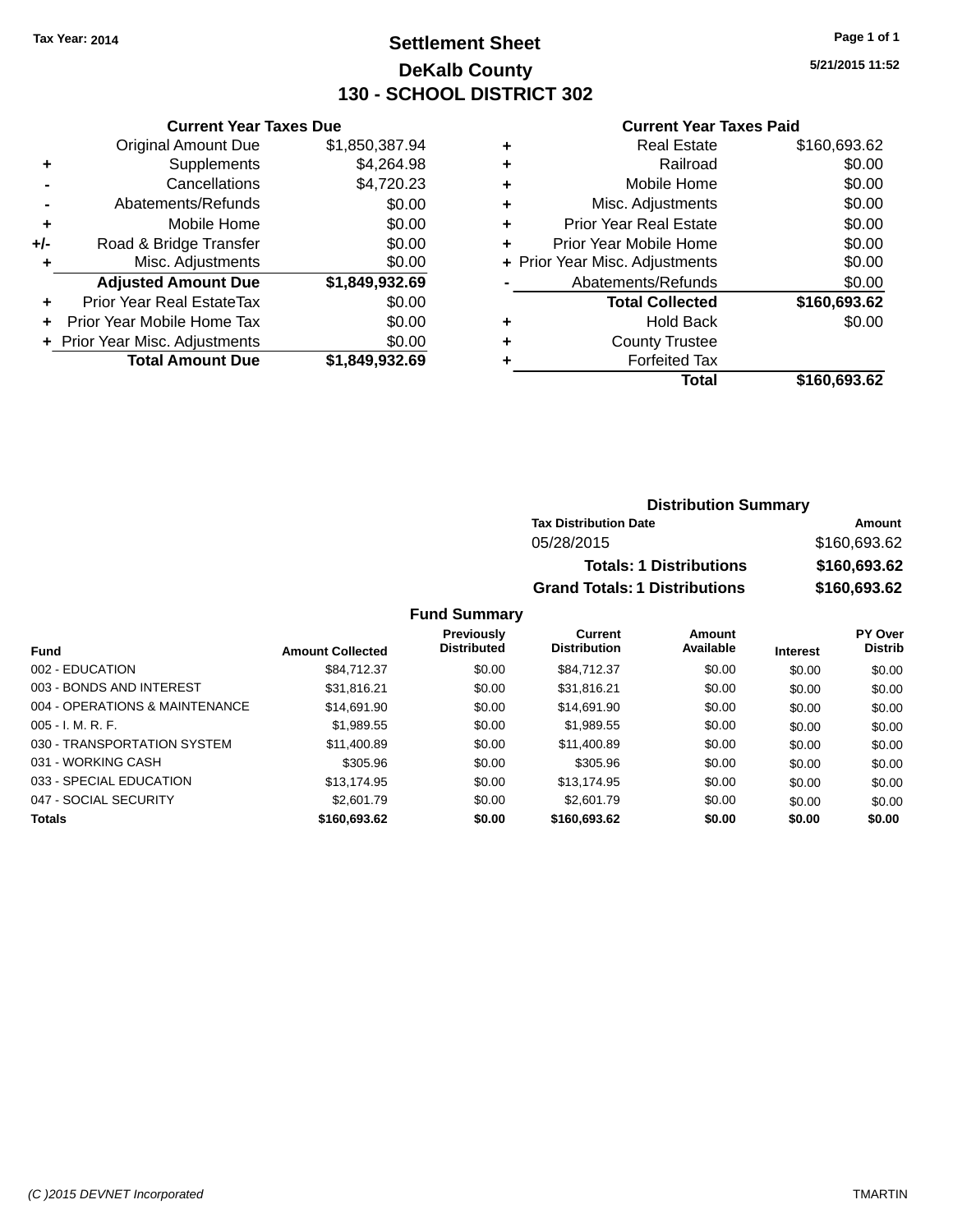Tax Year: 2014

# Settlement Sheet
## DeKalb County
## 130 - SCHOOL DISTRICT 302

5/21/2015 11:52

### Current Year Taxes Due

| | | |
|---|---|---|
| | Original Amount Due | $1,850,387.94 |
| + | Supplements | $4,264.98 |
| - | Cancellations | $4,720.23 |
| - | Abatements/Refunds | $0.00 |
| + | Mobile Home | $0.00 |
| +/- | Road & Bridge Transfer | $0.00 |
| + | Misc. Adjustments | $0.00 |
| | **Adjusted Amount Due** | **$1,849,932.69** |
| + | Prior Year Real EstateTax | $0.00 |
| + | Prior Year Mobile Home Tax | $0.00 |
| + | Prior Year Misc. Adjustments | $0.00 |
| | **Total Amount Due** | **$1,849,932.69** |

### Current Year Taxes Paid

| | | |
|---|---|---|
| + | Real Estate | $160,693.62 |
| + | Railroad | $0.00 |
| + | Mobile Home | $0.00 |
| + | Misc. Adjustments | $0.00 |
| + | Prior Year Real Estate | $0.00 |
| + | Prior Year Mobile Home | $0.00 |
| + | Prior Year Misc. Adjustments | $0.00 |
| - | Abatements/Refunds | $0.00 |
| | **Total Collected** | **$160,693.62** |
| + | Hold Back | $0.00 |
| + | County Trustee | |
| + | Forfeited Tax | |
| | **Total** | **$160,693.62** |

### Distribution Summary

| Tax Distribution Date | Amount |
|---|---|
| 05/28/2015 | $160,693.62 |
| **Totals: 1 Distributions** | **$160,693.62** |
| **Grand Totals: 1 Distributions** | **$160,693.62** |

### Fund Summary

| Fund | Amount Collected | Previously Distributed | Current Distribution | Amount Available | Interest | PY Over Distrib |
|---|---|---|---|---|---|---|
| 002 - EDUCATION | $84,712.37 | $0.00 | $84,712.37 | $0.00 | $0.00 | $0.00 |
| 003 - BONDS AND INTEREST | $31,816.21 | $0.00 | $31,816.21 | $0.00 | $0.00 | $0.00 |
| 004 - OPERATIONS & MAINTENANCE | $14,691.90 | $0.00 | $14,691.90 | $0.00 | $0.00 | $0.00 |
| 005 - I. M. R. F. | $1,989.55 | $0.00 | $1,989.55 | $0.00 | $0.00 | $0.00 |
| 030 - TRANSPORTATION SYSTEM | $11,400.89 | $0.00 | $11,400.89 | $0.00 | $0.00 | $0.00 |
| 031 - WORKING CASH | $305.96 | $0.00 | $305.96 | $0.00 | $0.00 | $0.00 |
| 033 - SPECIAL EDUCATION | $13,174.95 | $0.00 | $13,174.95 | $0.00 | $0.00 | $0.00 |
| 047 - SOCIAL SECURITY | $2,601.79 | $0.00 | $2,601.79 | $0.00 | $0.00 | $0.00 |
| **Totals** | **$160,693.62** | **$0.00** | **$160,693.62** | **$0.00** | **$0.00** | **$0.00** |

(C )2015 DEVNET Incorporated TMARTIN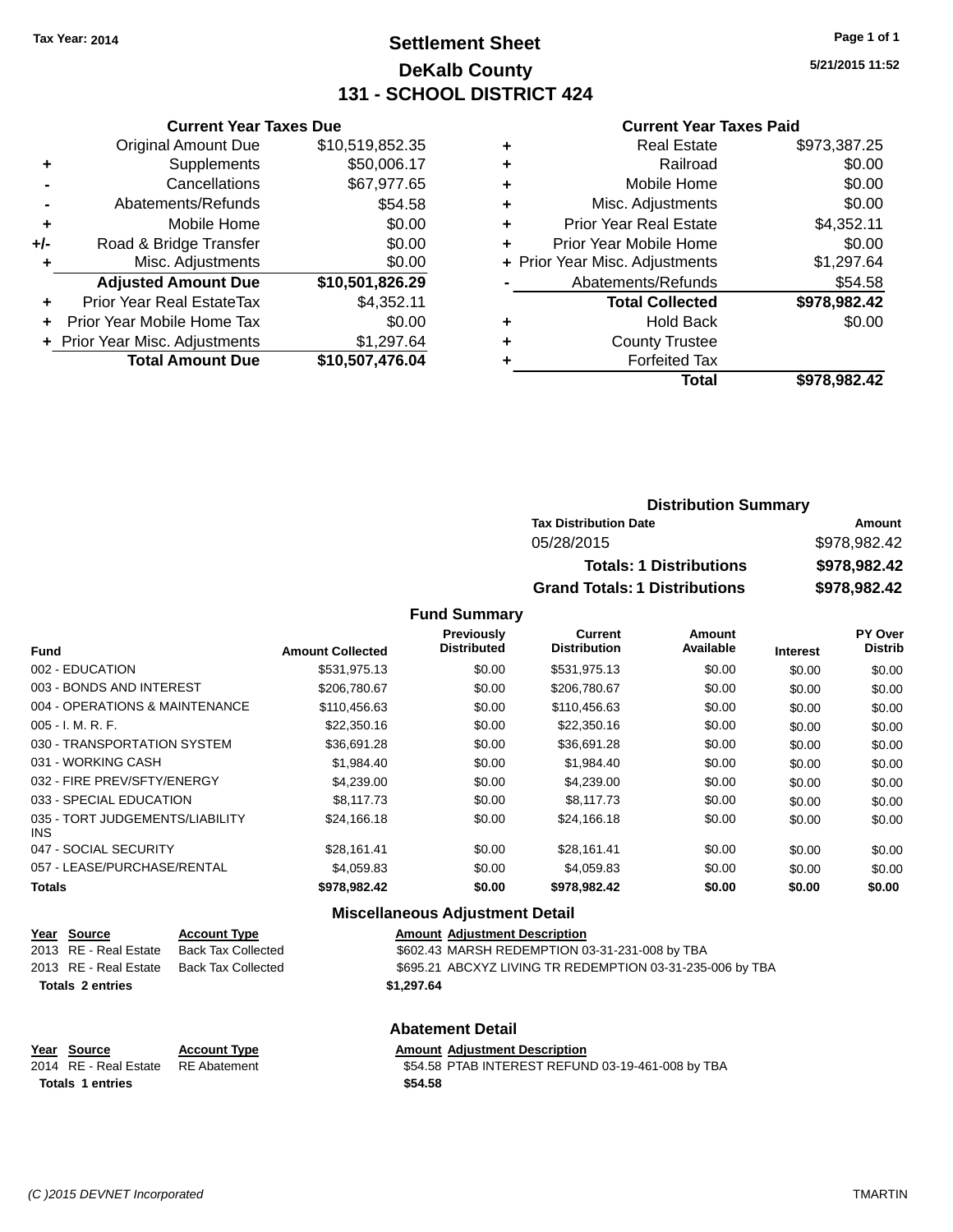Tax Year: 2014

# Settlement Sheet
## DeKalb County
## 131 - SCHOOL DISTRICT 424

5/21/2015 11:52

### Current Year Taxes Due

| | | |
|---|---|---|
| | Original Amount Due | $10,519,852.35 |
| + | Supplements | $50,006.17 |
| - | Cancellations | $67,977.65 |
| - | Abatements/Refunds | $54.58 |
| + | Mobile Home | $0.00 |
| +/- | Road & Bridge Transfer | $0.00 |
| + | Misc. Adjustments | $0.00 |
| | **Adjusted Amount Due** | **$10,501,826.29** |
| + | Prior Year Real EstateTax | $4,352.11 |
| + | Prior Year Mobile Home Tax | $0.00 |
| + | Prior Year Misc. Adjustments | $1,297.64 |
| | **Total Amount Due** | **$10,507,476.04** |

### Current Year Taxes Paid

| | | |
|---|---|---|
| + | Real Estate | $973,387.25 |
| + | Railroad | $0.00 |
| + | Mobile Home | $0.00 |
| + | Misc. Adjustments | $0.00 |
| + | Prior Year Real Estate | $4,352.11 |
| + | Prior Year Mobile Home | $0.00 |
| + | Prior Year Misc. Adjustments | $1,297.64 |
| - | Abatements/Refunds | $54.58 |
| | **Total Collected** | **$978,982.42** |
| + | Hold Back | $0.00 |
| + | County Trustee | |
| + | Forfeited Tax | |
| | **Total** | **$978,982.42** |

### Distribution Summary

| Tax Distribution Date | Amount |
|---|---|
| 05/28/2015 | $978,982.42 |
| **Totals: 1 Distributions** | **$978,982.42** |
| **Grand Totals: 1 Distributions** | **$978,982.42** |

### Fund Summary

| Fund | Amount Collected | Previously Distributed | Current Distribution | Amount Available | Interest | PY Over Distrib |
|---|---|---|---|---|---|---|
| 002 - EDUCATION | $531,975.13 | $0.00 | $531,975.13 | $0.00 | $0.00 | $0.00 |
| 003 - BONDS AND INTEREST | $206,780.67 | $0.00 | $206,780.67 | $0.00 | $0.00 | $0.00 |
| 004 - OPERATIONS & MAINTENANCE | $110,456.63 | $0.00 | $110,456.63 | $0.00 | $0.00 | $0.00 |
| 005 - I. M. R. F. | $22,350.16 | $0.00 | $22,350.16 | $0.00 | $0.00 | $0.00 |
| 030 - TRANSPORTATION SYSTEM | $36,691.28 | $0.00 | $36,691.28 | $0.00 | $0.00 | $0.00 |
| 031 - WORKING CASH | $1,984.40 | $0.00 | $1,984.40 | $0.00 | $0.00 | $0.00 |
| 032 - FIRE PREV/SFTY/ENERGY | $4,239.00 | $0.00 | $4,239.00 | $0.00 | $0.00 | $0.00 |
| 033 - SPECIAL EDUCATION | $8,117.73 | $0.00 | $8,117.73 | $0.00 | $0.00 | $0.00 |
| 035 - TORT JUDGEMENTS/LIABILITY INS | $24,166.18 | $0.00 | $24,166.18 | $0.00 | $0.00 | $0.00 |
| 047 - SOCIAL SECURITY | $28,161.41 | $0.00 | $28,161.41 | $0.00 | $0.00 | $0.00 |
| 057 - LEASE/PURCHASE/RENTAL | $4,059.83 | $0.00 | $4,059.83 | $0.00 | $0.00 | $0.00 |
| **Totals** | **$978,982.42** | **$0.00** | **$978,982.42** | **$0.00** | **$0.00** | **$0.00** |

### Miscellaneous Adjustment Detail

| Year | Source | Account Type | Amount | Adjustment Description |
|---|---|---|---|---|
| 2013 | RE - Real Estate | Back Tax Collected | $602.43 | MARSH REDEMPTION 03-31-231-008 by TBA |
| 2013 | RE - Real Estate | Back Tax Collected | $695.21 | ABCXYZ LIVING TR REDEMPTION 03-31-235-006 by TBA |
| **Totals 2 entries** | | | **$1,297.64** | |

### Abatement Detail

| Year | Source | Account Type | Amount | Adjustment Description |
|---|---|---|---|---|
| 2014 | RE - Real Estate | RE Abatement | $54.58 | PTAB INTEREST REFUND 03-19-461-008 by TBA |
| **Totals 1 entries** | | | **$54.58** | |

(C )2015 DEVNET Incorporated TMARTIN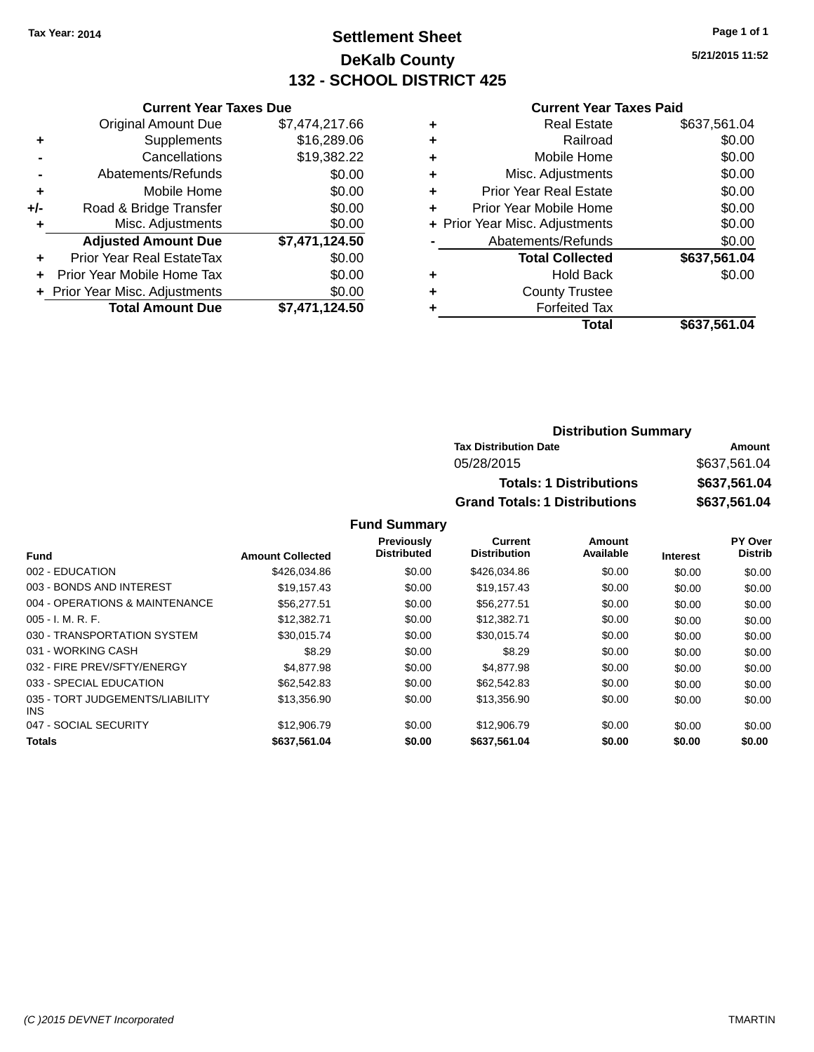Tax Year: 2014

# Settlement Sheet
## DeKalb County
## 132 - SCHOOL DISTRICT 425

5/21/2015 11:52

### Current Year Taxes Due

| | | |
|---|---|---|
| | Original Amount Due | $7,474,217.66 |
| + | Supplements | $16,289.06 |
| - | Cancellations | $19,382.22 |
| - | Abatements/Refunds | $0.00 |
| + | Mobile Home | $0.00 |
| +/- | Road & Bridge Transfer | $0.00 |
| + | Misc. Adjustments | $0.00 |
| | **Adjusted Amount Due** | **$7,471,124.50** |
| + | Prior Year Real EstateTax | $0.00 |
| + | Prior Year Mobile Home Tax | $0.00 |
| + | Prior Year Misc. Adjustments | $0.00 |
| | **Total Amount Due** | **$7,471,124.50** |

### Current Year Taxes Paid

| | | |
|---|---|---|
| + | Real Estate | $637,561.04 |
| + | Railroad | $0.00 |
| + | Mobile Home | $0.00 |
| + | Misc. Adjustments | $0.00 |
| + | Prior Year Real Estate | $0.00 |
| + | Prior Year Mobile Home | $0.00 |
| + | Prior Year Misc. Adjustments | $0.00 |
| - | Abatements/Refunds | $0.00 |
| | **Total Collected** | **$637,561.04** |
| + | Hold Back | $0.00 |
| + | County Trustee | |
| + | Forfeited Tax | |
| | **Total** | **$637,561.04** |

### Distribution Summary

| Tax Distribution Date | Amount |
|---|---|
| 05/28/2015 | $637,561.04 |
| **Totals: 1 Distributions** | **$637,561.04** |
| **Grand Totals: 1 Distributions** | **$637,561.04** |

### Fund Summary

| Fund | Amount Collected | Previously Distributed | Current Distribution | Amount Available | Interest | PY Over Distrib |
|---|---|---|---|---|---|---|
| 002 - EDUCATION | $426,034.86 | $0.00 | $426,034.86 | $0.00 | $0.00 | $0.00 |
| 003 - BONDS AND INTEREST | $19,157.43 | $0.00 | $19,157.43 | $0.00 | $0.00 | $0.00 |
| 004 - OPERATIONS & MAINTENANCE | $56,277.51 | $0.00 | $56,277.51 | $0.00 | $0.00 | $0.00 |
| 005 - I. M. R. F. | $12,382.71 | $0.00 | $12,382.71 | $0.00 | $0.00 | $0.00 |
| 030 - TRANSPORTATION SYSTEM | $30,015.74 | $0.00 | $30,015.74 | $0.00 | $0.00 | $0.00 |
| 031 - WORKING CASH | $8.29 | $0.00 | $8.29 | $0.00 | $0.00 | $0.00 |
| 032 - FIRE PREV/SFTY/ENERGY | $4,877.98 | $0.00 | $4,877.98 | $0.00 | $0.00 | $0.00 |
| 033 - SPECIAL EDUCATION | $62,542.83 | $0.00 | $62,542.83 | $0.00 | $0.00 | $0.00 |
| 035 - TORT JUDGEMENTS/LIABILITY INS | $13,356.90 | $0.00 | $13,356.90 | $0.00 | $0.00 | $0.00 |
| 047 - SOCIAL SECURITY | $12,906.79 | $0.00 | $12,906.79 | $0.00 | $0.00 | $0.00 |
| **Totals** | **$637,561.04** | **$0.00** | **$637,561.04** | **$0.00** | **$0.00** | **$0.00** |

(C )2015 DEVNET Incorporated TMARTIN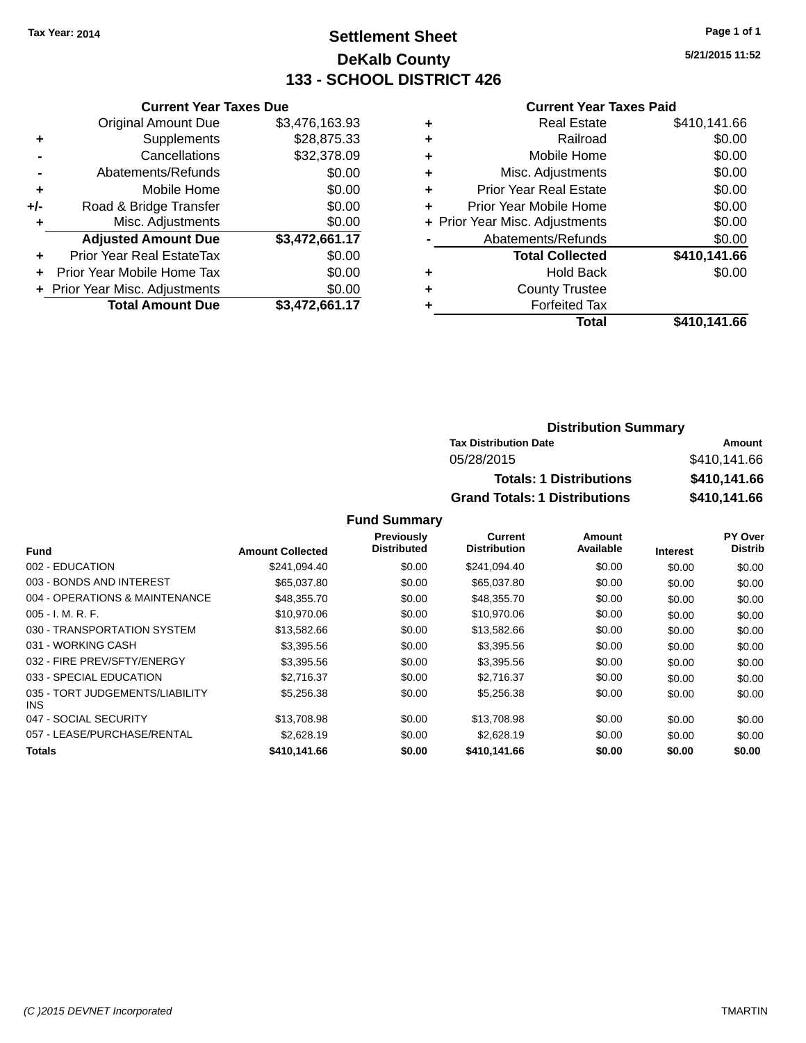Tax Year: 2014

# Settlement Sheet
## DeKalb County
## 133 - SCHOOL DISTRICT 426

5/21/2015 11:52

### Current Year Taxes Due

| | | |
|---|---|---|
| | Original Amount Due | $3,476,163.93 |
| + | Supplements | $28,875.33 |
| - | Cancellations | $32,378.09 |
| - | Abatements/Refunds | $0.00 |
| + | Mobile Home | $0.00 |
| +/- | Road & Bridge Transfer | $0.00 |
| + | Misc. Adjustments | $0.00 |
| | **Adjusted Amount Due** | **$3,472,661.17** |
| + | Prior Year Real EstateTax | $0.00 |
| + | Prior Year Mobile Home Tax | $0.00 |
| + | Prior Year Misc. Adjustments | $0.00 |
| | **Total Amount Due** | **$3,472,661.17** |

### Current Year Taxes Paid

| | | |
|---|---|---|
| + | Real Estate | $410,141.66 |
| + | Railroad | $0.00 |
| + | Mobile Home | $0.00 |
| + | Misc. Adjustments | $0.00 |
| + | Prior Year Real Estate | $0.00 |
| + | Prior Year Mobile Home | $0.00 |
| + | Prior Year Misc. Adjustments | $0.00 |
| - | Abatements/Refunds | $0.00 |
| | **Total Collected** | **$410,141.66** |
| + | Hold Back | $0.00 |
| + | County Trustee | |
| + | Forfeited Tax | |
| | **Total** | **$410,141.66** |

### Distribution Summary

| Tax Distribution Date | Amount |
|---|---|
| 05/28/2015 | $410,141.66 |
| **Totals: 1 Distributions** | **$410,141.66** |
| **Grand Totals: 1 Distributions** | **$410,141.66** |

### Fund Summary

| Fund | Amount Collected | Previously Distributed | Current Distribution | Amount Available | Interest | PY Over Distrib |
|---|---|---|---|---|---|---|
| 002 - EDUCATION | $241,094.40 | $0.00 | $241,094.40 | $0.00 | $0.00 | $0.00 |
| 003 - BONDS AND INTEREST | $65,037.80 | $0.00 | $65,037.80 | $0.00 | $0.00 | $0.00 |
| 004 - OPERATIONS & MAINTENANCE | $48,355.70 | $0.00 | $48,355.70 | $0.00 | $0.00 | $0.00 |
| 005 - I. M. R. F. | $10,970.06 | $0.00 | $10,970.06 | $0.00 | $0.00 | $0.00 |
| 030 - TRANSPORTATION SYSTEM | $13,582.66 | $0.00 | $13,582.66 | $0.00 | $0.00 | $0.00 |
| 031 - WORKING CASH | $3,395.56 | $0.00 | $3,395.56 | $0.00 | $0.00 | $0.00 |
| 032 - FIRE PREV/SFTY/ENERGY | $3,395.56 | $0.00 | $3,395.56 | $0.00 | $0.00 | $0.00 |
| 033 - SPECIAL EDUCATION | $2,716.37 | $0.00 | $2,716.37 | $0.00 | $0.00 | $0.00 |
| 035 - TORT JUDGEMENTS/LIABILITY INS | $5,256.38 | $0.00 | $5,256.38 | $0.00 | $0.00 | $0.00 |
| 047 - SOCIAL SECURITY | $13,708.98 | $0.00 | $13,708.98 | $0.00 | $0.00 | $0.00 |
| 057 - LEASE/PURCHASE/RENTAL | $2,628.19 | $0.00 | $2,628.19 | $0.00 | $0.00 | $0.00 |
| **Totals** | **$410,141.66** | **$0.00** | **$410,141.66** | **$0.00** | **$0.00** | **$0.00** |

(C )2015 DEVNET Incorporated TMARTIN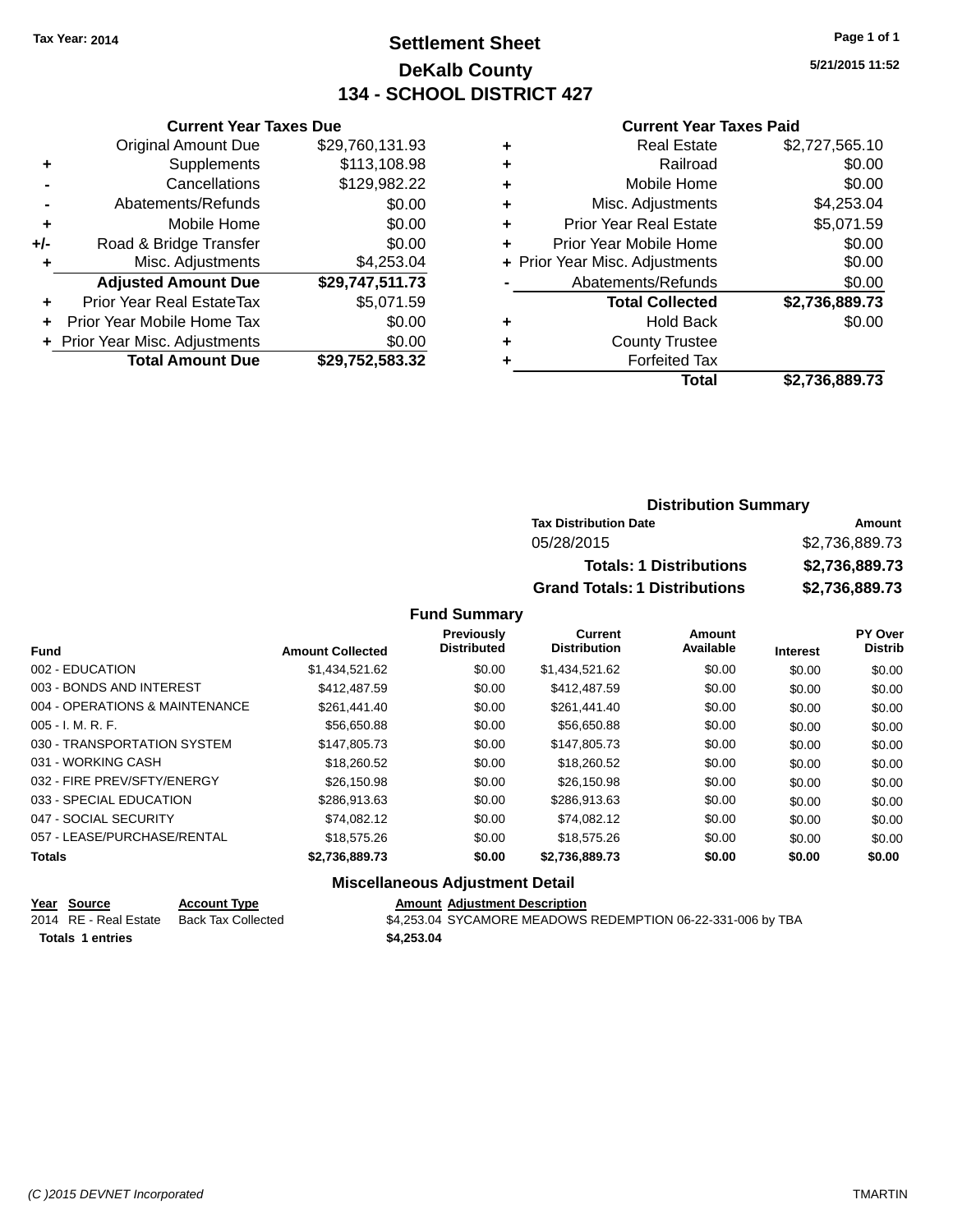Tax Year: 2014

# Settlement Sheet
## DeKalb County
## 134 - SCHOOL DISTRICT 427

5/21/2015 11:52

### Current Year Taxes Due

| | | |
|---|---|---|
| | Original Amount Due | $29,760,131.93 |
| + | Supplements | $113,108.98 |
| - | Cancellations | $129,982.22 |
| - | Abatements/Refunds | $0.00 |
| + | Mobile Home | $0.00 |
| +/- | Road & Bridge Transfer | $0.00 |
| + | Misc. Adjustments | $4,253.04 |
| | **Adjusted Amount Due** | **$29,747,511.73** |
| + | Prior Year Real EstateTax | $5,071.59 |
| + | Prior Year Mobile Home Tax | $0.00 |
| + | Prior Year Misc. Adjustments | $0.00 |
| | **Total Amount Due** | **$29,752,583.32** |

### Current Year Taxes Paid

| | | |
|---|---|---|
| + | Real Estate | $2,727,565.10 |
| + | Railroad | $0.00 |
| + | Mobile Home | $0.00 |
| + | Misc. Adjustments | $4,253.04 |
| + | Prior Year Real Estate | $5,071.59 |
| + | Prior Year Mobile Home | $0.00 |
| + | Prior Year Misc. Adjustments | $0.00 |
| - | Abatements/Refunds | $0.00 |
| | **Total Collected** | **$2,736,889.73** |
| + | Hold Back | $0.00 |
| + | County Trustee | |
| + | Forfeited Tax | |
| | **Total** | **$2,736,889.73** |

### Distribution Summary

| Tax Distribution Date | Amount |
|---|---|
| 05/28/2015 | $2,736,889.73 |
| **Totals: 1 Distributions** | **$2,736,889.73** |
| **Grand Totals: 1 Distributions** | **$2,736,889.73** |

### Fund Summary

| Fund | Amount Collected | Previously Distributed | Current Distribution | Amount Available | Interest | PY Over Distrib |
|---|---|---|---|---|---|---|
| 002 - EDUCATION | $1,434,521.62 | $0.00 | $1,434,521.62 | $0.00 | $0.00 | $0.00 |
| 003 - BONDS AND INTEREST | $412,487.59 | $0.00 | $412,487.59 | $0.00 | $0.00 | $0.00 |
| 004 - OPERATIONS & MAINTENANCE | $261,441.40 | $0.00 | $261,441.40 | $0.00 | $0.00 | $0.00 |
| 005 - I. M. R. F. | $56,650.88 | $0.00 | $56,650.88 | $0.00 | $0.00 | $0.00 |
| 030 - TRANSPORTATION SYSTEM | $147,805.73 | $0.00 | $147,805.73 | $0.00 | $0.00 | $0.00 |
| 031 - WORKING CASH | $18,260.52 | $0.00 | $18,260.52 | $0.00 | $0.00 | $0.00 |
| 032 - FIRE PREV/SFTY/ENERGY | $26,150.98 | $0.00 | $26,150.98 | $0.00 | $0.00 | $0.00 |
| 033 - SPECIAL EDUCATION | $286,913.63 | $0.00 | $286,913.63 | $0.00 | $0.00 | $0.00 |
| 047 - SOCIAL SECURITY | $74,082.12 | $0.00 | $74,082.12 | $0.00 | $0.00 | $0.00 |
| 057 - LEASE/PURCHASE/RENTAL | $18,575.26 | $0.00 | $18,575.26 | $0.00 | $0.00 | $0.00 |
| **Totals** | **$2,736,889.73** | **$0.00** | **$2,736,889.73** | **$0.00** | **$0.00** | **$0.00** |

### Miscellaneous Adjustment Detail

| Year | Source | Account Type | Amount | Adjustment Description |
|---|---|---|---|---|
| 2014 | RE - Real Estate | Back Tax Collected | $4,253.04 | SYCAMORE MEADOWS REDEMPTION 06-22-331-006 by TBA |
| **Totals** | **1 entries** | | **$4,253.04** | |

(C )2015 DEVNET Incorporated TMARTIN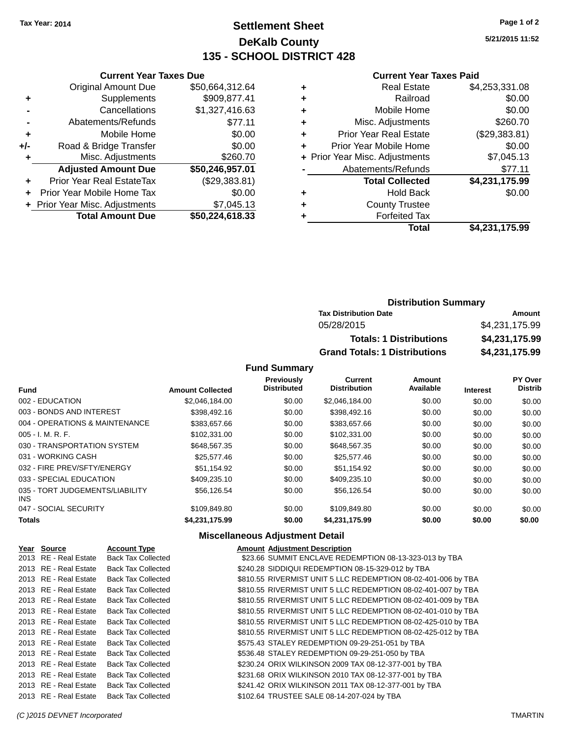Tax Year: 2014

# Settlement Sheet
## DeKalb County
## 135 - SCHOOL DISTRICT 428

5/21/2015 11:52

### Current Year Taxes Due

| | | |
|---|---|---|
| | Original Amount Due | $50,664,312.64 |
| + | Supplements | $909,877.41 |
| - | Cancellations | $1,327,416.63 |
| - | Abatements/Refunds | $77.11 |
| + | Mobile Home | $0.00 |
| +/- | Road & Bridge Transfer | $0.00 |
| + | Misc. Adjustments | $260.70 |
| | **Adjusted Amount Due** | **$50,246,957.01** |
| + | Prior Year Real EstateTax | ($29,383.81) |
| + | Prior Year Mobile Home Tax | $0.00 |
| + | Prior Year Misc. Adjustments | $7,045.13 |
| | **Total Amount Due** | **$50,224,618.33** |

### Current Year Taxes Paid

| | | |
|---|---|---|
| + | Real Estate | $4,253,331.08 |
| + | Railroad | $0.00 |
| + | Mobile Home | $0.00 |
| + | Misc. Adjustments | $260.70 |
| + | Prior Year Real Estate | ($29,383.81) |
| + | Prior Year Mobile Home | $0.00 |
| + | Prior Year Misc. Adjustments | $7,045.13 |
| - | Abatements/Refunds | $77.11 |
| | **Total Collected** | **$4,231,175.99** |
| + | Hold Back | $0.00 |
| + | County Trustee | |
| + | Forfeited Tax | |
| | **Total** | **$4,231,175.99** |

### Distribution Summary

| Tax Distribution Date | Amount |
|---|---|
| 05/28/2015 | $4,231,175.99 |
| **Totals: 1 Distributions** | **$4,231,175.99** |
| **Grand Totals: 1 Distributions** | **$4,231,175.99** |

### Fund Summary

| Fund | Amount Collected | Previously Distributed | Current Distribution | Amount Available | Interest | PY Over Distrib |
|---|---|---|---|---|---|---|
| 002 - EDUCATION | $2,046,184.00 | $0.00 | $2,046,184.00 | $0.00 | $0.00 | $0.00 |
| 003 - BONDS AND INTEREST | $398,492.16 | $0.00 | $398,492.16 | $0.00 | $0.00 | $0.00 |
| 004 - OPERATIONS & MAINTENANCE | $383,657.66 | $0.00 | $383,657.66 | $0.00 | $0.00 | $0.00 |
| 005 - I. M. R. F. | $102,331.00 | $0.00 | $102,331.00 | $0.00 | $0.00 | $0.00 |
| 030 - TRANSPORTATION SYSTEM | $648,567.35 | $0.00 | $648,567.35 | $0.00 | $0.00 | $0.00 |
| 031 - WORKING CASH | $25,577.46 | $0.00 | $25,577.46 | $0.00 | $0.00 | $0.00 |
| 032 - FIRE PREV/SFTY/ENERGY | $51,154.92 | $0.00 | $51,154.92 | $0.00 | $0.00 | $0.00 |
| 033 - SPECIAL EDUCATION | $409,235.10 | $0.00 | $409,235.10 | $0.00 | $0.00 | $0.00 |
| 035 - TORT JUDGEMENTS/LIABILITY INS | $56,126.54 | $0.00 | $56,126.54 | $0.00 | $0.00 | $0.00 |
| 047 - SOCIAL SECURITY | $109,849.80 | $0.00 | $109,849.80 | $0.00 | $0.00 | $0.00 |
| **Totals** | **$4,231,175.99** | **$0.00** | **$4,231,175.99** | **$0.00** | **$0.00** | **$0.00** |

### Miscellaneous Adjustment Detail

| Year | Source | Account Type | Amount | Adjustment Description |
|---|---|---|---|---|
| 2013 | RE - Real Estate | Back Tax Collected | $23.66 | SUMMIT ENCLAVE REDEMPTION 08-13-323-013 by TBA |
| 2013 | RE - Real Estate | Back Tax Collected | $240.28 | SIDDIQUI REDEMPTION 08-15-329-012 by TBA |
| 2013 | RE - Real Estate | Back Tax Collected | $810.55 | RIVERMIST UNIT 5 LLC REDEMPTION 08-02-401-006 by TBA |
| 2013 | RE - Real Estate | Back Tax Collected | $810.55 | RIVERMIST UNIT 5 LLC REDEMPTION 08-02-401-007 by TBA |
| 2013 | RE - Real Estate | Back Tax Collected | $810.55 | RIVERMIST UNIT 5 LLC REDEMPTION 08-02-401-009 by TBA |
| 2013 | RE - Real Estate | Back Tax Collected | $810.55 | RIVERMIST UNIT 5 LLC REDEMPTION 08-02-401-010 by TBA |
| 2013 | RE - Real Estate | Back Tax Collected | $810.55 | RIVERMIST UNIT 5 LLC REDEMPTION 08-02-425-010 by TBA |
| 2013 | RE - Real Estate | Back Tax Collected | $810.55 | RIVERMIST UNIT 5 LLC REDEMPTION 08-02-425-012 by TBA |
| 2013 | RE - Real Estate | Back Tax Collected | $575.43 | STALEY REDEMPTION 09-29-251-051 by TBA |
| 2013 | RE - Real Estate | Back Tax Collected | $536.48 | STALEY REDEMPTION 09-29-251-050 by TBA |
| 2013 | RE - Real Estate | Back Tax Collected | $230.24 | ORIX WILKINSON 2009 TAX 08-12-377-001 by TBA |
| 2013 | RE - Real Estate | Back Tax Collected | $231.68 | ORIX WILKINSON 2010 TAX 08-12-377-001 by TBA |
| 2013 | RE - Real Estate | Back Tax Collected | $241.42 | ORIX WILKINSON 2011 TAX 08-12-377-001 by TBA |
| 2013 | RE - Real Estate | Back Tax Collected | $102.64 | TRUSTEE SALE 08-14-207-024 by TBA |

(C )2015 DEVNET Incorporated TMARTIN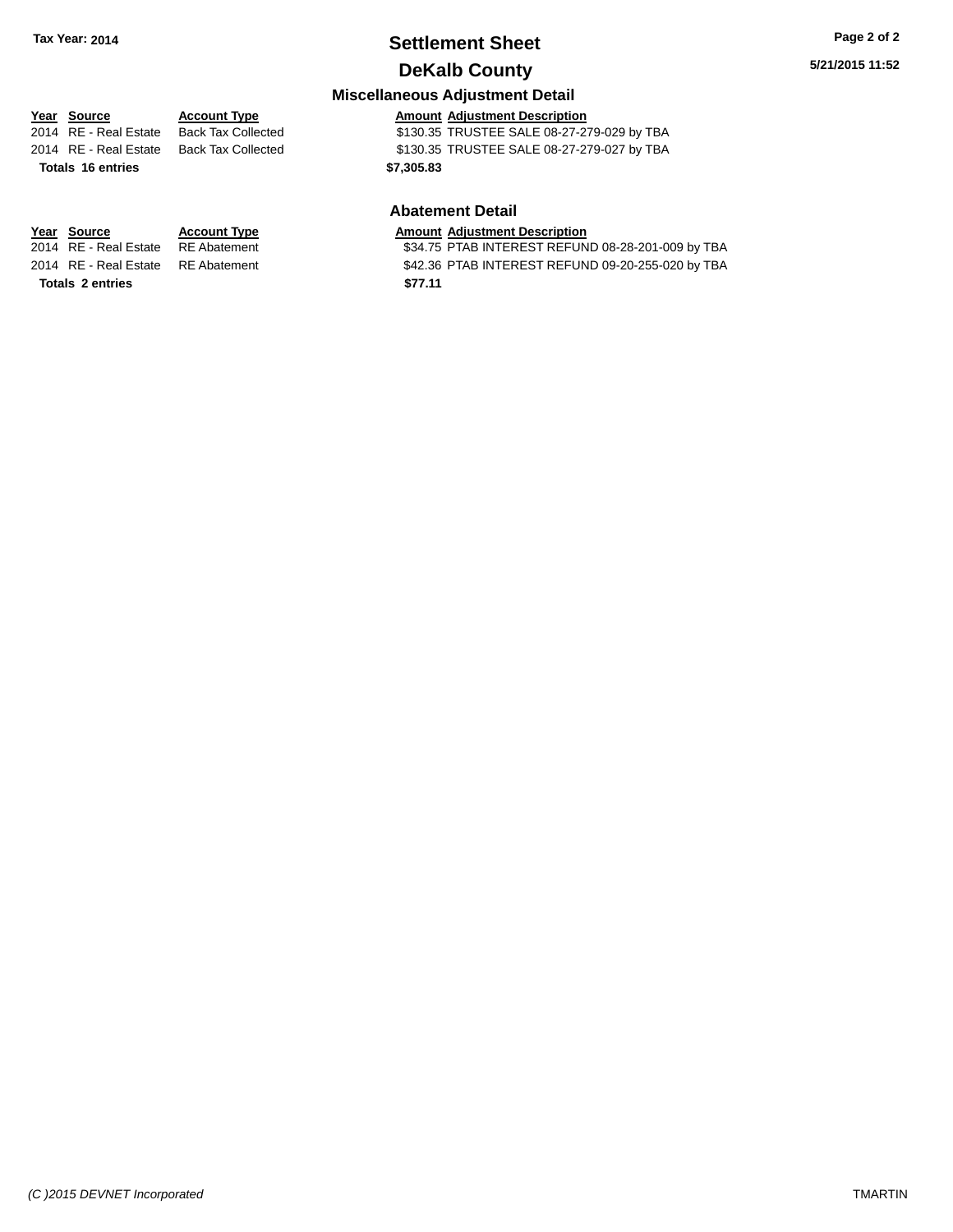Tax Year: 2014

# Settlement Sheet

## DeKalb County

5/21/2015 11:52

### Miscellaneous Adjustment Detail

| Year | Source | Account Type | Amount | Adjustment Description |
|---|---|---|---|---|
| 2014 | RE - Real Estate | Back Tax Collected | $130.35 | TRUSTEE SALE 08-27-279-029 by TBA |
| 2014 | RE - Real Estate | Back Tax Collected | $130.35 | TRUSTEE SALE 08-27-279-027 by TBA |
| **Totals** | **16 entries** | | **$7,305.83** | |

### Abatement Detail

| Year | Source | Account Type | Amount | Adjustment Description |
|---|---|---|---|---|
| 2014 | RE - Real Estate | RE Abatement | $34.75 | PTAB INTEREST REFUND 08-28-201-009 by TBA |
| 2014 | RE - Real Estate | RE Abatement | $42.36 | PTAB INTEREST REFUND 09-20-255-020 by TBA |
| **Totals** | **2 entries** | | **$77.11** | |

*(C )2015 DEVNET Incorporated* TMARTIN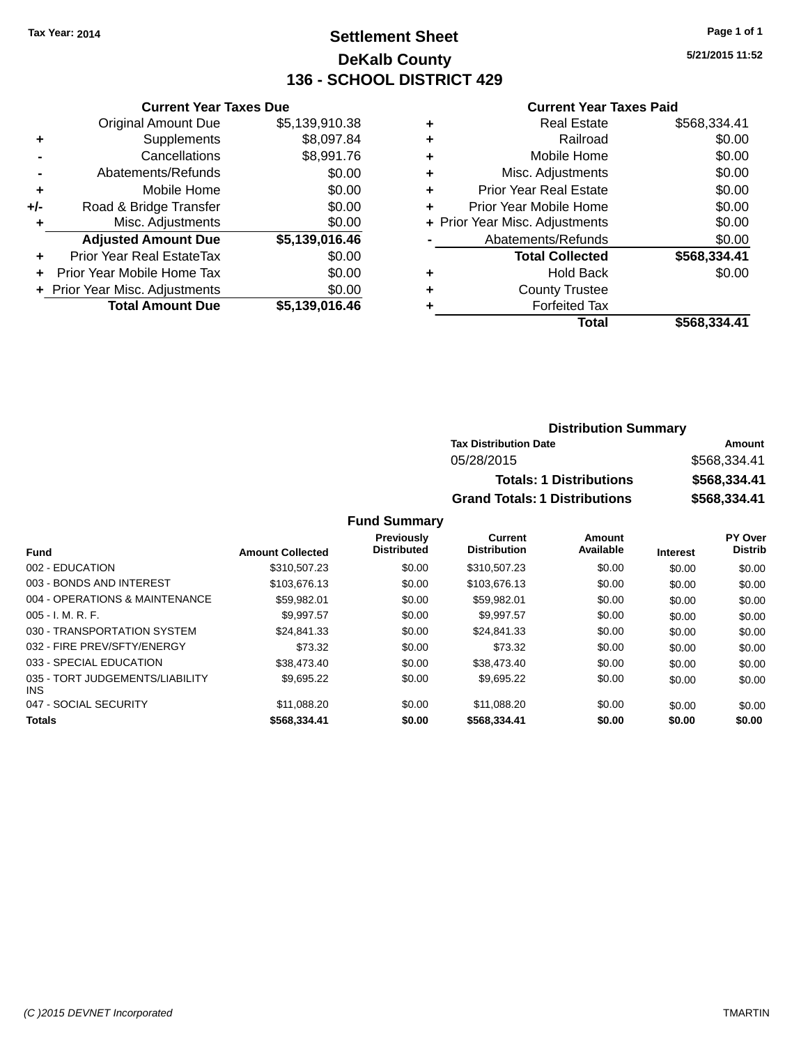Tax Year: 2014

# Settlement Sheet

## DeKalb County

## 136 - SCHOOL DISTRICT 429

5/21/2015 11:52

### Current Year Taxes Due

| | | |
|---|---|---|
| | Original Amount Due | $5,139,910.38 |
| + | Supplements | $8,097.84 |
| - | Cancellations | $8,991.76 |
| - | Abatements/Refunds | $0.00 |
| + | Mobile Home | $0.00 |
| +/- | Road & Bridge Transfer | $0.00 |
| + | Misc. Adjustments | $0.00 |
| | **Adjusted Amount Due** | **$5,139,016.46** |
| + | Prior Year Real EstateTax | $0.00 |
| + | Prior Year Mobile Home Tax | $0.00 |
| + | Prior Year Misc. Adjustments | $0.00 |
| | **Total Amount Due** | **$5,139,016.46** |

### Current Year Taxes Paid

| | | |
|---|---|---|
| + | Real Estate | $568,334.41 |
| + | Railroad | $0.00 |
| + | Mobile Home | $0.00 |
| + | Misc. Adjustments | $0.00 |
| + | Prior Year Real Estate | $0.00 |
| + | Prior Year Mobile Home | $0.00 |
| + | Prior Year Misc. Adjustments | $0.00 |
| - | Abatements/Refunds | $0.00 |
| | **Total Collected** | **$568,334.41** |
| + | Hold Back | $0.00 |
| + | County Trustee | |
| + | Forfeited Tax | |
| | **Total** | **$568,334.41** |

### Distribution Summary

| Tax Distribution Date | Amount |
|---|---|
| 05/28/2015 | $568,334.41 |
| **Totals: 1 Distributions** | **$568,334.41** |
| **Grand Totals: 1 Distributions** | **$568,334.41** |

### Fund Summary

| Fund | Amount Collected | Previously Distributed | Current Distribution | Amount Available | Interest | PY Over Distrib |
|---|---|---|---|---|---|---|
| 002 - EDUCATION | $310,507.23 | $0.00 | $310,507.23 | $0.00 | $0.00 | $0.00 |
| 003 - BONDS AND INTEREST | $103,676.13 | $0.00 | $103,676.13 | $0.00 | $0.00 | $0.00 |
| 004 - OPERATIONS & MAINTENANCE | $59,982.01 | $0.00 | $59,982.01 | $0.00 | $0.00 | $0.00 |
| 005 - I. M. R. F. | $9,997.57 | $0.00 | $9,997.57 | $0.00 | $0.00 | $0.00 |
| 030 - TRANSPORTATION SYSTEM | $24,841.33 | $0.00 | $24,841.33 | $0.00 | $0.00 | $0.00 |
| 032 - FIRE PREV/SFTY/ENERGY | $73.32 | $0.00 | $73.32 | $0.00 | $0.00 | $0.00 |
| 033 - SPECIAL EDUCATION | $38,473.40 | $0.00 | $38,473.40 | $0.00 | $0.00 | $0.00 |
| 035 - TORT JUDGEMENTS/LIABILITY INS | $9,695.22 | $0.00 | $9,695.22 | $0.00 | $0.00 | $0.00 |
| 047 - SOCIAL SECURITY | $11,088.20 | $0.00 | $11,088.20 | $0.00 | $0.00 | $0.00 |
| **Totals** | **$568,334.41** | **$0.00** | **$568,334.41** | **$0.00** | **$0.00** | **$0.00** |

(C )2015 DEVNET Incorporated TMARTIN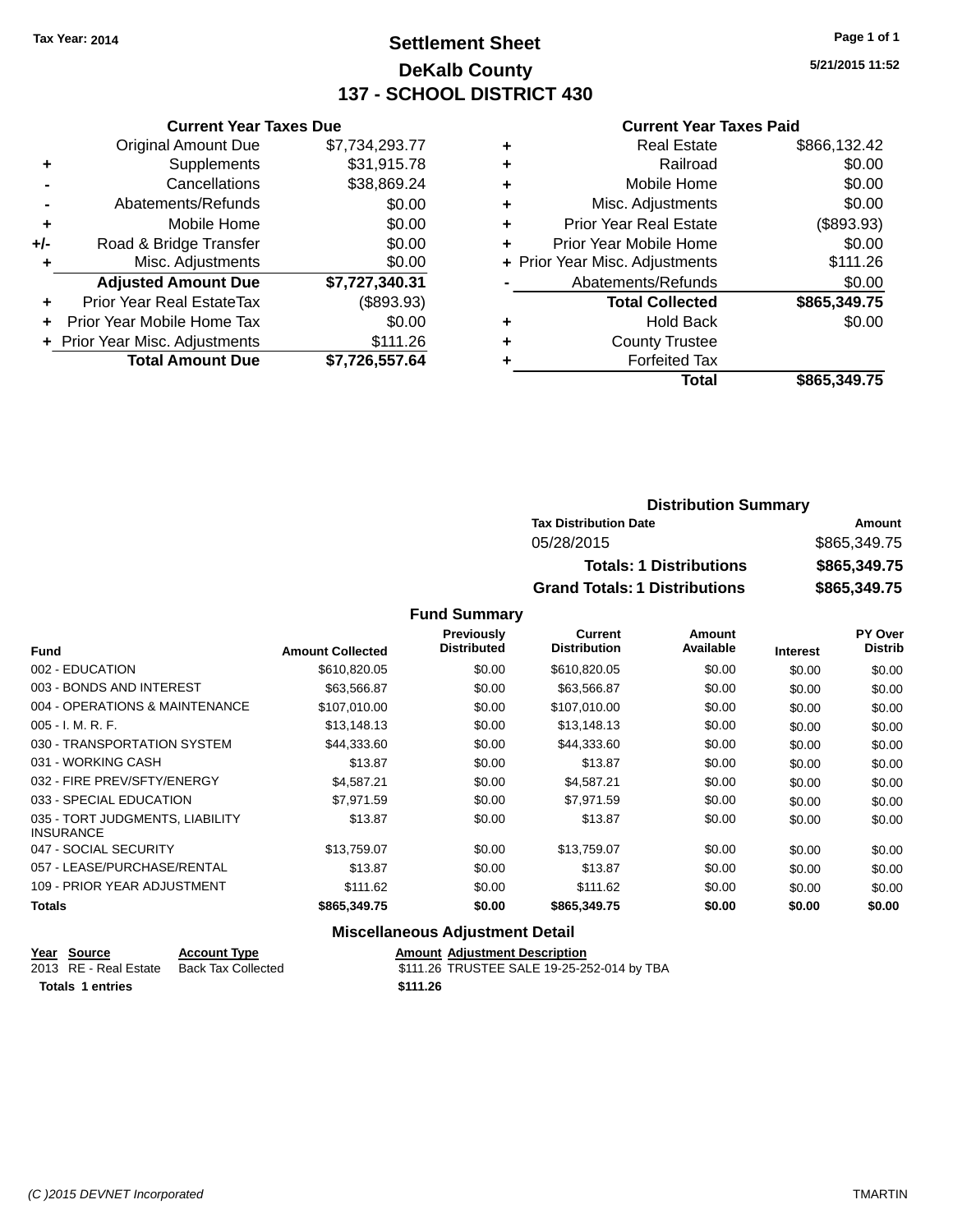Tax Year: 2014

# Settlement Sheet
## DeKalb County
## 137 - SCHOOL DISTRICT 430

5/21/2015 11:52

### Current Year Taxes Due

| | | |
|---|---|---|
| | Original Amount Due | $7,734,293.77 |
| + | Supplements | $31,915.78 |
| - | Cancellations | $38,869.24 |
| - | Abatements/Refunds | $0.00 |
| + | Mobile Home | $0.00 |
| +/- | Road & Bridge Transfer | $0.00 |
| + | Misc. Adjustments | $0.00 |
| | **Adjusted Amount Due** | **$7,727,340.31** |
| + | Prior Year Real EstateTax | ($893.93) |
| + | Prior Year Mobile Home Tax | $0.00 |
| + | Prior Year Misc. Adjustments | $111.26 |
| | **Total Amount Due** | **$7,726,557.64** |

### Current Year Taxes Paid

| | | |
|---|---|---|
| + | Real Estate | $866,132.42 |
| + | Railroad | $0.00 |
| + | Mobile Home | $0.00 |
| + | Misc. Adjustments | $0.00 |
| + | Prior Year Real Estate | ($893.93) |
| + | Prior Year Mobile Home | $0.00 |
| + | Prior Year Misc. Adjustments | $111.26 |
| - | Abatements/Refunds | $0.00 |
| | **Total Collected** | **$865,349.75** |
| + | Hold Back | $0.00 |
| + | County Trustee | |
| + | Forfeited Tax | |
| | **Total** | **$865,349.75** |

### Distribution Summary

| Tax Distribution Date | Amount |
|---|---|
| 05/28/2015 | $865,349.75 |
| **Totals: 1 Distributions** | **$865,349.75** |
| **Grand Totals: 1 Distributions** | **$865,349.75** |

### Fund Summary

| Fund | Amount Collected | Previously Distributed | Current Distribution | Amount Available | Interest | PY Over Distrib |
|---|---|---|---|---|---|---|
| 002 - EDUCATION | $610,820.05 | $0.00 | $610,820.05 | $0.00 | $0.00 | $0.00 |
| 003 - BONDS AND INTEREST | $63,566.87 | $0.00 | $63,566.87 | $0.00 | $0.00 | $0.00 |
| 004 - OPERATIONS & MAINTENANCE | $107,010.00 | $0.00 | $107,010.00 | $0.00 | $0.00 | $0.00 |
| 005 - I. M. R. F. | $13,148.13 | $0.00 | $13,148.13 | $0.00 | $0.00 | $0.00 |
| 030 - TRANSPORTATION SYSTEM | $44,333.60 | $0.00 | $44,333.60 | $0.00 | $0.00 | $0.00 |
| 031 - WORKING CASH | $13.87 | $0.00 | $13.87 | $0.00 | $0.00 | $0.00 |
| 032 - FIRE PREV/SFTY/ENERGY | $4,587.21 | $0.00 | $4,587.21 | $0.00 | $0.00 | $0.00 |
| 033 - SPECIAL EDUCATION | $7,971.59 | $0.00 | $7,971.59 | $0.00 | $0.00 | $0.00 |
| 035 - TORT JUDGMENTS, LIABILITY INSURANCE | $13.87 | $0.00 | $13.87 | $0.00 | $0.00 | $0.00 |
| 047 - SOCIAL SECURITY | $13,759.07 | $0.00 | $13,759.07 | $0.00 | $0.00 | $0.00 |
| 057 - LEASE/PURCHASE/RENTAL | $13.87 | $0.00 | $13.87 | $0.00 | $0.00 | $0.00 |
| 109 - PRIOR YEAR ADJUSTMENT | $111.62 | $0.00 | $111.62 | $0.00 | $0.00 | $0.00 |
| **Totals** | **$865,349.75** | **$0.00** | **$865,349.75** | **$0.00** | **$0.00** | **$0.00** |

### Miscellaneous Adjustment Detail

| Year | Source | Account Type | Amount | Adjustment Description |
|---|---|---|---|---|
| 2013 | RE - Real Estate | Back Tax Collected | $111.26 | TRUSTEE SALE 19-25-252-014 by TBA |
| **Totals 1 entries** | | | **$111.26** | |

(C )2015 DEVNET Incorporated

TMARTIN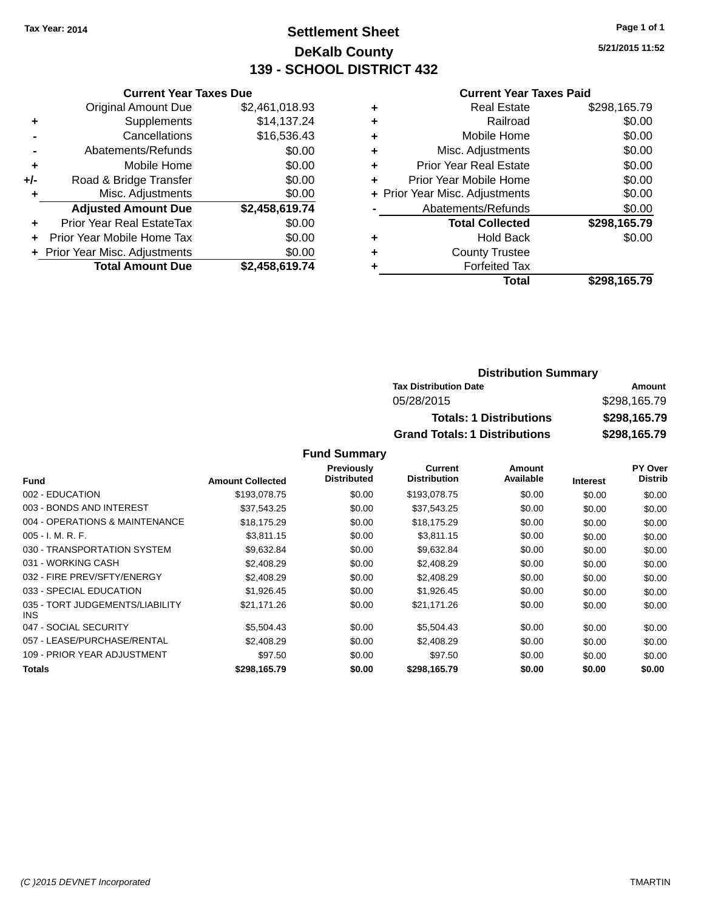Tax Year: 2014

# Settlement Sheet

## DeKalb County

## 139 - SCHOOL DISTRICT 432

5/21/2015 11:52

### Current Year Taxes Due

| | | |
|---|---|---|
| | Original Amount Due | $2,461,018.93 |
| + | Supplements | $14,137.24 |
| - | Cancellations | $16,536.43 |
| - | Abatements/Refunds | $0.00 |
| + | Mobile Home | $0.00 |
| +/- | Road & Bridge Transfer | $0.00 |
| + | Misc. Adjustments | $0.00 |
| | **Adjusted Amount Due** | **$2,458,619.74** |
| + | Prior Year Real EstateTax | $0.00 |
| + | Prior Year Mobile Home Tax | $0.00 |
| + | Prior Year Misc. Adjustments | $0.00 |
| | **Total Amount Due** | **$2,458,619.74** |

### Current Year Taxes Paid

| | | |
|---|---|---|
| + | Real Estate | $298,165.79 |
| + | Railroad | $0.00 |
| + | Mobile Home | $0.00 |
| + | Misc. Adjustments | $0.00 |
| + | Prior Year Real Estate | $0.00 |
| + | Prior Year Mobile Home | $0.00 |
| + | Prior Year Misc. Adjustments | $0.00 |
| - | Abatements/Refunds | $0.00 |
| | **Total Collected** | **$298,165.79** |
| + | Hold Back | $0.00 |
| + | County Trustee | |
| + | Forfeited Tax | |
| | **Total** | **$298,165.79** |

### Distribution Summary

| Tax Distribution Date | Amount |
|---|---|
| 05/28/2015 | $298,165.79 |
| **Totals: 1 Distributions** | **$298,165.79** |
| **Grand Totals: 1 Distributions** | **$298,165.79** |

### Fund Summary

| Fund | Amount Collected | Previously Distributed | Current Distribution | Amount Available | Interest | PY Over Distrib |
|---|---|---|---|---|---|---|
| 002 - EDUCATION | $193,078.75 | $0.00 | $193,078.75 | $0.00 | $0.00 | $0.00 |
| 003 - BONDS AND INTEREST | $37,543.25 | $0.00 | $37,543.25 | $0.00 | $0.00 | $0.00 |
| 004 - OPERATIONS & MAINTENANCE | $18,175.29 | $0.00 | $18,175.29 | $0.00 | $0.00 | $0.00 |
| 005 - I. M. R. F. | $3,811.15 | $0.00 | $3,811.15 | $0.00 | $0.00 | $0.00 |
| 030 - TRANSPORTATION SYSTEM | $9,632.84 | $0.00 | $9,632.84 | $0.00 | $0.00 | $0.00 |
| 031 - WORKING CASH | $2,408.29 | $0.00 | $2,408.29 | $0.00 | $0.00 | $0.00 |
| 032 - FIRE PREV/SFTY/ENERGY | $2,408.29 | $0.00 | $2,408.29 | $0.00 | $0.00 | $0.00 |
| 033 - SPECIAL EDUCATION | $1,926.45 | $0.00 | $1,926.45 | $0.00 | $0.00 | $0.00 |
| 035 - TORT JUDGEMENTS/LIABILITY INS | $21,171.26 | $0.00 | $21,171.26 | $0.00 | $0.00 | $0.00 |
| 047 - SOCIAL SECURITY | $5,504.43 | $0.00 | $5,504.43 | $0.00 | $0.00 | $0.00 |
| 057 - LEASE/PURCHASE/RENTAL | $2,408.29 | $0.00 | $2,408.29 | $0.00 | $0.00 | $0.00 |
| 109 - PRIOR YEAR ADJUSTMENT | $97.50 | $0.00 | $97.50 | $0.00 | $0.00 | $0.00 |
| **Totals** | **$298,165.79** | **$0.00** | **$298,165.79** | **$0.00** | **$0.00** | **$0.00** |

(C )2015 DEVNET Incorporated TMARTIN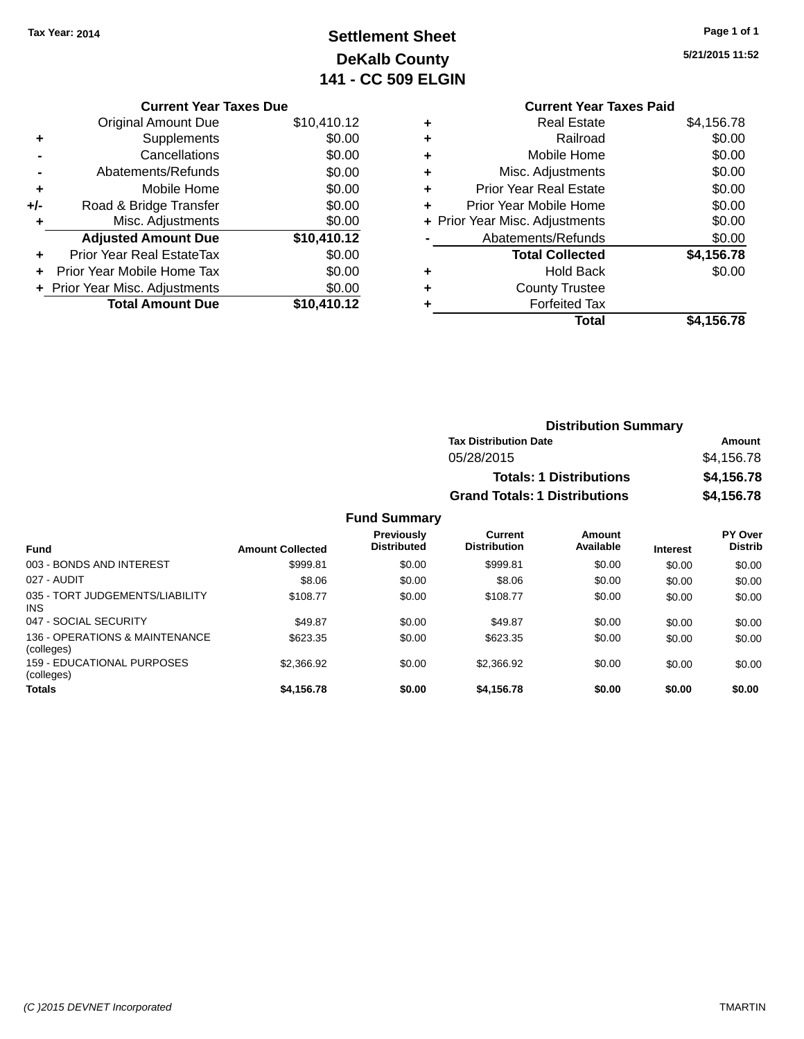Tax Year: 2014

# Settlement Sheet
## DeKalb County
## 141 - CC 509 ELGIN

5/21/2015 11:52

**Current Year Taxes Due**

| | | |
|---|---|---|
| | Original Amount Due | $10,410.12 |
| + | Supplements | $0.00 |
| - | Cancellations | $0.00 |
| - | Abatements/Refunds | $0.00 |
| + | Mobile Home | $0.00 |
| +/- | Road & Bridge Transfer | $0.00 |
| + | Misc. Adjustments | $0.00 |
| | **Adjusted Amount Due** | **$10,410.12** |
| + | Prior Year Real EstateTax | $0.00 |
| + | Prior Year Mobile Home Tax | $0.00 |
| + | Prior Year Misc. Adjustments | $0.00 |
| | **Total Amount Due** | **$10,410.12** |

**Current Year Taxes Paid**

| | | |
|---|---|---|
| + | Real Estate | $4,156.78 |
| + | Railroad | $0.00 |
| + | Mobile Home | $0.00 |
| + | Misc. Adjustments | $0.00 |
| + | Prior Year Real Estate | $0.00 |
| + | Prior Year Mobile Home | $0.00 |
| + | Prior Year Misc. Adjustments | $0.00 |
| - | Abatements/Refunds | $0.00 |
| | **Total Collected** | **$4,156.78** |
| + | Hold Back | $0.00 |
| + | County Trustee | |
| + | Forfeited Tax | |
| | **Total** | **$4,156.78** |

**Distribution Summary**

| Tax Distribution Date | Amount |
|---|---|
| 05/28/2015 | $4,156.78 |
| **Totals: 1 Distributions** | **$4,156.78** |
| **Grand Totals: 1 Distributions** | **$4,156.78** |

**Fund Summary**

| Fund | Amount Collected | Previously Distributed | Current Distribution | Amount Available | Interest | PY Over Distrib |
|---|---|---|---|---|---|---|
| 003 - BONDS AND INTEREST | $999.81 | $0.00 | $999.81 | $0.00 | $0.00 | $0.00 |
| 027 - AUDIT | $8.06 | $0.00 | $8.06 | $0.00 | $0.00 | $0.00 |
| 035 - TORT JUDGEMENTS/LIABILITY INS | $108.77 | $0.00 | $108.77 | $0.00 | $0.00 | $0.00 |
| 047 - SOCIAL SECURITY | $49.87 | $0.00 | $49.87 | $0.00 | $0.00 | $0.00 |
| 136 - OPERATIONS & MAINTENANCE (colleges) | $623.35 | $0.00 | $623.35 | $0.00 | $0.00 | $0.00 |
| 159 - EDUCATIONAL PURPOSES (colleges) | $2,366.92 | $0.00 | $2,366.92 | $0.00 | $0.00 | $0.00 |
| **Totals** | **$4,156.78** | **$0.00** | **$4,156.78** | **$0.00** | **$0.00** | **$0.00** |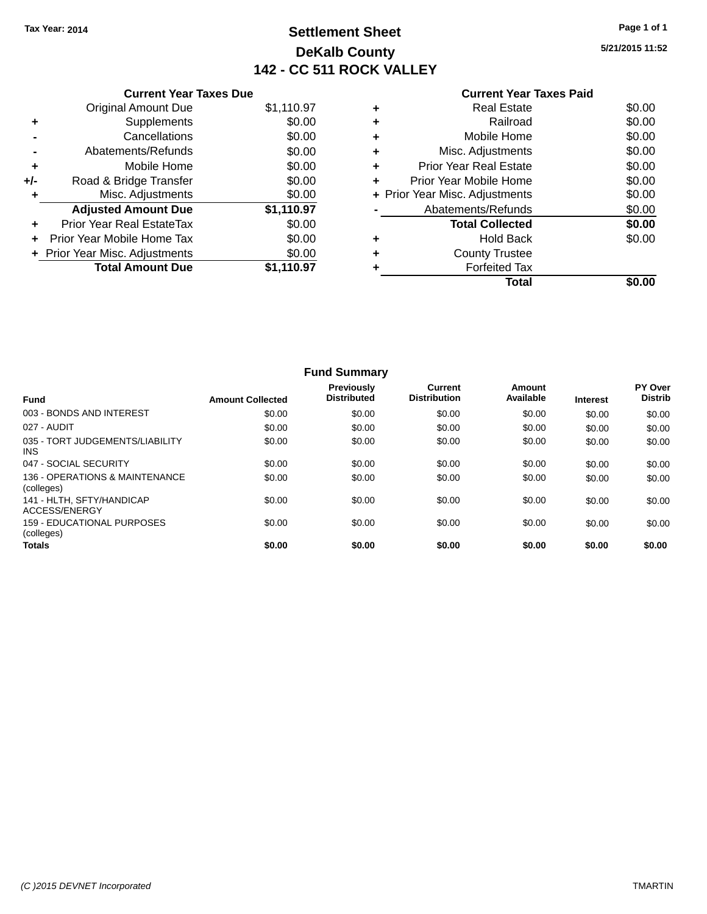Tax Year: 2014

# Settlement Sheet

## DeKalb County

## 142 - CC 511 ROCK VALLEY

5/21/2015 11:52

| | Current Year Taxes Due | |
|---|---|---|
| | Original Amount Due | $1,110.97 |
| + | Supplements | $0.00 |
| - | Cancellations | $0.00 |
| - | Abatements/Refunds | $0.00 |
| + | Mobile Home | $0.00 |
| +/- | Road & Bridge Transfer | $0.00 |
| + | Misc. Adjustments | $0.00 |
| | **Adjusted Amount Due** | **$1,110.97** |
| + | Prior Year Real EstateTax | $0.00 |
| + | Prior Year Mobile Home Tax | $0.00 |
| + | Prior Year Misc. Adjustments | $0.00 |
| | **Total Amount Due** | **$1,110.97** |

| | Current Year Taxes Paid | |
|---|---|---|
| + | Real Estate | $0.00 |
| + | Railroad | $0.00 |
| + | Mobile Home | $0.00 |
| + | Misc. Adjustments | $0.00 |
| + | Prior Year Real Estate | $0.00 |
| + | Prior Year Mobile Home | $0.00 |
| + | Prior Year Misc. Adjustments | $0.00 |
| - | Abatements/Refunds | $0.00 |
| | **Total Collected** | **$0.00** |
| + | Hold Back | $0.00 |
| + | County Trustee | |
| + | Forfeited Tax | |
| | **Total** | **$0.00** |

### Fund Summary

| Fund | Amount Collected | Previously Distributed | Current Distribution | Amount Available | Interest | PY Over Distrib |
|---|---|---|---|---|---|---|
| 003 - BONDS AND INTEREST | $0.00 | $0.00 | $0.00 | $0.00 | $0.00 | $0.00 |
| 027 - AUDIT | $0.00 | $0.00 | $0.00 | $0.00 | $0.00 | $0.00 |
| 035 - TORT JUDGEMENTS/LIABILITY INS | $0.00 | $0.00 | $0.00 | $0.00 | $0.00 | $0.00 |
| 047 - SOCIAL SECURITY | $0.00 | $0.00 | $0.00 | $0.00 | $0.00 | $0.00 |
| 136 - OPERATIONS & MAINTENANCE (colleges) | $0.00 | $0.00 | $0.00 | $0.00 | $0.00 | $0.00 |
| 141 - HLTH, SFTY/HANDICAP ACCESS/ENERGY | $0.00 | $0.00 | $0.00 | $0.00 | $0.00 | $0.00 |
| 159 - EDUCATIONAL PURPOSES (colleges) | $0.00 | $0.00 | $0.00 | $0.00 | $0.00 | $0.00 |
| **Totals** | **$0.00** | **$0.00** | **$0.00** | **$0.00** | **$0.00** | **$0.00** |

(C )2015 DEVNET Incorporated TMARTIN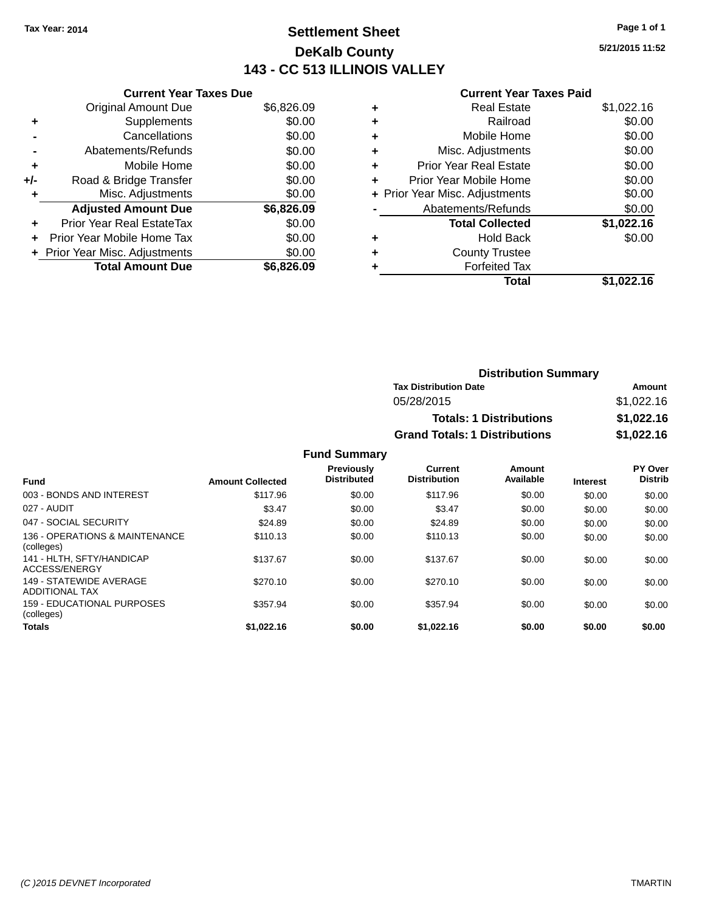Tax Year: 2014

# Settlement Sheet

## DeKalb County

## 143 - CC 513 ILLINOIS VALLEY

5/21/2015 11:52

### Current Year Taxes Due

| | | |
|---|---|---|
| | Original Amount Due | $6,826.09 |
| + | Supplements | $0.00 |
| - | Cancellations | $0.00 |
| - | Abatements/Refunds | $0.00 |
| + | Mobile Home | $0.00 |
| +/- | Road & Bridge Transfer | $0.00 |
| + | Misc. Adjustments | $0.00 |
| | **Adjusted Amount Due** | **$6,826.09** |
| + | Prior Year Real EstateTax | $0.00 |
| + | Prior Year Mobile Home Tax | $0.00 |
| + | Prior Year Misc. Adjustments | $0.00 |
| | **Total Amount Due** | **$6,826.09** |

### Current Year Taxes Paid

| | | |
|---|---|---|
| + | Real Estate | $1,022.16 |
| + | Railroad | $0.00 |
| + | Mobile Home | $0.00 |
| + | Misc. Adjustments | $0.00 |
| + | Prior Year Real Estate | $0.00 |
| + | Prior Year Mobile Home | $0.00 |
| + | Prior Year Misc. Adjustments | $0.00 |
| - | Abatements/Refunds | $0.00 |
| | **Total Collected** | **$1,022.16** |
| + | Hold Back | $0.00 |
| + | County Trustee | |
| + | Forfeited Tax | |
| | **Total** | **$1,022.16** |

### Distribution Summary

| Tax Distribution Date | Amount |
|---|---|
| 05/28/2015 | $1,022.16 |
| **Totals: 1 Distributions** | **$1,022.16** |
| **Grand Totals: 1 Distributions** | **$1,022.16** |

### Fund Summary

| Fund | Amount Collected | Previously Distributed | Current Distribution | Amount Available | Interest | PY Over Distrib |
|---|---|---|---|---|---|---|
| 003 - BONDS AND INTEREST | $117.96 | $0.00 | $117.96 | $0.00 | $0.00 | $0.00 |
| 027 - AUDIT | $3.47 | $0.00 | $3.47 | $0.00 | $0.00 | $0.00 |
| 047 - SOCIAL SECURITY | $24.89 | $0.00 | $24.89 | $0.00 | $0.00 | $0.00 |
| 136 - OPERATIONS & MAINTENANCE (colleges) | $110.13 | $0.00 | $110.13 | $0.00 | $0.00 | $0.00 |
| 141 - HLTH, SFTY/HANDICAP ACCESS/ENERGY | $137.67 | $0.00 | $137.67 | $0.00 | $0.00 | $0.00 |
| 149 - STATEWIDE AVERAGE ADDITIONAL TAX | $270.10 | $0.00 | $270.10 | $0.00 | $0.00 | $0.00 |
| 159 - EDUCATIONAL PURPOSES (colleges) | $357.94 | $0.00 | $357.94 | $0.00 | $0.00 | $0.00 |
| **Totals** | **$1,022.16** | **$0.00** | **$1,022.16** | **$0.00** | **$0.00** | **$0.00** |

(C )2015 DEVNET Incorporated TMARTIN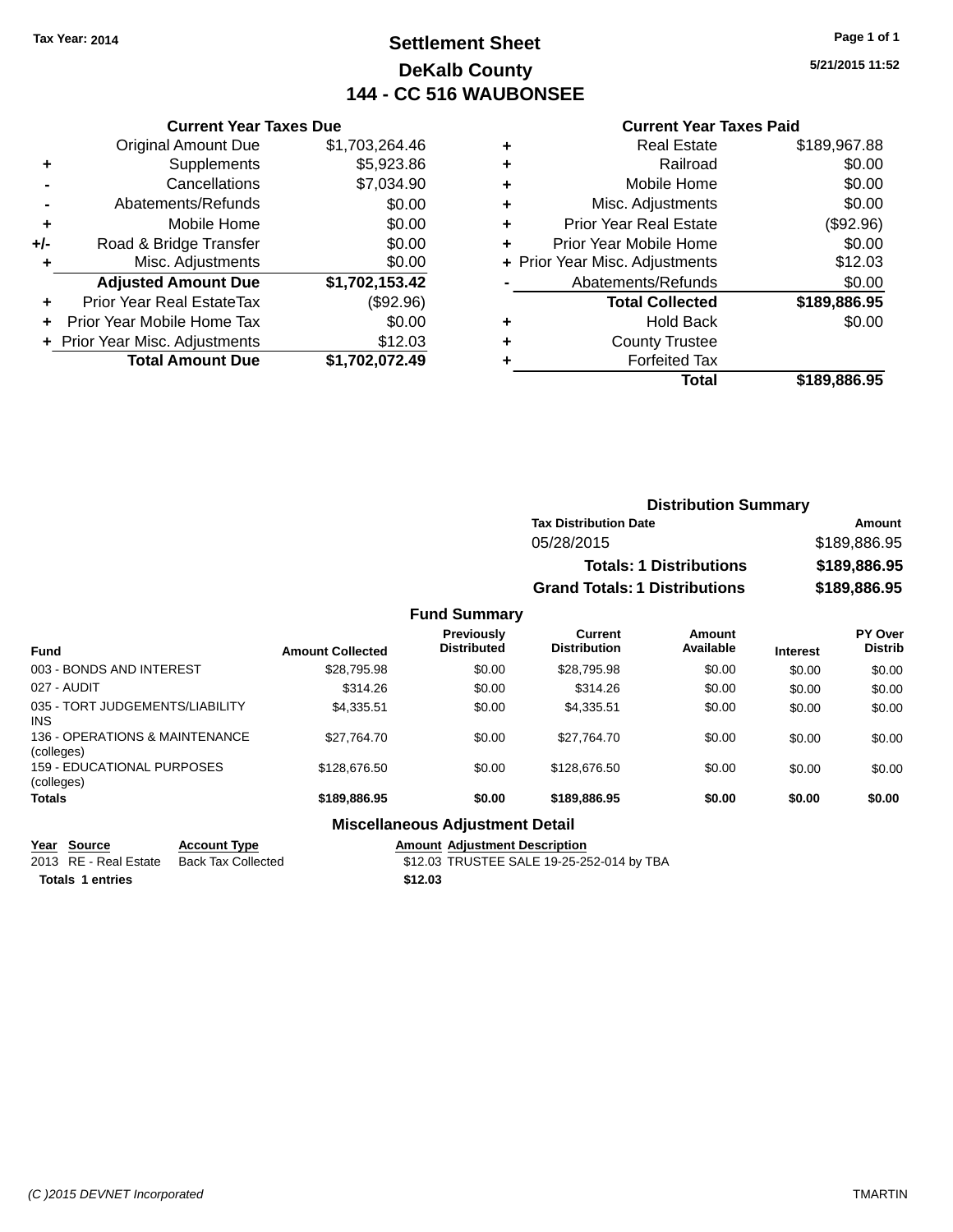Tax Year: 2014

# Settlement Sheet
## DeKalb County
## 144 - CC 516 WAUBONSEE

5/21/2015 11:52

### Current Year Taxes Due

| | | |
|---|---|---|
| | Original Amount Due | $1,703,264.46 |
| + | Supplements | $5,923.86 |
| - | Cancellations | $7,034.90 |
| - | Abatements/Refunds | $0.00 |
| + | Mobile Home | $0.00 |
| +/- | Road & Bridge Transfer | $0.00 |
| + | Misc. Adjustments | $0.00 |
| | **Adjusted Amount Due** | **$1,702,153.42** |
| + | Prior Year Real EstateTax | ($92.96) |
| + | Prior Year Mobile Home Tax | $0.00 |
| + | Prior Year Misc. Adjustments | $12.03 |
| | **Total Amount Due** | **$1,702,072.49** |

### Current Year Taxes Paid

| | | |
|---|---|---|
| + | Real Estate | $189,967.88 |
| + | Railroad | $0.00 |
| + | Mobile Home | $0.00 |
| + | Misc. Adjustments | $0.00 |
| + | Prior Year Real Estate | ($92.96) |
| + | Prior Year Mobile Home | $0.00 |
| + | Prior Year Misc. Adjustments | $12.03 |
| - | Abatements/Refunds | $0.00 |
| | **Total Collected** | **$189,886.95** |
| + | Hold Back | $0.00 |
| + | County Trustee | |
| + | Forfeited Tax | |
| | **Total** | **$189,886.95** |

### Distribution Summary

| Tax Distribution Date | Amount |
|---|---|
| 05/28/2015 | $189,886.95 |
| **Totals: 1 Distributions** | **$189,886.95** |
| **Grand Totals: 1 Distributions** | **$189,886.95** |

### Fund Summary

| Fund | Amount Collected | Previously Distributed | Current Distribution | Amount Available | Interest | PY Over Distrib |
|---|---|---|---|---|---|---|
| 003 - BONDS AND INTEREST | $28,795.98 | $0.00 | $28,795.98 | $0.00 | $0.00 | $0.00 |
| 027 - AUDIT | $314.26 | $0.00 | $314.26 | $0.00 | $0.00 | $0.00 |
| 035 - TORT JUDGEMENTS/LIABILITY INS | $4,335.51 | $0.00 | $4,335.51 | $0.00 | $0.00 | $0.00 |
| 136 - OPERATIONS & MAINTENANCE (colleges) | $27,764.70 | $0.00 | $27,764.70 | $0.00 | $0.00 | $0.00 |
| 159 - EDUCATIONAL PURPOSES (colleges) | $128,676.50 | $0.00 | $128,676.50 | $0.00 | $0.00 | $0.00 |
| **Totals** | **$189,886.95** | **$0.00** | **$189,886.95** | **$0.00** | **$0.00** | **$0.00** |

### Miscellaneous Adjustment Detail

| Year | Source | Account Type | Amount | Adjustment Description |
|---|---|---|---|---|
| 2013 | RE - Real Estate | Back Tax Collected | $12.03 | TRUSTEE SALE 19-25-252-014 by TBA |
| **Totals** | **1 entries** | | **$12.03** | |

(C )2015 DEVNET Incorporated TMARTIN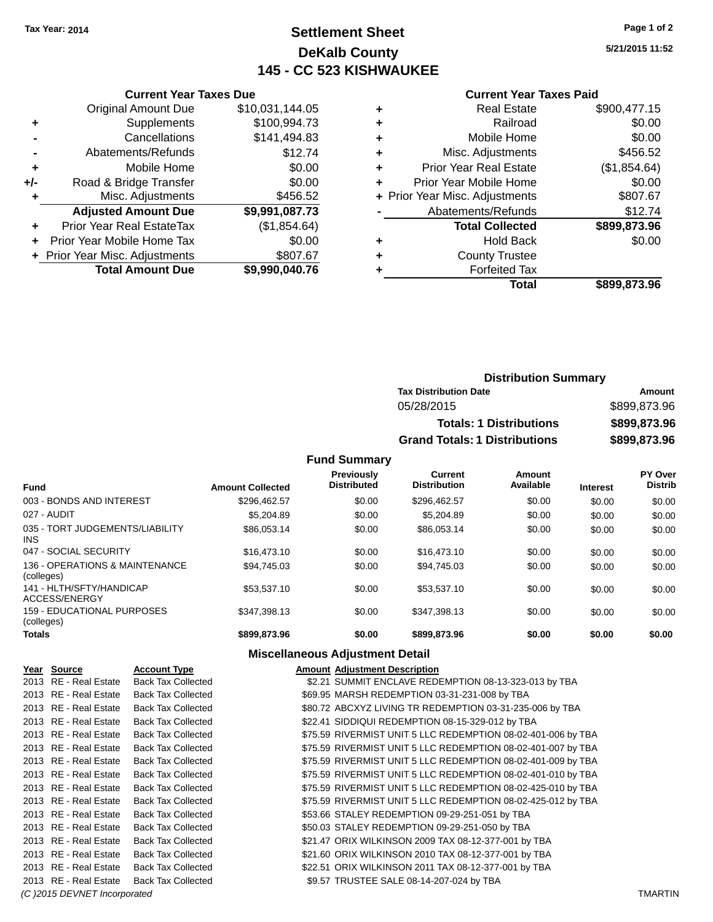Tax Year: 2014

# Settlement Sheet
## DeKalb County
## 145 - CC 523 KISHWAUKEE

5/21/2015 11:52

### Current Year Taxes Due

| | | |
|---|---|---|
| | Original Amount Due | $10,031,144.05 |
| + | Supplements | $100,994.73 |
| - | Cancellations | $141,494.83 |
| - | Abatements/Refunds | $12.74 |
| + | Mobile Home | $0.00 |
| +/- | Road & Bridge Transfer | $0.00 |
| + | Misc. Adjustments | $456.52 |
| | **Adjusted Amount Due** | **$9,991,087.73** |
| + | Prior Year Real EstateTax | ($1,854.64) |
| + | Prior Year Mobile Home Tax | $0.00 |
| + | Prior Year Misc. Adjustments | $807.67 |
| | **Total Amount Due** | **$9,990,040.76** |

### Current Year Taxes Paid

| | | |
|---|---|---|
| + | Real Estate | $900,477.15 |
| + | Railroad | $0.00 |
| + | Mobile Home | $0.00 |
| + | Misc. Adjustments | $456.52 |
| + | Prior Year Real Estate | ($1,854.64) |
| + | Prior Year Mobile Home | $0.00 |
| + | Prior Year Misc. Adjustments | $807.67 |
| - | Abatements/Refunds | $12.74 |
| | **Total Collected** | **$899,873.96** |
| + | Hold Back | $0.00 |
| + | County Trustee | |
| + | Forfeited Tax | |
| | **Total** | **$899,873.96** |

### Distribution Summary

| Tax Distribution Date | Amount |
|---|---|
| 05/28/2015 | $899,873.96 |
| **Totals: 1 Distributions** | **$899,873.96** |
| **Grand Totals: 1 Distributions** | **$899,873.96** |

### Fund Summary

| Fund | Amount Collected | Previously Distributed | Current Distribution | Amount Available | Interest | PY Over Distrib |
|---|---|---|---|---|---|---|
| 003 - BONDS AND INTEREST | $296,462.57 | $0.00 | $296,462.57 | $0.00 | $0.00 | $0.00 |
| 027 - AUDIT | $5,204.89 | $0.00 | $5,204.89 | $0.00 | $0.00 | $0.00 |
| 035 - TORT JUDGEMENTS/LIABILITY INS | $86,053.14 | $0.00 | $86,053.14 | $0.00 | $0.00 | $0.00 |
| 047 - SOCIAL SECURITY | $16,473.10 | $0.00 | $16,473.10 | $0.00 | $0.00 | $0.00 |
| 136 - OPERATIONS & MAINTENANCE (colleges) | $94,745.03 | $0.00 | $94,745.03 | $0.00 | $0.00 | $0.00 |
| 141 - HLTH/SFTY/HANDICAP ACCESS/ENERGY | $53,537.10 | $0.00 | $53,537.10 | $0.00 | $0.00 | $0.00 |
| 159 - EDUCATIONAL PURPOSES (colleges) | $347,398.13 | $0.00 | $347,398.13 | $0.00 | $0.00 | $0.00 |
| **Totals** | **$899,873.96** | **$0.00** | **$899,873.96** | **$0.00** | **$0.00** | **$0.00** |

### Miscellaneous Adjustment Detail

| Year | Source | Account Type | Amount | Adjustment Description |
|---|---|---|---|---|
| 2013 | RE - Real Estate | Back Tax Collected | $2.21 | SUMMIT ENCLAVE REDEMPTION 08-13-323-013 by TBA |
| 2013 | RE - Real Estate | Back Tax Collected | $69.95 | MARSH REDEMPTION 03-31-231-008 by TBA |
| 2013 | RE - Real Estate | Back Tax Collected | $80.72 | ABCXYZ LIVING TR REDEMPTION 03-31-235-006 by TBA |
| 2013 | RE - Real Estate | Back Tax Collected | $22.41 | SIDDIQUI REDEMPTION 08-15-329-012 by TBA |
| 2013 | RE - Real Estate | Back Tax Collected | $75.59 | RIVERMIST UNIT 5 LLC REDEMPTION 08-02-401-006 by TBA |
| 2013 | RE - Real Estate | Back Tax Collected | $75.59 | RIVERMIST UNIT 5 LLC REDEMPTION 08-02-401-007 by TBA |
| 2013 | RE - Real Estate | Back Tax Collected | $75.59 | RIVERMIST UNIT 5 LLC REDEMPTION 08-02-401-009 by TBA |
| 2013 | RE - Real Estate | Back Tax Collected | $75.59 | RIVERMIST UNIT 5 LLC REDEMPTION 08-02-401-010 by TBA |
| 2013 | RE - Real Estate | Back Tax Collected | $75.59 | RIVERMIST UNIT 5 LLC REDEMPTION 08-02-425-010 by TBA |
| 2013 | RE - Real Estate | Back Tax Collected | $75.59 | RIVERMIST UNIT 5 LLC REDEMPTION 08-02-425-012 by TBA |
| 2013 | RE - Real Estate | Back Tax Collected | $53.66 | STALEY REDEMPTION 09-29-251-051 by TBA |
| 2013 | RE - Real Estate | Back Tax Collected | $50.03 | STALEY REDEMPTION 09-29-251-050 by TBA |
| 2013 | RE - Real Estate | Back Tax Collected | $21.47 | ORIX WILKINSON 2009 TAX 08-12-377-001 by TBA |
| 2013 | RE - Real Estate | Back Tax Collected | $21.60 | ORIX WILKINSON 2010 TAX 08-12-377-001 by TBA |
| 2013 | RE - Real Estate | Back Tax Collected | $22.51 | ORIX WILKINSON 2011 TAX 08-12-377-001 by TBA |
| 2013 | RE - Real Estate | Back Tax Collected | $9.57 | TRUSTEE SALE 08-14-207-024 by TBA |

(C )2015 DEVNET Incorporated TMARTIN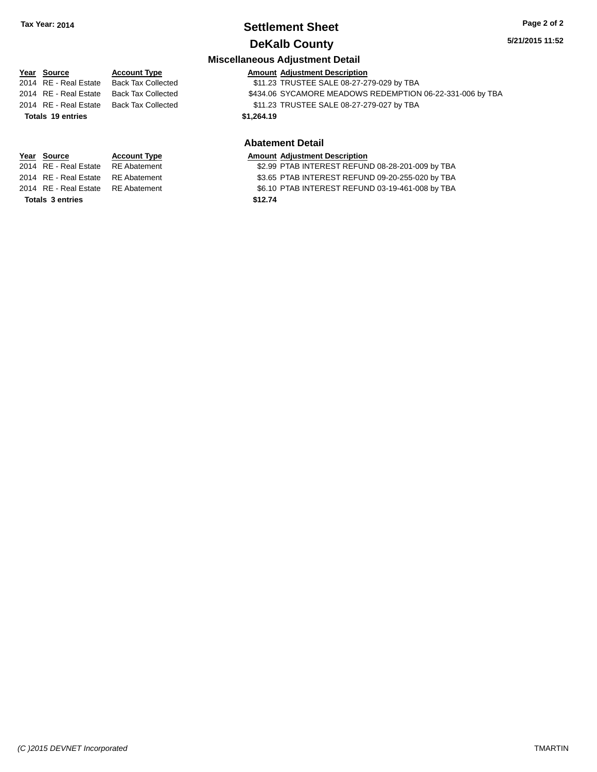**Tax Year: 2014**

# Settlement Sheet

## DeKalb County

### Miscellaneous Adjustment Detail

| Year | Source | Account Type | Amount | Adjustment Description |
|---|---|---|---|---|
| 2014 | RE - Real Estate | Back Tax Collected | $11.23 | TRUSTEE SALE 08-27-279-029 by TBA |
| 2014 | RE - Real Estate | Back Tax Collected | $434.06 | SYCAMORE MEADOWS REDEMPTION 06-22-331-006 by TBA |
| 2014 | RE - Real Estate | Back Tax Collected | $11.23 | TRUSTEE SALE 08-27-279-027 by TBA |
| **Totals** | **19 entries** | | **$1,264.19** | |

### Abatement Detail

| Year | Source | Account Type | Amount | Adjustment Description |
|---|---|---|---|---|
| 2014 | RE - Real Estate | RE Abatement | $2.99 | PTAB INTEREST REFUND 08-28-201-009 by TBA |
| 2014 | RE - Real Estate | RE Abatement | $3.65 | PTAB INTEREST REFUND 09-20-255-020 by TBA |
| 2014 | RE - Real Estate | RE Abatement | $6.10 | PTAB INTEREST REFUND 03-19-461-008 by TBA |
| **Totals** | **3 entries** | | **$12.74** | |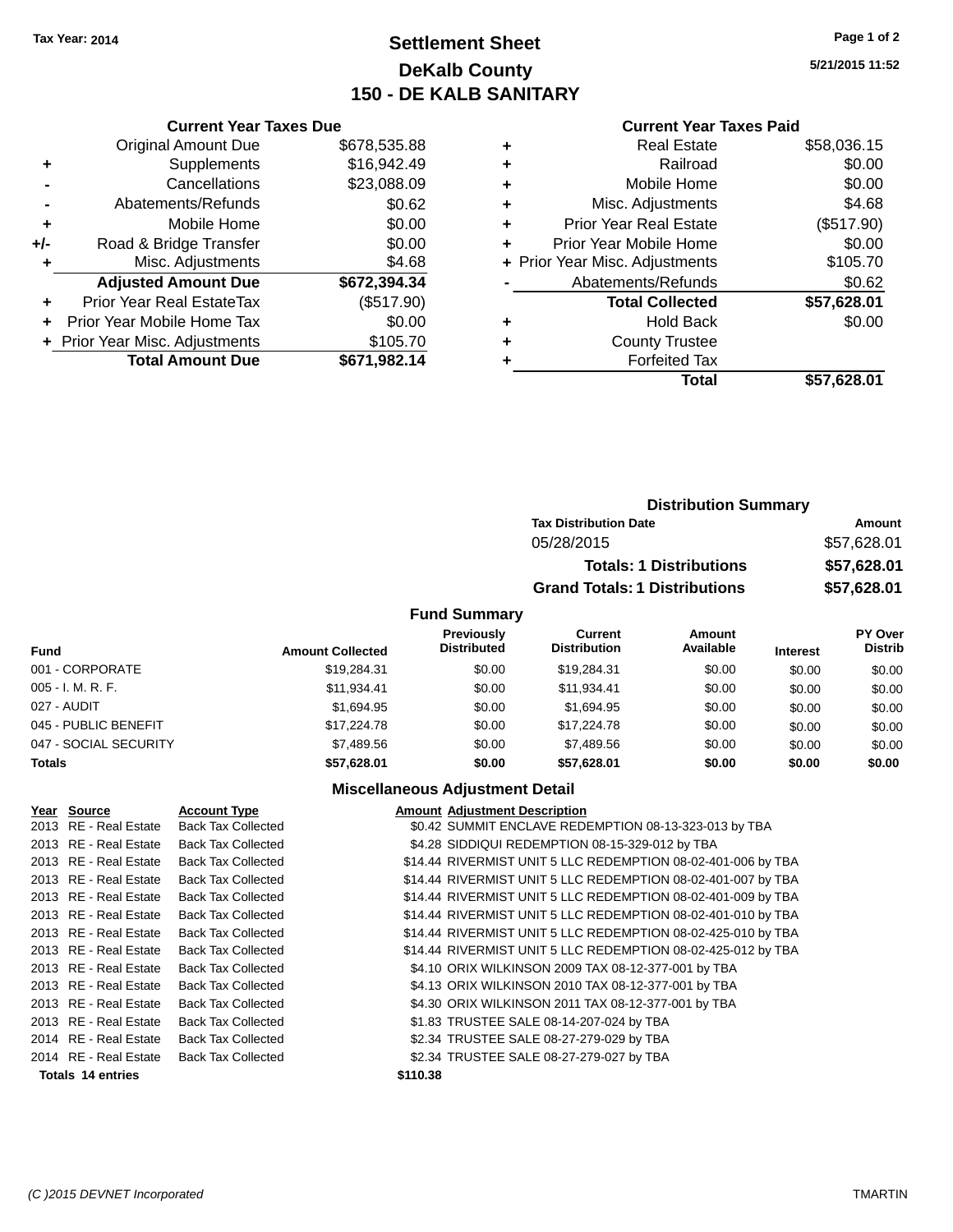Tax Year: 2014

# Settlement Sheet
## DeKalb County
## 150 - DE KALB SANITARY

5/21/2015 11:52

### Current Year Taxes Due

| | | |
|---|---|---|
| | Original Amount Due | $678,535.88 |
| + | Supplements | $16,942.49 |
| - | Cancellations | $23,088.09 |
| - | Abatements/Refunds | $0.62 |
| + | Mobile Home | $0.00 |
| +/- | Road & Bridge Transfer | $0.00 |
| + | Misc. Adjustments | $4.68 |
| | **Adjusted Amount Due** | **$672,394.34** |
| + | Prior Year Real EstateTax | ($517.90) |
| + | Prior Year Mobile Home Tax | $0.00 |
| + | Prior Year Misc. Adjustments | $105.70 |
| | **Total Amount Due** | **$671,982.14** |

### Current Year Taxes Paid

| | | |
|---|---|---|
| + | Real Estate | $58,036.15 |
| + | Railroad | $0.00 |
| + | Mobile Home | $0.00 |
| + | Misc. Adjustments | $4.68 |
| + | Prior Year Real Estate | ($517.90) |
| + | Prior Year Mobile Home | $0.00 |
| + | Prior Year Misc. Adjustments | $105.70 |
| - | Abatements/Refunds | $0.62 |
| | **Total Collected** | **$57,628.01** |
| + | Hold Back | $0.00 |
| + | County Trustee | |
| + | Forfeited Tax | |
| | **Total** | **$57,628.01** |

### Distribution Summary

| Tax Distribution Date | Amount |
|---|---|
| 05/28/2015 | $57,628.01 |
| **Totals: 1 Distributions** | **$57,628.01** |
| **Grand Totals: 1 Distributions** | **$57,628.01** |

### Fund Summary

| Fund | Amount Collected | Previously Distributed | Current Distribution | Amount Available | Interest | PY Over Distrib |
|---|---|---|---|---|---|---|
| 001 - CORPORATE | $19,284.31 | $0.00 | $19,284.31 | $0.00 | $0.00 | $0.00 |
| 005 - I. M. R. F. | $11,934.41 | $0.00 | $11,934.41 | $0.00 | $0.00 | $0.00 |
| 027 - AUDIT | $1,694.95 | $0.00 | $1,694.95 | $0.00 | $0.00 | $0.00 |
| 045 - PUBLIC BENEFIT | $17,224.78 | $0.00 | $17,224.78 | $0.00 | $0.00 | $0.00 |
| 047 - SOCIAL SECURITY | $7,489.56 | $0.00 | $7,489.56 | $0.00 | $0.00 | $0.00 |
| **Totals** | **$57,628.01** | **$0.00** | **$57,628.01** | **$0.00** | **$0.00** | **$0.00** |

### Miscellaneous Adjustment Detail

| Year | Source | Account Type | Amount | Adjustment Description |
|---|---|---|---|---|
| 2013 | RE - Real Estate | Back Tax Collected | $0.42 | SUMMIT ENCLAVE REDEMPTION 08-13-323-013 by TBA |
| 2013 | RE - Real Estate | Back Tax Collected | $4.28 | SIDDIQUI REDEMPTION 08-15-329-012 by TBA |
| 2013 | RE - Real Estate | Back Tax Collected | $14.44 | RIVERMIST UNIT 5 LLC REDEMPTION 08-02-401-006 by TBA |
| 2013 | RE - Real Estate | Back Tax Collected | $14.44 | RIVERMIST UNIT 5 LLC REDEMPTION 08-02-401-007 by TBA |
| 2013 | RE - Real Estate | Back Tax Collected | $14.44 | RIVERMIST UNIT 5 LLC REDEMPTION 08-02-401-009 by TBA |
| 2013 | RE - Real Estate | Back Tax Collected | $14.44 | RIVERMIST UNIT 5 LLC REDEMPTION 08-02-401-010 by TBA |
| 2013 | RE - Real Estate | Back Tax Collected | $14.44 | RIVERMIST UNIT 5 LLC REDEMPTION 08-02-425-010 by TBA |
| 2013 | RE - Real Estate | Back Tax Collected | $14.44 | RIVERMIST UNIT 5 LLC REDEMPTION 08-02-425-012 by TBA |
| 2013 | RE - Real Estate | Back Tax Collected | $4.10 | ORIX WILKINSON 2009 TAX 08-12-377-001 by TBA |
| 2013 | RE - Real Estate | Back Tax Collected | $4.13 | ORIX WILKINSON 2010 TAX 08-12-377-001 by TBA |
| 2013 | RE - Real Estate | Back Tax Collected | $4.30 | ORIX WILKINSON 2011 TAX 08-12-377-001 by TBA |
| 2013 | RE - Real Estate | Back Tax Collected | $1.83 | TRUSTEE SALE 08-14-207-024 by TBA |
| 2014 | RE - Real Estate | Back Tax Collected | $2.34 | TRUSTEE SALE 08-27-279-029 by TBA |
| 2014 | RE - Real Estate | Back Tax Collected | $2.34 | TRUSTEE SALE 08-27-279-027 by TBA |
| **Totals** | **14 entries** | | **$110.38** | |

(C )2015 DEVNET Incorporated TMARTIN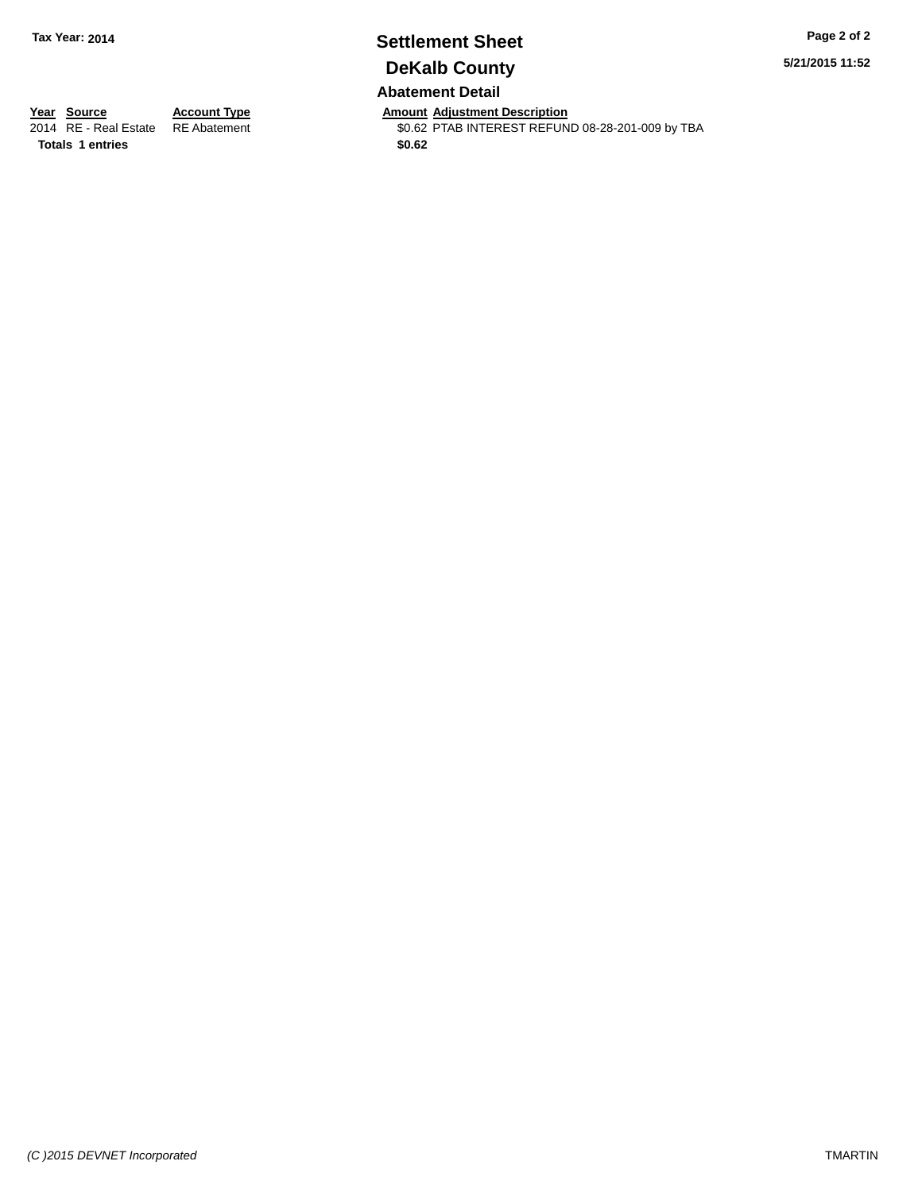**Tax Year: 2014**

# Settlement Sheet

## DeKalb County

### Abatement Detail

| Year | Source | Account Type | Amount | Adjustment Description |
| --- | --- | --- | --- | --- |
| 2014 | RE - Real Estate | RE Abatement | $0.62 | PTAB INTEREST REFUND 08-28-201-009 by TBA |
| **Totals** | **1 entries** | | **$0.62** | |

*(C )2015 DEVNET Incorporated*

TMARTIN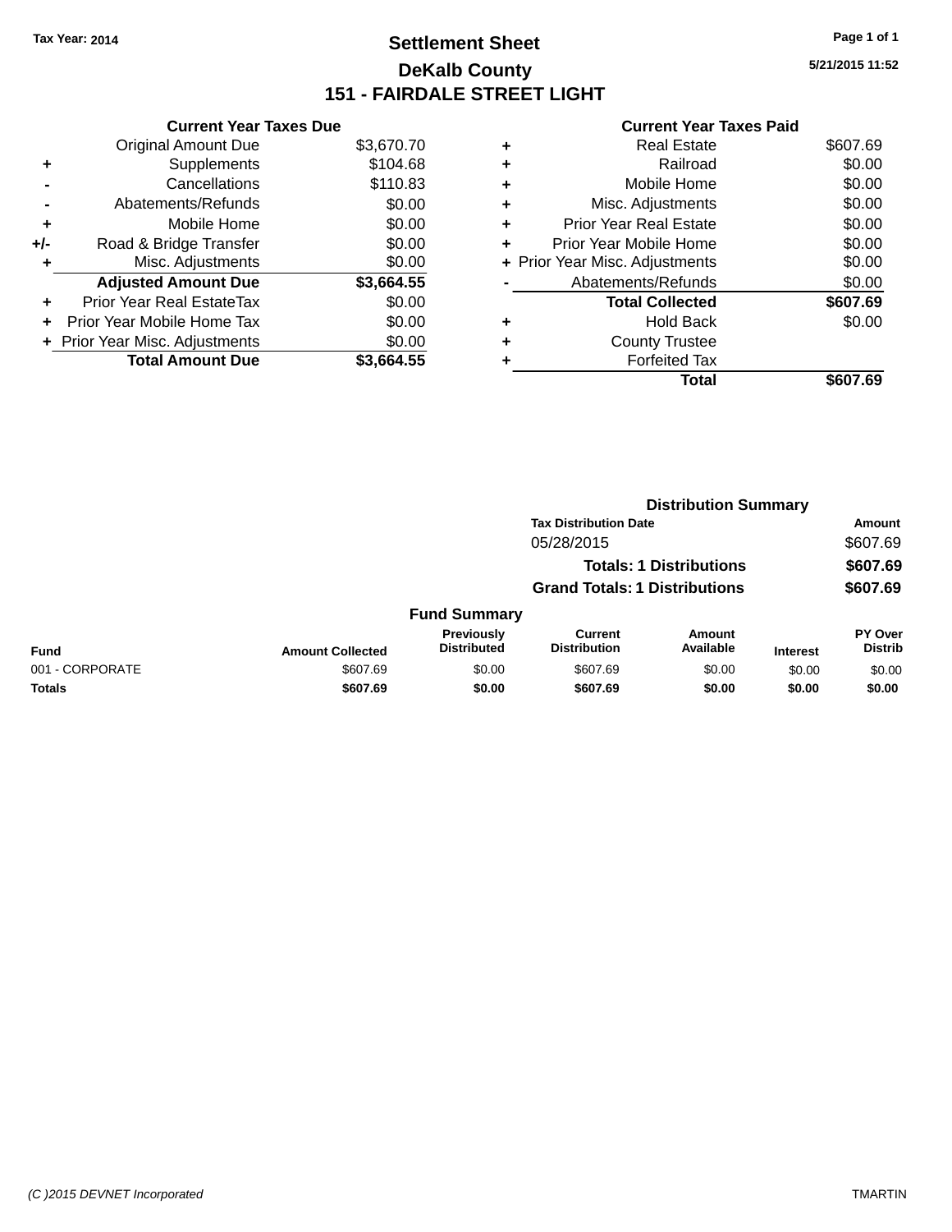Tax Year: 2014

# Settlement Sheet

## DeKalb County

## 151 - FAIRDALE STREET LIGHT

5/21/2015 11:52

**Current Year Taxes Due**

| | | |
|---|---|---|
| | Original Amount Due | $3,670.70 |
| + | Supplements | $104.68 |
| - | Cancellations | $110.83 |
| - | Abatements/Refunds | $0.00 |
| + | Mobile Home | $0.00 |
| +/- | Road & Bridge Transfer | $0.00 |
| + | Misc. Adjustments | $0.00 |
| | **Adjusted Amount Due** | **$3,664.55** |
| + | Prior Year Real EstateTax | $0.00 |
| + | Prior Year Mobile Home Tax | $0.00 |
| + | Prior Year Misc. Adjustments | $0.00 |
| | **Total Amount Due** | **$3,664.55** |

**Current Year Taxes Paid**

| | | |
|---|---|---|
| + | Real Estate | $607.69 |
| + | Railroad | $0.00 |
| + | Mobile Home | $0.00 |
| + | Misc. Adjustments | $0.00 |
| + | Prior Year Real Estate | $0.00 |
| + | Prior Year Mobile Home | $0.00 |
| + | Prior Year Misc. Adjustments | $0.00 |
| - | Abatements/Refunds | $0.00 |
| | **Total Collected** | **$607.69** |
| + | Hold Back | $0.00 |
| + | County Trustee | |
| + | Forfeited Tax | |
| | **Total** | **$607.69** |

**Distribution Summary**

| Tax Distribution Date | Amount |
|---|---|
| 05/28/2015 | $607.69 |
| **Totals: 1 Distributions** | **$607.69** |
| **Grand Totals: 1 Distributions** | **$607.69** |

**Fund Summary**

| Fund | Amount Collected | Previously Distributed | Current Distribution | Amount Available | Interest | PY Over Distrib |
|---|---|---|---|---|---|---|
| 001 - CORPORATE | $607.69 | $0.00 | $607.69 | $0.00 | $0.00 | $0.00 |
| **Totals** | **$607.69** | **$0.00** | **$607.69** | **$0.00** | **$0.00** | **$0.00** |

(C )2015 DEVNET Incorporated TMARTIN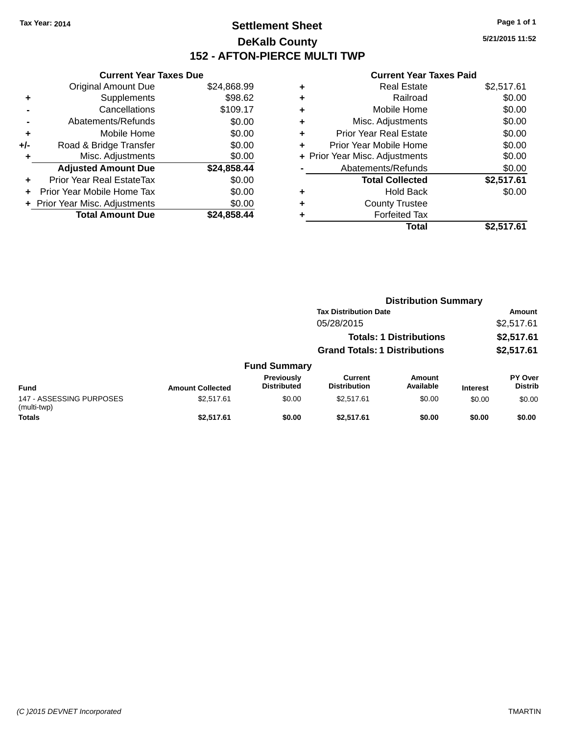Tax Year: 2014

# Settlement Sheet

## DeKalb County

## 152 - AFTON-PIERCE MULTI TWP

5/21/2015 11:52

### Current Year Taxes Due

| | | |
|---|---|---|
| | Original Amount Due | $24,868.99 |
| + | Supplements | $98.62 |
| - | Cancellations | $109.17 |
| - | Abatements/Refunds | $0.00 |
| + | Mobile Home | $0.00 |
| +/- | Road & Bridge Transfer | $0.00 |
| + | Misc. Adjustments | $0.00 |
| | **Adjusted Amount Due** | **$24,858.44** |
| + | Prior Year Real EstateTax | $0.00 |
| + | Prior Year Mobile Home Tax | $0.00 |
| + | Prior Year Misc. Adjustments | $0.00 |
| | **Total Amount Due** | **$24,858.44** |

### Current Year Taxes Paid

| | | |
|---|---|---|
| + | Real Estate | $2,517.61 |
| + | Railroad | $0.00 |
| + | Mobile Home | $0.00 |
| + | Misc. Adjustments | $0.00 |
| + | Prior Year Real Estate | $0.00 |
| + | Prior Year Mobile Home | $0.00 |
| + | Prior Year Misc. Adjustments | $0.00 |
| - | Abatements/Refunds | $0.00 |
| | **Total Collected** | **$2,517.61** |
| + | Hold Back | $0.00 |
| + | County Trustee | |
| + | Forfeited Tax | |
| | **Total** | **$2,517.61** |

### Distribution Summary

| Tax Distribution Date | Amount |
|---|---|
| 05/28/2015 | $2,517.61 |
| **Totals: 1 Distributions** | **$2,517.61** |
| **Grand Totals: 1 Distributions** | **$2,517.61** |

### Fund Summary

| Fund | Amount Collected | Previously Distributed | Current Distribution | Amount Available | Interest | PY Over Distrib |
|---|---|---|---|---|---|---|
| 147 - ASSESSING PURPOSES (multi-twp) | $2,517.61 | $0.00 | $2,517.61 | $0.00 | $0.00 | $0.00 |
| **Totals** | **$2,517.61** | **$0.00** | **$2,517.61** | **$0.00** | **$0.00** | **$0.00** |

(C )2015 DEVNET Incorporated TMARTIN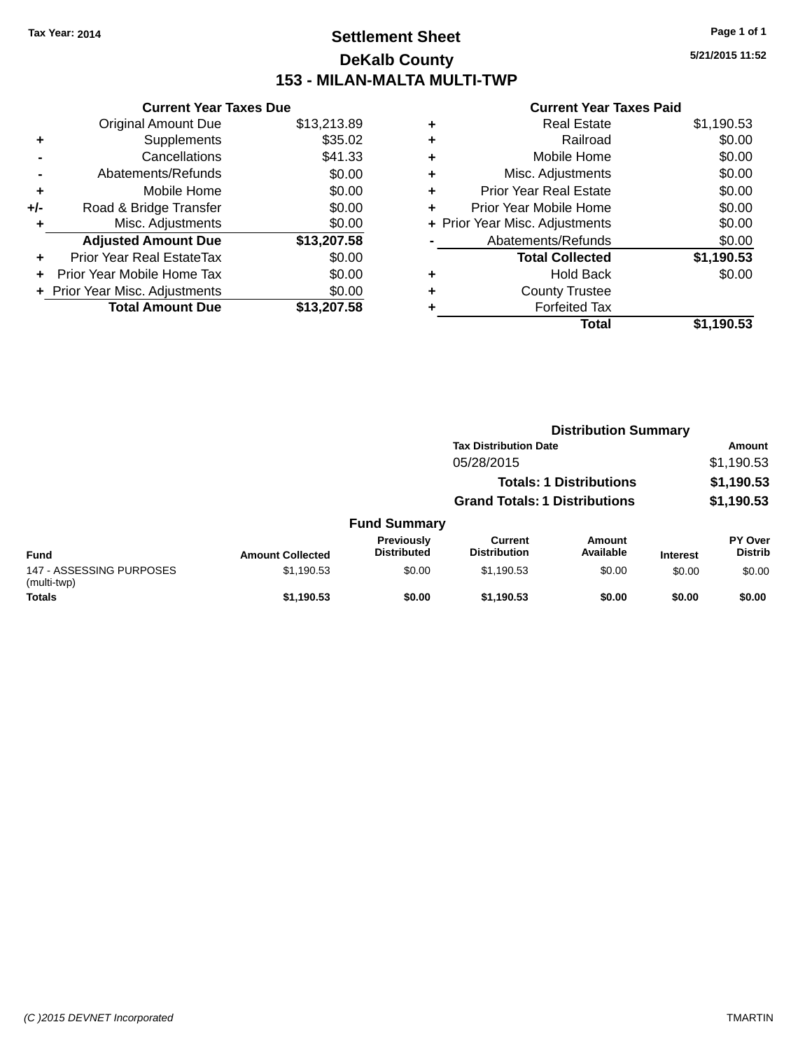Tax Year: 2014

# Settlement Sheet

## DeKalb County

## 153 - MILAN-MALTA MULTI-TWP

5/21/2015 11:52

### Current Year Taxes Due

| | | |
|---|---|---|
| | Original Amount Due | $13,213.89 |
| + | Supplements | $35.02 |
| - | Cancellations | $41.33 |
| - | Abatements/Refunds | $0.00 |
| + | Mobile Home | $0.00 |
| +/- | Road & Bridge Transfer | $0.00 |
| + | Misc. Adjustments | $0.00 |
| | **Adjusted Amount Due** | **$13,207.58** |
| + | Prior Year Real EstateTax | $0.00 |
| + | Prior Year Mobile Home Tax | $0.00 |
| + | Prior Year Misc. Adjustments | $0.00 |
| | **Total Amount Due** | **$13,207.58** |

### Current Year Taxes Paid

| | | |
|---|---|---|
| + | Real Estate | $1,190.53 |
| + | Railroad | $0.00 |
| + | Mobile Home | $0.00 |
| + | Misc. Adjustments | $0.00 |
| + | Prior Year Real Estate | $0.00 |
| + | Prior Year Mobile Home | $0.00 |
| + | Prior Year Misc. Adjustments | $0.00 |
| - | Abatements/Refunds | $0.00 |
| | **Total Collected** | **$1,190.53** |
| + | Hold Back | $0.00 |
| + | County Trustee | |
| + | Forfeited Tax | |
| | **Total** | **$1,190.53** |

### Distribution Summary

| Tax Distribution Date | Amount |
|---|---|
| 05/28/2015 | $1,190.53 |
| **Totals: 1 Distributions** | **$1,190.53** |
| **Grand Totals: 1 Distributions** | **$1,190.53** |

### Fund Summary

| Fund | Amount Collected | Previously Distributed | Current Distribution | Amount Available | Interest | PY Over Distrib |
|---|---|---|---|---|---|---|
| 147 - ASSESSING PURPOSES (multi-twp) | $1,190.53 | $0.00 | $1,190.53 | $0.00 | $0.00 | $0.00 |
| **Totals** | **$1,190.53** | **$0.00** | **$1,190.53** | **$0.00** | **$0.00** | **$0.00** |

(C )2015 DEVNET Incorporated TMARTIN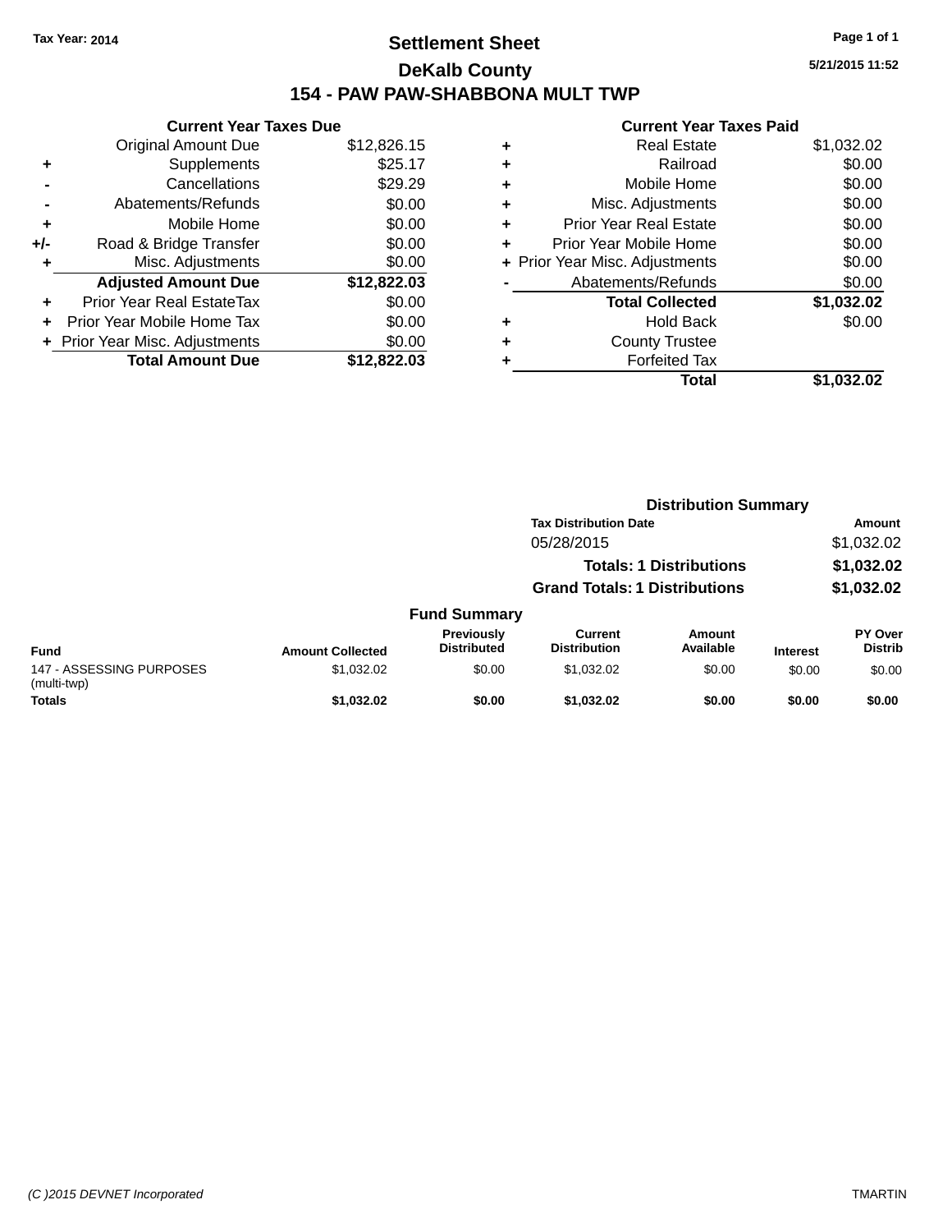Tax Year: 2014

# Settlement Sheet

## DeKalb County

## 154 - PAW PAW-SHABBONA MULT TWP

5/21/2015 11:52

### Current Year Taxes Due

| | | |
|---|---|---|
| | Original Amount Due | $12,826.15 |
| + | Supplements | $25.17 |
| - | Cancellations | $29.29 |
| - | Abatements/Refunds | $0.00 |
| + | Mobile Home | $0.00 |
| +/- | Road & Bridge Transfer | $0.00 |
| + | Misc. Adjustments | $0.00 |
| | **Adjusted Amount Due** | **$12,822.03** |
| + | Prior Year Real EstateTax | $0.00 |
| + | Prior Year Mobile Home Tax | $0.00 |
| + | Prior Year Misc. Adjustments | $0.00 |
| | **Total Amount Due** | **$12,822.03** |

### Current Year Taxes Paid

| | | |
|---|---|---|
| + | Real Estate | $1,032.02 |
| + | Railroad | $0.00 |
| + | Mobile Home | $0.00 |
| + | Misc. Adjustments | $0.00 |
| + | Prior Year Real Estate | $0.00 |
| + | Prior Year Mobile Home | $0.00 |
| + | Prior Year Misc. Adjustments | $0.00 |
| - | Abatements/Refunds | $0.00 |
| | **Total Collected** | **$1,032.02** |
| + | Hold Back | $0.00 |
| + | County Trustee | |
| + | Forfeited Tax | |
| | **Total** | **$1,032.02** |

### Distribution Summary

| Tax Distribution Date | Amount |
|---|---|
| 05/28/2015 | $1,032.02 |
| **Totals: 1 Distributions** | **$1,032.02** |
| **Grand Totals: 1 Distributions** | **$1,032.02** |

### Fund Summary

| Fund | Amount Collected | Previously Distributed | Current Distribution | Amount Available | Interest | PY Over Distrib |
|---|---|---|---|---|---|---|
| 147 - ASSESSING PURPOSES (multi-twp) | $1,032.02 | $0.00 | $1,032.02 | $0.00 | $0.00 | $0.00 |
| **Totals** | **$1,032.02** | **$0.00** | **$1,032.02** | **$0.00** | **$0.00** | **$0.00** |

(C )2015 DEVNET Incorporated TMARTIN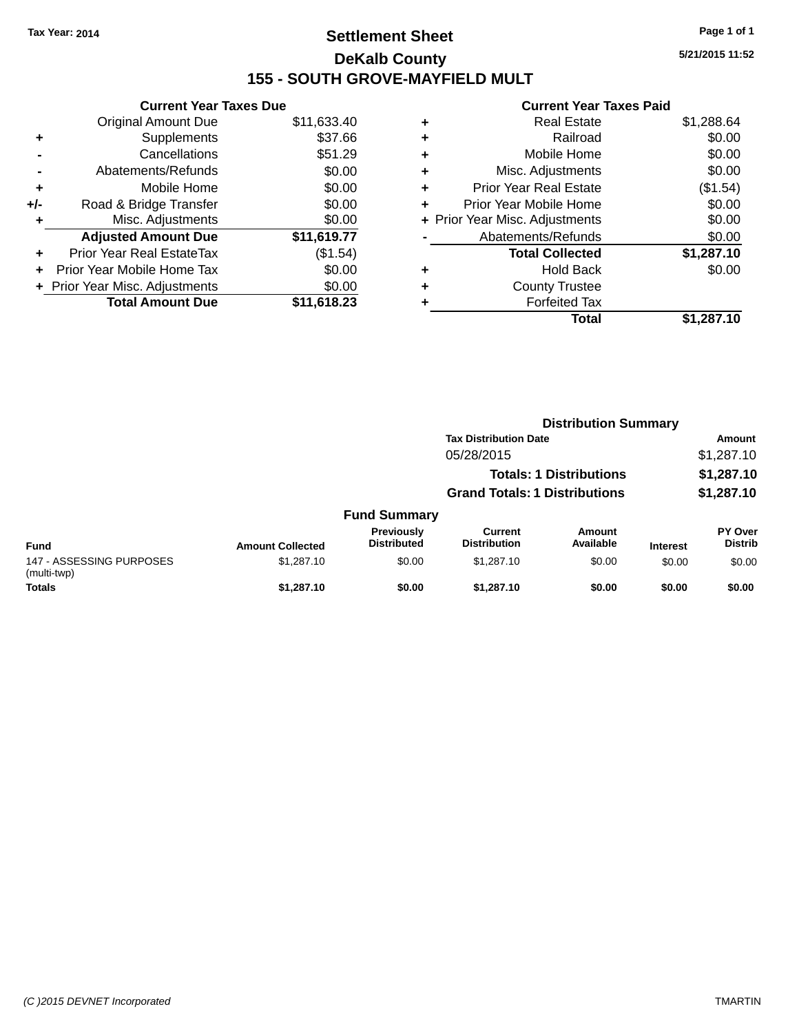Tax Year: 2014

# Settlement Sheet

## DeKalb County

## 155 - SOUTH GROVE-MAYFIELD MULT

5/21/2015 11:52

### Current Year Taxes Due

| | | |
|---|---|---|
| | Original Amount Due | $11,633.40 |
| + | Supplements | $37.66 |
| - | Cancellations | $51.29 |
| - | Abatements/Refunds | $0.00 |
| + | Mobile Home | $0.00 |
| +/- | Road & Bridge Transfer | $0.00 |
| + | Misc. Adjustments | $0.00 |
| | **Adjusted Amount Due** | **$11,619.77** |
| + | Prior Year Real EstateTax | ($1.54) |
| + | Prior Year Mobile Home Tax | $0.00 |
| + | Prior Year Misc. Adjustments | $0.00 |
| | **Total Amount Due** | **$11,618.23** |

### Current Year Taxes Paid

| | | |
|---|---|---|
| + | Real Estate | $1,288.64 |
| + | Railroad | $0.00 |
| + | Mobile Home | $0.00 |
| + | Misc. Adjustments | $0.00 |
| + | Prior Year Real Estate | ($1.54) |
| + | Prior Year Mobile Home | $0.00 |
| + | Prior Year Misc. Adjustments | $0.00 |
| - | Abatements/Refunds | $0.00 |
| | **Total Collected** | **$1,287.10** |
| + | Hold Back | $0.00 |
| + | County Trustee | |
| + | Forfeited Tax | |
| | **Total** | **$1,287.10** |

### Distribution Summary

| Tax Distribution Date | | Amount |
|---|---|---|
| 05/28/2015 | | $1,287.10 |
| | **Totals: 1 Distributions** | **$1,287.10** |
| | **Grand Totals: 1 Distributions** | **$1,287.10** |

### Fund Summary

| Fund | Amount Collected | Previously Distributed | Current Distribution | Amount Available | Interest | PY Over Distrib |
|---|---|---|---|---|---|---|
| 147 - ASSESSING PURPOSES (multi-twp) | $1,287.10 | $0.00 | $1,287.10 | $0.00 | $0.00 | $0.00 |
| **Totals** | **$1,287.10** | **$0.00** | **$1,287.10** | **$0.00** | **$0.00** | **$0.00** |

(C )2015 DEVNET Incorporated TMARTIN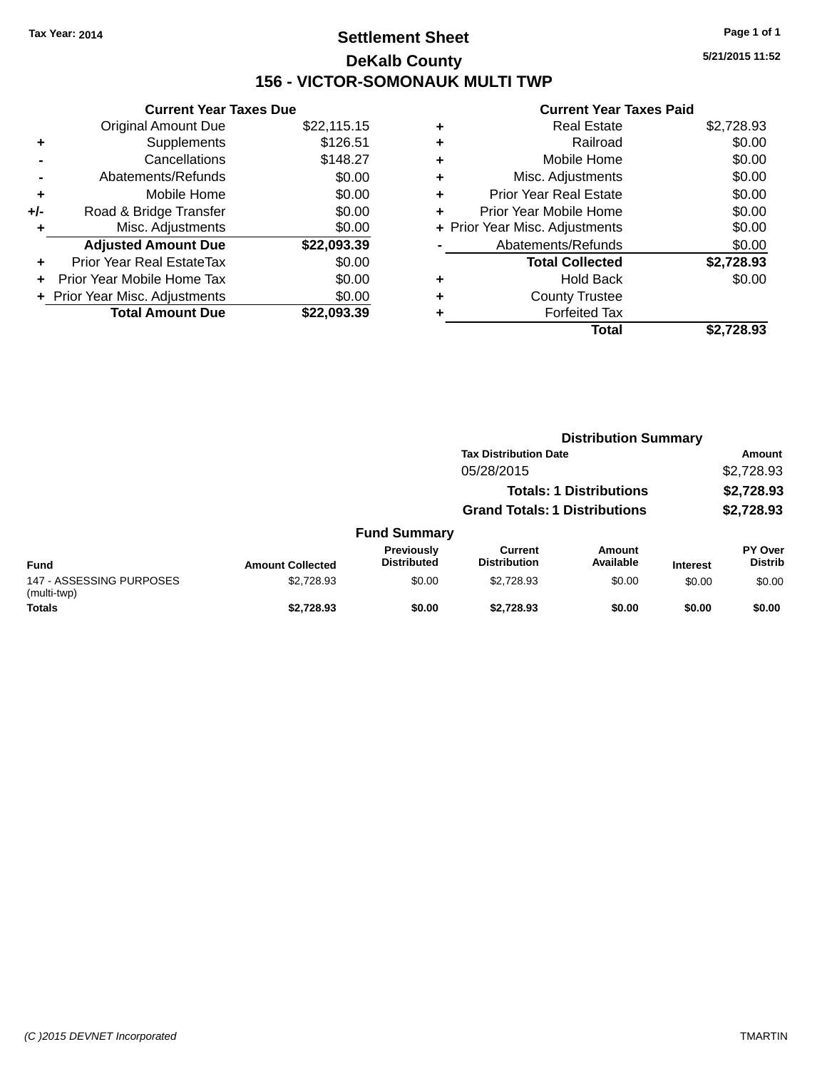Tax Year: 2014

# Settlement Sheet

## DeKalb County

## 156 - VICTOR-SOMONAUK MULTI TWP

5/21/2015 11:52

### Current Year Taxes Due

| | | |
|---|---|---|
| | Original Amount Due | $22,115.15 |
| + | Supplements | $126.51 |
| - | Cancellations | $148.27 |
| - | Abatements/Refunds | $0.00 |
| + | Mobile Home | $0.00 |
| +/- | Road & Bridge Transfer | $0.00 |
| + | Misc. Adjustments | $0.00 |
| | **Adjusted Amount Due** | **$22,093.39** |
| + | Prior Year Real EstateTax | $0.00 |
| + | Prior Year Mobile Home Tax | $0.00 |
| + | Prior Year Misc. Adjustments | $0.00 |
| | **Total Amount Due** | **$22,093.39** |

### Current Year Taxes Paid

| | | |
|---|---|---|
| + | Real Estate | $2,728.93 |
| + | Railroad | $0.00 |
| + | Mobile Home | $0.00 |
| + | Misc. Adjustments | $0.00 |
| + | Prior Year Real Estate | $0.00 |
| + | Prior Year Mobile Home | $0.00 |
| + | Prior Year Misc. Adjustments | $0.00 |
| - | Abatements/Refunds | $0.00 |
| | **Total Collected** | **$2,728.93** |
| + | Hold Back | $0.00 |
| + | County Trustee | |
| + | Forfeited Tax | |
| | **Total** | **$2,728.93** |

### Distribution Summary

| Tax Distribution Date | Amount |
|---|---|
| 05/28/2015 | $2,728.93 |
| **Totals: 1 Distributions** | **$2,728.93** |
| **Grand Totals: 1 Distributions** | **$2,728.93** |

### Fund Summary

| Fund | Amount Collected | Previously Distributed | Current Distribution | Amount Available | Interest | PY Over Distrib |
|---|---|---|---|---|---|---|
| 147 - ASSESSING PURPOSES (multi-twp) | $2,728.93 | $0.00 | $2,728.93 | $0.00 | $0.00 | $0.00 |
| **Totals** | **$2,728.93** | **$0.00** | **$2,728.93** | **$0.00** | **$0.00** | **$0.00** |

(C )2015 DEVNET Incorporated TMARTIN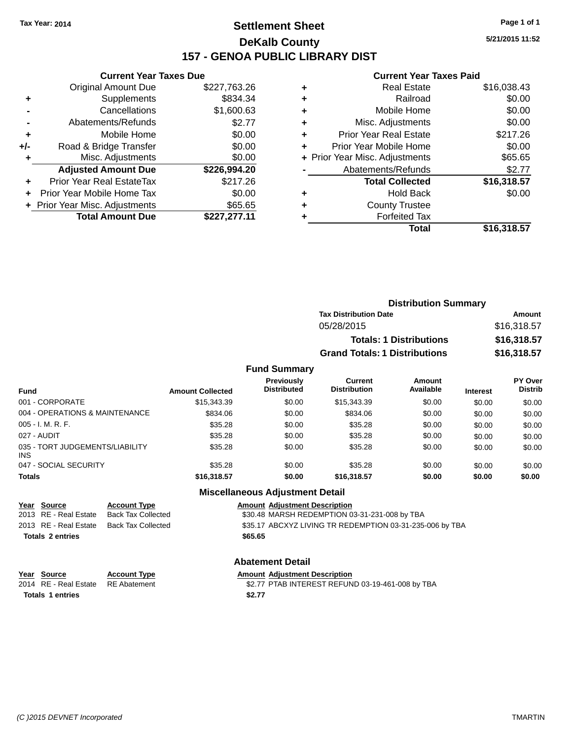Tax Year: 2014

# Settlement Sheet
## DeKalb County
## 157 - GENOA PUBLIC LIBRARY DIST

5/21/2015 11:52

### Current Year Taxes Due

| | | |
|---|---|---|
| | Original Amount Due | $227,763.26 |
| + | Supplements | $834.34 |
| - | Cancellations | $1,600.63 |
| - | Abatements/Refunds | $2.77 |
| + | Mobile Home | $0.00 |
| +/- | Road & Bridge Transfer | $0.00 |
| + | Misc. Adjustments | $0.00 |
| | **Adjusted Amount Due** | **$226,994.20** |
| + | Prior Year Real EstateTax | $217.26 |
| + | Prior Year Mobile Home Tax | $0.00 |
| + | Prior Year Misc. Adjustments | $65.65 |
| | **Total Amount Due** | **$227,277.11** |

### Current Year Taxes Paid

| | | |
|---|---|---|
| + | Real Estate | $16,038.43 |
| + | Railroad | $0.00 |
| + | Mobile Home | $0.00 |
| + | Misc. Adjustments | $0.00 |
| + | Prior Year Real Estate | $217.26 |
| + | Prior Year Mobile Home | $0.00 |
| + | Prior Year Misc. Adjustments | $65.65 |
| - | Abatements/Refunds | $2.77 |
| | **Total Collected** | **$16,318.57** |
| + | Hold Back | $0.00 |
| + | County Trustee | |
| + | Forfeited Tax | |
| | **Total** | **$16,318.57** |

### Distribution Summary

| Tax Distribution Date | Amount |
|---|---|
| 05/28/2015 | $16,318.57 |
| **Totals: 1 Distributions** | **$16,318.57** |
| **Grand Totals: 1 Distributions** | **$16,318.57** |

### Fund Summary

| Fund | Amount Collected | Previously Distributed | Current Distribution | Amount Available | Interest | PY Over Distrib |
|---|---|---|---|---|---|---|
| 001 - CORPORATE | $15,343.39 | $0.00 | $15,343.39 | $0.00 | $0.00 | $0.00 |
| 004 - OPERATIONS & MAINTENANCE | $834.06 | $0.00 | $834.06 | $0.00 | $0.00 | $0.00 |
| 005 - I. M. R. F. | $35.28 | $0.00 | $35.28 | $0.00 | $0.00 | $0.00 |
| 027 - AUDIT | $35.28 | $0.00 | $35.28 | $0.00 | $0.00 | $0.00 |
| 035 - TORT JUDGEMENTS/LIABILITY INS | $35.28 | $0.00 | $35.28 | $0.00 | $0.00 | $0.00 |
| 047 - SOCIAL SECURITY | $35.28 | $0.00 | $35.28 | $0.00 | $0.00 | $0.00 |
| **Totals** | **$16,318.57** | **$0.00** | **$16,318.57** | **$0.00** | **$0.00** | **$0.00** |

### Miscellaneous Adjustment Detail

| Year | Source | Account Type | Amount | Adjustment Description |
|---|---|---|---|---|
| 2013 | RE - Real Estate | Back Tax Collected | $30.48 | MARSH REDEMPTION 03-31-231-008 by TBA |
| 2013 | RE - Real Estate | Back Tax Collected | $35.17 | ABCXYZ LIVING TR REDEMPTION 03-31-235-006 by TBA |
| **Totals 2 entries** | | | **$65.65** | |

### Abatement Detail

| Year | Source | Account Type | Amount | Adjustment Description |
|---|---|---|---|---|
| 2014 | RE - Real Estate | RE Abatement | $2.77 | PTAB INTEREST REFUND 03-19-461-008 by TBA |
| **Totals 1 entries** | | | **$2.77** | |

(C )2015 DEVNET Incorporated — TMARTIN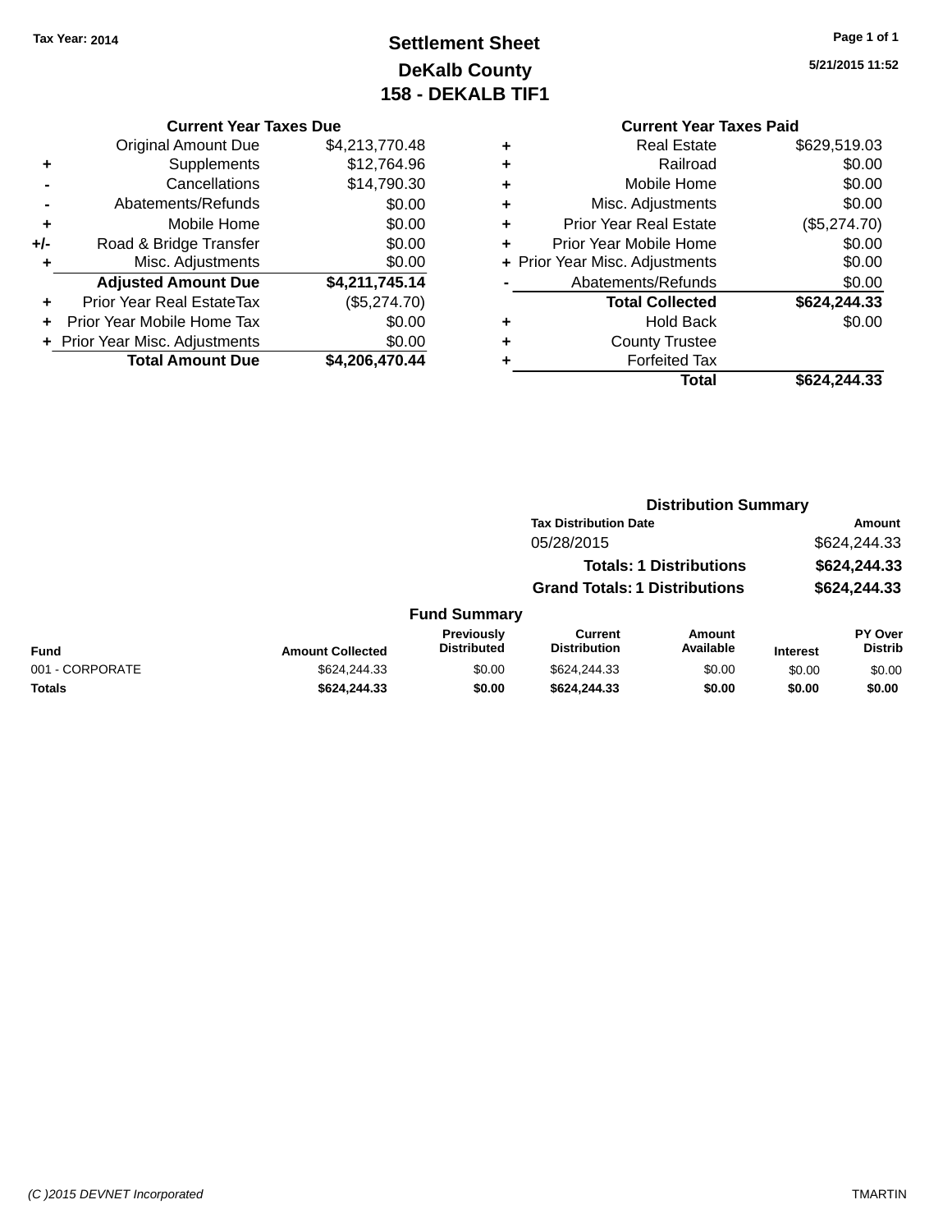Tax Year: 2014

# Settlement Sheet
## DeKalb County
## 158 - DEKALB TIF1

5/21/2015 11:52

### Current Year Taxes Due

| | | |
|---|---|---|
| | Original Amount Due | $4,213,770.48 |
| + | Supplements | $12,764.96 |
| - | Cancellations | $14,790.30 |
| - | Abatements/Refunds | $0.00 |
| + | Mobile Home | $0.00 |
| +/- | Road & Bridge Transfer | $0.00 |
| + | Misc. Adjustments | $0.00 |
| | **Adjusted Amount Due** | **$4,211,745.14** |
| + | Prior Year Real EstateTax | ($5,274.70) |
| + | Prior Year Mobile Home Tax | $0.00 |
| + | Prior Year Misc. Adjustments | $0.00 |
| | **Total Amount Due** | **$4,206,470.44** |

### Current Year Taxes Paid

| | | |
|---|---|---|
| + | Real Estate | $629,519.03 |
| + | Railroad | $0.00 |
| + | Mobile Home | $0.00 |
| + | Misc. Adjustments | $0.00 |
| + | Prior Year Real Estate | ($5,274.70) |
| + | Prior Year Mobile Home | $0.00 |
| + | Prior Year Misc. Adjustments | $0.00 |
| - | Abatements/Refunds | $0.00 |
| | **Total Collected** | **$624,244.33** |
| + | Hold Back | $0.00 |
| + | County Trustee | |
| + | Forfeited Tax | |
| | **Total** | **$624,244.33** |

### Distribution Summary

| Tax Distribution Date | Amount |
|---|---|
| 05/28/2015 | $624,244.33 |
| **Totals: 1 Distributions** | **$624,244.33** |
| **Grand Totals: 1 Distributions** | **$624,244.33** |

### Fund Summary

| Fund | Amount Collected | Previously Distributed | Current Distribution | Amount Available | Interest | PY Over Distrib |
|---|---|---|---|---|---|---|
| 001 - CORPORATE | $624,244.33 | $0.00 | $624,244.33 | $0.00 | $0.00 | $0.00 |
| **Totals** | **$624,244.33** | **$0.00** | **$624,244.33** | **$0.00** | **$0.00** | **$0.00** |

(C )2015 DEVNET Incorporated TMARTIN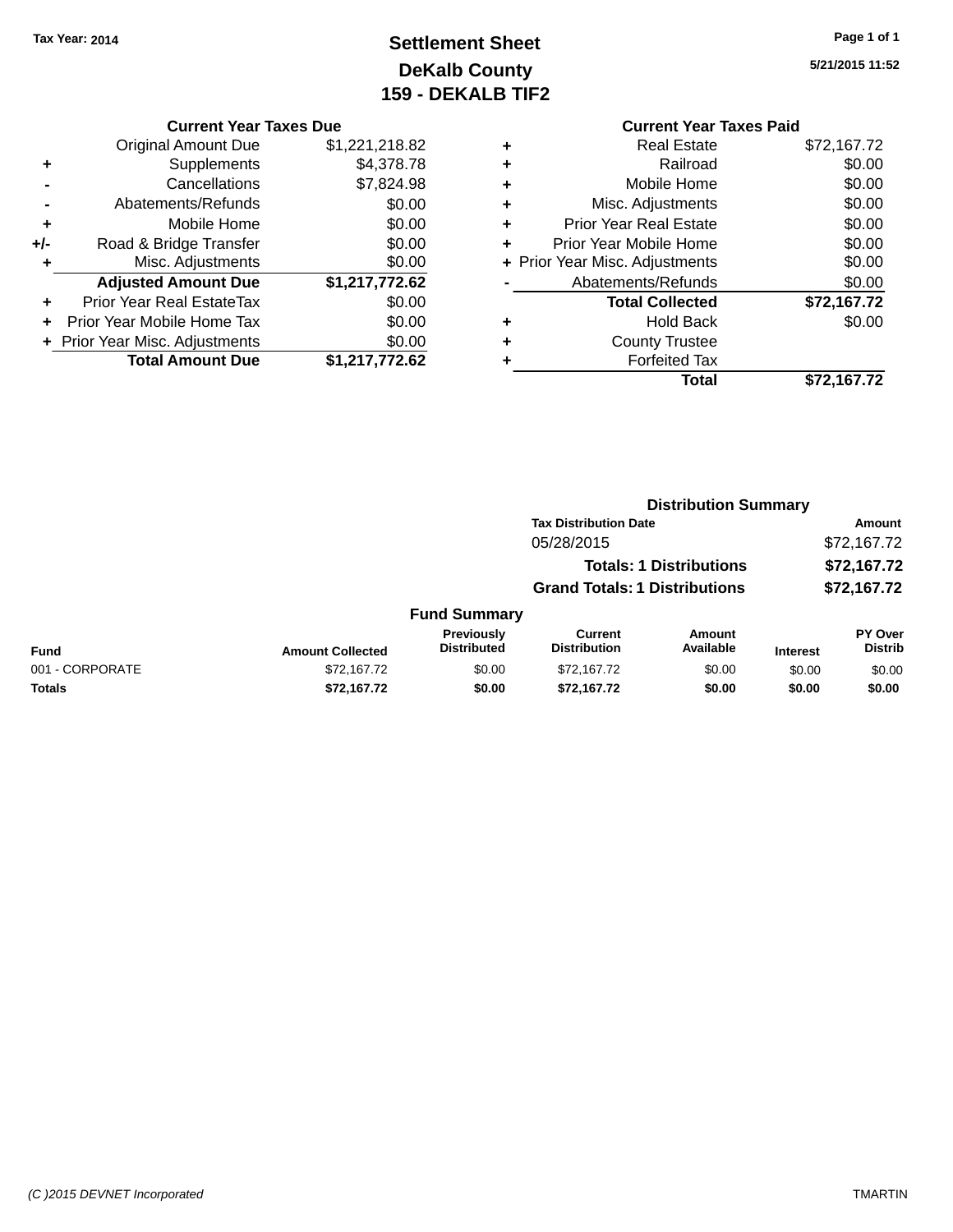Tax Year: 2014

# Settlement Sheet
## DeKalb County
## 159 - DEKALB TIF2

5/21/2015 11:52

### Current Year Taxes Due

| | | |
|---|---|---|
| | Original Amount Due | $1,221,218.82 |
| + | Supplements | $4,378.78 |
| - | Cancellations | $7,824.98 |
| - | Abatements/Refunds | $0.00 |
| + | Mobile Home | $0.00 |
| +/- | Road & Bridge Transfer | $0.00 |
| + | Misc. Adjustments | $0.00 |
| | **Adjusted Amount Due** | **$1,217,772.62** |
| + | Prior Year Real EstateTax | $0.00 |
| + | Prior Year Mobile Home Tax | $0.00 |
| + | Prior Year Misc. Adjustments | $0.00 |
| | **Total Amount Due** | **$1,217,772.62** |

### Current Year Taxes Paid

| | | |
|---|---|---|
| + | Real Estate | $72,167.72 |
| + | Railroad | $0.00 |
| + | Mobile Home | $0.00 |
| + | Misc. Adjustments | $0.00 |
| + | Prior Year Real Estate | $0.00 |
| + | Prior Year Mobile Home | $0.00 |
| + | Prior Year Misc. Adjustments | $0.00 |
| - | Abatements/Refunds | $0.00 |
| | **Total Collected** | **$72,167.72** |
| + | Hold Back | $0.00 |
| + | County Trustee | |
| + | Forfeited Tax | |
| | **Total** | **$72,167.72** |

### Distribution Summary

| Tax Distribution Date | Amount |
|---|---|
| 05/28/2015 | $72,167.72 |
| **Totals: 1 Distributions** | **$72,167.72** |
| **Grand Totals: 1 Distributions** | **$72,167.72** |

### Fund Summary

| Fund | Amount Collected | Previously Distributed | Current Distribution | Amount Available | Interest | PY Over Distrib |
|---|---|---|---|---|---|---|
| 001 - CORPORATE | $72,167.72 | $0.00 | $72,167.72 | $0.00 | $0.00 | $0.00 |
| **Totals** | **$72,167.72** | **$0.00** | **$72,167.72** | **$0.00** | **$0.00** | **$0.00** |

(C )2015 DEVNET Incorporated

TMARTIN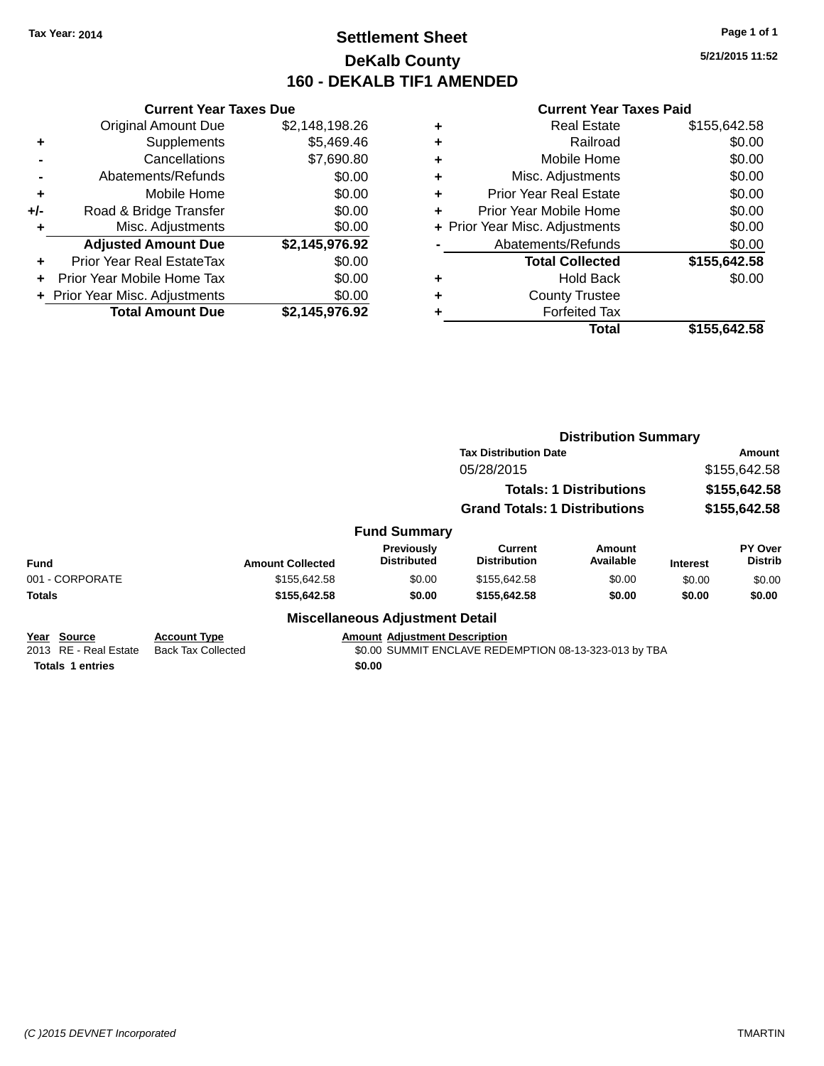Tax Year: 2014

# Settlement Sheet

## DeKalb County

## 160 - DEKALB TIF1 AMENDED

5/21/2015 11:52

### Current Year Taxes Due

| | | |
|---|---|---|
| | Original Amount Due | $2,148,198.26 |
| + | Supplements | $5,469.46 |
| - | Cancellations | $7,690.80 |
| - | Abatements/Refunds | $0.00 |
| + | Mobile Home | $0.00 |
| +/- | Road & Bridge Transfer | $0.00 |
| + | Misc. Adjustments | $0.00 |
| | **Adjusted Amount Due** | **$2,145,976.92** |
| + | Prior Year Real EstateTax | $0.00 |
| + | Prior Year Mobile Home Tax | $0.00 |
| + | Prior Year Misc. Adjustments | $0.00 |
| | **Total Amount Due** | **$2,145,976.92** |

### Current Year Taxes Paid

| | | |
|---|---|---|
| + | Real Estate | $155,642.58 |
| + | Railroad | $0.00 |
| + | Mobile Home | $0.00 |
| + | Misc. Adjustments | $0.00 |
| + | Prior Year Real Estate | $0.00 |
| + | Prior Year Mobile Home | $0.00 |
| + | Prior Year Misc. Adjustments | $0.00 |
| - | Abatements/Refunds | $0.00 |
| | **Total Collected** | **$155,642.58** |
| + | Hold Back | $0.00 |
| + | County Trustee | |
| + | Forfeited Tax | |
| | **Total** | **$155,642.58** |

### Distribution Summary

| Tax Distribution Date | Amount |
|---|---|
| 05/28/2015 | $155,642.58 |
| **Totals: 1 Distributions** | **$155,642.58** |
| **Grand Totals: 1 Distributions** | **$155,642.58** |

### Fund Summary

| Fund | Amount Collected | Previously Distributed | Current Distribution | Amount Available | Interest | PY Over Distrib |
|---|---|---|---|---|---|---|
| 001 - CORPORATE | $155,642.58 | $0.00 | $155,642.58 | $0.00 | $0.00 | $0.00 |
| **Totals** | **$155,642.58** | **$0.00** | **$155,642.58** | **$0.00** | **$0.00** | **$0.00** |

### Miscellaneous Adjustment Detail

| Year | Source | Account Type | Amount | Adjustment Description |
|---|---|---|---|---|
| 2013 | RE - Real Estate | Back Tax Collected | $0.00 | SUMMIT ENCLAVE REDEMPTION 08-13-323-013 by TBA |
| **Totals** | **1 entries** | | **$0.00** | |

(C )2015 DEVNET Incorporated TMARTIN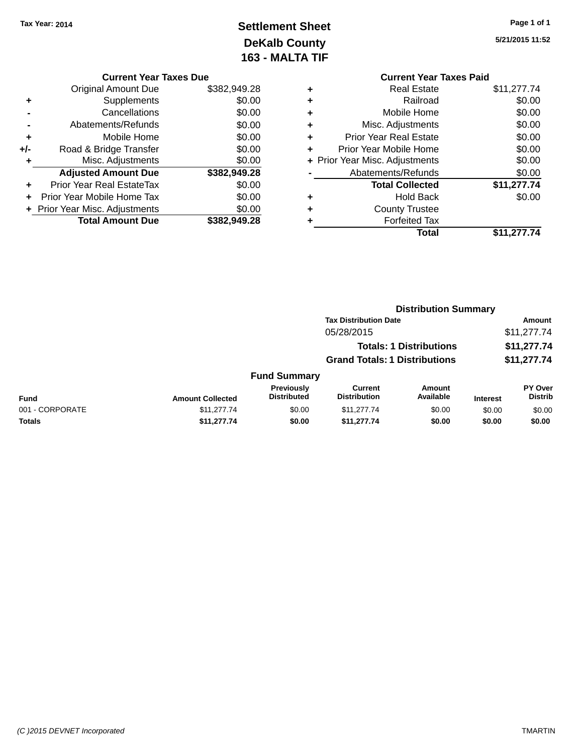Tax Year: 2014

# Settlement Sheet
## DeKalb County
## 163 - MALTA TIF

5/21/2015 11:52

### Current Year Taxes Due

| | | |
|---|---|---|
| | Original Amount Due | $382,949.28 |
| + | Supplements | $0.00 |
| - | Cancellations | $0.00 |
| - | Abatements/Refunds | $0.00 |
| + | Mobile Home | $0.00 |
| +/- | Road & Bridge Transfer | $0.00 |
| + | Misc. Adjustments | $0.00 |
| | **Adjusted Amount Due** | **$382,949.28** |
| + | Prior Year Real EstateTax | $0.00 |
| + | Prior Year Mobile Home Tax | $0.00 |
| + | Prior Year Misc. Adjustments | $0.00 |
| | **Total Amount Due** | **$382,949.28** |

### Current Year Taxes Paid

| | | |
|---|---|---|
| + | Real Estate | $11,277.74 |
| + | Railroad | $0.00 |
| + | Mobile Home | $0.00 |
| + | Misc. Adjustments | $0.00 |
| + | Prior Year Real Estate | $0.00 |
| + | Prior Year Mobile Home | $0.00 |
| + | Prior Year Misc. Adjustments | $0.00 |
| - | Abatements/Refunds | $0.00 |
| | **Total Collected** | **$11,277.74** |
| + | Hold Back | $0.00 |
| + | County Trustee | |
| + | Forfeited Tax | |
| | **Total** | **$11,277.74** |

### Distribution Summary

| Tax Distribution Date | Amount |
|---|---|
| 05/28/2015 | $11,277.74 |
| **Totals: 1 Distributions** | **$11,277.74** |
| **Grand Totals: 1 Distributions** | **$11,277.74** |

### Fund Summary

| Fund | Amount Collected | Previously Distributed | Current Distribution | Amount Available | Interest | PY Over Distrib |
|---|---|---|---|---|---|---|
| 001 - CORPORATE | $11,277.74 | $0.00 | $11,277.74 | $0.00 | $0.00 | $0.00 |
| **Totals** | **$11,277.74** | **$0.00** | **$11,277.74** | **$0.00** | **$0.00** | **$0.00** |

(C )2015 DEVNET Incorporated TMARTIN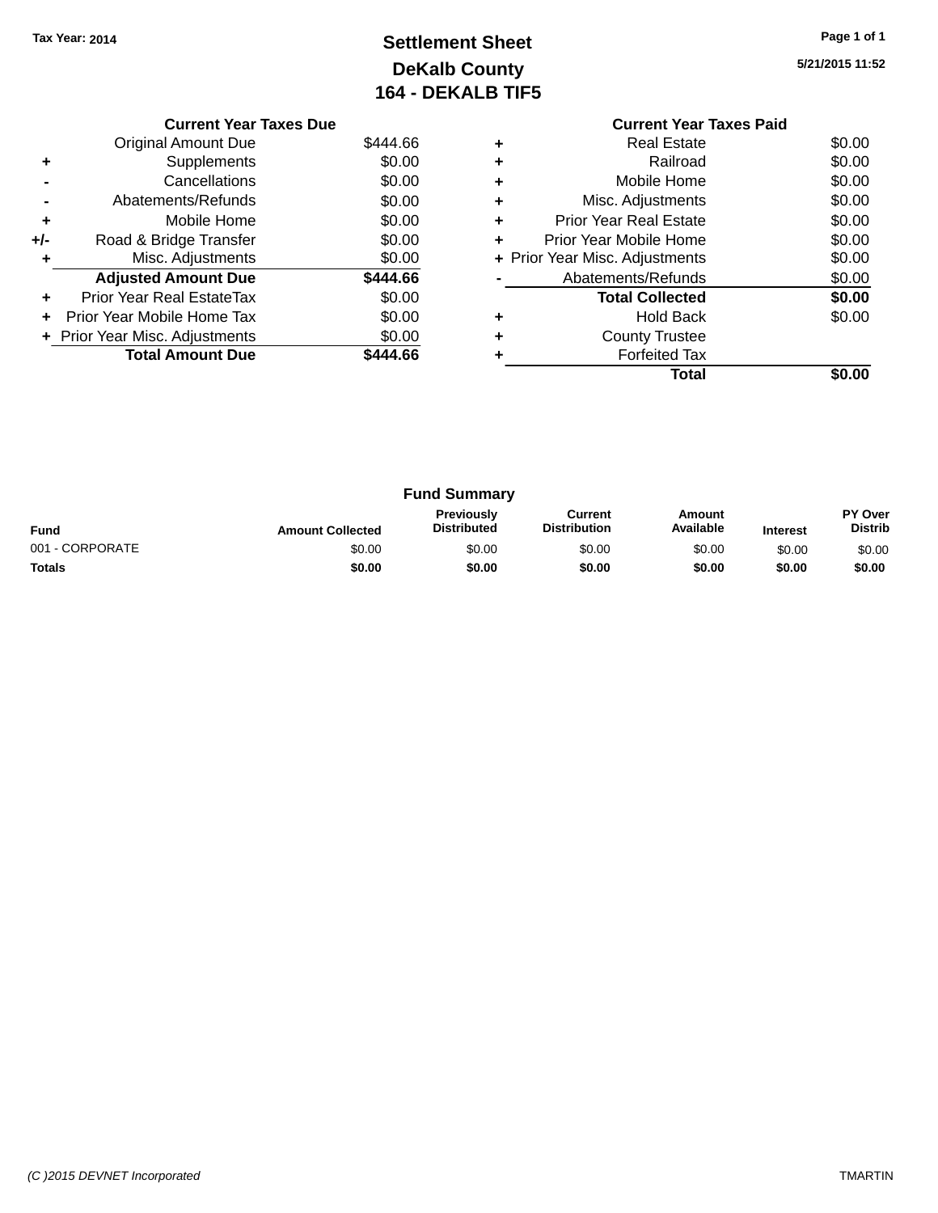Tax Year: 2014

# Settlement Sheet
## DeKalb County
## 164 - DEKALB TIF5

5/21/2015 11:52

### Current Year Taxes Due

| | | |
|---|---|---|
| | Original Amount Due | $444.66 |
| + | Supplements | $0.00 |
| - | Cancellations | $0.00 |
| - | Abatements/Refunds | $0.00 |
| + | Mobile Home | $0.00 |
| +/- | Road & Bridge Transfer | $0.00 |
| + | Misc. Adjustments | $0.00 |
| | **Adjusted Amount Due** | **$444.66** |
| + | Prior Year Real EstateTax | $0.00 |
| + | Prior Year Mobile Home Tax | $0.00 |
| + | Prior Year Misc. Adjustments | $0.00 |
| | **Total Amount Due** | **$444.66** |

### Current Year Taxes Paid

| | | |
|---|---|---|
| + | Real Estate | $0.00 |
| + | Railroad | $0.00 |
| + | Mobile Home | $0.00 |
| + | Misc. Adjustments | $0.00 |
| + | Prior Year Real Estate | $0.00 |
| + | Prior Year Mobile Home | $0.00 |
| + | Prior Year Misc. Adjustments | $0.00 |
| - | Abatements/Refunds | $0.00 |
| | **Total Collected** | **$0.00** |
| + | Hold Back | $0.00 |
| + | County Trustee | |
| + | Forfeited Tax | |
| | **Total** | **$0.00** |

### Fund Summary

| Fund | Amount Collected | Previously Distributed | Current Distribution | Amount Available | Interest | PY Over Distrib |
|---|---|---|---|---|---|---|
| 001 - CORPORATE | $0.00 | $0.00 | $0.00 | $0.00 | $0.00 | $0.00 |
| **Totals** | **$0.00** | **$0.00** | **$0.00** | **$0.00** | **$0.00** | **$0.00** |

(C )2015 DEVNET Incorporated TMARTIN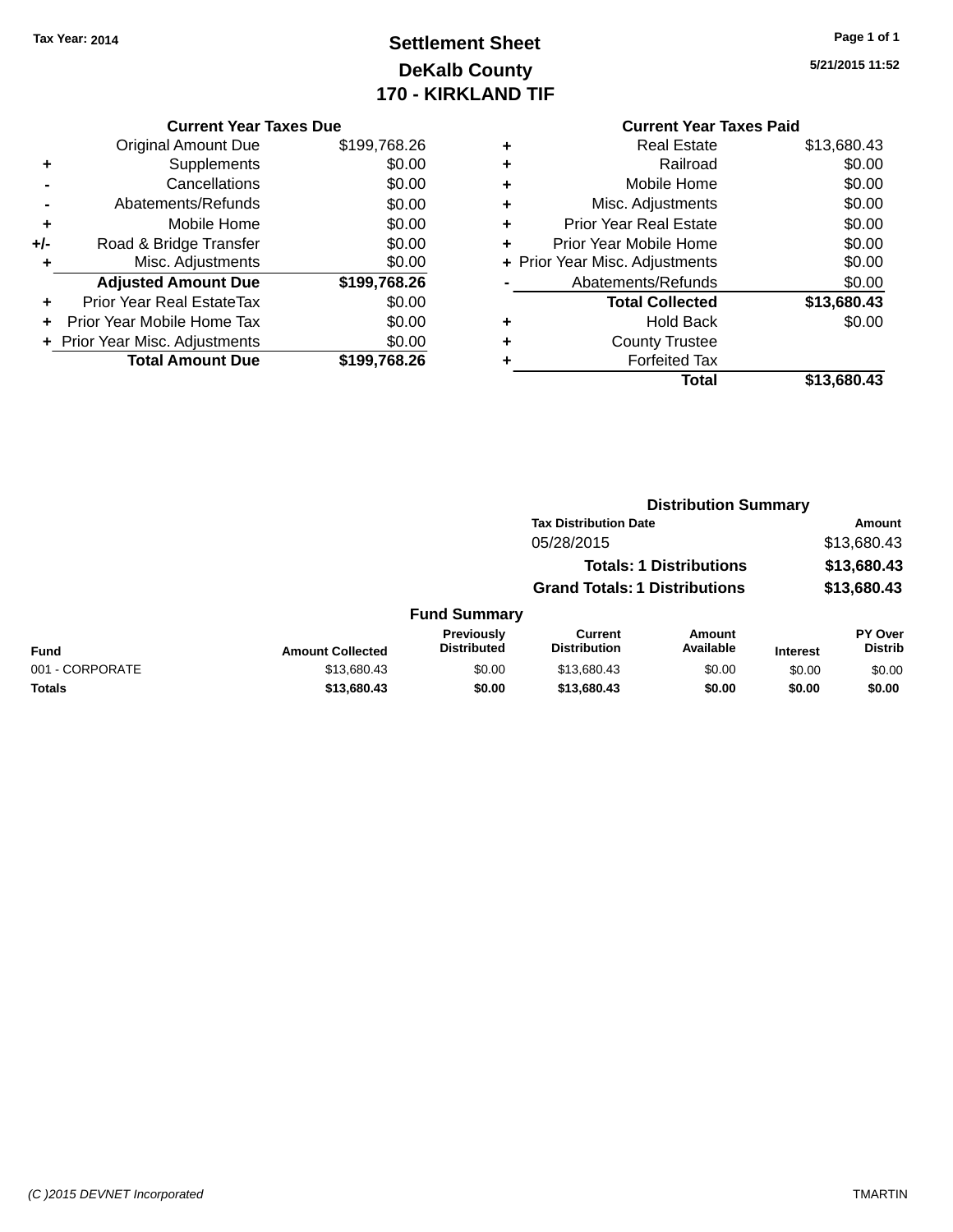Tax Year: 2014

# Settlement Sheet

## DeKalb County

## 170 - KIRKLAND TIF

5/21/2015 11:52

**Current Year Taxes Due**

| | | |
|---|---|---|
| | Original Amount Due | $199,768.26 |
| + | Supplements | $0.00 |
| - | Cancellations | $0.00 |
| - | Abatements/Refunds | $0.00 |
| + | Mobile Home | $0.00 |
| +/- | Road & Bridge Transfer | $0.00 |
| + | Misc. Adjustments | $0.00 |
| | **Adjusted Amount Due** | **$199,768.26** |
| + | Prior Year Real EstateTax | $0.00 |
| + | Prior Year Mobile Home Tax | $0.00 |
| + | Prior Year Misc. Adjustments | $0.00 |
| | **Total Amount Due** | **$199,768.26** |

**Current Year Taxes Paid**

| | | |
|---|---|---|
| + | Real Estate | $13,680.43 |
| + | Railroad | $0.00 |
| + | Mobile Home | $0.00 |
| + | Misc. Adjustments | $0.00 |
| + | Prior Year Real Estate | $0.00 |
| + | Prior Year Mobile Home | $0.00 |
| + | Prior Year Misc. Adjustments | $0.00 |
| - | Abatements/Refunds | $0.00 |
| | **Total Collected** | **$13,680.43** |
| + | Hold Back | $0.00 |
| + | County Trustee | |
| + | Forfeited Tax | |
| | **Total** | **$13,680.43** |

**Distribution Summary**

| Tax Distribution Date | Amount |
|---|---|
| 05/28/2015 | $13,680.43 |
| **Totals: 1 Distributions** | **$13,680.43** |
| **Grand Totals: 1 Distributions** | **$13,680.43** |

**Fund Summary**

| Fund | Amount Collected | Previously Distributed | Current Distribution | Amount Available | Interest | PY Over Distrib |
|---|---|---|---|---|---|---|
| 001 - CORPORATE | $13,680.43 | $0.00 | $13,680.43 | $0.00 | $0.00 | $0.00 |
| **Totals** | **$13,680.43** | **$0.00** | **$13,680.43** | **$0.00** | **$0.00** | **$0.00** |

(C )2015 DEVNET Incorporated

TMARTIN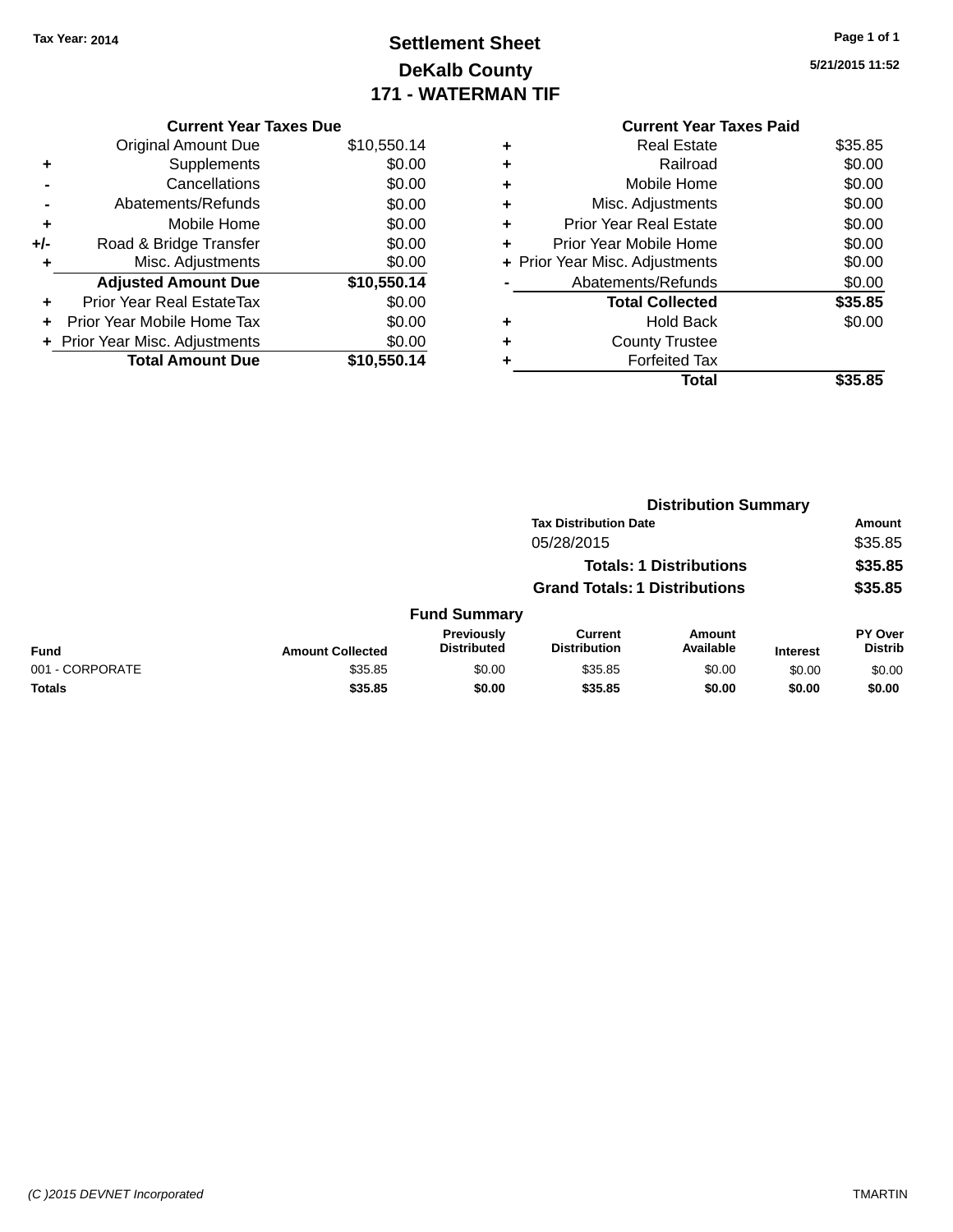Tax Year: 2014

# Settlement Sheet
## DeKalb County
## 171 - WATERMAN TIF

5/21/2015 11:52

### Current Year Taxes Due

| | | |
|---|---|---|
| | Original Amount Due | $10,550.14 |
| + | Supplements | $0.00 |
| - | Cancellations | $0.00 |
| - | Abatements/Refunds | $0.00 |
| + | Mobile Home | $0.00 |
| +/- | Road & Bridge Transfer | $0.00 |
| + | Misc. Adjustments | $0.00 |
| | **Adjusted Amount Due** | **$10,550.14** |
| + | Prior Year Real EstateTax | $0.00 |
| + | Prior Year Mobile Home Tax | $0.00 |
| + | Prior Year Misc. Adjustments | $0.00 |
| | **Total Amount Due** | **$10,550.14** |

### Current Year Taxes Paid

| | | |
|---|---|---|
| + | Real Estate | $35.85 |
| + | Railroad | $0.00 |
| + | Mobile Home | $0.00 |
| + | Misc. Adjustments | $0.00 |
| + | Prior Year Real Estate | $0.00 |
| + | Prior Year Mobile Home | $0.00 |
| + | Prior Year Misc. Adjustments | $0.00 |
| - | Abatements/Refunds | $0.00 |
| | **Total Collected** | **$35.85** |
| + | Hold Back | $0.00 |
| + | County Trustee | |
| + | Forfeited Tax | |
| | **Total** | **$35.85** |

### Distribution Summary

| Tax Distribution Date | Amount |
|---|---|
| 05/28/2015 | $35.85 |
| **Totals: 1 Distributions** | **$35.85** |
| **Grand Totals: 1 Distributions** | **$35.85** |

### Fund Summary

| Fund | Amount Collected | Previously Distributed | Current Distribution | Amount Available | Interest | PY Over Distrib |
|---|---|---|---|---|---|---|
| 001 - CORPORATE | $35.85 | $0.00 | $35.85 | $0.00 | $0.00 | $0.00 |
| **Totals** | **$35.85** | **$0.00** | **$35.85** | **$0.00** | **$0.00** | **$0.00** |

(C )2015 DEVNET Incorporated    TMARTIN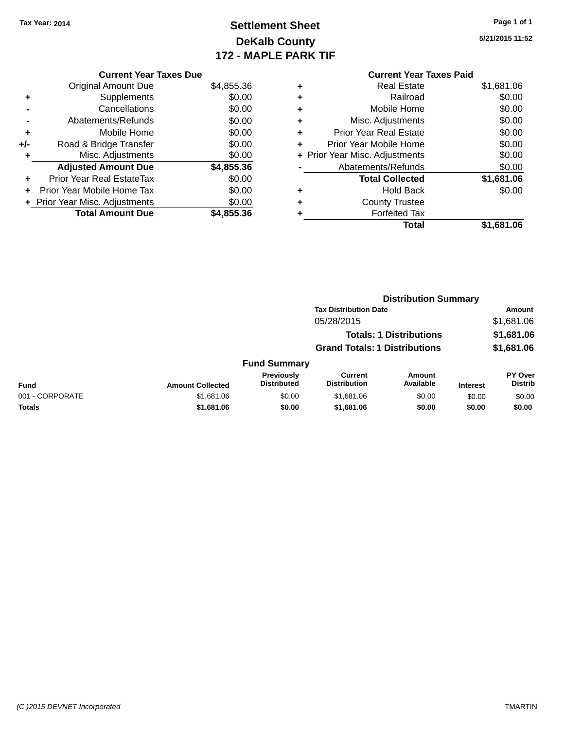Tax Year: 2014

# Settlement Sheet

## DeKalb County

## 172 - MAPLE PARK TIF

5/21/2015 11:52

### Current Year Taxes Due

| | | |
|---|---|---|
| | Original Amount Due | $4,855.36 |
| + | Supplements | $0.00 |
| - | Cancellations | $0.00 |
| - | Abatements/Refunds | $0.00 |
| + | Mobile Home | $0.00 |
| +/- | Road & Bridge Transfer | $0.00 |
| + | Misc. Adjustments | $0.00 |
| | **Adjusted Amount Due** | **$4,855.36** |
| + | Prior Year Real EstateTax | $0.00 |
| + | Prior Year Mobile Home Tax | $0.00 |
| + | Prior Year Misc. Adjustments | $0.00 |
| | **Total Amount Due** | **$4,855.36** |

### Current Year Taxes Paid

| | | |
|---|---|---|
| + | Real Estate | $1,681.06 |
| + | Railroad | $0.00 |
| + | Mobile Home | $0.00 |
| + | Misc. Adjustments | $0.00 |
| + | Prior Year Real Estate | $0.00 |
| + | Prior Year Mobile Home | $0.00 |
| + | Prior Year Misc. Adjustments | $0.00 |
| - | Abatements/Refunds | $0.00 |
| | **Total Collected** | **$1,681.06** |
| + | Hold Back | $0.00 |
| + | County Trustee | |
| + | Forfeited Tax | |
| | **Total** | **$1,681.06** |

### Distribution Summary

| Tax Distribution Date | Amount |
|---|---|
| 05/28/2015 | $1,681.06 |
| **Totals: 1 Distributions** | **$1,681.06** |
| **Grand Totals: 1 Distributions** | **$1,681.06** |

### Fund Summary

| Fund | Amount Collected | Previously Distributed | Current Distribution | Amount Available | Interest | PY Over Distrib |
|---|---|---|---|---|---|---|
| 001 - CORPORATE | $1,681.06 | $0.00 | $1,681.06 | $0.00 | $0.00 | $0.00 |
| **Totals** | **$1,681.06** | **$0.00** | **$1,681.06** | **$0.00** | **$0.00** | **$0.00** |

(C )2015 DEVNET Incorporated TMARTIN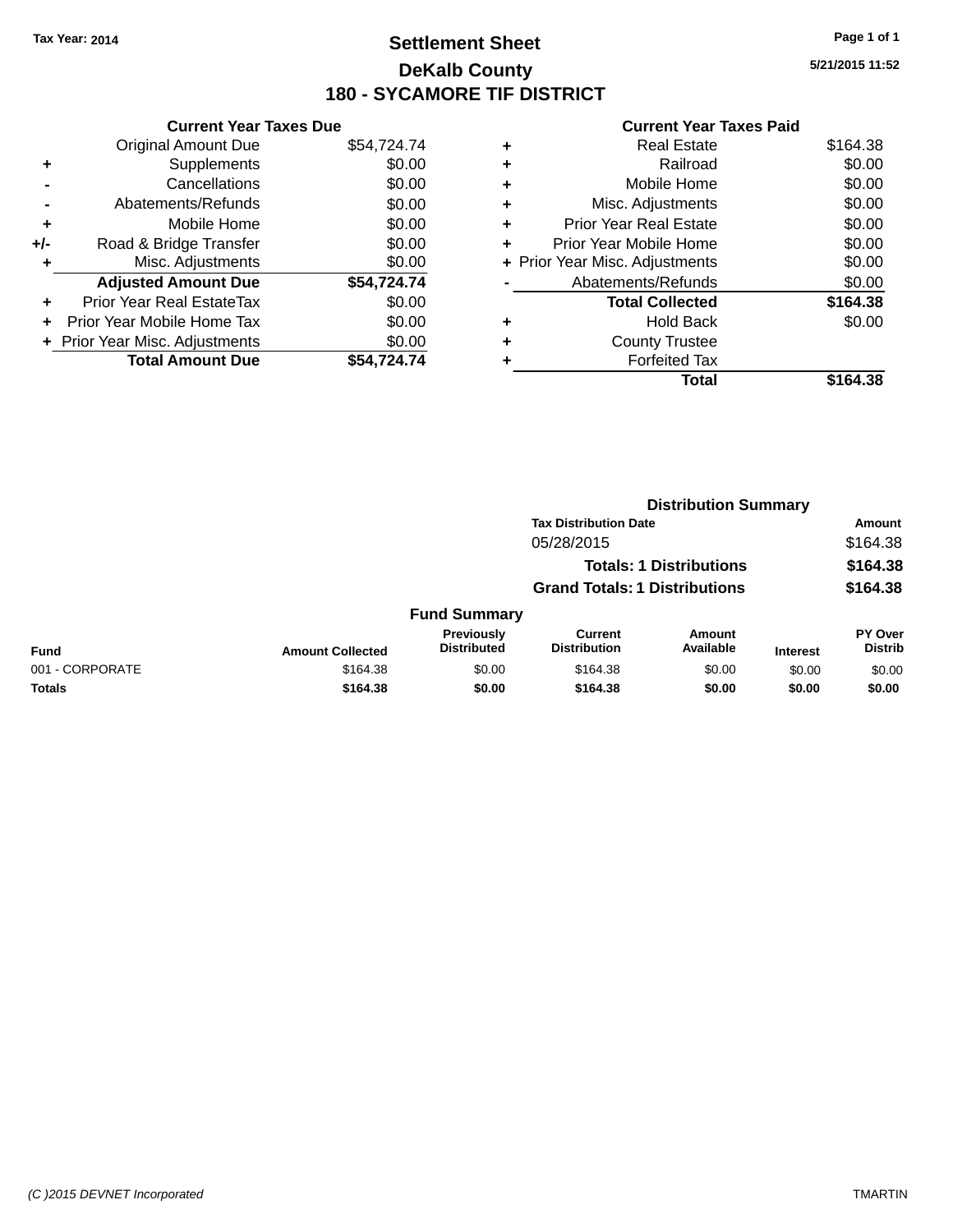Tax Year: 2014

# Settlement Sheet

## DeKalb County

## 180 - SYCAMORE TIF DISTRICT

5/21/2015 11:52

### Current Year Taxes Due

| | | |
|---|---|---|
| | Original Amount Due | $54,724.74 |
| + | Supplements | $0.00 |
| - | Cancellations | $0.00 |
| - | Abatements/Refunds | $0.00 |
| + | Mobile Home | $0.00 |
| +/- | Road & Bridge Transfer | $0.00 |
| + | Misc. Adjustments | $0.00 |
| | **Adjusted Amount Due** | **$54,724.74** |
| + | Prior Year Real EstateTax | $0.00 |
| + | Prior Year Mobile Home Tax | $0.00 |
| + | Prior Year Misc. Adjustments | $0.00 |
| | **Total Amount Due** | **$54,724.74** |

### Current Year Taxes Paid

| | | |
|---|---|---|
| + | Real Estate | $164.38 |
| + | Railroad | $0.00 |
| + | Mobile Home | $0.00 |
| + | Misc. Adjustments | $0.00 |
| + | Prior Year Real Estate | $0.00 |
| + | Prior Year Mobile Home | $0.00 |
| + | Prior Year Misc. Adjustments | $0.00 |
| - | Abatements/Refunds | $0.00 |
| | **Total Collected** | **$164.38** |
| + | Hold Back | $0.00 |
| + | County Trustee | |
| + | Forfeited Tax | |
| | **Total** | **$164.38** |

### Distribution Summary

| Tax Distribution Date | Amount |
|---|---|
| 05/28/2015 | $164.38 |
| **Totals: 1 Distributions** | **$164.38** |
| **Grand Totals: 1 Distributions** | **$164.38** |

### Fund Summary

| Fund | Amount Collected | Previously Distributed | Current Distribution | Amount Available | Interest | PY Over Distrib |
|---|---|---|---|---|---|---|
| 001 - CORPORATE | $164.38 | $0.00 | $164.38 | $0.00 | $0.00 | $0.00 |
| **Totals** | **$164.38** | **$0.00** | **$164.38** | **$0.00** | **$0.00** | **$0.00** |

(C )2015 DEVNET Incorporated TMARTIN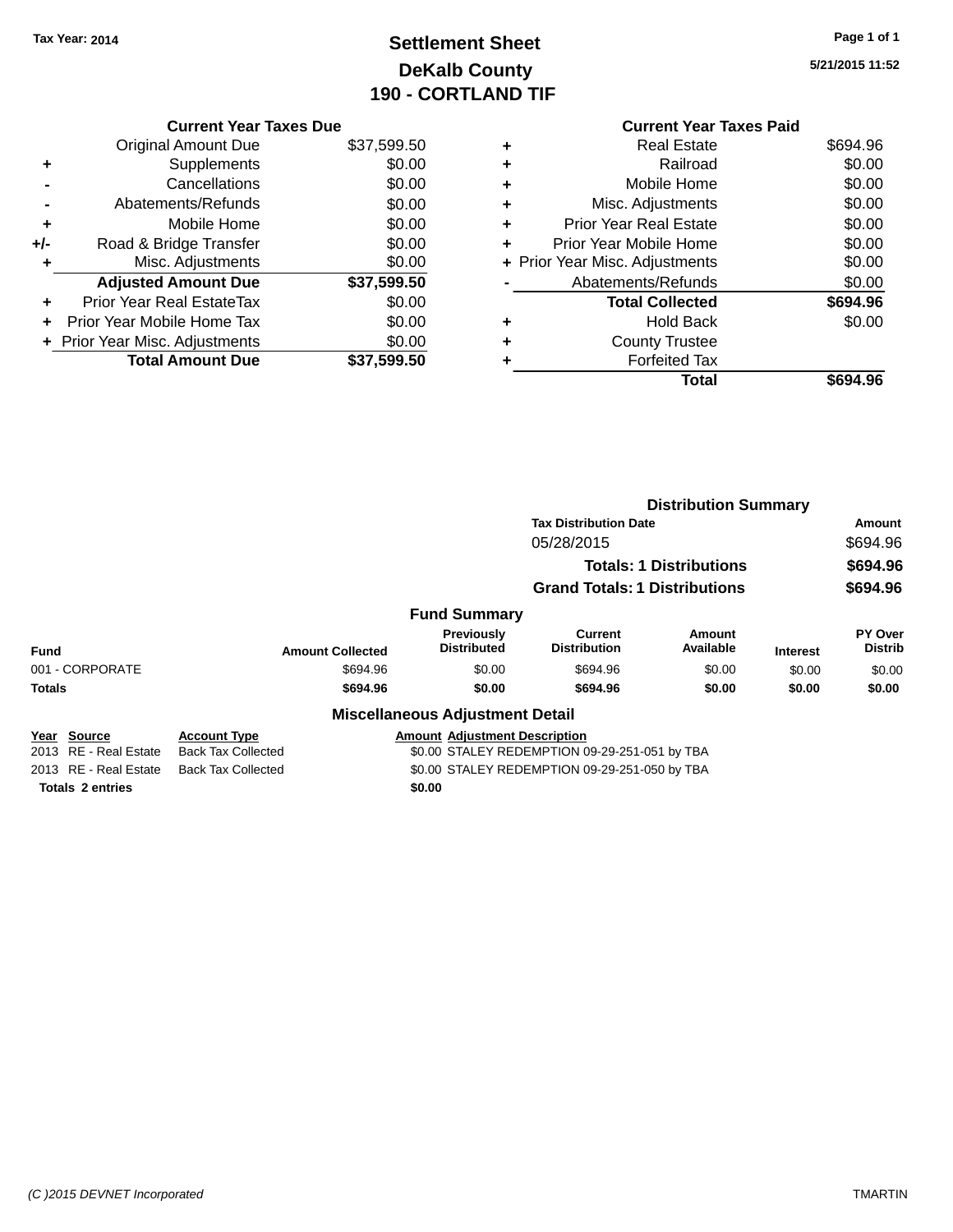Tax Year: 2014

# Settlement Sheet
## DeKalb County
## 190 - CORTLAND TIF

5/21/2015 11:52

### Current Year Taxes Due

| | | |
|---|---|---|
| | Original Amount Due | $37,599.50 |
| + | Supplements | $0.00 |
| - | Cancellations | $0.00 |
| - | Abatements/Refunds | $0.00 |
| + | Mobile Home | $0.00 |
| +/- | Road & Bridge Transfer | $0.00 |
| + | Misc. Adjustments | $0.00 |
| | **Adjusted Amount Due** | **$37,599.50** |
| + | Prior Year Real EstateTax | $0.00 |
| + | Prior Year Mobile Home Tax | $0.00 |
| + | Prior Year Misc. Adjustments | $0.00 |
| | **Total Amount Due** | **$37,599.50** |

### Current Year Taxes Paid

| | | |
|---|---|---|
| + | Real Estate | $694.96 |
| + | Railroad | $0.00 |
| + | Mobile Home | $0.00 |
| + | Misc. Adjustments | $0.00 |
| + | Prior Year Real Estate | $0.00 |
| + | Prior Year Mobile Home | $0.00 |
| + | Prior Year Misc. Adjustments | $0.00 |
| - | Abatements/Refunds | $0.00 |
| | **Total Collected** | **$694.96** |
| + | Hold Back | $0.00 |
| + | County Trustee | |
| + | Forfeited Tax | |
| | **Total** | **$694.96** |

### Distribution Summary

| Tax Distribution Date | Amount |
|---|---|
| 05/28/2015 | $694.96 |
| **Totals: 1 Distributions** | **$694.96** |
| **Grand Totals: 1 Distributions** | **$694.96** |

### Fund Summary

| Fund | Amount Collected | Previously Distributed | Current Distribution | Amount Available | Interest | PY Over Distrib |
|---|---|---|---|---|---|---|
| 001 - CORPORATE | $694.96 | $0.00 | $694.96 | $0.00 | $0.00 | $0.00 |
| **Totals** | **$694.96** | **$0.00** | **$694.96** | **$0.00** | **$0.00** | **$0.00** |

### Miscellaneous Adjustment Detail

| Year | Source | Account Type | Amount | Adjustment Description |
|---|---|---|---|---|
| 2013 | RE - Real Estate | Back Tax Collected | $0.00 | STALEY REDEMPTION 09-29-251-051 by TBA |
| 2013 | RE - Real Estate | Back Tax Collected | $0.00 | STALEY REDEMPTION 09-29-251-050 by TBA |
| **Totals** | **2 entries** | | **$0.00** | |

(C )2015 DEVNET Incorporated TMARTIN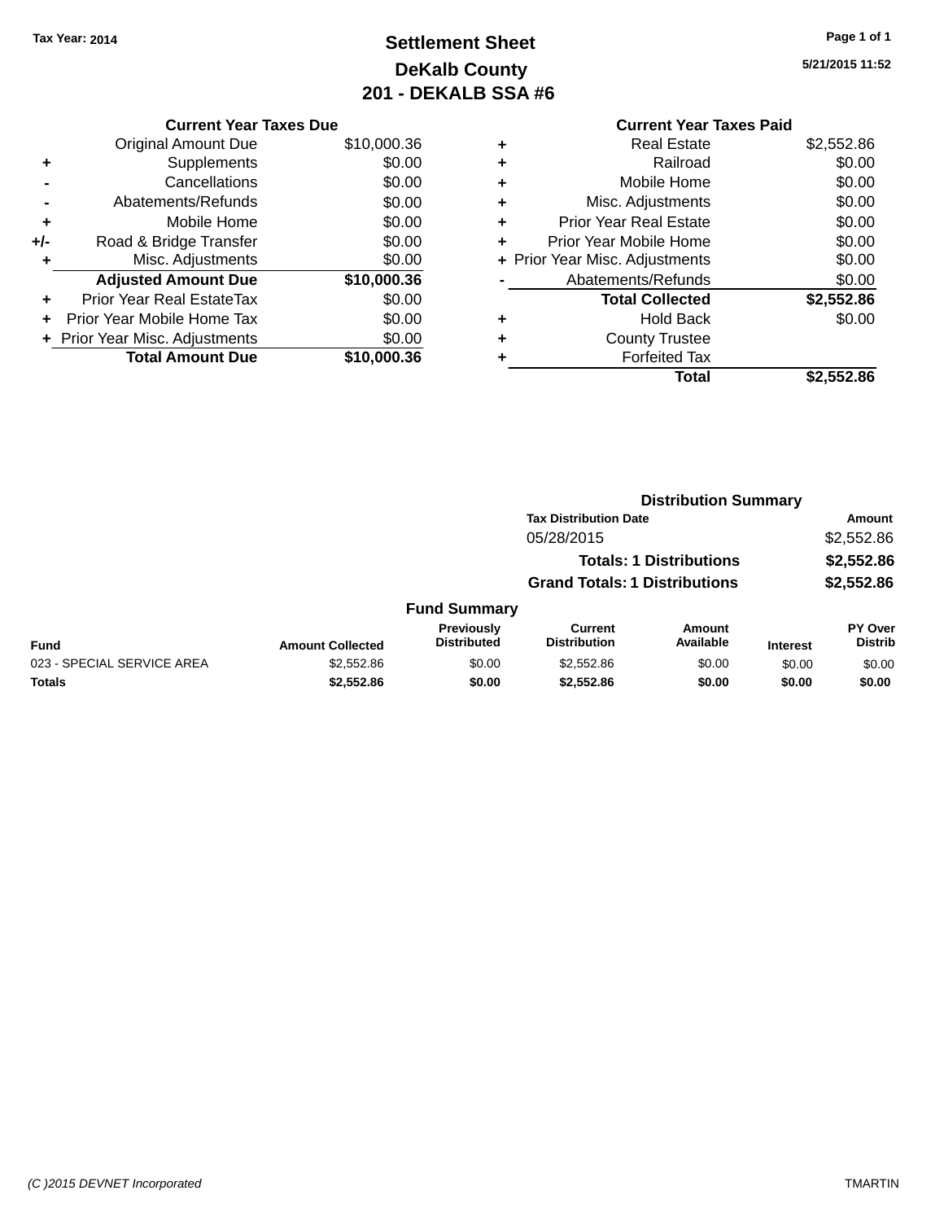Tax Year: 2014

# Settlement Sheet
## DeKalb County
## 201 - DEKALB SSA #6

5/21/2015 11:52

### Current Year Taxes Due

| | | |
|---|---|---|
| | Original Amount Due | $10,000.36 |
| + | Supplements | $0.00 |
| - | Cancellations | $0.00 |
| - | Abatements/Refunds | $0.00 |
| + | Mobile Home | $0.00 |
| +/- | Road & Bridge Transfer | $0.00 |
| + | Misc. Adjustments | $0.00 |
| | **Adjusted Amount Due** | **$10,000.36** |
| + | Prior Year Real EstateTax | $0.00 |
| + | Prior Year Mobile Home Tax | $0.00 |
| + | Prior Year Misc. Adjustments | $0.00 |
| | **Total Amount Due** | **$10,000.36** |

### Current Year Taxes Paid

| | | |
|---|---|---|
| + | Real Estate | $2,552.86 |
| + | Railroad | $0.00 |
| + | Mobile Home | $0.00 |
| + | Misc. Adjustments | $0.00 |
| + | Prior Year Real Estate | $0.00 |
| + | Prior Year Mobile Home | $0.00 |
| + | Prior Year Misc. Adjustments | $0.00 |
| - | Abatements/Refunds | $0.00 |
| | **Total Collected** | **$2,552.86** |
| + | Hold Back | $0.00 |
| + | County Trustee | |
| + | Forfeited Tax | |
| | **Total** | **$2,552.86** |

### Distribution Summary

| Tax Distribution Date | Amount |
|---|---|
| 05/28/2015 | $2,552.86 |
| **Totals: 1 Distributions** | **$2,552.86** |
| **Grand Totals: 1 Distributions** | **$2,552.86** |

### Fund Summary

| Fund | Amount Collected | Previously Distributed | Current Distribution | Amount Available | Interest | PY Over Distrib |
|---|---|---|---|---|---|---|
| 023 - SPECIAL SERVICE AREA | $2,552.86 | $0.00 | $2,552.86 | $0.00 | $0.00 | $0.00 |
| **Totals** | **$2,552.86** | **$0.00** | **$2,552.86** | **$0.00** | **$0.00** | **$0.00** |

(C )2015 DEVNET Incorporated TMARTIN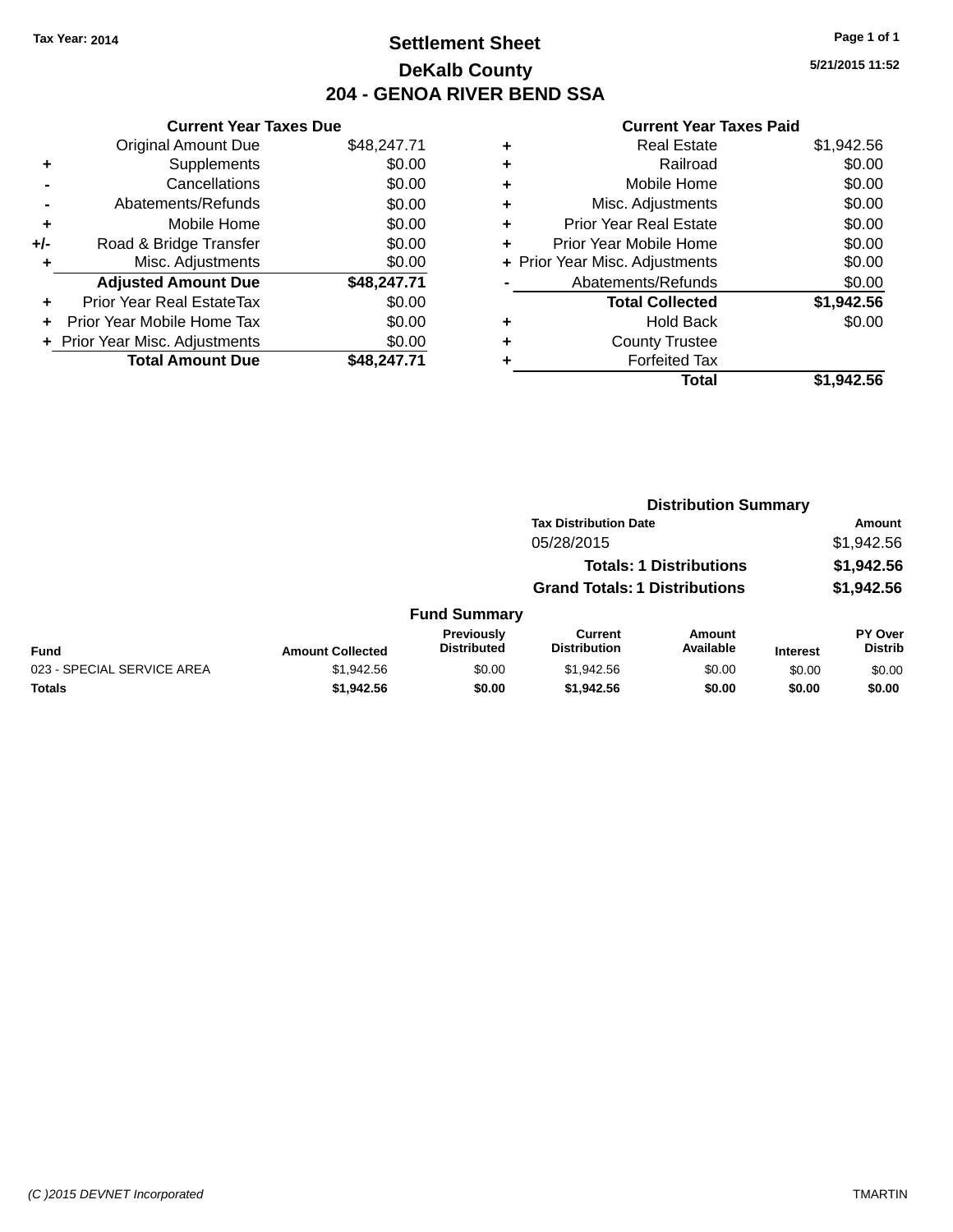Tax Year: 2014

# Settlement Sheet

## DeKalb County

## 204 - GENOA RIVER BEND SSA

5/21/2015 11:52

### Current Year Taxes Due

| | | |
|---|---|---|
| | Original Amount Due | $48,247.71 |
| + | Supplements | $0.00 |
| - | Cancellations | $0.00 |
| - | Abatements/Refunds | $0.00 |
| + | Mobile Home | $0.00 |
| +/- | Road & Bridge Transfer | $0.00 |
| + | Misc. Adjustments | $0.00 |
| | **Adjusted Amount Due** | **$48,247.71** |
| + | Prior Year Real EstateTax | $0.00 |
| + | Prior Year Mobile Home Tax | $0.00 |
| + | Prior Year Misc. Adjustments | $0.00 |
| | **Total Amount Due** | **$48,247.71** |

### Current Year Taxes Paid

| | | |
|---|---|---|
| + | Real Estate | $1,942.56 |
| + | Railroad | $0.00 |
| + | Mobile Home | $0.00 |
| + | Misc. Adjustments | $0.00 |
| + | Prior Year Real Estate | $0.00 |
| + | Prior Year Mobile Home | $0.00 |
| + | Prior Year Misc. Adjustments | $0.00 |
| - | Abatements/Refunds | $0.00 |
| | **Total Collected** | **$1,942.56** |
| + | Hold Back | $0.00 |
| + | County Trustee | |
| + | Forfeited Tax | |
| | **Total** | **$1,942.56** |

### Distribution Summary

| Tax Distribution Date | Amount |
|---|---|
| 05/28/2015 | $1,942.56 |
| **Totals: 1 Distributions** | **$1,942.56** |
| **Grand Totals: 1 Distributions** | **$1,942.56** |

### Fund Summary

| Fund | Amount Collected | Previously Distributed | Current Distribution | Amount Available | Interest | PY Over Distrib |
|---|---|---|---|---|---|---|
| 023 - SPECIAL SERVICE AREA | $1,942.56 | $0.00 | $1,942.56 | $0.00 | $0.00 | $0.00 |
| **Totals** | **$1,942.56** | **$0.00** | **$1,942.56** | **$0.00** | **$0.00** | **$0.00** |

(C )2015 DEVNET Incorporated TMARTIN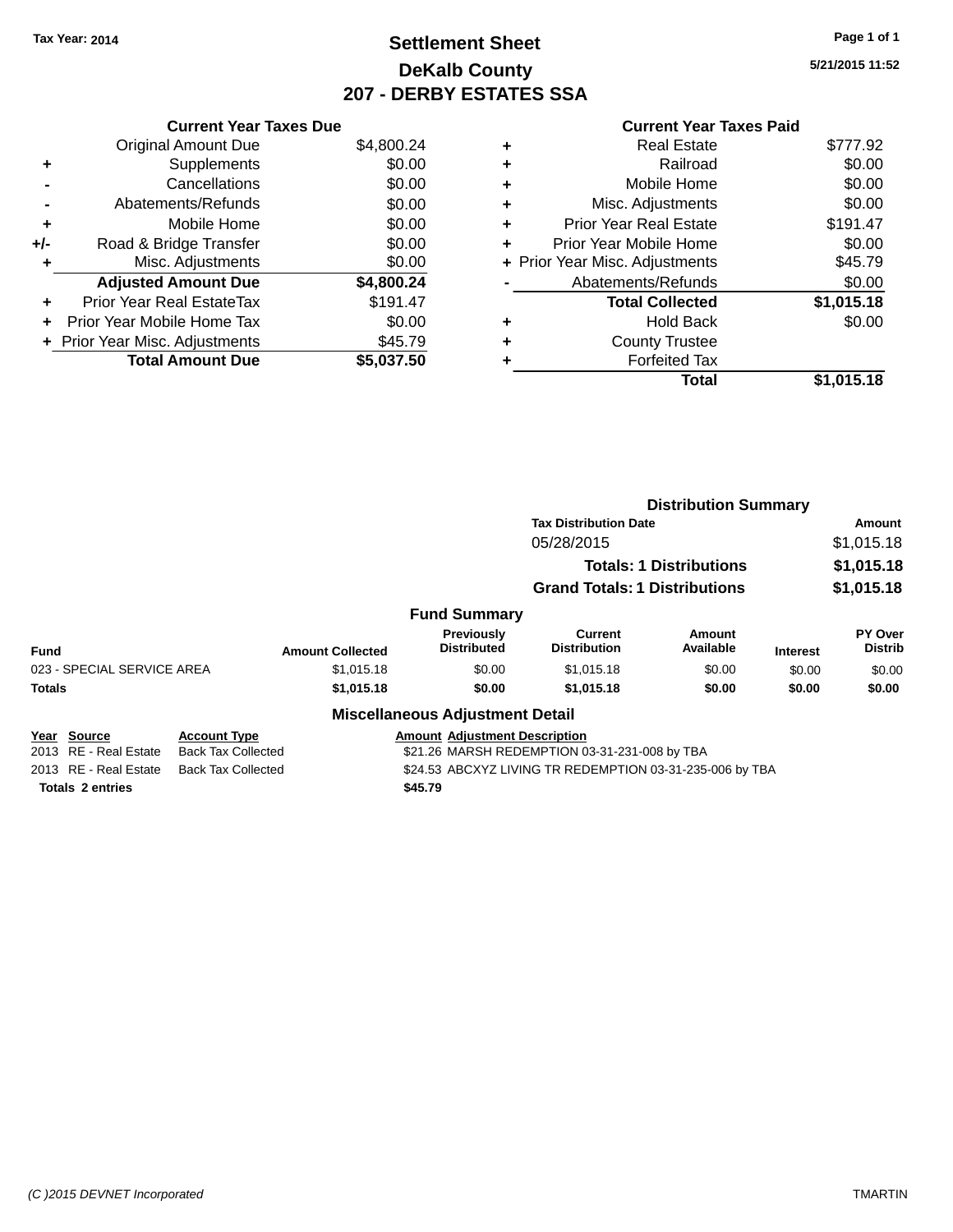Tax Year: 2014

# Settlement Sheet

## DeKalb County

## 207 - DERBY ESTATES SSA

5/21/2015 11:52

| | Current Year Taxes Due | |
|---|---|---|
| | Original Amount Due | $4,800.24 |
| + | Supplements | $0.00 |
| - | Cancellations | $0.00 |
| - | Abatements/Refunds | $0.00 |
| + | Mobile Home | $0.00 |
| +/- | Road & Bridge Transfer | $0.00 |
| + | Misc. Adjustments | $0.00 |
| | **Adjusted Amount Due** | **$4,800.24** |
| + | Prior Year Real EstateTax | $191.47 |
| + | Prior Year Mobile Home Tax | $0.00 |
| + | Prior Year Misc. Adjustments | $45.79 |
| | **Total Amount Due** | **$5,037.50** |

| | Current Year Taxes Paid | |
|---|---|---|
| + | Real Estate | $777.92 |
| + | Railroad | $0.00 |
| + | Mobile Home | $0.00 |
| + | Misc. Adjustments | $0.00 |
| + | Prior Year Real Estate | $191.47 |
| + | Prior Year Mobile Home | $0.00 |
| + | Prior Year Misc. Adjustments | $45.79 |
| - | Abatements/Refunds | $0.00 |
| | **Total Collected** | **$1,015.18** |
| + | Hold Back | $0.00 |
| + | County Trustee | |
| + | Forfeited Tax | |
| | **Total** | **$1,015.18** |

### Distribution Summary

| Tax Distribution Date | Amount |
|---|---|
| 05/28/2015 | $1,015.18 |
| **Totals: 1 Distributions** | **$1,015.18** |
| **Grand Totals: 1 Distributions** | **$1,015.18** |

### Fund Summary

| Fund | Amount Collected | Previously Distributed | Current Distribution | Amount Available | Interest | PY Over Distrib |
|---|---|---|---|---|---|---|
| 023 - SPECIAL SERVICE AREA | $1,015.18 | $0.00 | $1,015.18 | $0.00 | $0.00 | $0.00 |
| **Totals** | **$1,015.18** | **$0.00** | **$1,015.18** | **$0.00** | **$0.00** | **$0.00** |

### Miscellaneous Adjustment Detail

| Year | Source | Account Type | Amount | Adjustment Description |
|---|---|---|---|---|
| 2013 | RE - Real Estate | Back Tax Collected | $21.26 | MARSH REDEMPTION 03-31-231-008 by TBA |
| 2013 | RE - Real Estate | Back Tax Collected | $24.53 | ABCXYZ LIVING TR REDEMPTION 03-31-235-006 by TBA |
| **Totals** | **2 entries** | | **$45.79** | |

(C )2015 DEVNET Incorporated TMARTIN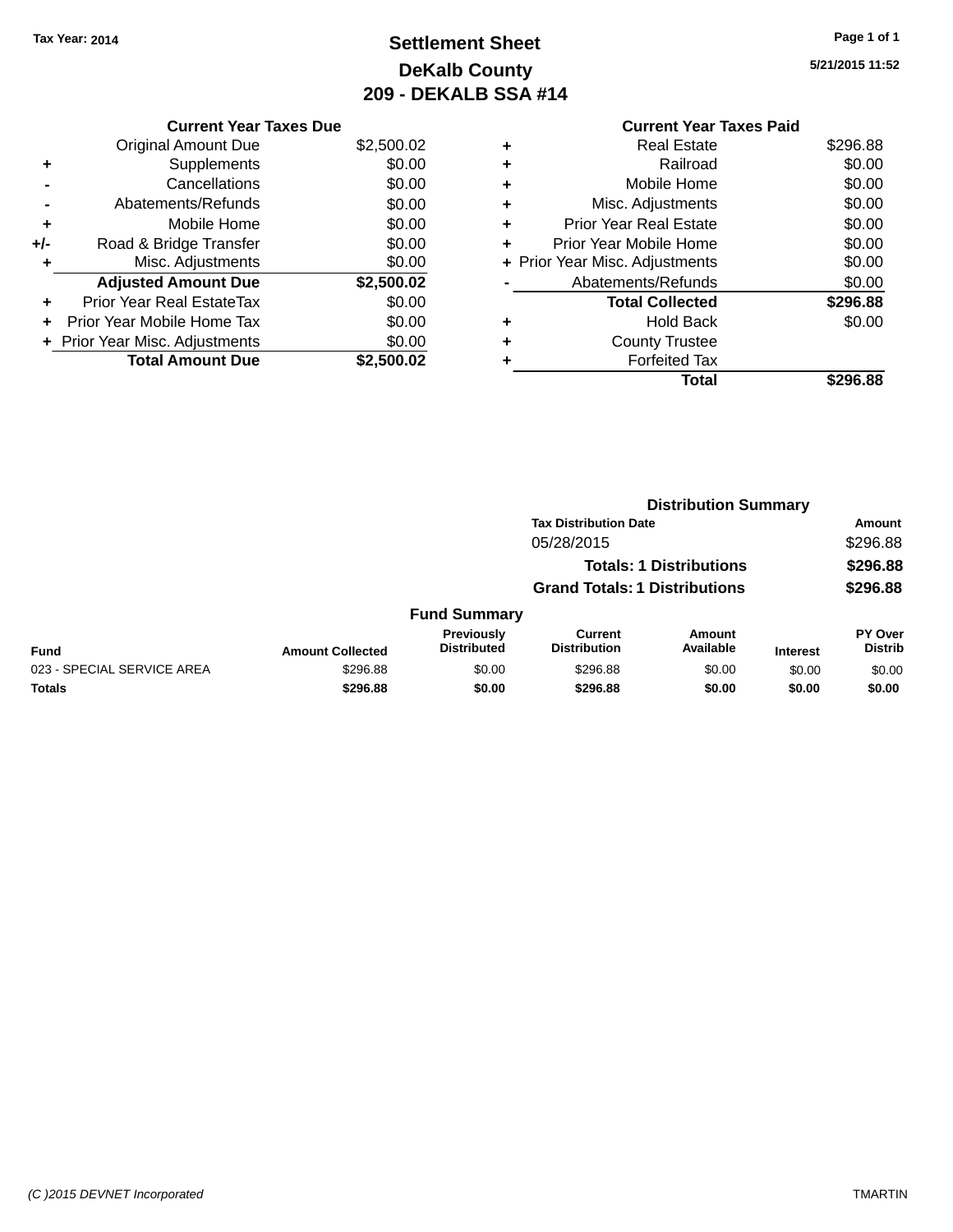Tax Year: 2014

# Settlement Sheet
## DeKalb County
## 209 - DEKALB SSA #14

5/21/2015 11:52

### Current Year Taxes Due

| | | |
|---|---|---|
| | Original Amount Due | $2,500.02 |
| + | Supplements | $0.00 |
| - | Cancellations | $0.00 |
| - | Abatements/Refunds | $0.00 |
| + | Mobile Home | $0.00 |
| +/- | Road & Bridge Transfer | $0.00 |
| + | Misc. Adjustments | $0.00 |
| | **Adjusted Amount Due** | **$2,500.02** |
| + | Prior Year Real EstateTax | $0.00 |
| + | Prior Year Mobile Home Tax | $0.00 |
| + | Prior Year Misc. Adjustments | $0.00 |
| | **Total Amount Due** | **$2,500.02** |

### Current Year Taxes Paid

| | | |
|---|---|---|
| + | Real Estate | $296.88 |
| + | Railroad | $0.00 |
| + | Mobile Home | $0.00 |
| + | Misc. Adjustments | $0.00 |
| + | Prior Year Real Estate | $0.00 |
| + | Prior Year Mobile Home | $0.00 |
| + | Prior Year Misc. Adjustments | $0.00 |
| - | Abatements/Refunds | $0.00 |
| | **Total Collected** | **$296.88** |
| + | Hold Back | $0.00 |
| + | County Trustee | |
| + | Forfeited Tax | |
| | **Total** | **$296.88** |

### Distribution Summary

| Tax Distribution Date | Amount |
|---|---|
| 05/28/2015 | $296.88 |
| **Totals: 1 Distributions** | **$296.88** |
| **Grand Totals: 1 Distributions** | **$296.88** |

### Fund Summary

| Fund | Amount Collected | Previously Distributed | Current Distribution | Amount Available | Interest | PY Over Distrib |
|---|---|---|---|---|---|---|
| 023 - SPECIAL SERVICE AREA | $296.88 | $0.00 | $296.88 | $0.00 | $0.00 | $0.00 |
| **Totals** | **$296.88** | **$0.00** | **$296.88** | **$0.00** | **$0.00** | **$0.00** |

(C )2015 DEVNET Incorporated TMARTIN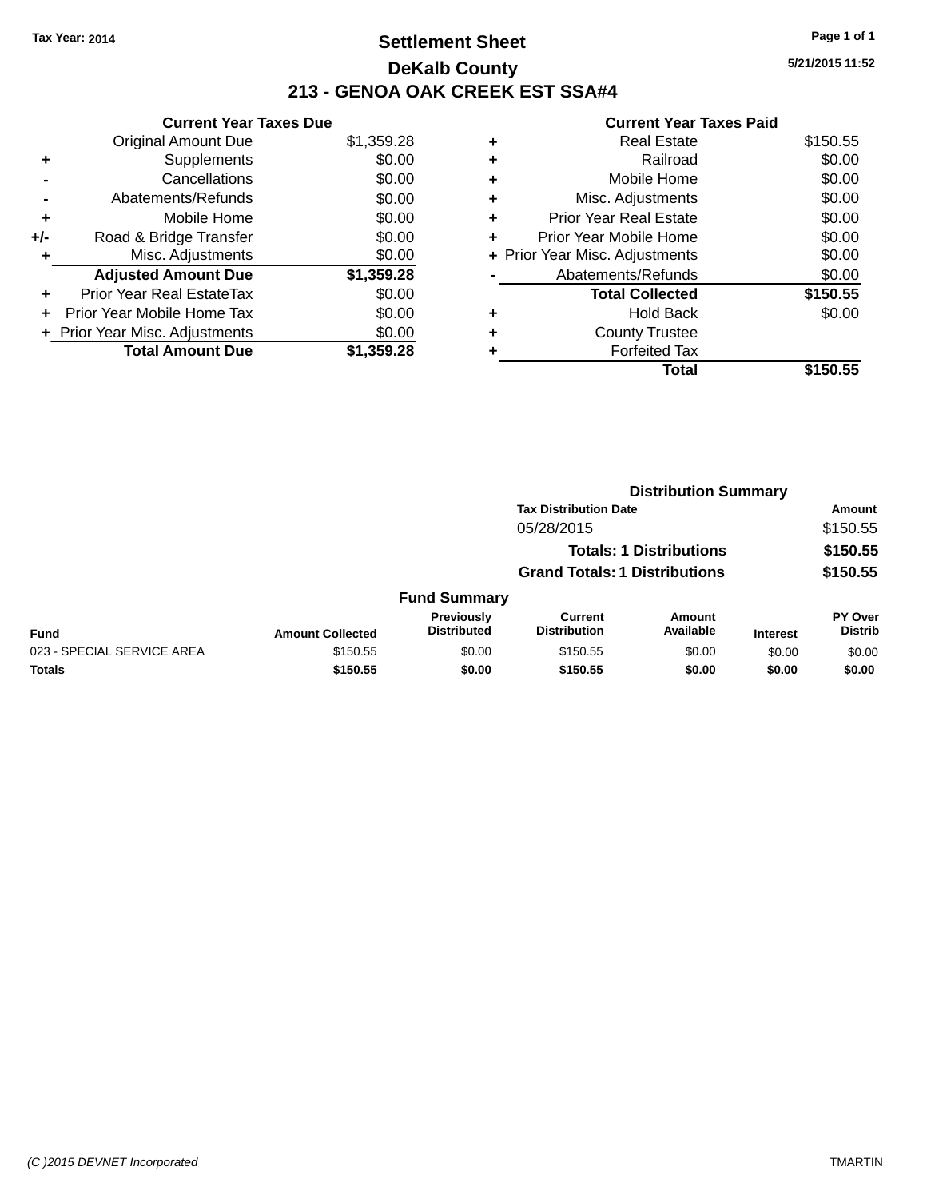Tax Year: 2014

# Settlement Sheet

## DeKalb County

## 213 - GENOA OAK CREEK EST SSA#4

5/21/2015 11:52

### Current Year Taxes Due

| | | |
|---|---|---|
| | Original Amount Due | $1,359.28 |
| + | Supplements | $0.00 |
| - | Cancellations | $0.00 |
| - | Abatements/Refunds | $0.00 |
| + | Mobile Home | $0.00 |
| +/- | Road & Bridge Transfer | $0.00 |
| + | Misc. Adjustments | $0.00 |
| | **Adjusted Amount Due** | **$1,359.28** |
| + | Prior Year Real EstateTax | $0.00 |
| + | Prior Year Mobile Home Tax | $0.00 |
| + | Prior Year Misc. Adjustments | $0.00 |
| | **Total Amount Due** | **$1,359.28** |

### Current Year Taxes Paid

| | | |
|---|---|---|
| + | Real Estate | $150.55 |
| + | Railroad | $0.00 |
| + | Mobile Home | $0.00 |
| + | Misc. Adjustments | $0.00 |
| + | Prior Year Real Estate | $0.00 |
| + | Prior Year Mobile Home | $0.00 |
| + | Prior Year Misc. Adjustments | $0.00 |
| - | Abatements/Refunds | $0.00 |
| | **Total Collected** | **$150.55** |
| + | Hold Back | $0.00 |
| + | County Trustee | |
| + | Forfeited Tax | |
| | **Total** | **$150.55** |

### Distribution Summary

| Tax Distribution Date | Amount |
|---|---|
| 05/28/2015 | $150.55 |
| **Totals: 1 Distributions** | **$150.55** |
| **Grand Totals: 1 Distributions** | **$150.55** |

### Fund Summary

| Fund | Amount Collected | Previously Distributed | Current Distribution | Amount Available | Interest | PY Over Distrib |
|---|---|---|---|---|---|---|
| 023 - SPECIAL SERVICE AREA | $150.55 | $0.00 | $150.55 | $0.00 | $0.00 | $0.00 |
| **Totals** | **$150.55** | **$0.00** | **$150.55** | **$0.00** | **$0.00** | **$0.00** |

(C )2015 DEVNET Incorporated

TMARTIN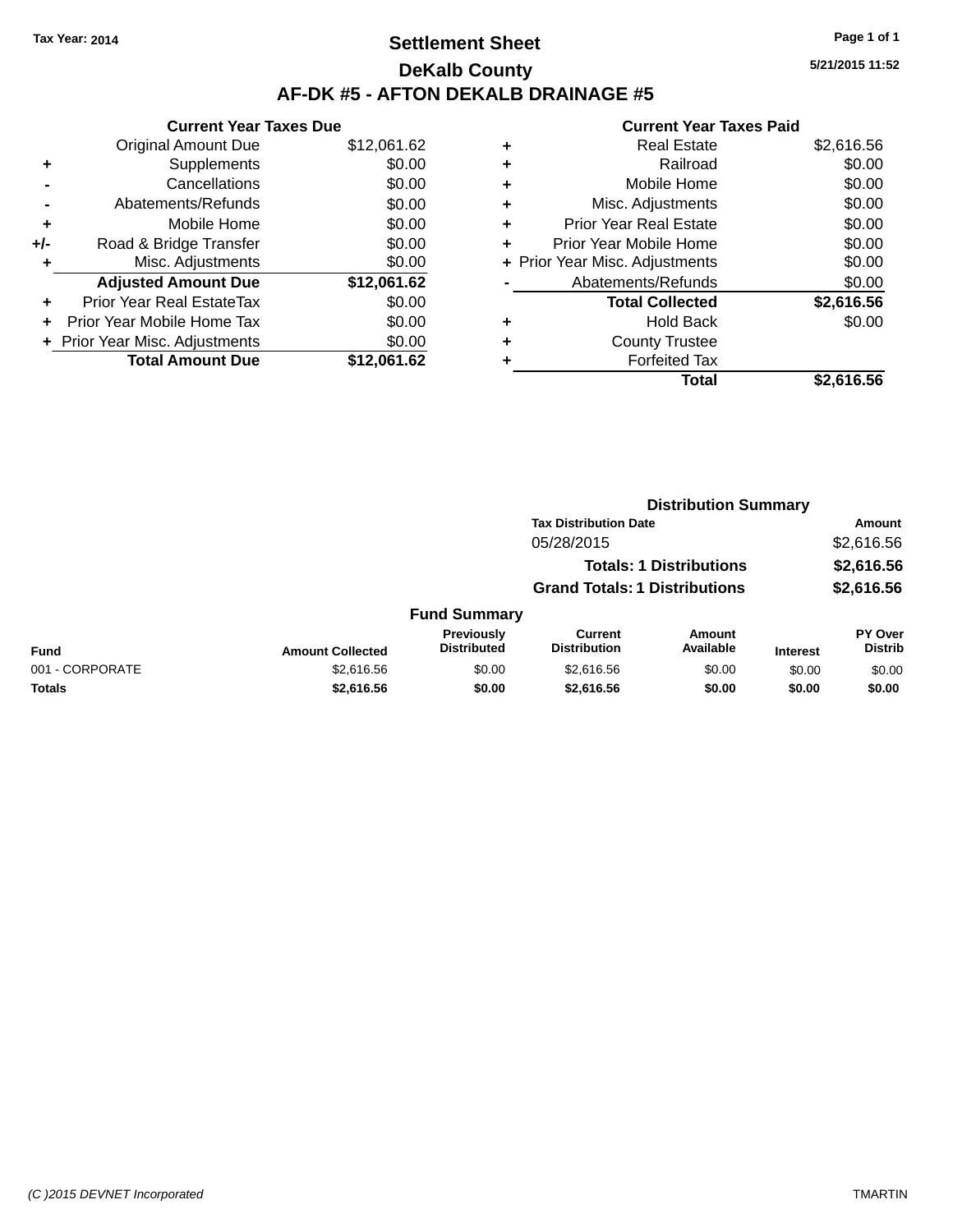Tax Year: 2014

# Settlement Sheet

## DeKalb County

## AF-DK #5 - AFTON DEKALB DRAINAGE #5

5/21/2015 11:52

### Current Year Taxes Due

| | | |
|---|---|---|
| | Original Amount Due | $12,061.62 |
| + | Supplements | $0.00 |
| - | Cancellations | $0.00 |
| - | Abatements/Refunds | $0.00 |
| + | Mobile Home | $0.00 |
| +/- | Road & Bridge Transfer | $0.00 |
| + | Misc. Adjustments | $0.00 |
| | **Adjusted Amount Due** | **$12,061.62** |
| + | Prior Year Real EstateTax | $0.00 |
| + | Prior Year Mobile Home Tax | $0.00 |
| + | Prior Year Misc. Adjustments | $0.00 |
| | **Total Amount Due** | **$12,061.62** |

### Current Year Taxes Paid

| | | |
|---|---|---|
| + | Real Estate | $2,616.56 |
| + | Railroad | $0.00 |
| + | Mobile Home | $0.00 |
| + | Misc. Adjustments | $0.00 |
| + | Prior Year Real Estate | $0.00 |
| + | Prior Year Mobile Home | $0.00 |
| + | Prior Year Misc. Adjustments | $0.00 |
| - | Abatements/Refunds | $0.00 |
| | **Total Collected** | **$2,616.56** |
| + | Hold Back | $0.00 |
| + | County Trustee | |
| + | Forfeited Tax | |
| | **Total** | **$2,616.56** |

### Distribution Summary

| Tax Distribution Date | Amount |
|---|---|
| 05/28/2015 | $2,616.56 |
| **Totals: 1 Distributions** | **$2,616.56** |
| **Grand Totals: 1 Distributions** | **$2,616.56** |

### Fund Summary

| Fund | Amount Collected | Previously Distributed | Current Distribution | Amount Available | Interest | PY Over Distrib |
|---|---|---|---|---|---|---|
| 001 - CORPORATE | $2,616.56 | $0.00 | $2,616.56 | $0.00 | $0.00 | $0.00 |
| **Totals** | **$2,616.56** | **$0.00** | **$2,616.56** | **$0.00** | **$0.00** | **$0.00** |

(C )2015 DEVNET Incorporated TMARTIN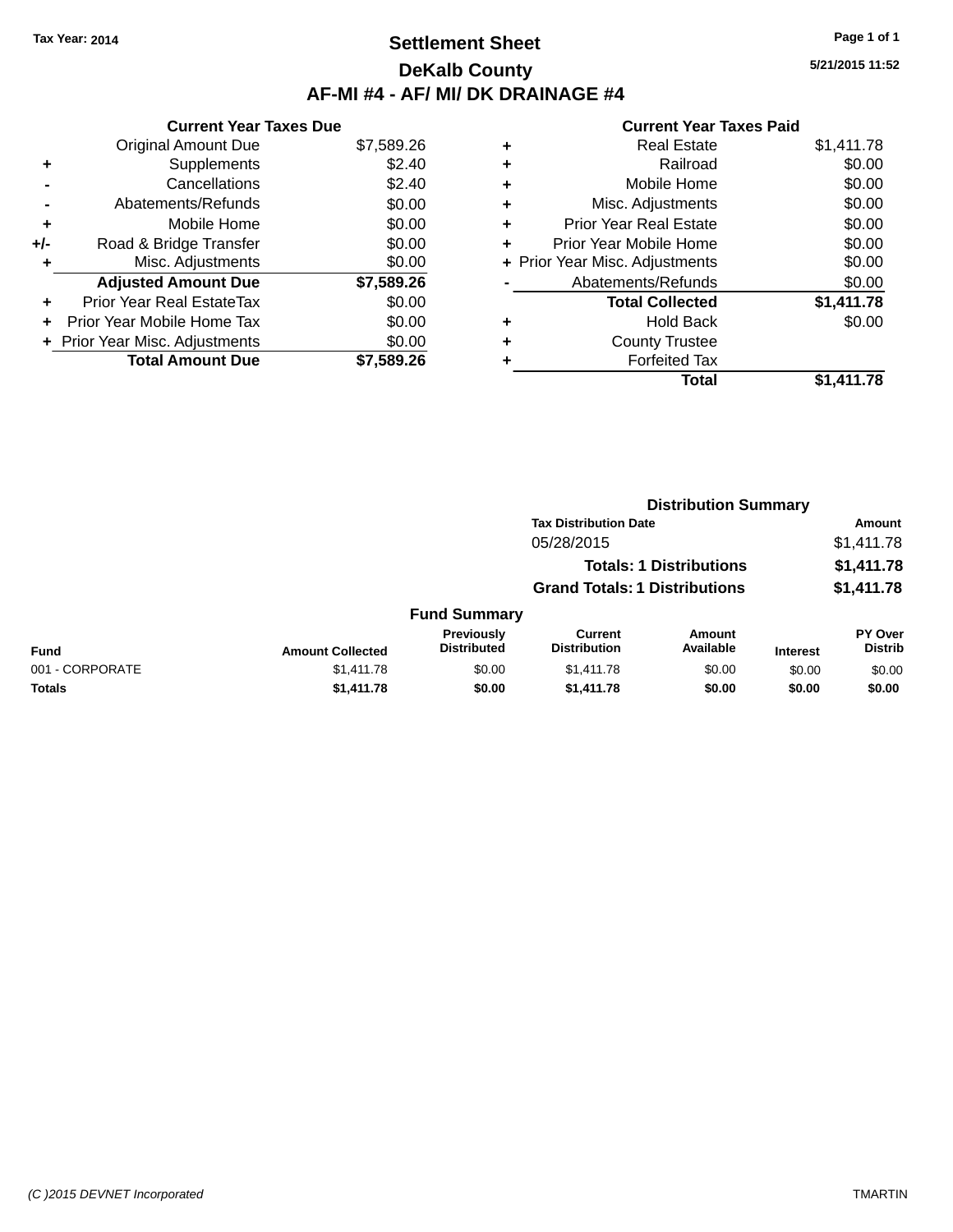Tax Year: 2014

# Settlement Sheet

## DeKalb County

## AF-MI #4 - AF/ MI/ DK DRAINAGE #4

5/21/2015 11:52

### Current Year Taxes Due

| | | |
|---|---|---|
| | Original Amount Due | $7,589.26 |
| + | Supplements | $2.40 |
| - | Cancellations | $2.40 |
| - | Abatements/Refunds | $0.00 |
| + | Mobile Home | $0.00 |
| +/- | Road & Bridge Transfer | $0.00 |
| + | Misc. Adjustments | $0.00 |
| | **Adjusted Amount Due** | **$7,589.26** |
| + | Prior Year Real EstateTax | $0.00 |
| + | Prior Year Mobile Home Tax | $0.00 |
| + | Prior Year Misc. Adjustments | $0.00 |
| | **Total Amount Due** | **$7,589.26** |

### Current Year Taxes Paid

| | | |
|---|---|---|
| + | Real Estate | $1,411.78 |
| + | Railroad | $0.00 |
| + | Mobile Home | $0.00 |
| + | Misc. Adjustments | $0.00 |
| + | Prior Year Real Estate | $0.00 |
| + | Prior Year Mobile Home | $0.00 |
| + | Prior Year Misc. Adjustments | $0.00 |
| - | Abatements/Refunds | $0.00 |
| | **Total Collected** | **$1,411.78** |
| + | Hold Back | $0.00 |
| + | County Trustee | |
| + | Forfeited Tax | |
| | **Total** | **$1,411.78** |

### Distribution Summary

| Tax Distribution Date | Amount |
|---|---|
| 05/28/2015 | $1,411.78 |
| **Totals: 1 Distributions** | **$1,411.78** |
| **Grand Totals: 1 Distributions** | **$1,411.78** |

### Fund Summary

| Fund | Amount Collected | Previously Distributed | Current Distribution | Amount Available | Interest | PY Over Distrib |
|---|---|---|---|---|---|---|
| 001 - CORPORATE | $1,411.78 | $0.00 | $1,411.78 | $0.00 | $0.00 | $0.00 |
| **Totals** | **$1,411.78** | **$0.00** | **$1,411.78** | **$0.00** | **$0.00** | **$0.00** |

(C )2015 DEVNET Incorporated TMARTIN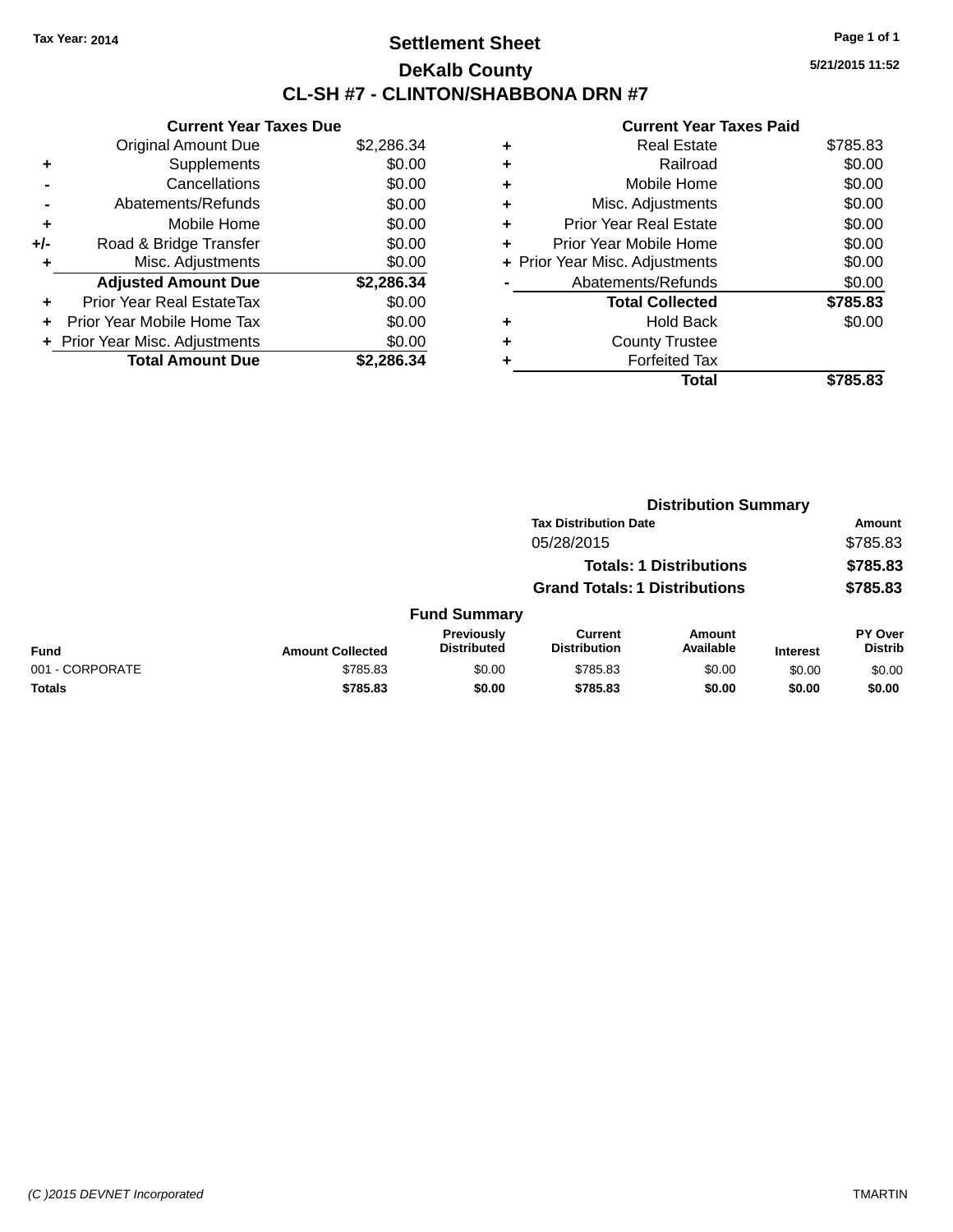Tax Year: 2014

# Settlement Sheet

## DeKalb County

## CL-SH #7 - CLINTON/SHABBONA DRN #7

5/21/2015 11:52

### Current Year Taxes Due

| | | |
|---|---|---|
| | Original Amount Due | $2,286.34 |
| + | Supplements | $0.00 |
| - | Cancellations | $0.00 |
| - | Abatements/Refunds | $0.00 |
| + | Mobile Home | $0.00 |
| +/- | Road & Bridge Transfer | $0.00 |
| + | Misc. Adjustments | $0.00 |
| | **Adjusted Amount Due** | **$2,286.34** |
| + | Prior Year Real EstateTax | $0.00 |
| + | Prior Year Mobile Home Tax | $0.00 |
| + | Prior Year Misc. Adjustments | $0.00 |
| | **Total Amount Due** | **$2,286.34** |

### Current Year Taxes Paid

| | | |
|---|---|---|
| + | Real Estate | $785.83 |
| + | Railroad | $0.00 |
| + | Mobile Home | $0.00 |
| + | Misc. Adjustments | $0.00 |
| + | Prior Year Real Estate | $0.00 |
| + | Prior Year Mobile Home | $0.00 |
| + | Prior Year Misc. Adjustments | $0.00 |
| - | Abatements/Refunds | $0.00 |
| | **Total Collected** | **$785.83** |
| + | Hold Back | $0.00 |
| + | County Trustee | |
| + | Forfeited Tax | |
| | **Total** | **$785.83** |

### Distribution Summary

| Tax Distribution Date | Amount |
|---|---|
| 05/28/2015 | $785.83 |
| **Totals: 1 Distributions** | **$785.83** |
| **Grand Totals: 1 Distributions** | **$785.83** |

### Fund Summary

| Fund | Amount Collected | Previously Distributed | Current Distribution | Amount Available | Interest | PY Over Distrib |
|---|---|---|---|---|---|---|
| 001 - CORPORATE | $785.83 | $0.00 | $785.83 | $0.00 | $0.00 | $0.00 |
| **Totals** | **$785.83** | **$0.00** | **$785.83** | **$0.00** | **$0.00** | **$0.00** |

(C )2015 DEVNET Incorporated

TMARTIN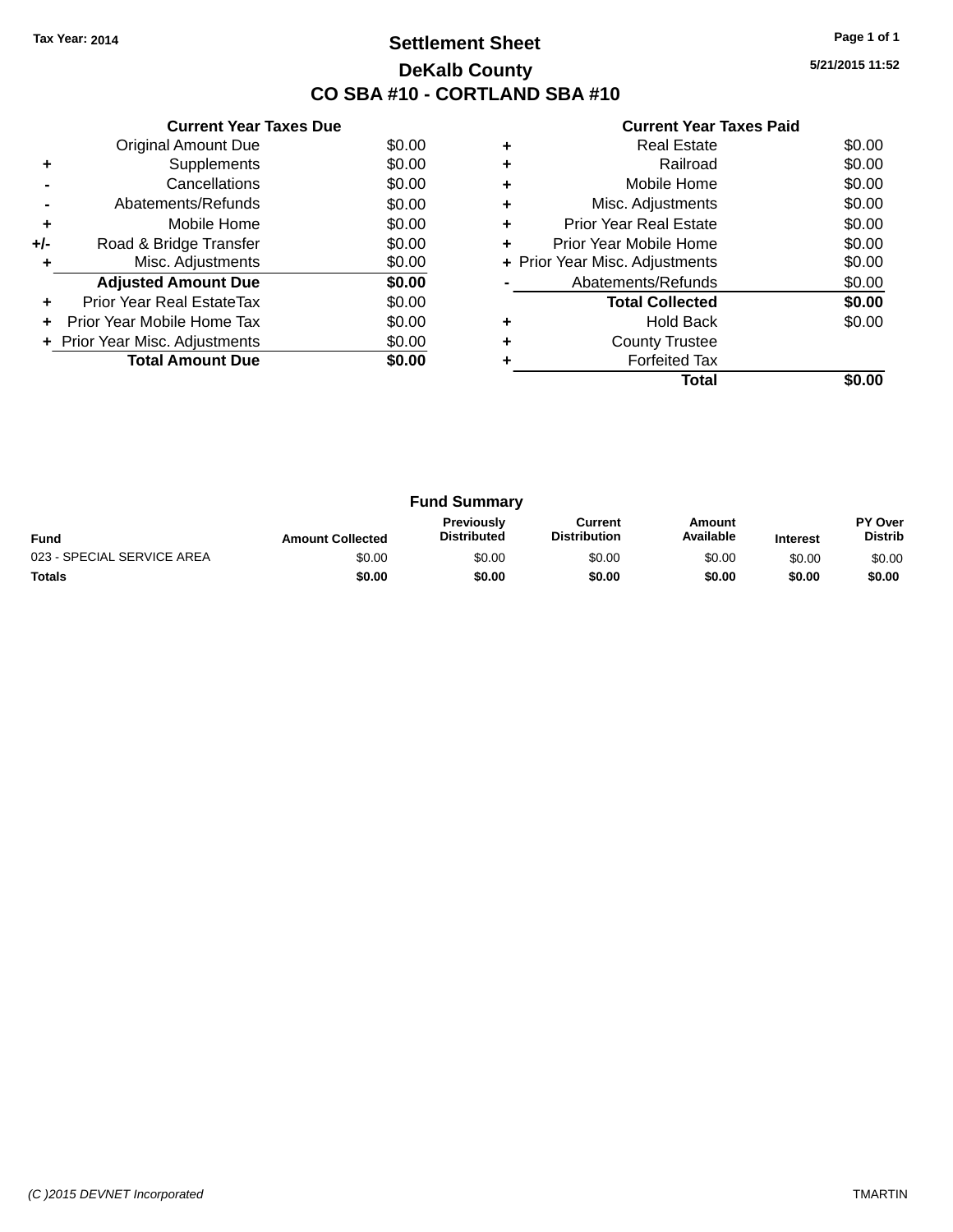Tax Year: 2014

# Settlement Sheet

## DeKalb County

## CO SBA #10 - CORTLAND SBA #10

5/21/2015 11:52

### Current Year Taxes Due

| | | |
|---|---|---|
| | Original Amount Due | $0.00 |
| + | Supplements | $0.00 |
| - | Cancellations | $0.00 |
| - | Abatements/Refunds | $0.00 |
| + | Mobile Home | $0.00 |
| +/- | Road & Bridge Transfer | $0.00 |
| + | Misc. Adjustments | $0.00 |
| | **Adjusted Amount Due** | **$0.00** |
| + | Prior Year Real EstateTax | $0.00 |
| + | Prior Year Mobile Home Tax | $0.00 |
| + | Prior Year Misc. Adjustments | $0.00 |
| | **Total Amount Due** | **$0.00** |

### Current Year Taxes Paid

| | | |
|---|---|---|
| + | Real Estate | $0.00 |
| + | Railroad | $0.00 |
| + | Mobile Home | $0.00 |
| + | Misc. Adjustments | $0.00 |
| + | Prior Year Real Estate | $0.00 |
| + | Prior Year Mobile Home | $0.00 |
| + | Prior Year Misc. Adjustments | $0.00 |
| - | Abatements/Refunds | $0.00 |
| | **Total Collected** | **$0.00** |
| + | Hold Back | $0.00 |
| + | County Trustee | |
| + | Forfeited Tax | |
| | **Total** | **$0.00** |

### Fund Summary

| Fund | Amount Collected | Previously Distributed | Current Distribution | Amount Available | Interest | PY Over Distrib |
|---|---|---|---|---|---|---|
| 023 - SPECIAL SERVICE AREA | $0.00 | $0.00 | $0.00 | $0.00 | $0.00 | $0.00 |
| **Totals** | **$0.00** | **$0.00** | **$0.00** | **$0.00** | **$0.00** | **$0.00** |

(C )2015 DEVNET Incorporated

TMARTIN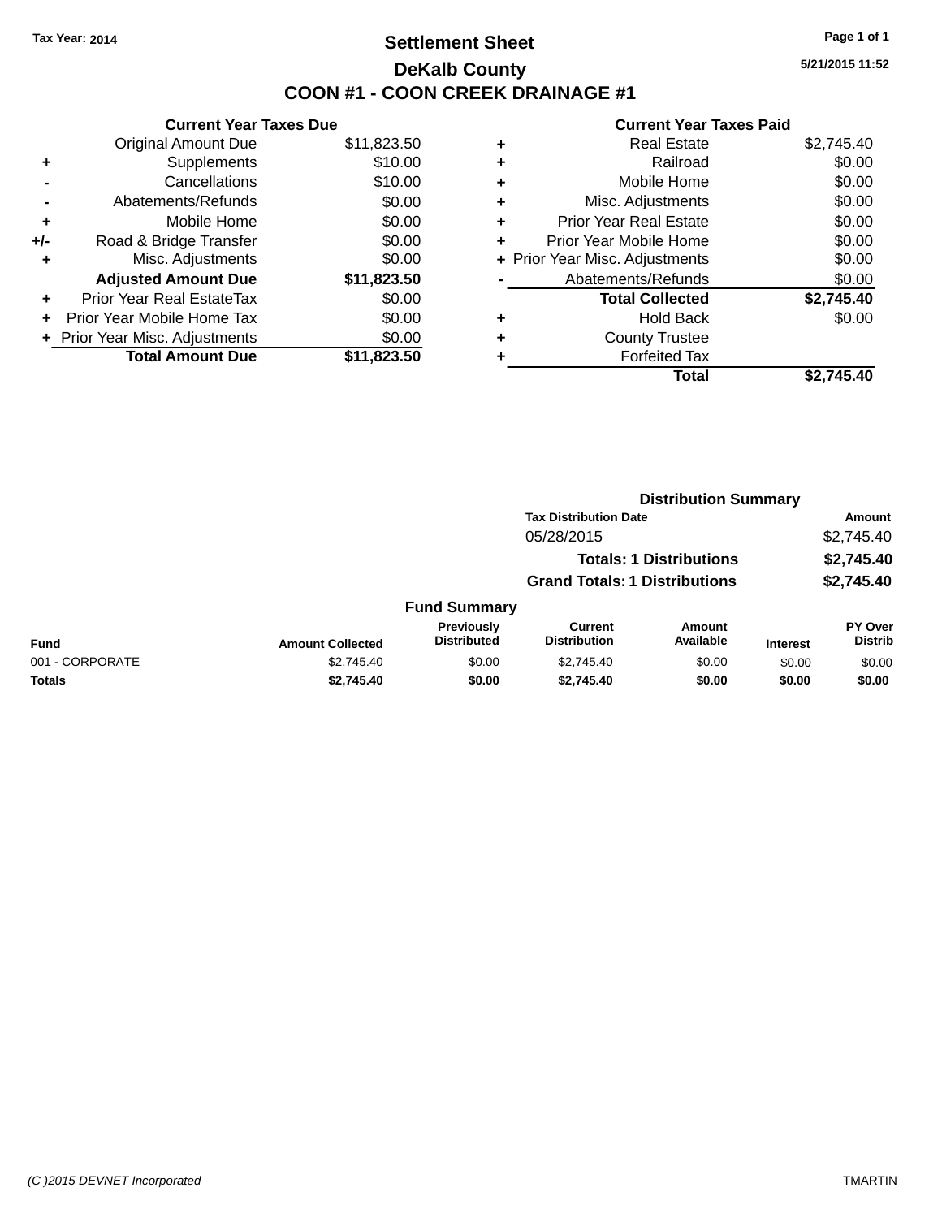Tax Year: 2014

# Settlement Sheet

## DeKalb County

## COON #1 - COON CREEK DRAINAGE #1

5/21/2015 11:52

### Current Year Taxes Due

| | | |
|---|---|---|
| | Original Amount Due | $11,823.50 |
| + | Supplements | $10.00 |
| - | Cancellations | $10.00 |
| - | Abatements/Refunds | $0.00 |
| + | Mobile Home | $0.00 |
| +/- | Road & Bridge Transfer | $0.00 |
| + | Misc. Adjustments | $0.00 |
| | **Adjusted Amount Due** | **$11,823.50** |
| + | Prior Year Real EstateTax | $0.00 |
| + | Prior Year Mobile Home Tax | $0.00 |
| + | Prior Year Misc. Adjustments | $0.00 |
| | **Total Amount Due** | **$11,823.50** |

### Current Year Taxes Paid

| | | |
|---|---|---|
| + | Real Estate | $2,745.40 |
| + | Railroad | $0.00 |
| + | Mobile Home | $0.00 |
| + | Misc. Adjustments | $0.00 |
| + | Prior Year Real Estate | $0.00 |
| + | Prior Year Mobile Home | $0.00 |
| + | Prior Year Misc. Adjustments | $0.00 |
| - | Abatements/Refunds | $0.00 |
| | **Total Collected** | **$2,745.40** |
| + | Hold Back | $0.00 |
| + | County Trustee | |
| + | Forfeited Tax | |
| | **Total** | **$2,745.40** |

### Distribution Summary

| Tax Distribution Date | Amount |
|---|---|
| 05/28/2015 | $2,745.40 |
| **Totals: 1 Distributions** | **$2,745.40** |
| **Grand Totals: 1 Distributions** | **$2,745.40** |

### Fund Summary

| Fund | Amount Collected | Previously Distributed | Current Distribution | Amount Available | Interest | PY Over Distrib |
|---|---|---|---|---|---|---|
| 001 - CORPORATE | $2,745.40 | $0.00 | $2,745.40 | $0.00 | $0.00 | $0.00 |
| **Totals** | **$2,745.40** | **$0.00** | **$2,745.40** | **$0.00** | **$0.00** | **$0.00** |

(C )2015 DEVNET Incorporated

TMARTIN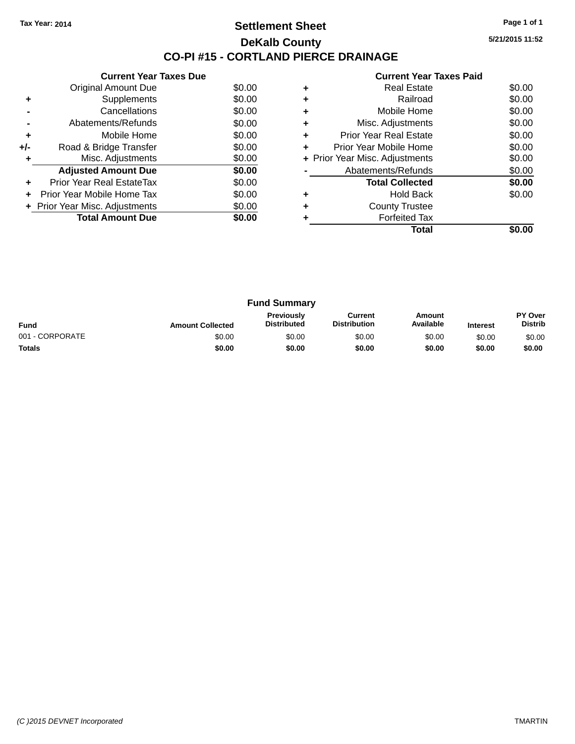Tax Year: 2014

# Settlement Sheet

## DeKalb County

## CO-PI #15 - CORTLAND PIERCE DRAINAGE

5/21/2015 11:52

### Current Year Taxes Due

| | | |
|---|---|---|
| | Original Amount Due | $0.00 |
| + | Supplements | $0.00 |
| - | Cancellations | $0.00 |
| - | Abatements/Refunds | $0.00 |
| + | Mobile Home | $0.00 |
| +/- | Road & Bridge Transfer | $0.00 |
| + | Misc. Adjustments | $0.00 |
| | **Adjusted Amount Due** | **$0.00** |
| + | Prior Year Real EstateTax | $0.00 |
| + | Prior Year Mobile Home Tax | $0.00 |
| + | Prior Year Misc. Adjustments | $0.00 |
| | **Total Amount Due** | **$0.00** |

### Current Year Taxes Paid

| | | |
|---|---|---|
| + | Real Estate | $0.00 |
| + | Railroad | $0.00 |
| + | Mobile Home | $0.00 |
| + | Misc. Adjustments | $0.00 |
| + | Prior Year Real Estate | $0.00 |
| + | Prior Year Mobile Home | $0.00 |
| + | Prior Year Misc. Adjustments | $0.00 |
| - | Abatements/Refunds | $0.00 |
| | **Total Collected** | **$0.00** |
| + | Hold Back | $0.00 |
| + | County Trustee | |
| + | Forfeited Tax | |
| | **Total** | **$0.00** |

### Fund Summary

| Fund | Amount Collected | Previously Distributed | Current Distribution | Amount Available | Interest | PY Over Distrib |
|---|---|---|---|---|---|---|
| 001 - CORPORATE | $0.00 | $0.00 | $0.00 | $0.00 | $0.00 | $0.00 |
| **Totals** | **$0.00** | **$0.00** | **$0.00** | **$0.00** | **$0.00** | **$0.00** |

(C )2015 DEVNET Incorporated TMARTIN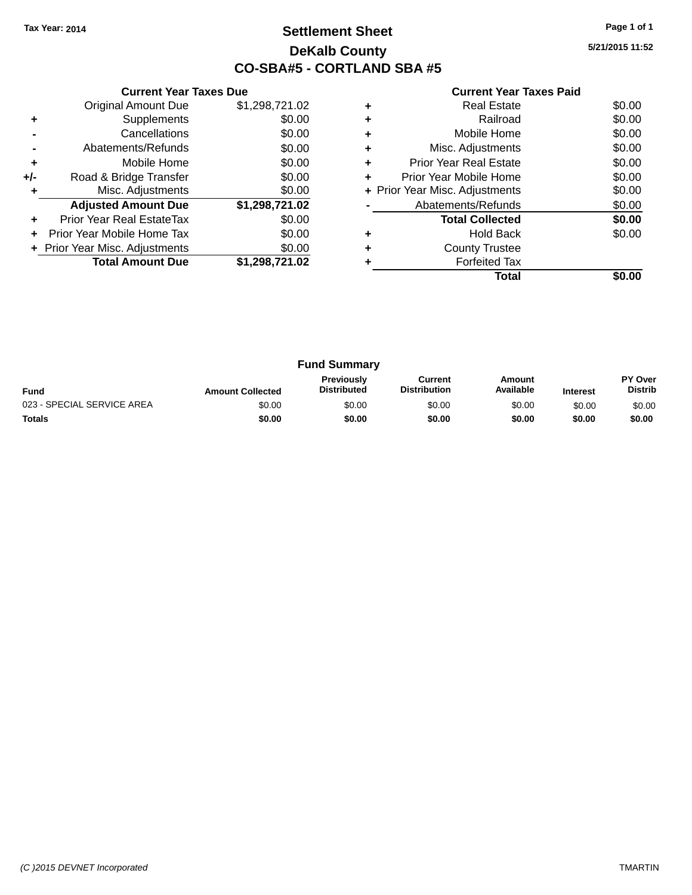Tax Year: 2014

# Settlement Sheet

## DeKalb County

## CO-SBA#5 - CORTLAND SBA #5

5/21/2015 11:52

### Current Year Taxes Due

| | | |
|---|---|---|
| | Original Amount Due | $1,298,721.02 |
| + | Supplements | $0.00 |
| - | Cancellations | $0.00 |
| - | Abatements/Refunds | $0.00 |
| + | Mobile Home | $0.00 |
| +/- | Road & Bridge Transfer | $0.00 |
| + | Misc. Adjustments | $0.00 |
| | **Adjusted Amount Due** | **$1,298,721.02** |
| + | Prior Year Real EstateTax | $0.00 |
| + | Prior Year Mobile Home Tax | $0.00 |
| + | Prior Year Misc. Adjustments | $0.00 |
| | **Total Amount Due** | **$1,298,721.02** |

### Current Year Taxes Paid

| | | |
|---|---|---|
| + | Real Estate | $0.00 |
| + | Railroad | $0.00 |
| + | Mobile Home | $0.00 |
| + | Misc. Adjustments | $0.00 |
| + | Prior Year Real Estate | $0.00 |
| + | Prior Year Mobile Home | $0.00 |
| + | Prior Year Misc. Adjustments | $0.00 |
| - | Abatements/Refunds | $0.00 |
| | **Total Collected** | **$0.00** |
| + | Hold Back | $0.00 |
| + | County Trustee | |
| + | Forfeited Tax | |
| | **Total** | **$0.00** |

### Fund Summary

| Fund | Amount Collected | Previously Distributed | Current Distribution | Amount Available | Interest | PY Over Distrib |
|---|---|---|---|---|---|---|
| 023 - SPECIAL SERVICE AREA | $0.00 | $0.00 | $0.00 | $0.00 | $0.00 | $0.00 |
| **Totals** | **$0.00** | **$0.00** | **$0.00** | **$0.00** | **$0.00** | **$0.00** |

(C )2015 DEVNET Incorporated TMARTIN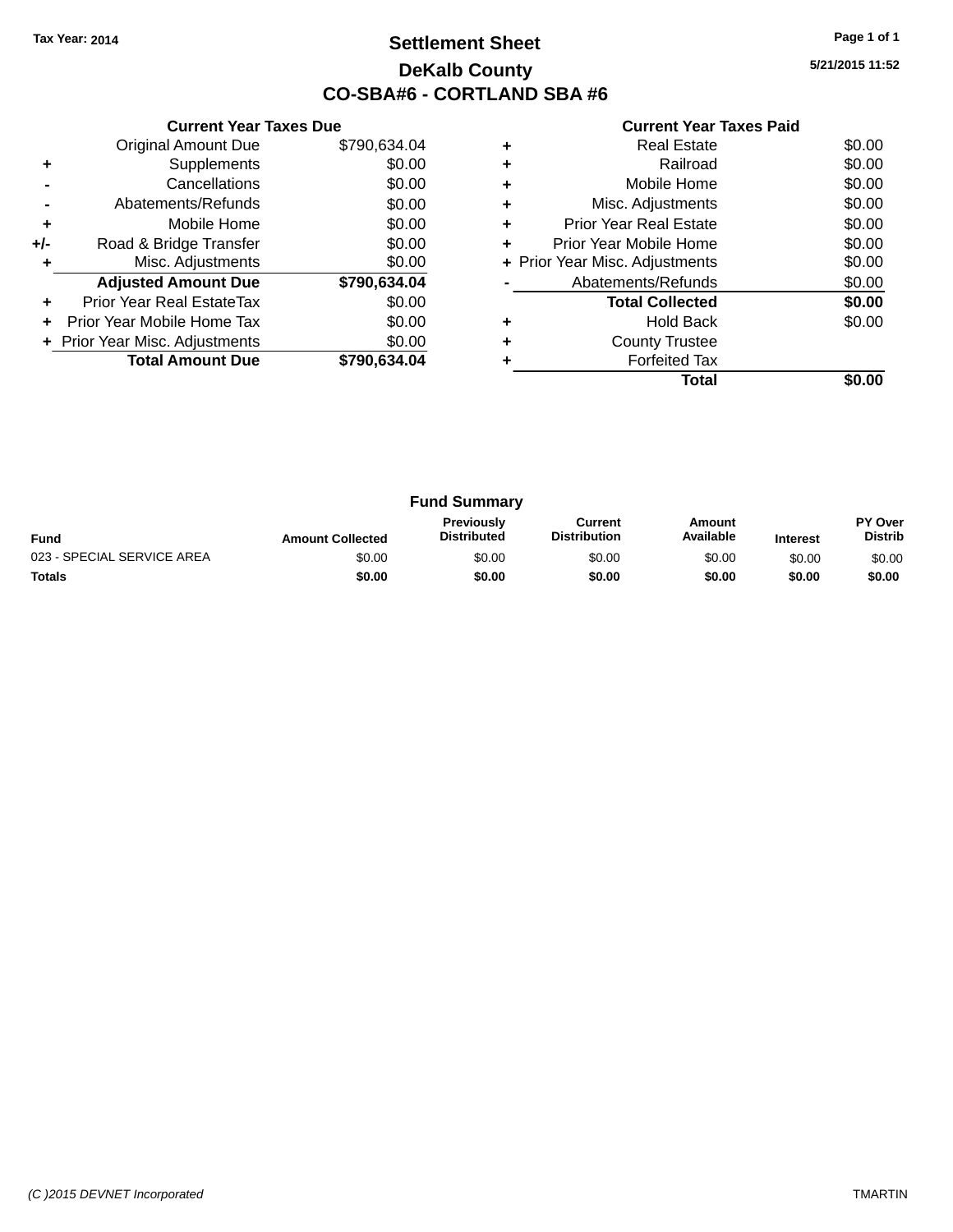Tax Year: 2014

# Settlement Sheet

## DeKalb County

## CO-SBA#6 - CORTLAND SBA #6

5/21/2015 11:52

### Current Year Taxes Due

| | | |
|---|---|---|
| | Original Amount Due | $790,634.04 |
| + | Supplements | $0.00 |
| - | Cancellations | $0.00 |
| - | Abatements/Refunds | $0.00 |
| + | Mobile Home | $0.00 |
| +/- | Road & Bridge Transfer | $0.00 |
| + | Misc. Adjustments | $0.00 |
| | **Adjusted Amount Due** | **$790,634.04** |
| + | Prior Year Real EstateTax | $0.00 |
| + | Prior Year Mobile Home Tax | $0.00 |
| + | Prior Year Misc. Adjustments | $0.00 |
| | **Total Amount Due** | **$790,634.04** |

### Current Year Taxes Paid

| | | |
|---|---|---|
| + | Real Estate | $0.00 |
| + | Railroad | $0.00 |
| + | Mobile Home | $0.00 |
| + | Misc. Adjustments | $0.00 |
| + | Prior Year Real Estate | $0.00 |
| + | Prior Year Mobile Home | $0.00 |
| + | Prior Year Misc. Adjustments | $0.00 |
| - | Abatements/Refunds | $0.00 |
| | **Total Collected** | **$0.00** |
| + | Hold Back | $0.00 |
| + | County Trustee | |
| + | Forfeited Tax | |
| | **Total** | **$0.00** |

### Fund Summary

| Fund | Amount Collected | Previously Distributed | Current Distribution | Amount Available | Interest | PY Over Distrib |
|---|---|---|---|---|---|---|
| 023 - SPECIAL SERVICE AREA | $0.00 | $0.00 | $0.00 | $0.00 | $0.00 | $0.00 |
| **Totals** | **$0.00** | **$0.00** | **$0.00** | **$0.00** | **$0.00** | **$0.00** |

(C )2015 DEVNET Incorporated TMARTIN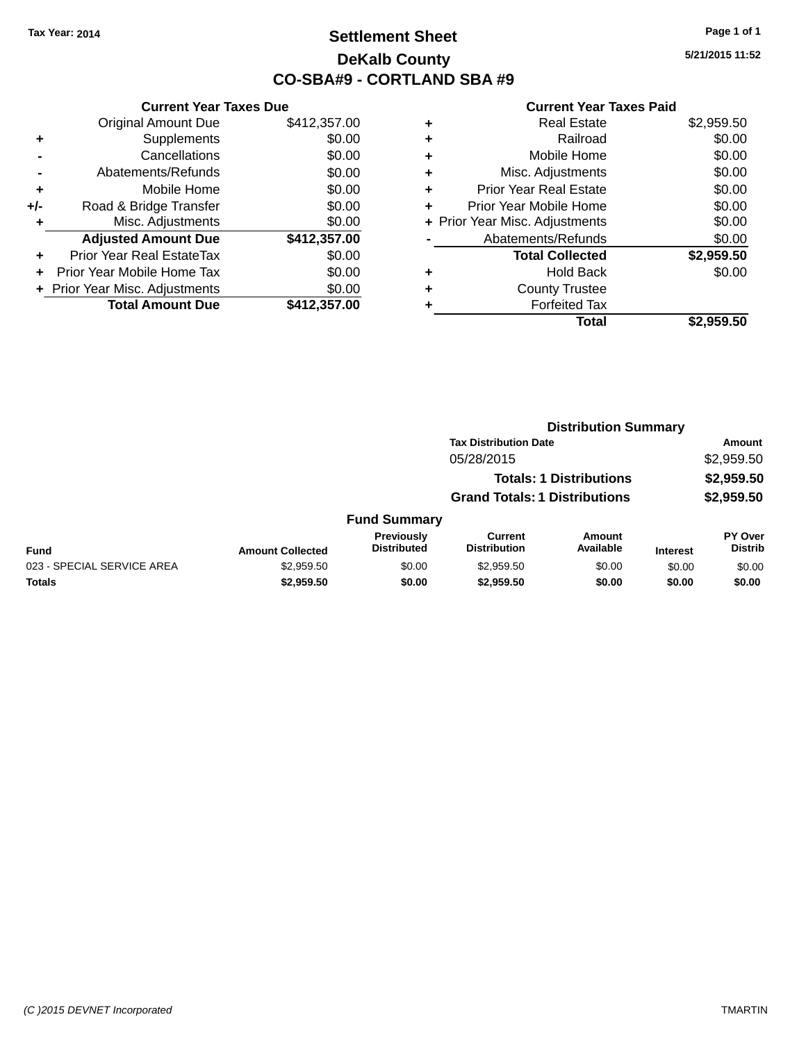Tax Year: 2014

# Settlement Sheet

## DeKalb County

## CO-SBA#9 - CORTLAND SBA #9

5/21/2015 11:52

### Current Year Taxes Due

| | | |
|---|---|---|
| | Original Amount Due | $412,357.00 |
| + | Supplements | $0.00 |
| - | Cancellations | $0.00 |
| - | Abatements/Refunds | $0.00 |
| + | Mobile Home | $0.00 |
| +/- | Road & Bridge Transfer | $0.00 |
| + | Misc. Adjustments | $0.00 |
| | **Adjusted Amount Due** | **$412,357.00** |
| + | Prior Year Real EstateTax | $0.00 |
| + | Prior Year Mobile Home Tax | $0.00 |
| + | Prior Year Misc. Adjustments | $0.00 |
| | **Total Amount Due** | **$412,357.00** |

### Current Year Taxes Paid

| | | |
|---|---|---|
| + | Real Estate | $2,959.50 |
| + | Railroad | $0.00 |
| + | Mobile Home | $0.00 |
| + | Misc. Adjustments | $0.00 |
| + | Prior Year Real Estate | $0.00 |
| + | Prior Year Mobile Home | $0.00 |
| + | Prior Year Misc. Adjustments | $0.00 |
| - | Abatements/Refunds | $0.00 |
| | **Total Collected** | **$2,959.50** |
| + | Hold Back | $0.00 |
| + | County Trustee | |
| + | Forfeited Tax | |
| | **Total** | **$2,959.50** |

### Distribution Summary

| Tax Distribution Date | Amount |
|---|---|
| 05/28/2015 | $2,959.50 |
| **Totals: 1 Distributions** | **$2,959.50** |
| **Grand Totals: 1 Distributions** | **$2,959.50** |

### Fund Summary

| Fund | Amount Collected | Previously Distributed | Current Distribution | Amount Available | Interest | PY Over Distrib |
|---|---|---|---|---|---|---|
| 023 - SPECIAL SERVICE AREA | $2,959.50 | $0.00 | $2,959.50 | $0.00 | $0.00 | $0.00 |
| **Totals** | **$2,959.50** | **$0.00** | **$2,959.50** | **$0.00** | **$0.00** | **$0.00** |

(C )2015 DEVNET Incorporated TMARTIN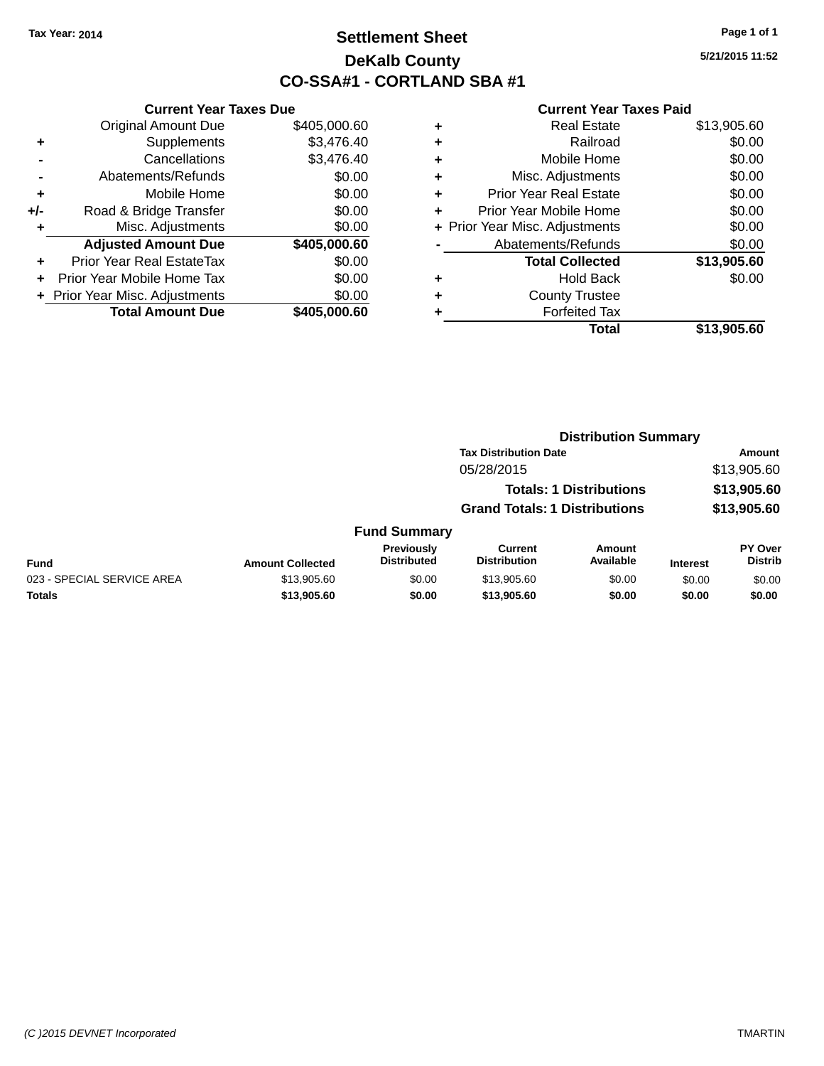Tax Year: 2014

# Settlement Sheet

## DeKalb County

## CO-SSA#1 - CORTLAND SBA #1

5/21/2015 11:52

**Current Year Taxes Due**

| | | |
|---|---|---|
| | Original Amount Due | $405,000.60 |
| + | Supplements | $3,476.40 |
| - | Cancellations | $3,476.40 |
| - | Abatements/Refunds | $0.00 |
| + | Mobile Home | $0.00 |
| +/- | Road & Bridge Transfer | $0.00 |
| + | Misc. Adjustments | $0.00 |
| | **Adjusted Amount Due** | **$405,000.60** |
| + | Prior Year Real EstateTax | $0.00 |
| + | Prior Year Mobile Home Tax | $0.00 |
| + | Prior Year Misc. Adjustments | $0.00 |
| | **Total Amount Due** | **$405,000.60** |

**Current Year Taxes Paid**

| | | |
|---|---|---|
| + | Real Estate | $13,905.60 |
| + | Railroad | $0.00 |
| + | Mobile Home | $0.00 |
| + | Misc. Adjustments | $0.00 |
| + | Prior Year Real Estate | $0.00 |
| + | Prior Year Mobile Home | $0.00 |
| + | Prior Year Misc. Adjustments | $0.00 |
| - | Abatements/Refunds | $0.00 |
| | **Total Collected** | **$13,905.60** |
| + | Hold Back | $0.00 |
| + | County Trustee | |
| + | Forfeited Tax | |
| | **Total** | **$13,905.60** |

**Distribution Summary**

| Tax Distribution Date | | Amount |
|---|---|---|
| 05/28/2015 | | $13,905.60 |
| | **Totals: 1 Distributions** | **$13,905.60** |
| | **Grand Totals: 1 Distributions** | **$13,905.60** |

**Fund Summary**

| Fund | Amount Collected | Previously Distributed | Current Distribution | Amount Available | Interest | PY Over Distrib |
|---|---|---|---|---|---|---|
| 023 - SPECIAL SERVICE AREA | $13,905.60 | $0.00 | $13,905.60 | $0.00 | $0.00 | $0.00 |
| **Totals** | **$13,905.60** | **$0.00** | **$13,905.60** | **$0.00** | **$0.00** | **$0.00** |

(C )2015 DEVNET Incorporated TMARTIN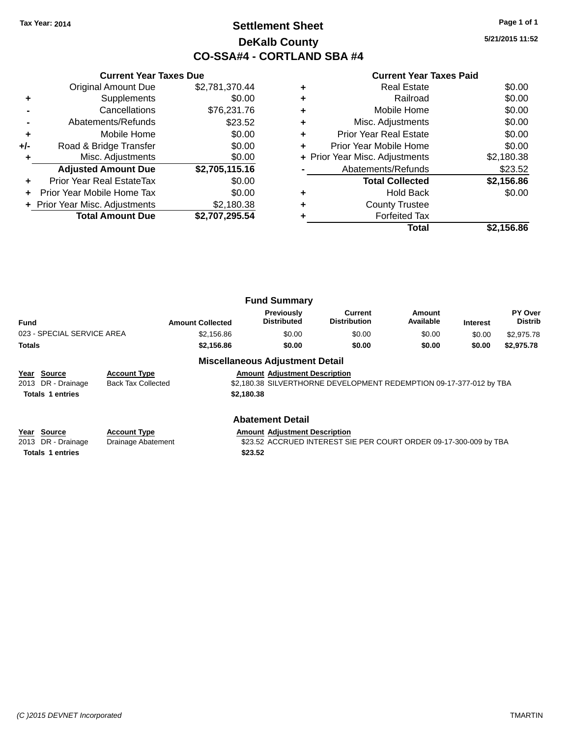Tax Year: 2014

# Settlement Sheet
## DeKalb County
## CO-SSA#4 - CORTLAND SBA #4

5/21/2015 11:52

### Current Year Taxes Due

| | | |
|---|---|---|
| | Original Amount Due | $2,781,370.44 |
| + | Supplements | $0.00 |
| - | Cancellations | $76,231.76 |
| - | Abatements/Refunds | $23.52 |
| + | Mobile Home | $0.00 |
| +/- | Road & Bridge Transfer | $0.00 |
| + | Misc. Adjustments | $0.00 |
| | **Adjusted Amount Due** | **$2,705,115.16** |
| + | Prior Year Real EstateTax | $0.00 |
| + | Prior Year Mobile Home Tax | $0.00 |
| + | Prior Year Misc. Adjustments | $2,180.38 |
| | **Total Amount Due** | **$2,707,295.54** |

### Current Year Taxes Paid

| | | |
|---|---|---|
| + | Real Estate | $0.00 |
| + | Railroad | $0.00 |
| + | Mobile Home | $0.00 |
| + | Misc. Adjustments | $0.00 |
| + | Prior Year Real Estate | $0.00 |
| + | Prior Year Mobile Home | $0.00 |
| + | Prior Year Misc. Adjustments | $2,180.38 |
| - | Abatements/Refunds | $23.52 |
| | **Total Collected** | **$2,156.86** |
| + | Hold Back | $0.00 |
| + | County Trustee | |
| + | Forfeited Tax | |
| | **Total** | **$2,156.86** |

### Fund Summary

| Fund | Amount Collected | Previously Distributed | Current Distribution | Amount Available | Interest | PY Over Distrib |
|---|---|---|---|---|---|---|
| 023 - SPECIAL SERVICE AREA | $2,156.86 | $0.00 | $0.00 | $0.00 | $0.00 | $2,975.78 |
| **Totals** | **$2,156.86** | **$0.00** | **$0.00** | **$0.00** | **$0.00** | **$2,975.78** |

### Miscellaneous Adjustment Detail

| Year | Source | Account Type | Amount | Adjustment Description |
|---|---|---|---|---|
| 2013 | DR - Drainage | Back Tax Collected | $2,180.38 | SILVERTHORNE DEVELOPMENT REDEMPTION 09-17-377-012 by TBA |
| **Totals** | **1 entries** | | **$2,180.38** | |

### Abatement Detail

| Year | Source | Account Type | Amount | Adjustment Description |
|---|---|---|---|---|
| 2013 | DR - Drainage | Drainage Abatement | $23.52 | ACCRUED INTEREST SIE PER COURT ORDER 09-17-300-009 by TBA |
| **Totals** | **1 entries** | | **$23.52** | |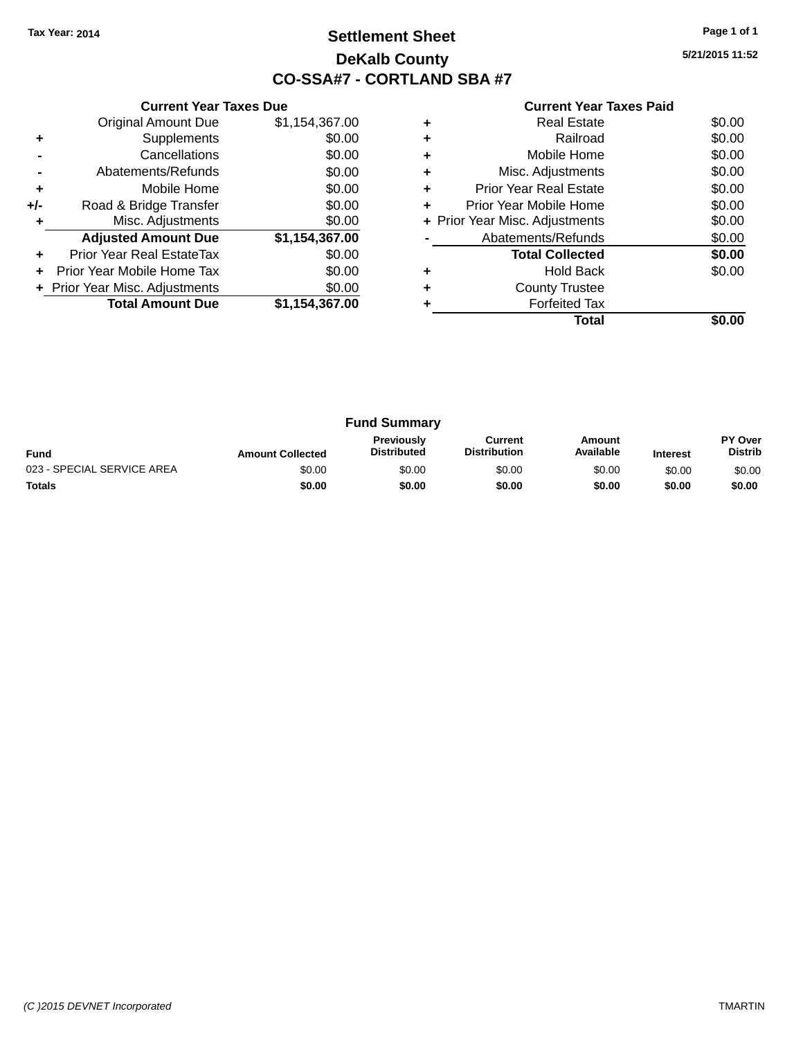Tax Year: 2014

# Settlement Sheet

## DeKalb County

## CO-SSA#7 - CORTLAND SBA #7

5/21/2015 11:52

### Current Year Taxes Due

| | | |
|---|---|---|
| | Original Amount Due | $1,154,367.00 |
| + | Supplements | $0.00 |
| - | Cancellations | $0.00 |
| - | Abatements/Refunds | $0.00 |
| + | Mobile Home | $0.00 |
| +/- | Road & Bridge Transfer | $0.00 |
| + | Misc. Adjustments | $0.00 |
| | **Adjusted Amount Due** | **$1,154,367.00** |
| + | Prior Year Real EstateTax | $0.00 |
| + | Prior Year Mobile Home Tax | $0.00 |
| + | Prior Year Misc. Adjustments | $0.00 |
| | **Total Amount Due** | **$1,154,367.00** |

### Current Year Taxes Paid

| | | |
|---|---|---|
| + | Real Estate | $0.00 |
| + | Railroad | $0.00 |
| + | Mobile Home | $0.00 |
| + | Misc. Adjustments | $0.00 |
| + | Prior Year Real Estate | $0.00 |
| + | Prior Year Mobile Home | $0.00 |
| + | Prior Year Misc. Adjustments | $0.00 |
| - | Abatements/Refunds | $0.00 |
| | **Total Collected** | **$0.00** |
| + | Hold Back | $0.00 |
| + | County Trustee | |
| + | Forfeited Tax | |
| | **Total** | **$0.00** |

### Fund Summary

| Fund | Amount Collected | Previously Distributed | Current Distribution | Amount Available | Interest | PY Over Distrib |
|---|---|---|---|---|---|---|
| 023 - SPECIAL SERVICE AREA | $0.00 | $0.00 | $0.00 | $0.00 | $0.00 | $0.00 |
| **Totals** | **$0.00** | **$0.00** | **$0.00** | **$0.00** | **$0.00** | **$0.00** |

(C )2015 DEVNET Incorporated

TMARTIN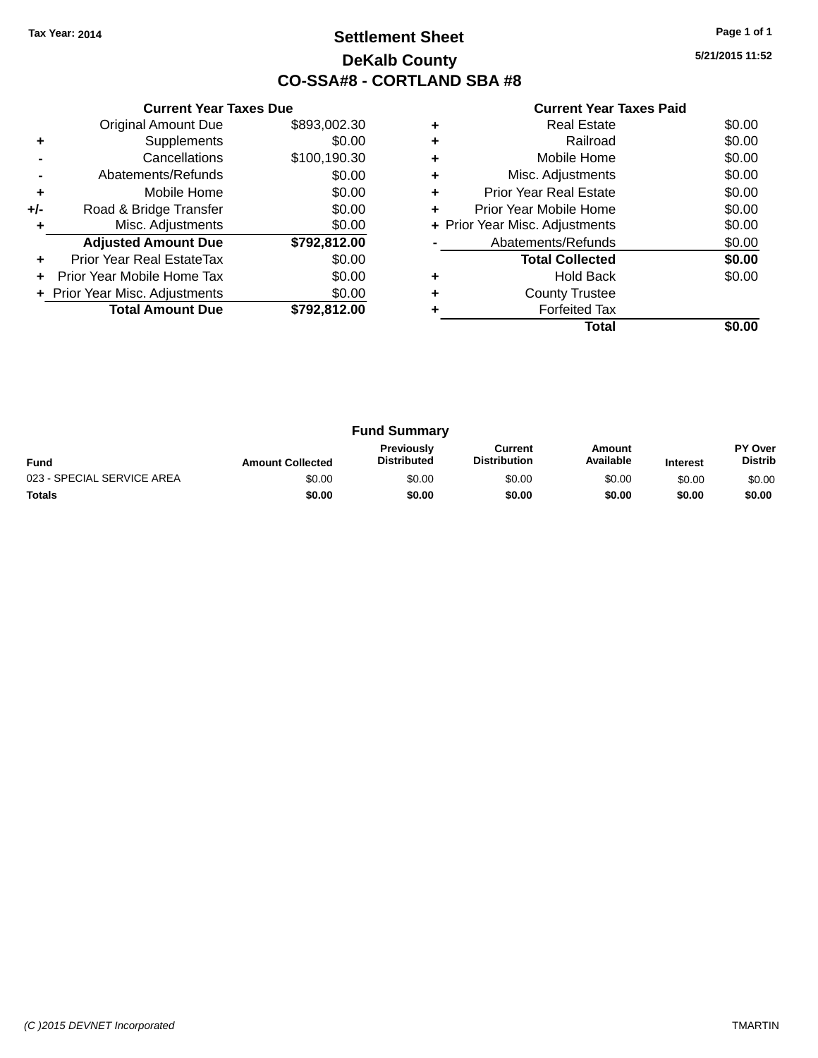Tax Year: 2014

# Settlement Sheet

## DeKalb County

## CO-SSA#8 - CORTLAND SBA #8

5/21/2015 11:52

### Current Year Taxes Due

| | | |
|---|---|---|
| | Original Amount Due | $893,002.30 |
| + | Supplements | $0.00 |
| - | Cancellations | $100,190.30 |
| - | Abatements/Refunds | $0.00 |
| + | Mobile Home | $0.00 |
| +/- | Road & Bridge Transfer | $0.00 |
| + | Misc. Adjustments | $0.00 |
| | **Adjusted Amount Due** | **$792,812.00** |
| + | Prior Year Real EstateTax | $0.00 |
| + | Prior Year Mobile Home Tax | $0.00 |
| + | Prior Year Misc. Adjustments | $0.00 |
| | **Total Amount Due** | **$792,812.00** |

### Current Year Taxes Paid

| | | |
|---|---|---|
| + | Real Estate | $0.00 |
| + | Railroad | $0.00 |
| + | Mobile Home | $0.00 |
| + | Misc. Adjustments | $0.00 |
| + | Prior Year Real Estate | $0.00 |
| + | Prior Year Mobile Home | $0.00 |
| + | Prior Year Misc. Adjustments | $0.00 |
| - | Abatements/Refunds | $0.00 |
| | **Total Collected** | **$0.00** |
| + | Hold Back | $0.00 |
| + | County Trustee | |
| + | Forfeited Tax | |
| | **Total** | **$0.00** |

### Fund Summary

| Fund | Amount Collected | Previously Distributed | Current Distribution | Amount Available | Interest | PY Over Distrib |
|---|---|---|---|---|---|---|
| 023 - SPECIAL SERVICE AREA | $0.00 | $0.00 | $0.00 | $0.00 | $0.00 | $0.00 |
| **Totals** | **$0.00** | **$0.00** | **$0.00** | **$0.00** | **$0.00** | **$0.00** |

(C )2015 DEVNET Incorporated

TMARTIN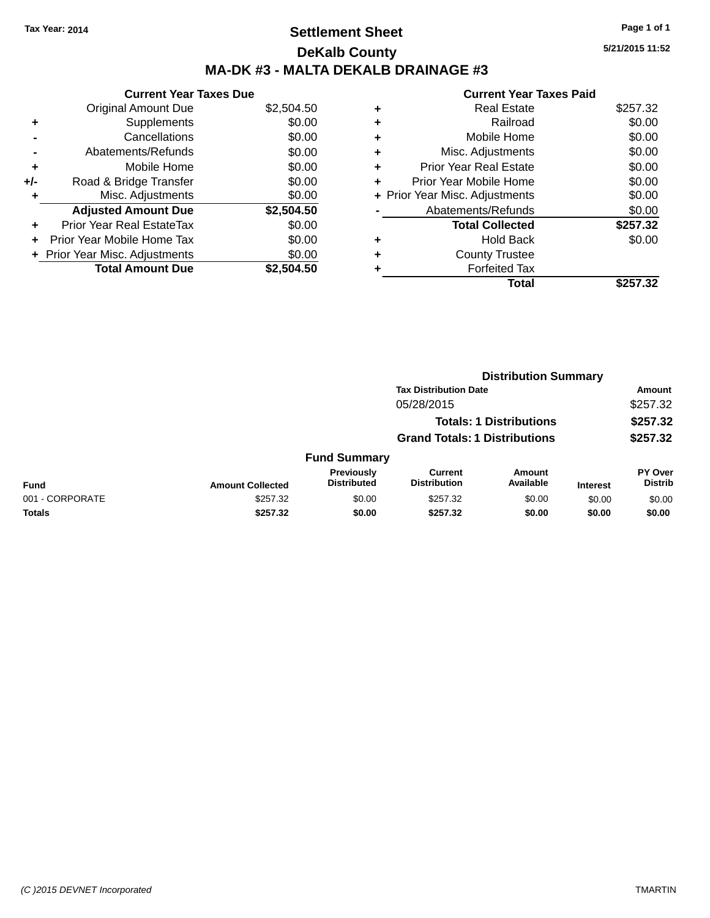Tax Year: 2014

# Settlement Sheet

## DeKalb County

## MA-DK #3 - MALTA DEKALB DRAINAGE #3

5/21/2015 11:52

### Current Year Taxes Due

| | | |
|---|---|---|
| | Original Amount Due | $2,504.50 |
| + | Supplements | $0.00 |
| - | Cancellations | $0.00 |
| - | Abatements/Refunds | $0.00 |
| + | Mobile Home | $0.00 |
| +/- | Road & Bridge Transfer | $0.00 |
| + | Misc. Adjustments | $0.00 |
| | **Adjusted Amount Due** | **$2,504.50** |
| + | Prior Year Real EstateTax | $0.00 |
| + | Prior Year Mobile Home Tax | $0.00 |
| + | Prior Year Misc. Adjustments | $0.00 |
| | **Total Amount Due** | **$2,504.50** |

### Current Year Taxes Paid

| | | |
|---|---|---|
| + | Real Estate | $257.32 |
| + | Railroad | $0.00 |
| + | Mobile Home | $0.00 |
| + | Misc. Adjustments | $0.00 |
| + | Prior Year Real Estate | $0.00 |
| + | Prior Year Mobile Home | $0.00 |
| + | Prior Year Misc. Adjustments | $0.00 |
| - | Abatements/Refunds | $0.00 |
| | **Total Collected** | **$257.32** |
| + | Hold Back | $0.00 |
| + | County Trustee | |
| + | Forfeited Tax | |
| | **Total** | **$257.32** |

### Distribution Summary

| Tax Distribution Date | Amount |
|---|---|
| 05/28/2015 | $257.32 |
| **Totals: 1 Distributions** | **$257.32** |
| **Grand Totals: 1 Distributions** | **$257.32** |

### Fund Summary

| Fund | Amount Collected | Previously Distributed | Current Distribution | Amount Available | Interest | PY Over Distrib |
|---|---|---|---|---|---|---|
| 001 - CORPORATE | $257.32 | $0.00 | $257.32 | $0.00 | $0.00 | $0.00 |
| **Totals** | **$257.32** | **$0.00** | **$257.32** | **$0.00** | **$0.00** | **$0.00** |

(C )2015 DEVNET Incorporated TMARTIN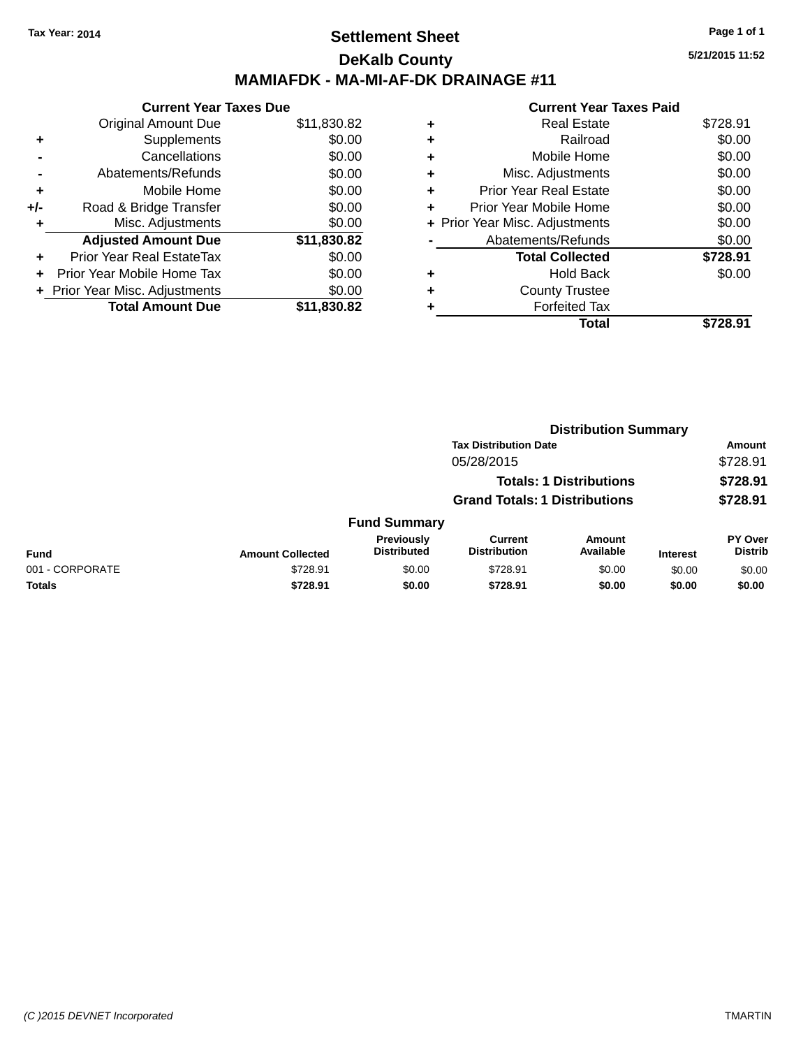Tax Year: 2014

# Settlement Sheet

## DeKalb County

## MAMIAFDK - MA-MI-AF-DK DRAINAGE #11

5/21/2015 11:52

### Current Year Taxes Due

| | | |
|---|---|---|
| | Original Amount Due | $11,830.82 |
| + | Supplements | $0.00 |
| - | Cancellations | $0.00 |
| - | Abatements/Refunds | $0.00 |
| + | Mobile Home | $0.00 |
| +/- | Road & Bridge Transfer | $0.00 |
| + | Misc. Adjustments | $0.00 |
| | **Adjusted Amount Due** | **$11,830.82** |
| + | Prior Year Real EstateTax | $0.00 |
| + | Prior Year Mobile Home Tax | $0.00 |
| + | Prior Year Misc. Adjustments | $0.00 |
| | **Total Amount Due** | **$11,830.82** |

### Current Year Taxes Paid

| | | |
|---|---|---|
| + | Real Estate | $728.91 |
| + | Railroad | $0.00 |
| + | Mobile Home | $0.00 |
| + | Misc. Adjustments | $0.00 |
| + | Prior Year Real Estate | $0.00 |
| + | Prior Year Mobile Home | $0.00 |
| + | Prior Year Misc. Adjustments | $0.00 |
| - | Abatements/Refunds | $0.00 |
| | **Total Collected** | **$728.91** |
| + | Hold Back | $0.00 |
| + | County Trustee | |
| + | Forfeited Tax | |
| | **Total** | **$728.91** |

### Distribution Summary

| Tax Distribution Date | Amount |
|---|---|
| 05/28/2015 | $728.91 |
| **Totals: 1 Distributions** | **$728.91** |
| **Grand Totals: 1 Distributions** | **$728.91** |

### Fund Summary

| Fund | Amount Collected | Previously Distributed | Current Distribution | Amount Available | Interest | PY Over Distrib |
|---|---|---|---|---|---|---|
| 001 - CORPORATE | $728.91 | $0.00 | $728.91 | $0.00 | $0.00 | $0.00 |
| **Totals** | **$728.91** | **$0.00** | **$728.91** | **$0.00** | **$0.00** | **$0.00** |

(C )2015 DEVNET Incorporated

TMARTIN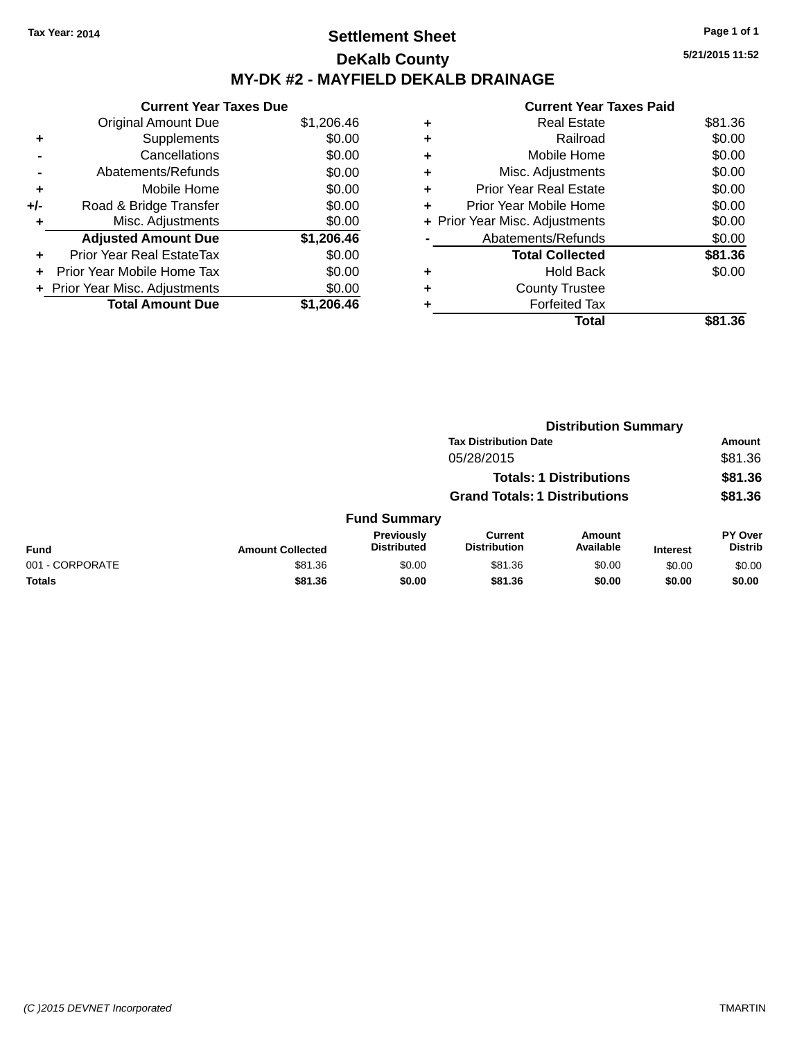Tax Year: 2014

# Settlement Sheet

## DeKalb County

## MY-DK #2 - MAYFIELD DEKALB DRAINAGE

5/21/2015 11:52

### Current Year Taxes Due

| | | |
|---|---|---|
| | Original Amount Due | $1,206.46 |
| + | Supplements | $0.00 |
| - | Cancellations | $0.00 |
| - | Abatements/Refunds | $0.00 |
| + | Mobile Home | $0.00 |
| +/- | Road & Bridge Transfer | $0.00 |
| + | Misc. Adjustments | $0.00 |
| | **Adjusted Amount Due** | **$1,206.46** |
| + | Prior Year Real EstateTax | $0.00 |
| + | Prior Year Mobile Home Tax | $0.00 |
| + | Prior Year Misc. Adjustments | $0.00 |
| | **Total Amount Due** | **$1,206.46** |

### Current Year Taxes Paid

| | | |
|---|---|---|
| + | Real Estate | $81.36 |
| + | Railroad | $0.00 |
| + | Mobile Home | $0.00 |
| + | Misc. Adjustments | $0.00 |
| + | Prior Year Real Estate | $0.00 |
| + | Prior Year Mobile Home | $0.00 |
| + | Prior Year Misc. Adjustments | $0.00 |
| - | Abatements/Refunds | $0.00 |
| | **Total Collected** | **$81.36** |
| + | Hold Back | $0.00 |
| + | County Trustee | |
| + | Forfeited Tax | |
| | **Total** | **$81.36** |

### Distribution Summary

| Tax Distribution Date | Amount |
|---|---|
| 05/28/2015 | $81.36 |
| **Totals: 1 Distributions** | **$81.36** |
| **Grand Totals: 1 Distributions** | **$81.36** |

### Fund Summary

| Fund | Amount Collected | Previously Distributed | Current Distribution | Amount Available | Interest | PY Over Distrib |
|---|---|---|---|---|---|---|
| 001 - CORPORATE | $81.36 | $0.00 | $81.36 | $0.00 | $0.00 | $0.00 |
| **Totals** | **$81.36** | **$0.00** | **$81.36** | **$0.00** | **$0.00** | **$0.00** |

(C )2015 DEVNET Incorporated

TMARTIN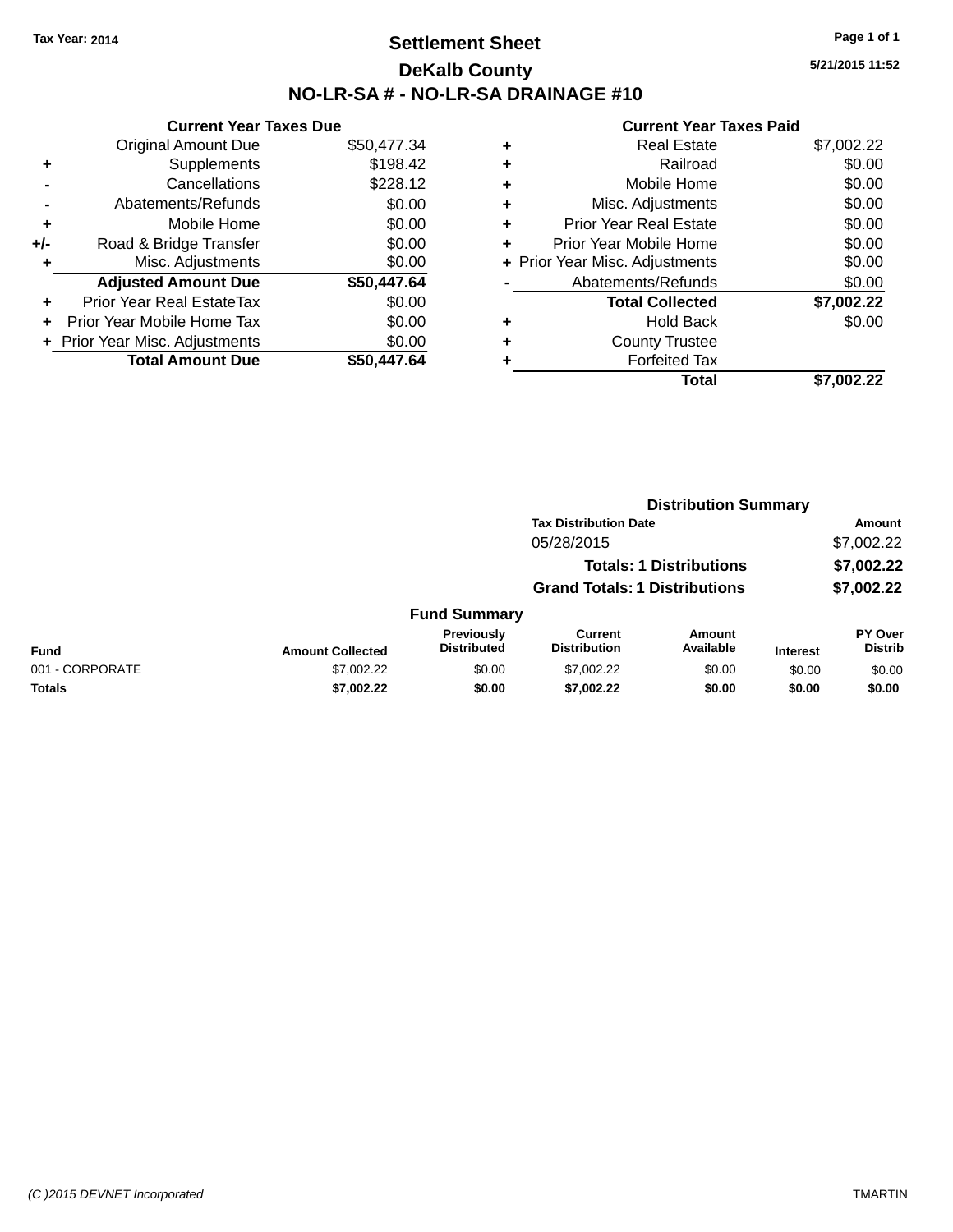Tax Year: 2014

# Settlement Sheet

## DeKalb County

## NO-LR-SA # - NO-LR-SA DRAINAGE #10

5/21/2015 11:52

### Current Year Taxes Due

| | | |
|---|---|---|
| | Original Amount Due | $50,477.34 |
| + | Supplements | $198.42 |
| - | Cancellations | $228.12 |
| - | Abatements/Refunds | $0.00 |
| + | Mobile Home | $0.00 |
| +/- | Road & Bridge Transfer | $0.00 |
| + | Misc. Adjustments | $0.00 |
| | **Adjusted Amount Due** | **$50,447.64** |
| + | Prior Year Real EstateTax | $0.00 |
| + | Prior Year Mobile Home Tax | $0.00 |
| + | Prior Year Misc. Adjustments | $0.00 |
| | **Total Amount Due** | **$50,447.64** |

### Current Year Taxes Paid

| | | |
|---|---|---|
| + | Real Estate | $7,002.22 |
| + | Railroad | $0.00 |
| + | Mobile Home | $0.00 |
| + | Misc. Adjustments | $0.00 |
| + | Prior Year Real Estate | $0.00 |
| + | Prior Year Mobile Home | $0.00 |
| + | Prior Year Misc. Adjustments | $0.00 |
| - | Abatements/Refunds | $0.00 |
| | **Total Collected** | **$7,002.22** |
| + | Hold Back | $0.00 |
| + | County Trustee | |
| + | Forfeited Tax | |
| | **Total** | **$7,002.22** |

### Distribution Summary

| Tax Distribution Date | Amount |
|---|---|
| 05/28/2015 | $7,002.22 |
| **Totals: 1 Distributions** | **$7,002.22** |
| **Grand Totals: 1 Distributions** | **$7,002.22** |

### Fund Summary

| Fund | Amount Collected | Previously Distributed | Current Distribution | Amount Available | Interest | PY Over Distrib |
|---|---|---|---|---|---|---|
| 001 - CORPORATE | $7,002.22 | $0.00 | $7,002.22 | $0.00 | $0.00 | $0.00 |
| **Totals** | **$7,002.22** | **$0.00** | **$7,002.22** | **$0.00** | **$0.00** | **$0.00** |

(C )2015 DEVNET Incorporated TMARTIN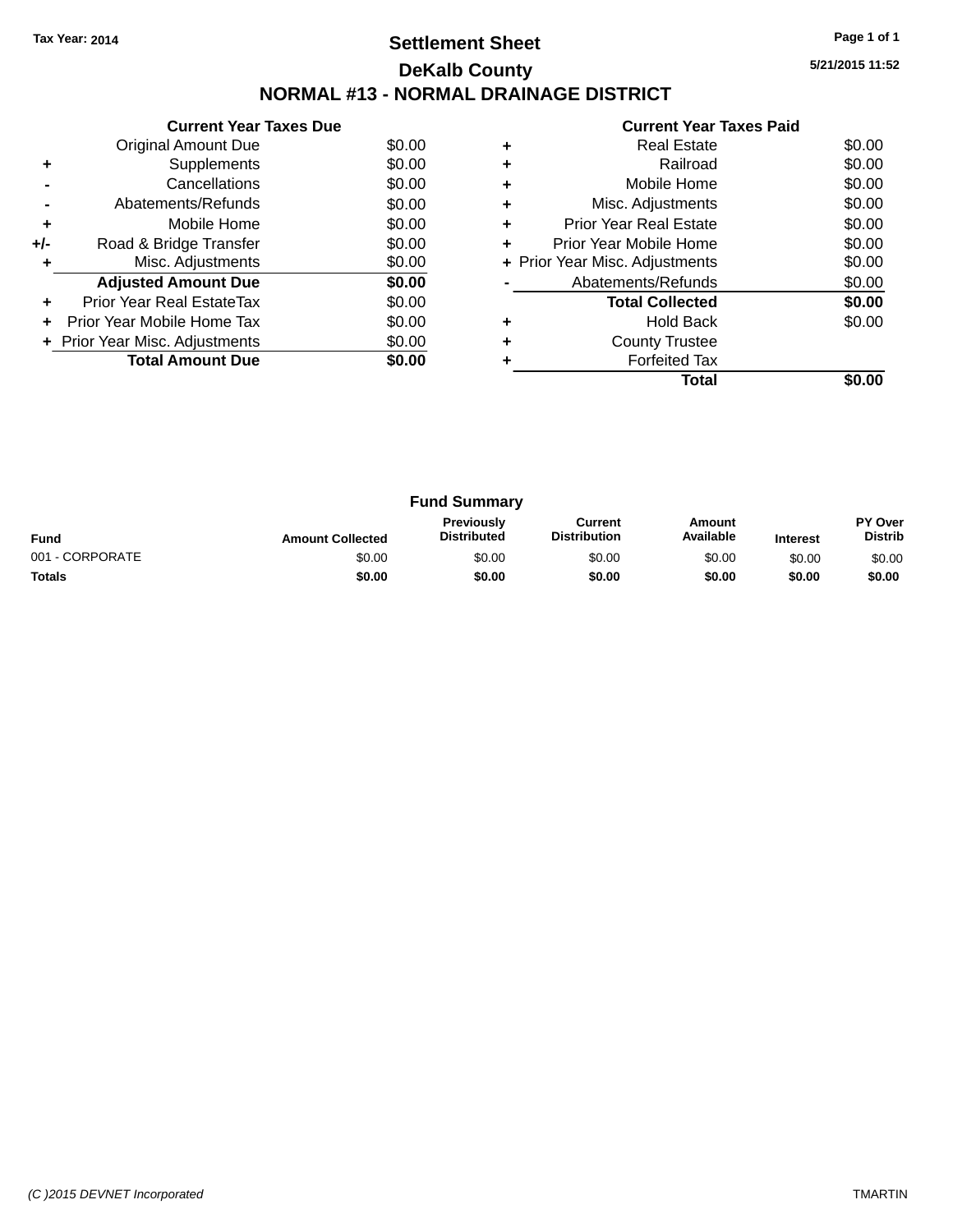Tax Year: 2014

# Settlement Sheet

## DeKalb County

## NORMAL #13 - NORMAL DRAINAGE DISTRICT

5/21/2015 11:52

### Current Year Taxes Due

| | | |
|---|---|---|
| | Original Amount Due | $0.00 |
| + | Supplements | $0.00 |
| - | Cancellations | $0.00 |
| - | Abatements/Refunds | $0.00 |
| + | Mobile Home | $0.00 |
| +/- | Road & Bridge Transfer | $0.00 |
| + | Misc. Adjustments | $0.00 |
| | **Adjusted Amount Due** | **$0.00** |
| + | Prior Year Real EstateTax | $0.00 |
| + | Prior Year Mobile Home Tax | $0.00 |
| + | Prior Year Misc. Adjustments | $0.00 |
| | **Total Amount Due** | **$0.00** |

### Current Year Taxes Paid

| | | |
|---|---|---|
| + | Real Estate | $0.00 |
| + | Railroad | $0.00 |
| + | Mobile Home | $0.00 |
| + | Misc. Adjustments | $0.00 |
| + | Prior Year Real Estate | $0.00 |
| + | Prior Year Mobile Home | $0.00 |
| + | Prior Year Misc. Adjustments | $0.00 |
| - | Abatements/Refunds | $0.00 |
| | **Total Collected** | **$0.00** |
| + | Hold Back | $0.00 |
| + | County Trustee | |
| + | Forfeited Tax | |
| | **Total** | **$0.00** |

### Fund Summary

| Fund | Amount Collected | Previously Distributed | Current Distribution | Amount Available | Interest | PY Over Distrib |
|---|---|---|---|---|---|---|
| 001 - CORPORATE | $0.00 | $0.00 | $0.00 | $0.00 | $0.00 | $0.00 |
| **Totals** | **$0.00** | **$0.00** | **$0.00** | **$0.00** | **$0.00** | **$0.00** |

(C )2015 DEVNET Incorporated TMARTIN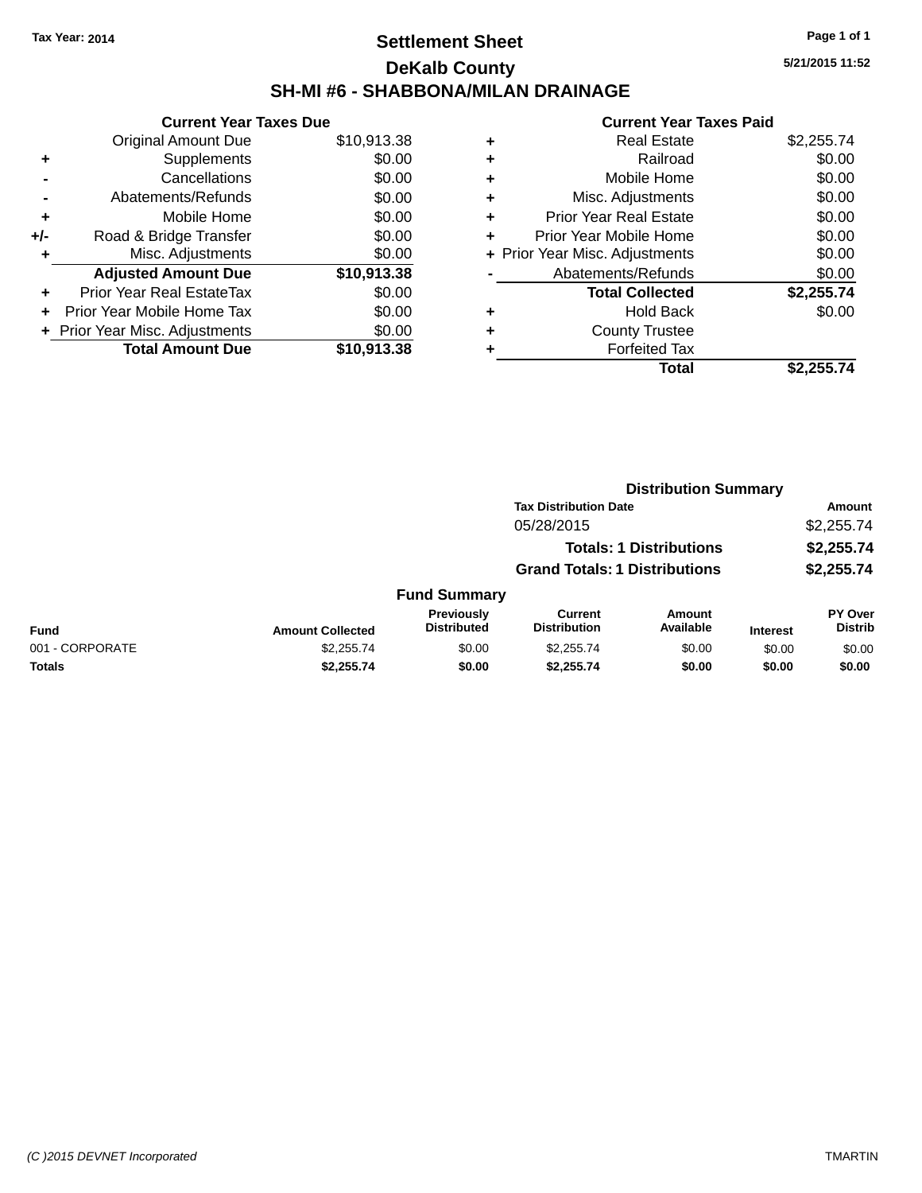Tax Year: 2014

# Settlement Sheet

## DeKalb County

## SH-MI #6 - SHABBONA/MILAN DRAINAGE

5/21/2015 11:52

**Current Year Taxes Due**

| | | |
|---|---|---|
| | Original Amount Due | $10,913.38 |
| + | Supplements | $0.00 |
| - | Cancellations | $0.00 |
| - | Abatements/Refunds | $0.00 |
| + | Mobile Home | $0.00 |
| +/- | Road & Bridge Transfer | $0.00 |
| + | Misc. Adjustments | $0.00 |
| | **Adjusted Amount Due** | **$10,913.38** |
| + | Prior Year Real EstateTax | $0.00 |
| + | Prior Year Mobile Home Tax | $0.00 |
| + | Prior Year Misc. Adjustments | $0.00 |
| | **Total Amount Due** | **$10,913.38** |

**Current Year Taxes Paid**

| | | |
|---|---|---|
| + | Real Estate | $2,255.74 |
| + | Railroad | $0.00 |
| + | Mobile Home | $0.00 |
| + | Misc. Adjustments | $0.00 |
| + | Prior Year Real Estate | $0.00 |
| + | Prior Year Mobile Home | $0.00 |
| + | Prior Year Misc. Adjustments | $0.00 |
| - | Abatements/Refunds | $0.00 |
| | **Total Collected** | **$2,255.74** |
| + | Hold Back | $0.00 |
| + | County Trustee | |
| + | Forfeited Tax | |
| | **Total** | **$2,255.74** |

**Distribution Summary**

| Tax Distribution Date | Amount |
|---|---|
| 05/28/2015 | $2,255.74 |
| **Totals: 1 Distributions** | **$2,255.74** |
| **Grand Totals: 1 Distributions** | **$2,255.74** |

**Fund Summary**

| Fund | Amount Collected | Previously Distributed | Current Distribution | Amount Available | Interest | PY Over Distrib |
|---|---|---|---|---|---|---|
| 001 - CORPORATE | $2,255.74 | $0.00 | $2,255.74 | $0.00 | $0.00 | $0.00 |
| **Totals** | **$2,255.74** | **$0.00** | **$2,255.74** | **$0.00** | **$0.00** | **$0.00** |

(C )2015 DEVNET Incorporated TMARTIN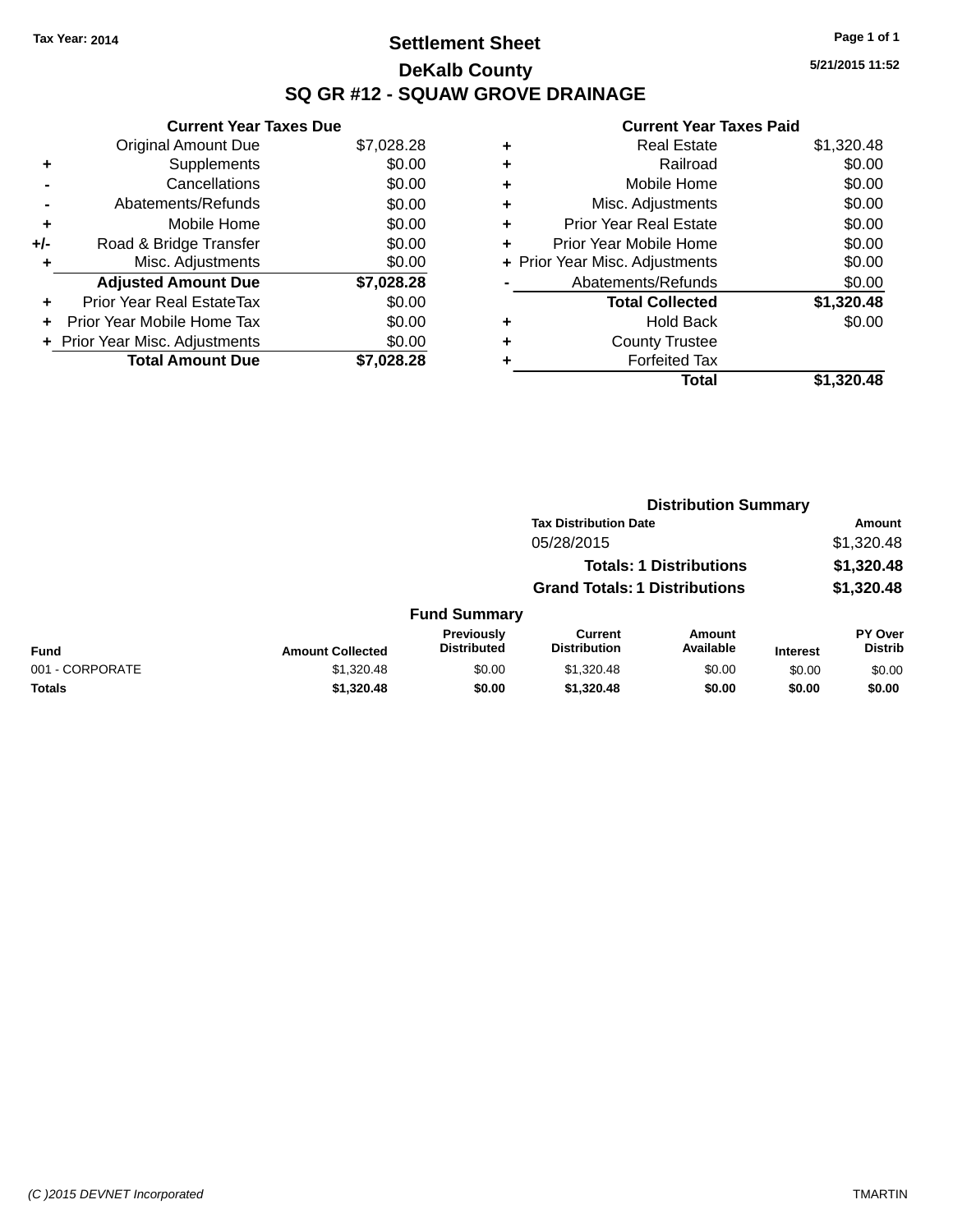Tax Year: 2014

# Settlement Sheet

## DeKalb County

## SQ GR #12 - SQUAW GROVE DRAINAGE

5/21/2015 11:52

### Current Year Taxes Due

| | | |
|---|---|---|
| | Original Amount Due | $7,028.28 |
| + | Supplements | $0.00 |
| - | Cancellations | $0.00 |
| - | Abatements/Refunds | $0.00 |
| + | Mobile Home | $0.00 |
| +/- | Road & Bridge Transfer | $0.00 |
| + | Misc. Adjustments | $0.00 |
| | **Adjusted Amount Due** | **$7,028.28** |
| + | Prior Year Real EstateTax | $0.00 |
| + | Prior Year Mobile Home Tax | $0.00 |
| + | Prior Year Misc. Adjustments | $0.00 |
| | **Total Amount Due** | **$7,028.28** |

### Current Year Taxes Paid

| | | |
|---|---|---|
| + | Real Estate | $1,320.48 |
| + | Railroad | $0.00 |
| + | Mobile Home | $0.00 |
| + | Misc. Adjustments | $0.00 |
| + | Prior Year Real Estate | $0.00 |
| + | Prior Year Mobile Home | $0.00 |
| + | Prior Year Misc. Adjustments | $0.00 |
| - | Abatements/Refunds | $0.00 |
| | **Total Collected** | **$1,320.48** |
| + | Hold Back | $0.00 |
| + | County Trustee | |
| + | Forfeited Tax | |
| | **Total** | **$1,320.48** |

### Distribution Summary

| Tax Distribution Date | Amount |
|---|---|
| 05/28/2015 | $1,320.48 |
| **Totals: 1 Distributions** | **$1,320.48** |
| **Grand Totals: 1 Distributions** | **$1,320.48** |

### Fund Summary

| Fund | Amount Collected | Previously Distributed | Current Distribution | Amount Available | Interest | PY Over Distrib |
|---|---|---|---|---|---|---|
| 001 - CORPORATE | $1,320.48 | $0.00 | $1,320.48 | $0.00 | $0.00 | $0.00 |
| **Totals** | **$1,320.48** | **$0.00** | **$1,320.48** | **$0.00** | **$0.00** | **$0.00** |

(C )2015 DEVNET Incorporated — TMARTIN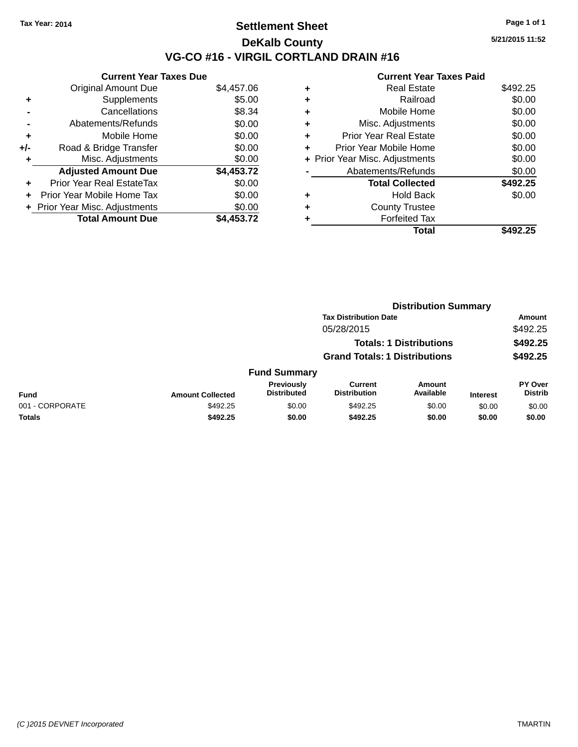Tax Year: 2014

# Settlement Sheet

## DeKalb County

## VG-CO #16 - VIRGIL CORTLAND DRAIN #16

5/21/2015 11:52

### Current Year Taxes Due

| | | |
|---|---|---|
| | Original Amount Due | $4,457.06 |
| + | Supplements | $5.00 |
| - | Cancellations | $8.34 |
| - | Abatements/Refunds | $0.00 |
| + | Mobile Home | $0.00 |
| +/- | Road & Bridge Transfer | $0.00 |
| + | Misc. Adjustments | $0.00 |
| | **Adjusted Amount Due** | **$4,453.72** |
| + | Prior Year Real EstateTax | $0.00 |
| + | Prior Year Mobile Home Tax | $0.00 |
| + | Prior Year Misc. Adjustments | $0.00 |
| | **Total Amount Due** | **$4,453.72** |

### Current Year Taxes Paid

| | | |
|---|---|---|
| + | Real Estate | $492.25 |
| + | Railroad | $0.00 |
| + | Mobile Home | $0.00 |
| + | Misc. Adjustments | $0.00 |
| + | Prior Year Real Estate | $0.00 |
| + | Prior Year Mobile Home | $0.00 |
| + | Prior Year Misc. Adjustments | $0.00 |
| - | Abatements/Refunds | $0.00 |
| | **Total Collected** | **$492.25** |
| + | Hold Back | $0.00 |
| + | County Trustee | |
| + | Forfeited Tax | |
| | **Total** | **$492.25** |

### Distribution Summary

| Tax Distribution Date | Amount |
|---|---|
| 05/28/2015 | $492.25 |
| **Totals: 1 Distributions** | **$492.25** |
| **Grand Totals: 1 Distributions** | **$492.25** |

### Fund Summary

| Fund | Amount Collected | Previously Distributed | Current Distribution | Amount Available | Interest | PY Over Distrib |
|---|---|---|---|---|---|---|
| 001 - CORPORATE | $492.25 | $0.00 | $492.25 | $0.00 | $0.00 | $0.00 |
| **Totals** | **$492.25** | **$0.00** | **$492.25** | **$0.00** | **$0.00** | **$0.00** |

(C )2015 DEVNET Incorporated

TMARTIN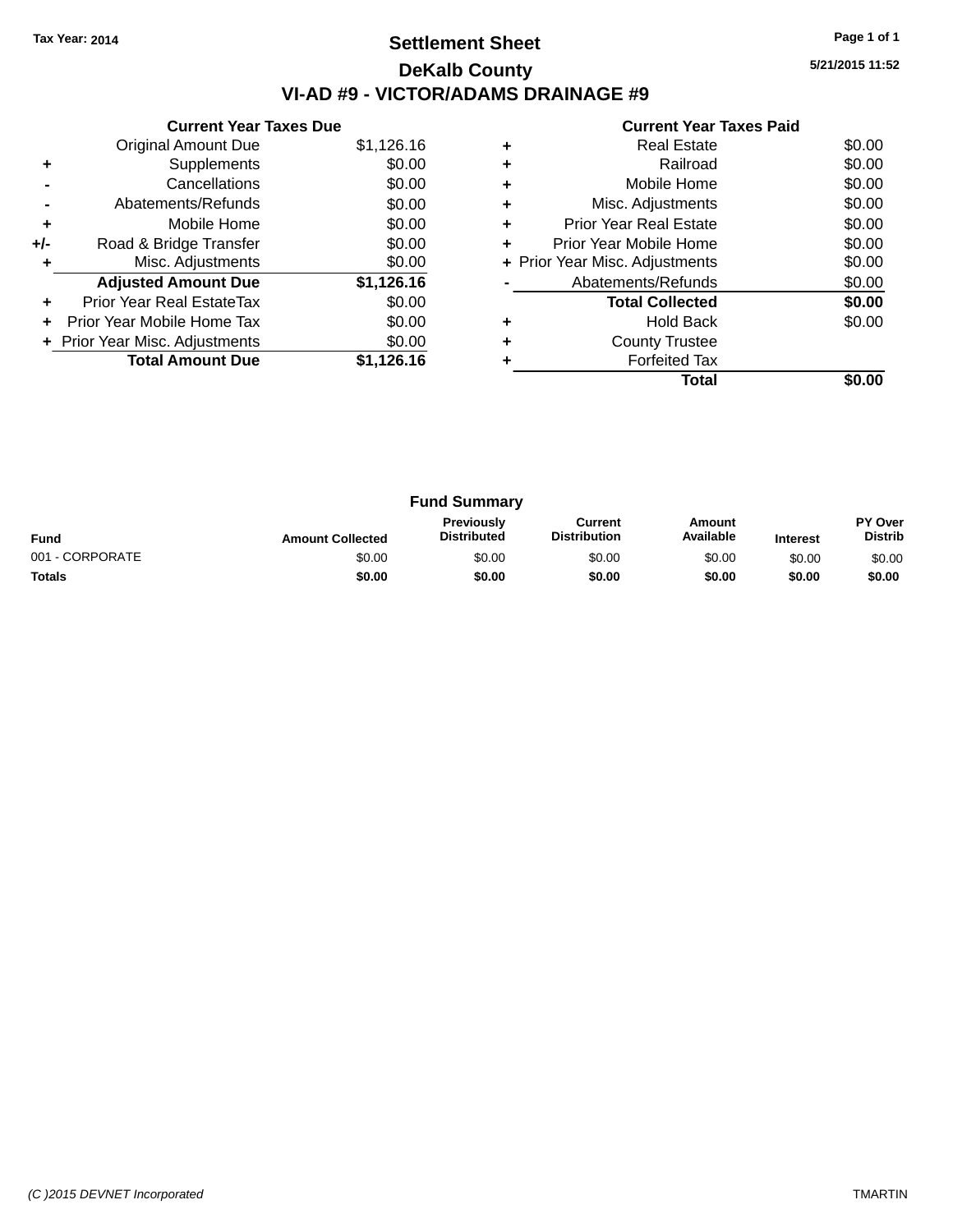Tax Year: 2014

# Settlement Sheet

## DeKalb County

## VI-AD #9 - VICTOR/ADAMS DRAINAGE #9

5/21/2015 11:52

### Current Year Taxes Due

| | | |
|---|---|---|
| | Original Amount Due | $1,126.16 |
| + | Supplements | $0.00 |
| - | Cancellations | $0.00 |
| - | Abatements/Refunds | $0.00 |
| + | Mobile Home | $0.00 |
| +/- | Road & Bridge Transfer | $0.00 |
| + | Misc. Adjustments | $0.00 |
| | **Adjusted Amount Due** | **$1,126.16** |
| + | Prior Year Real EstateTax | $0.00 |
| + | Prior Year Mobile Home Tax | $0.00 |
| + | Prior Year Misc. Adjustments | $0.00 |
| | **Total Amount Due** | **$1,126.16** |

### Current Year Taxes Paid

| | | |
|---|---|---|
| + | Real Estate | $0.00 |
| + | Railroad | $0.00 |
| + | Mobile Home | $0.00 |
| + | Misc. Adjustments | $0.00 |
| + | Prior Year Real Estate | $0.00 |
| + | Prior Year Mobile Home | $0.00 |
| + | Prior Year Misc. Adjustments | $0.00 |
| - | Abatements/Refunds | $0.00 |
| | **Total Collected** | **$0.00** |
| + | Hold Back | $0.00 |
| + | County Trustee | |
| + | Forfeited Tax | |
| | **Total** | **$0.00** |

### Fund Summary

| Fund | Amount Collected | Previously Distributed | Current Distribution | Amount Available | Interest | PY Over Distrib |
|---|---|---|---|---|---|---|
| 001 - CORPORATE | $0.00 | $0.00 | $0.00 | $0.00 | $0.00 | $0.00 |
| **Totals** | **$0.00** | **$0.00** | **$0.00** | **$0.00** | **$0.00** | **$0.00** |

(C )2015 DEVNET Incorporated

TMARTIN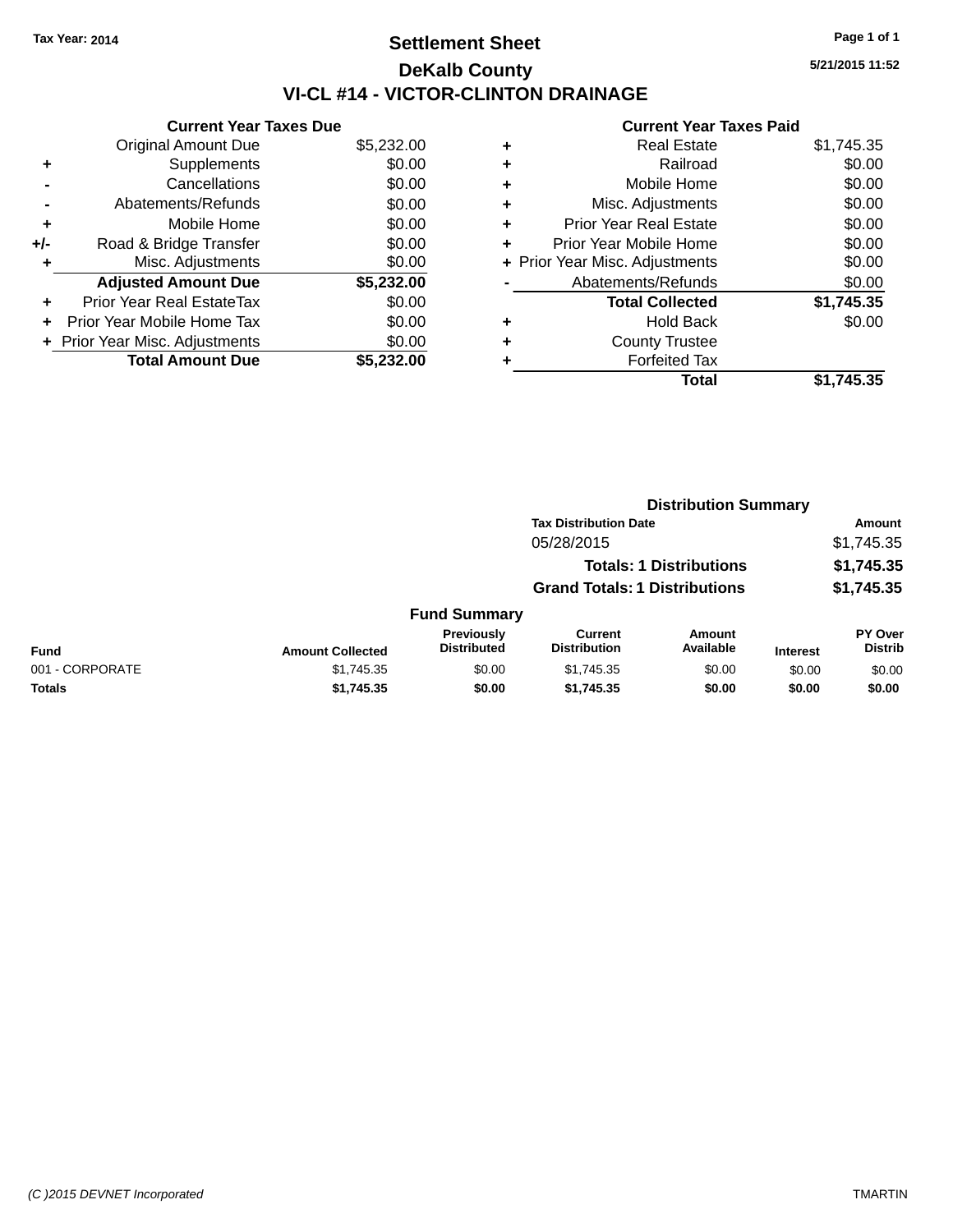Tax Year: 2014

# Settlement Sheet
## DeKalb County
## VI-CL #14 - VICTOR-CLINTON DRAINAGE

5/21/2015 11:52

**Current Year Taxes Due**

| | | |
|---|---|---|
| | Original Amount Due | $5,232.00 |
| + | Supplements | $0.00 |
| - | Cancellations | $0.00 |
| - | Abatements/Refunds | $0.00 |
| + | Mobile Home | $0.00 |
| +/- | Road & Bridge Transfer | $0.00 |
| + | Misc. Adjustments | $0.00 |
| | **Adjusted Amount Due** | **$5,232.00** |
| + | Prior Year Real EstateTax | $0.00 |
| + | Prior Year Mobile Home Tax | $0.00 |
| + | Prior Year Misc. Adjustments | $0.00 |
| | **Total Amount Due** | **$5,232.00** |

**Current Year Taxes Paid**

| | | |
|---|---|---|
| + | Real Estate | $1,745.35 |
| + | Railroad | $0.00 |
| + | Mobile Home | $0.00 |
| + | Misc. Adjustments | $0.00 |
| + | Prior Year Real Estate | $0.00 |
| + | Prior Year Mobile Home | $0.00 |
| + | Prior Year Misc. Adjustments | $0.00 |
| - | Abatements/Refunds | $0.00 |
| | **Total Collected** | **$1,745.35** |
| + | Hold Back | $0.00 |
| + | County Trustee | |
| + | Forfeited Tax | |
| | **Total** | **$1,745.35** |

**Distribution Summary**

| Tax Distribution Date | Amount |
|---|---|
| 05/28/2015 | $1,745.35 |
| **Totals: 1 Distributions** | **$1,745.35** |
| **Grand Totals: 1 Distributions** | **$1,745.35** |

**Fund Summary**

| Fund | Amount Collected | Previously Distributed | Current Distribution | Amount Available | Interest | PY Over Distrib |
|---|---|---|---|---|---|---|
| 001 - CORPORATE | $1,745.35 | $0.00 | $1,745.35 | $0.00 | $0.00 | $0.00 |
| **Totals** | **$1,745.35** | **$0.00** | **$1,745.35** | **$0.00** | **$0.00** | **$0.00** |

(C )2015 DEVNET Incorporated    TMARTIN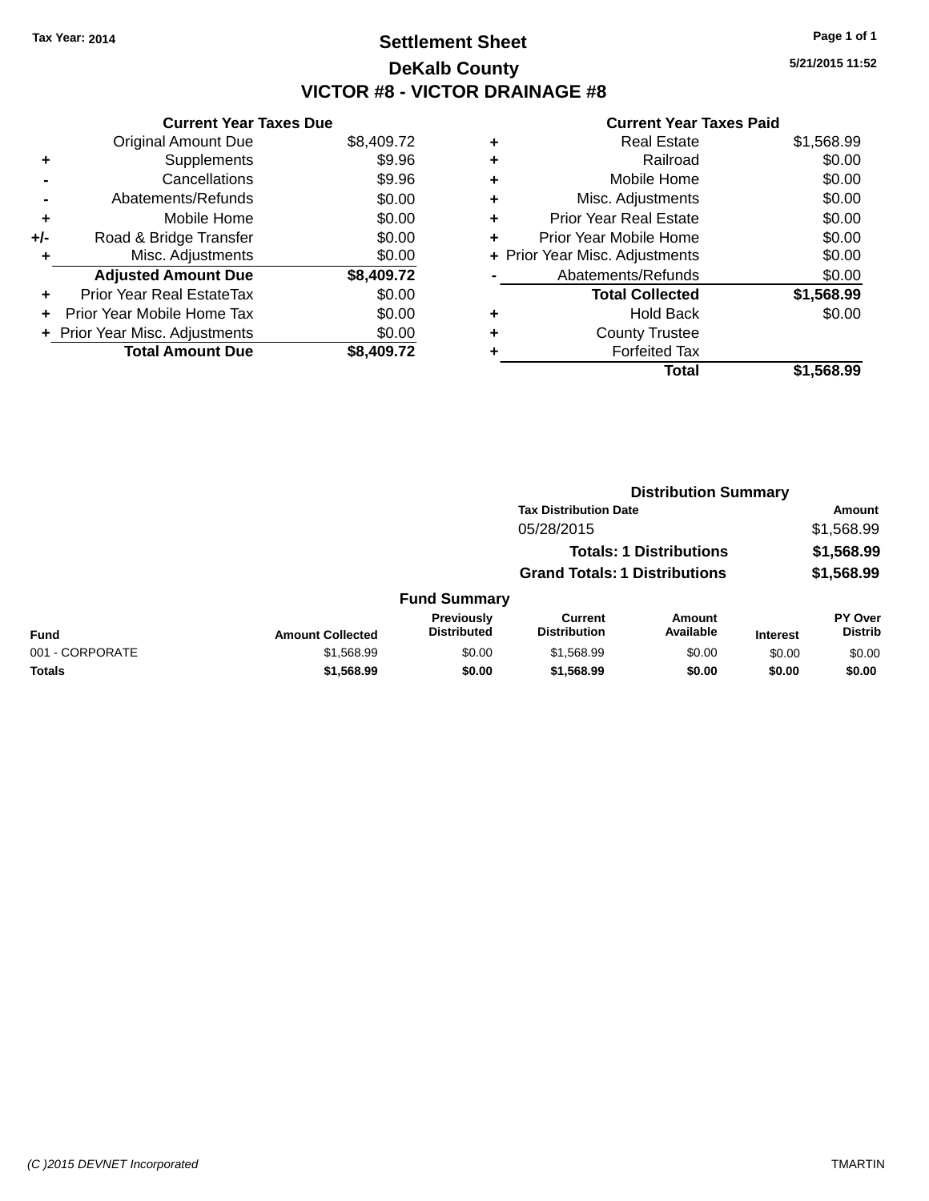Tax Year: 2014

# Settlement Sheet

## DeKalb County

## VICTOR #8 - VICTOR DRAINAGE #8

5/21/2015 11:52

### Current Year Taxes Due

| | | |
|---|---|---|
| | Original Amount Due | $8,409.72 |
| + | Supplements | $9.96 |
| - | Cancellations | $9.96 |
| - | Abatements/Refunds | $0.00 |
| + | Mobile Home | $0.00 |
| +/- | Road & Bridge Transfer | $0.00 |
| + | Misc. Adjustments | $0.00 |
| | **Adjusted Amount Due** | **$8,409.72** |
| + | Prior Year Real EstateTax | $0.00 |
| + | Prior Year Mobile Home Tax | $0.00 |
| + | Prior Year Misc. Adjustments | $0.00 |
| | **Total Amount Due** | **$8,409.72** |

### Current Year Taxes Paid

| | | |
|---|---|---|
| + | Real Estate | $1,568.99 |
| + | Railroad | $0.00 |
| + | Mobile Home | $0.00 |
| + | Misc. Adjustments | $0.00 |
| + | Prior Year Real Estate | $0.00 |
| + | Prior Year Mobile Home | $0.00 |
| + | Prior Year Misc. Adjustments | $0.00 |
| - | Abatements/Refunds | $0.00 |
| | **Total Collected** | **$1,568.99** |
| + | Hold Back | $0.00 |
| + | County Trustee | |
| + | Forfeited Tax | |
| | **Total** | **$1,568.99** |

### Distribution Summary

| Tax Distribution Date | Amount |
|---|---|
| 05/28/2015 | $1,568.99 |
| **Totals: 1 Distributions** | **$1,568.99** |
| **Grand Totals: 1 Distributions** | **$1,568.99** |

### Fund Summary

| Fund | Amount Collected | Previously Distributed | Current Distribution | Amount Available | Interest | PY Over Distrib |
|---|---|---|---|---|---|---|
| 001 - CORPORATE | $1,568.99 | $0.00 | $1,568.99 | $0.00 | $0.00 | $0.00 |
| **Totals** | **$1,568.99** | **$0.00** | **$1,568.99** | **$0.00** | **$0.00** | **$0.00** |

(C )2015 DEVNET Incorporated

TMARTIN